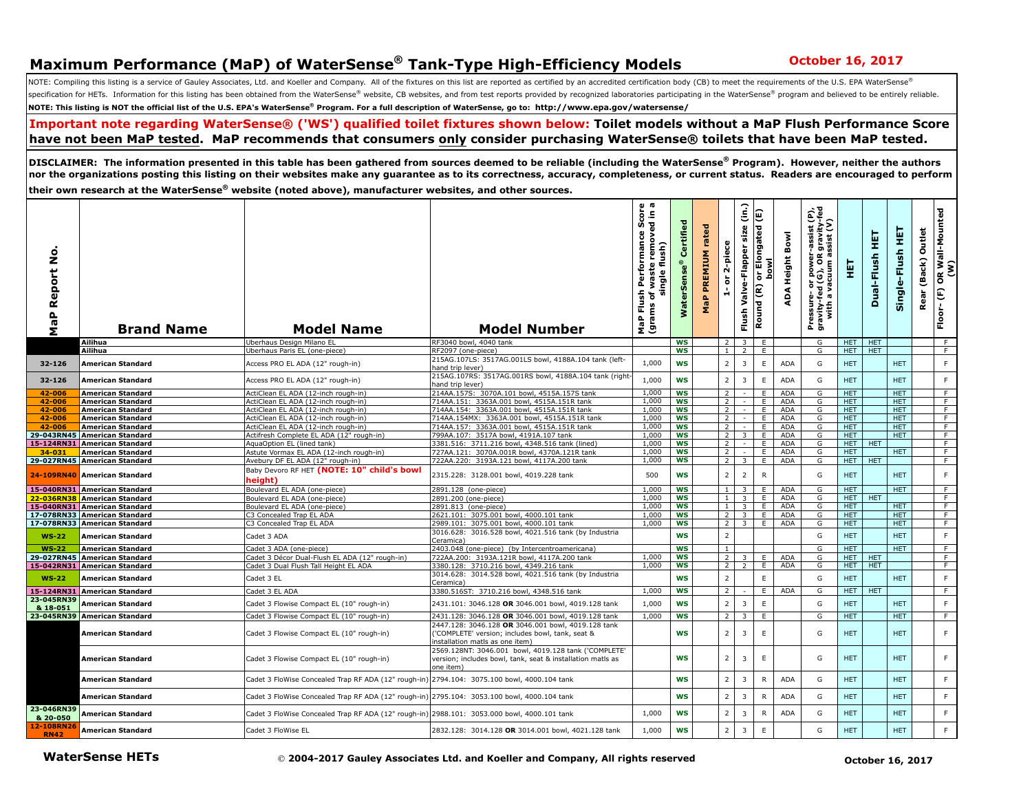# Maximum Performance (MaP) of WaterSense® Tank-Type High-Efficiency Models

**October 16, 2017**

NOTE: Compiling this listing is a service of Gauley Associates, Ltd. and Koeller and Company. All of the fixtures on this list are reported as certified by an accredited certification body (CB) to meet the requirements of the U.S. EPA WaterSense® specification for HETs. Information for this listing has been obtained from the WaterSense® website, CB websites, and from test reports provided by recognized laboratories participating in the WaterSense® program and believed to be entirely reliable.

**NOTE: This listing is NOT the official list of the U.S. EPA's WaterSense® Program. For a full description of WaterSense, go to: http://www.epa.gov/watersense/**

**Important note regarding WaterSense® ('WS') qualified toilet fixtures shown below: Toilet models without a MaP Flush Performance Score have not been MaP tested. MaP recommends that consumers only consider purchasing WaterSense® toilets that have been MaP tested.**

**DISCLAIMER: The information presented in this table has been gathered from sources deemed to be reliable (including the WaterSense® Program). However, neither the authors nor the organizations posting this listing on their websites make any guarantee as to its correctness, accuracy, completeness, or current status. Readers are encouraged to perform their own research at the WaterSense® website (noted above), manufacturer websites, and other sources.**

| MaP Report No. | Brand Name | Model Name | Model Number | MaP Flush Performance Score (grams of waste removed in a single flush) | WaterSense® Certified | MaP PREMIUM rated | 1- or 2-piece | Flush Valve-Flapper size (in.) | Round (R) or Elongated (E) bowl | ADA Height Bowl | Pressure- or power-assist (P), gravity-fed (G), OR gravity-fed with a vacuum assist (V) | HET | Dual-Flush HET | Single-Flush HET | Rear (Back) Outlet | Floor- (F) OR Wall-Mounted (W) |
|---|---|---|---|---|---|---|---|---|---|---|---|---|---|---|---|---|
| | Ailihua | Uberhaus Design Milano EL | RF3040 bowl, 4040 tank | | WS | | 2 | 3 | E | | G | HET | HET | | | F |
| | Ailihua | Uberhaus Paris EL (one-piece) | RF2097 (one-piece) | | WS | | 1 | 2 | E | | G | HET | HET | | | F |
| 32-126 | American Standard | Access PRO EL ADA (12" rough-in) | 215AG.107LS: 3517AG.001LS bowl, 4188A.104 tank (left-hand trip lever) | 1,000 | WS | | 2 | 3 | E | ADA | G | HET | | HET | | F |
| 32-126 | American Standard | Access PRO EL ADA (12" rough-in) | 215AG.107RS: 3517AG.001RS bowl, 4188A.104 tank (right-hand trip lever) | 1,000 | WS | | 2 | 3 | E | ADA | G | HET | | HET | | F |
| 42-006 | American Standard | ActiClean EL ADA (12-inch rough-in) | 214AA.157S: 3070A.101 bowl, 4515A.157S tank | 1,000 | WS | | 2 | - | E | ADA | G | HET | | HET | | F |
| 42-006 | American Standard | ActiClean EL ADA (12-inch rough-in) | 714AA.151: 3363A.001 bowl, 4515A.151R tank | 1,000 | WS | | 2 | - | E | ADA | G | HET | | HET | | F |
| 42-006 | American Standard | ActiClean EL ADA (12-inch rough-in) | 714AA.154: 3363A.001 bowl, 4515A.151R tank | 1,000 | WS | | 2 | - | E | ADA | G | HET | | HET | | F |
| 42-006 | American Standard | ActiClean EL ADA (12-inch rough-in) | 714AA.154MX: 3363A.001 bowl, 4515A.151R tank | 1,000 | WS | | 2 | - | E | ADA | G | HET | | HET | | F |
| 42-006 | American Standard | ActiClean EL ADA (12-inch rough-in) | 714AA.157: 3363A.001 bowl, 4515A.151R tank | 1,000 | WS | | 2 | - | E | ADA | G | HET | | HET | | F |
| 29-043RN45 | American Standard | Actifresh Complete EL ADA (12" rough-in) | 799AA.107: 3517A bowl, 4191A.107 tank | 1,000 | WS | | 2 | 3 | E | ADA | G | HET | | HET | | F |
| 15-124RN31 | American Standard | AquaOption EL (lined tank) | 3381.516: 3711.216 bowl, 4348.516 tank (lined) | 1,000 | WS | | 2 | - | E | ADA | G | HET | HET | | | F |
| 34-031 | American Standard | Astute Vormax EL ADA (12-inch rough-in) | 727AA.121: 3070A.001R bowl, 4370A.121R tank | 1,000 | WS | | 2 | - | E | ADA | G | HET | | HET | | F |
| 29-027RN45 | American Standard | Avebury DF EL ADA (12" rough-in) | 722AA.220: 3193A.121 bowl, 4117A.200 tank | 1,000 | WS | | 2 | 3 | E | ADA | G | HET | HET | | | F |
| 24-109RN40 | American Standard | Baby Devoro RF HET **(NOTE: 10" child's bowl height)** | 2315.228: 3128.001 bowl, 4019.228 tank | 500 | WS | | 2 | 2 | R | | G | HET | | HET | | F |
| 15-040RN31 | American Standard | Boulevard EL ADA (one-piece) | 2891.128 (one-piece) | 1,000 | WS | | 1 | 3 | E | ADA | G | HET | | HET | | F |
| 22-036RN38 | American Standard | Boulevard EL ADA (one-piece) | 2891.200 (one-piece) | 1,000 | WS | | 1 | 3 | E | ADA | G | HET | HET | | | F |
| 15-040RN31 | American Standard | Boulevard EL ADA (one-piece) | 2891.813 (one-piece) | 1,000 | WS | | 1 | 3 | E | ADA | G | HET | | HET | | F |
| 17-078RN33 | American Standard | C3 Concealed Trap EL ADA | 2621.101: 3075.001 bowl, 4000.101 tank | 1,000 | WS | | 2 | 3 | E | ADA | G | HET | | HET | | F |
| 17-078RN33 | American Standard | C3 Concealed Trap EL ADA | 2989.101: 3075.001 bowl, 4000.101 tank | 1,000 | WS | | 2 | 3 | E | ADA | G | HET | | HET | | F |
| WS-22 | American Standard | Cadet 3 ADA | 3016.628: 3016.528 bowl, 4021.516 tank (by Industria Ceramica) | | WS | | 2 | | | | G | HET | | HET | | F |
| WS-22 | American Standard | Cadet 3 ADA (one-piece) | 2403.048 (one-piece) (by Intercentroamericana) | | WS | | 1 | | | | G | HET | | HET | | F |
| 29-027RN45 | American Standard | Cadet 3 Décor Dual-Flush EL ADA (12" rough-in) | 722AA.200: 3193A.121R bowl, 4117A.200 tank | 1,000 | WS | | 2 | 3 | E | ADA | G | HET | HET | | | F |
| 15-042RN31 | American Standard | Cadet 3 Dual Flush Tall Height EL ADA | 3380.128: 3710.216 bowl, 4349.216 tank | 1,000 | WS | | 2 | 2 | E | ADA | G | HET | HET | | | F |
| WS-22 | American Standard | Cadet 3 EL | 3014.628: 3014.528 bowl, 4021.516 tank (by Industria Ceramica) | | WS | | 2 | | E | | G | HET | | HET | | F |
| 15-124RN31 | American Standard | Cadet 3 EL ADA | 3380.516ST: 3710.216 bowl, 4348.516 tank | 1,000 | WS | | 2 | - | E | ADA | G | HET | HET | | | F |
| 23-045RN39 & 18-051 | American Standard | Cadet 3 Flowise Compact EL (10" rough-in) | 2431.101: 3046.128 **OR** 3046.001 bowl, 4019.128 tank | 1,000 | WS | | 2 | 3 | E | | G | HET | | HET | | F |
| 23-045RN39 | American Standard | Cadet 3 Flowise Compact EL (10" rough-in) | 2431.128: 3046.128 **OR** 3046.001 bowl, 4019.128 tank | 1,000 | WS | | 2 | 3 | E | | G | HET | | HET | | F |
| | American Standard | Cadet 3 Flowise Compact EL (10" rough-in) | 2447.128: 3046.128 **OR** 3046.001 bowl, 4019.128 tank ('COMPLETE' version; includes bowl, tank, seat & installation matls as one item) | | WS | | 2 | 3 | E | | G | HET | | HET | | F |
| | American Standard | Cadet 3 Flowise Compact EL (10" rough-in) | 2569.128NT: 3046.001 bowl, 4019.128 tank ('COMPLETE' version; includes bowl, tank, seat & installation matls as one item) | | WS | | 2 | 3 | E | | G | HET | | HET | | F |
| | American Standard | Cadet 3 FloWise Concealed Trap RF ADA (12" rough-in) | 2794.104: 3075.100 bowl, 4000.104 tank | | WS | | 2 | 3 | R | ADA | G | HET | | HET | | F |
| | American Standard | Cadet 3 FloWise Concealed Trap RF ADA (12" rough-in) | 2795.104: 3053.100 bowl, 4000.104 tank | | WS | | 2 | 3 | R | ADA | G | HET | | HET | | F |
| 23-046RN39 & 20-050 | American Standard | Cadet 3 FloWise Concealed Trap RF ADA (12" rough-in) | 2988.101: 3053.000 bowl, 4000.101 tank | 1,000 | WS | | 2 | 3 | R | ADA | G | HET | | HET | | F |
| 12-108RN26 RN42 | American Standard | Cadet 3 FloWise EL | 2832.128: 3014.128 **OR** 3014.001 bowl, 4021.128 tank | 1,000 | WS | | 2 | 3 | E | | G | HET | | HET | | F |

**WaterSense HETs** © 2004-2017 Gauley Associates Ltd. and Koeller and Company, All rights reserved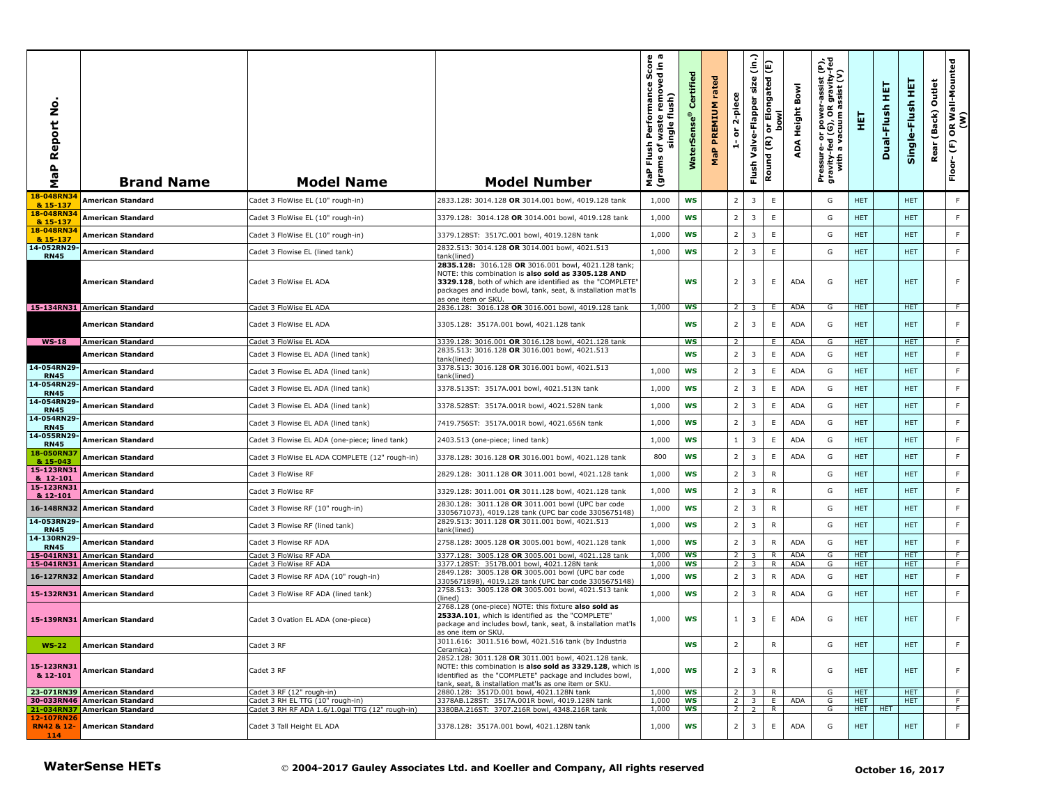| MaP Report No. | Brand Name | Model Name | Model Number | MaP Flush Performance Score (grams of waste removed in a single flush) | WaterSense® Certified | MaP PREMIUM rated | 1- or 2-piece | Flush Valve-Flapper size (in.) | Round (R) or Elongated (E) bowl | ADA Height Bowl | Pressure- or power-assist (P), gravity-fed (G), OR gravity-fed with a vacuum assist (V) | HET | Dual-Flush HET | Single-Flush HET | Rear (Back) Outlet | Floor- (F) OR Wall-Mounted (W) |
|---|---|---|---|---|---|---|---|---|---|---|---|---|---|---|---|---|
| 18-048RN34 & 15-137 | American Standard | Cadet 3 FloWise EL (10" rough-in) | 2833.128: 3014.128 **OR** 3014.001 bowl, 4019.128 tank | 1,000 | WS | | 2 | 3 | E | | G | HET | | HET | | F |
| 18-048RN34 & 15-137 | American Standard | Cadet 3 FloWise EL (10" rough-in) | 3379.128: 3014.128 **OR** 3014.001 bowl, 4019.128 tank | 1,000 | WS | | 2 | 3 | E | | G | HET | | HET | | F |
| 18-048RN34 & 15-137 | American Standard | Cadet 3 FloWise EL (10" rough-in) | 3379.128ST: 3517C.001 bowl, 4019.128N tank | 1,000 | WS | | 2 | 3 | E | | G | HET | | HET | | F |
| 14-052RN29-RN45 | American Standard | Cadet 3 Flowise EL (lined tank) | 2832.513: 3014.128 **OR** 3014.001 bowl, 4021.513 tank(lined) | 1,000 | WS | | 2 | 3 | E | | G | HET | | HET | | F |
| | American Standard | Cadet 3 FloWise EL ADA | **2835.128:** 3016.128 **OR** 3016.001 bowl, 4021.128 tank; NOTE: this combination is **also sold as 3305.128 AND 3329.128**, both of which are identified as the "COMPLETE" packages and include bowl, tank, seat, & installation mat'ls as one item or SKU. | | WS | | 2 | 3 | E | ADA | G | HET | | HET | | F |
| 15-134RN31 | American Standard | Cadet 3 FloWise EL ADA | 2836.128: 3016.128 **OR** 3016.001 bowl, 4019.128 tank | 1,000 | WS | | 2 | 3 | E | ADA | G | HET | | HET | | F |
| | American Standard | Cadet 3 FloWise EL ADA | 3305.128: 3517A.001 bowl, 4021.128 tank | | WS | | 2 | 3 | E | ADA | G | HET | | HET | | F |
| WS-18 | American Standard | Cadet 3 FloWise EL ADA | 3339.128: 3016.001 **OR** 3016.128 bowl, 4021.128 tank | | WS | | 2 | | E | ADA | G | HET | | HET | | F |
| | American Standard | Cadet 3 Flowise EL ADA (lined tank) | 2835.513: 3016.128 **OR** 3016.001 bowl, 4021.513 tank(lined) | | WS | | 2 | 3 | E | ADA | G | HET | | HET | | F |
| 14-054RN29-RN45 | American Standard | Cadet 3 Flowise EL ADA (lined tank) | 3378.513: 3016.128 **OR** 3016.001 bowl, 4021.513 tank(lined) | 1,000 | WS | | 2 | 3 | E | ADA | G | HET | | HET | | F |
| 14-054RN29-RN45 | American Standard | Cadet 3 Flowise EL ADA (lined tank) | 3378.513ST: 3517A.001 bowl, 4021.513N tank | 1,000 | WS | | 2 | 3 | E | ADA | G | HET | | HET | | F |
| 14-054RN29-RN45 | American Standard | Cadet 3 Flowise EL ADA (lined tank) | 3378.528ST: 3517A.001R bowl, 4021.528N tank | 1,000 | WS | | 2 | 3 | E | ADA | G | HET | | HET | | F |
| 14-054RN29-RN45 | American Standard | Cadet 3 Flowise EL ADA (lined tank) | 7419.756ST: 3517A.001R bowl, 4021.656N tank | 1,000 | WS | | 2 | 3 | E | ADA | G | HET | | HET | | F |
| 14-055RN29-RN45 | American Standard | Cadet 3 Flowise EL ADA (one-piece; lined tank) | 2403.513 (one-piece; lined tank) | 1,000 | WS | | 1 | 3 | E | ADA | G | HET | | HET | | F |
| 18-050RN37 & 15-043 | American Standard | Cadet 3 FloWise EL ADA COMPLETE (12" rough-in) | 3378.128: 3016.128 **OR** 3016.001 bowl, 4021.128 tank | 800 | WS | | 2 | 3 | E | ADA | G | HET | | HET | | F |
| 15-123RN31 & 12-101 | American Standard | Cadet 3 FloWise RF | 2829.128: 3011.128 **OR** 3011.001 bowl, 4021.128 tank | 1,000 | WS | | 2 | 3 | R | | G | HET | | HET | | F |
| 15-123RN31 & 12-101 | American Standard | Cadet 3 FloWise RF | 3329.128: 3011.001 **OR** 3011.128 bowl, 4021.128 tank | 1,000 | WS | | 2 | 3 | R | | G | HET | | HET | | F |
| 16-148RN32 | American Standard | Cadet 3 Flowise RF (10" rough-in) | 2830.128: 3011.128 **OR** 3011.001 bowl (UPC bar code 3305671073), 4019.128 tank (UPC bar code 3305675148) | 1,000 | WS | | 2 | 3 | R | | G | HET | | HET | | F |
| 14-053RN29-RN45 | American Standard | Cadet 3 Flowise RF (lined tank) | 2829.513: 3011.128 **OR** 3011.001 bowl, 4021.513 tank(lined) | 1,000 | WS | | 2 | 3 | R | | G | HET | | HET | | F |
| 14-130RN29-RN45 | American Standard | Cadet 3 Flowise RF ADA | 2758.128: 3005.128 **OR** 3005.001 bowl, 4021.128 tank | 1,000 | WS | | 2 | 3 | R | ADA | G | HET | | HET | | F |
| 15-041RN31 | American Standard | Cadet 3 FloWise RF ADA | 3377.128: 3005.128 **OR** 3005.001 bowl, 4021.128 tank | 1,000 | WS | | 2 | 3 | R | ADA | G | HET | | HET | | F |
| 15-041RN31 | American Standard | Cadet 3 FloWise RF ADA | 3377.128ST: 3517B.001 bowl, 4021.128N tank | 1,000 | WS | | 2 | 3 | R | ADA | G | HET | | HET | | F |
| 16-127RN32 | American Standard | Cadet 3 Flowise RF ADA (10" rough-in) | 2849.128: 3005.128 **OR** 3005.001 bowl (UPC bar code 3305671898), 4019.128 tank (UPC bar code 3305675148) | 1,000 | WS | | 2 | 3 | R | ADA | G | HET | | HET | | F |
| 15-132RN31 | American Standard | Cadet 3 FloWise RF ADA (lined tank) | 2758.513: 3005.128 **OR** 3005.001 bowl, 4021.513 tank (lined) | 1,000 | WS | | 2 | 3 | R | ADA | G | HET | | HET | | F |
| 15-139RN31 | American Standard | Cadet 3 Ovation EL ADA (one-piece) | 2768.128 (one-piece) NOTE: this fixture **also sold as 2533A.101**, which is identified as the "COMPLETE" package and includes bowl, tank, seat, & installation mat'ls as one item or SKU. | 1,000 | WS | | 1 | 3 | E | ADA | G | HET | | HET | | F |
| WS-22 | American Standard | Cadet 3 RF | 3011.616: 3011.516 bowl, 4021.516 tank (by Industria Ceramica) | | WS | | 2 | | R | | G | HET | | HET | | F |
| 15-123RN31 & 12-101 | American Standard | Cadet 3 RF | 2852.128: 3011.128 **OR** 3011.001 bowl, 4021.128 tank. NOTE: this combination is **also sold as 3329.128**, which is identified as the "COMPLETE" package and includes bowl, tank, seat, & installation mat'ls as one item or SKU. | 1,000 | WS | | 2 | 3 | R | | G | HET | | HET | | F |
| 23-071RN39 | American Standard | Cadet 3 RF (12" rough-in) | 2880.128: 3517D.001 bowl, 4021.128N tank | 1,000 | WS | | 2 | 3 | R | | G | HET | | HET | | F |
| 30-033RN46 | American Standard | Cadet 3 RH EL TTG (10" rough-in) | 3378AB.128ST: 3517A.001R bowl, 4019.128N tank | 1,000 | WS | | 2 | 3 | E | ADA | G | HET | | HET | | F |
| 21-034RN37 | American Standard | Cadet 3 RH RF ADA 1.6/1.0gal TTG (12" rough-in) | 3380BA.216ST: 3707.216R bowl, 4348.216R tank | 1,000 | WS | | 2 | 2 | R | | G | HET | HET | | | F |
| 12-107RN26 RN42 & 12-114 | American Standard | Cadet 3 Tall Height EL ADA | 3378.128: 3517A.001 bowl, 4021.128N tank | 1,000 | WS | | 2 | 3 | E | ADA | G | HET | | HET | | F |

**WaterSense HETs** © 2004-2017 Gauley Associates Ltd. and Koeller and Company, All rights reserved **October 16, 2017**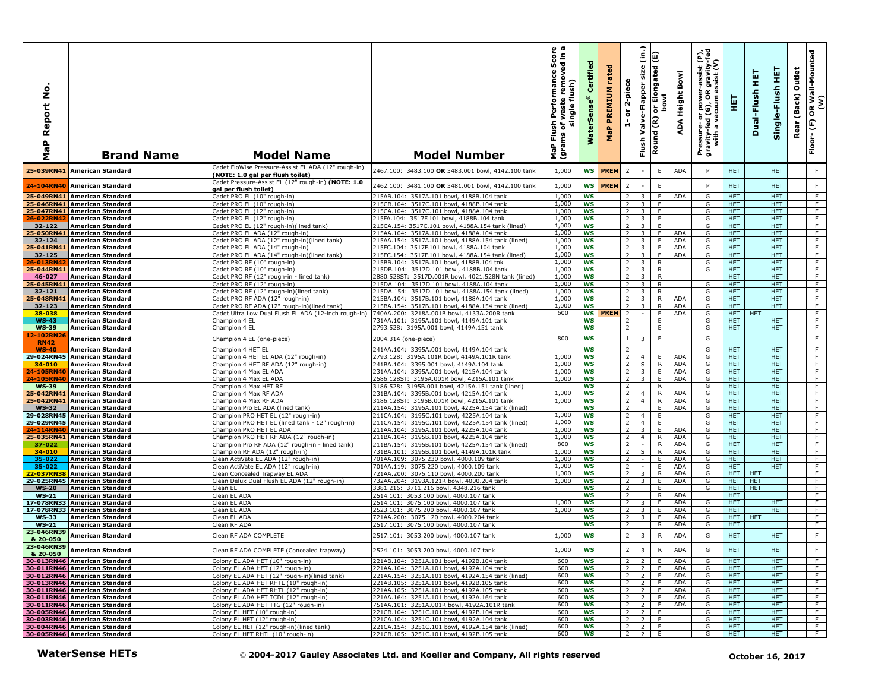| MaP Report No. | Brand Name | Model Name | Model Number | MaP Flush Performance Score (grams of waste removed in a single flush) | WaterSense® Certified | MaP PREMIUM rated | 1- or 2-piece | Flush Valve-Flapper size (in.) | Round (R) or Elongated (E) bowl | ADA Height Bowl | Pressure- or power-assist (P), gravity-fed (G), OR gravity-fed with a vacuum assist (V) | HET | Dual-Flush HET | Single-Flush HET | Rear (Back) Outlet | Floor- (F) OR Wall-Mounted (W) |
|---|---|---|---|---|---|---|---|---|---|---|---|---|---|---|---|---|
| 25-039RN41 | American Standard | Cadet FloWise Pressure-Assist EL ADA (12" rough-in) **(NOTE: 1.0 gal per flush toilet)** | 2467.100: 3483.100 **OR** 3483.001 bowl, 4142.100 tank | 1,000 | WS | PREM | 2 | - | E | ADA | P | HET | | HET | | F |
| 24-104RN40 | American Standard | Cadet Pressure-Assist EL (12" rough-in) **(NOTE: 1.0 gal per flush toilet)** | 2462.100: 3481.100 **OR** 3481.001 bowl, 4142.100 tank | 1,000 | WS | PREM | 2 | - | E | | P | HET | | HET | | F |
| 25-049RN41 | American Standard | Cadet PRO EL (10" rough-in) | 215AB.104: 3517A.101 bowl, 4188B.104 tank | 1,000 | WS | | 2 | 3 | E | ADA | G | HET | | HET | | F |
| 25-046RN41 | American Standard | Cadet PRO EL (10" rough-in) | 215CB.104: 3517C.101 bowl, 4188B.104 tank | 1,000 | WS | | 2 | 3 | E | | G | HET | | HET | | F |
| 25-047RN41 | American Standard | Cadet PRO EL (12" rough-in) | 215CA.104: 3517C.101 bowl, 4188A.104 tank | 1,000 | WS | | 2 | 3 | E | | G | HET | | HET | | F |
| 26-022RN42 | American Standard | Cadet PRO EL (12" rough-in) | 215FA.104: 3517F.101 bowl, 4188B.104 tank | 1,000 | WS | | 2 | 3 | E | | G | HET | | HET | | F |
| 32-122 | American Standard | Cadet PRO EL (12" rough-in)(lined tank) | 215CA.154: 3517C.101 bowl, 4188A.154 tank (lined) | 1,000 | WS | | 2 | 3 | E | | G | HET | | HET | | F |
| 25-050RN41 | American Standard | Cadet PRO EL ADA (12" rough-in) | 215AA.104: 3517A.101 bowl, 4188A.104 tank | 1,000 | WS | | 2 | 3 | E | ADA | G | HET | | HET | | F |
| 32-124 | American Standard | Cadet PRO EL ADA (12" rough-in)(lined tank) | 215AA.154: 3517A.101 bowl, 4188A.154 tank (lined) | 1,000 | WS | | 2 | 3 | E | ADA | G | HET | | HET | | F |
| 25-041RN41 | American Standard | Cadet PRO EL ADA (14" rough-in) | 215FC.104: 3517F.101 bowl, 4188A.104 tank | 1,000 | WS | | 2 | 3 | E | ADA | G | HET | | HET | | F |
| 32-125 | American Standard | Cadet PRO EL ADA (14" rough-in)(lined tank) | 215FC.154: 3517F.101 bowl, 4188A.154 tank (lined) | 1,000 | WS | | 2 | 3 | E | ADA | G | HET | | HET | | F |
| 26-013RN42 | American Standard | Cadet PRO RF (10" rough-in) | 215BB.104: 3517B.101 bowl, 4188B.104 tnk | 1,000 | WS | | 2 | 3 | R | | G | HET | | HET | | F |
| 25-044RN41 | American Standard | Cadet PRO RF (10" rough-in) | 215DB.104: 3517D.101 bowl, 4188B.104 tank | 1,000 | WS | | 2 | 3 | R | | G | HET | | HET | | F |
| 46-027 | American Standard | Cadet PRO RF (12" rough-in - lined tank) | 2880.528ST: 3517D.001R bowl, 4021.528N tank (lined) | 1,000 | WS | | 2 | 3 | R | | | HET | | HET | | F |
| 25-045RN41 | American Standard | Cadet PRO RF (12" rough-in) | 215DA.104: 3517D.101 bowl, 4188A.104 tank | 1,000 | WS | | 2 | 3 | R | | G | HET | | HET | | F |
| 32-121 | American Standard | Cadet PRO RF (12" rough-in)(lined tank) | 215DA.154: 3517D.101 bowl, 4188A.154 tank (lined) | 1,000 | WS | | 2 | 3 | R | | G | HET | | HET | | F |
| 25-048RN41 | American Standard | Cadet PRO RF ADA (12" rough-in) | 215BA.104: 3517B.101 bowl, 4188A.104 tank | 1,000 | WS | | 2 | 3 | R | ADA | G | HET | | HET | | F |
| 32-123 | American Standard | Cadet PRO RF ADA (12" rough-in)(lined tank) | 215BA.154: 3517B.101 bowl, 4188A.154 tank (lined) | 1,000 | WS | | 2 | 3 | R | ADA | G | HET | | HET | | F |
| 38-038 | American Standard | Cadet Ultra Low Dual Flush EL ADA (12-inch rough-in) | 740AA.200: 3218A.001B bowl, 4133A.200R tank | 600 | WS | PREM | 2 | - | E | ADA | G | HET | HET | | | F |
| WS-43 | American Standard | Champion 4 EL | 731AA.101: 3195A.101 bowl, 4149A.101 tank | | WS | | 2 | | E | | G | HET | | HET | | F |
| WS-39 | American Standard | Champion 4 EL | 2793.528: 3195A.001 bowl, 4149A.151 tank | | WS | | 2 | | E | | G | HET | | HET | | F |
| 12-102RN26 RN42 | American Standard | Champion 4 EL (one-piece) | 2004.314 (one-piece) | 800 | WS | | 1 | 3 | E | | G | | | | | F |
| WS-40 | American Standard | Champion 4 HET EL | 241AA.104: 3395A.001 bowl, 4149A.104 tank | | WS | | 2 | | | | G | HET | | HET | | F |
| 29-024RN45 | American Standard | Champion 4 HET EL ADA (12" rough-in) | 2793.128: 3195A.101R bowl, 4149A.101R tank | 1,000 | WS | | 2 | 4 | E | ADA | G | HET | | HET | | F |
| 34-010 | American Standard | Champion 4 HET RF ADA (12" rough-in) | 241BA.104: 3395.001 bowl, 4149A.104 tank | 1,000 | WS | | 2 | S | R | ADA | G | HET | | HET | | F |
| 24-105RN40 | American Standard | Champion 4 Max EL ADA | 231AA.104: 3395A.001 bowl, 4215A.104 tank | 1,000 | WS | | 2 | 3 | E | ADA | G | HET | | HET | | F |
| 24-105RN40 | American Standard | Champion 4 Max EL ADA | 2586.128ST: 3195A.001R bowl, 4215A.101 tank | 1,000 | WS | | 2 | 3 | E | ADA | G | HET | | HET | | F |
| WS-39 | American Standard | Champion 4 Max HET RF | 3186.528ST: 3195B.001 bowl, 4215A.151 tank (lined) | | WS | | 2 | | R | | G | HET | | HET | | F |
| 25-042RN41 | American Standard | Champion 4 Max RF ADA | 231BA.104: 3395B.001 bowl, 4215A.104 tank | 1,000 | WS | | 2 | 4 | R | ADA | G | HET | | HET | | F |
| 25-042RN41 | American Standard | Champion 4 Max RF ADA | 3186.128ST: 3195B.001R bowl, 4215A.101 tank | 1,000 | WS | | 2 | 4 | R | ADA | G | HET | | HET | | F |
| WS-32 | American Standard | Champion Pro EL ADA (lined tank) | 211AA.154: 3195A.101 bowl, 4225A.154 tank (lined) | | WS | | 2 | | E | ADA | G | HET | | HET | | F |
| 29-028RN45 | American Standard | Champion PRO HET EL (12" rough-in) | 211CA.104: 3195C.101 bowl, 4225A.104 tank | 1,000 | WS | | 2 | 4 | E | | G | HET | | HET | | F |
| 29-029RN45 | American Standard | Champion PRO HET EL (lined tank - 12" rough-in) | 211CA.154: 3195C.101 bowl, 4225A.154 tank (lined) | 1,000 | WS | | 2 | 4 | E | | G | HET | | HET | | F |
| 24-114RN40 | American Standard | Champion PRO HET EL ADA | 211AA.104: 3195A.101 bowl, 4225A.104 tank | 1,000 | WS | | 2 | 3 | E | ADA | G | HET | | HET | | F |
| 25-035RN41 | American Standard | Champion PRO HET RF ADA (12" rough-in) | 211BA.104: 3195B.101 bowl, 4225A.104 tank | 1,000 | WS | | 2 | 4 | R | ADA | G | HET | | HET | | F |
| 37-022 | American Standard | Champion Pro RF ADA (12" rough-in - lined tank) | 211BA.154: 3195B.101 bowl, 4225A.154 tank (lined) | 800 | WS | | 2 | - | R | ADA | G | HET | | HET | | F |
| 34-010 | American Standard | Champion RF ADA (12" rough-in) | 731BA.101: 3195B.101 bowl, 4149A.101R tank | 1,000 | WS | | 2 | S | R | ADA | G | HET | | HET | | F |
| 35-022 | American Standard | Clean ActiVate EL ADA (12" rough-in) | 701AA.109: 3075.230 bowl, 4000.109 tank | 1,000 | WS | | 2 | - | E | ADA | G | HET | | HET | | F |
| 35-022 | American Standard | Clean ActiVate EL ADA (12" rough-in) | 701AA.119: 3075.220 bowl, 4000.109 tank | 1,000 | WS | | 2 | - | E | ADA | G | HET | | HET | | F |
| 22-037RN38 | American Standard | Clean Concealed Trapway EL ADA | 721AA.200: 3075.110 bowl, 4000.200 tank | 1,000 | WS | | 2 | 3 | E | ADA | G | HET | HET | | | F |
| 29-025RN45 | American Standard | Clean Delux Dual Flush EL ADA (12" rough-in) | 732AA.204: 3193A.121R bowl, 4000.204 tank | 1,000 | WS | | 2 | 3 | E | ADA | G | HET | HET | | | F |
| WS-20 | American Standard | Clean EL | 3381.216: 3711.216 bowl, 4348.216 tank | | WS | | 2 | | E | | G | HET | HET | | | F |
| WS-21 | American Standard | Clean EL ADA | 2514.101: 3053.100 bowl, 4000.107 tank | | WS | | 2 | | R | ADA | | HET | | | | F |
| 17-078RN33 | American Standard | Clean EL ADA | 2514.101: 3075.100 bowl, 4000.107 tank | 1,000 | WS | | 2 | 3 | E | ADA | G | HET | | HET | | F |
| 17-078RN33 | American Standard | Clean EL ADA | 2523.101: 3075.200 bowl, 4000.107 tank | 1,000 | WS | | 2 | 3 | E | ADA | G | HET | | HET | | F |
| WS-33 | American Standard | Clean EL ADA | 721AA.200: 3075.120 bowl, 4000.204 tank | | WS | | 2 | 3 | E | ADA | G | HET | HET | | | F |
| WS-21 | American Standard | Clean RF ADA | 2517.101: 3075.100 bowl, 4000.107 tank | | WS | | 2 | | R | ADA | G | HET | | | | F |
| 23-046RN39 & 20-050 | American Standard | Clean RF ADA COMPLETE | 2517.101: 3053.200 bowl, 4000.107 tank | 1,000 | WS | | 2 | 3 | R | ADA | G | HET | | HET | | F |
| 23-046RN39 & 20-050 | American Standard | Clean RF ADA COMPLETE (Concealed trapway) | 2524.101: 3053.200 bowl, 4000.107 tank | 1,000 | WS | | 2 | 3 | R | ADA | G | HET | | HET | | F |
| 30-013RN46 | American Standard | Colony EL ADA HET (10" rough-in) | 221AB.104: 3251A.101 bowl, 4192B.104 tank | 600 | WS | | 2 | 2 | E | ADA | G | HET | | HET | | F |
| 30-011RN46 | American Standard | Colony EL ADA HET (12" rough-in) | 221AA.104: 3251A.101 bowl, 4192A.104 tank | 600 | WS | | 2 | 2 | E | ADA | G | HET | | HET | | F |
| 30-012RN46 | American Standard | Colony EL ADA HET (12" rough-in)(lined tank) | 221AA.154: 3251A.101 bowl, 4192A.154 tank (lined) | 600 | WS | | 2 | 2 | E | ADA | G | HET | | HET | | F |
| 30-013RN46 | American Standard | Colony EL ADA HET RHTL (10" rough-in) | 221AB.105: 3251A.101 bowl, 4192B.105 tank | 600 | WS | | 2 | 2 | E | ADA | G | HET | | HET | | F |
| 30-011RN46 | American Standard | Colony EL ADA HET RHTL (12" rough-in) | 221AA.105: 3251A.101 bowl, 4192A.105 tank | 600 | WS | | 2 | 2 | E | ADA | G | HET | | HET | | F |
| 30-011RN46 | American Standard | Colony EL ADA HET TCDL (12" rough-in) | 221AA.164: 3251A.101 bowl, 4192A.164 tank | 600 | WS | | 2 | 2 | E | ADA | G | HET | | HET | | F |
| 30-011RN46 | American Standard | Colony EL ADA HET TTG (12" rough-in) | 751AA.101: 3251A.001R bowl, 4192A.101R tank | 600 | WS | | 2 | 2 | E | ADA | G | HET | | HET | | F |
| 30-005RN46 | American Standard | Colony EL HET (10" rough-in) | 221CB.104: 3251C.101 bowl, 4192B.104 tank | 600 | WS | | 2 | 2 | E | | G | HET | | HET | | F |
| 30-003RN46 | American Standard | Colony EL HET (12" rough-in) | 221CA.104: 3251C.101 bowl, 4192A.104 tank | 600 | WS | | 2 | 2 | E | | G | HET | | HET | | F |
| 30-004RN46 | American Standard | Colony EL HET (12" rough-in)(lined tank) | 221CA.154: 3251C.101 bowl, 4192A.154 tank (lined) | 600 | WS | | 2 | 2 | E | | G | HET | | HET | | F |
| 30-005RN46 | American Standard | Colony EL HET RHTL (10" rough-in) | 221CB.105: 3251C.101 bowl, 4192B.105 tank | 600 | WS | | 2 | 2 | E | | G | HET | | HET | | F |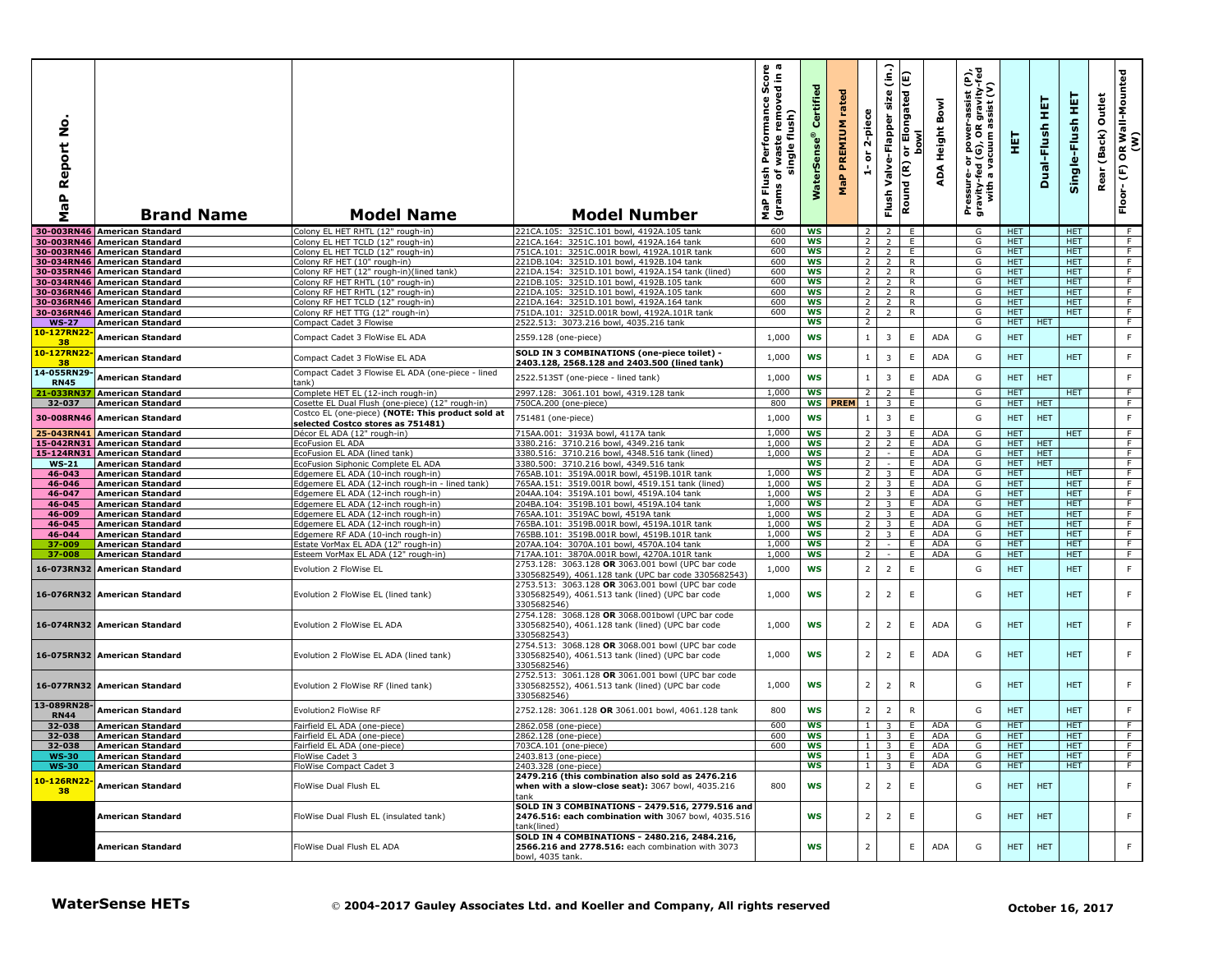| MaP Report No. | Brand Name | Model Name | Model Number | MaP Flush Performance Score (grams of waste removed in a single flush) | WaterSense® Certified | MaP PREMIUM rated | 1- or 2-piece | Flush Valve-Flapper size (in.) | Round (R) or Elongated (E) bowl | ADA Height Bowl | Pressure- or power-assist (P), gravity-fed (G), OR gravity-fed with a vacuum assist (V) | HET | Dual-Flush HET | Single-Flush HET | Rear (Back) Outlet | Floor- (F) OR Wall-Mounted (W) |
|---|---|---|---|---|---|---|---|---|---|---|---|---|---|---|---|---|
| 30-003RN46 | American Standard | Colony EL HET RHTL (12" rough-in) | 221CA.105: 3251C.101 bowl, 4192A.105 tank | 600 | WS | | 2 | 2 | E | | G | HET | | HET | | F |
| 30-003RN46 | American Standard | Colony EL HET TCLD (12" rough-in) | 221CA.164: 3251C.101 bowl, 4192A.164 tank | 600 | WS | | 2 | 2 | E | | G | HET | | HET | | F |
| 30-003RN46 | American Standard | Colony EL HET TTG (12" rough-in) | 751CA.101: 3251C.001R bowl, 4192A.101R tank | 600 | WS | | 2 | 2 | E | | G | HET | | HET | | F |
| 30-034RN46 | American Standard | Colony RF HET (10" rough-in) | 221DB.104: 3251D.101 bowl, 4192B.104 tank | 600 | WS | | 2 | 2 | R | | G | HET | | HET | | F |
| 30-035RN46 | American Standard | Colony RF HET (12" rough-in)(lined tank) | 221DA.154: 3251D.101 bowl, 4192A.154 tank (lined) | 600 | WS | | 2 | 2 | R | | G | HET | | HET | | F |
| 30-034RN46 | American Standard | Colony RF HET RHTL (10" rough-in) | 221DB.105: 3251D.101 bowl, 4192B.105 tank | 600 | WS | | 2 | 2 | R | | G | HET | | HET | | F |
| 30-036RN46 | American Standard | Colony RF HET RHTL (12" rough-in) | 221DA.105: 3251D.101 bowl, 4192A.105 tank | 600 | WS | | 2 | 2 | R | | G | HET | | HET | | F |
| 30-036RN46 | American Standard | Colony RF HET TCLD (12" rough-in) | 221DA.164: 3251D.101 bowl, 4192A.164 tank | 600 | WS | | 2 | 2 | R | | G | HET | | HET | | F |
| 30-036RN46 | American Standard | Colony RF HET TTG (12" rough-in) | 751DA.101: 3251D.001R bowl, 4192A.101R tank | 600 | WS | | 2 | 2 | R | | G | HET | | HET | | F |
| WS-27 | American Standard | Compact Cadet 3 Flowise | 2522.513: 3073.216 bowl, 4035.216 tank | | WS | | 2 | | | | G | HET | HET | | | F |
| 10-127RN22-38 | American Standard | Compact Cadet 3 FloWise EL ADA | 2559.128 (one-piece) | 1,000 | WS | | 1 | 3 | E | ADA | G | HET | | HET | | F |
| 10-127RN22-38 | American Standard | Compact Cadet 3 FloWise EL ADA | **SOLD IN 3 COMBINATIONS (one-piece toilet) - 2403.128, 2568.128 and 2403.500 (lined tank)** | 1,000 | WS | | 1 | 3 | E | ADA | G | HET | | HET | | F |
| 14-055RN29-RN45 | American Standard | Compact Cadet 3 Flowise EL ADA (one-piece - lined tank) | 2522.513ST (one-piece - lined tank) | 1,000 | WS | | 1 | 3 | E | ADA | G | HET | HET | | | F |
| 21-033RN37 | American Standard | Complete HET EL (12-inch rough-in) | 2997.128: 3061.101 bowl, 4319.128 tank | 1,000 | WS | | 2 | 2 | E | | G | HET | | HET | | F |
| 32-037 | American Standard | Cosette EL Dual Flush (one-piece) (12" rough-in) | 750CA.200 (one-piece) | 800 | WS | PREM | 1 | 3 | E | | G | HET | HET | | | F |
| 30-008RN46 | American Standard | Costco EL (one-piece) **(NOTE: This product sold at selected Costco stores as 751481)** | 751481 (one-piece) | 1,000 | WS | | 1 | 3 | E | | G | HET | HET | | | F |
| 25-043RN41 | American Standard | Décor EL ADA (12" rough-in) | 715AA.001: 3193A bowl, 4117A tank | 1,000 | WS | | 2 | 3 | E | ADA | G | HET | | HET | | F |
| 15-042RN31 | American Standard | EcoFusion EL ADA | 3380.216: 3710.216 bowl, 4349.216 tank | 1,000 | WS | | 2 | 2 | E | ADA | G | HET | HET | | | F |
| 15-124RN31 | American Standard | EcoFusion EL ADA (lined tank) | 3380.516: 3710.216 bowl, 4348.516 tank (lined) | 1,000 | WS | | 2 | - | E | ADA | G | HET | HET | | | F |
| WS-21 | American Standard | EcoFusion Siphonic Complete EL ADA | 3380.500: 3710.216 bowl, 4349.516 tank | | WS | | 2 | - | E | ADA | G | HET | HET | | | F |
| 46-043 | American Standard | Edgemere EL ADA (10-inch rough-in) | 765AB.101: 3519A.001R bowl, 4519B.101R tank | 1,000 | WS | | 2 | 3 | E | ADA | G | HET | | HET | | F |
| 46-046 | American Standard | Edgemere EL ADA (12-inch rough-in - lined tank) | 765AA.151: 3519A.001R bowl, 4519.151 tank (lined) | 1,000 | WS | | 2 | 3 | E | ADA | G | HET | | HET | | F |
| 46-047 | American Standard | Edgemere EL ADA (12-inch rough-in) | 204AA.104: 3519A.101 bowl, 4519A.104 tank | 1,000 | WS | | 2 | 3 | E | ADA | G | HET | | HET | | F |
| 46-045 | American Standard | Edgemere EL ADA (12-inch rough-in) | 204BA.104: 3519B.101 bowl, 4519A.104 tank | 1,000 | WS | | 2 | 3 | E | ADA | G | HET | | HET | | F |
| 46-009 | American Standard | Edgemere EL ADA (12-inch rough-in) | 765AA.101: 3519AC bowl, 4519A tank | 1,000 | WS | | 2 | 3 | E | ADA | G | HET | | HET | | F |
| 46-045 | American Standard | Edgemere EL ADA (12-inch rough-in) | 765BA.101: 3519B.001R bowl, 4519A.101R tank | 1,000 | WS | | 2 | 3 | E | ADA | G | HET | | HET | | F |
| 46-044 | American Standard | Edgemere RF ADA (10-inch rough-in) | 765BB.101: 3519B.001R bowl, 4519B.101R tank | 1,000 | WS | | 2 | 3 | E | ADA | G | HET | | HET | | F |
| 37-009 | American Standard | Estate VorMax EL ADA (12" rough-in) | 207AA.104: 3070A.101 bowl, 4570A.104 tank | 1,000 | WS | | 2 | - | E | ADA | G | HET | | HET | | F |
| 37-008 | American Standard | Esteem VorMax EL ADA (12" rough-in) | 717AA.101: 3870A.001R bowl, 4270A.101R tank | 1,000 | WS | | 2 | - | E | ADA | G | HET | | HET | | F |
| 16-073RN32 | American Standard | Evolution 2 FloWise EL | 2753.128: 3063.128 **OR** 3063.001 bowl (UPC bar code 3305682549), 4061.128 tank (UPC bar code 3305682543) | 1,000 | WS | | 2 | 2 | E | | G | HET | | HET | | F |
| 16-076RN32 | American Standard | Evolution 2 FloWise EL (lined tank) | 2753.513: 3063.128 **OR** 3063.001 bowl (UPC bar code 3305682549), 4061.513 tank (lined) (UPC bar code 3305682546) | 1,000 | WS | | 2 | 2 | E | | G | HET | | HET | | F |
| 16-074RN32 | American Standard | Evolution 2 FloWise EL ADA | 2754.128: 3068.128 **OR** 3068.001bowl (UPC bar code 3305682540), 4061.128 tank (UPC bar code 3305682543) | 1,000 | WS | | 2 | 2 | E | ADA | G | HET | | HET | | F |
| 16-075RN32 | American Standard | Evolution 2 FloWise EL ADA (lined tank) | 2754.513: 3068.128 **OR** 3068.001 bowl (UPC bar code 3305682540), 4061.513 tank (lined) (UPC bar code 3305682546) | 1,000 | WS | | 2 | 2 | E | ADA | G | HET | | HET | | F |
| 16-077RN32 | American Standard | Evolution 2 FloWise RF (lined tank) | 2752.513: 3061.128 **OR** 3061.001 bowl (UPC bar code 3305682552), 4061.513 tank (lined) (UPC bar code 3305682546) | 1,000 | WS | | 2 | 2 | R | | G | HET | | HET | | F |
| 13-089RN28-RN44 | American Standard | Evolution2 FloWise RF | 2752.128: 3061.128 **OR** 3061.001 bowl, 4061.128 tank | 800 | WS | | 2 | 2 | R | | G | HET | | HET | | F |
| 32-038 | American Standard | Fairfield EL ADA (one-piece) | 2862.058 (one-piece) | 600 | WS | | 1 | 3 | E | ADA | G | HET | | HET | | F |
| 32-038 | American Standard | Fairfield EL ADA (one-piece) | 2862.128 (one-piece) | 600 | WS | | 1 | 3 | E | ADA | G | HET | | HET | | F |
| 32-038 | American Standard | Fairfield EL ADA (one-piece) | 703CA.101 (one-piece) | 600 | WS | | 1 | 3 | E | ADA | G | HET | | HET | | F |
| WS-30 | American Standard | FloWise Cadet 3 | 2403.813 (one-piece) | | WS | | 1 | 3 | E | ADA | G | HET | | HET | | F |
| WS-30 | American Standard | FloWise Compact Cadet 3 | 2403.328 (one-piece) | | WS | | 1 | 3 | E | ADA | G | HET | | HET | | F |
| 10-126RN22-38 | American Standard | FloWise Dual Flush EL | **2479.216 (this combination also sold as 2476.216 when with a slow-close seat):** 3067 bowl, 4035.216 tank | 800 | WS | | 2 | 2 | E | | G | HET | HET | | | F |
| | American Standard | FloWise Dual Flush EL (insulated tank) | **SOLD IN 3 COMBINATIONS - 2479.516, 2779.516 and 2476.516: each combination with** 3067 bowl, 4035.516 tank(lined) | | WS | | 2 | 2 | E | | G | HET | HET | | | F |
| | American Standard | FloWise Dual Flush EL ADA | **SOLD IN 4 COMBINATIONS - 2480.216, 2484.216, 2566.216 and 2778.516:** each combination with 3073 bowl, 4035 tank. | | WS | | 2 | | E | ADA | G | HET | HET | | | F |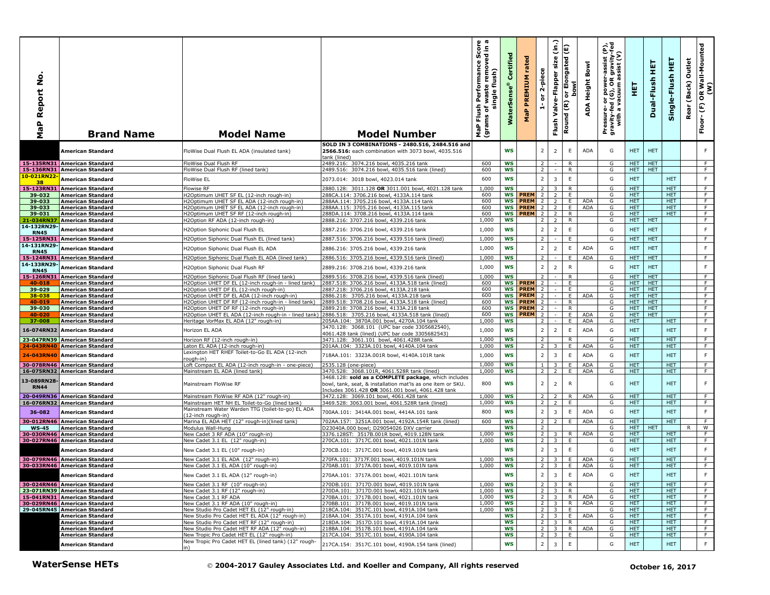| MaP Report No. | Brand Name | Model Name | Model Number | MaP Flush Performance Score (grams of waste removed in a single flush) | WaterSense® Certified | MaP PREMIUM rated | 1- or 2-piece | Flush Valve-Flapper size (in.) | Round (R) or Elongated (E) bowl | ADA Height Bowl | Pressure- or power-assist (P), gravity-fed (G), OR gravity-fed with a vacuum assist (V) | HET | Dual-Flush HET | Single-Flush HET | Rear (Back) Outlet | Floor- (F) OR Wall-Mounted (W) |
|---|---|---|---|---|---|---|---|---|---|---|---|---|---|---|---|---|
| | American Standard | FloWise Dual Flush EL ADA (insulated tank) | SOLD IN 3 COMBINATIONS - 2480.516, 2484.516 and 2566.516: each combination with 3073 bowl, 4035.516 tank (lined) | | WS | | 2 | 2 | E | ADA | G | HET | HET | | | F |
| 15-135RN31 | American Standard | FloWise Dual Flush RF | 2489.216: 3074.216 bowl, 4035.216 tank | 600 | WS | | 2 | - | R | | G | HET | HET | | | F |
| 15-136RN31 | American Standard | FloWise Dual Flush RF (lined tank) | 2489.516: 3074.216 bowl, 4035.516 tank (lined) | 600 | WS | | 2 | - | R | | G | HET | HET | | | F |
| 10-021RN22-38 | American Standard | FloWise EL | 2073.014: 3018 bowl, 4023.014 tank | 600 | WS | | 2 | 3 | E | | G | HET | | HET | | F |
| 15-123RN31 | American Standard | Flowise RF | 2880.128: 3011.128 **OR** 3011.001 bowl, 4021.128 tank | 1,000 | WS | | 2 | 3 | R | | G | HET | | HET | | F |
| 39-032 | American Standard | H2Optimum UHET SF EL (12-inch rough-in) | 288CA.114: 3706.216 bowl, 4133A.114 tank | 600 | WS | PREM | 2 | 2 | E | | G | HET | | HET | | F |
| 39-033 | American Standard | H2Optimum UHET SF EL ADA (12-inch rough-in) | 288AA.114: 3705.216 bowl, 4133A.114 tank | 600 | WS | PREM | 2 | 2 | E | ADA | G | HET | | HET | | F |
| 39-033 | American Standard | H2Optimum UHET SF EL ADA (12-inch rough-in) | 288AA.115: 3705.216 bowl, 4133A.115 tank | 600 | WS | PREM | 2 | 2 | E | ADA | G | HET | | HET | | F |
| 39-031 | American Standard | H2Optimum UHET SF RF (12-inch rough-in) | 288DA.114: 3708.216 bowl, 4133A.114 tank | 600 | WS | PREM | 2 | 2 | R | | G | HET | | HET | | F |
| 21-034RN37 | American Standard | H2Option RF ADA (12-inch rough-in) | 2888.216: 3707.216 bowl, 4339.216 tank | 1,000 | WS | | 2 | 2 | R | | G | HET | HET | | | F |
| 14-132RN29-RN45 | American Standard | H2Option Siphonic Dual Flush EL | 2887.216: 3706.216 bowl, 4339.216 tank | 1,000 | WS | | 2 | 2 | E | | G | HET | HET | | | F |
| 15-125RN31 | American Standard | H2Option Siphonic Dual Flush EL (lined tank) | 2887.516: 3706.216 bowl, 4339.516 tank (lined) | 1,000 | WS | | 2 | - | E | | G | HET | HET | | | F |
| 14-131RN29-RN45 | American Standard | H2Option Siphonic Dual Flush EL ADA | 2886.216: 3705.216 bowl, 4339.216 tank | 1,000 | WS | | 2 | 2 | E | ADA | G | HET | HET | | | F |
| 15-124RN31 | American Standard | H2Option Siphonic Dual Flush EL ADA (lined tank) | 2886.516: 3705.216 bowl, 4339.516 tank (lined) | 1,000 | WS | | 2 | - | E | ADA | G | HET | HET | | | F |
| 14-133RN29-RN45 | American Standard | H2Option Siphonic Dual Flush RF | 2889.216: 3708.216 bowl, 4339.216 tank | 1,000 | WS | | 2 | 2 | R | | G | HET | HET | | | F |
| 15-126RN31 | American Standard | H2Option Siphonic Dual Flush RF (lined tank) | 2889.516: 3708.216 bowl, 4339.516 tank (lined) | 1,000 | WS | | 2 | - | R | | G | HET | HET | | | F |
| 40-018 | American Standard | H2Option UHET DF EL (12-inch rough-in - lined tank) | 2887.518: 3706.216 bowl, 4133A.518 tank (lined) | 600 | WS | PREM | 2 | - | E | | G | HET | HET | | | F |
| 39-029 | American Standard | H2Option UHET DF EL (12-inch rough-in) | 2887.218: 3706.216 bowl, 4133A.218 tank | 600 | WS | PREM | 2 | - | E | | G | HET | HET | | | F |
| 38-038 | American Standard | H2Option UHET DF EL ADA (12-inch rough-in) | 2886.218: 3705.216 bowl, 4133A.218 tank | 600 | WS | PREM | 2 | - | E | ADA | G | HET | HET | | | F |
| 40-019 | American Standard | H2Option UHET DF RF (12-inch rough-in - lined tank) | 2889.518: 3708.216 bowl, 4133A.518 tank (lined) | 600 | WS | PREM | 2 | - | R | | G | HET | HET | | | F |
| 39-030 | American Standard | H2Option UHET DF RF (12-inch rough-in) | 2889.218: 3708.216 bowl, 4133A.218 tank | 600 | WS | PREM | 2 | - | R | | G | HET | HET | | | F |
| 40-020 | American Standard | H2Option UHET EL ADA (12-inch rough-in - lined tank) | 2886.518: 3705.216 bowl, 4133A.518 tank (lined) | 600 | WS | PREM | 2 | - | E | ADA | G | HET | HET | | | F |
| 37-008 | American Standard | Heritage VorMax EL ADA (12" rough-in) | 205AA.104: 3870A.001 bowl, 4270A.104 tank | 1,000 | WS | | 2 | - | E | ADA | G | HET | | HET | | F |
| 16-074RN32 | American Standard | Horizon EL ADA | 3470.128: 3068.101 (UPC bar code 3305682540), 4061.428 tank (lined) (UPC bar code 3305682543) | 1,000 | WS | | 2 | 2 | E | ADA | G | HET | | HET | | F |
| 23-047RN39 | American Standard | Horizon RF (12-inch rough-in) | 3471.128: 3061.101 bowl, 4061.428R tank | 1,000 | WS | | 2 | | R | | G | HET | | HET | | F |
| 24-043RN40 | American Standard | Laton EL ADA (12-inch rough-in) | 201AA.104: 3323A.101 bowl, 4140A.104 tank | 1,000 | WS | | 2 | 3 | E | ADA | G | HET | | HET | | F |
| 24-043RN40 | American Standard | Lexington HET RHEF Toilet-to-Go EL ADA (12-inch rough-in) | 718AA.101: 3323A.001R bowl, 4140A.101R tank | 1,000 | WS | | 2 | 3 | E | ADA | G | HET | | HET | | F |
| 30-078RN46 | American Standard | Loft Compact EL ADA (12-inch rough-in - one-piece) | 2535.128 (one-piece) | 1,000 | WS | | 1 | 3 | E | ADA | G | HET | | HET | | F |
| 16-075RN32 | American Standard | Mainstream EL ADA (lined tank) | 3470.528: 3068.101R, 4061.528R tank (lined) | 1,000 | WS | | 2 | 2 | E | ADA | G | HET | | HET | | F |
| 13-089RN28-RN44 | American Standard | Mainstream FloWise RF | 3468.128: **sold as a COMPLETE package**, which includes bowl, tank, seat, & installation mat'ls as one item or SKU. Includes 3061.428 **OR** 3061.001 bowl, 4061.428 tank | 800 | WS | | 2 | 2 | R | | G | HET | | HET | | F |
| 20-049RN36 | American Standard | Mainstream FloWise RF ADA (12" rough-in) | 3472.128: 3069.101 bowl, 4061.428 tank | 1,000 | WS | | 2 | 2 | R | ADA | G | HET | | HET | | F |
| 16-076RN32 | American Standard | Mainstream HET NH EL Toilet-to-Go (lined tank) | 3469.528: 3063.001 bowl, 4061.528R tank (lined) | 1,000 | WS | | 2 | 2 | E | | G | HET | | HET | | F |
| 36-082 | American Standard | Mainstream Water Warden TTG (toilet-to-go) EL ADA (12-inch rough-in) | 700AA.101: 3414A.001 bowl, 4414A.101 tank | 800 | WS | | 2 | 3 | E | ADA | G | HET | | HET | | F |
| 30-012RN46 | American Standard | Marina EL ADA HET (12" rough-in)(lined tank) | 702AA.157: 3251A.001 bowl, 4192A.154R tank (lined) | 600 | WS | | 2 | 2 | E | ADA | G | HET | | HET | | F |
| WS-45 | American Standard | Modulus Wall-Hung | D23040A.000 bowl; D29054026 DXV carrier | | WS | | 2 | | | | G | HET | HET | | R | W |
| 30-030RN46 | American Standard | New Cadet 3 RF ADA (10" rough-in) | 3376.128ST: 3517B.001R bowl, 4019.128N tank | 1,000 | WS | | 2 | 3 | R | ADA | G | HET | | HET | | F |
| 30-027RN46 | American Standard | New Cadet 3.1 EL (12" rough-in) | 270CA.101: 3717C.001 bowl, 4021.101N tank | 1,000 | WS | | 2 | 3 | E | | G | HET | | HET | | F |
| | American Standard | New Cadet 3.1 EL (10" rough-in) | 270CB.101: 3717C.001 bowl, 4019.101N tank | | WS | | 2 | 3 | E | | G | HET | | HET | | F |
| 30-079RN46 | American Standard | New Cadet 3.1 EL ADA (12" rough-in) | 270FA.101: 3717F.001 bowl, 4019.101N tank | 1,000 | WS | | 2 | 3 | E | ADA | G | HET | | HET | | F |
| 30-033RN46 | American Standard | New Cadet 3.1 EL ADA (10" rough-in) | 270AB.101: 3717A.001 bowl, 4019.101N tank | 1,000 | WS | | 2 | 3 | E | ADA | G | HET | | HET | | F |
| | American Standard | New Cadet 3.1 EL ADA (12" rough-in) | 270AA.101: 3717A.001 bowl, 4021.101N tank | | WS | | 2 | 3 | E | ADA | G | HET | | HET | | F |
| 30-024RN46 | American Standard | New Cadet 3.1 RF (10" rough-in) | 270DB.101: 3717D.001 bowl, 4019.101N tank | 1,000 | WS | | 2 | 3 | R | | G | HET | | HET | | F |
| 23-071RN39 | American Standard | New Cadet 3.1 RF (12" rough-in) | 270DA.101: 3717D.001 bowl, 4021.101N tank | 1,000 | WS | | 2 | 3 | R | | G | HET | | HET | | F |
| 15-041RN31 | American Standard | New Cadet 3.1 RF ADA | 270BA.101: 3717B.001 bowl, 4021.101N tank | 1,000 | WS | | 2 | 3 | R | ADA | G | HET | | HET | | F |
| 30-029RN46 | American Standard | New Cadet 3.1 RF ADA (10" rough-in) | 270BB.101: 3717B.001 bowl, 4019.101N tank | 1,000 | WS | | 2 | 3 | R | ADA | G | HET | | HET | | F |
| 29-045RN45 | American Standard | New Studio Pro Cadet HET EL (12" rough-in) | 218CA.104: 3517C.101 bowl, 4191A.104 tank | 1,000 | WS | | 2 | 3 | E | | G | HET | | HET | | F |
| | American Standard | New Studio Pro Cadet HET EL ADA (12" rough-in) | 218AA.104: 3517A.101 bowl, 4191A.104 tank | | WS | | 2 | 3 | E | ADA | G | HET | | HET | | F |
| | American Standard | New Studio Pro Cadet HET RF (12" rough-in) | 218DA.104: 3517D.101 bowl, 4191A.104 tank | | WS | | 2 | 3 | R | | G | HET | | HET | | F |
| | American Standard | New Studio Pro Cadet HET RF ADA (12" rough-in) | 218BA.104: 3517B.101 bowl, 4191A.104 tank | | WS | | 2 | 3 | R | ADA | G | HET | | HET | | F |
| | American Standard | New Tropic Pro Cadet HET EL (12" rough-in) | 217CA.104: 3517C.101 bowl, 4190A.104 tank | | WS | | 2 | 3 | E | | G | HET | | HET | | F |
| | American Standard | New Tropic Pro Cadet HET EL (lined tank) (12" rough-in) | 217CA.154: 3517C.101 bowl, 4190A.154 tank (lined) | | WS | | 2 | 3 | E | | G | HET | | HET | | F |

WaterSense HETs © 2004-2017 Gauley Associates Ltd. and Koeller and Company, All rights reserved October 16, 2017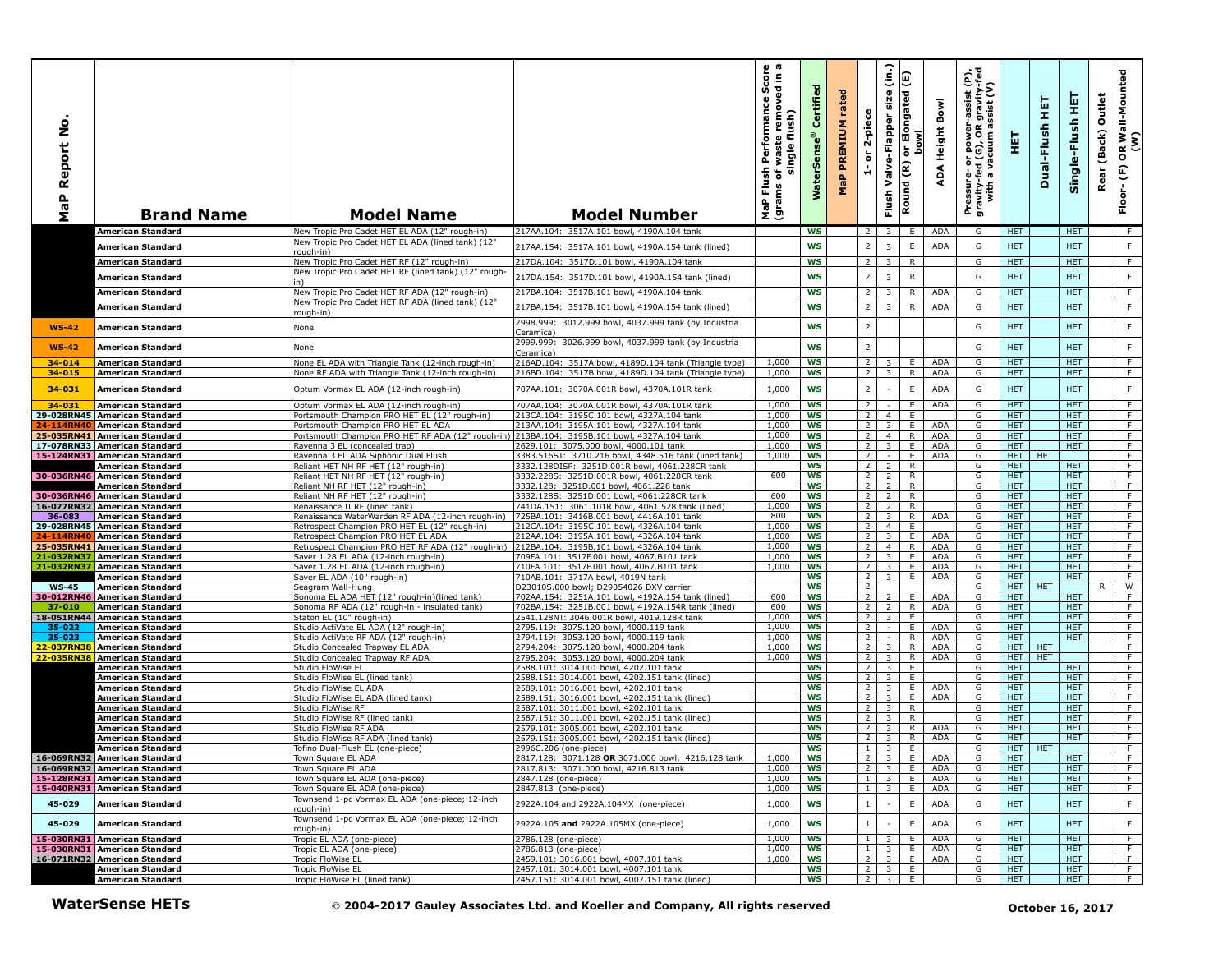| MaP Report No. | Brand Name | Model Name | Model Number | MaP Flush Performance Score (grams of waste removed in a single flush) | WaterSense® Certified | MaP PREMIUM rated | 1- or 2-piece | Flush Valve-Flapper size (in.) | Round (R) or Elongated (E) bowl | ADA Height Bowl | Pressure- or power-assist (P), gravity-fed (G), OR gravity-fed with a vacuum assist (V) | HET | Dual-Flush HET | Single-Flush HET | Rear (Back) Outlet | Floor- (F) OR Wall-Mounted (W) |
|---|---|---|---|---|---|---|---|---|---|---|---|---|---|---|---|---|
| | American Standard | New Tropic Pro Cadet HET EL ADA (12" rough-in) | 217AA.104: 3517A.101 bowl, 4190A.104 tank | | WS | | 2 | 3 | E | ADA | G | HET | | HET | | F |
| | American Standard | New Tropic Pro Cadet HET EL ADA (lined tank) (12" rough-in) | 217AA.154: 3517A.101 bowl, 4190A.154 tank (lined) | | WS | | 2 | 3 | E | ADA | G | HET | | HET | | F |
| | American Standard | New Tropic Pro Cadet HET RF (12" rough-in) | 217DA.104: 3517D.101 bowl, 4190A.104 tank | | WS | | 2 | 3 | R | | G | HET | | HET | | F |
| | American Standard | New Tropic Pro Cadet HET RF (lined tank) (12" rough-in) | 217DA.154: 3517D.101 bowl, 4190A.154 tank (lined) | | WS | | 2 | 3 | R | | G | HET | | HET | | F |
| | American Standard | New Tropic Pro Cadet HET RF ADA (12" rough-in) | 217BA.104: 3517B.101 bowl, 4190A.104 tank | | WS | | 2 | 3 | R | ADA | G | HET | | HET | | F |
| | American Standard | New Tropic Pro Cadet HET RF ADA (lined tank) (12" rough-in) | 217BA.154: 3517B.101 bowl, 4190A.154 tank (lined) | | WS | | 2 | 3 | R | ADA | G | HET | | HET | | F |
| WS-42 | American Standard | None | 2998.999: 3012.999 bowl, 4037.999 tank (by Industria Ceramica) | | WS | | 2 | | | | G | HET | | HET | | F |
| WS-42 | American Standard | None | 2999.999: 3026.999 bowl, 4037.999 tank (by Industria Ceramica) | | WS | | 2 | | | | G | HET | | HET | | F |
| 34-014 | American Standard | None EL ADA with Triangle Tank (12-inch rough-in) | 216AD.104: 3517A bowl, 4189D.104 tank (Triangle type) | 1,000 | WS | | 2 | 3 | E | ADA | G | HET | | HET | | F |
| 34-015 | American Standard | None RF ADA with Triangle Tank (12-inch rough-in) | 216BD.104: 3517B bowl, 4189D.104 tank (Triangle type) | 1,000 | WS | | 2 | 3 | R | ADA | G | HET | | HET | | F |
| 34-031 | American Standard | Optum Vormax EL ADA (12-inch rough-in) | 707AA.101: 3070A.001R bowl, 4370A.101R tank | 1,000 | WS | | 2 | - | E | ADA | G | HET | | HET | | F |
| 34-031 | American Standard | Optum Vormax EL ADA (12-inch rough-in) | 707AA.104: 3070A.001R bowl, 4370A.101R tank | 1,000 | WS | | 2 | - | E | ADA | G | HET | | HET | | F |
| 29-028RN45 | American Standard | Portsmouth Champion PRO HET EL (12" rough-in) | 213CA.104: 3195C.101 bowl, 4327A.104 tank | 1,000 | WS | | 2 | 4 | E | | G | HET | | HET | | F |
| 24-114RN40 | American Standard | Portsmouth Champion PRO HET EL ADA | 213AA.104: 3195A.101 bowl, 4327A.104 tank | 1,000 | WS | | 2 | 3 | E | ADA | G | HET | | HET | | F |
| 25-035RN41 | American Standard | Portsmouth Champion PRO HET RF ADA (12" rough-in) | 213BA.104: 3195B.101 bowl, 4327A.104 tank | 1,000 | WS | | 2 | 4 | R | ADA | G | HET | | HET | | F |
| 17-078RN33 | American Standard | Ravenna 3 EL (concealed trap) | 2629.101: 3075.000 bowl, 4000.101 tank | 1,000 | WS | | 2 | 3 | E | ADA | G | HET | | HET | | F |
| 15-124RN31 | American Standard | Ravenna 3 EL ADA Siphonic Dual Flush | 3383.516ST: 3710.216 bowl, 4348.516 tank (lined tank) | 1,000 | WS | | 2 | - | E | ADA | G | HET | HET | | | F |
| | American Standard | Reliant HET NH RF HET (12" rough-in) | 3332.128DISP: 3251D.001R bowl, 4061.228CR tank | | WS | | 2 | 2 | R | | G | HET | | HET | | F |
| 30-036RN46 | American Standard | Reliant HET NH RF HET (12" rough-in) | 3332.228S: 3251D.001R bowl, 4061.228CR tank | 600 | WS | | 2 | 2 | R | | G | HET | | HET | | F |
| | American Standard | Reliant NH RF HET (12" rough-in) | 3332.128: 3251D.001 bowl, 4061.228 tank | | WS | | 2 | 2 | R | | G | HET | | HET | | F |
| 30-036RN46 | American Standard | Reliant NH RF HET (12" rough-in) | 3332.128S: 3251D.001 bowl, 4061.228CR tank | 600 | WS | | 2 | 2 | R | | G | HET | | HET | | F |
| 16-077RN32 | American Standard | Renaissance II RF (lined tank) | 741DA.151: 3061.101R bowl, 4061.528 tank (lined) | 1,000 | WS | | 2 | 2 | R | | G | HET | | HET | | F |
| 36-083 | American Standard | Renaissance WaterWarden RF ADA (12-inch rough-in) | 725BA.101: 3416B.001 bowl, 4416A.101 tank | 800 | WS | | 2 | 3 | R | ADA | G | HET | | HET | | F |
| 29-028RN45 | American Standard | Retrospect Champion PRO HET EL (12" rough-in) | 212CA.104: 3195C.101 bowl, 4326A.104 tank | 1,000 | WS | | 2 | 4 | E | | G | HET | | HET | | F |
| 24-114RN40 | American Standard | Retrospect Champion PRO HET EL ADA | 212AA.104: 3195A.101 bowl, 4326A.104 tank | 1,000 | WS | | 2 | 3 | E | ADA | G | HET | | HET | | F |
| 25-035RN41 | American Standard | Retrospect Champion PRO HET RF ADA (12" rough-in) | 212BA.104: 3195B.101 bowl, 4326A.104 tank | 1,000 | WS | | 2 | 4 | R | ADA | G | HET | | HET | | F |
| 21-032RN37 | American Standard | Saver 1.28 EL ADA (12-inch rough-in) | 709FA.101: 3517F.001 bowl, 4067.B101 tank | 1,000 | WS | | 2 | 3 | E | ADA | G | HET | | HET | | F |
| 21-032RN37 | American Standard | Saver 1.28 EL ADA (12-inch rough-in) | 710FA.101: 3517F.001 bowl, 4067.B101 tank | 1,000 | WS | | 2 | 3 | E | ADA | G | HET | | HET | | F |
| | American Standard | Saver EL ADA (10" rough-in) | 710AB.101: 3717A bowl, 4019N tank | | WS | | 2 | 3 | E | ADA | G | HET | | HET | | F |
| WS-45 | American Standard | Seagram Wall-Hung | D23010S.000 bowl; D29054026 DXV carrier | | WS | | 2 | | | | G | HET | HET | | R | W |
| 30-012RN46 | American Standard | Sonoma EL ADA HET (12" rough-in)(lined tank) | 702AA.154: 3251A.101 bowl, 4192A.154 tank (lined) | 600 | WS | | 2 | 2 | E | ADA | G | HET | | HET | | F |
| 37-010 | American Standard | Sonoma RF ADA (12" rough-in - insulated tank) | 702BA.154: 3251B.001 bowl, 4192A.154R tank (lined) | 600 | WS | | 2 | 2 | R | ADA | G | HET | | HET | | F |
| 18-051RN44 | American Standard | Staton EL (10" rough-in) | 2541.128NT: 3046.001R bowl, 4019.128R tank | 1,000 | WS | | 2 | 3 | E | | G | HET | | HET | | F |
| 35-022 | American Standard | Studio ActiVate EL ADA (12" rough-in) | 2795.119: 3075.120 bowl, 4000.119 tank | 1,000 | WS | | 2 | - | E | ADA | G | HET | | HET | | F |
| 35-023 | American Standard | Studio ActiVate RF ADA (12" rough-in) | 2794.119: 3053.120 bowl, 4000.119 tank | 1,000 | WS | | 2 | - | R | ADA | G | HET | | HET | | F |
| 22-037RN38 | American Standard | Studio Concealed Trapway EL ADA | 2794.204: 3075.120 bowl, 4000.204 tank | 1,000 | WS | | 2 | 3 | R | ADA | G | HET | HET | | | F |
| 22-035RN38 | American Standard | Studio Concealed Trapway RF ADA | 2795.204: 3053.120 bowl, 4000.204 tank | 1,000 | WS | | 2 | 3 | R | ADA | G | HET | HET | | | F |
| | American Standard | Studio FloWise EL | 2588.101: 3014.001 bowl, 4202.101 tank | | WS | | 2 | 3 | E | | G | HET | | HET | | F |
| | American Standard | Studio FloWise EL (lined tank) | 2588.151: 3014.001 bowl, 4202.151 tank (lined) | | WS | | 2 | 3 | E | | G | HET | | HET | | F |
| | American Standard | Studio FloWise EL ADA | 2589.101: 3016.001 bowl, 4202.101 tank | | WS | | 2 | 3 | E | ADA | G | HET | | HET | | F |
| | American Standard | Studio FloWise EL ADA (lined tank) | 2589.151: 3016.001 bowl, 4202.151 tank (lined) | | WS | | 2 | 3 | E | ADA | G | HET | | HET | | F |
| | American Standard | Studio FloWise RF | 2587.101: 3011.001 bowl, 4202.101 tank | | WS | | 2 | 3 | R | | G | HET | | HET | | F |
| | American Standard | Studio FloWise RF (lined tank) | 2587.151: 3011.001 bowl, 4202.151 tank (lined) | | WS | | 2 | 3 | R | | G | HET | | HET | | F |
| | American Standard | Studio FloWise RF ADA | 2579.101: 3005.001 bowl, 4202.101 tank | | WS | | 2 | 3 | R | ADA | G | HET | | HET | | F |
| | American Standard | Studio FloWise RF ADA (lined tank) | 2579.151: 3005.001 bowl, 4202.151 tank (lined) | | WS | | 2 | 3 | R | ADA | G | HET | | HET | | F |
| | American Standard | Tofino Dual-Flush EL (one-piece) | 2996C.206 (one-piece) | | WS | | 1 | 3 | E | | G | HET | HET | | | F |
| 16-069RN32 | American Standard | Town Square EL ADA | 2817.128: 3071.128 **OR** 3071.000 bowl, 4216.128 tank | 1,000 | WS | | 2 | 3 | E | ADA | G | HET | | HET | | F |
| 16-069RN32 | American Standard | Town Square EL ADA | 2817.813: 3071.000 bowl, 4216.813 tank | 1,000 | WS | | 2 | 3 | E | ADA | G | HET | | HET | | F |
| 15-128RN31 | American Standard | Town Square EL ADA (one-piece) | 2847.128 (one-piece) | 1,000 | WS | | 1 | 3 | E | ADA | G | HET | | HET | | F |
| 15-040RN31 | American Standard | Town Square EL ADA (one-piece) | 2847.813 (one-piece) | 1,000 | WS | | 1 | 3 | E | ADA | G | HET | | HET | | F |
| 45-029 | American Standard | Townsend 1-pc Vormax EL ADA (one-piece; 12-inch rough-in) | 2922A.104 and 2922A.104MX (one-piece) | 1,000 | WS | | 1 | - | E | ADA | G | HET | | HET | | F |
| 45-029 | American Standard | Townsend 1-pc Vormax EL ADA (one-piece; 12-inch rough-in) | 2922A.105 **and** 2922A.105MX (one-piece) | 1,000 | WS | | 1 | - | E | ADA | G | HET | | HET | | F |
| 15-030RN31 | American Standard | Tropic EL ADA (one-piece) | 2786.128 (one-piece) | 1,000 | WS | | 1 | 3 | E | ADA | G | HET | | HET | | F |
| 15-030RN31 | American Standard | Tropic EL ADA (one-piece) | 2786.813 (one-piece) | 1,000 | WS | | 1 | 3 | E | ADA | G | HET | | HET | | F |
| 16-071RN32 | American Standard | Tropic FloWise EL | 2459.101: 3016.001 bowl, 4007.101 tank | 1,000 | WS | | 2 | 3 | E | ADA | G | HET | | HET | | F |
| | American Standard | Tropic FloWise EL | 2457.101: 3014.001 bowl, 4007.101 tank | | WS | | 2 | 3 | E | | G | HET | | HET | | F |
| | American Standard | Tropic FloWise EL (lined tank) | 2457.151: 3014.001 bowl, 4007.151 tank (lined) | | WS | | 2 | 3 | E | | G | HET | | HET | | F |

**WaterSense HETs** © 2004-2017 Gauley Associates Ltd. and Koeller and Company, All rights reserved **October 16, 2017**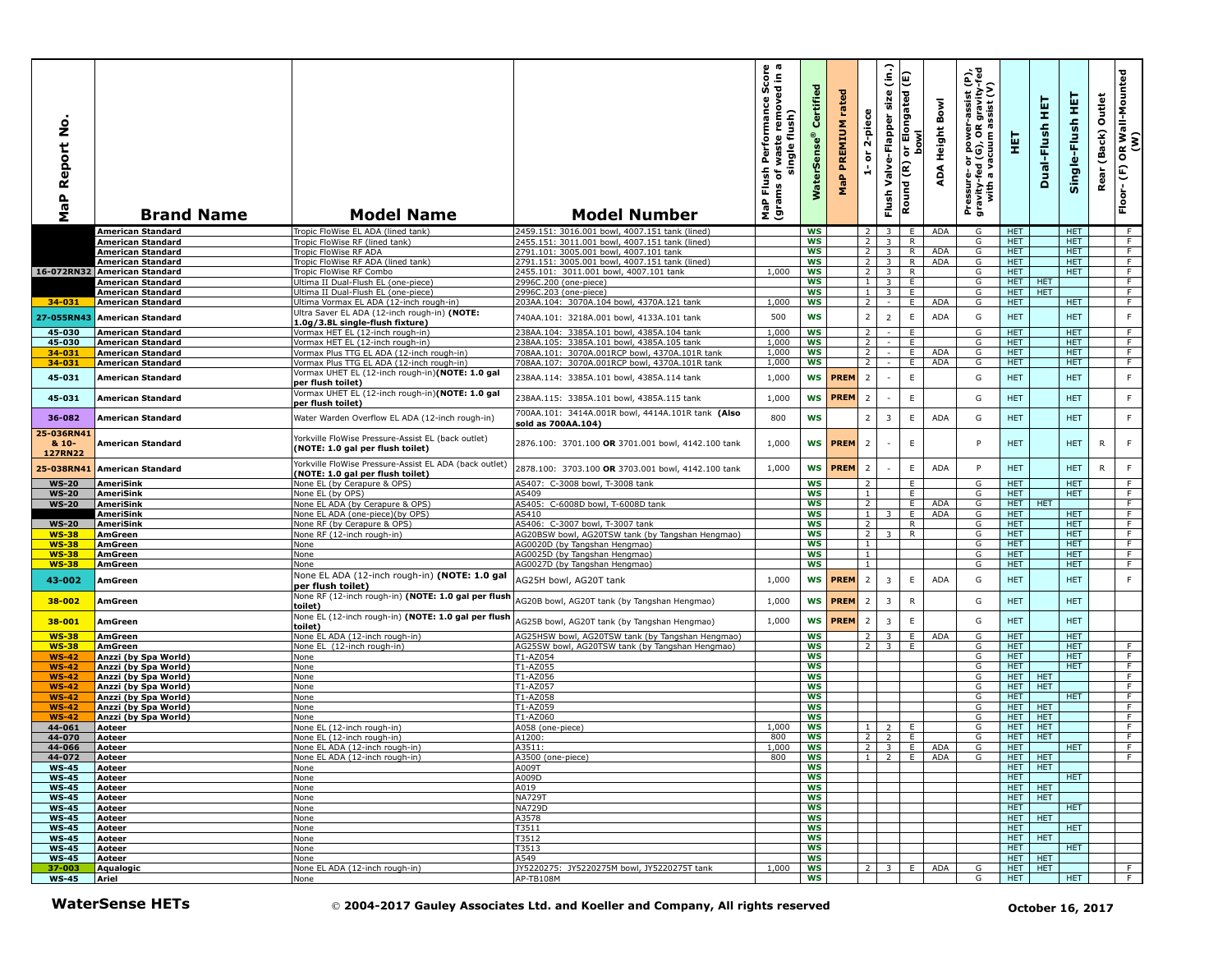| MaP Report No. | Brand Name | Model Name | Model Number | MaP Flush Performance Score (grams of waste removed in a single flush) | WaterSense® Certified | MaP PREMIUM rated | 1- or 2-piece | Flush Valve-Flapper size (in.) | Round (R) or Elongated (E) bowl | ADA Height Bowl | Pressure- or power-assist (P), gravity-fed (G), OR gravity-fed with a vacuum assist (V) | HET | Dual-Flush HET | Single-Flush HET | Rear (Back) Outlet | Floor- (F) OR Wall-Mounted (W) |
|---|---|---|---|---|---|---|---|---|---|---|---|---|---|---|---|---|
| | American Standard | Tropic FloWise EL ADA (lined tank) | 2459.151: 3016.001 bowl, 4007.151 tank (lined) | | WS | | 2 | 3 | E | ADA | G | HET | | HET | | F |
| | American Standard | Tropic FloWise RF (lined tank) | 2455.151: 3011.001 bowl, 4007.151 tank (lined) | | WS | | 2 | 3 | R | | G | HET | | HET | | F |
| | American Standard | Tropic FloWise RF ADA | 2791.101: 3005.001 bowl, 4007.101 tank | | WS | | 2 | 3 | R | ADA | G | HET | | HET | | F |
| | American Standard | Tropic FloWise RF ADA (lined tank) | 2791.151: 3005.001 bowl, 4007.151 tank (lined) | | WS | | 2 | 3 | R | ADA | G | HET | | HET | | F |
| 16-072RN32 | American Standard | Tropic FloWise RF Combo | 2455.101: 3011.001 bowl, 4007.101 tank | 1,000 | WS | | 2 | 3 | R | | G | HET | | HET | | F |
| | American Standard | Ultima II Dual-Flush EL (one-piece) | 2996C.200 (one-piece) | | WS | | 1 | 3 | E | | G | HET | HET | | | F |
| | American Standard | Ultima II Dual-Flush EL (one-piece) | 2996C.203 (one-piece) | | WS | | 1 | 3 | E | | G | HET | HET | | | F |
| 34-031 | American Standard | Ultima Vormax EL ADA (12-inch rough-in) | 203AA.104: 3070A.104 bowl, 4370A.121 tank | 1,000 | WS | | 2 | - | E | ADA | G | HET | | HET | | F |
| 27-055RN43 | American Standard | Ultra Saver EL ADA (12-inch rough-in) **(NOTE: 1.0g/3.8L single-flush fixture)** | 740AA.101: 3218A.001 bowl, 4133A.101 tank | 500 | WS | | 2 | 2 | E | ADA | G | HET | | HET | | F |
| 45-030 | American Standard | Vormax HET EL (12-inch rough-in) | 238AA.104: 3385A.101 bowl, 4385A.104 tank | 1,000 | WS | | 2 | - | E | | G | HET | | HET | | F |
| 45-030 | American Standard | Vormax HET EL (12-inch rough-in) | 238AA.105: 3385A.101 bowl, 4385A.105 tank | 1,000 | WS | | 2 | - | E | | G | HET | | HET | | F |
| 34-031 | American Standard | Vormax Plus TTG EL ADA (12-inch rough-in) | 708AA.101: 3070A.001RCP bowl, 4370A.101R tank | 1,000 | WS | | 2 | - | E | ADA | G | HET | | HET | | F |
| 34-031 | American Standard | Vormax Plus TTG EL ADA (12-inch rough-in) | 708AA.107: 3070A.001RCP bowl, 4370A.101R tank | 1,000 | WS | | 2 | - | E | ADA | G | HET | | HET | | F |
| 45-031 | American Standard | Vormax UHET EL (12-inch rough-in)**(NOTE: 1.0 gal per flush toilet)** | 238AA.114: 3385A.101 bowl, 4385A.114 tank | 1,000 | WS | PREM | 2 | - | E | | G | HET | | HET | | F |
| 45-031 | American Standard | Vormax UHET EL (12-inch rough-in)**(NOTE: 1.0 gal per flush toilet)** | 238AA.115: 3385A.101 bowl, 4385A.115 tank | 1,000 | WS | PREM | 2 | - | E | | G | HET | | HET | | F |
| 36-082 | American Standard | Water Warden Overflow EL ADA (12-inch rough-in) | 700AA.101: 3414A.001R bowl, 4414A.101R tank **(Also sold as 700AA.104)** | 800 | WS | | 2 | 3 | E | ADA | G | HET | | HET | | F |
| 25-036RN41 & 10-127RN22 | American Standard | Yorkville FloWise Pressure-Assist EL (back outlet) **(NOTE: 1.0 gal per flush toilet)** | 2876.100: 3701.100 **OR** 3701.001 bowl, 4142.100 tank | 1,000 | WS | PREM | 2 | - | E | | P | HET | | HET | R | F |
| 25-038RN41 | American Standard | Yorkville FloWise Pressure-Assist EL ADA (back outlet) **(NOTE: 1.0 gal per flush toilet)** | 2878.100: 3703.100 **OR** 3703.001 bowl, 4142.100 tank | 1,000 | WS | PREM | 2 | - | E | ADA | P | HET | | HET | R | F |
| WS-20 | AmeriSink | None EL (by Cerapure & OPS) | AS407: C-3008 bowl, T-3008 tank | | WS | | 2 | | E | | G | HET | | HET | | F |
| WS-20 | AmeriSink | None EL (by OPS) | AS409 | | WS | | 1 | | E | | G | HET | | HET | | F |
| WS-20 | AmeriSink | None EL ADA (by Cerapure & OPS) | AS405: C-6008D bowl, T-6008D tank | | WS | | 2 | | E | ADA | G | HET | HET | | | F |
| | AmeriSink | None EL ADA (one-piece)(by OPS) | AS410 | | WS | | 1 | 3 | E | ADA | G | HET | | HET | | F |
| WS-20 | AmeriSink | None RF (by Cerapure & OPS) | AS406: C-3007 bowl, T-3007 tank | | WS | | 2 | | R | | G | HET | | HET | | F |
| WS-38 | AmGreen | None RF (12-inch rough-in) | AG20BSW bowl, AG20TSW tank (by Tangshan Hengmao) | | WS | | 2 | 3 | R | | G | HET | | HET | | F |
| WS-38 | AmGreen | None | AG0020D (by Tangshan Hengmao) | | WS | | 1 | | | | G | HET | | HET | | F |
| WS-38 | AmGreen | None | AG0025D (by Tangshan Hengmao) | | WS | | 1 | | | | G | HET | | HET | | F |
| WS-38 | AmGreen | None | AG0027D (by Tangshan Hengmao) | | WS | | 1 | | | | G | HET | | HET | | F |
| 43-002 | AmGreen | None EL ADA (12-inch rough-in) **(NOTE: 1.0 gal per flush toilet)** | AG25H bowl, AG20T tank | 1,000 | WS | PREM | 2 | 3 | E | ADA | G | HET | | HET | | F |
| 38-002 | AmGreen | None RF (12-inch rough-in) **(NOTE: 1.0 gal per flush toilet)** | AG20B bowl, AG20T tank (by Tangshan Hengmao) | 1,000 | WS | PREM | 2 | 3 | R | | G | HET | | HET | | |
| 38-001 | AmGreen | None EL (12-inch rough-in) **(NOTE: 1.0 gal per flush toilet)** | AG25B bowl, AG20T tank (by Tangshan Hengmao) | 1,000 | WS | PREM | 2 | 3 | E | | G | HET | | HET | | |
| WS-38 | AmGreen | None EL ADA (12-inch rough-in) | AG25HSW bowl, AG20TSW tank (by Tangshan Hengmao) | | WS | | 2 | 3 | E | ADA | G | HET | | HET | | |
| WS-38 | AmGreen | None EL (12-inch rough-in) | AG25SW bowl, AG20TSW tank (by Tangshan Hengmao) | | WS | | 2 | 3 | E | | G | HET | | HET | | F |
| WS-42 | Anzzi (by Spa World) | None | T1-AZ054 | | WS | | | | | | G | HET | | HET | | F |
| WS-42 | Anzzi (by Spa World) | None | T1-AZ055 | | WS | | | | | | G | HET | | HET | | F |
| WS-42 | Anzzi (by Spa World) | None | T1-AZ056 | | WS | | | | | | G | HET | HET | | | F |
| WS-42 | Anzzi (by Spa World) | None | T1-AZ057 | | WS | | | | | | G | HET | HET | | | F |
| WS-42 | Anzzi (by Spa World) | None | T1-AZ058 | | WS | | | | | | G | HET | | HET | | F |
| WS-42 | Anzzi (by Spa World) | None | T1-AZ059 | | WS | | | | | | G | HET | HET | | | F |
| WS-42 | Anzzi (by Spa World) | None | T1-AZ060 | | WS | | | | | | G | HET | HET | | | F |
| 44-061 | Aoteer | None EL (12-inch rough-in) | A058 (one-piece) | 1,000 | WS | | 1 | 2 | E | | G | HET | HET | | | F |
| 44-070 | Aoteer | None EL (12-inch rough-in) | A1200: | 800 | WS | | 2 | 2 | E | | G | HET | HET | | | F |
| 44-066 | Aoteer | None EL ADA (12-inch rough-in) | A3511: | 1,000 | WS | | 2 | 3 | E | ADA | G | HET | | HET | | F |
| 44-072 | Aoteer | None EL ADA (12-inch rough-in) | A3500 (one-piece) | 800 | WS | | 1 | 2 | E | ADA | G | HET | HET | | | F |
| WS-45 | Aoteer | None | A009T | | WS | | | | | | | HET | HET | | | |
| WS-45 | Aoteer | None | A009D | | WS | | | | | | | HET | | HET | | |
| WS-45 | Aoteer | None | A019 | | WS | | | | | | | HET | HET | | | |
| WS-45 | Aoteer | None | NA729T | | WS | | | | | | | HET | HET | | | |
| WS-45 | Aoteer | None | NA729D | | WS | | | | | | | HET | | HET | | |
| WS-45 | Aoteer | None | A3578 | | WS | | | | | | | HET | HET | | | |
| WS-45 | Aoteer | None | T3511 | | WS | | | | | | | HET | | HET | | |
| WS-45 | Aoteer | None | T3512 | | WS | | | | | | | HET | HET | | | |
| WS-45 | Aoteer | None | T3513 | | WS | | | | | | | HET | | HET | | |
| WS-45 | Aoteer | None | A549 | | WS | | | | | | | HET | HET | | | |
| 37-003 | Aqualogic | None EL ADA (12-inch rough-in) | JY5220275: JY5220275M bowl, JY5220275T tank | 1,000 | WS | | 2 | 3 | E | ADA | G | HET | HET | | | F |
| WS-45 | Ariel | None | AP-TB108M | | WS | | | | | | G | HET | | HET | | F |

**WaterSense HETs** © 2004-2017 Gauley Associates Ltd. and Koeller and Company, All rights reserved **October 16, 2017**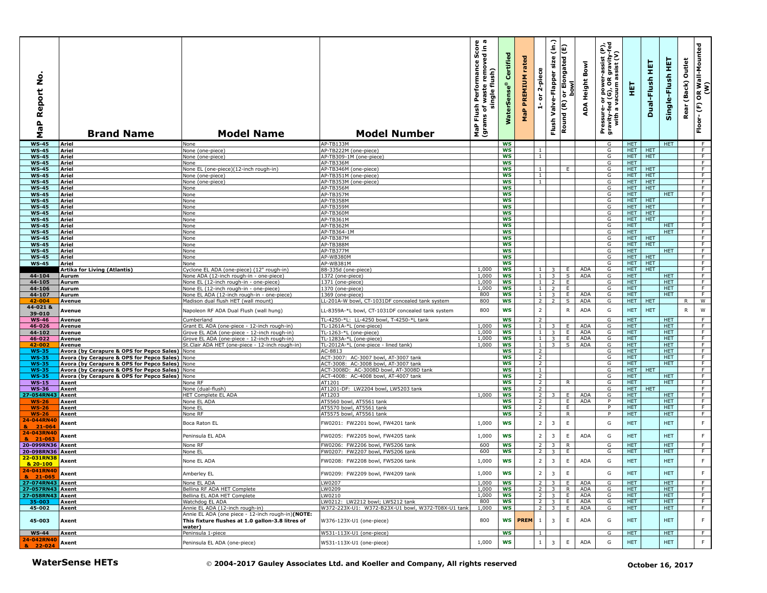| MaP Report No. | Brand Name | Model Name | Model Number | MaP Flush Performance Score (grams of waste removed in a single flush) | WaterSense® Certified | MaP PREMIUM rated | 1- or 2-piece | Flush Valve-Flapper size (in.) | Round (R) or Elongated (E) bowl | ADA Height Bowl | Pressure- or power-assist (P), gravity-fed (G), OR gravity-fed with a vacuum assist (V) | HET | Dual-Flush HET | Single-Flush HET | Rear (Back) Outlet | Floor- (F) OR Wall-Mounted (W) |
|---|---|---|---|---|---|---|---|---|---|---|---|---|---|---|---|---|
| WS-45 | Ariel | None | AP-TB133M | | WS | | | | | | G | HET | | HET | | F |
| WS-45 | Ariel | None (one-piece) | AP-TB222M (one-piece) | | WS | | 1 | | | | G | HET | HET | | | F |
| WS-45 | Ariel | None (one-piece) | AP-TB309-1M (one-piece) | | WS | | 1 | | | | G | HET | HET | | | F |
| WS-45 | Ariel | None | AP-TB336M | | WS | | | | | | G | HET | | | | F |
| WS-45 | Ariel | None EL (one-piece)(12-inch rough-in) | AP-TB346M (one-piece) | | WS | | 1 | | E | | G | HET | HET | | | F |
| WS-45 | Ariel | None (one-piece) | AP-TB351M (one-piece) | | WS | | 1 | | | | G | HET | HET | | | F |
| WS-45 | Ariel | None (one-piece) | AP-TB353M (one-piece) | | WS | | 1 | | | | G | HET | HET | | | F |
| WS-45 | Ariel | None | AP-TB356M | | WS | | | | | | G | HET | HET | | | F |
| WS-45 | Ariel | None | AP-TB357M | | WS | | | | | | G | HET | | HET | | F |
| WS-45 | Ariel | None | AP-TB358M | | WS | | | | | | G | HET | HET | | | F |
| WS-45 | Ariel | None | AP-TB359M | | WS | | | | | | G | HET | HET | | | F |
| WS-45 | Ariel | None | AP-TB360M | | WS | | | | | | G | HET | HET | | | F |
| WS-45 | Ariel | None | AP-TB361M | | WS | | | | | | G | HET | HET | | | F |
| WS-45 | Ariel | None | AP-TB362M | | WS | | | | | | G | HET | | HET | | F |
| WS-45 | Ariel | None | AP-TB364-1M | | WS | | | | | | G | HET | | HET | | F |
| WS-45 | Ariel | None | AP-TB387M | | WS | | | | | | G | HET | HET | | | F |
| WS-45 | Ariel | None | AP-TB388M | | WS | | | | | | G | HET | HET | | | F |
| WS-45 | Ariel | None | AP-TB377M | | WS | | | | | | G | HET | | HET | | F |
| WS-45 | Ariel | None | AP-WB380M | | WS | | | | | | G | HET | HET | | | F |
| WS-45 | Ariel | None | AP-WB381M | | WS | | | | | | G | HET | HET | | | F |
| | Artika for Living (Atlantis) | Cyclone EL ADA (one-piece) (12" rough-in) | 88-335d (one-piece) | 1,000 | WS | | 1 | 3 | E | ADA | G | HET | HET | | | F |
| 44-104 | Aurum | None ADA (12-inch rough-in - one-piece) | 1372 (one-piece) | 1,000 | WS | | 1 | 3 | S | ADA | G | HET | | HET | | F |
| 44-105 | Aurum | None EL (12-inch rough-in - one-piece) | 1371 (one-piece) | 1,000 | WS | | 1 | 2 | E | | G | HET | | HET | | F |
| 44-106 | Aurum | None EL (12-inch rough-in - one-piece) | 1370 (one-piece) | 1,000 | WS | | 1 | 2 | E | | G | HET | | HET | | F |
| 44-107 | Aurum | None EL ADA (12-inch rough-in - one-piece) | 1369 (one-piece) | 800 | WS | | 1 | 3 | E | ADA | G | HET | | HET | | F |
| 42-004 | Avenue | Madison dual flush HET (wall mount) | LL-201A-W bowl, CT-1031DF concealed tank system | 800 | WS | | 2 | 2 | S | ADA | G | HET | HET | | R | W |
| 44-021 & 39-010 | Avenue | Napoleon RF ADA Dual Flush (wall hung) | LL-8359A-*L bowl, CT-1031DF concealed tank system | 800 | WS | | 2 | | R | ADA | G | HET | HET | | R | W |
| WS-46 | Avenue | Cumberland | TL-4250-*L: LL-4250 bowl, T-4250-*L tank | | WS | | 2 | | | | G | HET | | HET | | F |
| 46-026 | Avenue | Grant EL ADA (one-piece - 12-inch rough-in) | TL-1261A-*L (one-piece) | 1,000 | WS | | 1 | 3 | E | ADA | G | HET | | HET | | F |
| 44-102 | Avenue | Grove EL ADA (one-piece - 12-inch rough-in) | TL-1263-*L (one-piece) | 1,000 | WS | | 1 | 3 | E | ADA | G | HET | | HET | | F |
| 46-022 | Avenue | Grove EL ADA (one-piece - 12-inch rough-in) | TL-1283A-*L (one-piece) | 1,000 | WS | | 1 | 3 | E | ADA | G | HET | | HET | | F |
| 42-002 | Avenue | St.Clair ADA HET (one-piece - 12-inch rough-in) | TL-2012A-*L (one-piece - lined tank) | 1,000 | WS | | 1 | 3 | S | ADA | G | HET | | HET | | F |
| WS-35 | Avora (by Cerapure & OPS for Pepco Sales) | None | AC-8813 | | WS | | 2 | | | | G | HET | | HET | | F |
| WS-35 | Avora (by Cerapure & OPS for Pepco Sales) | None | ACT-3007: AC-3007 bowl, AT-3007 tank | | WS | | 2 | | | | G | HET | | HET | | F |
| WS-35 | Avora (by Cerapure & OPS for Pepco Sales) | None | ACT-3008: AC-3008 bowl, AT-3007 tank | | WS | | 2 | | | | G | HET | | HET | | F |
| WS-35 | Avora (by Cerapure & OPS for Pepco Sales) | None | ACT-3008D: AC-3008D bowl, AT-3008D tank | | WS | | 1 | | | | G | HET | HET | | | F |
| WS-35 | Avora (by Cerapure & OPS for Pepco Sales) | None | ACT-4008: AC-4008 bowl, AT-4007 tank | | WS | | 2 | | | | G | HET | | HET | | F |
| WS-15 | Axent | None RF | AT1201 | | WS | | 2 | | R | | G | HET | | HET | | F |
| WS-36 | Axent | None (dual-flush) | AT1201-DF: LW2204 bowl, LW5203 tank | | WS | | 2 | | | | G | HET | HET | | | F |
| 27-054RN43 | Axent | HET Complete EL ADA | AT1203 | 1,000 | WS | | 2 | 3 | E | ADA | G | HET | | HET | | F |
| WS-26 | Axent | None EL ADA | AT5560 bowl, AT5561 tank | | WS | | 2 | | E | ADA | P | HET | | HET | | F |
| WS-26 | Axent | None EL | AT5570 bowl, AT5561 tank | | WS | | 2 | | E | | P | HET | | HET | | F |
| WS-26 | Axent | None RF | AT5575 bowl, AT5561 tank | | WS | | 2 | | R | | P | HET | | HET | | F |
| 24-044RN40 & 21-064 | Axent | Boca Raton EL | FW0201: FW2201 bowl, FW4201 tank | 1,000 | WS | | 2 | 3 | E | | G | HET | | HET | | F |
| 24-043RN40 & 21-063 | Axent | Peninsula EL ADA | FW0205: FW2205 bowl, FW4205 tank | 1,000 | WS | | 2 | 3 | E | ADA | G | HET | | HET | | F |
| 20-099RN36 | Axent | None RF | FW0206: FW2206 bowl, FW5206 tank | 600 | WS | | 2 | 3 | R | | G | HET | | HET | | F |
| 20-098RN36 | Axent | None EL | FW0207: FW2207 bowl, FW5206 tank | 600 | WS | | 2 | 3 | E | | G | HET | | HET | | F |
| 22-031RN38 & 20-100 | Axent | None EL ADA | FW0208: FW2208 bowl, FW5206 tank | 1,000 | WS | | 2 | 3 | E | ADA | G | HET | | HET | | F |
| 24-041RN40 & 21-065 | Axent | Amberley EL | FW0209: FW2209 bowl, FW4209 tank | 1,000 | WS | | 2 | 3 | E | | G | HET | | HET | | F |
| 27-074RN43 | Axent | None EL ADA | LW0207 | 1,000 | WS | | 2 | 3 | E | ADA | G | HET | | HET | | F |
| 27-057RN43 | Axent | Bellina RF ADA HET Complete | LW0209 | 1,000 | WS | | 2 | 3 | R | ADA | G | HET | | HET | | F |
| 27-058RN43 | Axent | Bellina EL ADA HET Complete | LW0210 | 1,000 | WS | | 2 | 3 | E | ADA | G | HET | | HET | | F |
| 35-003 | Axent | Watchdog EL ADA | LW0212: LW2212 bowl; LW5212 tank | 800 | WS | | 2 | 3 | E | ADA | G | HET | | HET | | F |
| 45-002 | Axent | Annie EL ADA (12-inch rough-in) | W372-223X-U1: W372-B23X-U1 bowl, W372-T08X-U1 tank | 1,000 | WS | | 2 | 3 | E | ADA | G | HET | | HET | | F |
| 45-003 | Axent | Annie EL ADA (one piece - 12-inch rough-in)**(NOTE: This fixture flushes at 1.0 gallon-3.8 litres of water)** | W376-123X-U1 (one-piece) | 800 | WS | PREM | 1 | 3 | E | ADA | G | HET | | HET | | F |
| WS-44 | Axent | Peninsula 1-piece | W531-113X-U1 (one-piece) | | WS | | 1 | | | | G | HET | | HET | | F |
| 24-042RN40 & 22-024 | Axent | Peninsula EL ADA (one-piece) | W531-113X-U1 (one-piece) | 1,000 | WS | | 1 | 3 | E | ADA | G | HET | | HET | | F |

**WaterSense HETs** © **2004-2017 Gauley Associates Ltd. and Koeller and Company, All rights reserved** **October 16, 2017**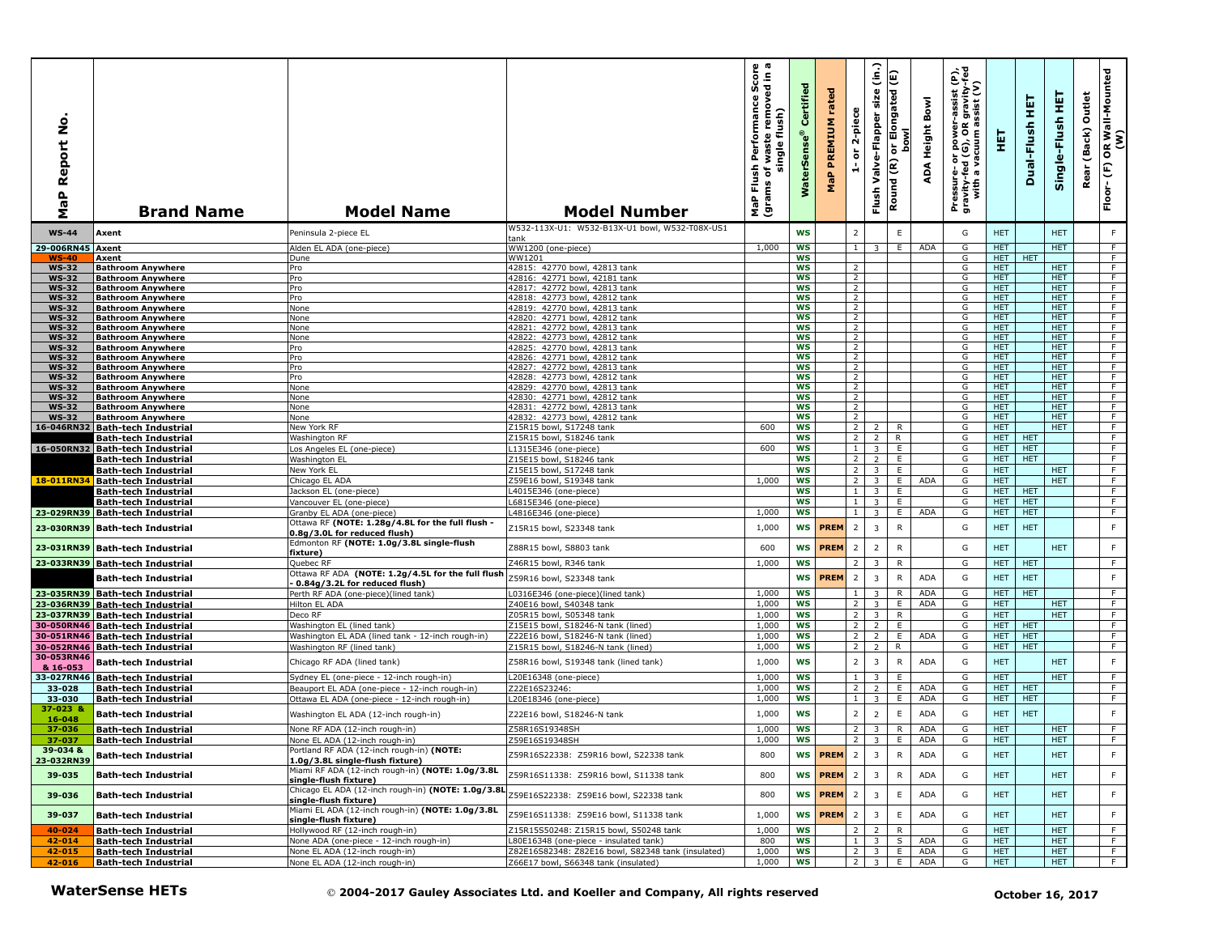| MaP Report No. | Brand Name | Model Name | Model Number | MaP Flush Performance Score (grams of waste removed in a single flush) | WaterSense® Certified | MaP PREMIUM rated | 1- or 2-piece | Flush Valve-Flapper size (in.) | Round (R) or Elongated (E) bowl | ADA Height Bowl | Pressure- or power-assist (P), gravity-fed (G), OR gravity-fed with a vacuum assist (V) | HET | Dual-Flush HET | Single-Flush HET | Rear (Back) Outlet | Floor- (F) OR Wall-Mounted (W) |
|---|---|---|---|---|---|---|---|---|---|---|---|---|---|---|---|---|
| WS-44 | Axent | Peninsula 2-piece EL | W532-113X-U1: W532-B13X-U1 bowl, W532-T08X-US1 tank | | WS | | 2 | | E | | G | HET | | HET | | F |
| 29-006RN45 | Axent | Alden EL ADA (one-piece) | WW1200 (one-piece) | 1,000 | WS | | 1 | 3 | E | ADA | G | HET | | HET | | F |
| WS-40 | Axent | Dune | WW1201 | | WS | | | | | | G | HET | HET | | | F |
| WS-32 | Bathroom Anywhere | Pro | 42815: 42770 bowl, 42813 tank | | WS | | 2 | | | | G | HET | | HET | | F |
| WS-32 | Bathroom Anywhere | Pro | 42816: 42771 bowl, 42181 tank | | WS | | 2 | | | | G | HET | | HET | | F |
| WS-32 | Bathroom Anywhere | Pro | 42817: 42772 bowl, 42813 tank | | WS | | 2 | | | | G | HET | | HET | | F |
| WS-32 | Bathroom Anywhere | Pro | 42818: 42773 bowl, 42812 tank | | WS | | 2 | | | | G | HET | | HET | | F |
| WS-32 | Bathroom Anywhere | None | 42819: 42770 bowl, 42813 tank | | WS | | 2 | | | | G | HET | | HET | | F |
| WS-32 | Bathroom Anywhere | None | 42820: 42771 bowl, 42812 tank | | WS | | 2 | | | | G | HET | | HET | | F |
| WS-32 | Bathroom Anywhere | None | 42821: 42772 bowl, 42813 tank | | WS | | 2 | | | | G | HET | | HET | | F |
| WS-32 | Bathroom Anywhere | None | 42822: 42773 bowl, 42812 tank | | WS | | 2 | | | | G | HET | | HET | | F |
| WS-32 | Bathroom Anywhere | Pro | 42825: 42770 bowl, 42813 tank | | WS | | 2 | | | | G | HET | | HET | | F |
| WS-32 | Bathroom Anywhere | Pro | 42826: 42771 bowl, 42812 tank | | WS | | 2 | | | | G | HET | | HET | | F |
| WS-32 | Bathroom Anywhere | Pro | 42827: 42772 bowl, 42813 tank | | WS | | 2 | | | | G | HET | | HET | | F |
| WS-32 | Bathroom Anywhere | Pro | 42828: 42773 bowl, 42812 tank | | WS | | 2 | | | | G | HET | | HET | | F |
| WS-32 | Bathroom Anywhere | None | 42829: 42770 bowl, 42813 tank | | WS | | 2 | | | | G | HET | | HET | | F |
| WS-32 | Bathroom Anywhere | None | 42830: 42771 bowl, 42812 tank | | WS | | 2 | | | | G | HET | | HET | | F |
| WS-32 | Bathroom Anywhere | None | 42831: 42772 bowl, 42813 tank | | WS | | 2 | | | | G | HET | | HET | | F |
| WS-32 | Bathroom Anywhere | None | 42832: 42773 bowl, 42812 tank | | WS | | 2 | | | | G | HET | | HET | | F |
| 16-046RN32 | Bath-tech Industrial | New York RF | Z15R15 bowl, S17248 tank | 600 | WS | | 2 | 2 | R | | G | HET | | HET | | F |
| | Bath-tech Industrial | Washington RF | Z15R15 bowl, S18246 tank | | WS | | 2 | 2 | R | | G | HET | HET | | | F |
| 16-050RN32 | Bath-tech Industrial | Los Angeles EL (one-piece) | L1315E346 (one-piece) | 600 | WS | | 1 | 3 | E | | G | HET | HET | | | F |
| | Bath-tech Industrial | Washington EL | Z15E15 bowl, S18246 tank | | WS | | 2 | 2 | E | | G | HET | HET | | | F |
| | Bath-tech Industrial | New York EL | Z15E15 bowl, S17248 tank | | WS | | 2 | 3 | E | | G | HET | | HET | | F |
| 18-011RN34 | Bath-tech Industrial | Chicago EL ADA | Z59E16 bowl, S19348 tank | 1,000 | WS | | 2 | 3 | E | ADA | G | HET | | HET | | F |
| | Bath-tech Industrial | Jackson EL (one-piece) | L4015E346 (one-piece) | | WS | | 1 | 3 | E | | G | HET | HET | | | F |
| | Bath-tech Industrial | Vancouver EL (one-piece) | L6815E346 (one-piece) | | WS | | 1 | 3 | E | | G | HET | HET | | | F |
| 23-029RN39 | Bath-tech Industrial | Granby EL ADA (one-piece) | L4816E346 (one-piece) | 1,000 | WS | | 1 | 3 | E | ADA | G | HET | HET | | | F |
| 23-030RN39 | Bath-tech Industrial | Ottawa RF **(NOTE: 1.28g/4.8L for the full flush - 0.8g/3.0L for reduced flush)** | Z15R15 bowl, S23348 tank | 1,000 | WS | PREM | 2 | 3 | R | | G | HET | HET | | | F |
| 23-031RN39 | Bath-tech Industrial | Edmonton RF **(NOTE: 1.0g/3.8L single-flush fixture)** | Z88R15 bowl, S8803 tank | 600 | WS | PREM | 2 | 2 | R | | G | HET | | HET | | F |
| 23-033RN39 | Bath-tech Industrial | Quebec RF | Z46R15 bowl, R346 tank | 1,000 | WS | | 2 | 3 | R | | G | HET | HET | | | F |
| | Bath-tech Industrial | Ottawa RF ADA **(NOTE: 1.2g/4.5L for the full flush - 0.84g/3.2L for reduced flush)** | Z59R16 bowl, S23348 tank | | WS | PREM | 2 | 3 | R | ADA | G | HET | HET | | | F |
| 23-035RN39 | Bath-tech Industrial | Perth RF ADA (one-piece)(lined tank) | L0316E346 (one-piece)(lined tank) | 1,000 | WS | | 1 | 3 | R | ADA | G | HET | HET | | | F |
| 23-036RN39 | Bath-tech Industrial | Hilton EL ADA | Z40E16 bowl, S40348 tank | 1,000 | WS | | 2 | 3 | E | ADA | G | HET | | HET | | F |
| 23-037RN39 | Bath-tech Industrial | Deco RF | Z05R15 bowl, S05348 tank | 1,000 | WS | | 2 | 3 | R | | G | HET | | HET | | F |
| 30-050RN46 | Bath-tech Industrial | Washington EL (lined tank) | Z15E15 bowl, S18246-N tank (lined) | 1,000 | WS | | 2 | 2 | E | | G | HET | HET | | | F |
| 30-051RN46 | Bath-tech Industrial | Washington EL ADA (lined tank - 12-inch rough-in) | Z22E16 bowl, S18246-N tank (lined) | 1,000 | WS | | 2 | 2 | E | ADA | G | HET | HET | | | F |
| 30-052RN46 | Bath-tech Industrial | Washington RF (lined tank) | Z15R15 bowl, S18246-N tank (lined) | 1,000 | WS | | 2 | 2 | R | | G | HET | HET | | | F |
| 30-053RN46 & 16-053 | Bath-tech Industrial | Chicago RF ADA (lined tank) | Z58R16 bowl, S19348 tank (lined tank) | 1,000 | WS | | 2 | 3 | R | ADA | G | HET | | HET | | F |
| 33-027RN46 | Bath-tech Industrial | Sydney EL (one-piece - 12-inch rough-in) | L20E16348 (one-piece) | 1,000 | WS | | 1 | 3 | E | | G | HET | | HET | | F |
| 33-028 | Bath-tech Industrial | Beauport EL ADA (one-piece - 12-inch rough-in) | Z22E16S23246: | 1,000 | WS | | 2 | 2 | E | ADA | G | HET | HET | | | F |
| 33-030 | Bath-tech Industrial | Ottawa EL ADA (one-piece - 12-inch rough-in) | L20E18346 (one-piece) | 1,000 | WS | | 1 | 3 | E | ADA | G | HET | HET | | | F |
| 37-023 & 16-048 | Bath-tech Industrial | Washington EL ADA (12-inch rough-in) | Z22E16 bowl, S18246-N tank | 1,000 | WS | | 2 | 2 | E | ADA | G | HET | HET | | | F |
| 37-036 | Bath-tech Industrial | None RF ADA (12-inch rough-in) | Z58R16S19348SH | 1,000 | WS | | 2 | 3 | R | ADA | G | HET | | HET | | F |
| 37-037 | Bath-tech Industrial | None EL ADA (12-inch rough-in) | Z59E16S19348SH | 1,000 | WS | | 2 | 3 | E | ADA | G | HET | | HET | | F |
| 39-034 & 23-032RN39 | Bath-tech Industrial | Portland RF ADA (12-inch rough-in) **(NOTE: 1.0g/3.8L single-flush fixture)** | Z59R16S22338: Z59R16 bowl, S22338 tank | 800 | WS | PREM | 2 | 3 | R | ADA | G | HET | | HET | | F |
| 39-035 | Bath-tech Industrial | Miami RF ADA (12-inch rough-in) **(NOTE: 1.0g/3.8L single-flush fixture)** | Z59R16S11338: Z59R16 bowl, S11338 tank | 800 | WS | PREM | 2 | 3 | R | ADA | G | HET | | HET | | F |
| 39-036 | Bath-tech Industrial | Chicago EL ADA (12-inch rough-in) **(NOTE: 1.0g/3.8L single-flush fixture)** | Z59E16S22338: Z59E16 bowl, S22338 tank | 800 | WS | PREM | 2 | 3 | E | ADA | G | HET | | HET | | F |
| 39-037 | Bath-tech Industrial | Miami EL ADA (12-inch rough-in) **(NOTE: 1.0g/3.8L single-flush fixture)** | Z59E16S11338: Z59E16 bowl, S11338 tank | 1,000 | WS | PREM | 2 | 3 | E | ADA | G | HET | | HET | | F |
| 40-024 | Bath-tech Industrial | Hollywood RF (12-inch rough-in) | Z15R15S50248: Z15R15 bowl, S50248 tank | 1,000 | WS | | 2 | 2 | R | | G | HET | | HET | | F |
| 42-014 | Bath-tech Industrial | None ADA (one-piece - 12-inch rough-in) | L80E16348 (one-piece - insulated tank) | 800 | WS | | 1 | 3 | S | ADA | G | HET | | HET | | F |
| 42-015 | Bath-tech Industrial | None EL ADA (12-inch rough-in) | Z82E16S82348: Z82E16 bowl, S82348 tank (insulated) | 1,000 | WS | | 2 | 3 | E | ADA | G | HET | | HET | | F |
| 42-016 | Bath-tech Industrial | None EL ADA (12-inch rough-in) | Z66E17 bowl, S66348 tank (insulated) | 1,000 | WS | | 2 | 3 | E | ADA | G | HET | | HET | | F |

**WaterSense HETs** © **2004-2017 Gauley Associates Ltd. and Koeller and Company, All rights reserved** **October 16, 2017**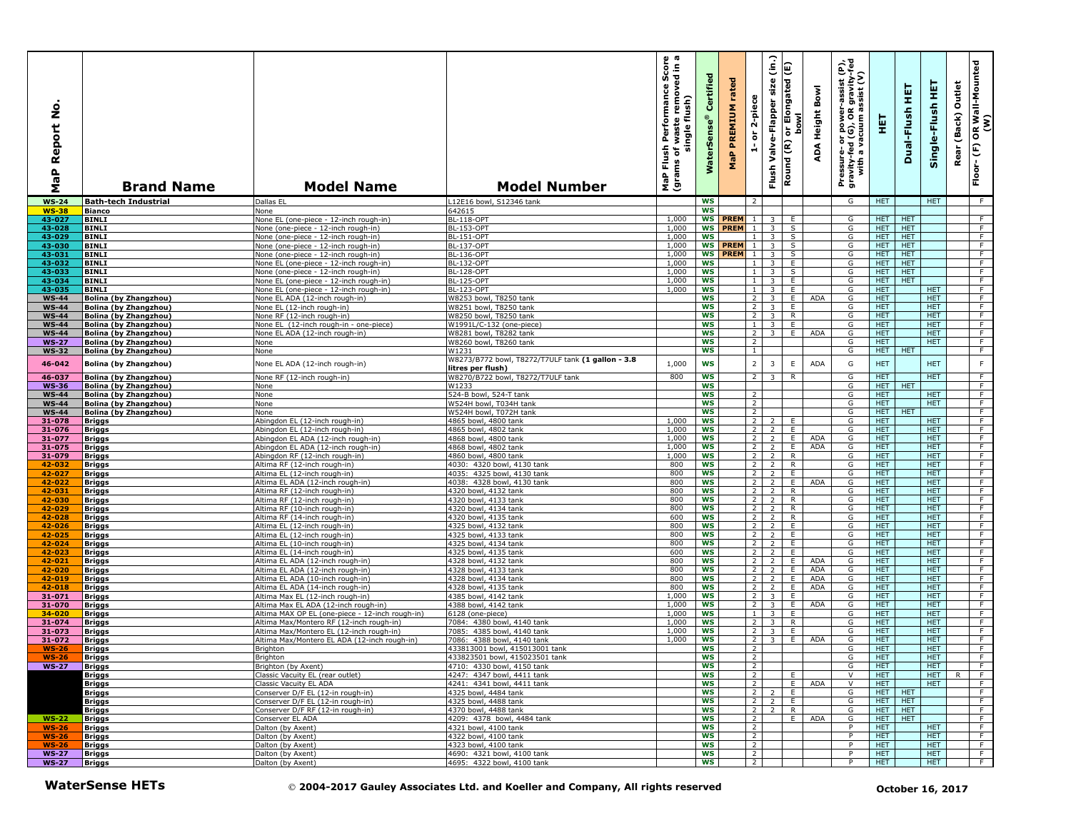| MaP Report No. | Brand Name | Model Name | Model Number | MaP Flush Performance Score (grams of waste removed in a single flush) | WaterSense® Certified | MaP PREMIUM rated | 1- or 2-piece | Flush Valve-Flapper size (in.) | Round (R) or Elongated (E) bowl | ADA Height Bowl | Pressure- or power-assist (P), gravity-fed (G), OR gravity-fed with a vacuum assist (V) | HET | Dual-Flush HET | Single-Flush HET | Rear (Back) Outlet | Floor- (F) OR Wall-Mounted (W) |
|---|---|---|---|---|---|---|---|---|---|---|---|---|---|---|---|---|
| WS-24 | Bath-tech Industrial | Dallas EL | L12E16 bowl, S12346 tank | | WS | | 2 | | | | G | HET | | HET | | F |
| WS-38 | Bianco | None | 642615 | | WS | | | | | | | | | | | |
| 43-027 | BINLI | None EL (one-piece - 12-inch rough-in) | BL-118-OPT | 1,000 | WS | PREM | 1 | 3 | E | | G | HET | HET | | | F |
| 43-028 | BINLI | None (one-piece - 12-inch rough-in) | BL-153-OPT | 1,000 | WS | PREM | 1 | 3 | S | | G | HET | HET | | | F |
| 43-029 | BINLI | None (one-piece - 12-inch rough-in) | BL-151-OPT | 1,000 | WS | | 1 | 3 | S | | G | HET | HET | | | F |
| 43-030 | BINLI | None (one-piece - 12-inch rough-in) | BL-137-OPT | 1,000 | WS | PREM | 1 | 3 | S | | G | HET | HET | | | F |
| 43-031 | BINLI | None (one-piece - 12-inch rough-in) | BL-136-OPT | 1,000 | WS | PREM | 1 | 3 | S | | G | HET | HET | | | F |
| 43-032 | BINLI | None EL (one-piece - 12-inch rough-in) | BL-132-OPT | 1,000 | WS | | 1 | 3 | E | | G | HET | HET | | | F |
| 43-033 | BINLI | None (one-piece - 12-inch rough-in) | BL-128-OPT | 1,000 | WS | | 1 | 3 | S | | G | HET | HET | | | F |
| 43-034 | BINLI | None EL (one-piece - 12-inch rough-in) | BL-125-OPT | 1,000 | WS | | 1 | 3 | E | | G | HET | HET | | | F |
| 43-035 | BINLI | None EL (one-piece - 12-inch rough-in) | BL-123-OPT | 1,000 | WS | | 1 | 3 | E | | G | HET | | HET | | F |
| WS-44 | Bolina (by Zhangzhou) | None EL ADA (12-inch rough-in) | W8253 bowl, T8250 tank | | WS | | 2 | 3 | E | ADA | G | HET | | HET | | F |
| WS-44 | Bolina (by Zhangzhou) | None EL (12-inch rough-in) | W8251 bowl, T8250 tank | | WS | | 2 | 3 | E | | G | HET | | HET | | F |
| WS-44 | Bolina (by Zhangzhou) | None RF (12-inch rough-in) | W8250 bowl, T8250 tank | | WS | | 2 | 3 | R | | G | HET | | HET | | F |
| WS-44 | Bolina (by Zhangzhou) | None EL (12-inch rough-in - one-piece) | W1991L/C-132 (one-piece) | | WS | | 1 | 3 | E | | G | HET | | HET | | F |
| WS-44 | Bolina (by Zhangzhou) | None EL ADA (12-inch rough-in) | W8281 bowl, T8282 tank | | WS | | 2 | 3 | E | ADA | G | HET | | HET | | F |
| WS-27 | Bolina (by Zhangzhou) | None | W8260 bowl, T8260 tank | | WS | | 2 | | | | G | HET | | HET | | F |
| WS-32 | Bolina (by Zhangzhou) | None | W1231 | | WS | | 1 | | | | G | HET | HET | | | F |
| 46-042 | Bolina (by Zhangzhou) | None EL ADA (12-inch rough-in) | W8273/B772 bowl, T8272/T7ULF tank **(1 gallon - 3.8 litres per flush)** | 1,000 | WS | | 2 | 3 | E | ADA | G | HET | | HET | | F |
| 46-037 | Bolina (by Zhangzhou) | None RF (12-inch rough-in) | W8270/B722 bowl, T8272/T7ULF tank | 800 | WS | | 2 | 3 | R | | G | HET | | HET | | F |
| WS-36 | Bolina (by Zhangzhou) | None | W1233 | | WS | | | | | | G | HET | HET | | | F |
| WS-44 | Bolina (by Zhangzhou) | None | 524-B bowl, 524-T tank | | WS | | 2 | | | | G | HET | | HET | | F |
| WS-44 | Bolina (by Zhangzhou) | None | W524H bowl, T034H tank | | WS | | 2 | | | | G | HET | | HET | | F |
| WS-44 | Bolina (by Zhangzhou) | None | W524H bowl, T072H tank | | WS | | 2 | | | | G | HET | HET | | | F |
| 31-078 | Briggs | Abingdon EL (12-inch rough-in) | 4865 bowl, 4800 tank | 1,000 | WS | | 2 | 2 | E | | G | HET | | HET | | F |
| 31-076 | Briggs | Abingdon EL (12-inch rough-in) | 4865 bowl, 4802 tank | 1,000 | WS | | 2 | 2 | E | | G | HET | | HET | | F |
| 31-077 | Briggs | Abingdon EL ADA (12-inch rough-in) | 4868 bowl, 4800 tank | 1,000 | WS | | 2 | 2 | E | ADA | G | HET | | HET | | F |
| 31-075 | Briggs | Abingdon EL ADA (12-inch rough-in) | 4868 bowl, 4802 tank | 1,000 | WS | | 2 | 2 | E | ADA | G | HET | | HET | | F |
| 31-079 | Briggs | Abingdon RF (12-inch rough-in) | 4860 bowl, 4800 tank | 1,000 | WS | | 2 | 2 | R | | G | HET | | HET | | F |
| 42-032 | Briggs | Altima RF (12-inch rough-in) | 4030: 4320 bowl, 4130 tank | 800 | WS | | 2 | 2 | R | | G | HET | | HET | | F |
| 42-027 | Briggs | Altima EL (12-inch rough-in) | 4035: 4325 bowl, 4130 tank | 800 | WS | | 2 | 2 | E | | G | HET | | HET | | F |
| 42-022 | Briggs | Altima EL ADA (12-inch rough-in) | 4038: 4328 bowl, 4130 tank | 800 | WS | | 2 | 2 | E | ADA | G | HET | | HET | | F |
| 42-031 | Briggs | Altima RF (12-inch rough-in) | 4320 bowl, 4132 tank | 800 | WS | | 2 | 2 | R | | G | HET | | HET | | F |
| 42-030 | Briggs | Altima RF (12-inch rough-in) | 4320 bowl, 4133 tank | 800 | WS | | 2 | 2 | R | | G | HET | | HET | | F |
| 42-029 | Briggs | Altima RF (10-inch rough-in) | 4320 bowl, 4134 tank | 800 | WS | | 2 | 2 | R | | G | HET | | HET | | F |
| 42-028 | Briggs | Altima RF (14-inch rough-in) | 4320 bowl, 4135 tank | 600 | WS | | 2 | 2 | R | | G | HET | | HET | | F |
| 42-026 | Briggs | Altima EL (12-inch rough-in) | 4325 bowl, 4132 tank | 800 | WS | | 2 | 2 | E | | G | HET | | HET | | F |
| 42-025 | Briggs | Altima EL (12-inch rough-in) | 4325 bowl, 4133 tank | 800 | WS | | 2 | 2 | E | | G | HET | | HET | | F |
| 42-024 | Briggs | Altima EL (10-inch rough-in) | 4325 bowl, 4134 tank | 800 | WS | | 2 | 2 | E | | G | HET | | HET | | F |
| 42-023 | Briggs | Altima EL (14-inch rough-in) | 4325 bowl, 4135 tank | 600 | WS | | 2 | 2 | E | | G | HET | | HET | | F |
| 42-021 | Briggs | Altima EL ADA (12-inch rough-in) | 4328 bowl, 4132 tank | 800 | WS | | 2 | 2 | E | ADA | G | HET | | HET | | F |
| 42-020 | Briggs | Altima EL ADA (12-inch rough-in) | 4328 bowl, 4133 tank | 800 | WS | | 2 | 2 | E | ADA | G | HET | | HET | | F |
| 42-019 | Briggs | Altima EL ADA (10-inch rough-in) | 4328 bowl, 4134 tank | 800 | WS | | 2 | 2 | E | ADA | G | HET | | HET | | F |
| 42-018 | Briggs | Altima EL ADA (14-inch rough-in) | 4328 bowl, 4135 tank | 800 | WS | | 2 | 2 | E | ADA | G | HET | | HET | | F |
| 31-071 | Briggs | Altima Max EL (12-inch rough-in) | 4385 bowl, 4142 tank | 1,000 | WS | | 2 | 3 | E | | G | HET | | HET | | F |
| 31-070 | Briggs | Altima Max EL ADA (12-inch rough-in) | 4388 bowl, 4142 tank | 1,000 | WS | | 2 | 3 | E | ADA | G | HET | | HET | | F |
| 34-020 | Briggs | Altima MAX OP EL (one-piece - 12-inch rough-in) | 6128 (one-piece) | 1,000 | WS | | 1 | 3 | E | | G | HET | | HET | | F |
| 31-074 | Briggs | Altima Max/Montero RF (12-inch rough-in) | 7084: 4380 bowl, 4140 tank | 1,000 | WS | | 2 | 3 | R | | G | HET | | HET | | F |
| 31-073 | Briggs | Altima Max/Montero EL (12-inch rough-in) | 7085: 4385 bowl, 4140 tank | 1,000 | WS | | 2 | 3 | E | | G | HET | | HET | | F |
| 31-072 | Briggs | Altima Max/Montero EL ADA (12-inch rough-in) | 7086: 4388 bowl, 4140 tank | 1,000 | WS | | 2 | 3 | E | ADA | G | HET | | HET | | F |
| WS-26 | Briggs | Brighton | 433813001 bowl, 415013001 tank | | WS | | 2 | | | | G | HET | | HET | | F |
| WS-26 | Briggs | Brighton | 433823501 bowl, 415023501 tank | | WS | | 2 | | | | G | HET | | HET | | F |
| WS-27 | Briggs | Brighton (by Axent) | 4710: 4330 bowl, 4150 tank | | WS | | 2 | | | | G | HET | | HET | | F |
| | Briggs | Classic Vacuity EL (rear outlet) | 4247: 4347 bowl, 4411 tank | | WS | | 2 | | E | | V | HET | | HET | R | F |
| | Briggs | Classic Vacuity EL ADA | 4241: 4341 bowl, 4411 tank | | WS | | 2 | | E | ADA | V | HET | | HET | | F |
| | Briggs | Conserver D/F EL (12-in rough-in) | 4325 bowl, 4484 tank | | WS | | 2 | 2 | E | | G | HET | HET | | | F |
| | Briggs | Conserver D/F EL (12-in rough-in) | 4325 bowl, 4488 tank | | WS | | 2 | 2 | E | | G | HET | HET | | | F |
| | Briggs | Conserver D/F RF (12-in rough-in) | 4370 bowl, 4488 tank | | WS | | 2 | 2 | R | | G | HET | HET | | | F |
| WS-22 | Briggs | Conserver EL ADA | 4209: 4378 bowl, 4484 tank | | WS | | 2 | | E | ADA | G | HET | HET | | | F |
| WS-26 | Briggs | Dalton (by Axent) | 4321 bowl, 4100 tank | | WS | | 2 | | | | P | HET | | HET | | F |
| WS-26 | Briggs | Dalton (by Axent) | 4322 bowl, 4100 tank | | WS | | 2 | | | | P | HET | | HET | | F |
| WS-26 | Briggs | Dalton (by Axent) | 4323 bowl, 4100 tank | | WS | | 2 | | | | P | HET | | HET | | F |
| WS-27 | Briggs | Dalton (by Axent) | 4690: 4321 bowl, 4100 tank | | WS | | 2 | | | | P | HET | | HET | | F |
| WS-27 | Briggs | Dalton (by Axent) | 4695: 4322 bowl, 4100 tank | | WS | | 2 | | | | P | HET | | HET | | F |

**WaterSense HETs** © **2004-2017 Gauley Associates Ltd. and Koeller and Company, All rights reserved** **October 16, 2017**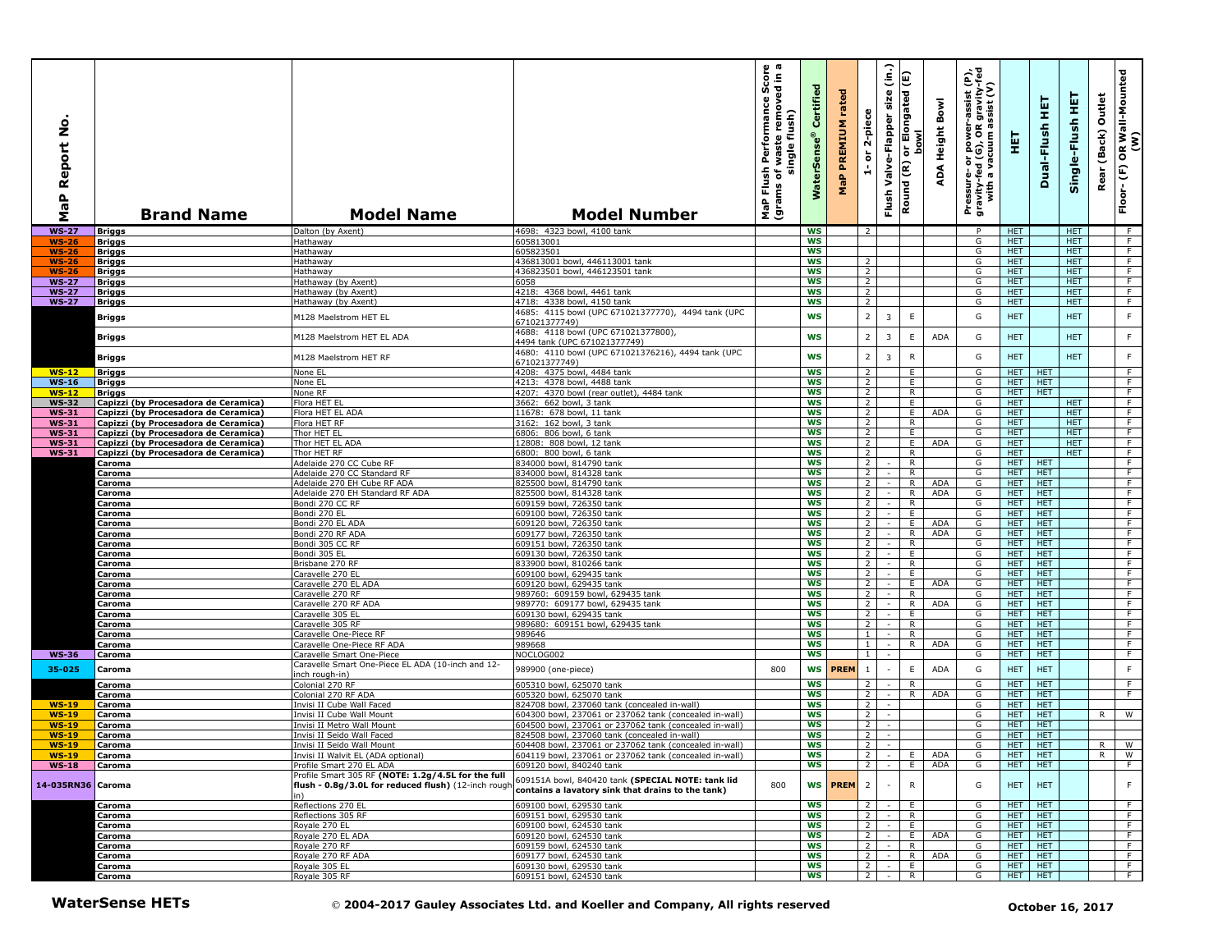| MaP Report No. | Brand Name | Model Name | Model Number | MaP Flush Performance Score (grams of waste removed in a single flush) | WaterSense® Certified | MaP PREMIUM rated | 1- or 2-piece | Flush Valve-Flapper size (in.) | Round (R) or Elongated (E) bowl | ADA Height Bowl | Pressure- or power-assist (P), gravity-fed (G), OR gravity-fed with a vacuum assist (V) | HET | Dual-Flush HET | Single-Flush HET | Rear (Back) Outlet | Floor- (F) OR Wall-Mounted (W) |
|---|---|---|---|---|---|---|---|---|---|---|---|---|---|---|---|---|
| WS-27 | Briggs | Dalton (by Axent) | 4698: 4323 bowl, 4100 tank | | WS | | 2 | | | | P | HET | | HET | | F |
| WS-26 | Briggs | Hathaway | 605813001 | | WS | | | | | | G | HET | | HET | | F |
| WS-26 | Briggs | Hathaway | 605823501 | | WS | | | | | | G | HET | | HET | | F |
| WS-26 | Briggs | Hathaway | 436813001 bowl, 446113001 tank | | WS | | 2 | | | | G | HET | | HET | | F |
| WS-26 | Briggs | Hathaway | 436823501 bowl, 446123501 tank | | WS | | 2 | | | | G | HET | | HET | | F |
| WS-27 | Briggs | Hathaway (by Axent) | 6058 | | WS | | 2 | | | | G | HET | | HET | | F |
| WS-27 | Briggs | Hathaway (by Axent) | 4218: 4368 bowl, 4461 tank | | WS | | 2 | | | | G | HET | | HET | | F |
| WS-27 | Briggs | Hathaway (by Axent) | 4718: 4338 bowl, 4150 tank | | WS | | 2 | | | | G | HET | | HET | | F |
| | Briggs | M128 Maelstrom HET EL | 4685: 4115 bowl (UPC 671021377770), 4494 tank (UPC 671021377749) | | WS | | 2 | 3 | E | | G | HET | | HET | | F |
| | Briggs | M128 Maelstrom HET EL ADA | 4688: 4118 bowl (UPC 671021377800), 4494 tank (UPC 671021377749) | | WS | | 2 | 3 | E | ADA | G | HET | | HET | | F |
| | Briggs | M128 Maelstrom HET RF | 4680: 4110 bowl (UPC 671021376216), 4494 tank (UPC 671021377749) | | WS | | 2 | 3 | R | | G | HET | | HET | | F |
| WS-12 | Briggs | None EL | 4208: 4375 bowl, 4484 tank | | WS | | 2 | | E | | G | HET | HET | | | F |
| WS-16 | Briggs | None EL | 4213: 4378 bowl, 4488 tank | | WS | | 2 | | E | | G | HET | HET | | | F |
| WS-12 | Briggs | None RF | 4207: 4370 bowl (rear outlet), 4484 tank | | WS | | 2 | | R | | G | HET | HET | | | F |
| WS-32 | Capizzi (by Procesadora de Ceramica) | Flora HET EL | 3662: 662 bowl, 3 tank | | WS | | 2 | | E | | G | HET | | HET | | F |
| WS-31 | Capizzi (by Procesadora de Ceramica) | Flora HET EL ADA | 11678: 678 bowl, 11 tank | | WS | | 2 | | E | ADA | G | HET | | HET | | F |
| WS-31 | Capizzi (by Procesadora de Ceramica) | Flora HET RF | 3162: 162 bowl, 3 tank | | WS | | 2 | | R | | G | HET | | HET | | F |
| WS-31 | Capizzi (by Procesadora de Ceramica) | Thor HET EL | 6806: 806 bowl, 6 tank | | WS | | 2 | | E | | G | HET | | HET | | F |
| WS-31 | Capizzi (by Procesadora de Ceramica) | Thor HET EL ADA | 12808: 808 bowl, 12 tank | | WS | | 2 | | E | ADA | G | HET | | HET | | F |
| WS-31 | Capizzi (by Procesadora de Ceramica) | Thor HET RF | 6800: 800 bowl, 6 tank | | WS | | 2 | | R | | G | HET | | HET | | F |
| | Caroma | Adelaide 270 CC Cube RF | 834000 bowl, 814790 tank | | WS | | 2 | - | R | | G | HET | HET | | | F |
| | Caroma | Adelaide 270 CC Standard RF | 834000 bowl, 814328 tank | | WS | | 2 | - | R | | G | HET | HET | | | F |
| | Caroma | Adelaide 270 EH Cube RF ADA | 825500 bowl, 814790 tank | | WS | | 2 | - | R | ADA | G | HET | HET | | | F |
| | Caroma | Adelaide 270 EH Standard RF ADA | 825500 bowl, 814328 tank | | WS | | 2 | - | R | ADA | G | HET | HET | | | F |
| | Caroma | Bondi 270 CC RF | 609159 bowl, 726350 tank | | WS | | 2 | - | R | | G | HET | HET | | | F |
| | Caroma | Bondi 270 EL | 609100 bowl, 726350 tank | | WS | | 2 | - | E | | G | HET | HET | | | F |
| | Caroma | Bondi 270 EL ADA | 609120 bowl, 726350 tank | | WS | | 2 | - | E | ADA | G | HET | HET | | | F |
| | Caroma | Bondi 270 RF ADA | 609177 bowl, 726350 tank | | WS | | 2 | - | R | ADA | G | HET | HET | | | F |
| | Caroma | Bondi 305 CC RF | 609151 bowl, 726350 tank | | WS | | 2 | - | R | | G | HET | HET | | | F |
| | Caroma | Bondi 305 EL | 609130 bowl, 726350 tank | | WS | | 2 | - | E | | G | HET | HET | | | F |
| | Caroma | Brisbane 270 RF | 833900 bowl, 810266 tank | | WS | | 2 | - | R | | G | HET | HET | | | F |
| | Caroma | Caravelle 270 EL | 609100 bowl, 629435 tank | | WS | | 2 | - | E | | G | HET | HET | | | F |
| | Caroma | Caravelle 270 EL ADA | 609120 bowl, 629435 tank | | WS | | 2 | - | E | ADA | G | HET | HET | | | F |
| | Caroma | Caravelle 270 RF | 989760: 609159 bowl, 629435 tank | | WS | | 2 | - | R | | G | HET | HET | | | F |
| | Caroma | Caravelle 270 RF ADA | 989770: 609177 bowl, 629435 tank | | WS | | 2 | - | R | ADA | G | HET | HET | | | F |
| | Caroma | Caravelle 305 EL | 609130 bowl, 629435 tank | | WS | | 2 | - | E | | G | HET | HET | | | F |
| | Caroma | Caravelle 305 RF | 989680: 609151 bowl, 629435 tank | | WS | | 2 | - | R | | G | HET | HET | | | F |
| | Caroma | Caravelle One-Piece RF | 989646 | | WS | | 1 | - | R | | G | HET | HET | | | F |
| | Caroma | Caravelle One-Piece RF ADA | 989668 | | WS | | 1 | - | R | ADA | G | HET | HET | | | F |
| WS-36 | Caroma | Caravelle Smart One-Piece | NOCLOG002 | | WS | | 1 | - | | | G | HET | HET | | | F |
| 35-025 | Caroma | Caravelle Smart One-Piece EL ADA (10-inch and 12-inch rough-in) | 989900 (one-piece) | 800 | WS | PREM | 1 | - | E | ADA | G | HET | HET | | | F |
| | Caroma | Colonial 270 RF | 605310 bowl, 625070 tank | | WS | | 2 | - | R | | G | HET | HET | | | F |
| | Caroma | Colonial 270 RF ADA | 605320 bowl, 625070 tank | | WS | | 2 | - | R | ADA | G | HET | HET | | | F |
| WS-19 | Caroma | Invisi II Cube Wall Faced | 824708 bowl, 237060 tank (concealed in-wall) | | WS | | 2 | - | | | G | HET | HET | | | F |
| WS-19 | Caroma | Invisi II Cube Wall Mount | 604300 bowl, 237061 or 237062 tank (concealed in-wall) | | WS | | 2 | - | | | G | HET | HET | | R | W |
| WS-19 | Caroma | Invisi II Metro Wall Mount | 604500 bowl, 237061 or 237062 tank (concealed in-wall) | | WS | | 2 | - | | | G | HET | HET | | | F |
| WS-19 | Caroma | Invisi II Seido Wall Faced | 824508 bowl, 237060 tank (concealed in-wall) | | WS | | 2 | - | | | G | HET | HET | | | F |
| WS-19 | Caroma | Invisi II Seido Wall Mount | 604408 bowl, 237061 or 237062 tank (concealed in-wall) | | WS | | 2 | - | | | G | HET | HET | | R | W |
| WS-19 | Caroma | Invisi II Walvit EL (ADA optional) | 604119 bowl, 237061 or 237062 tank (concealed in-wall) | | WS | | 2 | - | E | ADA | G | HET | HET | | R | W |
| WS-18 | Caroma | Profile Smart 270 EL ADA | 609120 bowl, 840240 tank | | WS | | 2 | - | E | ADA | G | HET | HET | | | F |
| 14-035RN36 | Caroma | Profile Smart 305 RF **(NOTE: 1.2g/4.5L for the full flush - 0.8g/3.0L for reduced flush)** (12-inch rough-in) | 609151A bowl, 840420 tank **(SPECIAL NOTE: tank lid contains a lavatory sink that drains to the tank)** | 800 | WS | PREM | 2 | - | R | | G | HET | HET | | | F |
| | Caroma | Reflections 270 EL | 609100 bowl, 629530 tank | | WS | | 2 | - | E | | G | HET | HET | | | F |
| | Caroma | Reflections 305 RF | 609151 bowl, 629530 tank | | WS | | 2 | - | R | | G | HET | HET | | | F |
| | Caroma | Royale 270 EL | 609100 bowl, 624530 tank | | WS | | 2 | - | E | | G | HET | HET | | | F |
| | Caroma | Royale 270 EL ADA | 609120 bowl, 624530 tank | | WS | | 2 | - | E | ADA | G | HET | HET | | | F |
| | Caroma | Royale 270 RF | 609159 bowl, 624530 tank | | WS | | 2 | - | R | | G | HET | HET | | | F |
| | Caroma | Royale 270 RF ADA | 609177 bowl, 624530 tank | | WS | | 2 | - | R | ADA | G | HET | HET | | | F |
| | Caroma | Royale 305 EL | 609130 bowl, 629530 tank | | WS | | 2 | - | E | | G | HET | HET | | | F |
| | Caroma | Royale 305 RF | 609151 bowl, 624530 tank | | WS | | 2 | - | R | | G | HET | HET | | | F |

**WaterSense HETs** © 2004-2017 Gauley Associates Ltd. and Koeller and Company, All rights reserved **October 16, 2017**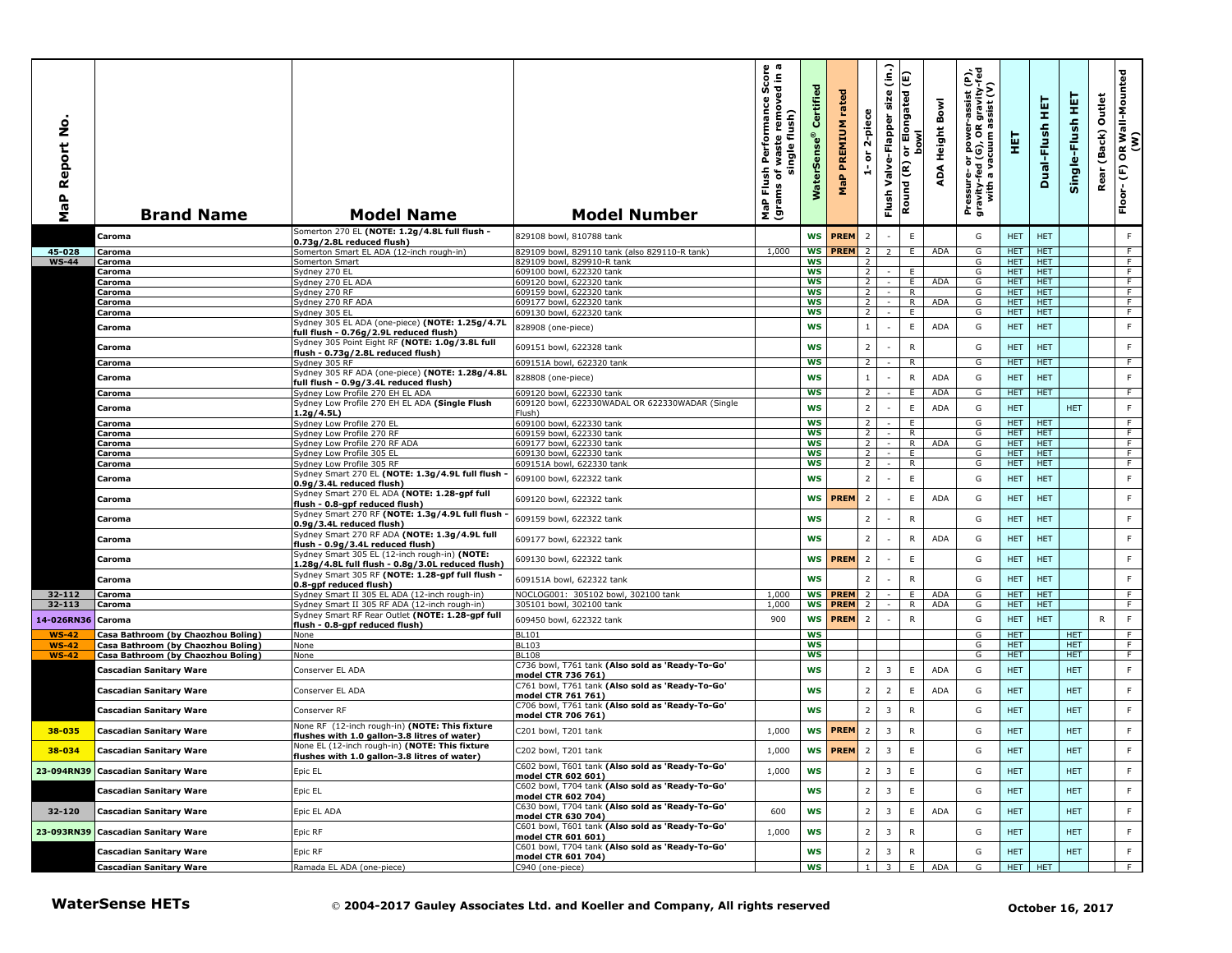| MaP Report No. | Brand Name | Model Name | Model Number | MaP Flush Performance Score (grams of waste removed in a single flush) | WaterSense® Certified | MaP PREMIUM rated | 1- or 2-piece | Flush Valve-Flapper size (in.) | Round (R) or Elongated (E) bowl | ADA Height Bowl | Pressure- or power-assist (P), gravity-fed (G), OR gravity-fed with a vacuum assist (V) | HET | Dual-Flush HET | Single-Flush HET | Rear (Back) Outlet | Floor- (F) OR Wall-Mounted (W) |
|---|---|---|---|---|---|---|---|---|---|---|---|---|---|---|---|---|
| | Caroma | Somerton 270 EL **(NOTE: 1.2g/4.8L full flush - 0.73g/2.8L reduced flush)** | 829108 bowl, 810788 tank | | WS | PREM | 2 | - | E | | G | HET | HET | | | F |
| 45-028 | Caroma | Somerton Smart EL ADA (12-inch rough-in) | 829109 bowl, 829110 tank (also 829110-R tank) | 1,000 | WS | PREM | 2 | 2 | E | ADA | G | HET | HET | | | F |
| WS-44 | Caroma | Somerton Smart | 829109 bowl, 829910-R tank | | WS | | 2 | | | | G | HET | HET | | | F |
| | Caroma | Sydney 270 EL | 609100 bowl, 622320 tank | | WS | | 2 | - | E | | G | HET | HET | | | F |
| | Caroma | Sydney 270 EL ADA | 609120 bowl, 622320 tank | | WS | | 2 | - | E | ADA | G | HET | HET | | | F |
| | Caroma | Sydney 270 RF | 609159 bowl, 622320 tank | | WS | | 2 | - | R | | G | HET | HET | | | F |
| | Caroma | Sydney 270 RF ADA | 609177 bowl, 622320 tank | | WS | | 2 | - | R | ADA | G | HET | HET | | | F |
| | Caroma | Sydney 305 EL | 609130 bowl, 622320 tank | | WS | | 2 | - | E | | G | HET | HET | | | F |
| | Caroma | Sydney 305 EL ADA (one-piece) **(NOTE: 1.25g/4.7L full flush - 0.76g/2.9L reduced flush)** | 828908 (one-piece) | | WS | | 1 | - | E | ADA | G | HET | HET | | | F |
| | Caroma | Sydney 305 Point Eight RF **(NOTE: 1.0g/3.8L full flush - 0.73g/2.8L reduced flush)** | 609151 bowl, 622328 tank | | WS | | 2 | - | R | | G | HET | HET | | | F |
| | Caroma | Sydney 305 RF | 609151A bowl, 622320 tank | | WS | | 2 | - | R | | G | HET | HET | | | F |
| | Caroma | Sydney 305 RF ADA (one-piece) **(NOTE: 1.28g/4.8L full flush - 0.9g/3.4L reduced flush)** | 828808 (one-piece) | | WS | | 1 | - | R | ADA | G | HET | HET | | | F |
| | Caroma | Sydney Low Profile 270 EH EL ADA | 609120 bowl, 622330 tank | | WS | | 2 | - | E | ADA | G | HET | HET | | | F |
| | Caroma | Sydney Low Profile 270 EH EL ADA **(Single Flush 1.2g/4.5L)** | 609120 bowl, 622330WADAL OR 622330WADAR (Single Flush) | | WS | | 2 | - | E | ADA | G | HET | | HET | | F |
| | Caroma | Sydney Low Profile 270 EL | 609100 bowl, 622330 tank | | WS | | 2 | - | E | | G | HET | HET | | | F |
| | Caroma | Sydney Low Profile 270 RF | 609159 bowl, 622330 tank | | WS | | 2 | - | R | | G | HET | HET | | | F |
| | Caroma | Sydney Low Profile 270 RF ADA | 609177 bowl, 622330 tank | | WS | | 2 | - | R | ADA | G | HET | HET | | | F |
| | Caroma | Sydney Low Profile 305 EL | 609130 bowl, 622330 tank | | WS | | 2 | - | E | | G | HET | HET | | | F |
| | Caroma | Sydney Low Profile 305 RF | 609151A bowl, 622330 tank | | WS | | 2 | - | R | | G | HET | HET | | | F |
| | Caroma | Sydney Smart 270 EL **(NOTE: 1.3g/4.9L full flush - 0.9g/3.4L reduced flush)** | 609100 bowl, 622322 tank | | WS | | 2 | - | E | | G | HET | HET | | | F |
| | Caroma | Sydney Smart 270 EL ADA **(NOTE: 1.28-gpf full flush - 0.8-gpf reduced flush)** | 609120 bowl, 622322 tank | | WS | PREM | 2 | - | E | ADA | G | HET | HET | | | F |
| | Caroma | Sydney Smart 270 RF **(NOTE: 1.3g/4.9L full flush - 0.9g/3.4L reduced flush)** | 609159 bowl, 622322 tank | | WS | | 2 | - | R | | G | HET | HET | | | F |
| | Caroma | Sydney Smart 270 RF ADA **(NOTE: 1.3g/4.9L full flush - 0.9g/3.4L reduced flush)** | 609177 bowl, 622322 tank | | WS | | 2 | - | R | ADA | G | HET | HET | | | F |
| | Caroma | Sydney Smart 305 EL (12-inch rough-in) **(NOTE: 1.28g/4.8L full flush - 0.8g/3.0L reduced flush)** | 609130 bowl, 622322 tank | | WS | PREM | 2 | - | E | | G | HET | HET | | | F |
| | Caroma | Sydney Smart 305 RF **(NOTE: 1.28-gpf full flush - 0.8-gpf reduced flush)** | 609151A bowl, 622322 tank | | WS | | 2 | - | R | | G | HET | HET | | | F |
| 32-112 | Caroma | Sydney Smart II 305 EL ADA (12-inch rough-in) | NOCLOG001: 305102 bowl, 302100 tank | 1,000 | WS | PREM | 2 | - | E | ADA | G | HET | HET | | | F |
| 32-113 | Caroma | Sydney Smart II 305 RF ADA (12-inch rough-in) | 305101 bowl, 302100 tank | 1,000 | WS | PREM | 2 | - | R | ADA | G | HET | HET | | | F |
| 14-026RN36 | Caroma | Sydney Smart RF Rear Outlet **(NOTE: 1.28-gpf full flush - 0.8-gpf reduced flush)** | 609450 bowl, 622322 tank | 900 | WS | PREM | 2 | - | R | | G | HET | HET | | R | F |
| WS-42 | Casa Bathroom (by Chaozhou Boling) | None | BL101 | | WS | | | | | | G | HET | | HET | | F |
| WS-42 | Casa Bathroom (by Chaozhou Boling) | None | BL103 | | WS | | | | | | G | HET | | HET | | F |
| WS-42 | Casa Bathroom (by Chaozhou Boling) | None | BL108 | | WS | | | | | | G | HET | | HET | | F |
| | Cascadian Sanitary Ware | Conserver EL ADA | C736 bowl, T761 tank **(Also sold as 'Ready-To-Go' model CTR 736 761)** | | WS | | 2 | 3 | E | ADA | G | HET | | HET | | F |
| | Cascadian Sanitary Ware | Conserver EL ADA | C761 bowl, T761 tank **(Also sold as 'Ready-To-Go' model CTR 761 761)** | | WS | | 2 | 2 | E | ADA | G | HET | | HET | | F |
| | Cascadian Sanitary Ware | Conserver RF | C706 bowl, T761 tank **(Also sold as 'Ready-To-Go' model CTR 706 761)** | | WS | | 2 | 3 | R | | G | HET | | HET | | F |
| 38-035 | Cascadian Sanitary Ware | None RF (12-inch rough-in) **(NOTE: This fixture flushes with 1.0 gallon-3.8 litres of water)** | C201 bowl, T201 tank | 1,000 | WS | PREM | 2 | 3 | R | | G | HET | | HET | | F |
| 38-034 | Cascadian Sanitary Ware | None EL (12-inch rough-in) **(NOTE: This fixture flushes with 1.0 gallon-3.8 litres of water)** | C202 bowl, T201 tank | 1,000 | WS | PREM | 2 | 3 | E | | G | HET | | HET | | F |
| 23-094RN39 | Cascadian Sanitary Ware | Epic EL | C602 bowl, T601 tank **(Also sold as 'Ready-To-Go' model CTR 602 601)** | 1,000 | WS | | 2 | 3 | E | | G | HET | | HET | | F |
| | Cascadian Sanitary Ware | Epic EL | C602 bowl, T704 tank **(Also sold as 'Ready-To-Go' model CTR 602 704)** | | WS | | 2 | 3 | E | | G | HET | | HET | | F |
| 32-120 | Cascadian Sanitary Ware | Epic EL ADA | C630 bowl, T704 tank **(Also sold as 'Ready-To-Go' model CTR 630 704)** | 600 | WS | | 2 | 3 | E | ADA | G | HET | | HET | | F |
| 23-093RN39 | Cascadian Sanitary Ware | Epic RF | C601 bowl, T601 tank **(Also sold as 'Ready-To-Go' model CTR 601 601)** | 1,000 | WS | | 2 | 3 | R | | G | HET | | HET | | F |
| | Cascadian Sanitary Ware | Epic RF | C601 bowl, T704 tank **(Also sold as 'Ready-To-Go' model CTR 601 704)** | | WS | | 2 | 3 | R | | G | HET | | HET | | F |
| | Cascadian Sanitary Ware | Ramada EL ADA (one-piece) | C940 (one-piece) | | WS | | 1 | 3 | E | ADA | G | HET | HET | | | F |

**WaterSense HETs** © **2004-2017 Gauley Associates Ltd. and Koeller and Company, All rights reserved** **October 16, 2017**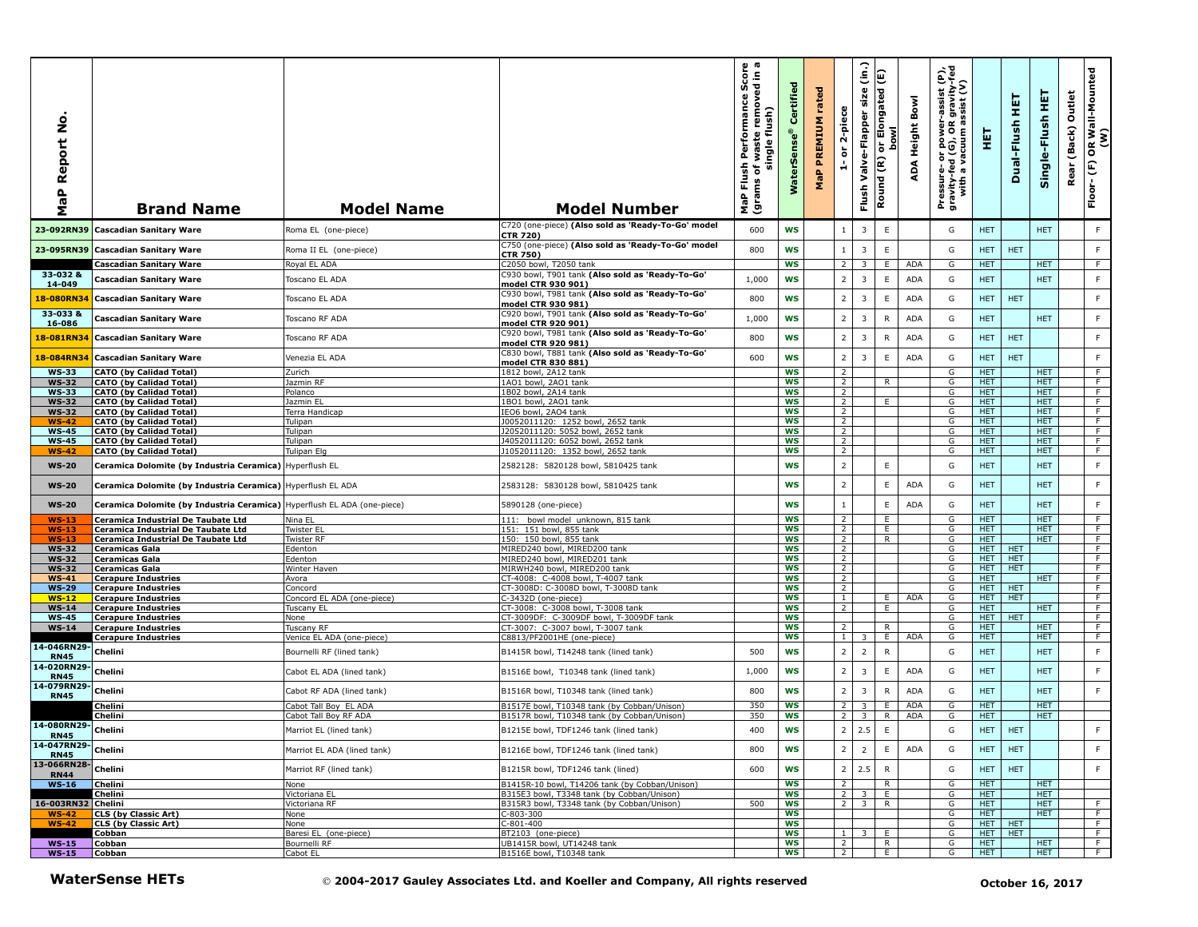| MaP Report No. | Brand Name | Model Name | Model Number | MaP Flush Performance Score (grams of waste removed in a single flush) | WaterSense® Certified | MaP PREMIUM rated | 1- or 2-piece | Flush Valve-Flapper size (in.) | Round (R) or Elongated (E) bowl | ADA Height Bowl | Pressure- or power-assist (P), gravity-fed (G), OR gravity-fed with a vacuum assist (V) | HET | Dual-Flush HET | Single-Flush HET | Rear (Back) Outlet | Floor- (F) OR Wall-Mounted (W) |
|---|---|---|---|---|---|---|---|---|---|---|---|---|---|---|---|---|
| 23-092RN39 | **Cascadian Sanitary Ware** | Roma EL (one-piece) | C720 (one-piece) **(Also sold as 'Ready-To-Go' model CTR 720)** | 600 | WS | | 1 | 3 | E | | G | HET | | HET | | F |
| 23-095RN39 | **Cascadian Sanitary Ware** | Roma II EL (one-piece) | C750 (one-piece) **(Also sold as 'Ready-To-Go' model CTR 750)** | 800 | WS | | 1 | 3 | E | | G | HET | HET | | | F |
| | **Cascadian Sanitary Ware** | Royal EL ADA | C2050 bowl, T2050 tank | | WS | | 2 | 3 | E | ADA | G | HET | | HET | | F |
| 33-032 & 14-049 | **Cascadian Sanitary Ware** | Toscano EL ADA | C930 bowl, T901 tank **(Also sold as 'Ready-To-Go' model CTR 930 901)** | 1,000 | WS | | 2 | 3 | E | ADA | G | HET | | HET | | F |
| 18-080RN34 | **Cascadian Sanitary Ware** | Toscano EL ADA | C930 bowl, T981 tank **(Also sold as 'Ready-To-Go' model CTR 930 981)** | 800 | WS | | 2 | 3 | E | ADA | G | HET | HET | | | F |
| 33-033 & 16-086 | **Cascadian Sanitary Ware** | Toscano RF ADA | C920 bowl, T901 tank **(Also sold as 'Ready-To-Go' model CTR 920 901)** | 1,000 | WS | | 2 | 3 | R | ADA | G | HET | | HET | | F |
| 18-081RN34 | **Cascadian Sanitary Ware** | Toscano RF ADA | C920 bowl, T981 tank **(Also sold as 'Ready-To-Go' model CTR 920 981)** | 800 | WS | | 2 | 3 | R | ADA | G | HET | HET | | | F |
| 18-084RN34 | **Cascadian Sanitary Ware** | Venezia EL ADA | C830 bowl, T881 tank **(Also sold as 'Ready-To-Go' model CTR 830 881)** | 600 | WS | | 2 | 3 | E | ADA | G | HET | HET | | | F |
| WS-33 | **CATO (by Calidad Total)** | Zurich | 1812 bowl, 2A12 tank | | WS | | 2 | | | | G | HET | | HET | | F |
| WS-32 | **CATO (by Calidad Total)** | Jazmin RF | 1A01 bowl, 2A01 tank | | WS | | 2 | | R | | G | HET | | HET | | F |
| WS-33 | **CATO (by Calidad Total)** | Polanco | 1B02 bowl, 2A14 tank | | WS | | 2 | | | | G | HET | | HET | | F |
| WS-32 | **CATO (by Calidad Total)** | Jazmin EL | 1B01 bowl, 2AO1 tank | | WS | | 2 | | E | | G | HET | | HET | | F |
| WS-32 | **CATO (by Calidad Total)** | Terra Handicap | IE06 bowl, 2A04 tank | | WS | | 2 | | | | G | HET | | HET | | F |
| WS-42 | **CATO (by Calidad Total)** | Tulipan | J0052011120: 1252 bowl, 2652 tank | | WS | | 2 | | | | G | HET | | HET | | F |
| WS-45 | **CATO (by Calidad Total)** | Tulipan | J2052011120: 5052 bowl, 2652 tank | | WS | | 2 | | | | G | HET | | HET | | F |
| WS-45 | **CATO (by Calidad Total)** | Tulipan | J4052011120: 6052 bowl, 2652 tank | | WS | | 2 | | | | G | HET | | HET | | F |
| WS-42 | **CATO (by Calidad Total)** | Tulipan Elg | J1052011120: 1352 bowl, 2652 tank | | WS | | 2 | | | | G | HET | | HET | | F |
| WS-20 | **Ceramica Dolomite (by Industria Ceramica)** | Hyperflush EL | 2582128: 5820128 bowl, 5810425 tank | | WS | | 2 | | E | | G | HET | | HET | | F |
| WS-20 | **Ceramica Dolomite (by Industria Ceramica)** | Hyperflush EL ADA | 2583128: 5830128 bowl, 5810425 tank | | WS | | 2 | | E | ADA | G | HET | | HET | | F |
| WS-20 | **Ceramica Dolomite (by Industria Ceramica)** | Hyperflush EL ADA (one-piece) | 5890128 (one-piece) | | WS | | 1 | | E | ADA | G | HET | | HET | | F |
| WS-13 | **Ceramica Industrial De Taubate Ltd** | Nina EL | 111: bowl model unknown, 815 tank | | WS | | 2 | | E | | G | HET | | HET | | F |
| WS-13 | **Ceramica Industrial De Taubate Ltd** | Twister EL | 151: 151 bowl, 855 tank | | WS | | 2 | | E | | G | HET | | HET | | F |
| WS-13 | **Ceramica Industrial De Taubate Ltd** | Twister RF | 150: 150 bowl, 855 tank | | WS | | 2 | | R | | G | HET | | HET | | F |
| WS-32 | **Ceramicas Gala** | Edenton | MIRED240 bowl, MIRED200 tank | | WS | | 2 | | | | G | HET | HET | | | F |
| WS-32 | **Ceramicas Gala** | Edenton | MIRED240 bowl, MIRED201 tank | | WS | | 2 | | | | G | HET | HET | | | F |
| WS-32 | **Ceramicas Gala** | Winter Haven | MIRWH240 bowl, MIRED200 tank | | WS | | 2 | | | | G | HET | HET | | | F |
| WS-41 | **Cerapure Industries** | Avora | CT-4008: C-4008 bowl, T-4007 tank | | WS | | 2 | | | | G | HET | | HET | | F |
| WS-29 | **Cerapure Industries** | Concord | CT-3008D: C-3008D bowl, T-3008D tank | | WS | | 2 | | | | G | HET | HET | | | F |
| WS-12 | **Cerapure Industries** | Concord EL ADA (one-piece) | C-3432D (one-piece) | | WS | | 1 | | E | ADA | G | HET | HET | | | F |
| WS-14 | **Cerapure Industries** | Tuscany EL | CT-3008: C-3008 bowl, T-3008 tank | | WS | | 2 | | E | | G | HET | | HET | | F |
| WS-45 | **Cerapure Industries** | None | CT-3009DF: C-3009DF bowl, T-3009DF tank | | WS | | | | | | G | HET | HET | | | F |
| WS-14 | **Cerapure Industries** | Tuscany RF | CT-3007: C-3007 bowl, T-3007 tank | | WS | | 2 | | R | | G | HET | | HET | | F |
| | **Cerapure Industries** | Venice EL ADA (one-piece) | C8813/PF2001HE (one-piece) | | WS | | 1 | 3 | E | ADA | G | HET | | HET | | F |
| 14-046RN29-RN45 | **Chelini** | Bournelli RF (lined tank) | B1415R bowl, T14248 tank (lined tank) | 500 | WS | | 2 | 2 | R | | G | HET | | HET | | F |
| 14-020RN29-RN45 | **Chelini** | Cabot EL ADA (lined tank) | B1516E bowl, T10348 tank (lined tank) | 1,000 | WS | | 2 | 3 | E | ADA | G | HET | | HET | | F |
| 14-079RN29-RN45 | **Chelini** | Cabot RF ADA (lined tank) | B1516R bowl, T10348 tank (lined tank) | 800 | WS | | 2 | 3 | R | ADA | G | HET | | HET | | F |
| | **Chelini** | Cabot Tall Boy EL ADA | B1517E bowl, T10348 tank (by Cobban/Unison) | 350 | WS | | 2 | 3 | E | ADA | G | HET | | HET | | |
| | **Chelini** | Cabot Tall Boy RF ADA | B1517R bowl, T10348 tank (by Cobban/Unison) | 350 | WS | | 2 | 3 | R | ADA | G | HET | | HET | | |
| 14-080RN29-RN45 | **Chelini** | Marriot EL (lined tank) | B1215E bowl, TDF1246 tank (lined tank) | 400 | WS | | 2 | 2.5 | E | | G | HET | HET | | | F |
| 14-047RN29-RN45 | **Chelini** | Marriot EL ADA (lined tank) | B1216E bowl, TDF1246 tank (lined tank) | 800 | WS | | 2 | 2 | E | ADA | G | HET | HET | | | F |
| 13-066RN28-RN44 | **Chelini** | Marriot RF (lined tank) | B1215R bowl, TDF1246 tank (lined) | 600 | WS | | 2 | 2.5 | R | | G | HET | HET | | | F |
| WS-16 | **Chelini** | None | B1415R-10 bowl, T14206 tank (by Cobban/Unison) | | WS | | 2 | | R | | G | HET | | HET | | |
| | **Chelini** | Victoriana EL | B315E3 bowl, T3348 tank (by Cobban/Unison) | | WS | | 2 | 3 | E | | G | HET | | HET | | |
| 16-003RN32 | **Chelini** | Victoriana RF | B315R3 bowl, T3348 tank (by Cobban/Unison) | 500 | WS | | 2 | 3 | R | | G | HET | | HET | | F |
| WS-42 | **CLS (by Classic Art)** | None | C-803-300 | | WS | | | | | | G | HET | | HET | | F |
| WS-42 | **CLS (by Classic Art)** | None | C-801-400 | | WS | | | | | | G | HET | HET | | | F |
| | **Cobban** | Baresi EL (one-piece) | BT2103 (one-piece) | | WS | | 1 | 3 | E | | G | HET | HET | | | F |
| WS-15 | **Cobban** | Bournelli RF | UB1415R bowl, UT14248 tank | | WS | | 2 | | R | | G | HET | | HET | | F |
| WS-15 | **Cobban** | Cabot EL | B1516E bowl, T10348 tank | | WS | | 2 | | E | | G | HET | | HET | | F |

**WaterSense HETs** © 2004-2017 Gauley Associates Ltd. and Koeller and Company, All rights reserved **October 16, 2017**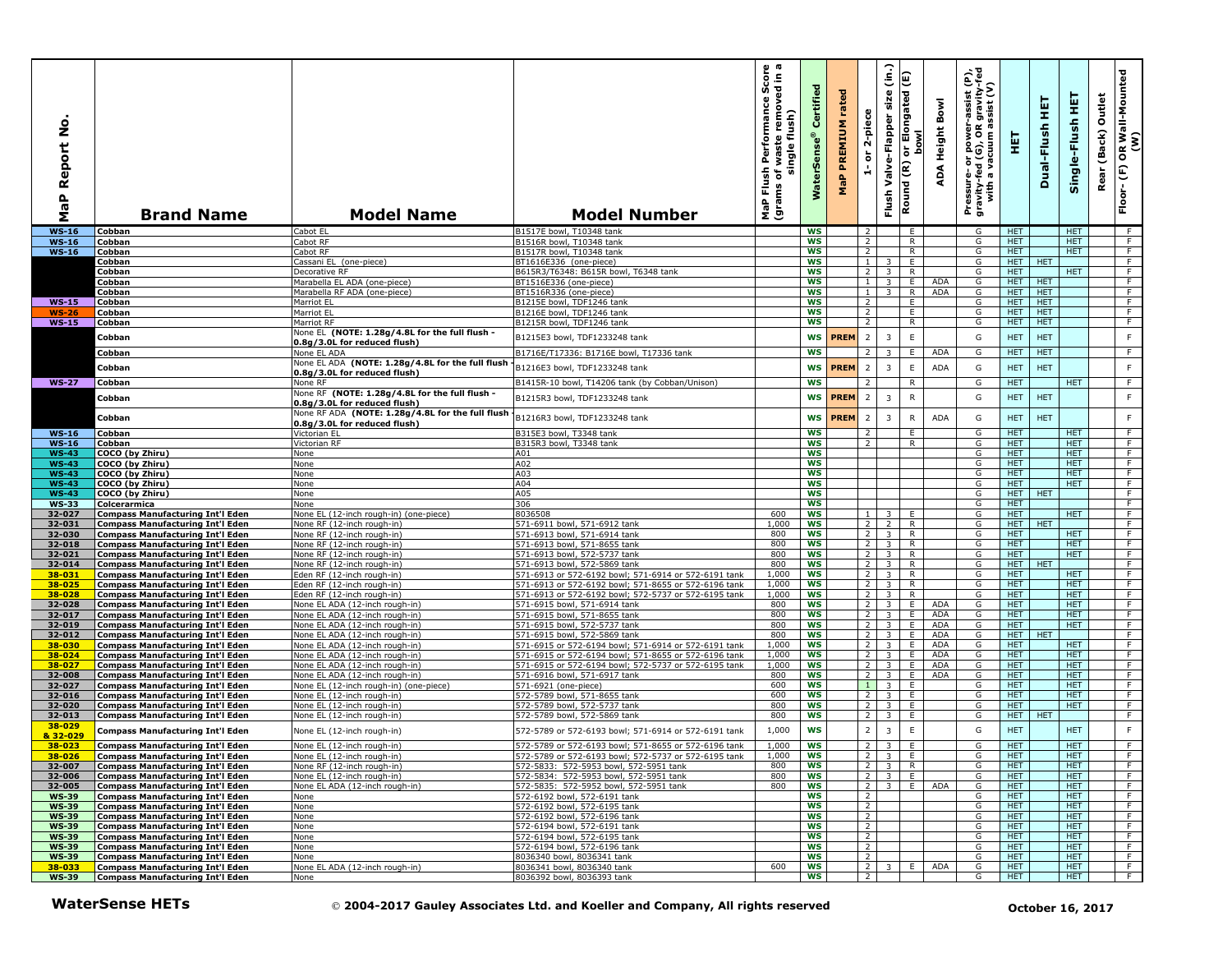| MaP Report No. | Brand Name | Model Name | Model Number | MaP Flush Performance Score (grams of waste removed in a single flush) | WaterSense® Certified | MaP PREMIUM rated | 1- or 2-piece | Flush Valve-Flapper size (in.) | Round (R) or Elongated (E) bowl | ADA Height Bowl | Pressure- or power-assist (P), gravity-fed (G), OR gravity-fed with a vacuum assist (V) | HET | Dual-Flush HET | Single-Flush HET | Rear (Back) Outlet | Floor- (F) OR Wall-Mounted (W) |
|---|---|---|---|---|---|---|---|---|---|---|---|---|---|---|---|---|
| WS-16 | Cobban | Cabot EL | B1517E bowl, T10348 tank | | WS | | 2 | | E | | G | HET | | HET | | F |
| WS-16 | Cobban | Cabot RF | B1516R bowl, T10348 tank | | WS | | 2 | | R | | G | HET | | HET | | F |
| WS-16 | Cobban | Cabot RF | B1517R bowl, T10348 tank | | WS | | 2 | | R | | G | HET | | HET | | F |
| | Cobban | Cassani EL (one-piece) | BT1616E336 (one-piece) | | WS | | 1 | 3 | E | | G | HET | HET | | | F |
| | Cobban | Decorative RF | B615R3/T6348: B615R bowl, T6348 tank | | WS | | 2 | 3 | R | | G | HET | | HET | | F |
| | Cobban | Marabella EL ADA (one-piece) | BT1516E336 (one-piece) | | WS | | 1 | 3 | E | ADA | G | HET | HET | | | F |
| | Cobban | Marabella RF ADA (one-piece) | BT1516R336 (one-piece) | | WS | | 1 | 3 | R | ADA | G | HET | HET | | | F |
| WS-15 | Cobban | Marriot EL | B1215E bowl, TDF1246 tank | | WS | | 2 | | E | | G | HET | HET | | | F |
| WS-26 | Cobban | Marriot EL | B1216E bowl, TDF1246 tank | | WS | | 2 | | E | | G | HET | HET | | | F |
| WS-15 | Cobban | Marriot RF | B1215R bowl, TDF1246 tank | | WS | | 2 | | R | | G | HET | HET | | | F |
| | Cobban | None EL **(NOTE: 1.28g/4.8L for the full flush - 0.8g/3.0L for reduced flush)** | B1215E3 bowl, TDF1233248 tank | | WS | PREM | 2 | 3 | E | | G | HET | HET | | | F |
| | Cobban | None EL ADA | B1716E/T17336: B1716E bowl, T17336 tank | | WS | | 2 | 3 | E | ADA | G | HET | HET | | | F |
| | Cobban | None EL ADA **(NOTE: 1.28g/4.8L for the full flush - 0.8g/3.0L for reduced flush)** | B1216E3 bowl, TDF1233248 tank | | WS | PREM | 2 | 3 | E | ADA | G | HET | HET | | | F |
| WS-27 | Cobban | None RF | B1415R-10 bowl, T14206 tank (by Cobban/Unison) | | WS | | 2 | | R | | G | HET | | HET | | F |
| | Cobban | None RF **(NOTE: 1.28g/4.8L for the full flush - 0.8g/3.0L for reduced flush)** | B1215R3 bowl, TDF1233248 tank | | WS | PREM | 2 | 3 | R | | G | HET | HET | | | F |
| | Cobban | None RF ADA **(NOTE: 1.28g/4.8L for the full flush - 0.8g/3.0L for reduced flush)** | B1216R3 bowl, TDF1233248 tank | | WS | PREM | 2 | 3 | R | ADA | G | HET | HET | | | F |
| WS-16 | Cobban | Victorian EL | B315E3 bowl, T3348 tank | | WS | | 2 | | E | | G | HET | | HET | | F |
| WS-16 | Cobban | Victorian RF | B315R3 bowl, T3348 tank | | WS | | 2 | | R | | G | HET | | HET | | F |
| WS-43 | COCO (by Zhiru) | None | A01 | | WS | | | | | | G | HET | | HET | | F |
| WS-43 | COCO (by Zhiru) | None | A02 | | WS | | | | | | G | HET | | HET | | F |
| WS-43 | COCO (by Zhiru) | None | A03 | | WS | | | | | | G | HET | | HET | | F |
| WS-43 | COCO (by Zhiru) | None | A04 | | WS | | | | | | G | HET | | HET | | F |
| WS-43 | COCO (by Zhiru) | None | A05 | | WS | | | | | | G | HET | HET | | | F |
| WS-33 | Colcerarmica | None | 306 | | WS | | | | | | G | HET | | | | F |
| 32-027 | Compass Manufacturing Int'l Eden | None EL (12-inch rough-in) (one-piece) | 8036508 | 600 | WS | | 1 | 3 | E | | G | HET | | HET | | F |
| 32-031 | Compass Manufacturing Int'l Eden | None RF (12-inch rough-in) | 571-6911 bowl, 571-6912 tank | 1,000 | WS | | 2 | 2 | R | | G | HET | HET | | | F |
| 32-030 | Compass Manufacturing Int'l Eden | None RF (12-inch rough-in) | 571-6913 bowl, 571-6914 tank | 800 | WS | | 2 | 3 | R | | G | HET | | HET | | F |
| 32-018 | Compass Manufacturing Int'l Eden | None RF (12-inch rough-in) | 571-6913 bowl, 571-8655 tank | 800 | WS | | 2 | 3 | R | | G | HET | | HET | | F |
| 32-021 | Compass Manufacturing Int'l Eden | None RF (12-inch rough-in) | 571-6913 bowl, 572-5737 tank | 800 | WS | | 2 | 3 | R | | G | HET | | HET | | F |
| 32-014 | Compass Manufacturing Int'l Eden | None RF (12-inch rough-in) | 571-6913 bowl, 572-5869 tank | 800 | WS | | 2 | 3 | R | | G | HET | HET | | | F |
| 38-031 | Compass Manufacturing Int'l Eden | Eden RF (12-inch rough-in) | 571-6913 or 572-6192 bowl; 571-6914 or 572-6191 tank | 1,000 | WS | | 2 | 3 | R | | G | HET | | HET | | F |
| 38-025 | Compass Manufacturing Int'l Eden | Eden RF (12-inch rough-in) | 571-6913 or 572-6192 bowl; 571-8655 or 572-6196 tank | 1,000 | WS | | 2 | 3 | R | | G | HET | | HET | | F |
| 38-028 | Compass Manufacturing Int'l Eden | Eden RF (12-inch rough-in) | 571-6913 or 572-6192 bowl; 572-5737 or 572-6195 tank | 1,000 | WS | | 2 | 3 | R | | G | HET | | HET | | F |
| 32-028 | Compass Manufacturing Int'l Eden | None EL ADA (12-inch rough-in) | 571-6915 bowl, 571-6914 tank | 800 | WS | | 2 | 3 | E | ADA | G | HET | | HET | | F |
| 32-017 | Compass Manufacturing Int'l Eden | None EL ADA (12-inch rough-in) | 571-6915 bowl, 571-8655 tank | 800 | WS | | 2 | 3 | E | ADA | G | HET | | HET | | F |
| 32-019 | Compass Manufacturing Int'l Eden | None EL ADA (12-inch rough-in) | 571-6915 bowl, 572-5737 tank | 800 | WS | | 2 | 3 | E | ADA | G | HET | | HET | | F |
| 32-012 | Compass Manufacturing Int'l Eden | None EL ADA (12-inch rough-in) | 571-6915 bowl, 572-5869 tank | 800 | WS | | 2 | 3 | E | ADA | G | HET | HET | | | F |
| 38-030 | Compass Manufacturing Int'l Eden | None EL ADA (12-inch rough-in) | 571-6915 or 572-6194 bowl; 571-6914 or 572-6191 tank | 1,000 | WS | | 2 | 3 | E | ADA | G | HET | | HET | | F |
| 38-024 | Compass Manufacturing Int'l Eden | None EL ADA (12-inch rough-in) | 571-6915 or 572-6194 bowl; 571-8655 or 572-6196 tank | 1,000 | WS | | 2 | 3 | E | ADA | G | HET | | HET | | F |
| 38-027 | Compass Manufacturing Int'l Eden | None EL ADA (12-inch rough-in) | 571-6915 or 572-6194 bowl; 572-5737 or 572-6195 tank | 1,000 | WS | | 2 | 3 | E | ADA | G | HET | | HET | | F |
| 32-008 | Compass Manufacturing Int'l Eden | None EL ADA (12-inch rough-in) | 571-6916 bowl, 571-6917 tank | 800 | WS | | 2 | 3 | E | ADA | G | HET | | HET | | F |
| 32-027 | Compass Manufacturing Int'l Eden | None EL (12-inch rough-in) (one-piece) | 571-6921 (one-piece) | 600 | WS | | 1 | 3 | E | | G | HET | | HET | | F |
| 32-016 | Compass Manufacturing Int'l Eden | None EL (12-inch rough-in) | 572-5789 bowl, 571-8655 tank | 600 | WS | | 2 | 3 | E | | G | HET | | HET | | F |
| 32-020 | Compass Manufacturing Int'l Eden | None EL (12-inch rough-in) | 572-5789 bowl, 572-5737 tank | 800 | WS | | 2 | 3 | E | | G | HET | | HET | | F |
| 32-013 | Compass Manufacturing Int'l Eden | None EL (12-inch rough-in) | 572-5789 bowl, 572-5869 tank | 800 | WS | | 2 | 3 | E | | G | HET | HET | | | F |
| 38-029 & 32-029 | Compass Manufacturing Int'l Eden | None EL (12-inch rough-in) | 572-5789 or 572-6193 bowl; 571-6914 or 572-6191 tank | 1,000 | WS | | 2 | 3 | E | | G | HET | | HET | | F |
| 38-023 | Compass Manufacturing Int'l Eden | None EL (12-inch rough-in) | 572-5789 or 572-6193 bowl; 571-8655 or 572-6196 tank | 1,000 | WS | | 2 | 3 | E | | G | HET | | HET | | F |
| 38-026 | Compass Manufacturing Int'l Eden | None EL (12-inch rough-in) | 572-5789 or 572-6193 bowl; 572-5737 or 572-6195 tank | 1,000 | WS | | 2 | 3 | E | | G | HET | | HET | | F |
| 32-007 | Compass Manufacturing Int'l Eden | None RF (12-inch rough-in) | 572-5833: 572-5953 bowl, 572-5951 tank | 800 | WS | | 2 | 3 | R | | G | HET | | HET | | F |
| 32-006 | Compass Manufacturing Int'l Eden | None EL (12-inch rough-in) | 572-5834: 572-5953 bowl, 572-5951 tank | 800 | WS | | 2 | 3 | E | | G | HET | | HET | | F |
| 32-005 | Compass Manufacturing Int'l Eden | None EL ADA (12-inch rough-in) | 572-5835: 572-5952 bowl, 572-5951 tank | 800 | WS | | 2 | 3 | E | ADA | G | HET | | HET | | F |
| WS-39 | Compass Manufacturing Int'l Eden | None | 572-6192 bowl, 572-6191 tank | | WS | | 2 | | | | G | HET | | HET | | F |
| WS-39 | Compass Manufacturing Int'l Eden | None | 572-6192 bowl, 572-6195 tank | | WS | | 2 | | | | G | HET | | HET | | F |
| WS-39 | Compass Manufacturing Int'l Eden | None | 572-6192 bowl, 572-6196 tank | | WS | | 2 | | | | G | HET | | HET | | F |
| WS-39 | Compass Manufacturing Int'l Eden | None | 572-6194 bowl, 572-6191 tank | | WS | | 2 | | | | G | HET | | HET | | F |
| WS-39 | Compass Manufacturing Int'l Eden | None | 572-6194 bowl, 572-6195 tank | | WS | | 2 | | | | G | HET | | HET | | F |
| WS-39 | Compass Manufacturing Int'l Eden | None | 572-6194 bowl, 572-6196 tank | | WS | | 2 | | | | G | HET | | HET | | F |
| WS-39 | Compass Manufacturing Int'l Eden | None | 8036340 bowl, 8036341 tank | | WS | | 2 | | | | G | HET | | HET | | F |
| 38-033 | Compass Manufacturing Int'l Eden | None EL ADA (12-inch rough-in) | 8036341 bowl, 8036340 tank | 600 | WS | | 2 | 3 | E | ADA | G | HET | | HET | | F |
| WS-39 | Compass Manufacturing Int'l Eden | None | 8036392 bowl, 8036393 tank | | WS | | 2 | | | | G | HET | | HET | | F |

**WaterSense HETs** © 2004-2017 Gauley Associates Ltd. and Koeller and Company, All rights reserved **October 16, 2017**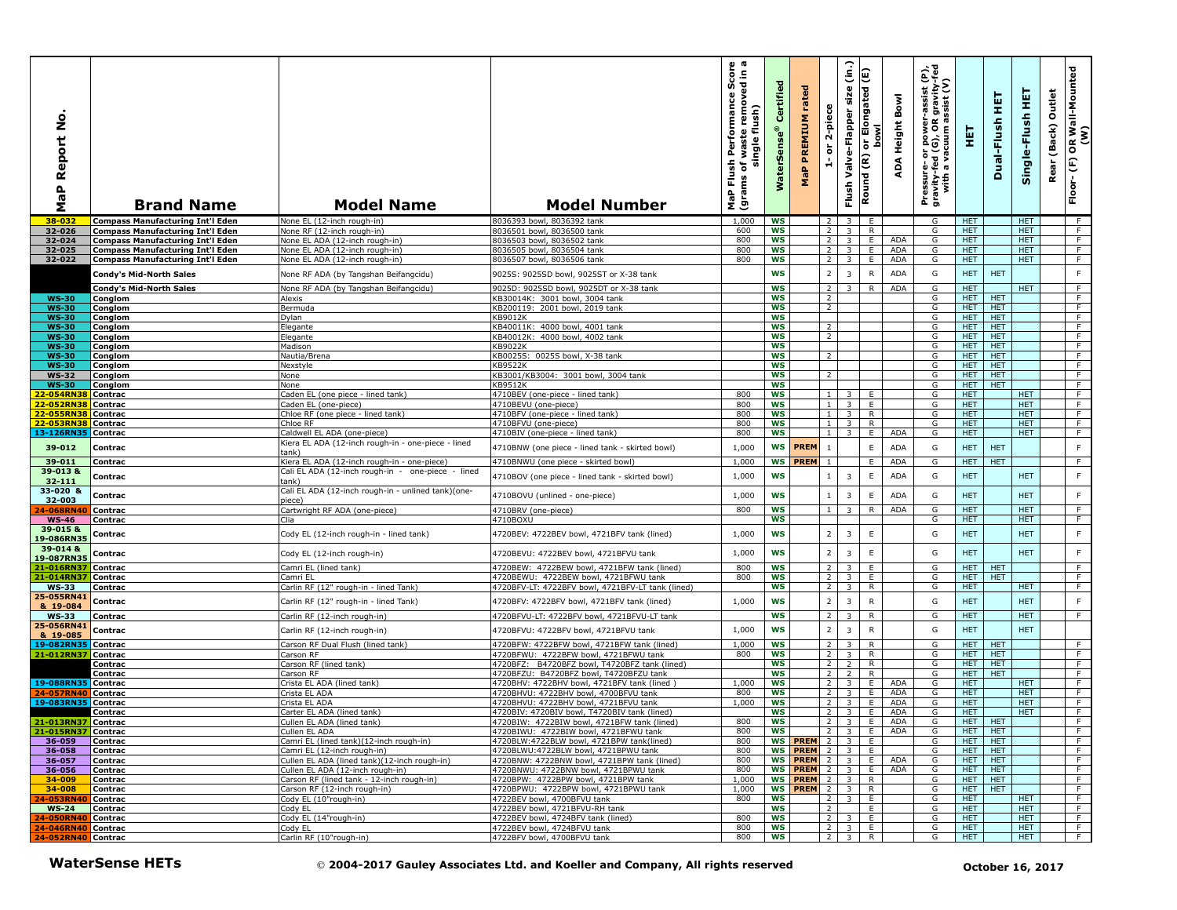| MaP Report No. | Brand Name | Model Name | Model Number | MaP Flush Performance Score (grams of waste removed in a single flush) | WaterSense® Certified | MaP PREMIUM rated | 1- or 2-piece | Flush Valve-Flapper size (in.) | Round (R) or Elongated (E) bowl | ADA Height Bowl | Pressure- or power-assist (P), gravity-fed (G), OR gravity-fed with a vacuum assist (V) | HET | Dual-Flush HET | Single-Flush HET | Rear (Back) Outlet | Floor- (F) OR Wall-Mounted (W) |
|---|---|---|---|---|---|---|---|---|---|---|---|---|---|---|---|---|
| 38-032 | Compass Manufacturing Int'l Eden | None EL (12-inch rough-in) | 8036393 bowl, 8036392 tank | 1,000 | WS | | 2 | 3 | E | | G | HET | | HET | | F |
| 32-026 | Compass Manufacturing Int'l Eden | None RF (12-inch rough-in) | 8036501 bowl, 8036500 tank | 600 | WS | | 2 | 3 | R | | G | HET | | HET | | F |
| 32-024 | Compass Manufacturing Int'l Eden | None EL ADA (12-inch rough-in) | 8036503 bowl, 8036502 tank | 800 | WS | | 2 | 3 | E | ADA | G | HET | | HET | | F |
| 32-025 | Compass Manufacturing Int'l Eden | None EL ADA (12-inch rough-in) | 8036505 bowl, 8036504 tank | 800 | WS | | 2 | 3 | E | ADA | G | HET | | HET | | F |
| 32-022 | Compass Manufacturing Int'l Eden | None EL ADA (12-inch rough-in) | 8036507 bowl, 8036506 tank | 800 | WS | | 2 | 3 | E | ADA | G | HET | | HET | | F |
| | Condy's Mid-North Sales | None RF ADA (by Tangshan Beifangcidu) | 9025S: 9025SD bowl, 9025ST or X-38 tank | | WS | | 2 | 3 | R | ADA | G | HET | HET | | | F |
| | Condy's Mid-North Sales | None RF ADA (by Tangshan Beifangcidu) | 9025D: 9025SD bowl, 9025DT or X-38 tank | | WS | | 2 | 3 | R | ADA | G | HET | | HET | | F |
| WS-30 | Conglom | Alexis | KB30014K: 3001 bowl, 3004 tank | | WS | | 2 | | | | G | HET | HET | | | F |
| WS-30 | Conglom | Bermuda | KB200119: 2001 bowl, 2019 tank | | WS | | 2 | | | | G | HET | HET | | | F |
| WS-30 | Conglom | Dylan | KB9012K | | WS | | | | | | G | HET | HET | | | F |
| WS-30 | Conglom | Elegante | KB40011K: 4000 bowl, 4001 tank | | WS | | 2 | | | | G | HET | HET | | | F |
| WS-30 | Conglom | Elegante | KB40012K: 4000 bowl, 4002 tank | | WS | | 2 | | | | G | HET | HET | | | F |
| WS-30 | Conglom | Madison | KB9022K | | WS | | | | | | G | HET | HET | | | F |
| WS-30 | Conglom | Nautia/Brena | KB0025S: 0025S bowl, X-38 tank | | WS | | 2 | | | | G | HET | HET | | | F |
| WS-30 | Conglom | Nexstyle | KB9522K | | WS | | | | | | G | HET | HET | | | F |
| WS-32 | Conglom | None | KB3001/KB3004: 3001 bowl, 3004 tank | | WS | | 2 | | | | G | HET | HET | | | F |
| WS-30 | Conglom | None | KB9512K | | WS | | | | | | G | HET | HET | | | F |
| 22-054RN38 | Contrac | Caden EL (one piece - lined tank) | 4710BEV (one-piece - lined tank) | 800 | WS | | 1 | 3 | E | | G | HET | | HET | | F |
| 22-052RN38 | Contrac | Caden EL (one-piece) | 4710BEVU (one-piece) | 800 | WS | | 1 | 3 | E | | G | HET | | HET | | F |
| 22-055RN38 | Contrac | Chloe RF (one piece - lined tank) | 4710BFV (one-piece - lined tank) | 800 | WS | | 1 | 3 | R | | G | HET | | HET | | F |
| 22-053RN38 | Contrac | Chloe RF | 4710BFVU (one-piece) | 800 | WS | | 1 | 3 | R | | G | HET | | HET | | F |
| 13-126RN35 | Contrac | Caldwell EL ADA (one-piece) | 4710BIV (one-piece - lined tank) | 800 | WS | | 1 | 3 | E | ADA | G | HET | | HET | | F |
| 39-012 | Contrac | Kiera EL ADA (12-inch rough-in - one-piece - lined tank) | 4710BNW (one piece - lined tank - skirted bowl) | 1,000 | WS | PREM | 1 | | E | ADA | G | HET | HET | | | F |
| 39-011 | Contrac | Kiera EL ADA (12-inch rough-in - one-piece) | 4710BNWU (one piece - skirted bowl) | 1,000 | WS | PREM | 1 | | E | ADA | G | HET | HET | | | F |
| 39-013 & 32-111 | Contrac | Cali EL ADA (12-inch rough-in - one-piece - lined tank) | 4710BOV (one piece - lined tank - skirted bowl) | 1,000 | WS | | 1 | 3 | E | ADA | G | HET | | HET | | F |
| 33-020 & 32-003 | Contrac | Cali EL ADA (12-inch rough-in - unlined tank)(one-piece) | 4710BOVU (unlined - one-piece) | 1,000 | WS | | 1 | 3 | E | ADA | G | HET | | HET | | F |
| 24-068RN40 | Contrac | Cartwright RF ADA (one-piece) | 4710BRV (one-piece) | 800 | WS | | 1 | 3 | R | ADA | G | HET | | HET | | F |
| WS-46 | Contrac | Clia | 4710BOXU | | WS | | | | | | G | HET | | HET | | F |
| 39-015 & 19-086RN35 | Contrac | Cody EL (12-inch rough-in - lined tank) | 4720BEV: 4722BEV bowl, 4721BFV tank (lined) | 1,000 | WS | | 2 | 3 | E | | G | HET | | HET | | F |
| 39-014 & 19-087RN35 | Contrac | Cody EL (12-inch rough-in) | 4720BEVU:4722BEV bowl, 4721BFVU tank | 1,000 | WS | | 2 | 3 | E | | G | HET | | HET | | F |
| 21-016RN37 | Contrac | Camri EL (lined tank) | 4720BEW: 4722BEW bowl, 4721BFW tank (lined) | 800 | WS | | 2 | 3 | E | | G | HET | HET | | | F |
| 21-014RN37 | Contrac | Camri EL | 4720BEWU: 4722BEW bowl, 4721BFWU tank | 800 | WS | | 2 | 3 | E | | G | HET | HET | | | F |
| WS-33 | Contrac | Carlin RF (12" rough-in - lined Tank) | 4720BFV-LT: 4722BFV bowl, 4721BFV-LT tank (lined) | | WS | | 2 | 3 | R | | G | HET | | HET | | F |
| 25-055RN41 & 19-084 | Contrac | Carlin RF (12" rough-in - lined Tank) | 4720BFV: 4722BFV bowl, 4721BFV tank (lined) | 1,000 | WS | | 2 | 3 | R | | G | HET | | HET | | F |
| WS-33 | Contrac | Carlin RF (12-inch rough-in) | 4720BFVU-LT: 4722BFV bowl, 4721BFVU-LT tank | | WS | | 2 | 3 | R | | G | HET | | HET | | F |
| 25-056RN41 & 19-085 | Contrac | Carlin RF (12-inch rough-in) | 4720BFVU: 4722BFV bowl, 4721BFVU tank | 1,000 | WS | | 2 | 3 | R | | G | HET | | HET | | |
| 19-082RN35 | Contrac | Carson RF Dual Flush (lined tank) | 4720BFW: 4722BFW bowl, 4721BFW tank (lined) | 1,000 | WS | | 2 | 3 | R | | G | HET | HET | | | F |
| 21-012RN37 | Contrac | Carson RF | 4720BFWU: 4722BFW bowl, 4721BFWU tank | 800 | WS | | 2 | 3 | R | | G | HET | HET | | | F |
| | Contrac | Carson RF (lined tank) | 4720BFZ: B4720BFZ bowl, T4720BFZ tank (lined) | | WS | | 2 | 2 | R | | G | HET | HET | | | F |
| | Contrac | Carson RF | 4720BFZU: B4720BFZ bowl, T4720BFZU tank | | WS | | 2 | 2 | R | | G | HET | HET | | | F |
| 19-088RN35 | Contrac | Crista EL ADA (lined tank) | 4720BHV: 4722BHV bowl, 4721BFV tank (lined ) | 1,000 | WS | | 2 | 3 | E | ADA | G | HET | | HET | | F |
| 24-057RN40 | Contrac | Crista EL ADA | 4720BHVU: 4722BHV bowl, 4700BFVU tank | 800 | WS | | 2 | 3 | E | ADA | G | HET | | HET | | F |
| 19-083RN35 | Contrac | Crista EL ADA | 4720BHVU: 4722BHV bowl, 4721BFVU tank | 1,000 | WS | | 2 | 3 | E | ADA | G | HET | | HET | | F |
| | Contrac | Carter EL ADA (lined tank) | 4720BIV: 4720BIV bowl, T4720BIV tank (lined) | | WS | | 2 | 3 | E | ADA | G | HET | | HET | | F |
| 21-013RN37 | Contrac | Cullen EL ADA (lined tank) | 4720BIW: 4722BIW bowl, 4721BFW tank (lined) | 800 | WS | | 2 | 3 | E | ADA | G | HET | HET | | | F |
| 21-015RN37 | Contrac | Cullen EL ADA | 4720BIWU: 4722BIW bowl, 4721BFWU tank | 800 | WS | | 2 | 3 | E | ADA | G | HET | HET | | | F |
| 36-059 | Contrac | Camri EL (lined tank)(12-inch rough-in) | 4720BLW:4722BLW bowl, 4721BPW tank(lined) | 800 | WS | PREM | 2 | 3 | E | | G | HET | HET | | | F |
| 36-058 | Contrac | Camri EL (12-inch rough-in) | 4720BLWU:4722BLW bowl, 4721BPWU tank | 800 | WS | PREM | 2 | 3 | E | | G | HET | HET | | | F |
| 36-057 | Contrac | Cullen EL ADA (lined tank)(12-inch rough-in) | 4720BNW: 4722BNW bowl, 4721BPW tank (lined) | 800 | WS | PREM | 2 | 3 | E | ADA | G | HET | HET | | | F |
| 36-056 | Contrac | Cullen EL ADA (12-inch rough-in) | 4720BNWU: 4722BNW bowl, 4721BPWU tank | 800 | WS | PREM | 2 | 3 | E | ADA | G | HET | HET | | | F |
| 34-009 | Contrac | Carson RF (lined tank - 12-inch rough-in) | 4720BPW: 4722BPW bowl, 4721BPW tank | 1,000 | WS | PREM | 2 | 3 | R | | G | HET | HET | | | F |
| 34-008 | Contrac | Carson RF (12-inch rough-in) | 4720BPWU: 4722BPW bowl, 4721BPWU tank | 1,000 | WS | PREM | 2 | 3 | R | | G | HET | HET | | | F |
| 24-053RN40 | Contrac | Cody EL (10"rough-in) | 4722BEV bowl, 4700BFVU tank | 800 | WS | | 2 | 3 | E | | G | HET | | HET | | F |
| WS-24 | Contrac | Cody EL | 4722BEV bowl, 4721BFVU-RH tank | | WS | | 2 | | E | | G | HET | | HET | | F |
| 24-050RN40 | Contrac | Cody EL (14"rough-in) | 4722BEV bowl, 4724BFV tank (lined) | 800 | WS | | 2 | 3 | E | | G | HET | | HET | | F |
| 24-046RN40 | Contrac | Cody EL | 4722BEV bowl, 4724BFVU tank | 800 | WS | | 2 | 3 | E | | G | HET | | HET | | F |
| 24-052RN40 | Contrac | Carlin RF (10"rough-in) | 4722BFV bowl, 4700BFVU tank | 800 | WS | | 2 | 3 | R | | G | HET | | HET | | F |

**WaterSense HETs** © 2004-2017 Gauley Associates Ltd. and Koeller and Company, All rights reserved **October 16, 2017**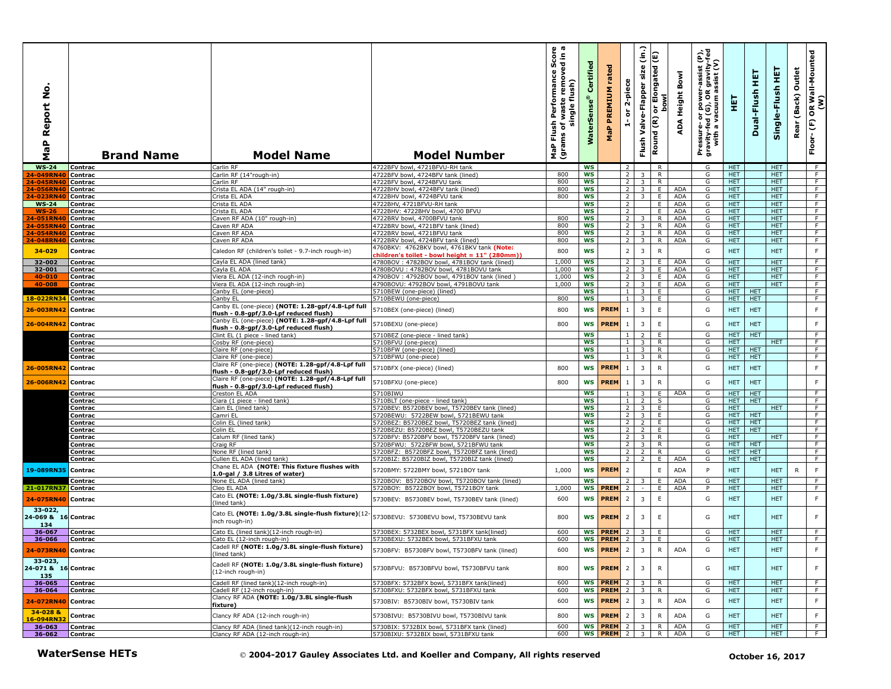| MaP Report No. | Brand Name | Model Name | Model Number | MaP Flush Performance Score (grams of waste removed in a single flush) | WaterSense® Certified | MaP PREMIUM rated | 1- or 2-piece | Flush Valve-Flapper size (in.) | Round (R) or Elongated (E) bowl | ADA Height Bowl | Pressure- or power-assist (P), gravity-fed (G), OR gravity-fed with a vacuum assist (V) | HET | Dual-Flush HET | Single-Flush HET | Rear (Back) Outlet | Floor- (F) OR Wall-Mounted (W) |
|---|---|---|---|---|---|---|---|---|---|---|---|---|---|---|---|---|
| WS-24 | Contrac | Carlin RF | 4722BFV bowl, 4721BFVU-RH tank | | WS | | 2 | | R | | G | HET | | HET | | F |
| 24-049RN40 | Contrac | Carlin RF (14"rough-in) | 4722BFV bowl, 4724BFV tank (lined) | 800 | WS | | 2 | 3 | R | | G | HET | | HET | | F |
| 24-045RN40 | Contrac | Carlin RF | 4722BFV bowl, 4724BFVU tank | 800 | WS | | 2 | 3 | R | | G | HET | | HET | | F |
| 24-056RN40 | Contrac | Crista EL ADA (14" rough-in) | 4722BHV bowl, 4724BFV tank (lined) | 800 | WS | | 2 | 3 | E | ADA | G | HET | | HET | | F |
| 24-023RN40 | Contrac | Crista EL ADA | 4722BHV bowl, 4724BFVU tank | 800 | WS | | 2 | 3 | E | ADA | G | HET | | HET | | F |
| WS-24 | Contrac | Crista EL ADA | 4722BHV, 4721BFVU-RH tank | | WS | | 2 | | E | ADA | G | HET | | HET | | F |
| WS-26 | Contrac | Crista EL ADA | 4722BHV: 4722BHV bowl, 4700 BFVU | | WS | | 2 | | E | ADA | G | HET | | HET | | F |
| 24-051RN40 | Contrac | Caven RF ADA (10" rough-in) | 4722BRV bowl, 4700BFVU tank | 800 | WS | | 2 | 3 | R | ADA | G | HET | | HET | | F |
| 24-055RN40 | Contrac | Caven RF ADA | 4722BRV bowl, 4721BFV tank (lined) | 800 | WS | | 2 | 3 | R | ADA | G | HET | | HET | | F |
| 24-054RN40 | Contrac | Caven RF ADA | 4722BRV bowl, 4721BFVU tank | 800 | WS | | 2 | 3 | R | ADA | G | HET | | HET | | F |
| 24-048RN40 | Contrac | Caven RF ADA | 4722BRV bowl, 4724BFV tank (lined) | 800 | WS | | 2 | 3 | R | ADA | G | HET | | HET | | F |
| 34-029 | Contrac | Caledon RF (children's toilet - 9.7-inch rough-in) | 4760BKV: 4762BKV bowl, 4761BKV tank **(Note: children's toilet - bowl height = 11" (280mm))** | 800 | WS | | 2 | 3 | R | | G | HET | | HET | | F |
| 32-002 | Contrac | Cayla EL ADA (lined tank) | 4780BOV : 4782BOV bowl, 4781BOV tank (lined) | 1,000 | WS | | 2 | 3 | E | ADA | G | HET | | HET | | F |
| 32-001 | Contrac | Cayla EL ADA | 4780BOVU : 4782BOV bowl, 4781BOVU tank | 1,000 | WS | | 2 | 3 | E | ADA | G | HET | | HET | | F |
| 40-010 | Contrac | Viera EL ADA (12-inch rough-in) | 4790BOV : 4792BOV bowl, 4791BOV tank (lined ) | 1,000 | WS | | 2 | 3 | E | ADA | G | HET | | HET | | F |
| 40-008 | Contrac | Viera EL ADA (12-inch rough-in) | 4790BOVU: 4792BOV bowl, 4791BOVU tank | 1,000 | WS | | 2 | 3 | E | ADA | G | HET | | HET | | F |
| | Contrac | Canby EL (one-piece) | 5710BEW (one-piece) (lined) | | WS | | 1 | 3 | E | | G | HET | HET | | | F |
| 18-022RN34 | Contrac | Canby EL | 5710BEWU (one-piece) | 800 | WS | | 1 | 3 | E | | G | HET | HET | | | F |
| 26-003RN42 | Contrac | Canby EL (one-piece) **(NOTE: 1.28-gpf/4.8-Lpf full flush - 0.8-gpf/3.0-Lpf reduced flush)** | 5710BEX (one-piece) (lined) | 800 | WS | PREM | 1 | 3 | E | | G | HET | HET | | | F |
| 26-004RN42 | Contrac | Canby EL (one-piece) **(NOTE: 1.28-gpf/4.8-Lpf full flush - 0.8-gpf/3.0-Lpf reduced flush)** | 5710BEXU (one-piece) | 800 | WS | PREM | 1 | 3 | E | | G | HET | HET | | | F |
| | Contrac | Clint EL (1 piece - lined tank) | 5710BEZ (one-piece - lined tank) | | WS | | 1 | 2 | E | | G | HET | HET | | | F |
| | Contrac | Cosby RF (one-piece) | 5710BFVU (one-piece) | | WS | | 1 | 3 | R | | G | HET | | HET | | F |
| | Contrac | Claire RF (one-piece) | 5710BFW (one-piece) (lined) | | WS | | 1 | 3 | R | | G | HET | HET | | | F |
| | Contrac | Claire RF (one-piece) | 5710BFWU (one-piece) | | WS | | 1 | 3 | R | | G | HET | HET | | | F |
| 26-005RN42 | Contrac | Claire RF (one-piece) **(NOTE: 1.28-gpf/4.8-Lpf full flush - 0.8-gpf/3.0-Lpf reduced flush)** | 5710BFX (one-piece) (lined) | 800 | WS | PREM | 1 | 3 | R | | G | HET | HET | | | F |
| 26-006RN42 | Contrac | Claire RF (one-piece) **(NOTE: 1.28-gpf/4.8-Lpf full flush - 0.8-gpf/3.0-Lpf reduced flush)** | 5710BFXU (one-piece) | 800 | WS | PREM | 1 | 3 | R | | G | HET | HET | | | F |
| | Contrac | Creston EL ADA | 5710BIWU | | WS | | 1 | 3 | E | ADA | G | HET | HET | | | F |
| | Contrac | Ciara (1 piece - lined tank) | 5710BLT (one-piece - lined tank) | | WS | | 1 | 2 | S | | G | HET | HET | | | F |
| | Contrac | Cain EL (lined tank) | 5720BEV: B5720BEV bowl, T5720BEV tank (lined) | | WS | | 2 | 3 | E | | G | HET | | HET | | F |
| | Contrac | Camri EL | 5720BEWU: 5722BEW bowl, 5721BEWU tank | | WS | | 2 | 3 | E | | G | HET | HET | | | F |
| | Contrac | Colin EL (lined tank) | 5720BEZ: B5720BEZ bowl, T5720BEZ tank (lined) | | WS | | 2 | 2 | E | | G | HET | HET | | | F |
| | Contrac | Colin EL | 5720BEZU: B5720BEZ bowl, T5720BEZU tank | | WS | | 2 | 2 | E | | G | HET | HET | | | F |
| | Contrac | Calum RF (lined tank) | 5720BFV: B5720BFV bowl, T5720BFV tank (lined) | | WS | | 2 | 3 | R | | G | HET | | HET | | F |
| | Contrac | Craig RF | 5720BFWU: 5722BFW bowl, 5721BFWU tank | | WS | | 2 | 3 | R | | G | HET | HET | | | F |
| | Contrac | None RF (lined tank) | 5720BFZ: B5720BFZ bowl, T5720BFZ tank (lined) | | WS | | 2 | 2 | R | | G | HET | HET | | | F |
| | Contrac | Cullen EL ADA (lined tank) | 5720BIZ: B5720BIZ bowl, T5720BIZ tank (lined) | | WS | | 2 | 2 | E | ADA | G | HET | HET | | | F |
| 19-089RN35 | Contrac | Chane EL ADA **(NOTE: This fixture flushes with 1.0-gal / 3.8 Litres of water)** | 5720BMY: 5722BMY bowl, 5721BOY tank | 1,000 | WS | PREM | 2 | | E | ADA | P | HET | | HET | R | F |
| | Contrac | None EL ADA (lined tank) | 5720BOV: B5720BOV bowl, T5720BOV tank (lined) | | WS | | 2 | 3 | E | ADA | G | HET | | HET | | F |
| 21-017RN37 | Contrac | Cleo EL ADA | 5720BOY: B5722BOY bowl, T5721BOY tank | 1,000 | WS | PREM | 2 | - | E | ADA | P | HET | | HET | | F |
| 24-075RN40 | Contrac | Cato EL **(NOTE: 1.0g/3.8L single-flush fixture)** (lined tank) | 5730BEV: B5730BEV bowl, T5730BEV tank (lined) | 600 | WS | PREM | 2 | 3 | E | | G | HET | | HET | | F |
| 33-022, 24-069 & 16-134 | Contrac | Cato EL **(NOTE: 1.0g/3.8L single-flush fixture)**(12-inch rough-in) | 5730BEVU: 5730BEVU bowl, T5730BEVU tank | 800 | WS | PREM | 2 | 3 | E | | G | HET | | HET | | F |
| 36-067 | Contrac | Cato EL (lined tank)(12-inch rough-in) | 5730BEX: 5732BEX bowl, 5731BFX tank(lined) | 600 | WS | PREM | 2 | 3 | E | | G | HET | | HET | | F |
| 36-066 | Contrac | Cato EL (12-inch rough-in) | 5730BEXU: 5732BEX bowl, 5731BFXU tank | 600 | WS | PREM | 2 | 3 | E | | G | HET | | HET | | F |
| 24-073RN40 | Contrac | Cadell RF **(NOTE: 1.0g/3.8L single-flush fixture)** (lined tank) | 5730BFV: B5730BFV bowl, T5730BFV tank (lined) | 600 | WS | PREM | 2 | 3 | R | ADA | G | HET | | HET | | F |
| 33-023, 24-071 & 16-135 | Contrac | Cadell RF **(NOTE: 1.0g/3.8L single-flush fixture)** (12-inch rough-in) | 5730BFVU: B5730BFVU bowl, T5730BFVU tank | 800 | WS | PREM | 2 | 3 | R | | G | HET | | HET | | F |
| 36-065 | Contrac | Cadell RF (lined tank)(12-inch rough-in) | 5730BFX: 5732BFX bowl, 5731BFX tank(lined) | 600 | WS | PREM | 2 | 3 | R | | G | HET | | HET | | F |
| 36-064 | Contrac | Cadell RF (12-inch rough-in) | 5730BFXU: 5732BFX bowl, 5731BFXU tank | 600 | WS | PREM | 2 | 3 | R | | G | HET | | HET | | F |
| 24-072RN40 | Contrac | Clancy RF ADA **(NOTE: 1.0g/3.8L single-flush fixture)** | 5730BIV: B5730BIV bowl, T5730BIV tank | 600 | WS | PREM | 2 | 3 | R | ADA | G | HET | | HET | | F |
| 34-028 & 16-094RN32 | Contrac | Clancy RF ADA (12-inch rough-in) | 5730BIVU: B5730BIVU bowl, T5730BIVU tank | 800 | WS | PREM | 2 | 3 | R | ADA | G | HET | | HET | | F |
| 36-063 | Contrac | Clancy RF ADA (lined tank)(12-inch rough-in) | 5730BIX: 5732BIX bowl, 5731BFX tank (lined) | 600 | WS | PREM | 2 | 3 | R | ADA | G | HET | | HET | | F |
| 36-062 | Contrac | Clancy RF ADA (12-inch rough-in) | 5730BIXU: 5732BIX bowl, 5731BFXU tank | 600 | WS | PREM | 2 | 3 | R | ADA | G | HET | | HET | | F |

**WaterSense HETs** © **2004-2017 Gauley Associates Ltd. and Koeller and Company, All rights reserved** **October 16, 2017**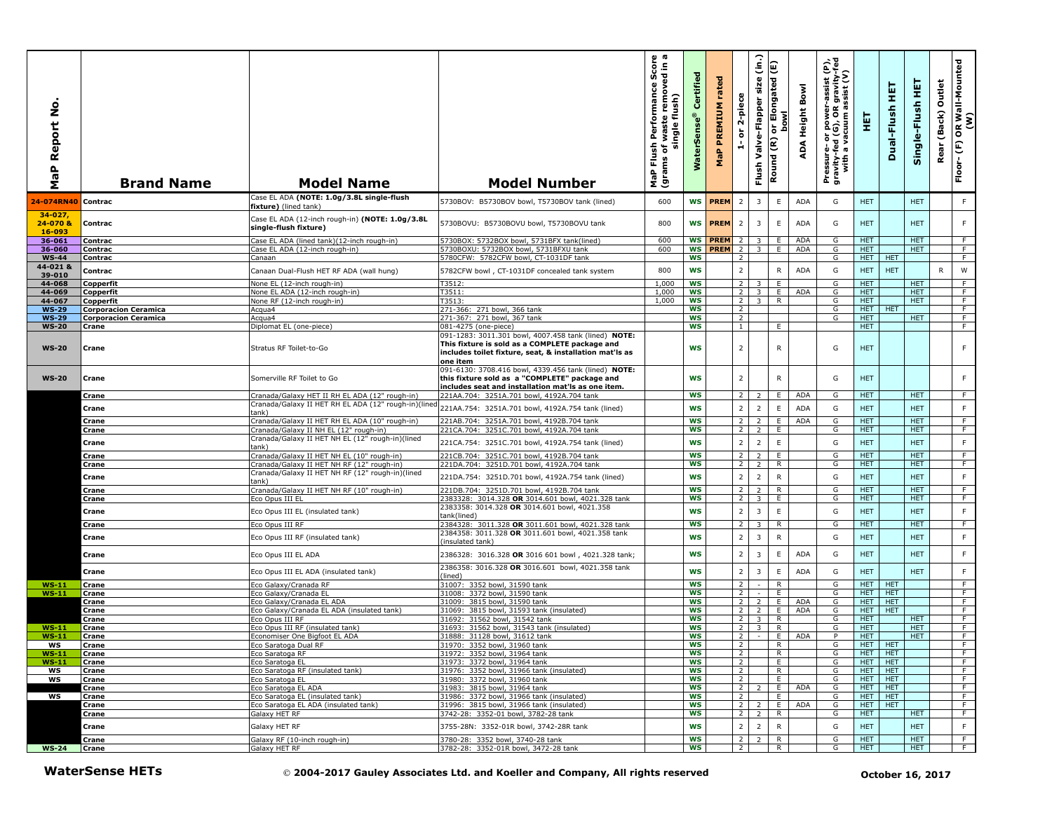| MaP Report No. | Brand Name | Model Name | Model Number | MaP Flush Performance Score (grams of waste removed in a single flush) | WaterSense® Certified | MaP PREMIUM rated | 1- or 2-piece | Flush Valve-Flapper size (in.) | Round (R) or Elongated (E) bowl | ADA Height Bowl | Pressure- or power-assist (P), gravity-fed (G), OR gravity-fed with a vacuum assist (V) | HET | Dual-Flush HET | Single-Flush HET | Rear (Back) Outlet | Floor- (F) OR Wall-Mounted (W) |
|---|---|---|---|---|---|---|---|---|---|---|---|---|---|---|---|---|
| 24-074RN40 | Contrac | Case EL ADA **(NOTE: 1.0g/3.8L single-flush fixture)** (lined tank) | 5730BOV: B5730BOV bowl, T5730BOV tank (lined) | 600 | WS | PREM | 2 | 3 | E | ADA | G | HET | | HET | | F |
| 34-027, 24-070 & 16-093 | Contrac | Case EL ADA (12-inch rough-in) **(NOTE: 1.0g/3.8L single-flush fixture)** | 5730BOVU: B5730BOVU bowl, T5730BOVU tank | 800 | WS | PREM | 2 | 3 | E | ADA | G | HET | | HET | | F |
| 36-061 | Contrac | Case EL ADA (lined tank)(12-inch rough-in) | 5730BOX: 5732BOX bowl, 5731BFX tank(lined) | 600 | WS | PREM | 2 | 3 | E | ADA | G | HET | | HET | | F |
| 36-060 | Contrac | Case EL ADA (12-inch rough-in) | 5730BOXU: 5732BOX bowl, 5731BFXU tank | 600 | WS | PREM | 2 | 3 | E | ADA | G | HET | | HET | | F |
| WS-44 | Contrac | Canaan | 5780CFW: 5782CFW bowl, CT-1031DF tank | | WS | | 2 | | | | G | HET | HET | | | F |
| 44-021 & 39-010 | Contrac | Canaan Dual-Flush HET RF ADA (wall hung) | 5782CFW bowl , CT-1031DF concealed tank system | 800 | WS | | 2 | | R | ADA | G | HET | HET | | R | W |
| 44-068 | Copperfit | None EL (12-inch rough-in) | T3512: | 1,000 | WS | | 2 | 3 | E | | G | HET | | HET | | F |
| 44-069 | Copperfit | None EL ADA (12-inch rough-in) | T3511: | 1,000 | WS | | 2 | 3 | E | ADA | G | HET | | HET | | F |
| 44-067 | Copperfit | None RF (12-inch rough-in) | T3513: | 1,000 | WS | | 2 | 3 | R | | G | HET | | HET | | F |
| WS-29 | Corporacion Ceramica | Acqua4 | 271-366: 271 bowl, 366 tank | | WS | | 2 | | | | G | HET | HET | | | F |
| WS-29 | Corporacion Ceramica | Acqua4 | 271-367: 271 bowl, 367 tank | | WS | | 2 | | | | G | HET | | HET | | F |
| WS-20 | Crane | Diplomat EL (one-piece) | 081-4275 (one-piece) | | WS | | 1 | | E | | | HET | | | | F |
| WS-20 | Crane | Stratus RF Toilet-to-Go | 091-1283: 3011.301 bowl, 4007.458 tank (lined) **NOTE: This fixture is sold as a COMPLETE package and includes toilet fixture, seat, & installation mat'ls as one item** | | WS | | 2 | | R | | G | HET | | | | F |
| WS-20 | Crane | Somerville RF Toilet to Go | 091-6130: 3708.416 bowl, 4339.456 tank (lined) **NOTE: this fixture sold as a "COMPLETE" package and includes seat and installation mat'ls as one item.** | | WS | | 2 | | R | | G | HET | | | | F |
| | Crane | Cranada/Galaxy HET II RH EL ADA (12" rough-in) | 221AA.704: 3251A.701 bowl, 4192A.704 tank | | WS | | 2 | 2 | E | ADA | G | HET | | HET | | F |
| | Crane | Cranada/Galaxy II HET RH EL ADA (12" rough-in)(lined tank) | 221AA.754: 3251A.701 bowl, 4192A.754 tank (lined) | | WS | | 2 | 2 | E | ADA | G | HET | | HET | | F |
| | Crane | Cranada/Galaxy II HET RH EL ADA (10" rough-in) | 221AB.704: 3251A.701 bowl, 4192B.704 tank | | WS | | 2 | 2 | E | ADA | G | HET | | HET | | F |
| | Crane | Cranada/Galaxy II NH EL (12" rough-in) | 221CA.704: 3251C.701 bowl, 4192A.704 tank | | WS | | 2 | 2 | E | | G | HET | | HET | | F |
| | Crane | Cranada/Galaxy II HET NH EL (12" rough-in)(lined tank) | 221CA.754: 3251C.701 bowl, 4192A.754 tank (lined) | | WS | | 2 | 2 | E | | G | HET | | HET | | F |
| | Crane | Cranada/Galaxy II HET NH EL (10" rough-in) | 221CB.704: 3251C.701 bowl, 4192B.704 tank | | WS | | 2 | 2 | E | | G | HET | | HET | | F |
| | Crane | Cranada/Galaxy II HET NH RF (12" rough-in) | 221DA.704: 3251D.701 bowl, 4192A.704 tank | | WS | | 2 | 2 | R | | G | HET | | HET | | F |
| | Crane | Cranada/Galaxy II HET NH RF (12" rough-in)(lined tank) | 221DA.754: 3251D.701 bowl, 4192A.754 tank (lined) | | WS | | 2 | 2 | R | | G | HET | | HET | | F |
| | Crane | Cranada/Galaxy II HET NH RF (10" rough-in) | 221DB.704: 3251D.701 bowl, 4192B.704 tank | | WS | | 2 | 2 | R | | G | HET | | HET | | F |
| | Crane | Eco Opus III EL | 2383328: 3014.328 **OR** 3014.601 bowl, 4021.328 tank | | WS | | 2 | 3 | E | | G | HET | | HET | | F |
| | Crane | Eco Opus III EL (insulated tank) | 2383358: 3014.328 **OR** 3014.601 bowl, 4021.358 tank(lined) | | WS | | 2 | 3 | E | | G | HET | | HET | | F |
| | Crane | Eco Opus III RF | 2384328: 3011.328 **OR** 3011.601 bowl, 4021.328 tank | | WS | | 2 | 3 | R | | G | HET | | HET | | F |
| | Crane | Eco Opus III RF (insulated tank) | 2384358: 3011.328 **OR** 3011.601 bowl, 4021.358 tank (insulated tank) | | WS | | 2 | 3 | R | | G | HET | | HET | | F |
| | Crane | Eco Opus III EL ADA | 2386328: 3016.328 **OR** 3016 601 bowl , 4021.328 tank; | | WS | | 2 | 3 | E | ADA | G | HET | | HET | | F |
| | Crane | Eco Opus III EL ADA (insulated tank) | 2386358: 3016.328 **OR** 3016.601 bowl, 4021.358 tank (lined) | | WS | | 2 | 3 | E | ADA | G | HET | | HET | | F |
| WS-11 | Crane | Eco Galaxy/Cranada RF | 31007: 3352 bowl, 31590 tank | | WS | | 2 | - | R | | G | HET | HET | | | F |
| WS-11 | Crane | Eco Galaxy/Cranada EL | 31008: 3372 bowl, 31590 tank | | WS | | 2 | - | E | | G | HET | HET | | | F |
| | Crane | Eco Galaxy/Cranada EL ADA | 31009: 3815 bowl, 31590 tank | | WS | | 2 | 2 | E | ADA | G | HET | HET | | | F |
| | Crane | Eco Galaxy/Cranada EL ADA (insulated tank) | 31069: 3815 bowl, 31593 tank (insulated) | | WS | | 2 | 2 | E | ADA | G | HET | HET | | | F |
| | Crane | Eco Opus III RF | 31692: 31562 bowl, 31542 tank | | WS | | 2 | 3 | R | | G | HET | | HET | | F |
| WS-11 | Crane | Eco Opus III RF (insulated tank) | 31693: 31562 bowl, 31543 tank (insulated) | | WS | | 2 | 3 | R | | G | HET | | HET | | F |
| WS-11 | Crane | Economiser One Bigfoot EL ADA | 31888: 31128 bowl, 31612 tank | | WS | | 2 | - | E | ADA | P | HET | | HET | | F |
| WS | Crane | Eco Saratoga Dual RF | 31970: 3352 bowl, 31960 tank | | WS | | 2 | | R | | G | HET | HET | | | F |
| WS-11 | Crane | Eco Saratoga RF | 31972: 3352 bowl, 31964 tank | | WS | | 2 | | R | | G | HET | HET | | | F |
| WS-11 | Crane | Eco Saratoga EL | 31973: 3372 bowl, 31964 tank | | WS | | 2 | | E | | G | HET | HET | | | F |
| WS | Crane | Eco Saratoga RF (insulated tank) | 31976: 3352 bowl, 31966 tank (insulated) | | WS | | 2 | | R | | G | HET | HET | | | F |
| WS | Crane | Eco Saratoga EL | 31980: 3372 bowl, 31960 tank | | WS | | 2 | | E | | G | HET | HET | | | F |
| | Crane | Eco Saratoga EL ADA | 31983: 3815 bowl, 31964 tank | | WS | | 2 | 2 | E | ADA | G | HET | HET | | | F |
| WS | Crane | Eco Saratoga EL (insulated tank) | 31986: 3372 bowl, 31966 tank (insulated) | | WS | | 2 | | E | | G | HET | HET | | | F |
| | Crane | Eco Saratoga EL ADA (insulated tank) | 31996: 3815 bowl, 31966 tank (insulated) | | WS | | 2 | 2 | E | ADA | G | HET | HET | | | F |
| | Crane | Galaxy HET RF | 3742-28: 3352-01 bowl, 3782-28 tank | | WS | | 2 | 2 | R | | G | HET | | HET | | F |
| | Crane | Galaxy HET RF | 3755-28N: 3352-01R bowl, 3742-28R tank | | WS | | 2 | 2 | R | | G | HET | | HET | | F |
| | Crane | Galaxy RF (10-inch rough-in) | 3780-28: 3352 bowl, 3740-28 tank | | WS | | 2 | 2 | R | | G | HET | | HET | | F |
| WS-24 | Crane | Galaxy HET RF | 3782-28: 3352-01R bowl, 3472-28 tank | | WS | | 2 | | R | | G | HET | | HET | | F |

**WaterSense HETs** © **2004-2017 Gauley Associates Ltd. and Koeller and Company, All rights reserved** **October 16, 2017**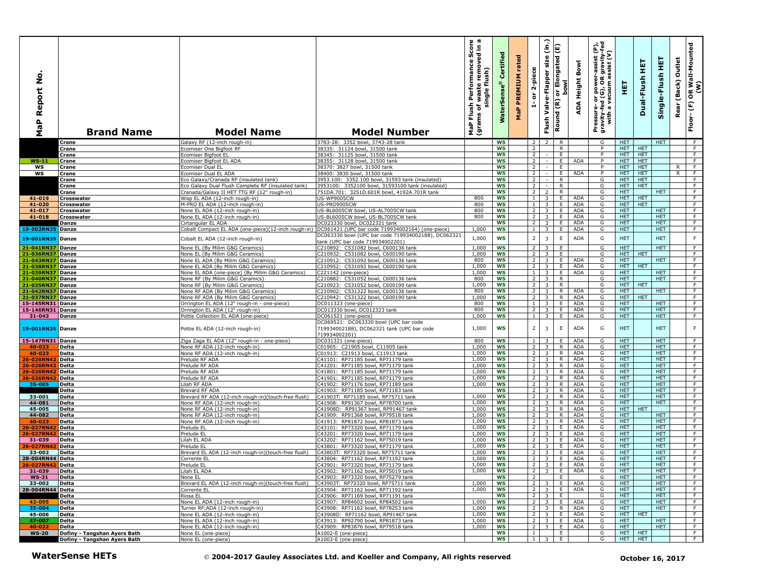| MaP Report No. | Brand Name | Model Name | Model Number | MaP Flush Performance Score (grams of waste removed in a single flush) | WaterSense® Certified | MaP PREMIUM rated | 1- or 2-piece | Flush Valve-Flapper size (in.) | Round (R) or Elongated (E) bowl | ADA Height Bowl | Pressure- or power-assist (P), gravity-fed (G), OR gravity-fed with a vacuum assist (V) | HET | Dual-Flush HET | Single-Flush HET | Rear (Back) Outlet | Floor- (F) OR Wall-Mounted (W) |
|---|---|---|---|---|---|---|---|---|---|---|---|---|---|---|---|---|
| | Crane | Galaxy RF (12-inch rough-in) | 3783-28: 3352 bowl, 3743-28 tank | | WS | | 2 | 2 | R | | G | HET | | HET | | F |
| | Crane | Ecomiser One Bigfoot RF | 38335: 31124 bowl, 31500 tank | | WS | | 2 | | R | | P | HET | HET | | | F |
| | Crane | Ecomiser Bigfoot EL | 38345: 31125 bowl, 31500 tank | | WS | | 2 | - | E | | P | HET | HET | | | F |
| WS-11 | Crane | Ecomiser Bigfoot EL ADA | 38355: 31128 bowl, 31500 tank | | WS | | 2 | - | E | ADA | P | HET | HET | | | F |
| WS | Crane | Ecomiser Dual EL | 38370: 3827 bowl, 31500 tank | | WS | | 2 | - | E | | P | HET | HET | | R | F |
| WS | Crane | Ecomiser Dual EL ADA | 38400: 3830 bowl, 31500 tank | | WS | | 2 | - | E | ADA | P | HET | HET | | R | F |
| | Crane | Eco Galaxy/Cranada RF (insulated tank) | 3953.100: 3352.100 bowl, 31593 tank (insulated) | | WS | | 2 | - | R | | G | HET | HET | | | F |
| | Crane | Eco Galaxy Dual Flush Complete RF (insulated tank) | 3953100: 3352100 bowl, 31593100 tank (insulated) | | WS | | 2 | - | R | | G | HET | HET | | | F |
| | Crane | Cranada/Galaxy II HET TTG RF (12" rough-in) | 751DA.701: 3251D.601R bowl, 4192A.701R tank | | WS | | 2 | 2 | R | | G | HET | | HET | | F |
| 41-019 | Crosswater | Wisp EL ADA (12-inch rough-in) | US-WP9005CW | 800 | WS | | 1 | 3 | E | ADA | G | HET | HET | | | F |
| 41-020 | Crosswater | M-PRO EL ADA (12-inch rough-in) | US-PRO9005CW | 800 | WS | | 1 | 3 | E | ADA | G | HET | HET | | | F |
| 41-017 | Crosswater | None EL ADA (12-inch rough-in) | US-BL6005CW bowl, US-AL7005CW tank | 800 | WS | | 2 | 3 | E | ADA | G | HET | | HET | | F |
| 41-018 | Crosswater | None EL ADA (12-inch rough-in) | US-BL6005CW bowl, US-BL7005CW tank | 800 | WS | | 2 | 3 | E | ADA | G | HET | | HET | | F |
| | Danze | Cirtangular EL ADA | DC023330 bowl, DC022321 tank | | WS | | 2 | 3 | E | ADA | G | HET | | HET | | F |
| 19-002RN35 | Danze | Cobalt Compact EL ADA (one-piece)(12-inch rough-in) | DC061421 (UPC bar code 719934002164) (one-piece) | 1,000 | WS | | 1 | 3 | E | ADA | G | HET | | HET | | F |
| 19-001RN35 | Danze | Cobalt EL ADA (12-inch rough-in) | DC063330 bowl (UPC bar code 719934002188), DC062321 tank (UPC bar code 719934002201) | 1,000 | WS | | 2 | 3 | E | ADA | G | HET | | HET | | F |
| 21-041RN37 | Danze | None EL (By Milim G&G Ceramics) | C210892: C531082 bowl, C600136 tank | 1,000 | WS | | 2 | 3 | E | | G | HET | | HET | | F |
| 21-036RN37 | Danze | None EL (By Milim G&G Ceramics) | C210932: C531082 bowl, C600190 tank | 1,000 | WS | | 2 | 3 | E | | G | HET | HET | | | F |
| 21-043RN37 | Danze | None EL ADA (By Milim G&G Ceramics) | C210912: C531092 bowl, C600136 tank | 800 | WS | | 2 | 3 | E | ADA | G | HET | | HET | | F |
| 21-038RN37 | Danze | None EL ADA (By Milim G&G Ceramics) | C210952: C531092 bowl, C600190 tank | 1,000 | WS | | 2 | 3 | E | ADA | G | HET | HET | | | F |
| 21-039RN37 | Danze | None EL ADA (one-piece) (By Milim G&G Ceramics) | C221142 (one-piece) | 1,000 | WS | | 1 | 3 | E | ADA | G | HET | | HET | | F |
| 21-040RN37 | Danze | None RF (By Milim G&G Ceramics) | C210882: C531052 bowl, C600136 tank | 800 | WS | | 2 | 3 | R | | G | HET | | HET | | F |
| 21-035RN37 | Danze | None RF (By Milim G&G Ceramics) | C210923: C531052 bowl, C600190 tank | 1,000 | WS | | 2 | 3 | R | | G | HET | HET | | | F |
| 21-042RN37 | Danze | None RF ADA (By Milim G&G Ceramics) | C210902: C531322 bowl, C600136 tank | 800 | WS | | 2 | 3 | R | ADA | G | HET | | HET | | F |
| 21-037RN37 | Danze | None RF ADA (By Milim G&G Ceramics) | C210942: C531322 bowl, C600190 tank | 1,000 | WS | | 2 | 3 | R | ADA | G | HET | HET | | | F |
| 15-145RN31 | Danze | Orrington EL ADA (12" rough-in - one-piece) | DC011323 (one-piece) | 800 | WS | | 1 | 3 | E | ADA | G | HET | | HET | | F |
| 15-146RN31 | Danze | Orrington EL ADA (12" rough-in) | DC013330 bowl, DC012323 tank | 800 | WS | | 2 | 3 | E | ADA | G | HET | | HET | | F |
| 31-043 | Danze | Pottie Collection EL ADA (one-piece) | DC061521 (one-piece) | 1,000 | WS | | 1 | 3 | E | ADA | G | HET | | HET | | F |
| 19-001RN35 | Danze | Pottie EL ADA (12-inch rough-in) | DC069521: DC063330 bowl (UPC bar code 719934002188), DC062321 tank (UPC bar code 719934002201) | 1,000 | WS | | 2 | 3 | E | ADA | G | HET | | HET | | F |
| 15-147RN31 | Danze | Ziga Zaga EL ADA (12" rough-in - one-piece) | DC031321 (one-piece) | 800 | WS | | 1 | 3 | E | ADA | G | HET | | HET | | F |
| 40-023 | Delta | None RF ADA (12-inch rough-in) | C01905: C21905 bowl, C11905 tank | 1,000 | WS | | 2 | 3 | R | ADA | G | HET | | HET | | F |
| 40-023 | Delta | None RF ADA (12-inch rough-in) | C01913: C21913 bowl, C11913 tank | 1,000 | WS | | 2 | 3 | R | ADA | G | HET | | HET | | F |
| 26-026RN42 | Delta | Prelude RF ADA | C41101: RP71185 bowl, RP71179 tank | 1,000 | WS | | 2 | 3 | R | ADA | G | HET | | HET | | F |
| 26-026RN42 | Delta | Prelude RF ADA | C41201: RP71185 bowl, RP71179 tank | 1,000 | WS | | 2 | 3 | R | ADA | G | HET | | HET | | F |
| 26-026RN42 | Delta | Prelude RF ADA | C41801: RP71185 bowl, RP71179 tank | 1,000 | WS | | 2 | 3 | R | ADA | G | HET | | HET | | F |
| 26-026RN42 | Delta | Prelude RF ADA | C41901: RP71185 bowl, RP71179 tank | 1,000 | WS | | 2 | 3 | R | ADA | G | HET | | HET | | F |
| 35-005 | Delta | Lilah RF ADA | C41902: RP71176 bowl, RP71189 tank | 1,000 | WS | | 2 | 3 | R | ADA | G | HET | | HET | | F |
| | Delta | Brevard RF ADA | C41903: RP71185 bowl, RP71183 tank | | WS | | 2 | 3 | R | ADA | G | HET | | HET | | F |
| 33-001 | Delta | Brevard RF ADA (12-inch rough-in)(touch-free flush) | C41903T: RP71185 bowl, RP75711 tank | 1,000 | WS | | 2 | 3 | R | ADA | G | HET | | HET | | F |
| 44-081 | Delta | None RF ADA (12-inch rough-in) | C41908: RP91367 bowl, RP78700 tank | 1,000 | WS | | 2 | 3 | R | ADA | G | HET | | HET | | F |
| 45-005 | Delta | None RF ADA (12-inch rough-in) | C41908D: RP91367 bowl, RP91467 tank | 1,000 | WS | | 2 | 3 | R | ADA | G | HET | HET | | | F |
| 44-082 | Delta | None RF ADA (12-inch rough-in) | C41909: RP91368 bowl, RP79518 tank | 1,000 | WS | | 2 | 3 | R | ADA | G | HET | | HET | | F |
| 40-023 | Delta | None RF ADA (12-inch rough-in) | C41913: RP81872 bowl, RP81873 tank | 1,000 | WS | | 2 | 3 | R | ADA | G | HET | | HET | | F |
| 26-027RN42 | Delta | Prelude EL | C43101: RP73320 bowl, RP71179 tank | 1,000 | WS | | 2 | 3 | E | ADA | G | HET | | HET | | F |
| 26-027RN42 | Delta | Prelude EL | C43201: RP73320 bowl, RP71179 tank | 1,000 | WS | | 2 | 3 | E | ADA | G | HET | | HET | | F |
| 31-039 | Delta | Lilah EL ADA | C43202: RP71162 bowl, RP75019 tank | 1,000 | WS | | 2 | 3 | E | ADA | G | HET | | HET | | F |
| 26-027RN42 | Delta | Prelude EL | C43801: RP73320 bowl, RP71179 tank | 1,000 | WS | | 2 | 3 | E | ADA | G | HET | | HET | | F |
| 33-002 | Delta | Brevard EL ADA (12-inch rough-in)(touch-free flush) | C43803T: RP73320 bowl, RP75711 tank | 1,000 | WS | | 2 | 3 | E | ADA | G | HET | | HET | | F |
| 28-004RN44 | Delta | Corrente EL | C43804: RP71162 bowl, RP71192 tank | 1,000 | WS | | 2 | 3 | E | ADA | G | HET | | HET | | F |
| 26-027RN42 | Delta | Prelude EL | C43901: RP73320 bowl, RP71179 tank | 1,000 | WS | | 2 | 3 | E | ADA | G | HET | | HET | | F |
| 31-039 | Delta | Lilah EL ADA | C43902: RP71162 bowl, RP75019 tank | 1,000 | WS | | 2 | 3 | E | ADA | G | HET | | HET | | F |
| WS-31 | Delta | None EL | C43903: RP73320 bowl, RP75279 tank | | WS | | 2 | | E | | G | HET | | HET | | F |
| 33-002 | Delta | Brevard EL ADA (12-inch rough-in)(touch-free flush) | C43903T: RP73320 bowl, RP75711 tank | 1,000 | WS | | 2 | 3 | E | ADA | G | HET | | HET | | F |
| 28-004RN44 | Delta | Corrente EL | C43904: RP71162 bowl, RP71192 tank | 1,000 | WS | | 2 | 3 | E | ADA | G | HET | | HET | | F |
| | Delta | Riosa EL | C43906: RP71169 bowl, RP71191 tank | | WS | | 2 | 3 | E | | G | HET | | HET | | F |
| 42-005 | Delta | None EL ADA (12-inch rough-in) | C43907: RP84602 bowl, RP84502 tank | 1,000 | WS | | 2 | 3 | E | ADA | G | HET | | HET | | F |
| 35-004 | Delta | Turner RF;ADA (12-inch rough-in) | C43908: RP71162 bowl, RP78253 tank | 1,000 | WS | | 2 | 3 | R | ADA | G | HET | | HET | | F |
| 45-006 | Delta | None EL ADA (12-inch rough-in) | C43908D: RP71162 bowl, RP91467 tank | 1,000 | WS | | 2 | 3 | E | ADA | G | HET | HET | | | F |
| 47-007 | Delta | None EL ADA (12-inch rough-in) | C43913: RP92790 bowl, RP81873 tank | 1,000 | WS | | 2 | 3 | E | ADA | G | HET | | HET | | F |
| 40-022 | Delta | None EL ADA (12-inch rough-in) | C43909: RP83876 bowl, RP79518 tank | 1,000 | WS | | 2 | 3 | E | ADA | G | HET | | HET | | F |
| WS-20 | Dofiny - Tangshan Ayers Bath | None EL (one-piece) | A1002-E (one-piece) | | WS | | 1 | | E | | G | HET | HET | | | F |
| | Dofiny - Tangshan Ayers Bath | None EL (one-piece) | A1003-E (one-piece) | | WS | | 1 | 3 | E | | G | HET | HET | | | F |

**WaterSense HETs** © 2004-2017 Gauley Associates Ltd. and Koeller and Company, All rights reserved October 16, 2017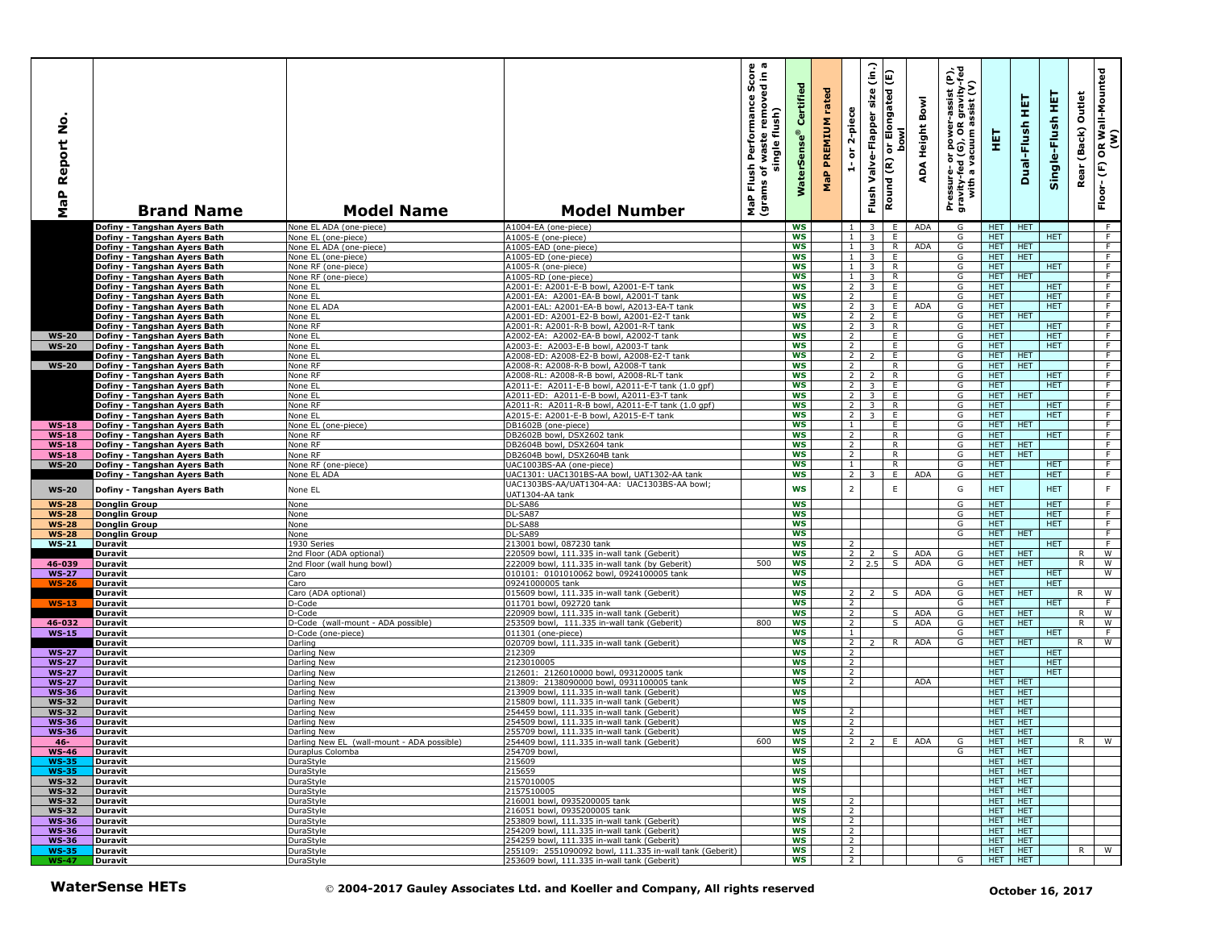| MaP Report No. | Brand Name | Model Name | Model Number | MaP Flush Performance Score (grams of waste removed in a single flush) | WaterSense® Certified | MaP PREMIUM rated | 1- or 2-piece | Flush Valve-Flapper size (in.) | Round (R) or Elongated (E) bowl | ADA Height Bowl | Pressure- or power-assist (P), gravity-fed (G), OR gravity-fed with a vacuum assist (V) | HET | Dual-Flush HET | Single-Flush HET | Rear (Back) Outlet | Floor- (F) OR Wall-Mounted (W) |
|---|---|---|---|---|---|---|---|---|---|---|---|---|---|---|---|---|
| | Dofiny - Tangshan Ayers Bath | None EL ADA (one-piece) | A1004-EA (one-piece) | | WS | | 1 | 3 | E | ADA | G | HET | HET | | | F |
| | Dofiny - Tangshan Ayers Bath | None EL (one-piece) | A1005-E (one-piece) | | WS | | 1 | 3 | E | | G | HET | | HET | | F |
| | Dofiny - Tangshan Ayers Bath | None EL ADA (one-piece) | A1005-EAD (one-piece) | | WS | | 1 | 3 | R | ADA | G | HET | HET | | | F |
| | Dofiny - Tangshan Ayers Bath | None EL (one-piece) | A1005-ED (one-piece) | | WS | | 1 | 3 | E | | G | HET | HET | | | F |
| | Dofiny - Tangshan Ayers Bath | None RF (one-piece) | A1005-R (one-piece) | | WS | | 1 | 3 | R | | G | HET | | HET | | F |
| | Dofiny - Tangshan Ayers Bath | None RF (one-piece) | A1005-RD (one-piece) | | WS | | 1 | 3 | R | | G | HET | HET | | | F |
| | Dofiny - Tangshan Ayers Bath | None EL | A2001-E: A2001-E-B bowl, A2001-T tank | | WS | | 2 | 3 | E | | G | HET | | HET | | F |
| | Dofiny - Tangshan Ayers Bath | None EL | A2001-EA: A2001-EA-B bowl, A2001-T tank | | WS | | 2 | | E | | G | HET | | HET | | F |
| | Dofiny - Tangshan Ayers Bath | None EL ADA | A2001-EAL: A2001-EA-B bowl, A2013-EA-T tank | | WS | | 2 | 3 | E | ADA | G | HET | | HET | | F |
| | Dofiny - Tangshan Ayers Bath | None EL | A2001-ED: A2001-E2-B bowl, A2001-E2-T tank | | WS | | 2 | 2 | E | | G | HET | HET | | | F |
| | Dofiny - Tangshan Ayers Bath | None RF | A2001-R: A2001-R-B bowl, A2001-R-T tank | | WS | | 2 | 3 | R | | G | HET | | HET | | F |
| WS-20 | Dofiny - Tangshan Ayers Bath | None EL | A2002-EA: A2002-EA-B bowl, A2002-T tank | | WS | | 2 | | E | | G | HET | | HET | | F |
| WS-20 | Dofiny - Tangshan Ayers Bath | None EL | A2003-E: A2003-E-B bowl, A2003-T tank | | WS | | 2 | | E | | G | HET | | HET | | F |
| | Dofiny - Tangshan Ayers Bath | None EL | A2008-ED: A2008-E2-B bowl, A2008-E2-T tank | | WS | | 2 | 2 | E | | G | HET | HET | | | F |
| WS-20 | Dofiny - Tangshan Ayers Bath | None RF | A2008-R: A2008-R-B bowl, A2008-T tank | | WS | | 2 | | R | | G | HET | HET | | | F |
| | Dofiny - Tangshan Ayers Bath | None RF | A2008-RL: A2008-R-B bowl, A2008-RL-T tank | | WS | | 2 | 2 | R | | G | HET | | HET | | F |
| | Dofiny - Tangshan Ayers Bath | None EL | A2011-E: A2011-E-B bowl, A2011-E-T tank (1.0 gpf) | | WS | | 2 | 3 | E | | G | HET | | HET | | F |
| | Dofiny - Tangshan Ayers Bath | None EL | A2011-ED: A2011-E-B bowl, A2011-E3-T tank | | WS | | 2 | 3 | E | | G | HET | HET | | | F |
| | Dofiny - Tangshan Ayers Bath | None RF | A2011-R: A2011-R-B bowl, A2011-E-T tank (1.0 gpf) | | WS | | 2 | 3 | R | | G | HET | | HET | | F |
| | Dofiny - Tangshan Ayers Bath | None EL | A2015-E: A2001-E-B bowl, A2015-E-T tank | | WS | | 2 | 3 | E | | G | HET | | HET | | F |
| WS-18 | Dofiny - Tangshan Ayers Bath | None EL (one-piece) | DB1602B (one-piece) | | WS | | 1 | | E | | G | HET | HET | | | F |
| WS-18 | Dofiny - Tangshan Ayers Bath | None RF | DB2602B bowl, DSX2602 tank | | WS | | 2 | | R | | G | HET | | HET | | F |
| WS-18 | Dofiny - Tangshan Ayers Bath | None RF | DB2604B bowl, DSX2604 tank | | WS | | 2 | | R | | G | HET | HET | | | F |
| WS-18 | Dofiny - Tangshan Ayers Bath | None RF | DB2604B bowl, DSX2604B tank | | WS | | 2 | | R | | G | HET | HET | | | F |
| WS-20 | Dofiny - Tangshan Ayers Bath | None RF (one-piece) | UAC1003BS-AA (one-piece) | | WS | | 1 | | R | | G | HET | | HET | | F |
| | Dofiny - Tangshan Ayers Bath | None EL ADA | UAC1301: UAC1301BS-AA bowl, UAT1302-AA tank | | WS | | 2 | 3 | E | ADA | G | HET | | HET | | F |
| WS-20 | Dofiny - Tangshan Ayers Bath | None EL | UAC1303BS-AA/UAT1304-AA: UAC1303BS-AA bowl; UAT1304-AA tank | | WS | | 2 | | E | | G | HET | | HET | | F |
| WS-28 | Donglin Group | None | DL-SA86 | | WS | | | | | | G | HET | | HET | | F |
| WS-28 | Donglin Group | None | DL-SA87 | | WS | | | | | | G | HET | | HET | | F |
| WS-28 | Donglin Group | None | DL-SA88 | | WS | | | | | | G | HET | | HET | | F |
| WS-28 | Donglin Group | None | DL-SA89 | | WS | | | | | | G | HET | HET | | | F |
| WS-21 | Duravit | 1930 Series | 213001 bowl, 087230 tank | | WS | | 2 | | | | | HET | | HET | | F |
| | Duravit | 2nd Floor (ADA optional) | 220509 bowl, 111.335 in-wall tank (Geberit) | | WS | | 2 | 2 | S | ADA | G | HET | HET | | R | W |
| 46-039 | Duravit | 2nd Floor (wall hung bowl) | 222009 bowl, 111.335 in-wall tank (by Geberit) | 500 | WS | | 2 | 2.5 | S | ADA | G | HET | HET | | R | W |
| WS-27 | Duravit | Caro | 010101: 0101010062 bowl, 0924100005 tank | | WS | | | | | | | HET | | HET | | W |
| WS-26 | Duravit | Caro | 09241000005 tank | | WS | | | | | | G | HET | | HET | | |
| | Duravit | Caro (ADA optional) | 015609 bowl, 111.335 in-wall tank (Geberit) | | WS | | 2 | 2 | S | ADA | G | HET | HET | | R | W |
| WS-13 | Duravit | D-Code | 011701 bowl, 092720 tank | | WS | | 2 | | | | G | HET | | HET | | F |
| | Duravit | D-Code | 220909 bowl, 111.335 in-wall tank (Geberit) | | WS | | 2 | | S | ADA | G | HET | HET | | R | W |
| 46-032 | Duravit | D-Code (wall-mount - ADA possible) | 253509 bowl, 111.335 in-wall tank (Geberit) | 800 | WS | | 2 | | S | ADA | G | HET | HET | | R | W |
| WS-15 | Duravit | D-Code (one-piece) | 011301 (one-piece) | | WS | | 1 | | | | G | HET | | HET | | F |
| | Duravit | Darling | 020709 bowl, 111.335 in-wall tank (Geberit) | | WS | | 2 | 2 | R | ADA | G | HET | HET | | R | W |
| WS-27 | Duravit | Darling New | 212309 | | WS | | 2 | | | | | HET | | HET | | |
| WS-27 | Duravit | Darling New | 2123010005 | | WS | | 2 | | | | | HET | | HET | | |
| WS-27 | Duravit | Darling New | 212601: 2126010000 bowl, 093120005 tank | | WS | | 2 | | | | | HET | | HET | | |
| WS-27 | Duravit | Darling New | 213809: 2138090000 bowl, 0931100005 tank | | WS | | 2 | | | ADA | | HET | HET | | | |
| WS-36 | Duravit | Darling New | 213909 bowl, 111.335 in-wall tank (Geberit) | | WS | | | | | | | HET | HET | | | |
| WS-32 | Duravit | Darling New | 215809 bowl, 111.335 in-wall tank (Geberit) | | WS | | | | | | | HET | HET | | | |
| WS-32 | Duravit | Darling New | 254459 bowl, 111.335 in-wall tank (Geberit) | | WS | | 2 | | | | | HET | HET | | | |
| WS-36 | Duravit | Darling New | 254509 bowl, 111.335 in-wall tank (Geberit) | | WS | | 2 | | | | | HET | HET | | | |
| WS-36 | Duravit | Darling New | 255709 bowl, 111.335 in-wall tank (Geberit) | | WS | | 2 | | | | | HET | HET | | | |
| 46- | Duravit | Darling New EL (wall-mount - ADA possible) | 254409 bowl, 111.335 in-wall tank (Geberit) | 600 | WS | | 2 | 2 | E | ADA | G | HET | HET | | R | W |
| WS-46 | Duravit | Duraplus Colomba | 254709 bowl, | | WS | | | | | | G | HET | HET | | | |
| WS-35 | Duravit | DuraStyle | 215609 | | WS | | | | | | | HET | HET | | | |
| WS-35 | Duravit | DuraStyle | 215659 | | WS | | | | | | | HET | HET | | | |
| WS-32 | Duravit | DuraStyle | 2157010005 | | WS | | | | | | | HET | HET | | | |
| WS-32 | Duravit | DuraStyle | 2157510005 | | WS | | | | | | | HET | HET | | | |
| WS-32 | Duravit | DuraStyle | 216001 bowl, 0935200005 tank | | WS | | 2 | | | | | HET | HET | | | |
| WS-32 | Duravit | DuraStyle | 216051 bowl, 0935200005 tank | | WS | | 2 | | | | | HET | HET | | | |
| WS-36 | Duravit | DuraStyle | 253809 bowl, 111.335 in-wall tank (Geberit) | | WS | | 2 | | | | | HET | HET | | | |
| WS-36 | Duravit | DuraStyle | 254209 bowl, 111.335 in-wall tank (Geberit) | | WS | | 2 | | | | | HET | HET | | | |
| WS-36 | Duravit | DuraStyle | 254259 bowl, 111.335 in-wall tank (Geberit) | | WS | | 2 | | | | | HET | HET | | | |
| WS-35 | Duravit | DuraStyle | 255109: 2551090092 bowl, 111.335 in-wall tank (Geberit) | | WS | | 2 | | | | | HET | HET | | R | W |
| WS-47 | Duravit | DuraStyle | 253609 bowl, 111.335 in-wall tank (Geberit) | | WS | | 2 | | | | G | HET | HET | | | |

**WaterSense HETs** © 2004-2017 Gauley Associates Ltd. and Koeller and Company, All rights reserved October 16, 2017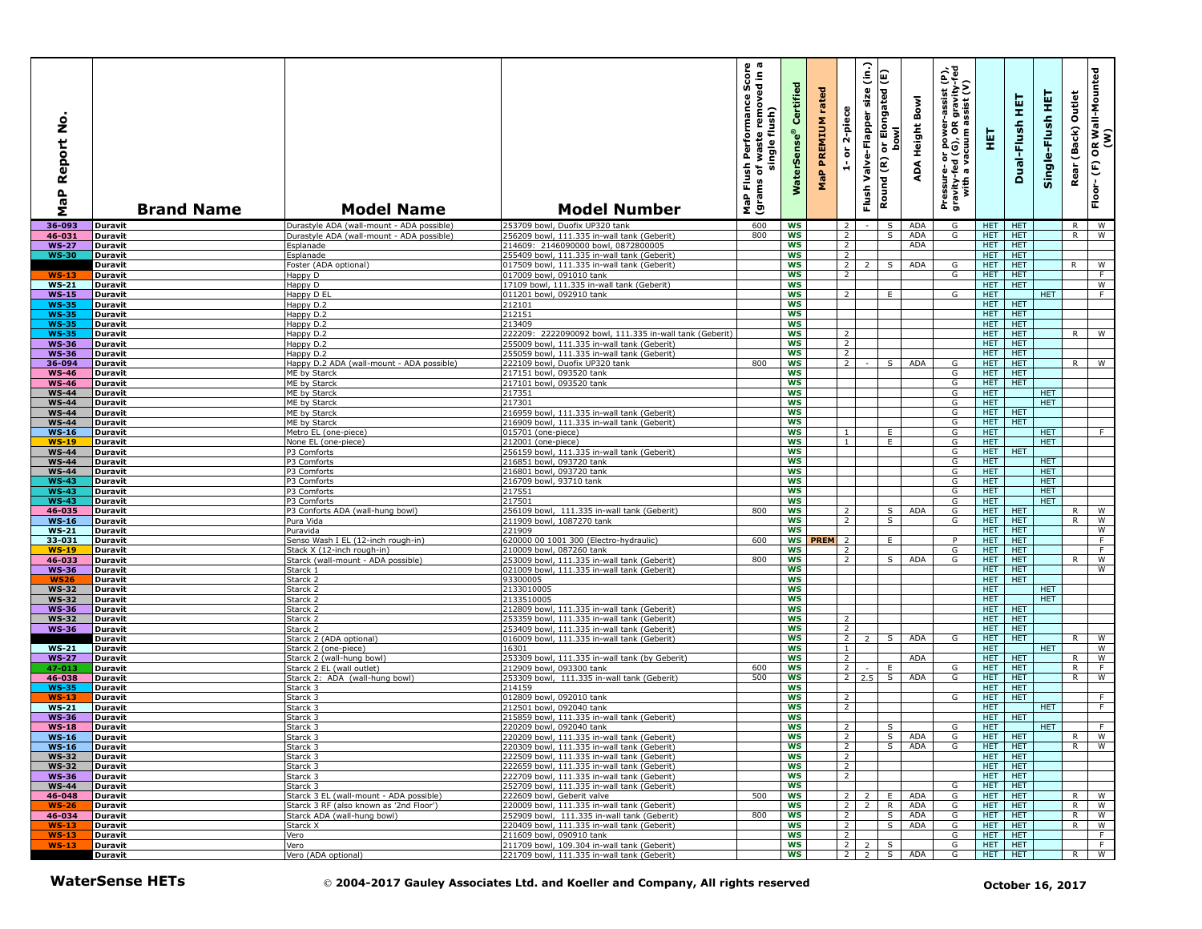| MaP Report No. | Brand Name | Model Name | Model Number | MaP Flush Performance Score (grams of waste removed in a single flush) | WaterSense® Certified | MaP PREMIUM rated | 1- or 2-piece | Flush Valve-Flapper size (in.) | Round (R) or Elongated (E) bowl | ADA Height Bowl | Pressure- or power-assist (P), gravity-fed (G), OR gravity-fed with a vacuum assist (V) | HET | Dual-Flush HET | Single-Flush HET | Rear (Back) Outlet | Floor- (F) OR Wall-Mounted (W) |
|---|---|---|---|---|---|---|---|---|---|---|---|---|---|---|---|---|
| 36-093 | Duravit | Durastyle ADA (wall-mount - ADA possible) | 253709 bowl, Duofix UP320 tank | 600 | WS | | 2 | - | S | ADA | G | HET | HET | | R | W |
| 46-031 | Duravit | Durastyle ADA (wall-mount - ADA possible) | 256209 bowl, 111.335 in-wall tank (Geberit) | 800 | WS | | 2 | | S | ADA | G | HET | HET | | R | W |
| WS-27 | Duravit | Esplanade | 214609: 2146090000 bowl, 0872800005 | | WS | | 2 | | | ADA | | HET | HET | | | |
| WS-30 | Duravit | Esplanade | 255409 bowl, 111.335 in-wall tank (Geberit) | | WS | | 2 | | | | | HET | HET | | | |
| | Duravit | Foster (ADA optional) | 017509 bowl, 111.335 in-wall tank (Geberit) | | WS | | 2 | 2 | S | ADA | G | HET | HET | | R | W |
| WS-13 | Duravit | Happy D | 017009 bowl, 091010 tank | | WS | | 2 | | | | G | HET | HET | | | F |
| WS-21 | Duravit | Happy D | 17109 bowl, 111.335 in-wall tank (Geberit) | | WS | | | | | | | HET | HET | | | W |
| WS-15 | Duravit | Happy D EL | 011201 bowl, 092910 tank | | WS | | 2 | | E | | G | HET | | HET | | F |
| WS-35 | Duravit | Happy D.2 | 212101 | | WS | | | | | | | HET | HET | | | |
| WS-35 | Duravit | Happy D.2 | 212151 | | WS | | | | | | | HET | HET | | | |
| WS-35 | Duravit | Happy D.2 | 213409 | | WS | | | | | | | HET | HET | | | |
| WS-35 | Duravit | Happy D.2 | 222209: 2222090092 bowl, 111.335 in-wall tank (Geberit) | | WS | | 2 | | | | | HET | HET | | R | W |
| WS-36 | Duravit | Happy D.2 | 255009 bowl, 111.335 in-wall tank (Geberit) | | WS | | 2 | | | | | HET | HET | | | |
| WS-36 | Duravit | Happy D.2 | 255059 bowl, 111.335 in-wall tank (Geberit) | | WS | | 2 | | | | | HET | HET | | | |
| 36-094 | Duravit | Happy D.2 ADA (wall-mount - ADA possible) | 222109 bowl, Duofix UP320 tank | 800 | WS | | 2 | - | S | ADA | G | HET | HET | | R | W |
| WS-46 | Duravit | ME by Starck | 217151 bowl, 093520 tank | | WS | | | | | | G | HET | HET | | | |
| WS-46 | Duravit | ME by Starck | 217101 bowl, 093520 tank | | WS | | | | | | G | HET | HET | | | |
| WS-44 | Duravit | ME by Starck | 217351 | | WS | | | | | | G | HET | | HET | | |
| WS-44 | Duravit | ME by Starck | 217301 | | WS | | | | | | G | HET | | HET | | |
| WS-44 | Duravit | ME by Starck | 216959 bowl, 111.335 in-wall tank (Geberit) | | WS | | | | | | G | HET | HET | | | |
| WS-44 | Duravit | ME by Starck | 216909 bowl, 111.335 in-wall tank (Geberit) | | WS | | | | | | G | HET | HET | | | |
| WS-16 | Duravit | Metro EL (one-piece) | 015701 (one-piece) | | WS | | 1 | | E | | G | HET | | HET | | F |
| WS-19 | Duravit | None EL (one-piece) | 212001 (one-piece) | | WS | | 1 | | E | | G | HET | | HET | | |
| WS-44 | Duravit | P3 Comforts | 256159 bowl, 111.335 in-wall tank (Geberit) | | WS | | | | | | G | HET | HET | | | |
| WS-44 | Duravit | P3 Comforts | 216851 bowl, 093720 tank | | WS | | | | | | G | HET | | HET | | |
| WS-44 | Duravit | P3 Comforts | 216801 bowl, 093720 tank | | WS | | | | | | G | HET | | HET | | |
| WS-43 | Duravit | P3 Comforts | 216709 bowl, 93710 tank | | WS | | | | | | G | HET | | HET | | |
| WS-43 | Duravit | P3 Comforts | 217551 | | WS | | | | | | G | HET | | HET | | |
| WS-43 | Duravit | P3 Comforts | 217501 | | WS | | | | | | G | HET | | HET | | |
| 46-035 | Duravit | P3 Conforts ADA (wall-hung bowl) | 256109 bowl, 111.335 in-wall tank (Geberit) | 800 | WS | | 2 | | S | ADA | G | HET | HET | | R | W |
| WS-16 | Duravit | Pura Vida | 211909 bowl, 1087270 tank | | WS | | 2 | | S | | G | HET | HET | | R | W |
| WS-21 | Duravit | Puravida | 221909 | | WS | | | | | | | HET | HET | | | W |
| 33-031 | Duravit | Senso Wash I EL (12-inch rough-in) | 620000 00 1001 300 (Electro-hydraulic) | 600 | WS | PREM | 2 | | E | | P | HET | HET | | | F |
| WS-19 | Duravit | Stack X (12-inch rough-in) | 210009 bowl, 087260 tank | | WS | | 2 | | | | G | HET | HET | | | F |
| 46-033 | Duravit | Starck (wall-mount - ADA possible) | 253009 bowl, 111.335 in-wall tank (Geberit) | 800 | WS | | 2 | | S | ADA | G | HET | HET | | R | W |
| WS-36 | Duravit | Starck 1 | 021009 bowl, 111.335 in-wall tank (Geberit) | | WS | | | | | | | HET | HET | | | W |
| WS26 | Duravit | Starck 2 | 93300005 | | WS | | | | | | | HET | HET | | | |
| WS-32 | Duravit | Starck 2 | 2133010005 | | WS | | | | | | | HET | | HET | | |
| WS-32 | Duravit | Starck 2 | 2133510005 | | WS | | | | | | | HET | | HET | | |
| WS-36 | Duravit | Starck 2 | 212809 bowl, 111.335 in-wall tank (Geberit) | | WS | | | | | | | HET | HET | | | |
| WS-32 | Duravit | Starck 2 | 253359 bowl, 111.335 in-wall tank (Geberit) | | WS | | 2 | | | | | HET | HET | | | |
| WS-36 | Duravit | Starck 2 | 253409 bowl, 111.335 in-wall tank (Geberit) | | WS | | 2 | | | | | HET | HET | | | |
| | Duravit | Starck 2 (ADA optional) | 016009 bowl, 111.335 in-wall tank (Geberit) | | WS | | 2 | 2 | S | ADA | G | HET | HET | | R | W |
| WS-21 | Duravit | Starck 2 (one-piece) | 16301 | | WS | | 1 | | | | | HET | | HET | | W |
| WS-27 | Duravit | Starck 2 (wall-hung bowl) | 253309 bowl, 111.335 in-wall tank (by Geberit) | | WS | | 2 | | | ADA | | HET | HET | | R | W |
| 47-013 | Duravit | Starck 2 EL (wall outlet) | 212909 bowl, 093300 tank | 600 | WS | | 2 | - | E | | G | HET | HET | | R | F |
| 46-038 | Duravit | Starck 2: ADA (wall-hung bowl) | 253309 bowl, 111.335 in-wall tank (Geberit) | 500 | WS | | 2 | 2.5 | S | ADA | G | HET | HET | | R | W |
| WS-35 | Duravit | Starck 3 | 214159 | | WS | | | | | | | HET | HET | | | |
| WS-13 | Duravit | Starck 3 | 012809 bowl, 092010 tank | | WS | | 2 | | | | G | HET | HET | | | F |
| WS-21 | Duravit | Starck 3 | 212501 bowl, 092040 tank | | WS | | 2 | | | | | HET | | HET | | F |
| WS-36 | Duravit | Starck 3 | 215859 bowl, 111.335 in-wall tank (Geberit) | | WS | | | | | | | HET | HET | | | |
| WS-18 | Duravit | Starck 3 | 220209 bowl, 092040 tank | | WS | | 2 | | S | | G | HET | | HET | | F |
| WS-16 | Duravit | Starck 3 | 220209 bowl, 111.335 in-wall tank (Geberit) | | WS | | 2 | | S | ADA | G | HET | HET | | R | W |
| WS-16 | Duravit | Starck 3 | 220309 bowl, 111.335 in-wall tank (Geberit) | | WS | | 2 | | S | ADA | G | HET | HET | | R | W |
| WS-32 | Duravit | Starck 3 | 222509 bowl, 111.335 in-wall tank (Geberit) | | WS | | 2 | | | | | HET | HET | | | |
| WS-32 | Duravit | Starck 3 | 222659 bowl, 111.335 in-wall tank (Geberit) | | WS | | 2 | | | | | HET | HET | | | |
| WS-36 | Duravit | Starck 3 | 222709 bowl, 111.335 in-wall tank (Geberit) | | WS | | 2 | | | | | HET | HET | | | |
| WS-44 | Duravit | Starck 3 | 252709 bowl, 111.335 in-wall tank (Geberit) | | WS | | | | | | G | HET | HET | | | |
| 46-048 | Duravit | Starck 3 EL (wall-mount - ADA possible) | 222609 bowl, Geberit valve | 500 | WS | | 2 | 2 | E | ADA | G | HET | HET | | R | W |
| WS-26 | Duravit | Starck 3 RF (also known as '2nd Floor') | 220009 bowl, 111.335 in-wall tank (Geberit) | | WS | | 2 | 2 | R | ADA | G | HET | HET | | R | W |
| 46-034 | Duravit | Starck ADA (wall-hung bowl) | 252909 bowl, 111.335 in-wall tank (Geberit) | 800 | WS | | 2 | | S | ADA | G | HET | HET | | R | W |
| WS-13 | Duravit | Starck X | 220409 bowl, 111.335 in-wall tank (Geberit) | | WS | | 2 | | S | ADA | G | HET | HET | | R | W |
| WS-13 | Duravit | Vero | 211609 bowl, 090910 tank | | WS | | 2 | | | | G | HET | HET | | | F |
| WS-13 | Duravit | Vero | 211709 bowl, 109.304 in-wall tank (Geberit) | | WS | | 2 | 2 | S | | G | HET | HET | | | F |
| | Duravit | Vero (ADA optional) | 221709 bowl, 111.335 in-wall tank (Geberit) | | WS | | 2 | 2 | S | ADA | G | HET | HET | | R | W |

**WaterSense HETs** © 2004-2017 Gauley Associates Ltd. and Koeller and Company, All rights reserved **October 16, 2017**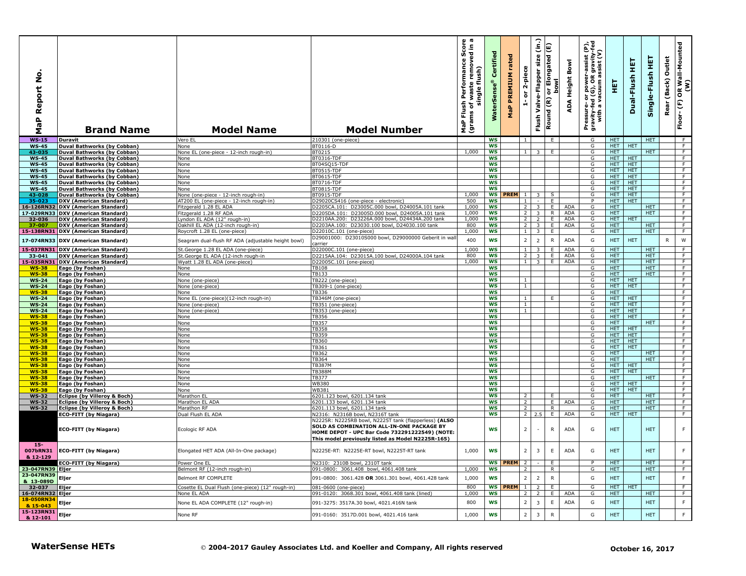| MaP Report No. | Brand Name | Model Name | Model Number | MaP Flush Performance Score (grams of waste removed in a single flush) | WaterSense® Certified | MaP PREMIUM rated | 1- or 2-piece | Flush Valve-Flapper size (in.) | Round (R) or Elongated (E) bowl | ADA Height Bowl | Pressure- or power-assist (P), gravity-fed (G), OR gravity-fed with a vacuum assist (V) | HET | Dual-Flush HET | Single-Flush HET | Rear (Back) Outlet | Floor- (F) OR Wall-Mounted (W) |
|---|---|---|---|---|---|---|---|---|---|---|---|---|---|---|---|---|
| WS-15 | Duravit | Vero EL | 210301 (one-piece) | | WS | | 1 | | E | | G | HET | | HET | | F |
| WS-45 | Duval Bathworks (by Cobban) | None | BT0116-D | | WS | | | | | | G | HET | HET | | | F |
| 43-035 | Duval Bathworks (by Cobban) | None EL (one-piece - 12-inch rough-in) | BT0215 | 1,000 | WS | | 1 | 3 | E | | G | HET | | HET | | F |
| WS-45 | Duval Bathworks (by Cobban) | None | BT0316-TDF | | WS | | | | | | G | HET | HET | | | F |
| WS-45 | Duval Bathworks (by Cobban) | None | BT04SQ15-TDF | | WS | | | | | | G | HET | HET | | | F |
| WS-45 | Duval Bathworks (by Cobban) | None | BT0515-TDF | | WS | | | | | | G | HET | HET | | | F |
| WS-45 | Duval Bathworks (by Cobban) | None | BT0615-TDF | | WS | | | | | | G | HET | HET | | | F |
| WS-45 | Duval Bathworks (by Cobban) | None | BT0716-TDF | | WS | | | | | | G | HET | HET | | | F |
| WS-45 | Duval Bathworks (by Cobban) | None | BT0815-TDF | | WS | | | | | | G | HET | HET | | | F |
| 43-028 | Duval Bathworks (by Cobban) | None (one-piece - 12-inch rough-in) | BT0915-TDF | 1,000 | WS | PREM | 1 | 3 | S | | G | HET | HET | | | F |
| 35-023 | DXV (American Standard) | AT200 EL (one-piece - 12-inch rough-in) | D29020CS416 (one-piece - electronic) | 500 | WS | | 1 | - | E | | P | HET | HET | | | F |
| 16-126RN32 | DXV (American Standard) | Fitzgerald 1.28 EL ADA | D2205CA.101: D23005C.000 bowl, D24005A.101 tank | 1,000 | WS | | 2 | 3 | E | ADA | G | HET | | HET | | F |
| 17-029RN33 | DXV (American Standard) | Fitzgerald 1.28 RF ADA | D2205DA.101: D23005D.000 bowl, D24005A.101 tank | 1,000 | WS | | 2 | 3 | R | ADA | G | HET | | HET | | F |
| 32-036 | DXV (American Standard) | Lyndon EL ADA (12" rough-in) | D2210AA.200: D23226A.000 bowl, D24434A.200 tank | 1,000 | WS | | 2 | 2 | E | ADA | G | HET | HET | | | F |
| 37-007 | DXV (American Standard) | Oakhill EL ADA (12-inch rough-in) | D2203AA.100: D23030.100 bowl, D24030.100 tank | 800 | WS | | 2 | 3 | E | ADA | G | HET | | HET | | F |
| 15-138RN31 | DXV (American Standard) | Roycroft 1.28 EL (one-piece) | D22010C.101 (one-piece) | 1,000 | WS | | 1 | 3 | E | | G | HET | | HET | | F |
| 17-074RN33 | DXV (American Standard) | Seagram dual-flush RF ADA (adjustable height bowl) | D29001000: D23010S000 bowl, D29000000 Geberit in wall carrier | 400 | WS | | 2 | 2 | R | ADA | G | HET | HET | | R | W |
| 15-037RN31 | DXV (American Standard) | St.George 1.28 EL ADA (one-piece) | D22000C.101 (one-piece) | 1,000 | WS | | 1 | 3 | E | ADA | G | HET | | HET | | F |
| 33-041 | DXV (American Standard) | St.George EL ADA (12-inch rough-in | D2215AA.104: D23015A.100 bowl, D24000A.104 tank | 800 | WS | | 2 | 3 | E | ADA | G | HET | | HET | | F |
| 15-035RN31 | DXV (American Standard) | Wyatt 1.28 EL ADA (one-piece) | D22005C.101 (one-piece) | 1,000 | WS | | 1 | 3 | E | ADA | G | HET | | HET | | F |
| WS-38 | Eago (by Foshan) | None | TB108 | | WS | | | | | | G | HET | | HET | | F |
| WS-38 | Eago (by Foshan) | None | TB133 | | WS | | | | | | G | HET | | HET | | F |
| WS-24 | Eago (by Foshan) | None (one-piece) | TB222 (one-piece) | | WS | | 1 | | | | G | HET | HET | | | F |
| WS-24 | Eago (by Foshan) | None (one-piece) | TB309-1 (one-piece) | | WS | | 1 | | | | G | HET | HET | | | F |
| WS-38 | Eago (by Foshan) | None | TB336 | | WS | | | | | | G | HET | | | | F |
| WS-24 | Eago (by Foshan) | None EL (one-piece)(12-inch rough-in) | TB346M (one-piece) | | WS | | 1 | | E | | G | HET | HET | | | F |
| WS-24 | Eago (by Foshan) | None (one-piece) | TB351 (one-piece) | | WS | | 1 | | | | G | HET | HET | | | F |
| WS-24 | Eago (by Foshan) | None (one-piece) | TB353 (one-piece) | | WS | | 1 | | | | G | HET | HET | | | F |
| WS-38 | Eago (by Foshan) | None | TB356 | | WS | | | | | | G | HET | HET | | | F |
| WS-38 | Eago (by Foshan) | None | TB357 | | WS | | | | | | G | HET | | HET | | F |
| WS-38 | Eago (by Foshan) | None | TB358 | | WS | | | | | | G | HET | HET | | | F |
| WS-38 | Eago (by Foshan) | None | TB359 | | WS | | | | | | G | HET | HET | | | F |
| WS-38 | Eago (by Foshan) | None | TB360 | | WS | | | | | | G | HET | HET | | | F |
| WS-38 | Eago (by Foshan) | None | TB361 | | WS | | | | | | G | HET | HET | | | F |
| WS-38 | Eago (by Foshan) | None | TB362 | | WS | | | | | | G | HET | | HET | | F |
| WS-38 | Eago (by Foshan) | None | TB364 | | WS | | | | | | G | HET | | HET | | F |
| WS-38 | Eago (by Foshan) | None | TB387M | | WS | | | | | | G | HET | HET | | | F |
| WS-38 | Eago (by Foshan) | None | TB388M | | WS | | | | | | G | HET | HET | | | F |
| WS-38 | Eago (by Foshan) | None | TB377 | | WS | | | | | | G | HET | | HET | | F |
| WS-38 | Eago (by Foshan) | None | WB380 | | WS | | | | | | G | HET | HET | | | F |
| WS-38 | Eago (by Foshan) | None | WB381 | | WS | | | | | | G | HET | HET | | | F |
| WS-32 | Eclipse (by Villeroy & Boch) | Marathon EL | 6201.123 bowl, 6201.134 tank | | WS | | 2 | | E | | G | HET | | HET | | F |
| WS-32 | Eclipse (by Villeroy & Boch) | Marathon EL ADA | 6201.133 bowl, 6201.134 tank | | WS | | 2 | | E | ADA | G | HET | | HET | | F |
| WS-32 | Eclipse (by Villeroy & Boch) | Marathon RF | 6201.113 bowl, 6201.134 tank | | WS | | 2 | | R | | G | HET | | HET | | F |
| | ECO-FITT (by Niagara) | Dual Flush EL ADA | N2316: N2316B bowl, N2316T tank | | WS | | 2 | 2.5 | E | ADA | G | HET | HET | | | F |
| | ECO-FITT (by Niagara) | Ecologic RF ADA | N2225R: N2225RB bowl, N2225T tank (flapperless) **(ALSO SOLD AS COMBINATION ALL-IN-ONE PACKAGE BY HOME DEPOT - UPC Bar Code 732291222549) (NOTE: This model previously listed as Model N2225R-165)** | | WS | | 2 | - | R | ADA | G | HET | | HET | | F |
| 15-007bRN31 & 12-129 | ECO-FITT (by Niagara) | Elongated HET ADA (All-In-One package) | N2225E-RT: N2225E-RT bowl, N2225T-RT tank | 1,000 | WS | | 2 | 3 | E | ADA | G | HET | | HET | | F |
| | ECO-FITT (by Niagara) | Power One EL | N2310: 2310B bowl, 2310T tank | | WS | PREM | 2 | - | E | | P | HET | | HET | | F |
| 23-047RN39 | Eljer | Belmont RF (12-inch rough-in) | 091-0800: 3061.408 bowl, 4061.408 tank | 1,000 | WS | | 2 | | R | | G | HET | | HET | | F |
| 23-047RN39 & 13-089D | Eljer | Belmont RF COMPLETE | 091-0800: 3061.428 **OR** 3061.301 bowl, 4061.428 tank | 1,000 | WS | | 2 | 2 | R | | G | HET | | HET | | F |
| 32-037 | Eljer | Cosette EL Dual Flush (one-piece) (12" rough-in) | 081-0600 (one-piece) | 800 | WS | PREM | 1 | 2 | E | | G | HET | HET | | | F |
| 16-074RN32 | Eljer | None EL ADA | 091-0120: 3068.301 bowl, 4061.408 tank (lined) | 1,000 | WS | | 2 | 2 | E | ADA | G | HET | | HET | | F |
| 18-050RN34 & 15-043 | Eljer | None EL ADA COMPLETE (12" rough-in) | 091-3275: 3517A.30 bowl, 4021.416N tank | 800 | WS | | 2 | 3 | E | ADA | G | HET | | HET | | F |
| 15-123RN31 & 12-101 | Eljer | None RF | 091-0160: 3517D.001 bowl, 4021.416 tank | 1,000 | WS | | 2 | 3 | R | | G | HET | | HET | | F |

**WaterSense HETs** © 2004-2017 Gauley Associates Ltd. and Koeller and Company, All rights reserved **October 16, 2017**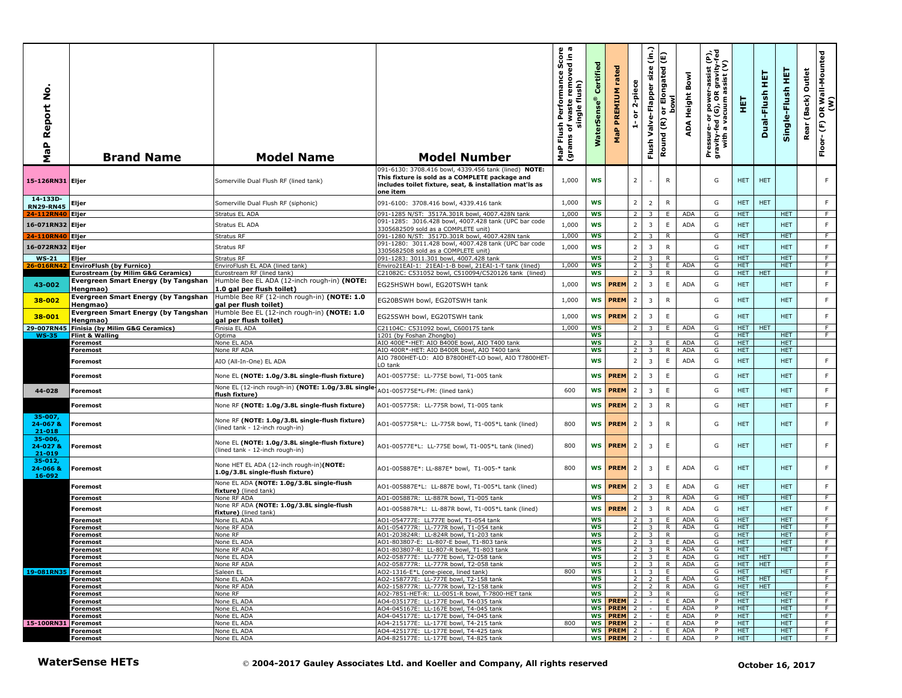| MaP Report No. | Brand Name | Model Name | Model Number | MaP Flush Performance Score (grams of waste removed in a single flush) | WaterSense® Certified | MaP PREMIUM rated | 1- or 2-piece | Flush Valve-Flapper size (in.) | Round (R) or Elongated (E) bowl | ADA Height Bowl | Pressure- or power-assist (P), gravity-fed (G), OR gravity-fed with a vacuum assist (V) | HET | Dual-Flush HET | Single-Flush HET | Rear (Back) Outlet | Floor- (F) OR Wall-Mounted (W) |
|---|---|---|---|---|---|---|---|---|---|---|---|---|---|---|---|---|
| 15-126RN31 | Eljer | Somerville Dual Flush RF (lined tank) | 091-6130: 3708.416 bowl, 4339.456 tank (lined) **NOTE: This fixture is sold as a COMPLETE package and includes toilet fixture, seat, & installation mat'ls as one item** | 1,000 | WS | | 2 | - | R | | G | HET | HET | | | F |
| 14-133D-RN29-RN45 | Eljer | Somerville Dual Flush RF (siphonic) | 091-6100: 3708.416 bowl, 4339.416 tank | 1,000 | WS | | 2 | 2 | R | | G | HET | HET | | | F |
| 24-112RN40 | Eljer | Stratus EL ADA | 091-1285 N/ST: 3517A.301R bowl, 4007.428N tank | 1,000 | WS | | 2 | 3 | E | ADA | G | HET | | HET | | F |
| 16-071RN32 | Eljer | Stratus EL ADA | 091-1285: 3016.428 bowl, 4007.428 tank (UPC bar code 3305682509 sold as a COMPLETE unit) | 1,000 | WS | | 2 | 3 | E | ADA | G | HET | | HET | | F |
| 24-110RN40 | Eljer | Stratus RF | 091-1280 N/ST: 3517D.301R bowl, 4007.428N tank | 1,000 | WS | | 2 | 3 | R | | G | HET | | HET | | F |
| 16-072RN32 | Eljer | Stratus RF | 091-1280: 3011.428 bowl, 4007.428 tank (UPC bar code 3305682508 sold as a COMPLETE unit) | 1,000 | WS | | 2 | 3 | R | | G | HET | | HET | | F |
| WS-21 | Eljer | Stratus RF | 091-1283: 3011.301 bowl, 4007.428 tank | | WS | | 2 | 3 | R | | G | HET | | HET | | F |
| 26-016RN42 | EnviroFlush (by Furnico) | EnviroFlush EL ADA (lined tank) | Enviro21EAI-1: 21EAI-1-B bowl, 21EAI-1-T tank (lined) | 1,000 | WS | | 2 | 3 | E | ADA | G | HET | | HET | | F |
| | Eurostream (by Milim G&G Ceramics) | Eurostream RF (lined tank) | C21082C: C531092 bowl, C510094/C520126 tank (lined) | | WS | | 2 | 3 | R | | G | HET | HET | | | F |
| 43-002 | Evergreen Smart Energy (by Tangshan Hengmao) | Humble Bee EL ADA (12-inch rough-in) **(NOTE: 1.0 gal per flush toilet)** | EG25HSWH bowl, EG20TSWH tank | 1,000 | WS | PREM | 2 | 3 | E | ADA | G | HET | | HET | | F |
| 38-002 | Evergreen Smart Energy (by Tangshan Hengmao) | Humble Bee RF (12-inch rough-in) **(NOTE: 1.0 gal per flush toilet)** | EG20BSWH bowl, EG20TSWH tank | 1,000 | WS | PREM | 2 | 3 | R | | G | HET | | HET | | F |
| 38-001 | Evergreen Smart Energy (by Tangshan Hengmao) | Humble Bee EL (12-inch rough-in) **(NOTE: 1.0 gal per flush toilet)** | EG25SWH bowl, EG20TSWH tank | 1,000 | WS | PREM | 2 | 3 | E | | G | HET | | HET | | F |
| 29-007RN45 | Finisia (by Milim G&G Ceramics) | Finisia EL ADA | C21104C: C531092 bowl, C600175 tank | 1,000 | WS | | 2 | 3 | E | ADA | G | HET | HET | | | F |
| WS-35 | Flint & Walling | Optima | 1201 (by Foshan Zhongbo) | | WS | | | | | | G | HET | | HET | | F |
| | Foremost | None EL ADA | AIO 400E*-HET: AIO B400E bowl, AIO T400 tank | | WS | | 2 | 3 | E | ADA | G | HET | | HET | | |
| | Foremost | None RF ADA | AIO 400R*-HET: AIO B400R bowl, AIO T400 tank | | WS | | 2 | 3 | R | ADA | G | HET | | HET | | |
| | Foremost | AIO (All-In-One) EL ADA | AIO 7800HET-LO: AIO B7800HET-LO bowl, AIO T7800HET-LO tank | | WS | | 2 | 3 | E | ADA | G | HET | | HET | | F |
| | Foremost | None EL **(NOTE: 1.0g/3.8L single-flush fixture)** | AO1-005775E: LL-775E bowl, T1-005 tank | | WS | PREM | 2 | 3 | E | | G | HET | | HET | | F |
| 44-028 | Foremost | None EL (12-inch rough-in) **(NOTE: 1.0g/3.8L single-flush fixture)** | AO1-005775E*L-FM: (lined tank) | 600 | WS | PREM | 2 | 3 | E | | G | HET | | HET | | F |
| | Foremost | None RF **(NOTE: 1.0g/3.8L single-flush fixture)** | AO1-005775R: LL-775R bowl, T1-005 tank | | WS | PREM | 2 | 3 | R | | G | HET | | HET | | F |
| 35-007, 24-067 & 21-018 | Foremost | None RF **(NOTE: 1.0g/3.8L single-flush fixture)** (lined tank - 12-inch rough-in) | AO1-005775R*L: LL-775R bowl, T1-005*L tank (lined) | 800 | WS | PREM | 2 | 3 | R | | G | HET | | HET | | F |
| 35-006, 24-027 & 21-019 | Foremost | None EL **(NOTE: 1.0g/3.8L single-flush fixture)** (lined tank - 12-inch rough-in) | AO1-00577E*L: LL-775E bowl, T1-005*L tank (lined) | 800 | WS | PREM | 2 | 3 | E | | G | HET | | HET | | F |
| 35-012, 24-066 & 16-092 | Foremost | None HET EL ADA (12-inch rough-in)**(NOTE: 1.0g/3.8L single-flush fixture)** | AO1-005887E*: LL-887E* bowl, T1-005-* tank | 800 | WS | PREM | 2 | 3 | E | ADA | G | HET | | HET | | F |
| | Foremost | None EL ADA **(NOTE: 1.0g/3.8L single-flush fixture)** (lined tank) | AO1-005887E*L: LL-887E bowl, T1-005*L tank (lined) | | WS | PREM | 2 | 3 | E | ADA | G | HET | | HET | | F |
| | Foremost | None RF ADA | AO1-005887R: LL-887R bowl, T1-005 tank | | WS | | 2 | 3 | R | ADA | G | HET | | HET | | F |
| | Foremost | None RF ADA **(NOTE: 1.0g/3.8L single-flush fixture)** (lined tank) | AO1-005887R*L: LL-887R bowl, T1-005*L tank (lined) | | WS | PREM | 2 | 3 | R | ADA | G | HET | | HET | | F |
| | Foremost | None EL ADA | AO1-054777E: LL777E bowl, T1-054 tank | | WS | | 2 | 3 | E | ADA | G | HET | | HET | | F |
| | Foremost | None RF ADA | AO1-054777R: LL-777R bowl, T1-054 tank | | WS | | 2 | 3 | R | ADA | G | HET | | HET | | F |
| | Foremost | None RF | AO1-203824R: LL-824R bowl, T1-203 tank | | WS | | 2 | 3 | R | | G | HET | | HET | | F |
| | Foremost | None EL ADA | AO1-803807-E: LL-807-E bowl, T1-803 tank | | WS | | 2 | 3 | E | ADA | G | HET | | HET | | F |
| | Foremost | None RF ADA | AO1-803807-R: LL-807-R bowl, T1-803 tank | | WS | | 2 | 3 | R | ADA | G | HET | | HET | | F |
| | Foremost | None EL ADA | AO2-058777E: LL-777E bowl, T2-058 tank | | WS | | 2 | 3 | E | ADA | G | HET | HET | | | F |
| | Foremost | None RF ADA | AO2-058777R: LL-777R bowl, T2-058 tank | | WS | | 2 | 3 | R | ADA | G | HET | HET | | | F |
| 19-081RN35 | Foremost | Saleen EL | AO2-1316-E*L (one-piece, lined tank) | 800 | WS | | 1 | 3 | E | | G | HET | | HET | | F |
| | Foremost | None EL ADA | AO2-158777E: LL-777E bowl, T2-158 tank | | WS | | 2 | 2 | E | ADA | G | HET | HET | | | F |
| | Foremost | None RF ADA | AO2-158777R: LL-777R bowl, T2-158 tank | | WS | | 2 | 2 | R | ADA | G | HET | HET | | | F |
| | Foremost | None RF | AO2-7851-HET-R: LL-0051-R bowl, T-7800-HET tank | | WS | | 2 | 3 | R | | G | HET | | HET | | F |
| | Foremost | None EL ADA | AO4-035177E: LL-177E bowl, T4-035 tank | | WS | PREM | 2 | - | E | ADA | P | HET | | HET | | F |
| | Foremost | None EL ADA | AO4-045167E: LL-167E bowl, T4-045 tank | | WS | PREM | 2 | - | E | ADA | P | HET | | HET | | F |
| | Foremost | None EL ADA | AO4-045177E: LL-177E bowl, T4-045 tank | | WS | PREM | 2 | - | E | ADA | P | HET | | HET | | F |
| 15-100RN31 | Foremost | None EL ADA | AO4-215177E: LL-177E bowl, T4-215 tank | 800 | WS | PREM | 2 | - | E | ADA | P | HET | | HET | | F |
| | Foremost | None EL ADA | AO4-425177E: LL-177E bowl, T4-425 tank | | WS | PREM | 2 | - | E | ADA | P | HET | | HET | | F |
| | Foremost | None EL ADA | AO4-825177E: LL-177E bowl, T4-825 tank | | WS | PREM | 2 | - | E | ADA | P | HET | | HET | | F |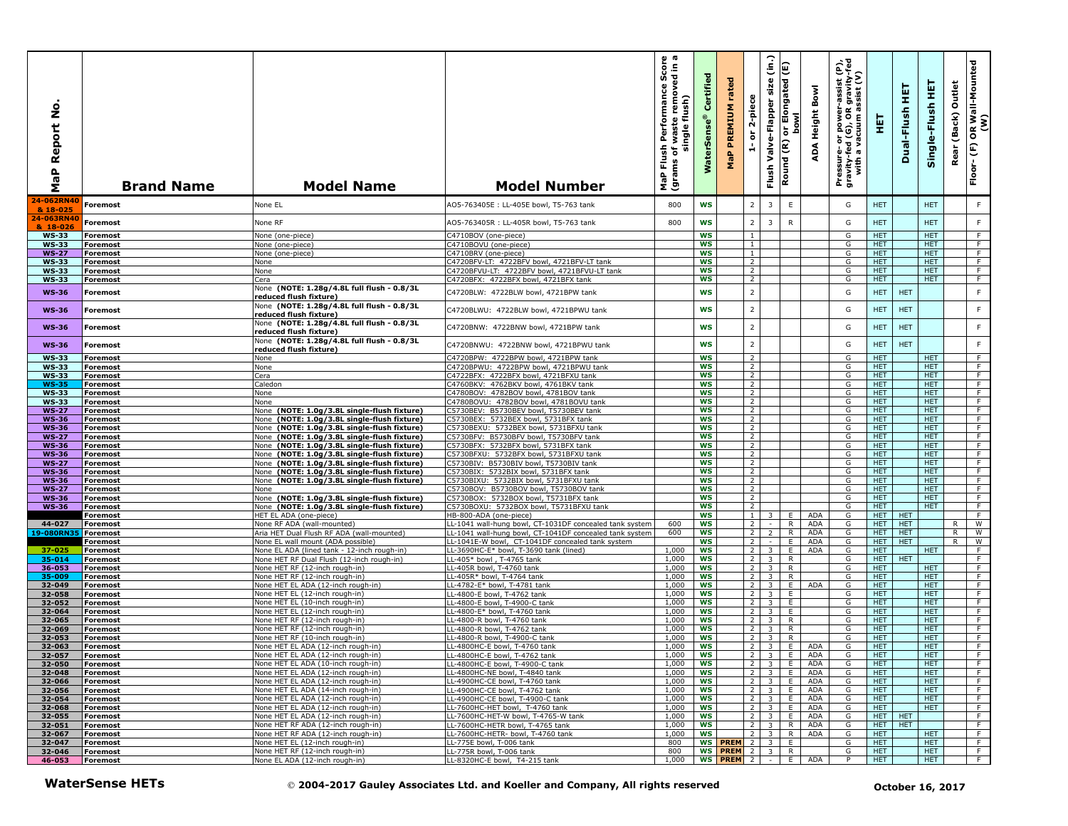| MaP Report No. | Brand Name | Model Name | Model Number | MaP Flush Performance Score (grams of waste removed in a single flush) | WaterSense® Certified | MaP PREMIUM rated | 1- or 2-piece | Flush Valve-Flapper size (in.) | Round (R) or Elongated (E) bowl | ADA Height Bowl | Pressure- or power-assist (P), gravity-fed (G), OR gravity-fed with a vacuum assist (V) | HET | Dual-Flush HET | Single-Flush HET | Rear (Back) Outlet | Floor- (F) OR Wall-Mounted (W) |
|---|---|---|---|---|---|---|---|---|---|---|---|---|---|---|---|---|
| 24-062RN40 & 18-025 | Foremost | None EL | AO5-763405E : LL-405E bowl, T5-763 tank | 800 | WS | | 2 | 3 | E | | G | HET | | HET | | F |
| 24-063RN40 & 18-026 | Foremost | None RF | AO5-763405R : LL-405R bowl, T5-763 tank | 800 | WS | | 2 | 3 | R | | G | HET | | HET | | F |
| WS-33 | Foremost | None (one-piece) | C4710BOV (one-piece) | | WS | | 1 | | | | G | HET | | HET | | F |
| WS-33 | Foremost | None (one-piece) | C4710BOVU (one-piece) | | WS | | 1 | | | | G | HET | | HET | | F |
| WS-27 | Foremost | None (one-piece) | C4710BRV (one-piece) | | WS | | 1 | | | | G | HET | | HET | | F |
| WS-33 | Foremost | None | C4720BFV-LT: 4722BFV bowl, 4721BFV-LT tank | | WS | | 2 | | | | G | HET | | HET | | F |
| WS-33 | Foremost | None | C4720BFVU-LT: 4722BFV bowl, 4721BFVU-LT tank | | WS | | 2 | | | | G | HET | | HET | | F |
| WS-33 | Foremost | Cera | C4720BFX: 4722BFX bowl, 4721BFX tank | | WS | | 2 | | | | G | HET | | HET | | F |
| WS-36 | Foremost | None **(NOTE: 1.28g/4.8L full flush - 0.8/3L reduced flush fixture)** | C4720BLW: 4722BLW bowl, 4721BPW tank | | WS | | 2 | | | | G | HET | HET | | | F |
| WS-36 | Foremost | None **(NOTE: 1.28g/4.8L full flush - 0.8/3L reduced flush fixture)** | C4720BLWU: 4722BLW bowl, 4721BPWU tank | | WS | | 2 | | | | G | HET | HET | | | F |
| WS-36 | Foremost | None **(NOTE: 1.28g/4.8L full flush - 0.8/3L reduced flush fixture)** | C4720BNW: 4722BNW bowl, 4721BPW tank | | WS | | 2 | | | | G | HET | HET | | | F |
| WS-36 | Foremost | None **(NOTE: 1.28g/4.8L full flush - 0.8/3L reduced flush fixture)** | C4720BNWU: 4722BNW bowl, 4721BPWU tank | | WS | | 2 | | | | G | HET | HET | | | F |
| WS-33 | Foremost | None | C4720BPW: 4722BPW bowl, 4721BPW tank | | WS | | 2 | | | | G | HET | | HET | | F |
| WS-33 | Foremost | None | C4720BPWU: 4722BPW bowl, 4721BPWU tank | | WS | | 2 | | | | G | HET | | HET | | F |
| WS-33 | Foremost | Cera | C4722BFX: 4722BFX bowl, 4721BFXU tank | | WS | | 2 | | | | G | HET | | HET | | F |
| WS-35 | Foremost | Caledon | C4760BKV: 4762BKV bowl, 4761BKV tank | | WS | | 2 | | | | G | HET | | HET | | F |
| WS-33 | Foremost | None | C4780BOV: 4782BOV bowl, 4781BOV tank | | WS | | 2 | | | | G | HET | | HET | | F |
| WS-33 | Foremost | None | C4780BOVU: 4782BOV bowl, 4781BOVU tank | | WS | | 2 | | | | G | HET | | HET | | F |
| WS-27 | Foremost | None **(NOTE: 1.0g/3.8L single-flush fixture)** | C5730BEV: B5730BEV bowl, T5730BEV tank | | WS | | 2 | | | | G | HET | | HET | | F |
| WS-36 | Foremost | None **(NOTE: 1.0g/3.8L single-flush fixture)** | C5730BEX: 5732BEX bowl, 5731BFX tank | | WS | | 2 | | | | G | HET | | HET | | F |
| WS-36 | Foremost | None **(NOTE: 1.0g/3.8L single-flush fixture)** | C5730BEXU: 5732BEX bowl, 5731BFXU tank | | WS | | 2 | | | | G | HET | | HET | | F |
| WS-27 | Foremost | None **(NOTE: 1.0g/3.8L single-flush fixture)** | C5730BFV: B5730BFV bowl, T5730BFV tank | | WS | | 2 | | | | G | HET | | HET | | F |
| WS-36 | Foremost | None **(NOTE: 1.0g/3.8L single-flush fixture)** | C5730BFX: 5732BFX bowl, 5731BFX tank | | WS | | 2 | | | | G | HET | | HET | | F |
| WS-36 | Foremost | None **(NOTE: 1.0g/3.8L single-flush fixture)** | C5730BFXU: 5732BFX bowl, 5731BFXU tank | | WS | | 2 | | | | G | HET | | HET | | F |
| WS-27 | Foremost | None **(NOTE: 1.0g/3.8L single-flush fixture)** | C5730BIV: B5730BIV bowl, T5730BIV tank | | WS | | 2 | | | | G | HET | | HET | | F |
| WS-36 | Foremost | None **(NOTE: 1.0g/3.8L single-flush fixture)** | C5730BIX: 5732BIX bowl, 5731BFX tank | | WS | | 2 | | | | G | HET | | HET | | F |
| WS-36 | Foremost | None **(NOTE: 1.0g/3.8L single-flush fixture)** | C5730BIXU: 5732BIX bowl, 5731BFXU tank | | WS | | 2 | | | | G | HET | | HET | | F |
| WS-27 | Foremost | None | C5730BOV: B5730BOV bowl, T5730BOV tank | | WS | | 2 | | | | G | HET | | HET | | F |
| WS-36 | Foremost | None **(NOTE: 1.0g/3.8L single-flush fixture)** | C5730BOX: 5732BOX bowl, T5731BFX tank | | WS | | 2 | | | | G | HET | | HET | | F |
| WS-36 | Foremost | None **(NOTE: 1.0g/3.8L single-flush fixture)** | C5730BOXU: 5732BOX bowl, T5731BFXU tank | | WS | | 2 | | | | G | HET | | HET | | F |
| | Foremost | HET EL ADA (one-piece) | HB-800-ADA (one-piece) | | WS | | 1 | 3 | E | ADA | G | HET | HET | | | F |
| 44-027 | Foremost | None RF ADA (wall-mounted) | LL-1041 wall-hung bowl, CT-1031DF concealed tank system | 600 | WS | | 2 | - | R | ADA | G | HET | HET | | R | W |
| 19-080RN35 | Foremost | Aria HET Dual Flush RF ADA (wall-mounted) | LL-1041 wall-hung bowl, CT-1041DF concealed tank system | 600 | WS | | 2 | 2 | R | ADA | G | HET | HET | | R | W |
| | Foremost | None EL wall mount (ADA possible) | LL-1041E-W bowl, CT-1041DF concealed tank system | | WS | | 2 | - | E | ADA | G | HET | HET | | R | W |
| 37-025 | Foremost | None EL ADA (lined tank - 12-inch rough-in) | LL-3690HC-E* bowl, T-3690 tank (lined) | 1,000 | WS | | 2 | 3 | E | ADA | G | HET | | HET | | F |
| 35-014 | Foremost | None HET RF Dual Flush (12-inch rough-in) | LL-405* bowl , T-4765 tank | 1,000 | WS | | 2 | 3 | R | | G | HET | HET | | | F |
| 36-053 | Foremost | None HET RF (12-inch rough-in) | LL-405R bowl, T-4760 tank | 1,000 | WS | | 2 | 3 | R | | G | HET | | HET | | F |
| 35-009 | Foremost | None HET RF (12-inch rough-in) | LL-405R* bowl, T-4764 tank | 1,000 | WS | | 2 | 3 | R | | G | HET | | HET | | F |
| 32-049 | Foremost | None HET EL ADA (12-inch rough-in) | LL-4782-E* bowl, T-4781 tank | 1,000 | WS | | 2 | 3 | E | ADA | G | HET | | HET | | F |
| 32-058 | Foremost | None HET EL (12-inch rough-in) | LL-4800-E bowl, T-4762 tank | 1,000 | WS | | 2 | 3 | E | | G | HET | | HET | | F |
| 32-052 | Foremost | None HET EL (10-inch rough-in) | LL-4800-E bowl, T-4900-C tank | 1,000 | WS | | 2 | 3 | E | | G | HET | | HET | | F |
| 32-064 | Foremost | None HET EL (12-inch rough-in) | LL-4800-E* bowl, T-4760 tank | 1,000 | WS | | 2 | 3 | E | | G | HET | | HET | | F |
| 32-065 | Foremost | None HET RF (12-inch rough-in) | LL-4800-R bowl, T-4760 tank | 1,000 | WS | | 2 | 3 | R | | G | HET | | HET | | F |
| 32-069 | Foremost | None HET RF (12-inch rough-in) | LL-4800-R bowl, T-4762 tank | 1,000 | WS | | 2 | 3 | R | | G | HET | | HET | | F |
| 32-053 | Foremost | None HET RF (10-inch rough-in) | LL-4800-R bowl, T-4900-C tank | 1,000 | WS | | 2 | 3 | R | | G | HET | | HET | | F |
| 32-063 | Foremost | None HET EL ADA (12-inch rough-in) | LL-4800HC-E bowl, T-4760 tank | 1,000 | WS | | 2 | 3 | E | ADA | G | HET | | HET | | F |
| 32-057 | Foremost | None HET EL ADA (12-inch rough-in) | LL-4800HC-E bowl, T-4762 tank | 1,000 | WS | | 2 | 3 | E | ADA | G | HET | | HET | | F |
| 32-050 | Foremost | None HET EL ADA (10-inch rough-in) | LL-4800HC-E bowl, T-4900-C tank | 1,000 | WS | | 2 | 3 | E | ADA | G | HET | | HET | | F |
| 32-048 | Foremost | None HET EL ADA (12-inch rough-in) | LL-4800HC-NE bowl, T-4840 tank | 1,000 | WS | | 2 | 3 | E | ADA | G | HET | | HET | | F |
| 32-066 | Foremost | None HET EL ADA (12-inch rough-in) | LL-4900HC-CE bowl, T-4760 tank | 1,000 | WS | | 2 | 3 | E | ADA | G | HET | | HET | | F |
| 32-056 | Foremost | None HET EL ADA (14-inch rough-in) | LL-4900HC-CE bowl, T-4762 tank | 1,000 | WS | | 2 | 3 | E | ADA | G | HET | | HET | | F |
| 32-054 | Foremost | None HET EL ADA (12-inch rough-in) | LL-4900HC-CE bowl, T-4900-C tank | 1,000 | WS | | 2 | 3 | E | ADA | G | HET | | HET | | F |
| 32-068 | Foremost | None HET EL ADA (12-inch rough-in) | LL-7600HC-HET bowl, T-4760 tank | 1,000 | WS | | 2 | 3 | E | ADA | G | HET | | HET | | F |
| 32-055 | Foremost | None HET EL ADA (12-inch rough-in) | LL-7600HC-HET-W bowl, T-4765-W tank | 1,000 | WS | | 2 | 3 | E | ADA | G | HET | HET | | | F |
| 32-051 | Foremost | None HET RF ADA (12-inch rough-in) | LL-7600HC-HETR bowl, T-4765 tank | 1,000 | WS | | 2 | 3 | R | ADA | G | HET | HET | | | F |
| 32-067 | Foremost | None HET RF ADA (12-inch rough-in) | LL-7600HC-HETR- bowl, T-4760 tank | 1,000 | WS | | 2 | 3 | R | ADA | G | HET | | HET | | F |
| 32-047 | Foremost | None HET EL (12-inch rough-in) | LL-775E bowl, T-006 tank | 800 | WS | PREM | 2 | 3 | E | | G | HET | | HET | | F |
| 32-046 | Foremost | None HET RF (12-inch rough-in) | LL-775R bowl, T-006 tank | 800 | WS | PREM | 2 | 3 | R | | G | HET | | HET | | F |
| 46-053 | Foremost | None EL ADA (12-inch rough-in) | LL-8320HC-E bowl, T4-215 tank | 1,000 | WS | PREM | 2 | - | E | ADA | P | HET | | HET | | F |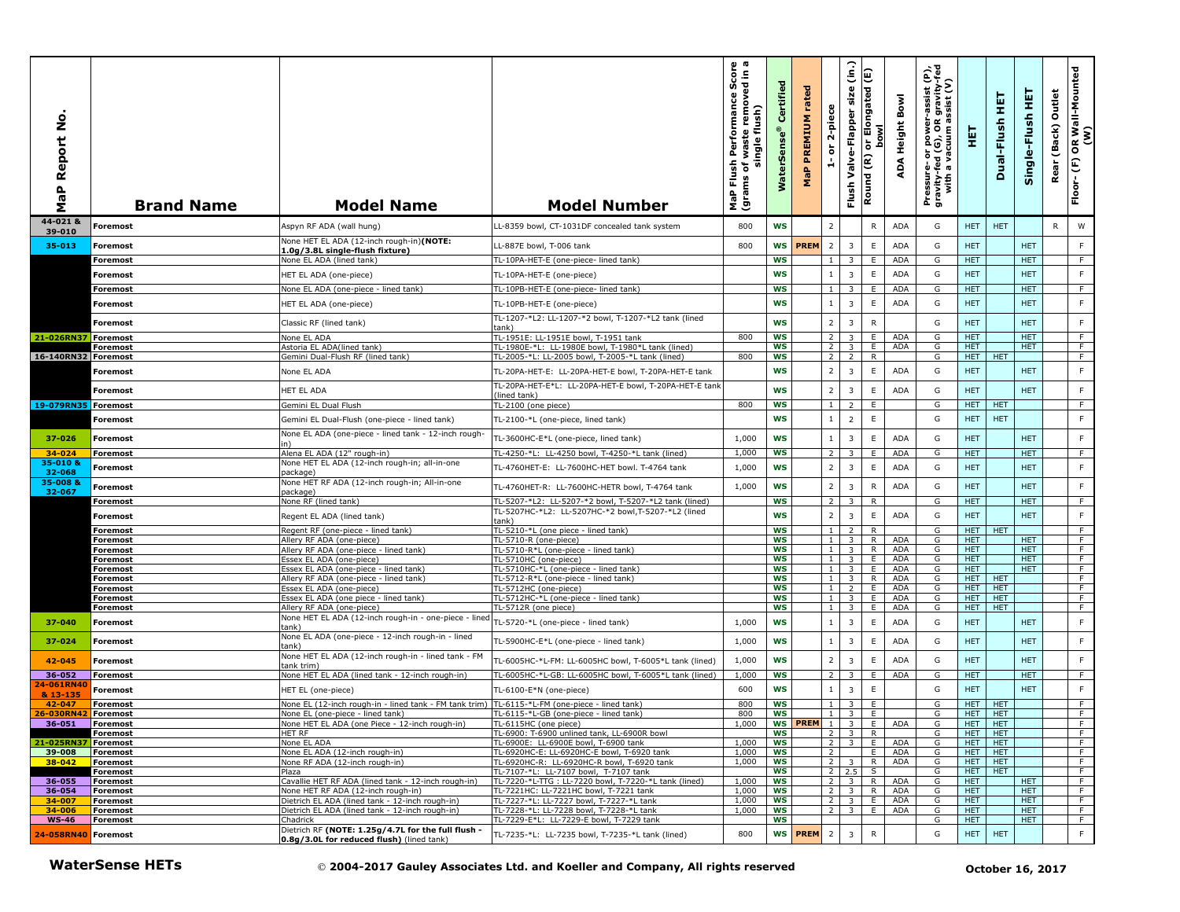| MaP Report No. | Brand Name | Model Name | Model Number | MaP Flush Performance Score (grams of waste removed in a single flush) | WaterSense® Certified | MaP PREMIUM rated | 1- or 2-piece | Flush Valve-Flapper size (in.) | Round (R) or Elongated (E) bowl | ADA Height Bowl | Pressure- or power-assist (P), gravity-fed (G), OR gravity-fed with a vacuum assist (V) | HET | Dual-Flush HET | Single-Flush HET | Rear (Back) Outlet | Floor- (F) OR Wall-Mounted (W) |
|---|---|---|---|---|---|---|---|---|---|---|---|---|---|---|---|---|
| 44-021 & 39-010 | Foremost | Aspyn RF ADA (wall hung) | LL-8359 bowl, CT-1031DF concealed tank system | 800 | WS | | 2 | | R | ADA | G | HET | HET | | R | W |
| 35-013 | Foremost | None HET EL ADA (12-inch rough-in)**(NOTE: 1.0g/3.8L single-flush fixture)** | LL-887E bowl, T-006 tank | 800 | WS | PREM | 2 | 3 | E | ADA | G | HET | | HET | | F |
| | Foremost | None EL ADA (lined tank) | TL-10PA-HET-E (one-piece- lined tank) | | WS | | 1 | 3 | E | ADA | G | HET | | HET | | F |
| | Foremost | HET EL ADA (one-piece) | TL-10PA-HET-E (one-piece) | | WS | | 1 | 3 | E | ADA | G | HET | | HET | | F |
| | Foremost | None EL ADA (one-piece - lined tank) | TL-10PB-HET-E (one-piece- lined tank) | | WS | | 1 | 3 | E | ADA | G | HET | | HET | | F |
| | Foremost | HET EL ADA (one-piece) | TL-10PB-HET-E (one-piece) | | WS | | 1 | 3 | E | ADA | G | HET | | HET | | F |
| | Foremost | Classic RF (lined tank) | TL-1207-*L2: LL-1207-*2 bowl, T-1207-*L2 tank (lined tank) | | WS | | 2 | 3 | R | | G | HET | | HET | | F |
| 21-026RN37 | Foremost | None EL ADA | TL-1951E: LL-1951E bowl, T-1951 tank | 800 | WS | | 2 | 3 | E | ADA | G | HET | | HET | | F |
| | Foremost | Astoria EL ADA(lined tank) | TL-1980E-*L: LL-1980E bowl, T-1980*L tank (lined) | | WS | | 2 | 3 | E | ADA | G | HET | | HET | | F |
| 16-140RN32 | Foremost | Gemini Dual-Flush RF (lined tank) | TL-2005-*L: LL-2005 bowl, T-2005-*L tank (lined) | 800 | WS | | 2 | 2 | R | | G | HET | HET | | | F |
| | Foremost | None EL ADA | TL-20PA-HET-E: LL-20PA-HET-E bowl, T-20PA-HET-E tank | | WS | | 2 | 3 | E | ADA | G | HET | | HET | | F |
| | Foremost | HET EL ADA | TL-20PA-HET-E*L: LL-20PA-HET-E bowl, T-20PA-HET-E tank (lined tank) | | WS | | 2 | 3 | E | ADA | G | HET | | HET | | F |
| 19-079RN35 | Foremost | Gemini EL Dual Flush | TL-2100 (one piece) | 800 | WS | | 1 | 2 | E | | G | HET | HET | | | F |
| | Foremost | Gemini EL Dual-Flush (one-piece - lined tank) | TL-2100-*L (one-piece, lined tank) | | WS | | 1 | 2 | E | | G | HET | HET | | | F |
| 37-026 | Foremost | None EL ADA (one-piece - lined tank - 12-inch rough-in) | TL-3600HC-E*L (one-piece, lined tank) | 1,000 | WS | | 1 | 3 | E | ADA | G | HET | | HET | | F |
| 34-024 | Foremost | Alena EL ADA (12" rough-in) | TL-4250-*L: LL-4250 bowl, T-4250-*L tank (lined) | 1,000 | WS | | 2 | 3 | E | ADA | G | HET | | HET | | F |
| 35-010 & 32-068 | Foremost | None HET EL ADA (12-inch rough-in; all-in-one package) | TL-4760HET-E: LL-7600HC-HET bowl. T-4764 tank | 1,000 | WS | | 2 | 3 | E | ADA | G | HET | | HET | | F |
| 35-008 & 32-067 | Foremost | None HET RF ADA (12-inch rough-in; All-in-one package) | TL-4760HET-R: LL-7600HC-HETR bowl, T-4764 tank | 1,000 | WS | | 2 | 3 | R | ADA | G | HET | | HET | | F |
| | Foremost | None RF (lined tank) | TL-5207-*L2: LL-5207-*2 bowl, T-5207-*L2 tank (lined) | | WS | | 2 | 3 | R | | G | HET | | HET | | F |
| | Foremost | Regent EL ADA (lined tank) | TL-5207HC-*L2: LL-5207HC-*2 bowl,T-5207-*L2 (lined tank) | | WS | | 2 | 3 | E | ADA | G | HET | | HET | | F |
| | Foremost | Regent RF (one-piece - lined tank) | TL-5210-*L (one piece - lined tank) | | WS | | 1 | 2 | R | | G | HET | HET | | | F |
| | Foremost | Allery RF ADA (one-piece) | TL-5710-R (one-piece) | | WS | | 1 | 3 | R | ADA | G | HET | | HET | | F |
| | Foremost | Allery RF ADA (one-piece - lined tank) | TL-5710-R*L (one-piece - lined tank) | | WS | | 1 | 3 | R | ADA | G | HET | | HET | | F |
| | Foremost | Essex EL ADA (one-piece) | TL-5710HC (one-piece) | | WS | | 1 | 3 | E | ADA | G | HET | | HET | | F |
| | Foremost | Essex EL ADA (one-piece - lined tank) | TL-5710HC-*L (one-piece - lined tank) | | WS | | 1 | 3 | E | ADA | G | HET | | HET | | F |
| | Foremost | Allery RF ADA (one-piece - lined tank) | TL-5712-R*L (one-piece - lined tank) | | WS | | 1 | 3 | R | ADA | G | HET | HET | | | F |
| | Foremost | Essex EL ADA (one-piece) | TL-5712HC (one-piece) | | WS | | 1 | 2 | E | ADA | G | HET | HET | | | F |
| | Foremost | Essex EL ADA (one piece - lined tank) | TL-5712HC-*L (one-piece - lined tank) | | WS | | 1 | 3 | E | ADA | G | HET | HET | | | F |
| | Foremost | Allery RF ADA (one-piece) | TL-5712R (one piece) | | WS | | 1 | 3 | E | ADA | G | HET | HET | | | F |
| 37-040 | Foremost | None HET EL ADA (12-inch rough-in - one-piece - lined tank) | TL-5720-*L (one-piece - lined tank) | 1,000 | WS | | 1 | 3 | E | ADA | G | HET | | HET | | F |
| 37-024 | Foremost | None EL ADA (one-piece - 12-inch rough-in - lined tank) | TL-5900HC-E*L (one-piece - lined tank) | 1,000 | WS | | 1 | 3 | E | ADA | G | HET | | HET | | F |
| 42-045 | Foremost | None HET EL ADA (12-inch rough-in - lined tank - FM tank trim) | TL-6005HC-*L-FM: LL-6005HC bowl, T-6005*L tank (lined) | 1,000 | WS | | 2 | 3 | E | ADA | G | HET | | HET | | F |
| 36-052 | Foremost | None HET EL ADA (lined tank - 12-inch rough-in) | TL-6005HC-*L-GB: LL-6005HC bowl, T-6005*L tank (lined) | 1,000 | WS | | 2 | 3 | E | ADA | G | HET | | HET | | F |
| 24-061RN40 & 13-135 | Foremost | HET EL (one-piece) | TL-6100-E*N (one-piece) | 600 | WS | | 1 | 3 | E | | G | HET | | HET | | F |
| 42-047 | Foremost | None EL (12-inch rough-in - lined tank - FM tank trim) | TL-6115-*L-FM (one-piece - lined tank) | 800 | WS | | 1 | 3 | E | | G | HET | HET | | | F |
| 26-030RN42 | Foremost | None EL (one-piece - lined tank) | TL-6115-*L-GB (one-piece - lined tank) | 800 | WS | | 1 | 3 | E | | G | HET | HET | | | F |
| 36-051 | Foremost | None HET EL ADA (one Piece - 12-inch rough-in) | TL-6115HC (one piece) | 1,000 | WS | PREM | 1 | 3 | E | ADA | G | HET | HET | | | F |
| | Foremost | HET RF | TL-6900: T-6900 unlined tank, LL-6900R bowl | | WS | | 2 | 3 | R | | G | HET | HET | | | F |
| 21-025RN37 | Foremost | None EL ADA | TL-6900E: LL-6900E bowl, T-6900 tank | 1,000 | WS | | 2 | 3 | E | ADA | G | HET | HET | | | F |
| 39-008 | Foremost | None EL ADA (12-inch rough-in) | TL-6920HC-E: LL-6920HC-E bowl, T-6920 tank | 1,000 | WS | | 2 | | E | ADA | G | HET | HET | | | F |
| 38-042 | Foremost | None RF ADA (12-inch rough-in) | TL-6920HC-R: LL-6920HC-R bowl, T-6920 tank | 1,000 | WS | | 2 | 3 | R | ADA | G | HET | HET | | | F |
| | Foremost | Plaza | TL-7107-*L: LL-7107 bowl, T-7107 tank | | WS | | 2 | 2.5 | S | | G | HET | HET | | | F |
| 36-055 | Foremost | Cavallie HET RF ADA (lined tank - 12-inch rough-in) | TL-7220-*L-TTG : LL-7220 bowl, T-7220-*L tank (lined) | 1,000 | WS | | 2 | 3 | R | ADA | G | HET | | HET | | F |
| 36-054 | Foremost | None HET RF ADA (12-inch rough-in) | TL-7221HC: LL-7221HC bowl, T-7221 tank | 1,000 | WS | | 2 | 3 | R | ADA | G | HET | | HET | | F |
| 34-007 | Foremost | Dietrich EL ADA (lined tank - 12-inch rough-in) | TL-7227-*L: LL-7227 bowl, T-7227-*L tank | 1,000 | WS | | 2 | 3 | E | ADA | G | HET | | HET | | F |
| 34-006 | Foremost | Dietrich EL ADA (lined tank - 12-inch rough-in) | TL-7228-*L: LL-7228 bowl, T-7228-*L tank | 1,000 | WS | | 2 | 3 | E | ADA | G | HET | | HET | | F |
| WS-46 | Foremost | Chadrick | TL-7229-E*L: LL-7229-E bowl, T-7229 tank | | WS | | | | | | G | HET | | HET | | F |
| 24-058RN40 | Foremost | Dietrich RF **(NOTE: 1.25g/4.7L for the full flush - 0.8g/3.0L for reduced flush)** (lined tank) | TL-7235-*L: LL-7235 bowl, T-7235-*L tank (lined) | 800 | WS | PREM | 2 | 3 | R | | G | HET | HET | | | F |

**WaterSense HETs** © 2004-2017 Gauley Associates Ltd. and Koeller and Company, All rights reserved **October 16, 2017**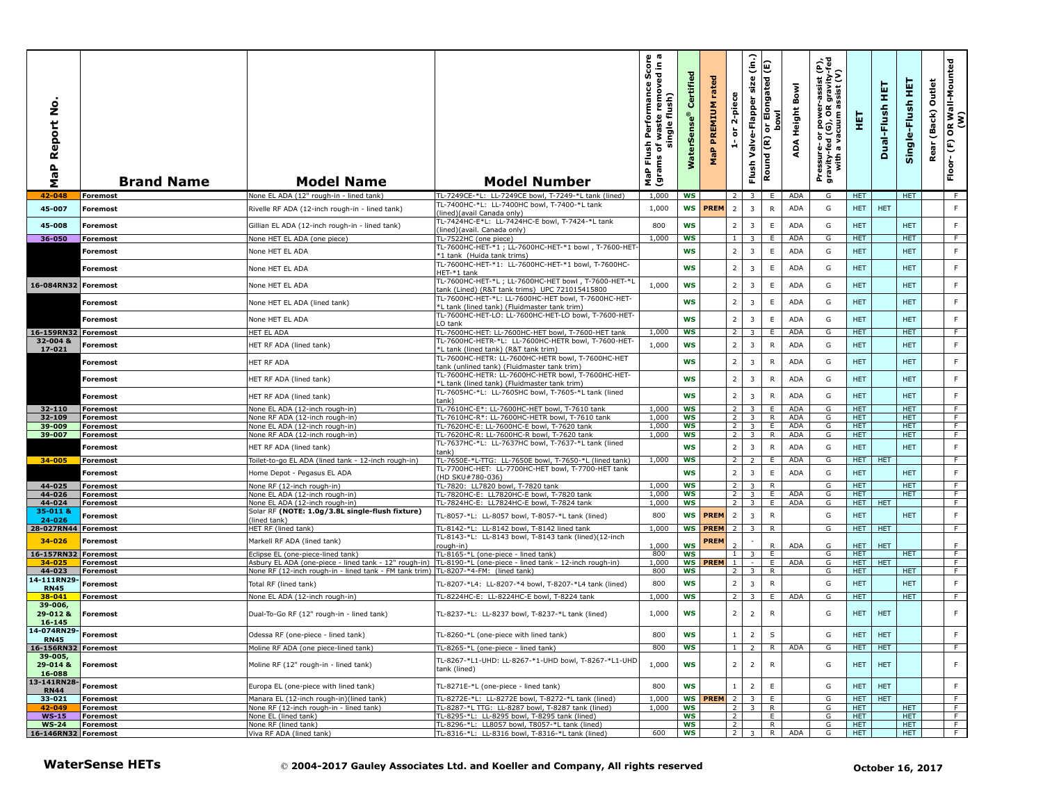| MaP Report No. | Brand Name | Model Name | Model Number | MaP Flush Performance Score (grams of waste removed in a single flush) | WaterSense® Certified | MaP PREMIUM rated | 1- or 2-piece | Flush Valve-Flapper size (in.) | Round (R) or Elongated (E) bowl | ADA Height Bowl | Pressure- or power-assist (P), gravity-fed (G), OR gravity-fed with a vacuum assist (V) | HET | Dual-Flush HET | Single-Flush HET | Rear (Back) Outlet | Floor- (F) OR Wall-Mounted (W) |
|---|---|---|---|---|---|---|---|---|---|---|---|---|---|---|---|---|
| 42-048 | Foremost | None EL ADA (12" rough-in - lined tank) | TL-7249CE-*L: LL-7249CE bowl, T-7249-*L tank (lined) | 1,000 | WS | | 2 | 3 | E | ADA | G | HET | | HET | | F |
| 45-007 | Foremost | Rivelle RF ADA (12-inch rough-in - lined tank) | TL-7400HC-*L: LL-7400HC bowl, T-7400-*L tank (lined)(avail Canada only) | 1,000 | WS | PREM | 2 | 3 | R | ADA | G | HET | HET | | | F |
| 45-008 | Foremost | Gillian EL ADA (12-inch rough-in - lined tank) | TL-7424HC-E*L: LL-7424HC-E bowl, T-7424-*L tank (lined)(avail. Canada only) | 800 | WS | | 2 | 3 | E | ADA | G | HET | | HET | | F |
| 36-050 | Foremost | None HET EL ADA (one piece) | TL-7522HC (one piece) | 1,000 | WS | | 1 | 3 | E | ADA | G | HET | | HET | | F |
| | Foremost | None HET EL ADA | TL-7600HC-HET-*1 ; LL-7600HC-HET-*1 bowl , T-7600-HET-*1 tank (Huida tank trims) | | WS | | 2 | 3 | E | ADA | G | HET | | HET | | F |
| | Foremost | None HET EL ADA | TL-7600HC-HET-*1: LL-7600HC-HET-*1 bowl, T-7600HC-HET-*1 tank | | WS | | 2 | 3 | E | ADA | G | HET | | HET | | F |
| 16-084RN32 | Foremost | None HET EL ADA | TL-7600HC-HET-*L ; LL-7600HC-HET bowl , T-7600-HET-*L tank (Lined) (R&T tank trims) UPC 721015415800 | 1,000 | WS | | 2 | 3 | E | ADA | G | HET | | HET | | F |
| | Foremost | None HET EL ADA (lined tank) | TL-7600HC-HET-*L: LL-7600HC-HET bowl, T-7600HC-HET-*L tank (lined tank) (Fluidmaster tank trim) | | WS | | 2 | 3 | E | ADA | G | HET | | HET | | F |
| | Foremost | None HET EL ADA | TL-7600HC-HET-LO: LL-7600HC-HET-LO bowl, T-7600-HET-LO tank | | WS | | 2 | 3 | E | ADA | G | HET | | HET | | F |
| 16-159RN32 | Foremost | HET EL ADA | TL-7600HC-HET: LL-7600HC-HET bowl, T-7600-HET tank | 1,000 | WS | | 2 | 3 | E | ADA | G | HET | | HET | | F |
| 32-004 & 17-021 | Foremost | HET RF ADA (lined tank) | TL-7600HC-HETR-*L: LL-7600HC-HETR bowl, T-7600-HET-*L tank (lined tank) (R&T tank trim) | 1,000 | WS | | 2 | 3 | R | ADA | G | HET | | HET | | F |
| | Foremost | HET RF ADA | TL-7600HC-HETR: LL-7600HC-HETR bowl, T-7600HC-HET tank (unlined tank) (Fluidmaster tank trim) | | WS | | 2 | 3 | R | ADA | G | HET | | HET | | F |
| | Foremost | HET RF ADA (lined tank) | TL-7600HC-HETR: LL-7600HC-HETR bowl, T-7600HC-HET-*L tank (lined tank) (Fluidmaster tank trim) | | WS | | 2 | 3 | R | ADA | G | HET | | HET | | F |
| | Foremost | HET RF ADA (lined tank) | TL-7605HC-*L: LL-7605HC bowl, T-7605-*L tank (lined tank) | | WS | | 2 | 3 | R | ADA | G | HET | | HET | | F |
| 32-110 | Foremost | None EL ADA (12-inch rough-in) | TL-7610HC-E*: LL-7600HC-HET bowl, T-7610 tank | 1,000 | WS | | 2 | 3 | E | ADA | G | HET | | HET | | F |
| 32-109 | Foremost | None RF ADA (12-inch rough-in) | TL-7610HC-R*: LL-7600HC-HETR bowl, T-7610 tank | 1,000 | WS | | 2 | 3 | R | ADA | G | HET | | HET | | F |
| 39-009 | Foremost | None EL ADA (12-inch rough-in) | TL-7620HC-E: LL-7600HC-E bowl, T-7620 tank | 1,000 | WS | | 2 | 3 | E | ADA | G | HET | | HET | | F |
| 39-007 | Foremost | None RF ADA (12-inch rough-in) | TL-7620HC-R: LL-7600HC-R bowl, T-7620 tank | 1,000 | WS | | 2 | 3 | R | ADA | G | HET | | HET | | F |
| | Foremost | HET RF ADA (lined tank) | TL-7637HC-*L: LL-7637HC bowl, T-7637-*L tank (lined tank) | | WS | | 2 | 3 | R | ADA | G | HET | | HET | | F |
| 34-005 | Foremost | Toilet-to-go EL ADA (lined tank - 12-inch rough-in) | TL-7650E-*L-TTG: LL-7650E bowl, T-7650-*L (lined tank) | 1,000 | WS | | 2 | 2 | E | ADA | G | HET | HET | | | F |
| | Foremost | Home Depot - Pegasus EL ADA | TL-7700HC-HET: LL-7700HC-HET bowl, T-7700-HET tank (HD SKU#780-036) | | WS | | 2 | 3 | E | ADA | G | HET | | HET | | F |
| 44-025 | Foremost | None RF (12-inch rough-in) | TL-7820: LL7820 bowl, T-7820 tank | 1,000 | WS | | 2 | 3 | R | | G | HET | | HET | | F |
| 44-026 | Foremost | None EL ADA (12-inch rough-in) | TL-7820HC-E: LL7820HC-E bowl, T-7820 tank | 1,000 | WS | | 2 | 3 | E | ADA | G | HET | | HET | | F |
| 44-024 | Foremost | None EL ADA (12-inch rough-in) | TL-7824HC-E: LL7824HC-E bowl, T-7824 tank | 1,000 | WS | | 2 | 3 | E | ADA | G | HET | HET | | | F |
| 35-011 & 24-026 | Foremost | Solar RF **(NOTE: 1.0g/3.8L single-flush fixture)** (lined tank) | TL-8057-*L: LL-8057 bowl, T-8057-*L tank (lined) | 800 | WS | PREM | 2 | 3 | R | | G | HET | | HET | | F |
| 28-027RN44 | Foremost | HET RF (lined tank) | TL-8142-*L: LL-8142 bowl, T-8142 lined tank | 1,000 | WS | PREM | 2 | 3 | R | | G | HET | HET | | | F |
| 34-026 | Foremost | Markell RF ADA (lined tank) | TL-8143-*L: LL-8143 bowl, T-8143 tank (lined)(12-inch rough-in) | 1,000 | WS | PREM | 2 | - | R | ADA | G | HET | HET | | | F |
| 16-157RN32 | Foremost | Eclipse EL (one-piece-lined tank) | TL-8165-*L (one-piece - lined tank) | 800 | WS | | 1 | 3 | E | | G | HET | | HET | | F |
| 34-025 | Foremost | Asbury EL ADA (one-piece - lined tank - 12" rough-in) | TL-8190-*L (one-piece - lined tank - 12-inch rough-in) | 1,000 | WS | PREM | 1 | - | E | ADA | G | HET | HET | | | F |
| 44-023 | Foremost | None RF (12-inch rough-in - lined tank - FM tank trim) | TL-8207-*4-FM: (lined tank) | 800 | WS | | 2 | 3 | R | | G | HET | | HET | | F |
| 14-111RN29-RN45 | Foremost | Total RF (lined tank) | TL-8207-*L4: LL-8207-*4 bowl, T-8207-*L4 tank (lined) | 800 | WS | | 2 | 3 | R | | G | HET | | HET | | F |
| 38-041 | Foremost | None EL ADA (12-inch rough-in) | TL-8224HC-E: LL-8224HC-E bowl, T-8224 tank | 1,000 | WS | | 2 | 3 | E | ADA | G | HET | | HET | | F |
| 39-006, 29-012 & 16-145 | Foremost | Dual-To-Go RF (12" rough-in - lined tank) | TL-8237-*L: LL-8237 bowl, T-8237-*L tank (lined) | 1,000 | WS | | 2 | 2 | R | | G | HET | HET | | | F |
| 14-074RN29-RN45 | Foremost | Odessa RF (one-piece - lined tank) | TL-8260-*L (one-piece with lined tank) | 800 | WS | | 1 | 2 | S | | G | HET | HET | | | F |
| 16-156RN32 | Foremost | Moline RF ADA (one piece-lined tank) | TL-8265-*L (one-piece - lined tank) | 800 | WS | | 1 | 2 | R | ADA | G | HET | HET | | | F |
| 39-005, 29-014 & 16-088 | Foremost | Moline RF (12" rough-in - lined tank) | TL-8267-*L1-UHD: LL-8267-*1-UHD bowl, T-8267-*L1-UHD tank (lined) | 1,000 | WS | | 2 | 2 | R | | G | HET | HET | | | F |
| 13-141RN28-RN44 | Foremost | Europa EL (one-piece with lined tank) | TL-8271E-*L (one-piece - lined tank) | 800 | WS | | 1 | 2 | E | | G | HET | HET | | | F |
| 33-021 | Foremost | Manara EL (12-inch rough-in)(lined tank) | TL-8272E-*L: LL-8272E bowl, T-8272-*L tank (lined) | 1,000 | WS | PREM | 2 | 3 | E | | G | HET | HET | | | F |
| 42-049 | Foremost | None RF (12-inch rough-in - lined tank) | TL-8287-*L TTG: LL-8287 bowl, T-8287 tank (lined) | 1,000 | WS | | 2 | 3 | R | | G | HET | | HET | | F |
| WS-15 | Foremost | None EL (lined tank) | TL-8295-*L: LL-8295 bowl, T-8295 tank (lined) | | WS | | 2 | | E | | G | HET | | HET | | F |
| WS-24 | Foremost | None RF (lined tank) | TL-8296-*L: LL8057 bowl, T8057-*L tank (lined) | | WS | | 2 | | R | | G | HET | | HET | | F |
| 16-146RN32 | Foremost | Viva RF ADA (lined tank) | TL-8316-*L: LL-8316 bowl, T-8316-*L tank (lined) | 600 | WS | | 2 | 3 | R | ADA | G | HET | | HET | | F |

**WaterSense HETs** © 2004-2017 Gauley Associates Ltd. and Koeller and Company, All rights reserved October 16, 2017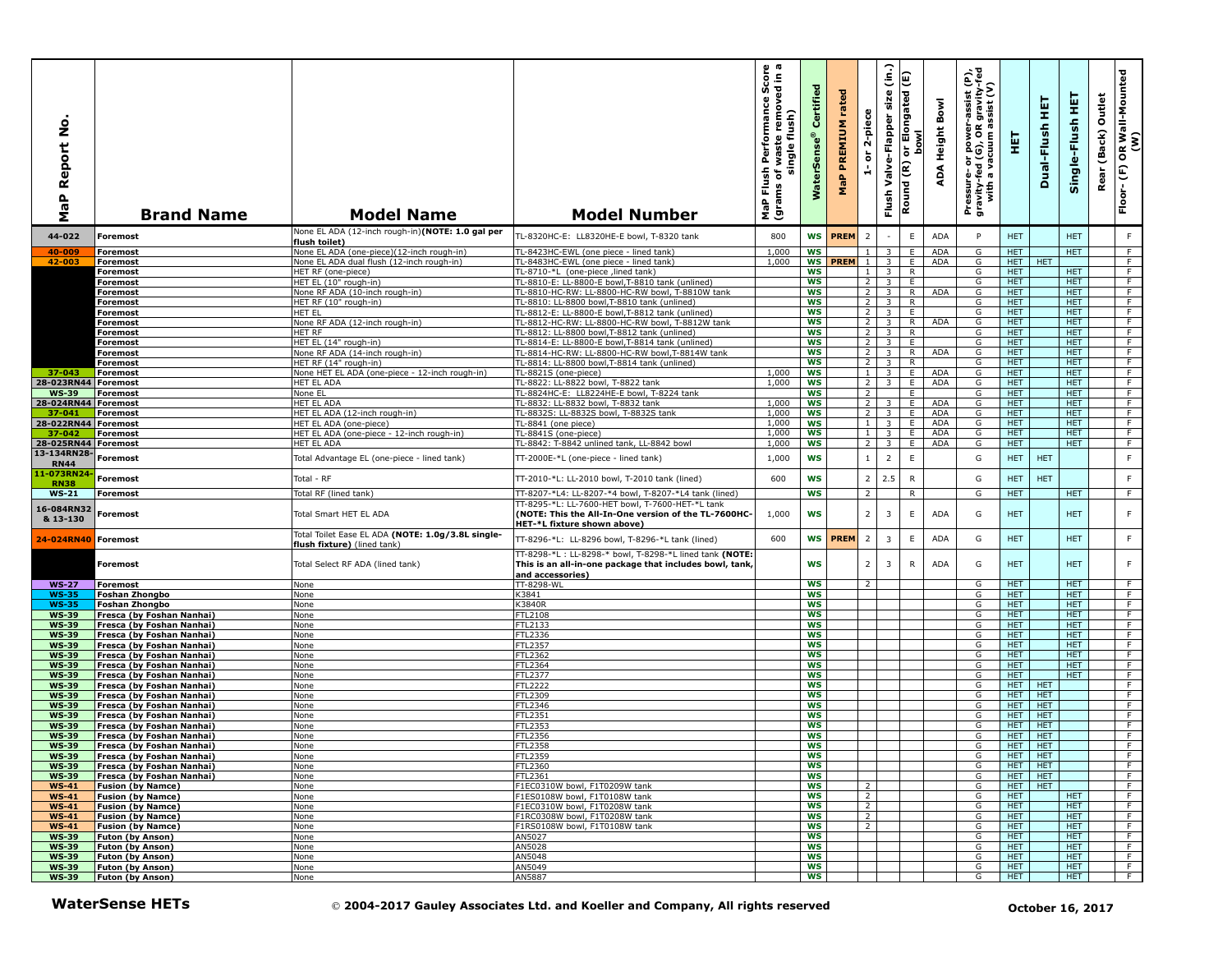| MaP Report No. | Brand Name | Model Name | Model Number | MaP Flush Performance Score (grams of waste removed in a single flush) | WaterSense® Certified | MaP PREMIUM rated | 1- or 2-piece | Flush Valve-Flapper size (in.) | Round (R) or Elongated (E) bowl | ADA Height Bowl | Pressure- or power-assist (P), gravity-fed (G), OR gravity-fed with a vacuum assist (V) | HET | Dual-Flush HET | Single-Flush HET | Rear (Back) Outlet | Floor- (F) OR Wall-Mounted (W) |
|---|---|---|---|---|---|---|---|---|---|---|---|---|---|---|---|---|
| 44-022 | Foremost | None EL ADA (12-inch rough-in) **(NOTE: 1.0 gal per flush toilet)** | TL-8320HC-E: LL8320HE-E bowl, T-8320 tank | 800 | WS | PREM | 2 | - | E | ADA | P | HET | | HET | | F |
| 40-009 | Foremost | None EL ADA (one-piece)(12-inch rough-in) | TL-8423HC-EWL (one piece - lined tank) | 1,000 | WS | | 1 | 3 | E | ADA | G | HET | | HET | | F |
| 42-003 | Foremost | None EL ADA dual flush (12-inch rough-in) | TL-8483HC-EWL (one piece - lined tank) | 1,000 | WS | PREM | 1 | 3 | E | ADA | G | HET | HET | | | F |
| | Foremost | HET RF (one-piece) | TL-8710-*L (one-piece ,lined tank) | | WS | | 1 | 3 | R | | G | HET | | HET | | F |
| | Foremost | HET EL (10" rough-in) | TL-8810-E: LL-8800-E bowl,T-8810 tank (unlined) | | WS | | 2 | 3 | E | | G | HET | | HET | | F |
| | Foremost | None RF ADA (10-inch rough-in) | TL-8810-HC-RW: LL-8800-HC-RW bowl, T-8810W tank | | WS | | 2 | 3 | R | ADA | G | HET | | HET | | F |
| | Foremost | HET RF (10" rough-in) | TL-8810: LL-8800 bowl,T-8810 tank (unlined) | | WS | | 2 | 3 | R | | G | HET | | HET | | F |
| | Foremost | HET EL | TL-8812-E: LL-8800-E bowl,T-8812 tank (unlined) | | WS | | 2 | 3 | E | | G | HET | | HET | | F |
| | Foremost | None RF ADA (12-inch rough-in) | TL-8812-HC-RW: LL-8800-HC-RW bowl, T-8812W tank | | WS | | 2 | 3 | R | ADA | G | HET | | HET | | F |
| | Foremost | HET RF | TL-8812: LL-8800 bowl,T-8812 tank (unlined) | | WS | | 2 | 3 | R | | G | HET | | HET | | F |
| | Foremost | HET EL (14" rough-in) | TL-8814-E: LL-8800-E bowl,T-8814 tank (unlined) | | WS | | 2 | 3 | E | | G | HET | | HET | | F |
| | Foremost | None RF ADA (14-inch rough-in) | TL-8814-HC-RW: LL-8800-HC-RW bowl,T-8814W tank | | WS | | 2 | 3 | R | ADA | G | HET | | HET | | F |
| | Foremost | HET RF (14" rough-in) | TL-8814: LL-8800 bowl,T-8814 tank (unlined) | | WS | | 2 | 3 | R | | G | HET | | HET | | F |
| 37-043 | Foremost | None HET EL ADA (one-piece - 12-inch rough-in) | TL-8821S (one-piece) | 1,000 | WS | | 1 | 3 | E | ADA | G | HET | | HET | | F |
| 28-023RN44 | Foremost | HET EL ADA | TL-8822: LL-8822 bowl, T-8822 tank | 1,000 | WS | | 2 | 3 | E | ADA | G | HET | | HET | | F |
| WS-39 | Foremost | None EL | TL-8824HC-E: LL8224HE-E bowl, T-8224 tank | | WS | | 2 | | E | | G | HET | | HET | | F |
| 28-024RN44 | Foremost | HET EL ADA | TL-8832: LL-8832 bowl, T-8832 tank | 1,000 | WS | | 2 | 3 | E | ADA | G | HET | | HET | | F |
| 37-041 | Foremost | HET EL ADA (12-inch rough-in) | TL-8832S: LL-8832S bowl, T-8832S tank | 1,000 | WS | | 2 | 3 | E | ADA | G | HET | | HET | | F |
| 28-022RN44 | Foremost | HET EL ADA (one-piece) | TL-8841 (one-piece) | 1,000 | WS | | 1 | 3 | E | ADA | G | HET | | HET | | F |
| 37-042 | Foremost | HET EL ADA (one-piece - 12-inch rough-in) | TL-8841S (one-piece) | 1,000 | WS | | 1 | 3 | E | ADA | G | HET | | HET | | F |
| 28-025RN44 | Foremost | HET EL ADA | TL-8842: T-8842 unlined tank, LL-8842 bowl | 1,000 | WS | | 2 | 3 | E | ADA | G | HET | | HET | | F |
| 13-134RN28-RN44 | Foremost | Total Advantage EL (one-piece - lined tank) | TT-2000E-*L (one-piece - lined tank) | 1,000 | WS | | 1 | 2 | E | | G | HET | HET | | | F |
| 11-073RN24-RN38 | Foremost | Total - RF | TT-2010-*L: LL-2010 bowl, T-2010 tank (lined) | 600 | WS | | 2 | 2.5 | R | | G | HET | HET | | | F |
| WS-21 | Foremost | Total RF (lined tank) | TT-8207-*L4: LL-8207-*4 bowl, T-8207-*L4 tank (lined) | | WS | | 2 | | R | | G | HET | | HET | | F |
| 16-084RN32 & 13-130 | Foremost | Total Smart HET EL ADA | TT-8295-*L: LL-7600-HET bowl, T-7600-HET-*L tank **(NOTE: This the All-In-One version of the TL-7600HC-HET-*L fixture shown above)** | 1,000 | WS | | 2 | 3 | E | ADA | G | HET | | HET | | F |
| 24-024RN40 | Foremost | Total Toilet Ease EL ADA **(NOTE: 1.0g/3.8L single-flush fixture)** (lined tank) | TT-8296-*L: LL-8296 bowl, T-8296-*L tank (lined) | 600 | WS | PREM | 2 | 3 | E | ADA | G | HET | | HET | | F |
| | Foremost | Total Select RF ADA (lined tank) | TT-8298-*L : LL-8298-* bowl, T-8298-*L tank (lined) **(NOTE: This is an all-in-one package that includes bowl, tank, and accessories)** | | WS | | 2 | 3 | R | ADA | G | HET | | HET | | F |
| WS-27 | Foremost | None | TT-8298-WL | | WS | | 2 | | | | G | HET | | HET | | F |
| WS-35 | Foshan Zhongbo | None | K3841 | | WS | | | | | | G | HET | | HET | | F |
| WS-35 | Foshan Zhongbo | None | K3840R | | WS | | | | | | G | HET | | HET | | F |
| WS-39 | Fresca (by Foshan Nanhai) | None | FTL2108 | | WS | | | | | | G | HET | | HET | | F |
| WS-39 | Fresca (by Foshan Nanhai) | None | FTL2133 | | WS | | | | | | G | HET | | HET | | F |
| WS-39 | Fresca (by Foshan Nanhai) | None | FTL2336 | | WS | | | | | | G | HET | | HET | | F |
| WS-39 | Fresca (by Foshan Nanhai) | None | FTL2357 | | WS | | | | | | G | HET | | HET | | F |
| WS-39 | Fresca (by Foshan Nanhai) | None | FTL2362 | | WS | | | | | | G | HET | | HET | | F |
| WS-39 | Fresca (by Foshan Nanhai) | None | FTL2364 | | WS | | | | | | G | HET | | HET | | F |
| WS-39 | Fresca (by Foshan Nanhai) | None | FTL2377 | | WS | | | | | | G | HET | | HET | | F |
| WS-39 | Fresca (by Foshan Nanhai) | None | FTL2222 | | WS | | | | | | G | HET | HET | | | F |
| WS-39 | Fresca (by Foshan Nanhai) | None | FTL2309 | | WS | | | | | | G | HET | HET | | | F |
| WS-39 | Fresca (by Foshan Nanhai) | None | FTL2346 | | WS | | | | | | G | HET | HET | | | F |
| WS-39 | Fresca (by Foshan Nanhai) | None | FTL2351 | | WS | | | | | | G | HET | HET | | | F |
| WS-39 | Fresca (by Foshan Nanhai) | None | FTL2353 | | WS | | | | | | G | HET | HET | | | F |
| WS-39 | Fresca (by Foshan Nanhai) | None | FTL2356 | | WS | | | | | | G | HET | HET | | | F |
| WS-39 | Fresca (by Foshan Nanhai) | None | FTL2358 | | WS | | | | | | G | HET | HET | | | F |
| WS-39 | Fresca (by Foshan Nanhai) | None | FTL2359 | | WS | | | | | | G | HET | HET | | | F |
| WS-39 | Fresca (by Foshan Nanhai) | None | FTL2360 | | WS | | | | | | G | HET | HET | | | F |
| WS-39 | Fresca (by Foshan Nanhai) | None | FTL2361 | | WS | | | | | | G | HET | HET | | | F |
| WS-41 | Fusion (by Namce) | None | F1EC0310W bowl, F1T0209W tank | | WS | | 2 | | | | G | HET | HET | | | F |
| WS-41 | Fusion (by Namce) | None | F1ES0108W bowl, F1T0108W tank | | WS | | 2 | | | | G | HET | | HET | | F |
| WS-41 | Fusion (by Namce) | None | F1EC0310W bowl, F1T0208W tank | | WS | | 2 | | | | G | HET | | HET | | F |
| WS-41 | Fusion (by Namce) | None | F1RC0308W bowl, F1T0208W tank | | WS | | 2 | | | | G | HET | | HET | | F |
| WS-41 | Fusion (by Namce) | None | F1RS0108W bowl, F1T0108W tank | | WS | | 2 | | | | G | HET | | HET | | F |
| WS-39 | Futon (by Anson) | None | AN5027 | | WS | | | | | | G | HET | | HET | | F |
| WS-39 | Futon (by Anson) | None | AN5028 | | WS | | | | | | G | HET | | HET | | F |
| WS-39 | Futon (by Anson) | None | AN5048 | | WS | | | | | | G | HET | | HET | | F |
| WS-39 | Futon (by Anson) | None | AN5049 | | WS | | | | | | G | HET | | HET | | F |
| WS-39 | Futon (by Anson) | None | AN5887 | | WS | | | | | | G | HET | | HET | | F |

**WaterSense HETs** © 2004-2017 Gauley Associates Ltd. and Koeller and Company, All rights reserved **October 16, 2017**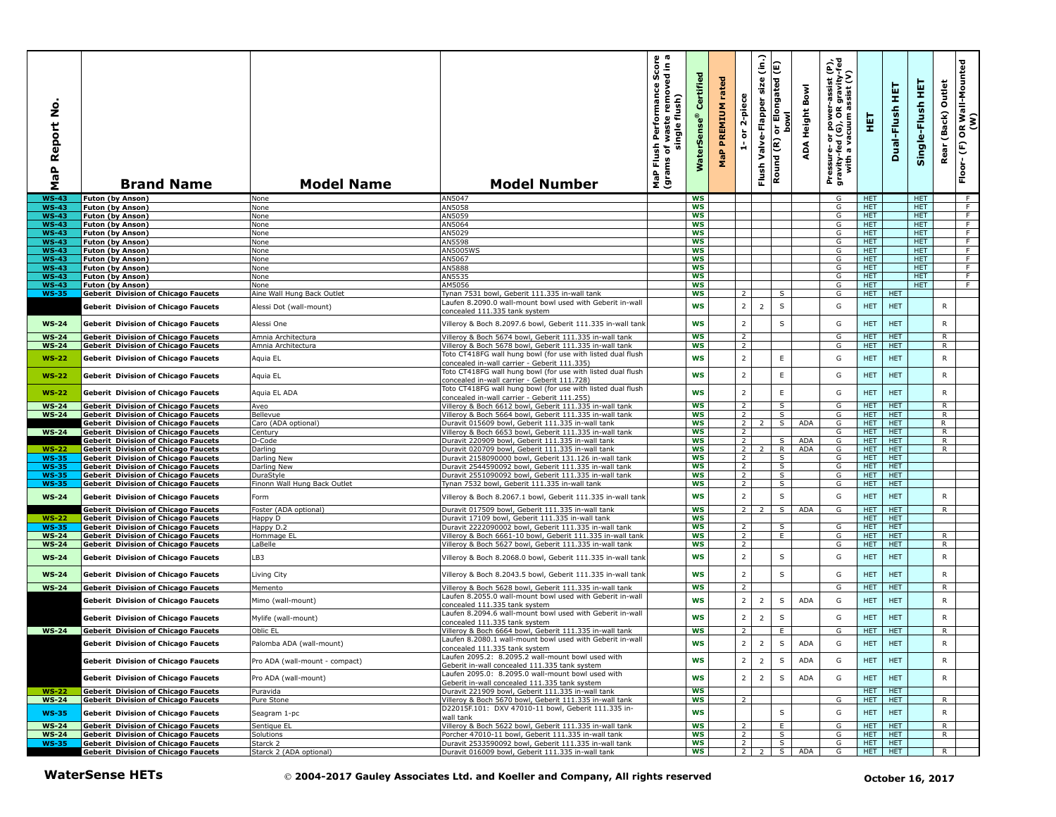| MaP Report No. | Brand Name | Model Name | Model Number | MaP Flush Performance Score (grams of waste removed in a single flush) | WaterSense® Certified | MaP PREMIUM rated | 1- or 2-piece | Flush Valve-Flapper size (in.) | Round (R) or Elongated (E) bowl | ADA Height Bowl | Pressure- or power-assist (P), gravity-fed (G), OR gravity-fed with a vacuum assist (V) | HET | Dual-Flush HET | Single-Flush HET | Rear (Back) Outlet | Floor- (F) OR Wall-Mounted (W) |
|---|---|---|---|---|---|---|---|---|---|---|---|---|---|---|---|---|
| WS-43 | Futon (by Anson) | None | AN5047 | | WS | | | | | | G | HET | | HET | | F |
| WS-43 | Futon (by Anson) | None | AN5058 | | WS | | | | | | G | HET | | HET | | F |
| WS-43 | Futon (by Anson) | None | AN5059 | | WS | | | | | | G | HET | | HET | | F |
| WS-43 | Futon (by Anson) | None | AN5064 | | WS | | | | | | G | HET | | HET | | F |
| WS-43 | Futon (by Anson) | None | AN5029 | | WS | | | | | | G | HET | | HET | | F |
| WS-43 | Futon (by Anson) | None | AN5598 | | WS | | | | | | G | HET | | HET | | F |
| WS-43 | Futon (by Anson) | None | AN5005WS | | WS | | | | | | G | HET | | HET | | F |
| WS-43 | Futon (by Anson) | None | AN5067 | | WS | | | | | | G | HET | | HET | | F |
| WS-43 | Futon (by Anson) | None | AN5888 | | WS | | | | | | G | HET | | HET | | F |
| WS-43 | Futon (by Anson) | None | AN5535 | | WS | | | | | | G | HET | | HET | | F |
| WS-43 | Futon (by Anson) | None | AM5056 | | WS | | | | | | G | HET | | HET | | F |
| WS-35 | Geberit Division of Chicago Faucets | Aine Wall Hung Back Outlet | Tynan 7531 bowl, Geberit 111.335 in-wall tank | | WS | | 2 | | S | | G | HET | HET | | | |
| | Geberit Division of Chicago Faucets | Alessi Dot (wall-mount) | Laufen 8.2090.0 wall-mount bowl used with Geberit in-wall concealed 111.335 tank system | | WS | | 2 | 2 | S | | G | HET | HET | | R | |
| WS-24 | Geberit Division of Chicago Faucets | Alessi One | Villeroy & Boch 8.2097.6 bowl, Geberit 111.335 in-wall tank | | WS | | 2 | | S | | G | HET | HET | | R | |
| WS-24 | Geberit Division of Chicago Faucets | Amnia Architectura | Villeroy & Boch 5674 bowl, Geberit 111.335 in-wall tank | | WS | | 2 | | | | G | HET | HET | | R | |
| WS-24 | Geberit Division of Chicago Faucets | Amnia Architectura | Villeroy & Boch 5678 bowl, Geberit 111.335 in-wall tank | | WS | | 2 | | | | G | HET | HET | | R | |
| WS-22 | Geberit Division of Chicago Faucets | Aquia EL | Toto CT418FG wall hung bowl (for use with listed dual flush concealed in-wall carrier - Geberit 111.335) | | WS | | 2 | | E | | G | HET | HET | | R | |
| WS-22 | Geberit Division of Chicago Faucets | Aquia EL | Toto CT418FG wall hung bowl (for use with listed dual flush concealed in-wall carrier - Geberit 111.728) | | WS | | 2 | | E | | G | HET | HET | | R | |
| WS-22 | Geberit Division of Chicago Faucets | Aquia EL ADA | Toto CT418FG wall hung bowl (for use with listed dual flush concealed in-wall carrier - Geberit 111.255) | | WS | | 2 | | E | | G | HET | HET | | R | |
| WS-24 | Geberit Division of Chicago Faucets | Aveo | Villeroy & Boch 6612 bowl, Geberit 111.335 in-wall tank | | WS | | 2 | | S | | G | HET | HET | | R | |
| WS-24 | Geberit Division of Chicago Faucets | Bellevue | Villeroy & Boch 5664 bowl, Geberit 111.335 in-wall tank | | WS | | 2 | | S | | G | HET | HET | | R | |
| | Geberit Division of Chicago Faucets | Caro (ADA optional) | Duravit 015609 bowl, Geberit 111.335 in-wall tank | | WS | | 2 | 2 | S | ADA | G | HET | HET | | R | |
| WS-24 | Geberit Division of Chicago Faucets | Century | Villeroy & Boch 6653 bowl, Geberit 111.335 in-wall tank | | WS | | 2 | | | | G | HET | HET | | R | |
| | Geberit Division of Chicago Faucets | D-Code | Duravit 220909 bowl, Geberit 111.335 in-wall tank | | WS | | 2 | | S | ADA | G | HET | HET | | R | |
| WS-22 | Geberit Division of Chicago Faucets | Darling | Duravit 020709 bowl, Geberit 111.335 in-wall tank | | WS | | 2 | 2 | R | ADA | G | HET | HET | | R | |
| WS-35 | Geberit Division of Chicago Faucets | Darling New | Duravit 2158090000 bowl, Geberit 131.126 in-wall tank | | WS | | 2 | | S | | G | HET | HET | | | |
| WS-35 | Geberit Division of Chicago Faucets | Darling New | Duravit 2544590092 bowl, Geberit 111.335 in-wall tank | | WS | | 2 | | S | | G | HET | HET | | | |
| WS-35 | Geberit Division of Chicago Faucets | DuraStyle | Duravit 2551090092 bowl, Geberit 111.335 in-wall tank | | WS | | 2 | | S | | G | HET | HET | | | |
| WS-35 | Geberit Division of Chicago Faucets | Finonn Wall Hung Back Outlet | Tynan 7532 bowl, Geberit 111.335 in-wall tank | | WS | | 2 | | S | | G | HET | HET | | | |
| WS-24 | Geberit Division of Chicago Faucets | Form | Villeroy & Boch 8.2067.1 bowl, Geberit 111.335 in-wall tank | | WS | | 2 | | S | | G | HET | HET | | R | |
| | Geberit Division of Chicago Faucets | Foster (ADA optional) | Duravit 017509 bowl, Geberit 111.335 in-wall tank | | WS | | 2 | 2 | S | ADA | G | HET | HET | | R | |
| WS-22 | Geberit Division of Chicago Faucets | Happy D | Duravit 17109 bowl, Geberit 111.335 in-wall tank | | WS | | | | | | | HET | HET | | | |
| WS-35 | Geberit Division of Chicago Faucets | Happy D.2 | Duravit 2222090002 bowl, Geberit 111.335 in-wall tank | | WS | | 2 | | S | | G | HET | HET | | | |
| WS-24 | Geberit Division of Chicago Faucets | Hommage EL | Villeroy & Boch 6661-10 bowl, Geberit 111.335 in-wall tank | | WS | | 2 | | E | | G | HET | HET | | R | |
| WS-24 | Geberit Division of Chicago Faucets | LaBelle | Villeroy & Boch 5627 bowl, Geberit 111.335 in-wall tank | | WS | | 2 | | | | G | HET | HET | | R | |
| WS-24 | Geberit Division of Chicago Faucets | LB3 | Villeroy & Boch 8.2068.0 bowl, Geberit 111.335 in-wall tank | | WS | | 2 | | S | | G | HET | HET | | R | |
| WS-24 | Geberit Division of Chicago Faucets | Living City | Villeroy & Boch 8.2043.5 bowl, Geberit 111.335 in-wall tank | | WS | | 2 | | S | | G | HET | HET | | R | |
| WS-24 | Geberit Division of Chicago Faucets | Memento | Villeroy & Boch 5628 bowl, Geberit 111.335 in-wall tank | | WS | | 2 | | | | G | HET | HET | | R | |
| | Geberit Division of Chicago Faucets | Mimo (wall-mount) | Laufen 8.2055.0 wall-mount bowl used with Geberit in-wall concealed 111.335 tank system | | WS | | 2 | 2 | S | ADA | G | HET | HET | | R | |
| | Geberit Division of Chicago Faucets | Mylife (wall-mount) | Laufen 8.2094.6 wall-mount bowl used with Geberit in-wall concealed 111.335 tank system | | WS | | 2 | 2 | S | | G | HET | HET | | R | |
| WS-24 | Geberit Division of Chicago Faucets | Oblic EL | Villeroy & Boch 6664 bowl, Geberit 111.335 in-wall tank | | WS | | 2 | | E | | G | HET | HET | | R | |
| | Geberit Division of Chicago Faucets | Palomba ADA (wall-mount) | Laufen 8.2080.1 wall-mount bowl used with Geberit in-wall concealed 111.335 tank system | | WS | | 2 | 2 | S | ADA | G | HET | HET | | R | |
| | Geberit Division of Chicago Faucets | Pro ADA (wall-mount - compact) | Laufen 2095.2: 8.2095.2 wall-mount bowl used with Geberit in-wall concealed 111.335 tank system | | WS | | 2 | 2 | S | ADA | G | HET | HET | | R | |
| | Geberit Division of Chicago Faucets | Pro ADA (wall-mount) | Laufen 2095.0: 8.2095.0 wall-mount bowl used with Geberit in-wall concealed 111.335 tank system | | WS | | 2 | 2 | S | ADA | G | HET | HET | | R | |
| WS-22 | Geberit Division of Chicago Faucets | Puravida | Duravit 221909 bowl, Geberit 111.335 in-wall tank | | WS | | | | | | | HET | HET | | | |
| WS-24 | Geberit Division of Chicago Faucets | Pure Stone | Villeroy & Boch 5670 bowl, Geberit 111.335 in-wall tank | | WS | | 2 | | | | G | HET | HET | | R | |
| WS-35 | Geberit Division of Chicago Faucets | Seagram 1-pc | D22015F.101: DXV 47010-11 bowl, Geberit 111.335 in-wall tank | | WS | | | | S | | G | HET | HET | | R | |
| WS-24 | Geberit Division of Chicago Faucets | Sentique EL | Villeroy & Boch 5622 bowl, Geberit 111.335 in-wall tank | | WS | | 2 | | E | | G | HET | HET | | R | |
| WS-24 | Geberit Division of Chicago Faucets | Solutions | Porcher 47010-11 bowl, Geberit 111.335 in-wall tank | | WS | | 2 | | S | | G | HET | HET | | R | |
| WS-35 | Geberit Division of Chicago Faucets | Starck 2 | Duravit 2533590092 bowl, Geberit 111.335 in-wall tank | | WS | | 2 | | S | | G | HET | HET | | | |
| | Geberit Division of Chicago Faucets | Starck 2 (ADA optional) | Duravit 016009 bowl, Geberit 111.335 in-wall tank | | WS | | 2 | 2 | S | ADA | G | HET | HET | | R | |

**WaterSense HETs** © 2004-2017 Gauley Associates Ltd. and Koeller and Company, All rights reserved **October 16, 2017**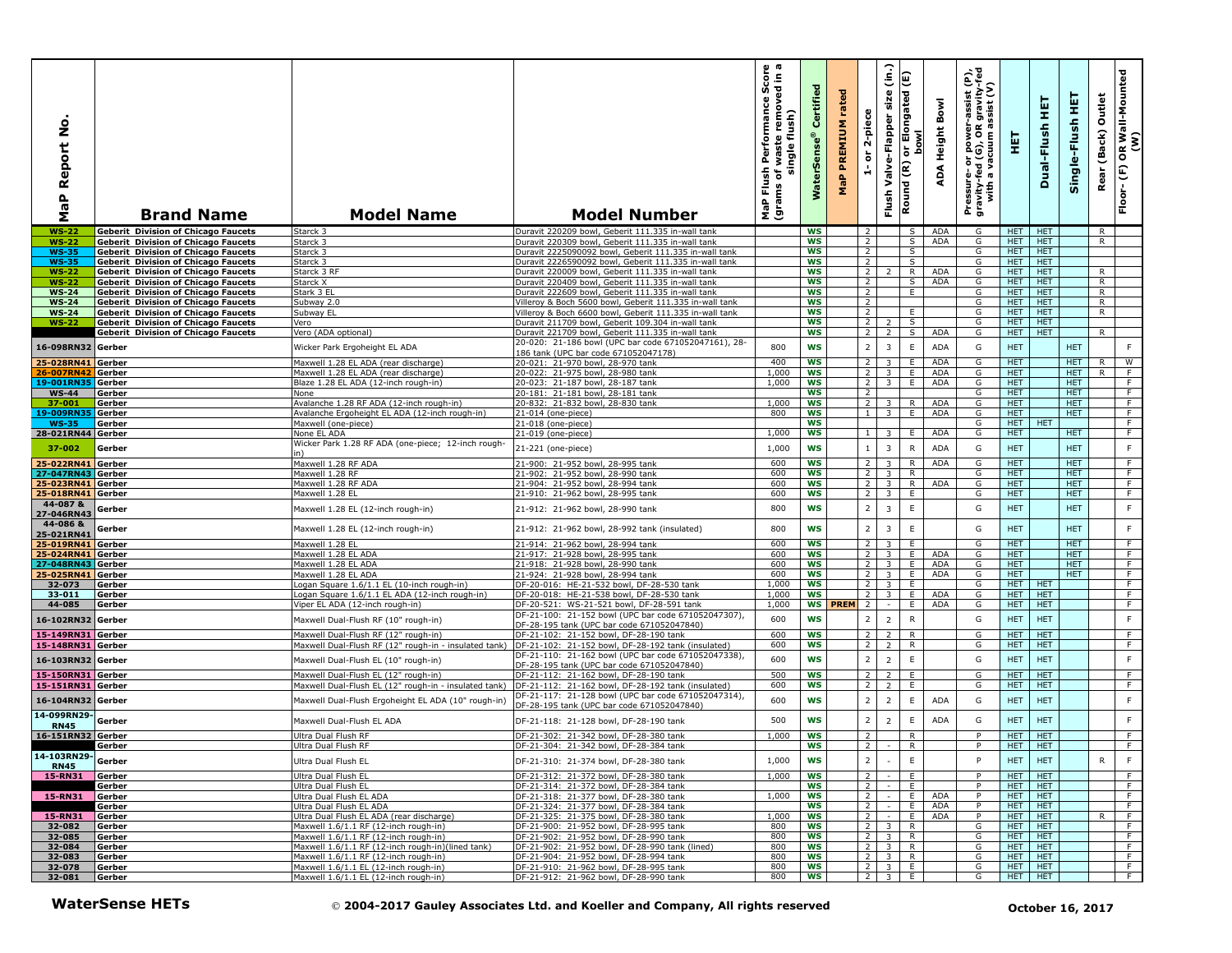| MaP Report No. | Brand Name | Model Name | Model Number | MaP Flush Performance Score (grams of waste removed in a single flush) | WaterSense® Certified | MaP PREMIUM rated | 1- or 2-piece | Flush Valve-Flapper size (in.) | Round (R) or Elongated (E) bowl | ADA Height Bowl | Pressure- or power-assist (P), gravity-fed (G), OR gravity-fed with a vacuum assist (V) | HET | Dual-Flush HET | Single-Flush HET | Rear (Back) Outlet | Floor- (F) OR Wall-Mounted (W) |
|---|---|---|---|---|---|---|---|---|---|---|---|---|---|---|---|---|
| WS-22 | Geberit Division of Chicago Faucets | Starck 3 | Duravit 220209 bowl, Geberit 111.335 in-wall tank | | WS | | 2 | | S | ADA | G | HET | HET | | R | |
| WS-22 | Geberit Division of Chicago Faucets | Starck 3 | Duravit 220309 bowl, Geberit 111.335 in-wall tank | | WS | | 2 | | S | ADA | G | HET | HET | | R | |
| WS-35 | Geberit Division of Chicago Faucets | Starck 3 | Duravit 2225090092 bowl, Geberit 111.335 in-wall tank | | WS | | 2 | | S | | G | HET | HET | | | |
| WS-35 | Geberit Division of Chicago Faucets | Starck 3 | Duravit 2226590092 bowl, Geberit 111.335 in-wall tank | | WS | | 2 | | S | | G | HET | HET | | | |
| WS-22 | Geberit Division of Chicago Faucets | Starck 3 RF | Duravit 220009 bowl, Geberit 111.335 in-wall tank | | WS | | 2 | 2 | R | ADA | G | HET | HET | | R | |
| WS-22 | Geberit Division of Chicago Faucets | Starck X | Duravit 220409 bowl, Geberit 111.335 in-wall tank | | WS | | 2 | | S | ADA | G | HET | HET | | R | |
| WS-24 | Geberit Division of Chicago Faucets | Stark 3 EL | Duravit 222609 bowl, Geberit 111.335 in-wall tank | | WS | | 2 | | E | | G | HET | HET | | R | |
| WS-24 | Geberit Division of Chicago Faucets | Subway 2.0 | Villeroy & Boch 5600 bowl, Geberit 111.335 in-wall tank | | WS | | 2 | | | | G | HET | HET | | R | |
| WS-24 | Geberit Division of Chicago Faucets | Subway EL | Villeroy & Boch 6600 bowl, Geberit 111.335 in-wall tank | | WS | | 2 | | E | | G | HET | HET | | R | |
| WS-22 | Geberit Division of Chicago Faucets | Vero | Duravit 211709 bowl, Geberit 109.304 in-wall tank | | WS | | 2 | 2 | S | | G | HET | HET | | | |
| | Geberit Division of Chicago Faucets | Vero (ADA optional) | Duravit 221709 bowl, Geberit 111.335 in-wall tank | | WS | | 2 | 2 | S | ADA | G | HET | HET | | R | |
| 16-098RN32 | Gerber | Wicker Park Ergoheight EL ADA | 20-020: 21-186 bowl (UPC bar code 671052047161), 28-186 tank (UPC bar code 671052047178) | 800 | WS | | 2 | 3 | E | ADA | G | HET | | HET | | F |
| 25-028RN41 | Gerber | Maxwell 1.28 EL ADA (rear discharge) | 20-021: 21-970 bowl, 28-970 tank | 400 | WS | | 2 | 3 | E | ADA | G | HET | | HET | R | W |
| 26-007RN42 | Gerber | Maxwell 1.28 EL ADA (rear discharge) | 20-022: 21-975 bowl, 28-980 tank | 1,000 | WS | | 2 | 3 | E | ADA | G | HET | | HET | R | F |
| 19-001RN35 | Gerber | Blaze 1.28 EL ADA (12-inch rough-in) | 20-023: 21-187 bowl, 28-187 tank | 1,000 | WS | | 2 | 3 | E | ADA | G | HET | | HET | | F |
| WS-44 | Gerber | None | 20-181: 21-181 bowl, 28-181 tank | | WS | | 2 | | | | G | HET | | HET | | F |
| 37-001 | Gerber | Avalanche 1.28 RF ADA (12-inch rough-in) | 20-832: 21-832 bowl, 28-830 tank | 1,000 | WS | | 2 | 3 | R | ADA | G | HET | | HET | | F |
| 19-009RN35 | Gerber | Avalanche Ergoheight EL ADA (12-inch rough-in) | 21-014 (one-piece) | 800 | WS | | 1 | 3 | E | ADA | G | HET | | HET | | F |
| WS-35 | Gerber | Maxwell (one-piece) | 21-018 (one-piece) | | WS | | | | | | G | HET | HET | | | F |
| 28-021RN44 | Gerber | None EL ADA | 21-019 (one-piece) | 1,000 | WS | | 1 | 3 | E | ADA | G | HET | | HET | | F |
| 37-002 | Gerber | Wicker Park 1.28 RF ADA (one-piece; 12-inch rough-in) | 21-221 (one-piece) | 1,000 | WS | | 1 | 3 | R | ADA | G | HET | | HET | | F |
| 25-022RN41 | Gerber | Maxwell 1.28 RF ADA | 21-900: 21-952 bowl, 28-995 tank | 600 | WS | | 2 | 3 | R | ADA | G | HET | | HET | | F |
| 27-047RN43 | Gerber | Maxwell 1.28 RF | 21-902: 21-952 bowl, 28-990 tank | 600 | WS | | 2 | 3 | R | | G | HET | | HET | | F |
| 25-023RN41 | Gerber | Maxwell 1.28 RF ADA | 21-904: 21-952 bowl, 28-994 tank | 600 | WS | | 2 | 3 | R | ADA | G | HET | | HET | | F |
| 25-018RN41 | Gerber | Maxwell 1.28 EL | 21-910: 21-962 bowl, 28-995 tank | 600 | WS | | 2 | 3 | E | | G | HET | | HET | | F |
| 44-087 & 27-046RN43 | Gerber | Maxwell 1.28 EL (12-inch rough-in) | 21-912: 21-962 bowl, 28-990 tank | 800 | WS | | 2 | 3 | E | | G | HET | | HET | | F |
| 44-086 & 25-021RN41 | Gerber | Maxwell 1.28 EL (12-inch rough-in) | 21-912: 21-962 bowl, 28-992 tank (insulated) | 800 | WS | | 2 | 3 | E | | G | HET | | HET | | F |
| 25-019RN41 | Gerber | Maxwell 1.28 EL | 21-914: 21-962 bowl, 28-994 tank | 600 | WS | | 2 | 3 | E | | G | HET | | HET | | F |
| 25-024RN41 | Gerber | Maxwell 1.28 EL ADA | 21-917: 21-928 bowl, 28-995 tank | 600 | WS | | 2 | 3 | E | ADA | G | HET | | HET | | F |
| 27-048RN43 | Gerber | Maxwell 1.28 EL ADA | 21-918: 21-928 bowl, 28-990 tank | 600 | WS | | 2 | 3 | E | ADA | G | HET | | HET | | F |
| 25-025RN41 | Gerber | Maxwell 1.28 EL ADA | 21-924: 21-928 bowl, 28-994 tank | 600 | WS | | 2 | 3 | E | ADA | G | HET | | HET | | F |
| 32-073 | Gerber | Logan Square 1.6/1.1 EL (10-inch rough-in) | DF-20-016: HE-21-532 bowl, DF-28-530 tank | 1,000 | WS | | 2 | 3 | E | | G | HET | HET | | | F |
| 33-011 | Gerber | Logan Square 1.6/1.1 EL ADA (12-inch rough-in) | DF-20-018: HE-21-538 bowl, DF-28-530 tank | 1,000 | WS | | 2 | 3 | E | ADA | G | HET | HET | | | F |
| 44-085 | Gerber | Viper EL ADA (12-inch rough-in) | DF-20-521: WS-21-521 bowl, DF-28-591 tank | 1,000 | WS | PREM | 2 | - | E | ADA | G | HET | HET | | | F |
| 16-102RN32 | Gerber | Maxwell Dual-Flush RF (10" rough-in) | DF-21-100: 21-152 bowl (UPC bar code 671052047307), DF-28-195 tank (UPC bar code 671052047840) | 600 | WS | | 2 | 2 | R | | G | HET | HET | | | F |
| 15-149RN31 | Gerber | Maxwell Dual-Flush RF (12" rough-in) | DF-21-102: 21-152 bowl, DF-28-190 tank | 600 | WS | | 2 | 2 | R | | G | HET | HET | | | F |
| 15-148RN31 | Gerber | Maxwell Dual-Flush RF (12" rough-in - insulated tank) | DF-21-102: 21-152 bowl, DF-28-192 tank (insulated) | 600 | WS | | 2 | 2 | R | | G | HET | HET | | | F |
| 16-103RN32 | Gerber | Maxwell Dual-Flush EL (10" rough-in) | DF-21-110: 21-162 bowl (UPC bar code 671052047338), DF-28-195 tank (UPC bar code 671052047840) | 600 | WS | | 2 | 2 | E | | G | HET | HET | | | F |
| 15-150RN31 | Gerber | Maxwell Dual-Flush EL (12" rough-in) | DF-21-112: 21-162 bowl, DF-28-190 tank | 500 | WS | | 2 | 2 | E | | G | HET | HET | | | F |
| 15-151RN31 | Gerber | Maxwell Dual-Flush EL (12" rough-in - insulated tank) | DF-21-112: 21-162 bowl, DF-28-192 tank (insulated) | 600 | WS | | 2 | 2 | E | | G | HET | HET | | | F |
| 16-104RN32 | Gerber | Maxwell Dual-Flush Ergoheight EL ADA (10" rough-in) | DF-21-117: 21-128 bowl (UPC bar code 671052047314), DF-28-195 tank (UPC bar code 671052047840) | 600 | WS | | 2 | 2 | E | ADA | G | HET | HET | | | F |
| 14-099RN29-RN45 | Gerber | Maxwell Dual-Flush EL ADA | DF-21-118: 21-128 bowl, DF-28-190 tank | 500 | WS | | 2 | 2 | E | ADA | G | HET | HET | | | F |
| 16-151RN32 | Gerber | Ultra Dual Flush RF | DF-21-302: 21-342 bowl, DF-28-380 tank | 1,000 | WS | | 2 | | R | | P | HET | HET | | | F |
| | Gerber | Ultra Dual Flush RF | DF-21-304: 21-342 bowl, DF-28-384 tank | | WS | | 2 | - | R | | P | HET | HET | | | F |
| 14-103RN29-RN45 | Gerber | Ultra Dual Flush EL | DF-21-310: 21-374 bowl, DF-28-380 tank | 1,000 | WS | | 2 | - | E | | P | HET | HET | | R | F |
| 15-RN31 | Gerber | Ultra Dual Flush EL | DF-21-312: 21-372 bowl, DF-28-380 tank | 1,000 | WS | | 2 | - | E | | P | HET | HET | | | F |
| | Gerber | Ultra Dual Flush EL | DF-21-314: 21-372 bowl, DF-28-384 tank | | WS | | 2 | - | E | | P | HET | HET | | | F |
| 15-RN31 | Gerber | Ultra Dual Flush EL ADA | DF-21-318: 21-377 bowl, DF-28-380 tank | 1,000 | WS | | 2 | - | E | ADA | P | HET | HET | | | F |
| | Gerber | Ultra Dual Flush EL ADA | DF-21-324: 21-377 bowl, DF-28-384 tank | | WS | | 2 | - | E | ADA | P | HET | HET | | | F |
| 15-RN31 | Gerber | Ultra Dual Flush EL ADA (rear discharge) | DF-21-325: 21-375 bowl, DF-28-380 tank | 1,000 | WS | | 2 | - | E | ADA | P | HET | HET | | R | F |
| 32-082 | Gerber | Maxwell 1.6/1.1 RF (12-inch rough-in) | DF-21-900: 21-952 bowl, DF-28-995 tank | 800 | WS | | 2 | 3 | R | | G | HET | HET | | | F |
| 32-085 | Gerber | Maxwell 1.6/1.1 RF (12-inch rough-in) | DF-21-902: 21-952 bowl, DF-28-990 tank | 800 | WS | | 2 | 3 | R | | G | HET | HET | | | F |
| 32-084 | Gerber | Maxwell 1.6/1.1 RF (12-inch rough-in)(lined tank) | DF-21-902: 21-952 bowl, DF-28-990 tank (lined) | 800 | WS | | 2 | 3 | R | | G | HET | HET | | | F |
| 32-083 | Gerber | Maxwell 1.6/1.1 RF (12-inch rough-in) | DF-21-904: 21-952 bowl, DF-28-994 tank | 800 | WS | | 2 | 3 | R | | G | HET | HET | | | F |
| 32-078 | Gerber | Maxwell 1.6/1.1 EL (12-inch rough-in) | DF-21-910: 21-962 bowl, DF-28-995 tank | 800 | WS | | 2 | 3 | E | | G | HET | HET | | | F |
| 32-081 | Gerber | Maxwell 1.6/1.1 EL (12-inch rough-in) | DF-21-912: 21-962 bowl, DF-28-990 tank | 800 | WS | | 2 | 3 | E | | G | HET | HET | | | F |

**WaterSense HETs** © 2004-2017 Gauley Associates Ltd. and Koeller and Company, All rights reserved **October 16, 2017**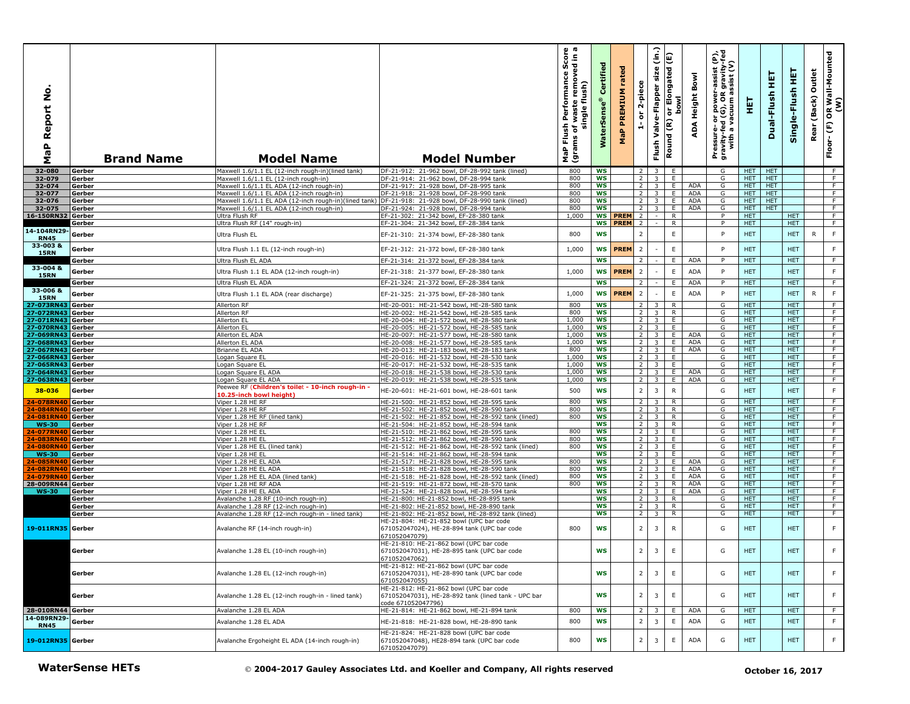| MaP Report No. | Brand Name | Model Name | Model Number | MaP Flush Performance Score (grams of waste removed in a single flush) | WaterSense® Certified | MaP PREMIUM rated | 1- or 2-piece | Flush Valve-Flapper size (in.) | Round (R) or Elongated (E) bowl | ADA Height Bowl | Pressure- or power-assist (P), gravity-fed (G), OR gravity-fed with a vacuum assist (V) | HET | Dual-Flush HET | Single-Flush HET | Rear (Back) Outlet | Floor- (F) OR Wall-Mounted (W) |
|---|---|---|---|---|---|---|---|---|---|---|---|---|---|---|---|---|
| 32-080 | Gerber | Maxwell 1.6/1.1 EL (12-inch rough-in)(lined tank) | DF-21-912: 21-962 bowl, DF-28-992 tank (lined) | 800 | WS | | 2 | 3 | E | | G | HET | HET | | | F |
| 32-079 | Gerber | Maxwell 1.6/1.1 EL (12-inch rough-in) | DF-21-914: 21-962 bowl, DF-28-994 tank | 800 | WS | | 2 | 3 | E | | G | HET | HET | | | F |
| 32-074 | Gerber | Maxwell 1.6/1.1 EL ADA (12-inch rough-in) | DF-21-917: 21-928 bowl, DF-28-995 tank | 800 | WS | | 2 | 3 | E | ADA | G | HET | HET | | | F |
| 32-077 | Gerber | Maxwell 1.6/1.1 EL ADA (12-inch rough-in) | DF-21-918: 21-928 bowl, DF-28-990 tank | 800 | WS | | 2 | 3 | E | ADA | G | HET | HET | | | F |
| 32-076 | Gerber | Maxwell 1.6/1.1 EL ADA (12-inch rough-in)(lined tank) | DF-21-918: 21-928 bowl, DF-28-990 tank (lined) | 800 | WS | | 2 | 3 | E | ADA | G | HET | HET | | | F |
| 32-075 | Gerber | Maxwell 1.6/1.1 EL ADA (12-inch rough-in) | DF-21-924: 21-928 bowl, DF-28-994 tank | 800 | WS | | 2 | 3 | E | ADA | G | HET | HET | | | F |
| 16-150RN32 | Gerber | Ultra Flush RF | EF-21-302: 21-342 bowl, EF-28-380 tank | 1,000 | WS | PREM | 2 | - | R | | P | HET | | HET | | F |
| | Gerber | Ultra Flush RF (14" rough-in) | EF-21-304: 21-342 bowl, EF-28-384 tank | | WS | PREM | 2 | - | R | | P | HET | | HET | | F |
| 14-104RN29-RN45 | Gerber | Ultra Flush EL | EF-21-310: 21-374 bowl, EF-28-380 tank | 800 | WS | | 2 | | E | | P | HET | | HET | R | F |
| 33-003 & 15RN | Gerber | Ultra Flush 1.1 EL (12-inch rough-in) | EF-21-312: 21-372 bowl, EF-28-380 tank | 1,000 | WS | PREM | 2 | - | E | | P | HET | | HET | | F |
| | Gerber | Ultra Flush EL ADA | EF-21-314: 21-372 bowl, EF-28-384 tank | | WS | | 2 | - | E | ADA | P | HET | | HET | | F |
| 33-004 & 15RN | Gerber | Ultra Flush 1.1 EL ADA (12-inch rough-in) | EF-21-318: 21-377 bowl, EF-28-380 tank | 1,000 | WS | PREM | 2 | - | E | ADA | P | HET | | HET | | F |
| | Gerber | Ultra Flush EL ADA | EF-21-324: 21-372 bowl, EF-28-384 tank | | WS | | 2 | - | E | ADA | P | HET | | HET | | F |
| 33-006 & 15RN | Gerber | Ultra Flush 1.1 EL ADA (rear discharge) | EF-21-325: 21-375 bowl, EF-28-380 tank | 1,000 | WS | PREM | 2 | - | E | ADA | P | HET | | HET | R | F |
| 27-073RN43 | Gerber | Allerton RF | HE-20-001: HE-21-542 bowl, HE-28-580 tank | 800 | WS | | 2 | 3 | R | | G | HET | | HET | | F |
| 27-072RN43 | Gerber | Allerton RF | HE-20-002: HE-21-542 bowl, HE-28-585 tank | 800 | WS | | 2 | 3 | R | | G | HET | | HET | | F |
| 27-071RN43 | Gerber | Allerton EL | HE-20-004: HE-21-572 bowl, HE-28-580 tank | 1,000 | WS | | 2 | 3 | E | | G | HET | | HET | | F |
| 27-070RN43 | Gerber | Allerton EL | HE-20-005: HE-21-572 bowl, HE-28-585 tank | 1,000 | WS | | 2 | 3 | E | | G | HET | | HET | | F |
| 27-069RN43 | Gerber | Allerton EL ADA | HE-20-007: HE-21-577 bowl, HE-28-580 tank | 1,000 | WS | | 2 | 3 | E | ADA | G | HET | | HET | | F |
| 27-068RN43 | Gerber | Allerton EL ADA | HE-20-008: HE-21-577 bowl, HE-28-585 tank | 1,000 | WS | | 2 | 3 | E | ADA | G | HET | | HET | | F |
| 27-067RN43 | Gerber | Brianne EL ADA | HE-20-013: HE-21-183 bowl, HE-28-183 tank | 800 | WS | | 2 | 3 | E | ADA | G | HET | | HET | | F |
| 27-066RN43 | Gerber | Logan Square EL | HE-20-016: HE-21-532 bowl, HE-28-530 tank | 1,000 | WS | | 2 | 3 | E | | G | HET | | HET | | F |
| 27-065RN43 | Gerber | Logan Square EL | HE-20-017: HE-21-532 bowl, HE-28-535 tank | 1,000 | WS | | 2 | 3 | E | | G | HET | | HET | | F |
| 27-064RN43 | Gerber | Logan Square EL ADA | HE-20-018: HE-21-538 bowl, HE-28-530 tank | 1,000 | WS | | 2 | 3 | E | ADA | G | HET | | HET | | F |
| 27-063RN43 | Gerber | Logan Square EL ADA | HE-20-019: HE-21-538 bowl, HE-28-535 tank | 1,000 | WS | | 2 | 3 | E | ADA | G | HET | | HET | | F |
| 38-036 | Gerber | Peewee RF (**Children's toilet - 10-inch rough-in - 10.25-inch bowl height)** | HE-20-601: HE-21-601 bowl, HE-28-601 tank | 500 | WS | | 2 | 3 | R | | G | HET | | HET | | F |
| 24-078RN40 | Gerber | Viper 1.28 HE RF | HE-21-500: HE-21-852 bowl, HE-28-595 tank | 800 | WS | | 2 | 3 | R | | G | HET | | HET | | F |
| 24-084RN40 | Gerber | Viper 1.28 HE RF | HE-21-502: HE-21-852 bowl, HE-28-590 tank | 800 | WS | | 2 | 3 | R | | G | HET | | HET | | F |
| 24-081RN40 | Gerber | Viper 1.28 HE RF (lined tank) | HE-21-502: HE-21-852 bowl, HE-28-592 tank (lined) | 800 | WS | | 2 | 3 | R | | G | HET | | HET | | F |
| WS-30 | Gerber | Viper 1.28 HE RF | HE-21-504: HE-21-852 bowl, HE-28-594 tank | | WS | | 2 | 3 | R | | G | HET | | HET | | F |
| 24-077RN40 | Gerber | Viper 1.28 HE EL | HE-21-510: HE-21-862 bowl, HE-28-595 tank | 800 | WS | | 2 | 3 | E | | G | HET | | HET | | F |
| 24-083RN40 | Gerber | Viper 1.28 HE EL | HE-21-512: HE-21-862 bowl, HE-28-590 tank | 800 | WS | | 2 | 3 | E | | G | HET | | HET | | F |
| 24-080RN40 | Gerber | Viper 1.28 HE EL (lined tank) | HE-21-512: HE-21-862 bowl, HE-28-592 tank (lined) | 800 | WS | | 2 | 3 | E | | G | HET | | HET | | F |
| WS-30 | Gerber | Viper 1.28 HE EL | HE-21-514: HE-21-862 bowl, HE-28-594 tank | | WS | | 2 | 3 | E | | G | HET | | HET | | F |
| 24-085RN40 | Gerber | Viper 1.28 HE EL ADA | HE-21-517: HE-21-828 bowl, HE-28-595 tank | 800 | WS | | 2 | 3 | E | ADA | G | HET | | HET | | F |
| 24-082RN40 | Gerber | Viper 1.28 HE EL ADA | HE-21-518: HE-21-828 bowl, HE-28-590 tank | 800 | WS | | 2 | 3 | E | ADA | G | HET | | HET | | F |
| 24-079RN40 | Gerber | Viper 1.28 HE EL ADA (lined tank) | HE-21-518: HE-21-828 bowl, HE-28-592 tank (lined) | 800 | WS | | 2 | 3 | E | ADA | G | HET | | HET | | F |
| 28-009RN44 | Gerber | Viper 1.28 HE RF ADA | HE-21-519: HE-21-872 bowl, HE-28-570 tank | 800 | WS | | 2 | 3 | R | ADA | G | HET | | HET | | F |
| WS-30 | Gerber | Viper 1.28 HE EL ADA | HE-21-524: HE-21-828 bowl, HE-28-594 tank | | WS | | 2 | 3 | E | ADA | G | HET | | HET | | F |
| | Gerber | Avalanche 1.28 RF (10-inch rough-in) | HE-21-800: HE-21-852 bowl, HE-28-895 tank | | WS | | 2 | 3 | R | | G | HET | | HET | | F |
| | Gerber | Avalanche 1.28 RF (12-inch rough-in) | HE-21-802: HE-21-852 bowl, HE-28-890 tank | | WS | | 2 | 3 | R | | G | HET | | HET | | F |
| | Gerber | Avalanche 1.28 RF (12-inch rough-in - lined tank) | HE-21-802: HE-21-852 bowl, HE-28-892 tank (lined) | | WS | | 2 | 3 | R | | G | HET | | HET | | F |
| 19-011RN35 | Gerber | Avalanche RF (14-inch rough-in) | HE-21-804: HE-21-852 bowl (UPC bar code 671052047024), HE-28-894 tank (UPC bar code 671052047079) | 800 | WS | | 2 | 3 | R | | G | HET | | HET | | F |
| | Gerber | Avalanche 1.28 EL (10-inch rough-in) | HE-21-810: HE-21-862 bowl (UPC bar code 671052047031), HE-28-895 tank (UPC bar code 671052047062) | | WS | | 2 | 3 | E | | G | HET | | HET | | F |
| | Gerber | Avalanche 1.28 EL (12-inch rough-in) | HE-21-812: HE-21-862 bowl (UPC bar code 671052047031), HE-28-890 tank (UPC bar code 671052047055) | | WS | | 2 | 3 | E | | G | HET | | HET | | F |
| | Gerber | Avalanche 1.28 EL (12-inch rough-in - lined tank) | HE-21-812: HE-21-862 bowl (UPC bar code 671052047031), HE-28-892 tank (lined tank - UPC bar code 671052047796) | | WS | | 2 | 3 | E | | G | HET | | HET | | F |
| 28-010RN44 | Gerber | Avalanche 1.28 EL ADA | HE-21-814: HE-21-862 bowl, HE-21-894 tank | 800 | WS | | 2 | 3 | E | ADA | G | HET | | HET | | F |
| 14-089RN29-RN45 | Gerber | Avalanche 1.28 EL ADA | HE-21-818: HE-21-828 bowl, HE-28-890 tank | 800 | WS | | 2 | 3 | E | ADA | G | HET | | HET | | F |
| 19-012RN35 | Gerber | Avalanche Ergoheight EL ADA (14-inch rough-in) | HE-21-824: HE-21-828 bowl (UPC bar code 671052047048), HE28-894 tank (UPC bar code 671052047079) | 800 | WS | | 2 | 3 | E | ADA | G | HET | | HET | | F |

**WaterSense HETs** © 2004-2017 Gauley Associates Ltd. and Koeller and Company, All rights reserved October 16, 2017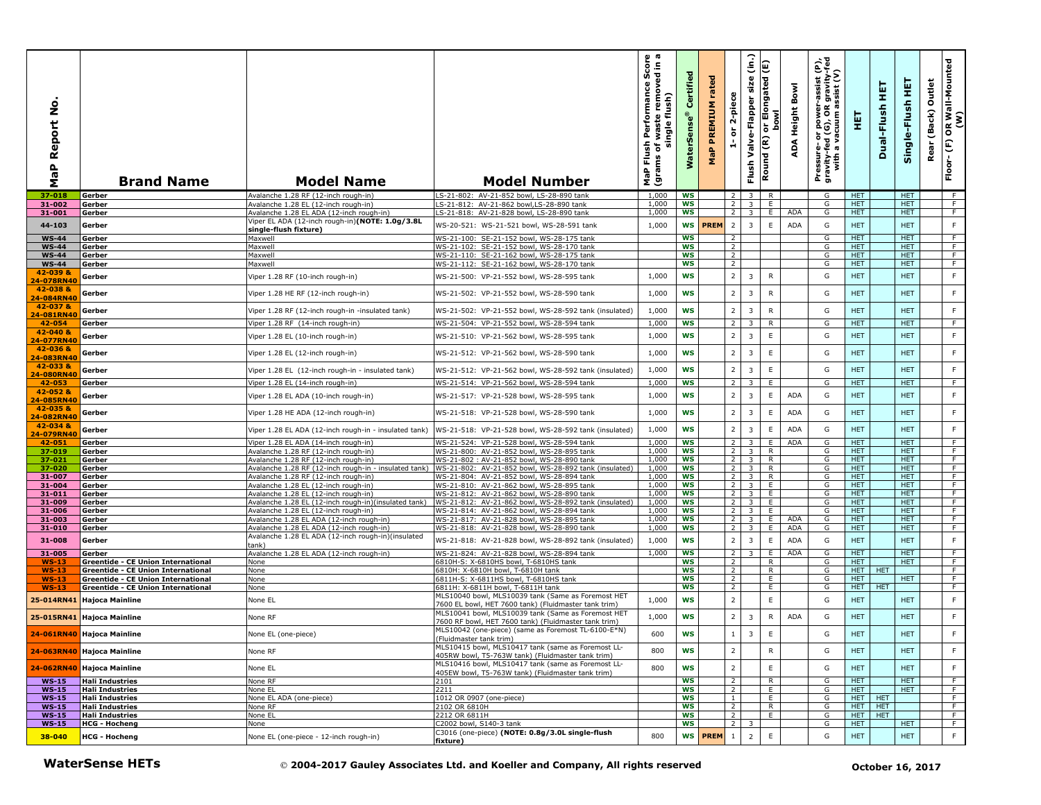| MaP Report No. | Brand Name | Model Name | Model Number | MaP Flush Performance Score (grams of waste removed in a single flush) | WaterSense® Certified | MaP PREMIUM rated | 1- or 2-piece | Flush Valve-Flapper size (in.) | Round (R) or Elongated (E) bowl | ADA Height Bowl | Pressure- or power-assist (P), gravity-fed (G), OR gravity-fed with a vacuum assist (V) | HET | Dual-Flush HET | Single-Flush HET | Rear (Back) Outlet | Floor- (F) OR Wall-Mounted (W) |
|---|---|---|---|---|---|---|---|---|---|---|---|---|---|---|---|---|
| 37-018 | Gerber | Avalanche 1.28 RF (12-inch rough-in) | LS-21-802: AV-21-852 bowl, LS-28-890 tank | 1,000 | WS | | 2 | 3 | R | | G | HET | | HET | | F |
| 31-002 | Gerber | Avalanche 1.28 EL (12-inch rough-in) | LS-21-812: AV-21-862 bowl,LS-28-890 tank | 1,000 | WS | | 2 | 3 | E | | G | HET | | HET | | F |
| 31-001 | Gerber | Avalanche 1.28 EL ADA (12-inch rough-in) | LS-21-818: AV-21-828 bowl, LS-28-890 tank | 1,000 | WS | | 2 | 3 | E | ADA | G | HET | | HET | | F |
| 44-103 | Gerber | Viper EL ADA (12-inch rough-in)**(NOTE: 1.0g/3.8L single-flush fixture)** | WS-20-521: WS-21-521 bowl, WS-28-591 tank | 1,000 | WS | PREM | 2 | 3 | E | ADA | G | HET | | HET | | F |
| WS-44 | Gerber | Maxwell | WS-21-100: SE-21-152 bowl, WS-28-175 tank | | WS | | 2 | | | | G | HET | | HET | | F |
| WS-44 | Gerber | Maxwell | WS-21-102: SE-21-152 bowl, WS-28-170 tank | | WS | | 2 | | | | G | HET | | HET | | F |
| WS-44 | Gerber | Maxwell | WS-21-110: SE-21-162 bowl, WS-28-175 tank | | WS | | 2 | | | | G | HET | | HET | | F |
| WS-44 | Gerber | Maxwell | WS-21-112: SE-21-162 bowl, WS-28-170 tank | | WS | | 2 | | | | G | HET | | HET | | F |
| 42-039 & 24-078RN40 | Gerber | Viper 1.28 RF (10-inch rough-in) | WS-21-500: VP-21-552 bowl, WS-28-595 tank | 1,000 | WS | | 2 | 3 | R | | G | HET | | HET | | F |
| 42-038 & 24-084RN40 | Gerber | Viper 1.28 HE RF (12-inch rough-in) | WS-21-502: VP-21-552 bowl, WS-28-590 tank | 1,000 | WS | | 2 | 3 | R | | G | HET | | HET | | F |
| 42-037 & 24-081RN40 | Gerber | Viper 1.28 RF (12-inch rough-in -insulated tank) | WS-21-502: VP-21-552 bowl, WS-28-592 tank (insulated) | 1,000 | WS | | 2 | 3 | R | | G | HET | | HET | | F |
| 42-054 | Gerber | Viper 1.28 RF (14-inch rough-in) | WS-21-504: VP-21-552 bowl, WS-28-594 tank | 1,000 | WS | | 2 | 3 | R | | G | HET | | HET | | F |
| 42-040 & 24-077RN40 | Gerber | Viper 1.28 EL (10-inch rough-in) | WS-21-510: VP-21-562 bowl, WS-28-595 tank | 1,000 | WS | | 2 | 3 | E | | G | HET | | HET | | F |
| 42-036 & 24-083RN40 | Gerber | Viper 1.28 EL (12-inch rough-in) | WS-21-512: VP-21-562 bowl, WS-28-590 tank | 1,000 | WS | | 2 | 3 | E | | G | HET | | HET | | F |
| 42-033 & 24-080RN40 | Gerber | Viper 1.28 EL (12-inch rough-in - insulated tank) | WS-21-512: VP-21-562 bowl, WS-28-592 tank (insulated) | 1,000 | WS | | 2 | 3 | E | | G | HET | | HET | | F |
| 42-053 | Gerber | Viper 1.28 EL (14-inch rough-in) | WS-21-514: VP-21-562 bowl, WS-28-594 tank | 1,000 | WS | | 2 | 3 | E | | G | HET | | HET | | F |
| 42-052 & 24-085RN40 | Gerber | Viper 1.28 EL ADA (10-inch rough-in) | WS-21-517: VP-21-528 bowl, WS-28-595 tank | 1,000 | WS | | 2 | 3 | E | ADA | G | HET | | HET | | F |
| 42-035 & 24-082RN40 | Gerber | Viper 1.28 HE ADA (12-inch rough-in) | WS-21-518: VP-21-528 bowl, WS-28-590 tank | 1,000 | WS | | 2 | 3 | E | ADA | G | HET | | HET | | F |
| 42-034 & 24-079RN40 | Gerber | Viper 1.28 EL ADA (12-inch rough-in - insulated tank) | WS-21-518: VP-21-528 bowl, WS-28-592 tank (insulated) | 1,000 | WS | | 2 | 3 | E | ADA | G | HET | | HET | | F |
| 42-051 | Gerber | Viper 1.28 EL ADA (14-inch rough-in) | WS-21-524: VP-21-528 bowl, WS-28-594 tank | 1,000 | WS | | 2 | 3 | E | ADA | G | HET | | HET | | F |
| 37-019 | Gerber | Avalanche 1.28 RF (12-inch rough-in) | WS-21-800: AV-21-852 bowl, WS-28-895 tank | 1,000 | WS | | 2 | 3 | R | | G | HET | | HET | | F |
| 37-021 | Gerber | Avalanche 1.28 RF (12-inch rough-in) | WS-21-802 : AV-21-852 bowl, WS-28-890 tank | 1,000 | WS | | 2 | 3 | R | | G | HET | | HET | | F |
| 37-020 | Gerber | Avalanche 1.28 RF (12-inch rough-in - insulated tank) | WS-21-802: AV-21-852 bowl, WS-28-892 tank (insulated) | 1,000 | WS | | 2 | 3 | R | | G | HET | | HET | | F |
| 31-007 | Gerber | Avalanche 1.28 RF (12-inch rough-in) | WS-21-804: AV-21-852 bowl, WS-28-894 tank | 1,000 | WS | | 2 | 3 | R | | G | HET | | HET | | F |
| 31-004 | Gerber | Avalanche 1.28 EL (12-inch rough-in) | WS-21-810: AV-21-862 bowl, WS-28-895 tank | 1,000 | WS | | 2 | 3 | E | | G | HET | | HET | | F |
| 31-011 | Gerber | Avalanche 1.28 EL (12-inch rough-in) | WS-21-812: AV-21-862 bowl, WS-28-890 tank | 1,000 | WS | | 2 | 3 | E | | G | HET | | HET | | F |
| 31-009 | Gerber | Avalanche 1.28 EL (12-inch rough-in)(insulated tank) | WS-21-812: AV-21-862 bowl, WS-28-892 tank (insulated) | 1,000 | WS | | 2 | 3 | E | | G | HET | | HET | | F |
| 31-006 | Gerber | Avalanche 1.28 EL (12-inch rough-in) | WS-21-814: AV-21-862 bowl, WS-28-894 tank | 1,000 | WS | | 2 | 3 | E | | G | HET | | HET | | F |
| 31-003 | Gerber | Avalanche 1.28 EL ADA (12-inch rough-in) | WS-21-817: AV-21-828 bowl, WS-28-895 tank | 1,000 | WS | | 2 | 3 | E | ADA | G | HET | | HET | | F |
| 31-010 | Gerber | Avalanche 1.28 EL ADA (12-inch rough-in) | WS-21-818: AV-21-828 bowl, WS-28-890 tank | 1,000 | WS | | 2 | 3 | E | ADA | G | HET | | HET | | F |
| 31-008 | Gerber | Avalanche 1.28 EL ADA (12-inch rough-in)(insulated tank) | WS-21-818: AV-21-828 bowl, WS-28-892 tank (insulated) | 1,000 | WS | | 2 | 3 | E | ADA | G | HET | | HET | | F |
| 31-005 | Gerber | Avalanche 1.28 EL ADA (12-inch rough-in) | WS-21-824: AV-21-828 bowl, WS-28-894 tank | 1,000 | WS | | 2 | 3 | E | ADA | G | HET | | HET | | F |
| WS-13 | Greentide - CE Union International | None | 6810H-S: X-6810HS bowl, T-6810HS tank | | WS | | 2 | | R | | G | HET | | HET | | F |
| WS-13 | Greentide - CE Union International | None | 6810H: X-6810H bowl, T-6810H tank | | WS | | 2 | | R | | G | HET | HET | | | F |
| WS-13 | Greentide - CE Union International | None | 6811H-S: X-6811HS bowl, T-6810HS tank | | WS | | 2 | | E | | G | HET | | HET | | F |
| WS-13 | Greentide - CE Union International | None | 6811H: X-6811H bowl, T-6811H tank | | WS | | 2 | | E | | G | HET | HET | | | F |
| 25-014RN41 | Hajoca Mainline | None EL | MLS10040 bowl, MLS10039 tank (Same as Foremost HET 7600 EL bowl, HET 7600 tank) (Fluidmaster tank trim) | 1,000 | WS | | 2 | | E | | G | HET | | HET | | F |
| 25-015RN41 | Hajoca Mainline | None RF | MLS10041 bowl, MLS10039 tank (Same as Foremost HET 7600 RF bowl, HET 7600 tank) (Fluidmaster tank trim) | 1,000 | WS | | 2 | 3 | R | ADA | G | HET | | HET | | F |
| 24-061RN40 | Hajoca Mainline | None EL (one-piece) | MLS10042 (one-piece) (same as Foremost TL-6100-E*N) (Fluidmaster tank trim) | 600 | WS | | 1 | 3 | E | | G | HET | | HET | | F |
| 24-063RN40 | Hajoca Mainline | None RF | MLS10415 bowl, MLS10417 tank (same as Foremost LL-405RW bowl, T5-763W tank) (Fluidmaster tank trim) | 800 | WS | | 2 | | R | | G | HET | | HET | | F |
| 24-062RN40 | Hajoca Mainline | None EL | MLS10416 bowl, MLS10417 tank (same as Foremost LL-405EW bowl, T5-763W tank) (Fluidmaster tank trim) | 800 | WS | | 2 | | E | | G | HET | | HET | | F |
| WS-15 | Hali Industries | None RF | 2101 | | WS | | 2 | | R | | G | HET | | HET | | F |
| WS-15 | Hali Industries | None EL | 2211 | | WS | | 2 | | E | | G | HET | | HET | | F |
| WS-15 | Hali Industries | None EL ADA (one-piece) | 1012 OR 0907 (one-piece) | | WS | | 1 | | E | | G | HET | HET | | | F |
| WS-15 | Hali Industries | None RF | 2102 OR 6810H | | WS | | 2 | | R | | G | HET | HET | | | F |
| WS-15 | Hali Industries | None EL | 2212 OR 6811H | | WS | | 2 | | E | | G | HET | HET | | | F |
| WS-15 | HCG - Hocheng | None | C2002 bowl, S140-3 tank | | WS | | 2 | 3 | | | G | HET | | HET | | F |
| 38-040 | HCG - Hocheng | None EL (one-piece - 12-inch rough-in) | C3016 (one-piece) **(NOTE: 0.8g/3.0L single-flush fixture)** | 800 | WS | PREM | 1 | 2 | E | | G | HET | | HET | | F |

**WaterSense HETs** © 2004-2017 Gauley Associates Ltd. and Koeller and Company, All rights reserved **October 16, 2017**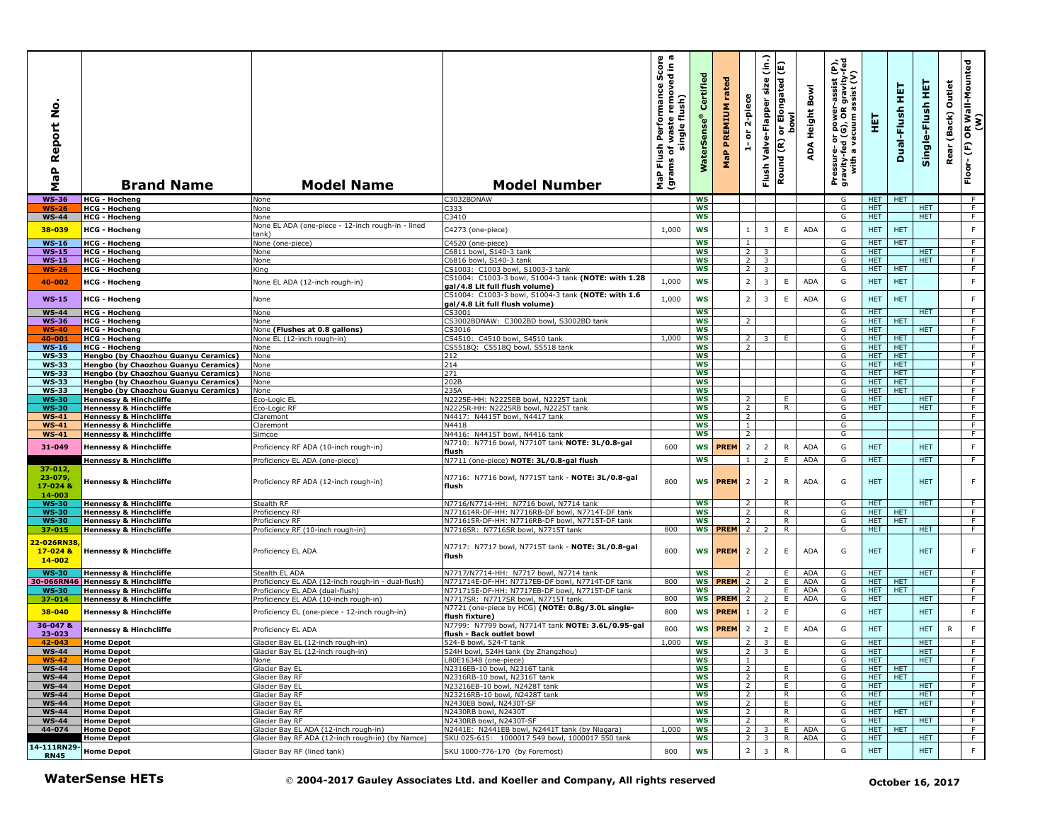| MaP Report No. | Brand Name | Model Name | Model Number | MaP Flush Performance Score (grams of waste removed in a single flush) | WaterSense® Certified | MaP PREMIUM rated | 1- or 2-piece | Flush Valve-Flapper size (in.) | Round (R) or Elongated (E) bowl | ADA Height Bowl | Pressure- or power-assist (P), gravity-fed (G), OR gravity-fed with a vacuum assist (V) | HET | Dual-Flush HET | Single-Flush HET | Rear (Back) Outlet | Floor- (F) OR Wall-Mounted (W) |
|---|---|---|---|---|---|---|---|---|---|---|---|---|---|---|---|---|
| WS-36 | HCG - Hocheng | None | C3032BDNAW | | WS | | | | | | G | HET | HET | | | F |
| WS-26 | HCG - Hocheng | None | C333 | | WS | | | | | | G | HET | | HET | | F |
| WS-44 | HCG - Hocheng | None | C3410 | | WS | | | | | | G | HET | | HET | | F |
| 38-039 | HCG - Hocheng | None EL ADA (one-piece - 12-inch rough-in - lined tank) | C4273 (one-piece) | 1,000 | WS | | 1 | 3 | E | ADA | G | HET | HET | | | F |
| WS-16 | HCG - Hocheng | None (one-piece) | C4520 (one-piece) | | WS | | 1 | | | | G | HET | HET | | | F |
| WS-15 | HCG - Hocheng | None | C6811 bowl, S140-3 tank | | WS | | 2 | 3 | | | G | HET | | HET | | F |
| WS-15 | HCG - Hocheng | None | C6816 bowl, S140-3 tank | | WS | | 2 | 3 | | | G | HET | | HET | | F |
| WS-26 | HCG - Hocheng | King | CS1003: C1003 bowl, S1003-3 tank | | WS | | 2 | 3 | | | G | HET | HET | | | F |
| 40-002 | HCG - Hocheng | None EL ADA (12-inch rough-in) | CS1004: C1003-3 bowl, S1004-3 tank **(NOTE: with 1.28 gal/4.8 Lit full flush volume)** | 1,000 | WS | | 2 | 3 | E | ADA | G | HET | HET | | | F |
| WS-15 | HCG - Hocheng | None | CS1004: C1003-3 bowl, S1004-3 tank **(NOTE: with 1.6 gal/4.8 Lit full flush volume)** | 1,000 | WS | | 2 | 3 | E | ADA | G | HET | HET | | | F |
| WS-44 | HCG - Hocheng | None | CS3001 | | WS | | | | | | G | HET | | HET | | F |
| WS-36 | HCG - Hocheng | None | CS3002BDNAW: C3002BD bowl, S3002BD tank | | WS | | 2 | | | | G | HET | HET | | | F |
| WS-40 | HCG - Hocheng | None **(Flushes at 0.8 gallons)** | CS3016 | | WS | | | | | | G | HET | | HET | | F |
| 40-001 | HCG - Hocheng | None EL (12-inch rough-in) | CS4510: C4510 bowl, S4510 tank | 1,000 | WS | | 2 | 3 | E | | G | HET | HET | | | F |
| WS-16 | HCG - Hocheng | None | CS5518Q: C5518Q bowl, S5518 tank | | WS | | 2 | | | | G | HET | HET | | | F |
| WS-33 | Hengbo (by Chaozhou Guanyu Ceramics) | None | 212 | | WS | | | | | | G | HET | HET | | | F |
| WS-33 | Hengbo (by Chaozhou Guanyu Ceramics) | None | 214 | | WS | | | | | | G | HET | HET | | | F |
| WS-33 | Hengbo (by Chaozhou Guanyu Ceramics) | None | 271 | | WS | | | | | | G | HET | HET | | | F |
| WS-33 | Hengbo (by Chaozhou Guanyu Ceramics) | None | 202B | | WS | | | | | | G | HET | HET | | | F |
| WS-33 | Hengbo (by Chaozhou Guanyu Ceramics) | None | 235A | | WS | | | | | | G | HET | HET | | | F |
| WS-30 | Hennessy & Hinchcliffe | Eco-Logic EL | N2225E-HH: N2225EB bowl, N2225T tank | | WS | | 2 | | E | | G | HET | | HET | | F |
| WS-30 | Hennessy & Hinchcliffe | Eco-Logic RF | N2225R-HH: N2225RB bowl, N2225T tank | | WS | | 2 | | R | | G | HET | | HET | | F |
| WS-41 | Hennessy & Hinchcliffe | Claremont | N4417: N4415T bowl, N4417 tank | | WS | | 2 | | | | G | | | | | F |
| WS-41 | Hennessy & Hinchcliffe | Claremont | N4418 | | WS | | 1 | | | | G | | | | | F |
| WS-41 | Hennessy & Hinchcliffe | Simcoe | N4416: N4415T bowl, N4416 tank | | WS | | 2 | | | | G | | | | | F |
| 31-049 | Hennessy & Hinchcliffe | Proficiency RF ADA (10-inch rough-in) | N7710: N7716 bowl, N7710T tank **NOTE: 3L/0.8-gal flush** | 600 | WS | PREM | 2 | 2 | R | ADA | G | HET | | HET | | F |
| | Hennessy & Hinchcliffe | Proficiency EL ADA (one-piece) | N7711 (one-piece) **NOTE: 3L/0.8-gal flush** | | WS | | 1 | 2 | E | ADA | G | HET | | HET | | F |
| 37-012, 23-079, 17-024 & 14-003 | Hennessy & Hinchcliffe | Proficiency RF ADA (12-inch rough-in) | N7716: N7716 bowl, N7715T tank - **NOTE: 3L/0.8-gal flush** | 800 | WS | PREM | 2 | 2 | R | ADA | G | HET | | HET | | F |
| WS-30 | Hennessy & Hinchcliffe | Stealth RF | N7716/N7714-HH: N7716 bowl, N7714 tank | | WS | | 2 | | R | | G | HET | | HET | | F |
| WS-30 | Hennessy & Hinchcliffe | Proficiency RF | N771614R-DF-HH: N7716RB-DF bowl, N7714T-DF tank | | WS | | 2 | | R | | G | HET | HET | | | F |
| WS-30 | Hennessy & Hinchcliffe | Proficiency RF | N771615R-DF-HH: N7716RB-DF bowl, N7715T-DF tank | | WS | | 2 | | R | | G | HET | HET | | | F |
| 37-015 | Hennessy & Hinchcliffe | Proficiency RF (10-inch rough-in) | N7716SR: N7716SR bowl, N7715T tank | 800 | WS | PREM | 2 | 2 | R | | G | HET | | HET | | F |
| 22-026RN38, 17-024 & 14-002 | Hennessy & Hinchcliffe | Proficiency EL ADA | N7717: N7717 bowl, N7715T tank - **NOTE: 3L/0.8-gal flush** | 800 | WS | PREM | 2 | 2 | E | ADA | G | HET | | HET | | F |
| WS-30 | Hennessy & Hinchcliffe | Stealth EL ADA | N7717/N7714-HH: N7717 bowl, N7714 tank | | WS | | 2 | | E | ADA | G | HET | | HET | | F |
| 30-066RN46 | Hennessy & Hinchcliffe | Proficiency EL ADA (12-inch rough-in - dual-flush) | N771714E-DF-HH: N7717EB-DF bowl, N7714T-DF tank | 800 | WS | PREM | 2 | 2 | E | ADA | G | HET | HET | | | F |
| WS-30 | Hennessy & Hinchcliffe | Proficiency EL ADA (dual-flush) | N771715E-DF-HH: N7717EB-DF bowl, N7715T-DF tank | | WS | | 2 | | E | ADA | G | HET | HET | | | F |
| 37-014 | Hennessy & Hinchcliffe | Proficiency EL ADA (10-inch rough-in) | N7717SR: N7717SR bowl, N7715T tank | 800 | WS | PREM | 2 | 2 | E | ADA | G | HET | | HET | | F |
| 38-040 | Hennessy & Hinchcliffe | Proficiency EL (one-piece - 12-inch rough-in) | N7721 (one-piece by HCG) **(NOTE: 0.8g/3.0L single-flush fixture)** | 800 | WS | PREM | 1 | 2 | E | | G | HET | | HET | | F |
| 36-047 & 23-023 | Hennessy & Hinchcliffe | Proficiency EL ADA | N7799: N7799 bowl, N7714T tank **NOTE: 3.6L/0.95-gal flush - Back outlet bowl** | 800 | WS | PREM | 2 | 2 | E | ADA | G | HET | | HET | R | F |
| 42-043 | Home Depot | Glacier Bay EL (12-inch rough-in) | 524-B bowl, 524-T tank | 1,000 | WS | | 2 | 3 | E | | G | HET | | HET | | F |
| WS-44 | Home Depot | Glacier Bay EL (12-inch rough-in) | 524H bowl, 524H tank (by Zhangzhou) | | WS | | 2 | 3 | E | | G | HET | | HET | | F |
| WS-42 | Home Depot | None | L80E16348 (one-piece) | | WS | | 1 | | | | G | HET | | HET | | F |
| WS-44 | Home Depot | Glacier Bay EL | N2316EB-10 bowl, N2316T tank | | WS | | 2 | | E | | G | HET | HET | | | F |
| WS-44 | Home Depot | Glacier Bay RF | N2316RB-10 bowl, N2316T tank | | WS | | 2 | | R | | G | HET | HET | | | F |
| WS-44 | Home Depot | Glacier Bay EL | N23216EB-10 bowl, N2428T tank | | WS | | 2 | | E | | G | HET | | HET | | F |
| WS-44 | Home Depot | Glacier Bay RF | N23216RB-10 bowl, N2428T tank | | WS | | 2 | | R | | G | HET | | HET | | F |
| WS-44 | Home Depot | Glacier Bay EL | N2430EB bowl, N2430T-SF | | WS | | 2 | | E | | G | HET | | HET | | F |
| WS-44 | Home Depot | Glacier Bay RF | N2430RB bowl, N2430T | | WS | | 2 | | R | | G | HET | HET | | | F |
| WS-44 | Home Depot | Glacier Bay RF | N2430RB bowl, N2430T-SF | | WS | | 2 | | R | | G | HET | | HET | | F |
| 44-074 | Home Depot | Glacier Bay EL ADA (12-inch rough-in) | N2441E: N2441EB bowl, N2441T tank (by Niagara) | 1,000 | WS | | 2 | 3 | E | ADA | G | HET | HET | | | F |
| | Home Depot | Glacier Bay RF ADA (12-inch rough-in) (by Namce) | SKU 025-615: 1000017 549 bowl, 1000017 550 tank | | WS | | 2 | 3 | R | ADA | G | HET | | HET | | F |
| 14-111RN29-RN45 | Home Depot | Glacier Bay RF (lined tank) | SKU 1000-776-170 (by Foremost) | 800 | WS | | 2 | 3 | R | | G | HET | | HET | | F |

**WaterSense HETs** © **2004-2017 Gauley Associates Ltd. and Koeller and Company, All rights reserved** **October 16, 2017**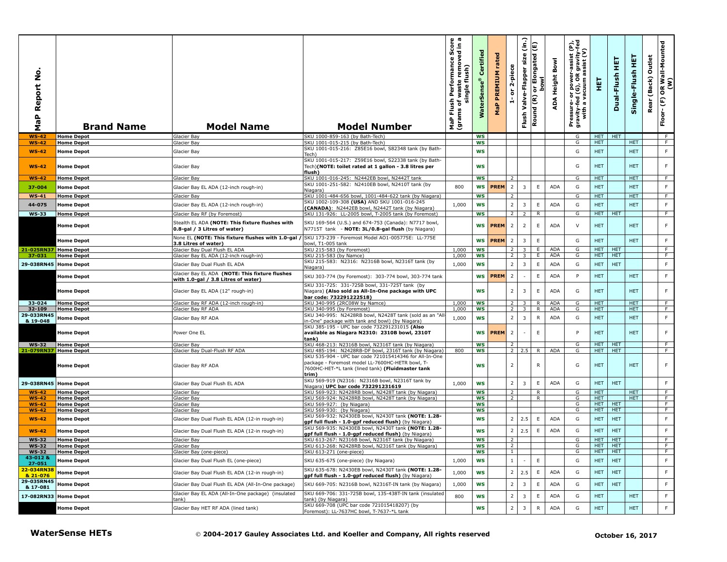| MaP Report No. | Brand Name | Model Name | Model Number | MaP Flush Performance Score (grams of waste removed in a single flush) | WaterSense® Certified | MaP PREMIUM rated | 1- or 2-piece | Flush Valve-Flapper size (in.) | Round (R) or Elongated (E) bowl | ADA Height Bowl | Pressure- or power-assist (P), gravity-fed (G), OR gravity-fed with a vacuum assist (V) | HET | Dual-Flush HET | Single-Flush HET | Rear (Back) Outlet | Floor- (F) OR Wall-Mounted (W) |
|---|---|---|---|---|---|---|---|---|---|---|---|---|---|---|---|---|
| WS-42 | Home Depot | Glacier Bay | SKU 1000-859-163 (by Bath-Tech) | | WS | | | | | | G | HET | HET | | | F |
| WS-42 | Home Depot | Glacier Bay | SKU 1001-015-215 (by Bath-Tech) | | WS | | | | | | G | HET | | HET | | F |
| WS-42 | Home Depot | Glacier Bay | SKU 1001-015-216: Z85E16 bowl, S82348 tank (by Bath-Tech) | | WS | | | | | | G | HET | | HET | | F |
| WS-42 | Home Depot | Glacier Bay | SKU 1001-015-217: Z59E16 bowl, S22338 tank (by Bath-Tech)**(NOTE: toilet rated at 1 gallon - 3.8 litres per flush)** | | WS | | | | | | G | HET | | HET | | F |
| WS-42 | Home Depot | Glacier Bay | SKU 1001-016-245: N2442EB bowl, N2442T tank | | WS | | 2 | | | | G | HET | | HET | | F |
| 37-004 | Home Depot | Glacier Bay EL ADA (12-inch rough-in) | SKU 1001-251-582: N2410EB bowl, N2410T tank (by Niagara) | 800 | WS | PREM | 2 | 3 | E | ADA | G | HET | | HET | | F |
| WS-41 | Home Depot | Glacier Bay | SKU 1001-484-656 bowl, 1001-484-622 tank (by Niagara) | | WS | | 2 | | | | G | HET | | HET | | F |
| 44-075 | Home Depot | Glacier Bay EL ADA (12-inch rough-in) | SKU 1002-109-308 **(USA)** AND SKU 1001-016-245 **(CANADA)**: N2442EB bowl, N2442T tank (by Niagara) | 1,000 | WS | | 2 | 3 | E | ADA | G | HET | | HET | | F |
| WS-33 | Home Depot | Glacier Bay RF (by Foremost) | SKU 131-926: LL-2005 bowl, T-2005 tank (by Foremost) | | WS | | 2 | 2 | R | | G | HET | HET | | | F |
| | Home Depot | Stealth EL ADA **(NOTE: This fixture flushes with 0.8-gal / 3 Litres of water)** | SKU 169-564 (U.S.) and 674-753 (Canada): N7717 bowl, N7715T tank - **NOTE: 3L/0.8-gal flush** (by Niagara) | | WS | PREM | 2 | 2 | E | ADA | V | HET | | HET | | F |
| | Home Depot | None EL **(NOTE: This fixture flushes with 1.0-gal / 3.8 Litres of water)** | SKU 173-239 - Foremost Model AO1-005775E: LL-775E bowl, T1-005 tank | | WS | PREM | 2 | 3 | E | | G | HET | | HET | | F |
| 21-025RN37 | Home Depot | Glacier Bay Dual Flush EL ADA | SKU 215-583 (by Foremost) | 1,000 | WS | | 2 | 3 | E | ADA | G | HET | HET | | | F |
| 37-031 | Home Depot | Glacier Bay EL ADA (12-inch rough-in) | SKU 215-583 (by Namce) | 1,000 | WS | | 2 | 3 | E | ADA | G | HET | HET | | | F |
| 29-038RN45 | Home Depot | Glacier Bay Dual Flush EL ADA | SKU 215-583: N2316: N2316B bowl, N2316T tank (by Niagara) | 1,000 | WS | | 2 | 3 | E | ADA | G | HET | HET | | | F |
| | Home Depot | Glacier Bay EL ADA **(NOTE: This fixture flushes with 1.0-gal / 3.8 Litres of water)** | SKU 303-774 (by Foremost): 303-774 bowl, 303-774 tank | | WS | PREM | 2 | - | E | ADA | P | HET | | HET | | F |
| | Home Depot | Glacier Bay EL ADA (12" rough-in) | SKU 331-725: 331-725B bowl, 331-725T tank (by Niagara) **(Also sold as All-In-One package with UPC bar code: 732291222518)** | | WS | | 2 | 3 | E | ADA | G | HET | | HET | | F |
| 33-024 | Home Depot | Glacier Bay RF ADA (12-inch rough-in) | SKU 340-995 (2RC08W by Namce) | 1,000 | WS | | 2 | 3 | R | ADA | G | HET | | HET | | F |
| 32-109 | Home Depot | Glacier Bay RF ADA | SKU 340-995 (by Foremost) | 1,000 | WS | | 2 | 3 | R | ADA | G | HET | | HET | | F |
| 29-033RN45 & 19-048 | Home Depot | Glacier Bay RF ADA | SKU 340-995: N2428RB bowl, N2428T tank (sold as an "All-in-One" package with tank and bowl) (by Niagara) | 1,000 | WS | | 2 | 3 | R | ADA | G | HET | | HET | | F |
| | Home Depot | Power One EL | SKU 385-195 - UPC bar code 732291231015 **(Also available as Niagara N2310: 2310B bowl, 2310T tank)** | | WS | PREM | 2 | - | E | | P | HET | | HET | | F |
| WS-32 | Home Depot | Glacier Bay | SKU 468-213: N2316B bowl, N2316T tank (by Niagara) | | WS | | 2 | | | | G | HET | HET | | | F |
| 21-079RN37 | Home Depot | Glacier Bay Dual-Flush RF ADA | SKU 485-194: N2428RB-DF bowl, 2316T tank (by Niagara) | 800 | WS | | 2 | 2.5 | R | ADA | G | HET | HET | | | F |
| | Home Depot | Glacier Bay RF ADA | SKU 535-904 - UPC bar code 721015414346 for All-In-One package - Foremost model LL-7600HC-HETR bowl, T-7600HC-HET-*L tank (lined tank) **(Fluidmaster tank trim)** | | WS | | 2 | | R | | G | HET | | HET | | F |
| 29-038RN45 | Home Depot | Glacier Bay Dual Flush EL ADA | SKU 569-919 (N2316: N2316B bowl, N2316T tank by Niagara) **UPC bar code 732291231619** | 1,000 | WS | | 2 | 3 | E | ADA | G | HET | HET | | | F |
| WS-42 | Home Depot | Glacier Bay | SKU 569-923: N2428RB bowl, N2428T tank (by Niagara) | | WS | | 2 | | R | | G | HET | | HET | | F |
| WS-42 | Home Depot | Glacier Bay | SKU 569-924: N2428RB bowl, N2428T tank (by Niagara) | | WS | | 2 | | R | | G | HET | | HET | | F |
| WS-42 | Home Depot | Glacier Bay | SKU 569-927: (by Niagara) | | WS | | | | | | G | HET | HET | | | F |
| WS-42 | Home Depot | Glacier Bay | SKU 569-930: (by Niagara) | | WS | | | | | | G | HET | HET | | | F |
| WS-42 | Home Depot | Glacier Bay Dual Flush EL ADA (12-in rough-in) | SKU 569-932: N2430EB bowl, N2430T tank **(NOTE: 1.28-gpf full flush - 1.0-gpf reduced flush)** (by Niagara) | | WS | | 2 | 2.5 | E | ADA | G | HET | HET | | | F |
| WS-42 | Home Depot | Glacier Bay Dual Flush EL ADA (12-in rough-in) | SKU 569-935: N2430EB bowl, N2430T tank **(NOTE: 1.28-gpf full flush - 1.0-gpf reduced flush)** (by Niagara) | | WS | | 2 | 2.5 | E | ADA | G | HET | HET | | | F |
| WS-32 | Home Depot | Glacier Bay | SKU 613-267: N2316B bowl, N2316T tank (by Niagara) | | WS | | 2 | | | | G | HET | HET | | | F |
| WS-32 | Home Depot | Glacier Bay | SKU 613-268: N2428RB bowl, N2316T tank (by Niagara) | | WS | | 2 | | | | G | HET | HET | | | F |
| WS-32 | Home Depot | Glacier Bay (one-piece) | SKU 613-271 (one-piece) | | WS | | 1 | | | | G | HET | HET | | | F |
| 43-012 & 27-051 | Home Depot | Glacier Bay Dual Flush EL (one-piece) | SKU 635-675 (one-piece) (by Niagara) | 1,000 | WS | | 1 | - | E | | G | HET | HET | | | F |
| 22-034RN38 & 21-076 | Home Depot | Glacier Bay Dual Flush EL ADA (12-in rough-in) | SKU 635-678: N2430EB bowl, N2430T tank **(NOTE: 1.28-gpf full flush - 1.0-gpf reduced flush)** (by Niagara) | 1,000 | WS | | 2 | 2.5 | E | ADA | G | HET | HET | | | F |
| 29-035RN45 & 17-081 | Home Depot | Glacier Bay Dual Flush EL ADA (All-In-One package) | SKU 669-705: N2316B bowl, N2316T-IN tank (by Niagara) | 1,000 | WS | | 2 | 3 | E | ADA | G | HET | HET | | | F |
| 17-082RN33 | Home Depot | Glacier Bay EL ADA (All-In-One package) (insulated tank) | SKU 669-706: 331-725B bowl, 135-438T-IN tank (insulated tank) (by Niagara) | 800 | WS | | 2 | 3 | E | ADA | G | HET | | HET | | F |
| | Home Depot | Glacier Bay HET RF ADA (lined tank) | SKU 669-708 (UPC bar code 721015418207) (by Foremost): LL-7637HC bowl, T-7637-*L tank | | WS | | 2 | 3 | R | ADA | G | HET | | HET | | F |

**WaterSense HETs** © **2004-2017 Gauley Associates Ltd. and Koeller and Company, All rights reserved** **October 16, 2017**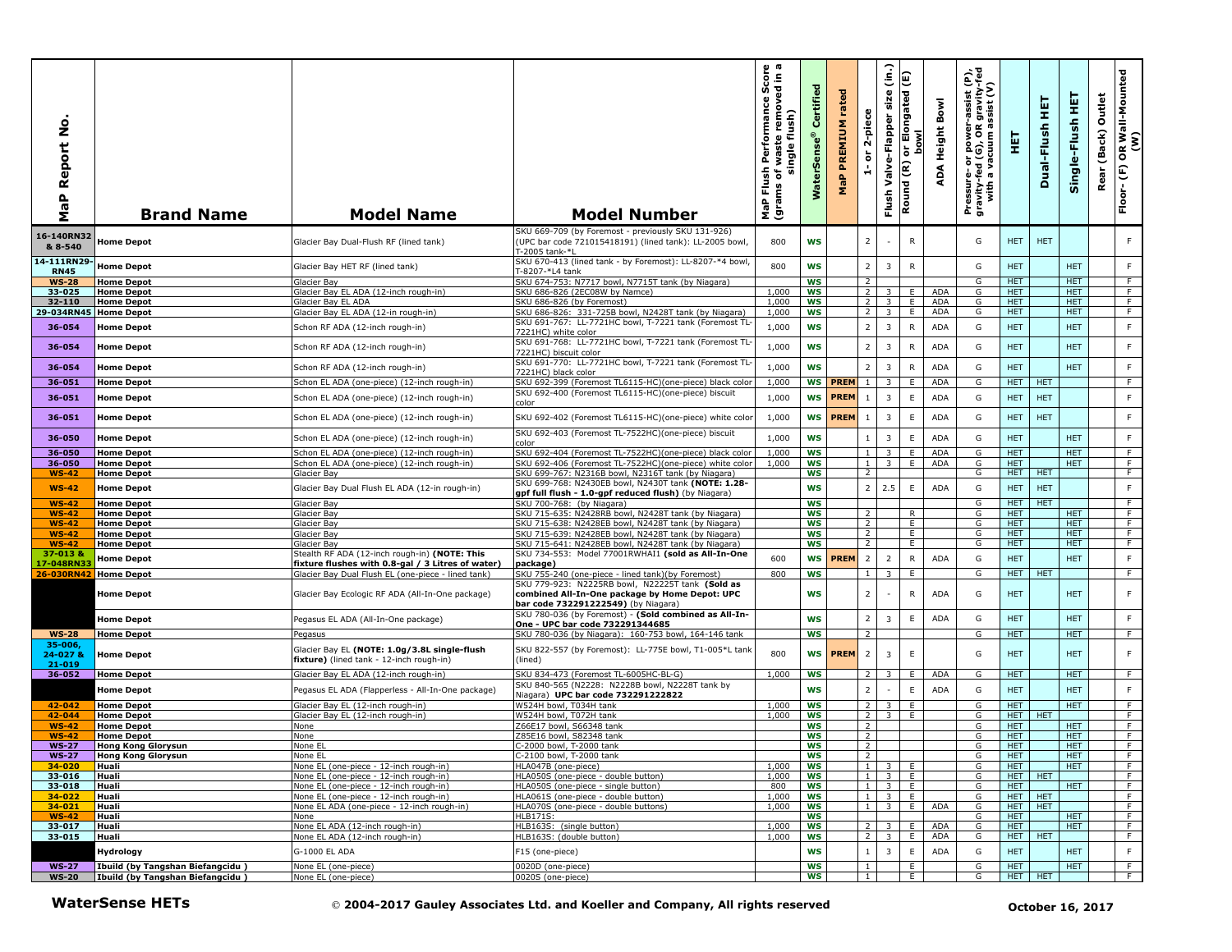| MaP Report No. | Brand Name | Model Name | Model Number | MaP Flush Performance Score (grams of waste removed in a single flush) | WaterSense® Certified | MaP PREMIUM rated | 1- or 2-piece | Flush Valve-Flapper size (in.) | Round (R) or Elongated (E) bowl | ADA Height Bowl | Pressure- or power-assist (P), gravity-fed (G), OR gravity-fed with a vacuum assist (V) | HET | Dual-Flush HET | Single-Flush HET | Rear (Back) Outlet | Floor- (F) OR Wall-Mounted (W) |
|---|---|---|---|---|---|---|---|---|---|---|---|---|---|---|---|---|
| 16-140RN32 & 8-540 | Home Depot | Glacier Bay Dual-Flush RF (lined tank) | SKU 669-709 (by Foremost - previously SKU 131-926) (UPC bar code 721015418191) (lined tank): LL-2005 bowl, T-2005 tank-*L | 800 | WS | | 2 | - | R | | G | HET | HET | | | F |
| 14-111RN29-RN45 | Home Depot | Glacier Bay HET RF (lined tank) | SKU 670-413 (lined tank - by Foremost): LL-8207-*4 bowl, T-8207-*L4 tank | 800 | WS | | 2 | 3 | R | | G | HET | | HET | | F |
| WS-28 | Home Depot | Glacier Bay | SKU 674-753: N7717 bowl, N7715T tank (by Niagara) | | WS | | 2 | | | | G | HET | | HET | | F |
| 33-025 | Home Depot | Glacier Bay EL ADA (12-inch rough-in) | SKU 686-826 (2EC08W by Namce) | 1,000 | WS | | 2 | 3 | E | ADA | G | HET | | HET | | F |
| 32-110 | Home Depot | Glacier Bay EL ADA | SKU 686-826 (by Foremost) | 1,000 | WS | | 2 | 3 | E | ADA | G | HET | | HET | | F |
| 29-034RN45 | Home Depot | Glacier Bay EL ADA (12-in rough-in) | SKU 686-826: 331-725B bowl, N2428T tank (by Niagara) | 1,000 | WS | | 2 | 3 | E | ADA | G | HET | | HET | | F |
| 36-054 | Home Depot | Schon RF ADA (12-inch rough-in) | SKU 691-767: LL-7721HC bowl, T-7221 tank (Foremost TL-7221HC) white color | 1,000 | WS | | 2 | 3 | R | ADA | G | HET | | HET | | F |
| 36-054 | Home Depot | Schon RF ADA (12-inch rough-in) | SKU 691-768: LL-7721HC bowl, T-7221 tank (Foremost TL-7221HC) biscuit color | 1,000 | WS | | 2 | 3 | R | ADA | G | HET | | HET | | F |
| 36-054 | Home Depot | Schon RF ADA (12-inch rough-in) | SKU 691-770: LL-7721HC bowl, T-7221 tank (Foremost TL-7221HC) black color | 1,000 | WS | | 2 | 3 | R | ADA | G | HET | | HET | | F |
| 36-051 | Home Depot | Schon EL ADA (one-piece) (12-inch rough-in) | SKU 692-399 (Foremost TL6115-HC)(one-piece) black color | 1,000 | WS | PREM | 1 | 3 | E | ADA | G | HET | HET | | | F |
| 36-051 | Home Depot | Schon EL ADA (one-piece) (12-inch rough-in) | SKU 692-400 (Foremost TL6115-HC)(one-piece) biscuit color | 1,000 | WS | PREM | 1 | 3 | E | ADA | G | HET | HET | | | F |
| 36-051 | Home Depot | Schon EL ADA (one-piece) (12-inch rough-in) | SKU 692-402 (Foremost TL6115-HC)(one-piece) white color | 1,000 | WS | PREM | 1 | 3 | E | ADA | G | HET | HET | | | F |
| 36-050 | Home Depot | Schon EL ADA (one-piece) (12-inch rough-in) | SKU 692-403 (Foremost TL-7522HC)(one-piece) biscuit color | 1,000 | WS | | 1 | 3 | E | ADA | G | HET | | HET | | F |
| 36-050 | Home Depot | Schon EL ADA (one-piece) (12-inch rough-in) | SKU 692-404 (Foremost TL-7522HC)(one-piece) black color | 1,000 | WS | | 1 | 3 | E | ADA | G | HET | | HET | | F |
| 36-050 | Home Depot | Schon EL ADA (one-piece) (12-inch rough-in) | SKU 692-406 (Foremost TL-7522HC)(one-piece) white color | 1,000 | WS | | 1 | 3 | E | ADA | G | HET | | HET | | F |
| WS-42 | Home Depot | Glacier Bay | SKU 699-767: N2316B bowl, N2316T tank (by Niagara) | | WS | | 2 | | | | G | HET | HET | | | F |
| WS-42 | Home Depot | Glacier Bay Dual Flush EL ADA (12-in rough-in) | SKU 699-768: N2430EB bowl, N2430T tank (**NOTE: 1.28-gpf full flush - 1.0-gpf reduced flush**) (by Niagara) | | WS | | 2 | 2.5 | E | ADA | G | HET | HET | | | F |
| WS-42 | Home Depot | Glacier Bay | SKU 700-768: (by Niagara) | | WS | | | | | | G | HET | HET | | | F |
| WS-42 | Home Depot | Glacier Bay | SKU 715-635: N2428RB bowl, N2428T tank (by Niagara) | | WS | | 2 | | R | | G | HET | | HET | | F |
| WS-42 | Home Depot | Glacier Bay | SKU 715-638: N2428EB bowl, N2428T tank (by Niagara) | | WS | | 2 | | E | | G | HET | | HET | | F |
| WS-42 | Home Depot | Glacier Bay | SKU 715-639: N2428EB bowl, N2428T tank (by Niagara) | | WS | | 2 | | E | | G | HET | | HET | | F |
| WS-42 | Home Depot | Glacier Bay | SKU 715-641: N2428EB bowl, N2428T tank (by Niagara) | | WS | | 2 | | E | | G | HET | | HET | | F |
| 37-013 & 17-048RN33 | Home Depot | Stealth RF ADA (12-inch rough-in) **(NOTE: This fixture flushes with 0.8-gal / 3 Litres of water)** | SKU 734-553: Model 77001RWHAI1 **(sold as All-In-One package)** | 600 | WS | PREM | 2 | 2 | R | ADA | G | HET | | HET | | F |
| 26-030RN42 | Home Depot | Glacier Bay Dual Flush EL (one-piece - lined tank) | SKU 755-240 (one-piece - lined tank)(by Foremost) | 800 | WS | | 1 | 3 | E | | G | HET | HET | | | F |
| | Home Depot | Glacier Bay Ecologic RF ADA (All-In-One package) | SKU 779-923: N2225RB bowl, N2222T tank **(Sold as combined All-In-One package by Home Depot: UPC bar code 732291222549)** (by Niagara) | | WS | | 2 | - | R | ADA | G | HET | | HET | | F |
| | Home Depot | Pegasus EL ADA (All-In-One package) | SKU 780-036 (by Foremost) - **(Sold combined as All-In-One - UPC bar code 732291344685** | | WS | | 2 | 3 | E | ADA | G | HET | | HET | | F |
| WS-28 | Home Depot | Pegasus | SKU 780-036 (by Niagara): 160-753 bowl, 164-146 tank | | WS | | 2 | | | | G | HET | | HET | | F |
| 35-006, 24-027 & 21-019 | Home Depot | Glacier Bay EL **(NOTE: 1.0g/3.8L single-flush fixture)** (lined tank - 12-inch rough-in) | SKU 822-557 (by Foremost): LL-775E bowl, T1-005*L tank (lined) | 800 | WS | PREM | 2 | 3 | E | | G | HET | | HET | | F |
| 36-052 | Home Depot | Glacier Bay EL ADA (12-inch rough-in) | SKU 834-473 (Foremost TL-6005HC-BL-G) | 1,000 | WS | | 2 | 3 | E | ADA | G | HET | | HET | | F |
| | Home Depot | Pegasus EL ADA (Flapperless - All-In-One package) | SKU 840-565 (N2228: N2228B bowl, N2228T tank by Niagara) **UPC bar code 732291222822** | | WS | | 2 | - | E | ADA | G | HET | | HET | | F |
| 42-042 | Home Depot | Glacier Bay EL (12-inch rough-in) | W524H bowl, T034H tank | 1,000 | WS | | 2 | 3 | E | | G | HET | | HET | | F |
| 42-044 | Home Depot | Glacier Bay EL (12-inch rough-in) | W524H bowl, T072H tank | 1,000 | WS | | 2 | 3 | E | | G | HET | HET | | | F |
| WS-42 | Home Depot | None | Z66E17 bowl, S66348 tank | | WS | | 2 | | | | G | HET | | HET | | F |
| WS-42 | Home Depot | None | Z85E16 bowl, S82348 tank | | WS | | 2 | | | | G | HET | | HET | | F |
| WS-27 | Hong Kong Glorysun | None EL | C-2000 bowl, T-2000 tank | | WS | | 2 | | | | G | HET | | HET | | F |
| WS-27 | Hong Kong Glorysun | None EL | C-2100 bowl, T-2000 tank | | WS | | 2 | | | | G | HET | | HET | | F |
| 34-020 | Huali | None EL (one-piece - 12-inch rough-in) | HLA047B (one-piece) | 1,000 | WS | | 1 | 3 | E | | G | HET | | HET | | F |
| 33-016 | Huali | None EL (one-piece - 12-inch rough-in) | HLA050S (one-piece - double button) | 1,000 | WS | | 1 | 3 | E | | G | HET | HET | | | F |
| 33-018 | Huali | None EL (one-piece - 12-inch rough-in) | HLA050S (one-piece - single button) | 800 | WS | | 1 | 3 | E | | G | HET | | HET | | F |
| 34-022 | Huali | None EL (one-piece - 12-inch rough-in) | HLA061S (one-piece - double button) | 1,000 | WS | | 1 | 3 | E | | G | HET | HET | | | F |
| 34-021 | Huali | None EL ADA (one-piece - 12-inch rough-in) | HLA070S (one-piece - double buttons) | 1,000 | WS | | 1 | 3 | E | ADA | G | HET | HET | | | F |
| WS-42 | Huali | None | HLB171S: | | WS | | | | | | G | HET | | HET | | F |
| 33-017 | Huali | None EL ADA (12-inch rough-in) | HLB163S: (single button) | 1,000 | WS | | 2 | 3 | E | ADA | G | HET | | HET | | F |
| 33-015 | Huali | None EL ADA (12-inch rough-in) | HLB163S: (double button) | 1,000 | WS | | 2 | 3 | E | ADA | G | HET | HET | | | F |
| | Hydrology | G-1000 EL ADA | F15 (one-piece) | | WS | | 1 | 3 | E | ADA | G | HET | | HET | | F |
| WS-27 | Ibuild (by Tangshan Biefangcidu ) | None EL (one-piece) | 0020D (one-piece) | | WS | | 1 | | E | | G | HET | | HET | | F |
| WS-20 | Ibuild (by Tangshan Biefangcidu ) | None EL (one-piece) | 0020S (one-piece) | | WS | | 1 | | E | | G | HET | HET | | | F |

**WaterSense HETs** © **2004-2017 Gauley Associates Ltd. and Koeller and Company, All rights reserved** **October 16, 2017**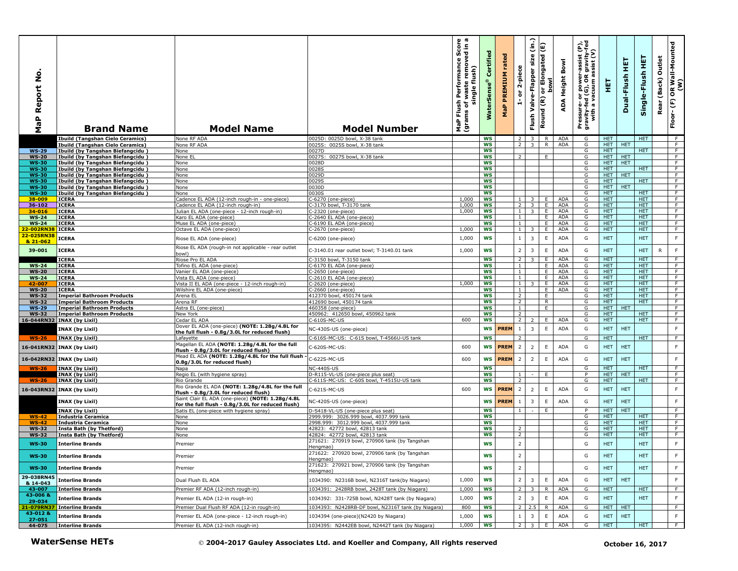| MaP Report No. | Brand Name | Model Name | Model Number | MaP Flush Performance Score (grams of waste removed in a single flush) | WaterSense® Certified | MaP PREMIUM rated | 1- or 2-piece | Flush Valve-Flapper size (in.) | Round (R) or Elongated (E) bowl | ADA Height Bowl | Pressure- or power-assist (P), gravity-fed (G), OR gravity-fed with a vacuum assist (V) | HET | Dual-Flush HET | Single-Flush HET | Rear (Back) Outlet | Floor- (F) OR Wall-Mounted (W) |
|---|---|---|---|---|---|---|---|---|---|---|---|---|---|---|---|---|
| | Ibuild (Tangshan Cielo Ceramics) | None RF ADA | 0025D: 0025D bowl, X-38 tank | | WS | | 2 | 3 | R | ADA | G | HET | | HET | | F |
| | Ibuild (Tangshan Cielo Ceramics) | None RF ADA | 0025S: 0025S bowl, X-38 tank | | WS | | 2 | 3 | R | ADA | G | HET | HET | | | F |
| WS-29 | Ibuild (by Tangshan Biefangcidu ) | None | 0027D | | WS | | | | | | G | HET | | HET | | F |
| WS-20 | Ibuild (by Tangshan Biefangcidu ) | None EL | 0027S: 0027S bowl, X-38 tank | | WS | | 2 | | E | | G | HET | HET | | | F |
| WS-30 | Ibuild (by Tangshan Biefangcidu ) | None | 0028D | | WS | | | | | | G | HET | HET | | | F |
| WS-30 | Ibuild (by Tangshan Biefangcidu ) | None | 0028S | | WS | | | | | | G | HET | | HET | | F |
| WS-30 | Ibuild (by Tangshan Biefangcidu ) | None | 0029D | | WS | | | | | | G | HET | HET | | | F |
| WS-30 | Ibuild (by Tangshan Biefangcidu ) | None | 0029S | | WS | | | | | | G | HET | | HET | | F |
| WS-30 | Ibuild (by Tangshan Biefangcidu ) | None | 0030D | | WS | | | | | | G | HET | HET | | | F |
| WS-30 | Ibuild (by Tangshan Biefangcidu ) | None | 0030S | | WS | | | | | | G | HET | | HET | | F |
| 38-009 | ICERA | Cadence EL ADA (12-inch rough-in - one-piece) | C-6270 (one-piece) | 1,000 | WS | | 1 | 3 | E | ADA | G | HET | | HET | | F |
| 36-102 | ICERA | Cadence EL ADA (12-inch rough-in) | C-3170 bowl, T-3170 tank | 1,000 | WS | | 2 | 3 | E | ADA | G | HET | | HET | | F |
| 34-016 | ICERA | Julian EL ADA (one-piece - 12-inch rough-in) | C-2320 (one-piece) | 1,000 | WS | | 1 | 3 | E | ADA | G | HET | | HET | | F |
| WS-24 | ICERA | Karo EL ADA (one-piece) | C-2640 EL ADA (one-piece) | | WS | | 1 | | E | ADA | G | HET | | HET | | F |
| WS-24 | ICERA | Muse EL ADA (one-piece) | C-6190 EL ADA (one-piece) | | WS | | 1 | | E | ADA | G | HET | | HET | | F |
| 22-002RN38 | ICERA | Octave EL ADA (one-piece) | C-2670 (one-piece) | 1,000 | WS | | 1 | 3 | E | ADA | G | HET | | HET | | F |
| 22-025RN38 & 21-062 | ICERA | Riose EL ADA (one-piece) | C-6200 (one-piece) | 1,000 | WS | | 1 | 3 | E | ADA | G | HET | | HET | | F |
| 39-001 | ICERA | Riose EL ADA (rough-in not applicable - rear outlet bowl) | C-3140.01 rear outlet bowl; T-3140.01 tank | 1,000 | WS | | 2 | 3 | E | ADA | G | HET | | HET | R | F |
| | ICERA | Riose Pro EL ADA | C-3150 bowl, T-3150 tank | | WS | | 2 | 3 | E | ADA | G | HET | | HET | | F |
| WS-24 | ICERA | Tofino EL ADA (one-piece) | C-6170 EL ADA (one-piece) | | WS | | 1 | | E | ADA | G | HET | | HET | | F |
| WS-20 | ICERA | Vanier EL ADA (one-piece) | C-2650 (one-piece) | | WS | | 1 | | E | ADA | G | HET | | HET | | F |
| WS-24 | ICERA | Vista EL ADA (one-piece) | C-2610 EL ADA (one-piece) | | WS | | 1 | | E | ADA | G | HET | | HET | | F |
| 42-007 | ICERA | Vista II EL ADA (one-piece - 12-inch rough-in) | C-2620 (one-piece) | 1,000 | WS | | 1 | 3 | E | ADA | G | HET | | HET | | F |
| WS-20 | ICERA | Wilshire EL ADA (one-piece) | C-2660 (one-piece) | | WS | | 1 | | E | ADA | G | HET | | HET | | F |
| WS-32 | Imperial Bathroom Products | Arena EL | 412370 bowl, 450174 tank | | WS | | 2 | | E | | G | HET | | HET | | F |
| WS-32 | Imperial Bathroom Products | Arena RF | 412690 bowl, 450174 tank | | WS | | 2 | | R | | G | HET | | HET | | F |
| WS-29 | Imperial Bathroom Products | Astra EL (one-piece) | 460358 (one-piece) | | WS | | 1 | | E | | G | HET | HET | | | F |
| WS-32 | Imperial Bathroom Products | New York | 450962: 412650 bowl, 450962 tank | | WS | | 2 | | | | G | HET | | HET | | F |
| 16-044RN32 | INAX (by Lixil) | Cedar EL ADA | C-610S-MC-US | 600 | WS | | 2 | 2 | E | ADA | G | HET | | HET | | F |
| | INAX (by Lixil) | Dover EL ADA (one-piece) **(NOTE: 1.28g/4.8L for the full flush - 0.8g/3.0L for reduced flush)** | NC-430S-US (one-piece) | | WS | PREM | 1 | 3 | E | ADA | G | HET | HET | | | F |
| WS-26 | INAX (by Lixil) | Lafayette | C-616S-MC-US: C-61S bowl, T-4566U-US tank | | WS | | 2 | | | | G | HET | | HET | | F |
| 16-041RN32 | INAX (by Lixil) | Magellan EL ADA **(NOTE: 1.28g/4.8L for the full flush - 0.8g/3.0L for reduced flush)** | C-620S-MC-US: | 600 | WS | PREM | 2 | 2 | E | ADA | G | HET | HET | | | F |
| 16-042RN32 | INAX (by Lixil) | Mead EL ADA **(NOTE: 1.28g/4.8L for the full flush - 0.8g/3.0L for reduced flush)** | C-622S-MC-US | 600 | WS | PREM | 2 | 2 | E | ADA | G | HET | HET | | | F |
| WS-26 | INAX (by Lixil) | Napa | NC-440S-US | | WS | | | | | | G | HET | | HET | | F |
| | INAX (by Lixil) | Regio EL (with hygiene spray) | D-R115-VL-US (one-piece plus seat) | | WS | | 1 | - | E | | P | HET | HET | | | F |
| WS-26 | INAX (by Lixil) | Rio Grande | C-611S-MC-US: C-60S bowl, T-4515U-US tank | | WS | | 2 | | | | G | HET | | HET | | F |
| 16-043RN32 | INAX (by Lixil) | Rio Grande EL ADA **(NOTE: 1.28g/4.8L for the full flush - 0.8g/3.0L for reduced flush)** | C-621S-MC-US | 600 | WS | PREM | 2 | 2 | E | ADA | G | HET | HET | | | F |
| | INAX (by Lixil) | Saint Clair EL ADA (one-piece) **(NOTE: 1.28g/4.8L for the full flush - 0.8g/3.0L for reduced flush)** | NC-420S-US (one-piece) | | WS | PREM | 1 | 3 | E | ADA | G | HET | HET | | | F |
| | INAX (by Lixil) | Satis EL (one-piece with hygiene spray) | D-S418-VL-US (one-piece plus seat) | | WS | | 1 | - | E | | P | HET | HET | | | F |
| WS-42 | Industria Ceramica | None | 2999.999: 3026.999 bowl, 4037.999 tank | | WS | | | | | | G | HET | | HET | | F |
| WS-42 | Industria Ceramica | None | 2998.999: 3012.999 bowl, 4037.999 tank | | WS | | | | | | G | HET | | HET | | F |
| WS-32 | Insta Bath (by Thetford) | None | 42823: 42772 bowl, 42813 tank | | WS | | 2 | | | | G | HET | | HET | | F |
| WS-32 | Insta Bath (by Thetford) | None | 42824: 42772 bowl, 42813 tank | | WS | | 2 | | | | G | HET | | HET | | F |
| WS-30 | Interline Brands | Premier | 271621: 270919 bowl, 270906 tank (by Tangshan Hengmao) | | WS | | 2 | | | | G | HET | | HET | | F |
| WS-30 | Interline Brands | Premier | 271622: 270920 bowl, 270906 tank (by Tangshan Hengmao) | | WS | | 2 | | | | G | HET | | HET | | F |
| WS-30 | Interline Brands | Premier | 271623: 270921 bowl, 270906 tank (by Tangshan Hengmao) | | WS | | 2 | | | | G | HET | | HET | | F |
| 29-038RN45 & 14-043 | Interline Brands | Dual Flush EL ADA | 1034390: N2316B bowl, N2316T tank(by Niagara) | 1,000 | WS | | 2 | 3 | E | ADA | G | HET | HET | | | F |
| 43-007 | Interline Brands | Premier RF ADA (12-inch rough-in) | 1034391: 2428RB bowl, 2428T tank (by Niagara) | 1,000 | WS | | 2 | 3 | R | ADA | G | HET | | HET | | F |
| 43-006 & 29-034 | Interline Brands | Premier EL ADA (12-inch rough-in) | 1034392: 331-725B bowl, N2428T tank (by Niagara) | 1,000 | WS | | 2 | 3 | E | ADA | G | HET | | HET | | F |
| 21-079RN37 | Interline Brands | Premier Dual Flush RF ADA (12-in rough-in) | 1034393: N2428RB-DF bowl, N2316T tank (by Niagara) | 800 | WS | | 2 | 2.5 | R | ADA | G | HET | HET | | | F |
| 43-012 & 27-051 | Interline Brands | Premier EL ADA (one-piece - 12-inch rough-in) | 1034394 (one-piece)(N2420 by Niagara) | 1,000 | WS | | 1 | 3 | E | ADA | G | HET | HET | | | F |
| 44-075 | Interline Brands | Premier EL ADA (12-inch rough-in) | 1034395: N2442EB bowl, N2442T tank (by Niagara) | 1,000 | WS | | 2 | 3 | E | ADA | G | HET | | HET | | F |

**WaterSense HETs** © 2004-2017 Gauley Associates Ltd. and Koeller and Company, All rights reserved **October 16, 2017**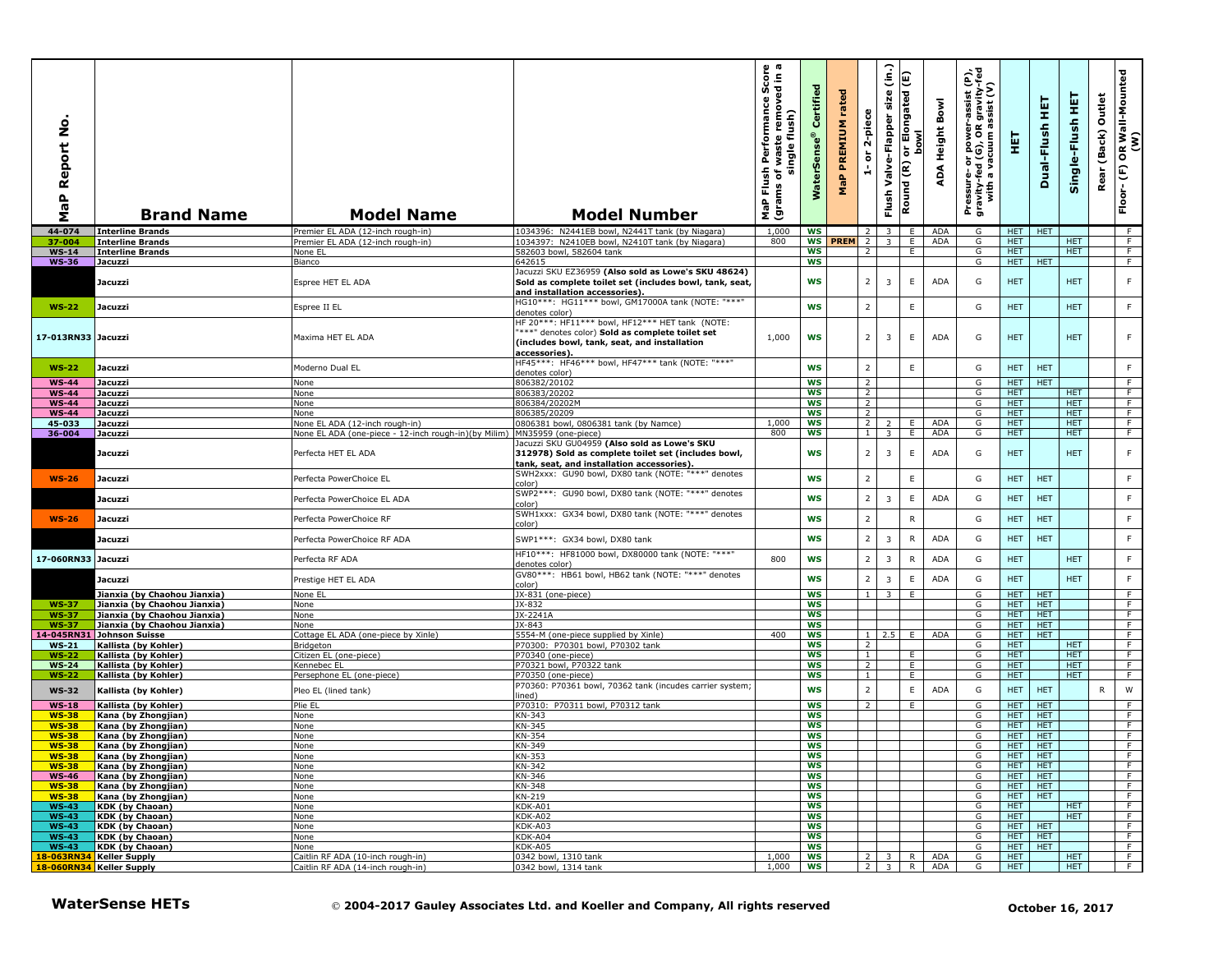| MaP Report No. | Brand Name | Model Name | Model Number | MaP Flush Performance Score (grams of waste removed in a single flush) | WaterSense® Certified | MaP PREMIUM rated | 1- or 2-piece | Flush Valve-Flapper size (in.) | Round (R) or Elongated (E) bowl | ADA Height Bowl | Pressure- or power-assist (P), gravity-fed (G), OR gravity-fed with a vacuum assist (V) | HET | Dual-Flush HET | Single-Flush HET | Rear (Back) Outlet | Floor- (F) OR Wall-Mounted (W) |
|---|---|---|---|---|---|---|---|---|---|---|---|---|---|---|---|---|
| 44-074 | Interline Brands | Premier EL ADA (12-inch rough-in) | 1034396: N2441EB bowl, N2441T tank (by Niagara) | 1,000 | WS | | 2 | 3 | E | ADA | G | HET | HET | | | F |
| 37-004 | Interline Brands | Premier EL ADA (12-inch rough-in) | 1034397: N2410EB bowl, N2410T tank (by Niagara) | 800 | WS | PREM | 2 | 3 | E | ADA | G | HET | | HET | | F |
| WS-14 | Interline Brands | None EL | 582603 bowl, 582604 tank | | WS | | 2 | | E | | G | HET | | HET | | F |
| WS-36 | Jacuzzi | Bianco | 642615 | | WS | | | | | | G | HET | HET | | | F |
| | Jacuzzi | Espree HET EL ADA | Jacuzzi SKU EZ36959 **(Also sold as Lowe's SKU 48624) Sold as complete toilet set (includes bowl, tank, seat, and installation accessories).** | | WS | | 2 | 3 | E | ADA | G | HET | | HET | | F |
| WS-22 | Jacuzzi | Espree II EL | HG10***: HG11*** bowl, GM17000A tank (NOTE: "***" denotes color) | | WS | | 2 | | E | | G | HET | | HET | | F |
| 17-013RN33 | Jacuzzi | Maxima HET EL ADA | HF 20***: HF11*** bowl, HF12*** HET tank (NOTE: "***" denotes color) **Sold as complete toilet set (includes bowl, tank, seat, and installation accessories).** | 1,000 | WS | | 2 | 3 | E | ADA | G | HET | | HET | | F |
| WS-22 | Jacuzzi | Moderno Dual EL | HF45***: HF46*** bowl, HF47*** tank (NOTE: "***" denotes color) | | WS | | 2 | | E | | G | HET | HET | | | F |
| WS-44 | Jacuzzi | None | 806382/20102 | | WS | | 2 | | | | G | HET | HET | | | F |
| WS-44 | Jacuzzi | None | 806383/20202 | | WS | | 2 | | | | G | HET | | HET | | F |
| WS-44 | Jacuzzi | None | 806384/20202M | | WS | | 2 | | | | G | HET | | HET | | F |
| WS-44 | Jacuzzi | None | 806385/20209 | | WS | | 2 | | | | G | HET | | HET | | F |
| 45-033 | Jacuzzi | None EL ADA (12-inch rough-in) | 0806381 bowl, 0806381 tank (by Namce) | 1,000 | WS | | 2 | 2 | E | ADA | G | HET | | HET | | F |
| 36-004 | Jacuzzi | None EL ADA (one-piece - 12-inch rough-in)(by Milim) | MN35959 (one-piece) | 800 | WS | | 1 | 3 | E | ADA | G | HET | | HET | | F |
| | Jacuzzi | Perfecta HET EL ADA | Jacuzzi SKU GU04959 **(Also sold as Lowe's SKU 312978) Sold as complete toilet set (includes bowl, tank, seat, and installation accessories).** | | WS | | 2 | 3 | E | ADA | G | HET | | HET | | F |
| WS-26 | Jacuzzi | Perfecta PowerChoice EL | SWH2xxx: GU90 bowl, DX80 tank (NOTE: "***" denotes color) | | WS | | 2 | | E | | G | HET | HET | | | F |
| | Jacuzzi | Perfecta PowerChoice EL ADA | SWP2***: GU90 bowl, DX80 tank (NOTE: "***" denotes color) | | WS | | 2 | 3 | E | ADA | G | HET | HET | | | F |
| WS-26 | Jacuzzi | Perfecta PowerChoice RF | SWH1xxx: GX34 bowl, DX80 tank (NOTE: "***" denotes color) | | WS | | 2 | | R | | G | HET | HET | | | F |
| | Jacuzzi | Perfecta PowerChoice RF ADA | SWP1***: GX34 bowl, DX80 tank | | WS | | 2 | 3 | R | ADA | G | HET | HET | | | F |
| 17-060RN33 | Jacuzzi | Perfecta RF ADA | HF10***: HF81000 bowl, DX80000 tank (NOTE: "***" denotes color) | 800 | WS | | 2 | 3 | R | ADA | G | HET | | HET | | F |
| | Jacuzzi | Prestige HET EL ADA | GV80***: HB61 bowl, HB62 tank (NOTE: "***" denotes color) | | WS | | 2 | 3 | E | ADA | G | HET | | HET | | F |
| | Jianxia (by Chaohou Jianxia) | None EL | JX-831 (one-piece) | | WS | | 1 | 3 | E | | G | HET | HET | | | F |
| WS-37 | Jianxia (by Chaohou Jianxia) | None | JX-832 | | WS | | | | | | G | HET | HET | | | F |
| WS-37 | Jianxia (by Chaohou Jianxia) | None | JX-2241A | | WS | | | | | | G | HET | HET | | | F |
| WS-37 | Jianxia (by Chaohou Jianxia) | None | JX-843 | | WS | | | | | | G | HET | HET | | | F |
| 14-045RN31 | Johnson Suisse | Cottage EL ADA (one-piece by Xinle) | 5554-M (one-piece supplied by Xinle) | 400 | WS | | 1 | 2.5 | E | ADA | G | HET | HET | | | F |
| WS-21 | Kallista (by Kohler) | Bridgeton | P70300: P70301 bowl, P70302 tank | | WS | | 2 | | | | G | HET | | HET | | F |
| WS-22 | Kallista (by Kohler) | Citizen EL (one-piece) | P70340 (one-piece) | | WS | | 1 | | E | | G | HET | | HET | | F |
| WS-24 | Kallista (by Kohler) | Kennebec EL | P70321 bowl, P70322 tank | | WS | | 2 | | E | | G | HET | | HET | | F |
| WS-22 | Kallista (by Kohler) | Persephone EL (one-piece) | P70350 (one-piece) | | WS | | 1 | | E | | G | HET | | HET | | F |
| WS-32 | Kallista (by Kohler) | Pleo EL (lined tank) | P70360: P70361 bowl, 70362 tank (incudes carrier system; lined) | | WS | | 2 | | E | ADA | G | HET | HET | | R | W |
| WS-18 | Kallista (by Kohler) | Plie EL | P70310: P70311 bowl, P70312 tank | | WS | | 2 | | E | | G | HET | HET | | | F |
| WS-38 | Kana (by Zhongjian) | None | KN-343 | | WS | | | | | | G | HET | HET | | | F |
| WS-38 | Kana (by Zhongjian) | None | KN-345 | | WS | | | | | | G | HET | HET | | | F |
| WS-38 | Kana (by Zhongjian) | None | KN-354 | | WS | | | | | | G | HET | HET | | | F |
| WS-38 | Kana (by Zhongjian) | None | KN-349 | | WS | | | | | | G | HET | HET | | | F |
| WS-38 | Kana (by Zhongjian) | None | KN-353 | | WS | | | | | | G | HET | HET | | | F |
| WS-38 | Kana (by Zhongjian) | None | KN-342 | | WS | | | | | | G | HET | HET | | | F |
| WS-46 | Kana (by Zhongjian) | None | KN-346 | | WS | | | | | | G | HET | HET | | | F |
| WS-38 | Kana (by Zhongjian) | None | KN-348 | | WS | | | | | | G | HET | HET | | | F |
| WS-38 | Kana (by Zhongjian) | None | KN-219 | | WS | | | | | | G | HET | HET | | | F |
| WS-43 | KDK (by Chaoan) | None | KDK-A01 | | WS | | | | | | G | HET | | HET | | F |
| WS-43 | KDK (by Chaoan) | None | KDK-A02 | | WS | | | | | | G | HET | | HET | | F |
| WS-43 | KDK (by Chaoan) | None | KDK-A03 | | WS | | | | | | G | HET | HET | | | F |
| WS-43 | KDK (by Chaoan) | None | KDK-A04 | | WS | | | | | | G | HET | HET | | | F |
| WS-43 | KDK (by Chaoan) | None | KDK-A05 | | WS | | | | | | G | HET | HET | | | F |
| 18-063RN34 | Keller Supply | Caitlin RF ADA (10-inch rough-in) | 0342 bowl, 1310 tank | 1,000 | WS | | 2 | 3 | R | ADA | G | HET | | HET | | F |
| 18-060RN34 | Keller Supply | Caitlin RF ADA (14-inch rough-in) | 0342 bowl, 1314 tank | 1,000 | WS | | 2 | 3 | R | ADA | G | HET | | HET | | F |

**WaterSense HETs** © **2004-2017 Gauley Associates Ltd. and Koeller and Company, All rights reserved** **October 16, 2017**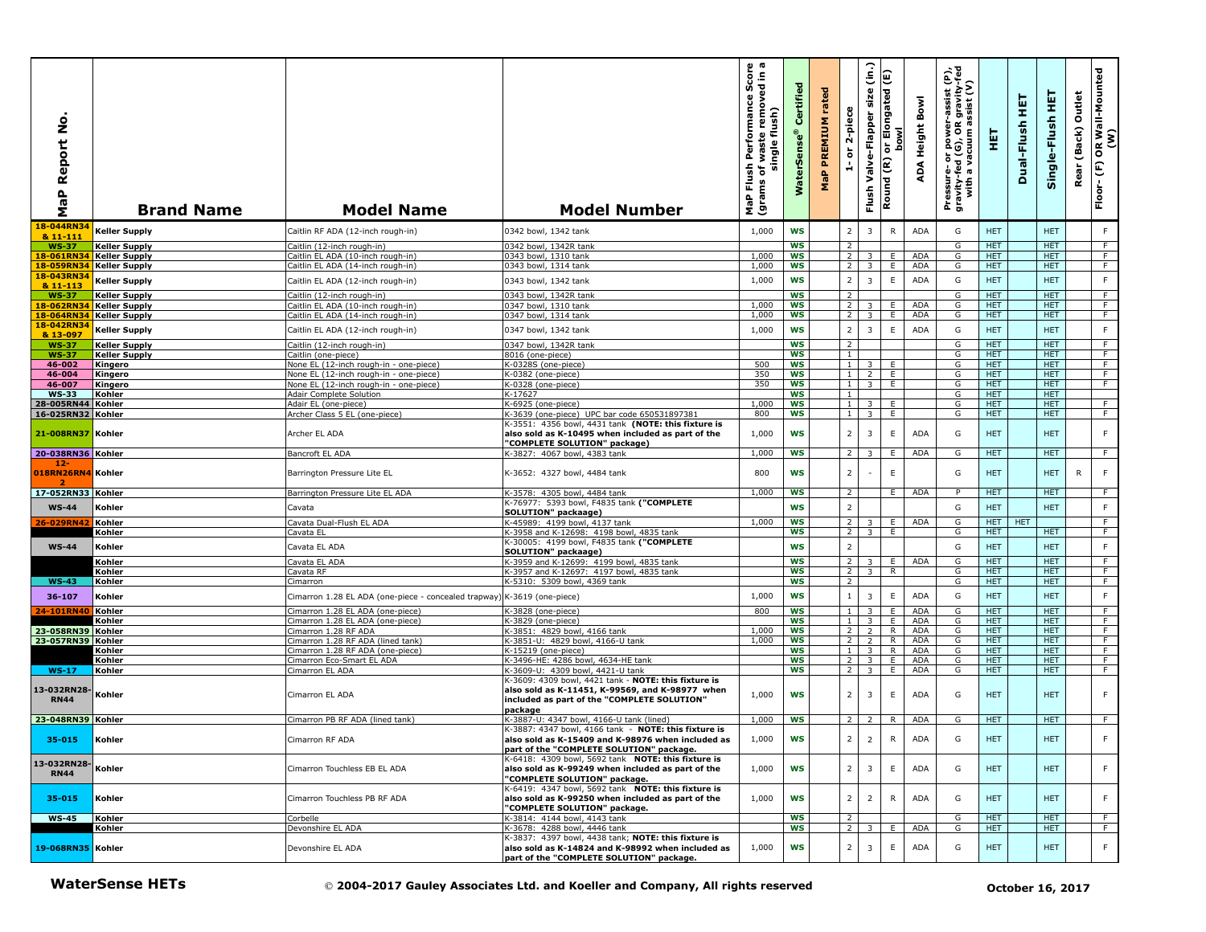| MaP Report No. | Brand Name | Model Name | Model Number | MaP Flush Performance Score (grams of waste removed in a single flush) | WaterSense® Certified | MaP PREMIUM rated | 1- or 2-piece | Flush Valve-Flapper size (in.) | Round (R) or Elongated (E) bowl | ADA Height Bowl | Pressure- or power-assist (P), gravity-fed (G), OR gravity-fed with a vacuum assist (V) | HET | Dual-Flush HET | Single-Flush HET | Rear (Back) Outlet | Floor- (F) OR Wall-Mounted (W) |
|---|---|---|---|---|---|---|---|---|---|---|---|---|---|---|---|---|
| 18-044RN34 & 11-111 | Keller Supply | Caitlin RF ADA (12-inch rough-in) | 0342 bowl, 1342 tank | 1,000 | WS | | 2 | 3 | R | ADA | G | HET | | HET | | F |
| WS-37 | Keller Supply | Caitlin (12-inch rough-in) | 0342 bowl, 1342R tank | | WS | | 2 | | | | G | HET | | HET | | F |
| 18-061RN34 | Keller Supply | Caitlin EL ADA (10-inch rough-in) | 0343 bowl, 1310 tank | 1,000 | WS | | 2 | 3 | E | ADA | G | HET | | HET | | F |
| 18-059RN34 | Keller Supply | Caitlin EL ADA (14-inch rough-in) | 0343 bowl, 1314 tank | 1,000 | WS | | 2 | 3 | E | ADA | G | HET | | HET | | F |
| 18-043RN34 & 11-113 | Keller Supply | Caitlin EL ADA (12-inch rough-in) | 0343 bowl, 1342 tank | 1,000 | WS | | 2 | 3 | E | ADA | G | HET | | HET | | F |
| WS-37 | Keller Supply | Caitlin (12-inch rough-in) | 0343 bowl, 1342R tank | | WS | | 2 | | | | G | HET | | HET | | F |
| 18-062RN34 | Keller Supply | Caitlin EL ADA (10-inch rough-in) | 0347 bowl, 1310 tank | 1,000 | WS | | 2 | 3 | E | ADA | G | HET | | HET | | F |
| 18-064RN34 | Keller Supply | Caitlin EL ADA (14-inch rough-in) | 0347 bowl, 1314 tank | 1,000 | WS | | 2 | 3 | E | ADA | G | HET | | HET | | F |
| 18-042RN34 & 13-097 | Keller Supply | Caitlin EL ADA (12-inch rough-in) | 0347 bowl, 1342 tank | 1,000 | WS | | 2 | 3 | E | ADA | G | HET | | HET | | F |
| WS-37 | Keller Supply | Caitlin (12-inch rough-in) | 0347 bowl, 1342R tank | | WS | | 2 | | | | G | HET | | HET | | F |
| WS-37 | Keller Supply | Caitlin (one-piece) | 8016 (one-piece) | | WS | | 1 | | | | G | HET | | HET | | F |
| 46-002 | Kingero | None EL (12-inch rough-in - one-piece) | K-0328S (one-piece) | 500 | WS | | 1 | 3 | E | | G | HET | | HET | | F |
| 46-004 | Kingero | None EL (12-inch rough-in - one-piece) | K-0382 (one-piece) | 350 | WS | | 1 | 2 | E | | G | HET | | HET | | F |
| 46-007 | Kingero | None EL (12-inch rough-in - one-piece) | K-6925 (one-piece) | 350 | WS | | 1 | 3 | E | | G | HET | | HET | | F |
| WS-33 | Kohler | Adair Complete Solution | K-17627 | | WS | | 1 | | | | G | HET | | HET | | |
| 28-005RN44 | Kohler | Adair EL (one-piece) | K-6925 (one-piece) | 1,000 | WS | | 1 | 3 | E | | G | HET | | HET | | F |
| 16-025RN32 | Kohler | Archer Class 5 EL (one-piece) | K-3639 (one-piece) UPC bar code 650531897381 | 800 | WS | | 1 | 3 | E | | G | HET | | HET | | F |
| 21-008RN37 | Kohler | Archer EL ADA | K-3551: 4356 bowl, 4431 tank **(NOTE: this fixture is also sold as K-10495 when included as part of the "COMPLETE SOLUTION" package)** | 1,000 | WS | | 2 | 3 | E | ADA | G | HET | | HET | | F |
| 20-038RN36 | Kohler | Bancroft EL ADA | K-3827: 4067 bowl, 4383 tank | 1,000 | WS | | 2 | 3 | E | ADA | G | HET | | HET | | F |
| 12-018RN26RN42 | Kohler | Barrington Pressure Lite EL | K-3652: 4327 bowl, 4484 tank | 800 | WS | | 2 | - | E | | G | HET | | HET | R | F |
| 17-052RN33 | Kohler | Barrington Pressure Lite EL ADA | K-3578: 4305 bowl, 4484 tank | 1,000 | WS | | 2 | | E | ADA | P | HET | | HET | | F |
| WS-44 | Kohler | Cavata | K-76977: 5393 bowl, F4835 tank **("COMPLETE SOLUTION" packaage)** | | WS | | 2 | | | | G | HET | | HET | | F |
| 26-029RN42 | Kohler | Cavata Dual-Flush EL ADA | K-45989: 4199 bowl, 4137 tank | 1,000 | WS | | 2 | 3 | E | ADA | G | HET | HET | | | F |
| | Kohler | Cavata EL | K-3958 and K-12698: 4198 bowl, 4835 tank | | WS | | 2 | 3 | E | | G | HET | | HET | | F |
| WS-44 | Kohler | Cavata EL ADA | K-30005: 4199 bowl, F4835 tank **("COMPLETE SOLUTION" packaage)** | | WS | | 2 | | | | G | HET | | HET | | F |
| | Kohler | Cavata EL ADA | K-3959 and K-12699: 4199 bowl, 4835 tank | | WS | | 2 | 3 | E | ADA | G | HET | | HET | | F |
| | Kohler | Cavata RF | K-3957 and K-12697: 4197 bowl, 4835 tank | | WS | | 2 | 3 | R | | G | HET | | HET | | F |
| WS-43 | Kohler | Cimarron | K-5310: 5309 bowl, 4369 tank | | WS | | 2 | | | | G | HET | | HET | | F |
| 36-107 | Kohler | Cimarron 1.28 EL ADA (one-piece - concealed trapway) | K-3619 (one-piece) | 1,000 | WS | | 1 | 3 | E | ADA | G | HET | | HET | | F |
| 24-101RN40 | Kohler | Cimarron 1.28 EL ADA (one-piece) | K-3828 (one-piece) | 800 | WS | | 1 | 3 | E | ADA | G | HET | | HET | | F |
| | Kohler | Cimarron 1.28 EL ADA (one-piece) | K-3829 (one-piece) | | WS | | 1 | 3 | E | ADA | G | HET | | HET | | F |
| 23-058RN39 | Kohler | Cimarron 1.28 RF ADA | K-3851: 4829 bowl, 4166 tank | 1,000 | WS | | 2 | 2 | R | ADA | G | HET | | HET | | F |
| 23-057RN39 | Kohler | Cimarron 1.28 RF ADA (lined tank) | K-3851-U: 4829 bowl, 4166-U tank | 1,000 | WS | | 2 | 2 | R | ADA | G | HET | | HET | | F |
| | Kohler | Cimarron 1.28 RF ADA (one-piece) | K-15219 (one-piece) | | WS | | 1 | 3 | R | ADA | G | HET | | HET | | F |
| | Kohler | Cimarron Eco-Smart EL ADA | K-3496-HE: 4286 bowl, 4634-HE tank | | WS | | 2 | 3 | E | ADA | G | HET | | HET | | F |
| WS-17 | Kohler | Cimarron EL ADA | K-3609-U: 4309 bowl, 4421-U tank | | WS | | 2 | 3 | E | ADA | G | HET | | HET | | F |
| 13-032RN28-RN44 | Kohler | Cimarron EL ADA | K-3609: 4309 bowl, 4421 tank - **NOTE: this fixture is also sold as K-11451, K-99569, and K-98977 when included as part of the "COMPLETE SOLUTION" package** | 1,000 | WS | | 2 | 3 | E | ADA | G | HET | | HET | | F |
| 23-048RN39 | Kohler | Cimarron PB RF ADA (lined tank) | K-3887-U: 4347 bowl, 4166-U tank (lined) | 1,000 | WS | | 2 | 2 | R | ADA | G | HET | | HET | | F |
| 35-015 | Kohler | Cimarron RF ADA | K-3887: 4347 bowl, 4166 tank - **NOTE: this fixture is also sold as K-15409 and K-98976 when included as part of the "COMPLETE SOLUTION" package.** | 1,000 | WS | | 2 | 2 | R | ADA | G | HET | | HET | | F |
| 13-032RN28-RN44 | Kohler | Cimarron Touchless EB EL ADA | K-6418: 4309 bowl, 5692 tank **NOTE: this fixture is also sold as K-99249 when included as part of the "COMPLETE SOLUTION" package.** | 1,000 | WS | | 2 | 3 | E | ADA | G | HET | | HET | | F |
| 35-015 | Kohler | Cimarron Touchless PB RF ADA | K-6419: 4347 bowl, 5692 tank **NOTE: this fixture is also sold as K-99250 when included as part of the "COMPLETE SOLUTION" package.** | 1,000 | WS | | 2 | 2 | R | ADA | G | HET | | HET | | F |
| WS-45 | Kohler | Corbelle | K-3814: 4144 bowl, 4143 tank | | WS | | 2 | | | | G | HET | | HET | | F |
| | Kohler | Devonshire EL ADA | K-3678: 4288 bowl, 4446 tank | | WS | | 2 | 3 | E | ADA | G | HET | | HET | | F |
| 19-068RN35 | Kohler | Devonshire EL ADA | K-3837: 4397 bowl, 4438 tank; **NOTE: this fixture is also sold as K-14824 and K-98992 when included as part of the "COMPLETE SOLUTION" package.** | 1,000 | WS | | 2 | 3 | E | ADA | G | HET | | HET | | F |

**WaterSense HETs** © **2004-2017 Gauley Associates Ltd. and Koeller and Company, All rights reserved** **October 16, 2017**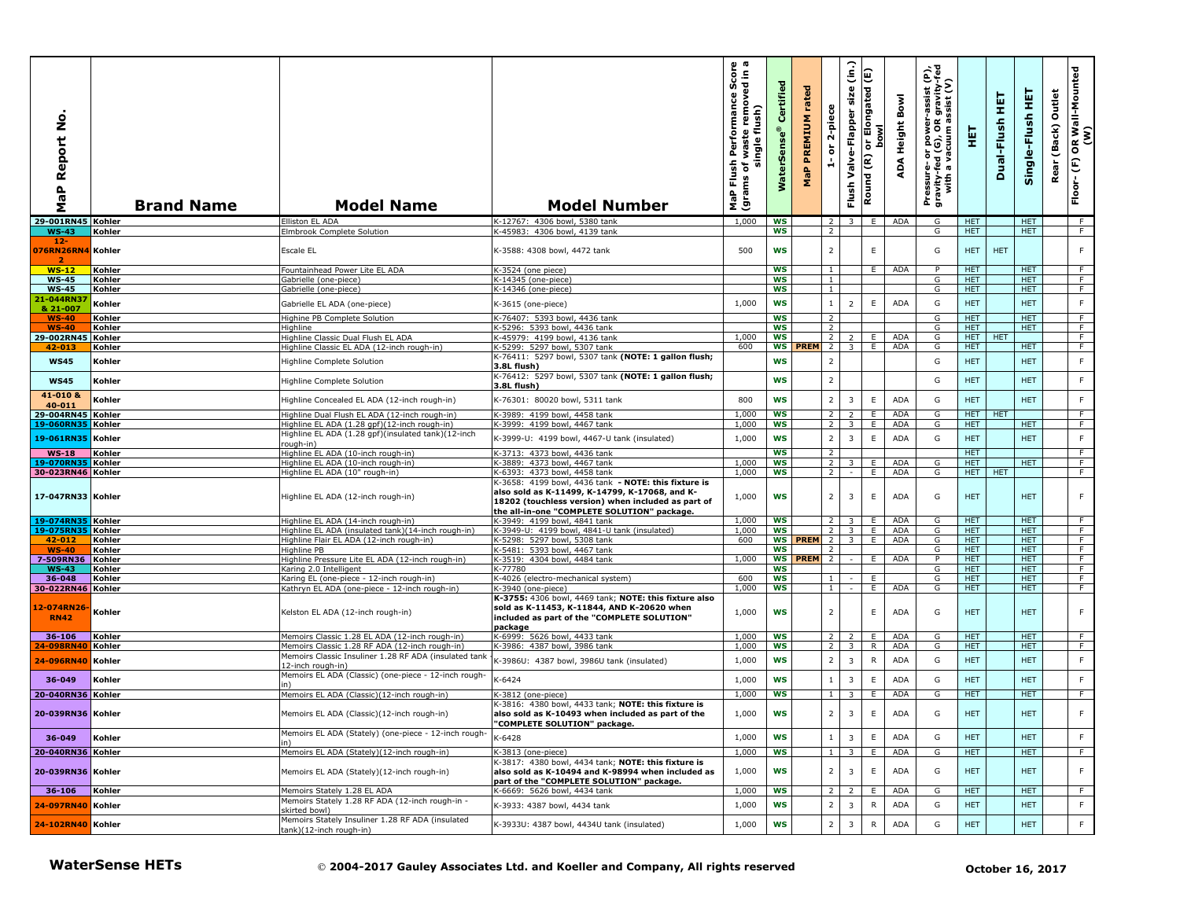| MaP Report No. | Brand Name | Model Name | Model Number | MaP Flush Performance Score (grams of waste removed in a single flush) | WaterSense® Certified | MaP PREMIUM rated | 1- or 2-piece | Flush Valve-Flapper size (in.) | Round (R) or Elongated (E) bowl | ADA Height Bowl | Pressure- or power-assist (P), gravity-fed (G), OR gravity-fed with a vacuum assist (V) | HET | Dual-Flush HET | Single-Flush HET | Rear (Back) Outlet | Floor- (F) OR Wall-Mounted (W) |
|---|---|---|---|---|---|---|---|---|---|---|---|---|---|---|---|---|
| 29-001RN45 | Kohler | Elliston EL ADA | K-12767: 4306 bowl, 5380 tank | 1,000 | WS | | 2 | 3 | E | ADA | G | HET | | HET | | F |
| WS-43 | Kohler | Elmbrook Complete Solution | K-45983: 4306 bowl, 4139 tank | | WS | | 2 | | | | G | HET | | HET | | F |
| 12-076RN26RN42 | Kohler | Escale EL | K-3588: 4308 bowl, 4472 tank | 500 | WS | | 2 | | E | | G | HET | HET | | | F |
| WS-12 | Kohler | Fountainhead Power Lite EL ADA | K-3524 (one piece) | | WS | | 1 | | E | ADA | P | HET | | HET | | F |
| WS-45 | Kohler | Gabrielle (one-piece) | K-14345 (one-piece) | | WS | | 1 | | | | G | HET | | HET | | F |
| WS-45 | Kohler | Gabrielle (one-piece) | K-14346 (one-piece) | | WS | | 1 | | | | G | HET | | HET | | F |
| 21-044RN37 & 21-007 | Kohler | Gabrielle EL ADA (one-piece) | K-3615 (one-piece) | 1,000 | WS | | 1 | 2 | E | ADA | G | HET | | HET | | F |
| WS-40 | Kohler | Highine PB Complete Solution | K-76407: 5393 bowl, 4436 tank | | WS | | 2 | | | | G | HET | | HET | | F |
| WS-40 | Kohler | Highline | K-5296: 5393 bowl, 4436 tank | | WS | | 2 | | | | G | HET | | HET | | F |
| 29-002RN45 | Kohler | Highline Classic Dual Flush EL ADA | K-45979: 4199 bowl, 4136 tank | 1,000 | WS | | 2 | 2 | E | ADA | G | HET | HET | | | F |
| 42-013 | Kohler | Highline Classic EL ADA (12-inch rough-in) | K-5299: 5297 bowl, 5307 tank | 600 | WS | PREM | 2 | 3 | E | ADA | G | HET | | HET | | F |
| WS45 | Kohler | Highline Complete Solution | K-76411: 5297 bowl, 5307 tank **(NOTE: 1 gallon flush; 3.8L flush)** | | WS | | 2 | | | | G | HET | | HET | | F |
| WS45 | Kohler | Highline Complete Solution | K-76412: 5297 bowl, 5307 tank **(NOTE: 1 gallon flush; 3.8L flush)** | | WS | | 2 | | | | G | HET | | HET | | F |
| 41-010 & 40-011 | Kohler | Highline Concealed EL ADA (12-inch rough-in) | K-76301: 80020 bowl, 5311 tank | 800 | WS | | 2 | 3 | E | ADA | G | HET | | HET | | F |
| 29-004RN45 | Kohler | Highline Dual Flush EL ADA (12-inch rough-in) | K-3989: 4199 bowl, 4458 tank | 1,000 | WS | | 2 | 2 | E | ADA | G | HET | HET | | | F |
| 19-060RN35 | Kohler | Highline EL ADA (1.28 gpf)(12-inch rough-in) | K-3999: 4199 bowl, 4467 tank | 1,000 | WS | | 2 | 3 | E | ADA | G | HET | | HET | | F |
| 19-061RN35 | Kohler | Highline EL ADA (1.28 gpf)(insulated tank)(12-inch rough-in) | K-3999-U: 4199 bowl, 4467-U tank (insulated) | 1,000 | WS | | 2 | 3 | E | ADA | G | HET | | HET | | F |
| WS-18 | Kohler | Highline EL ADA (10-inch rough-in) | K-3713: 4373 bowl, 4436 tank | | WS | | 2 | | | | | HET | | | | F |
| 19-070RN35 | Kohler | Highline EL ADA (10-inch rough-in) | K-3889: 4373 bowl, 4467 tank | 1,000 | WS | | 2 | 3 | E | ADA | G | HET | | HET | | F |
| 30-023RN46 | Kohler | Highline EL ADA (10" rough-in) | K-6393: 4373 bowl, 4458 tank | 1,000 | WS | | 2 | - | E | ADA | G | HET | HET | | | F |
| 17-047RN33 | Kohler | Highline EL ADA (12-inch rough-in) | K-3658: 4199 bowl, 4436 tank **- NOTE: this fixture is also sold as K-11499, K-14799, K-17068, and K-18202 (touchless version) when included as part of the all-in-one "COMPLETE SOLUTION" package.** | 1,000 | WS | | 2 | 3 | E | ADA | G | HET | | HET | | F |
| 19-074RN35 | Kohler | Highline EL ADA (14-inch rough-in) | K-3949: 4199 bowl, 4841 tank | 1,000 | WS | | 2 | 3 | E | ADA | G | HET | | HET | | F |
| 19-075RN35 | Kohler | Highline EL ADA (insulated tank)(14-inch rough-in) | K-3949-U: 4199 bowl, 4841-U tank (insulated) | 1,000 | WS | | 2 | 3 | E | ADA | G | HET | | HET | | F |
| 42-012 | Kohler | Highline Flair EL ADA (12-inch rough-in) | K-5298: 5297 bowl, 5308 tank | 600 | WS | PREM | 2 | 3 | E | ADA | G | HET | | HET | | F |
| WS-40 | Kohler | Highline PB | K-5481: 5393 bowl, 4467 tank | | WS | | 2 | | | | G | HET | | HET | | F |
| 7-509RN36 | Kohler | Highline Pressure Lite EL ADA (12-inch rough-in) | K-3519: 4304 bowl, 4484 tank | 1,000 | WS | PREM | 2 | - | E | ADA | P | HET | | HET | | F |
| WS-43 | Kohler | Karing 2.0 Intelligent | K-77780 | | WS | | | | | | G | HET | | HET | | F |
| 36-048 | Kohler | Karing EL (one-piece - 12-inch rough-in) | K-4026 (electro-mechanical system) | 600 | WS | | 1 | - | E | | G | HET | | HET | | F |
| 30-022RN46 | Kohler | Kathryn EL ADA (one-piece - 12-inch rough-in) | K-3940 (one-piece) | 1,000 | WS | | 1 | - | E | ADA | G | HET | | HET | | F |
| 12-074RN26-RN42 | Kohler | Kelston EL ADA (12-inch rough-in) | **K-3755:** 4306 bowl, 4469 tank; **NOTE: this fixture also sold as K-11453, K-11844, AND K-20620 when included as part of the "COMPLETE SOLUTION" package** | 1,000 | WS | | 2 | | E | ADA | G | HET | | HET | | F |
| 36-106 | Kohler | Memoirs Classic 1.28 EL ADA (12-inch rough-in) | K-6999: 5626 bowl, 4433 tank | 1,000 | WS | | 2 | 2 | E | ADA | G | HET | | HET | | F |
| 24-098RN40 | Kohler | Memoirs Classic 1.28 RF ADA (12-inch rough-in) | K-3986: 4387 bowl, 3986 tank | 1,000 | WS | | 2 | 3 | R | ADA | G | HET | | HET | | F |
| 24-096RN40 | Kohler | Memoirs Classic Insuliner 1.28 RF ADA (insulated tank - 12-inch rough-in) | K-3986U: 4387 bowl, 3986U tank (insulated) | 1,000 | WS | | 2 | 3 | R | ADA | G | HET | | HET | | F |
| 36-049 | Kohler | Memoirs EL ADA (Classic) (one-piece - 12-inch rough-in) | K-6424 | 1,000 | WS | | 1 | 3 | E | ADA | G | HET | | HET | | F |
| 20-040RN36 | Kohler | Memoirs EL ADA (Classic)(12-inch rough-in) | K-3812 (one-piece) | 1,000 | WS | | 1 | 3 | E | ADA | G | HET | | HET | | F |
| 20-039RN36 | Kohler | Memoirs EL ADA (Classic)(12-inch rough-in) | K-3816: 4380 bowl, 4433 tank; **NOTE: this fixture is also sold as K-10493 when included as part of the "COMPLETE SOLUTION" package.** | 1,000 | WS | | 2 | 3 | E | ADA | G | HET | | HET | | F |
| 36-049 | Kohler | Memoirs EL ADA (Stately) (one-piece - 12-inch rough-in) | K-6428 | 1,000 | WS | | 1 | 3 | E | ADA | G | HET | | HET | | F |
| 20-040RN36 | Kohler | Memoirs EL ADA (Stately)(12-inch rough-in) | K-3813 (one-piece) | 1,000 | WS | | 1 | 3 | E | ADA | G | HET | | HET | | F |
| 20-039RN36 | Kohler | Memoirs EL ADA (Stately)(12-inch rough-in) | K-3817: 4380 bowl, 4434 tank; **NOTE: this fixture is also sold as K-10494 and K-98994 when included as part of the "COMPLETE SOLUTION" package.** | 1,000 | WS | | 2 | 3 | E | ADA | G | HET | | HET | | F |
| 36-106 | Kohler | Memoirs Stately 1.28 EL ADA | K-6669: 5626 bowl, 4434 tank | 1,000 | WS | | 2 | 2 | E | ADA | G | HET | | HET | | F |
| 24-097RN40 | Kohler | Memoirs Stately 1.28 RF ADA (12-inch rough-in - skirted bowl) | K-3933: 4387 bowl, 4434 tank | 1,000 | WS | | 2 | 3 | R | ADA | G | HET | | HET | | F |
| 24-102RN40 | Kohler | Memoirs Stately Insuliner 1.28 RF ADA (insulated tank)(12-inch rough-in) | K-3933U: 4387 bowl, 4434U tank (insulated) | 1,000 | WS | | 2 | 3 | R | ADA | G | HET | | HET | | F |

**WaterSense HETs** © **2004-2017 Gauley Associates Ltd. and Koeller and Company, All rights reserved** **October 16, 2017**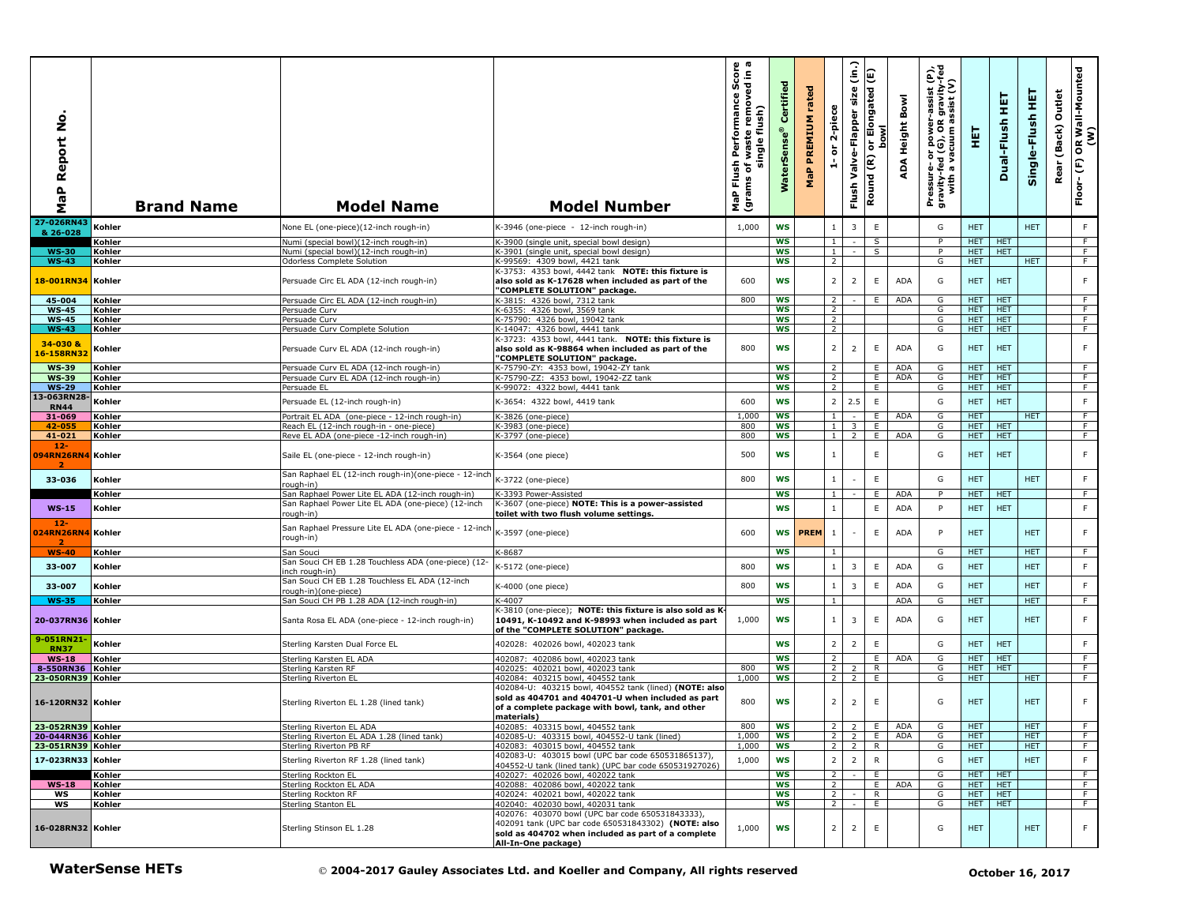| MaP Report No. | Brand Name | Model Name | Model Number | MaP Flush Performance Score (grams of waste removed in a single flush) | WaterSense® Certified | MaP PREMIUM rated | 1- or 2-piece | Flush Valve-Flapper size (in.) | Round (R) or Elongated (E) bowl | ADA Height Bowl | Pressure- or power-assist (P), gravity-fed (G), OR gravity-fed with a vacuum assist (V) | HET | Dual-Flush HET | Single-Flush HET | Rear (Back) Outlet | Floor- (F) OR Wall-Mounted (W) |
|---|---|---|---|---|---|---|---|---|---|---|---|---|---|---|---|---|
| 27-026RN43 & 26-028 | Kohler | None EL (one-piece)(12-inch rough-in) | K-3946 (one-piece - 12-inch rough-in) | 1,000 | WS | | 1 | 3 | E | | G | HET | | HET | | F |
| | Kohler | Numi (special bowl)(12-inch rough-in) | K-3900 (single unit, special bowl design) | | WS | | 1 | - | S | | P | HET | HET | | | F |
| WS-30 | Kohler | Numi (special bowl)(12-inch rough-in) | K-3901 (single unit, special bowl design) | | WS | | 1 | - | S | | P | HET | HET | | | F |
| WS-43 | Kohler | Odorless Complete Solution | K-99569: 4309 bowl, 4421 tank | | WS | | 2 | | | | G | HET | | HET | | F |
| 18-001RN34 | Kohler | Persuade Circ EL ADA (12-inch rough-in) | K-3753: 4353 bowl, 4442 tank **NOTE: this fixture is also sold as K-17628 when included as part of the "COMPLETE SOLUTION" package.** | 600 | WS | | 2 | 2 | E | ADA | G | HET | HET | | | F |
| 45-004 | Kohler | Persuade Circ EL ADA (12-inch rough-in) | K-3815: 4326 bowl, 7312 tank | 800 | WS | | 2 | - | E | ADA | G | HET | HET | | | F |
| WS-45 | Kohler | Persuade Curv | K-6355: 4326 bowl, 3569 tank | | WS | | 2 | | | | G | HET | HET | | | F |
| WS-45 | Kohler | Persuade Curv | K-75790: 4326 bowl, 19042 tank | | WS | | 2 | | | | G | HET | HET | | | F |
| WS-43 | Kohler | Persuade Curv Complete Solution | K-14047: 4326 bowl, 4441 tank | | WS | | 2 | | | | G | HET | HET | | | F |
| 34-030 & 16-158RN32 | Kohler | Persuade Curv EL ADA (12-inch rough-in) | K-3723: 4353 bowl, 4441 tank. **NOTE: this fixture is also sold as K-98864 when included as part of the "COMPLETE SOLUTION" package.** | 800 | WS | | 2 | 2 | E | ADA | G | HET | HET | | | F |
| WS-39 | Kohler | Persuade Curv EL ADA (12-inch rough-in) | K-75790-ZY: 4353 bowl, 19042-ZY tank | | WS | | 2 | | E | ADA | G | HET | HET | | | F |
| WS-39 | Kohler | Persuade Curv EL ADA (12-inch rough-in) | K-75790-ZZ: 4353 bowl, 19042-ZZ tank | | WS | | 2 | | E | ADA | G | HET | HET | | | F |
| WS-29 | Kohler | Persuade EL | K-99072: 4322 bowl, 4441 tank | | WS | | 2 | | E | | G | HET | HET | | | F |
| 13-063RN28-RN44 | Kohler | Persuade EL (12-inch rough-in) | K-3654: 4322 bowl, 4419 tank | 600 | WS | | 2 | 2.5 | E | | G | HET | HET | | | F |
| 31-069 | Kohler | Portrait EL ADA (one-piece - 12-inch rough-in) | K-3826 (one-piece) | 1,000 | WS | | 1 | - | E | ADA | G | HET | | HET | | F |
| 42-055 | Kohler | Reach EL (12-inch rough-in - one-piece) | K-3983 (one-piece) | 800 | WS | | 1 | 3 | E | | G | HET | HET | | | F |
| 41-021 | Kohler | Reve EL ADA (one-piece -12-inch rough-in) | K-3797 (one-piece) | 800 | WS | | 1 | 2 | E | ADA | G | HET | HET | | | F |
| 12-094RN26RN42 | Kohler | Saile EL (one-piece - 12-inch rough-in) | K-3564 (one piece) | 500 | WS | | 1 | | E | | G | HET | HET | | | F |
| 33-036 | Kohler | San Raphael EL (12-inch rough-in)(one-piece - 12-inch rough-in) | K-3722 (one-piece) | 800 | WS | | 1 | - | E | | G | HET | | HET | | F |
| | Kohler | San Raphael Power Lite EL ADA (12-inch rough-in) | K-3393 Power-Assisted | | WS | | 1 | - | E | ADA | P | HET | HET | | | F |
| WS-15 | Kohler | San Raphael Power Lite EL ADA (one-piece) (12-inch rough-in) | K-3607 (one-piece) **NOTE: This is a power-assisted toilet with two flush volume settings.** | | WS | | 1 | | E | ADA | P | HET | HET | | | F |
| 12-024RN26RN42 | Kohler | San Raphael Pressure Lite EL ADA (one-piece - 12-inch rough-in) | K-3597 (one-piece) | 600 | WS | PREM | 1 | - | E | ADA | P | HET | | HET | | F |
| WS-40 | Kohler | San Souci | K-8687 | | WS | | 1 | | | | G | HET | | HET | | F |
| 33-007 | Kohler | San Souci CH EB 1.28 Touchless ADA (one-piece) (12-inch rough-in) | K-5172 (one-piece) | 800 | WS | | 1 | 3 | E | ADA | G | HET | | HET | | F |
| 33-007 | Kohler | San Souci CH EB 1.28 Touchless EL ADA (12-inch rough-in)(one-piece) | K-4000 (one piece) | 800 | WS | | 1 | 3 | E | ADA | G | HET | | HET | | F |
| WS-35 | Kohler | San Souci CH PB 1.28 ADA (12-inch rough-in) | K-4007 | | WS | | 1 | | | ADA | G | HET | | HET | | F |
| 20-037RN36 | Kohler | Santa Rosa EL ADA (one-piece - 12-inch rough-in) | K-3810 (one-piece); **NOTE: this fixture is also sold as K-10491, K-10492 and K-98993 when included as part of the "COMPLETE SOLUTION" package.** | 1,000 | WS | | 1 | 3 | E | ADA | G | HET | | HET | | F |
| 9-051RN21-RN37 | Kohler | Sterling Karsten Dual Force EL | 402028: 402026 bowl, 402023 tank | | WS | | 2 | 2 | E | | G | HET | HET | | | F |
| WS-18 | Kohler | Sterling Karsten EL ADA | 402087: 402086 bowl, 402023 tank | | WS | | 2 | | E | ADA | G | HET | HET | | | F |
| 8-550RN36 | Kohler | Sterling Karsten RF | 402025: 402021 bowl, 402023 tank | 800 | WS | | 2 | 2 | R | | G | HET | HET | | | F |
| 23-050RN39 | Kohler | Sterling Riverton EL | 402084: 403215 bowl, 404552 tank | 1,000 | WS | | 2 | 2 | E | | G | HET | | HET | | F |
| 16-120RN32 | Kohler | Sterling Riverton EL 1.28 (lined tank) | 402084-U: 403215 bowl, 404552 tank (lined) **(NOTE: also sold as 404701 and 404701-U when included as part of a complete package with bowl, tank, and other materials)** | 800 | WS | | 2 | 2 | E | | G | HET | | HET | | F |
| 23-052RN39 | Kohler | Sterling Riverton EL ADA | 402085: 403315 bowl, 404552 tank | 800 | WS | | 2 | 2 | E | ADA | G | HET | | HET | | F |
| 20-044RN36 | Kohler | Sterling Riverton EL ADA 1.28 (lined tank) | 402085-U: 403315 bowl, 404552-U tank (lined) | 1,000 | WS | | 2 | 2 | E | ADA | G | HET | | HET | | F |
| 23-051RN39 | Kohler | Sterling Riverton PB RF | 402083: 403015 bowl, 404552 tank | 1,000 | WS | | 2 | 2 | R | | G | HET | | HET | | F |
| 17-023RN33 | Kohler | Sterling Riverton RF 1.28 (lined tank) | 402083-U: 403015 bowl (UPC bar code 650531865137), 404552-U tank (lined tank) (UPC bar code 650531927026) | 1,000 | WS | | 2 | 2 | R | | G | HET | | HET | | F |
| | Kohler | Sterling Rockton EL | 402027: 402026 bowl, 402022 tank | | WS | | 2 | - | E | | G | HET | HET | | | F |
| WS-18 | Kohler | Sterling Rockton EL ADA | 402088: 402086 bowl, 402022 tank | | WS | | 2 | | E | ADA | G | HET | HET | | | F |
| WS | Kohler | Sterling Rockton RF | 402024: 402021 bowl, 402022 tank | | WS | | 2 | - | R | | G | HET | HET | | | F |
| WS | Kohler | Sterling Stanton EL | 402040: 402030 bowl, 402031 tank | | WS | | 2 | - | E | | G | HET | HET | | | F |
| 16-028RN32 | Kohler | Sterling Stinson EL 1.28 | 402076: 403070 bowl (UPC bar code 650531843333), 402091 tank (UPC bar code 650531843302) **(NOTE: also sold as 404702 when included as part of a complete All-In-One package)** | 1,000 | WS | | 2 | 2 | E | | G | HET | | HET | | F |

**WaterSense HETs** © 2004-2017 Gauley Associates Ltd. and Koeller and Company, All rights reserved **October 16, 2017**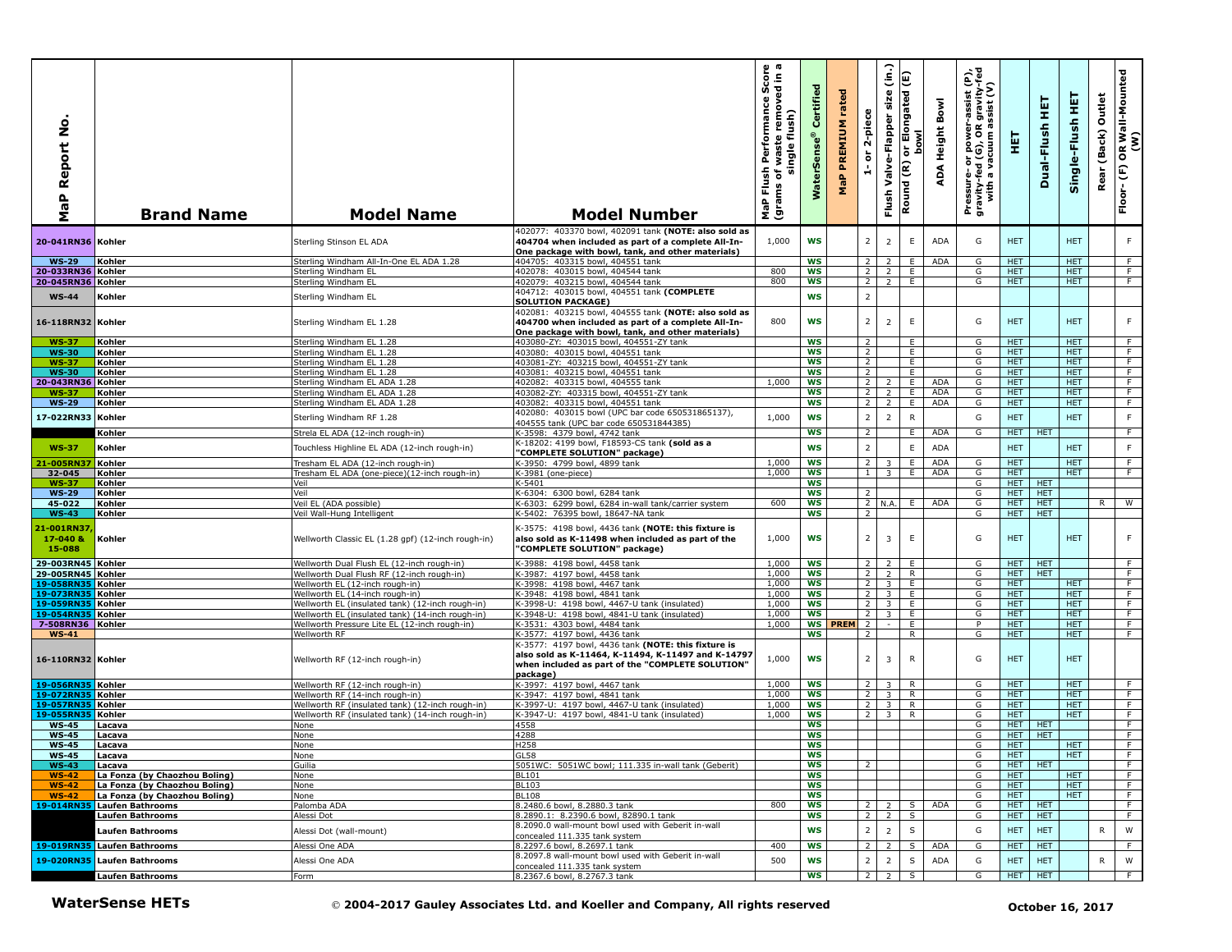| MaP Report No. | Brand Name | Model Name | Model Number | MaP Flush Performance Score (grams of waste removed in a single flush) | WaterSense® Certified | MaP PREMIUM rated | 1- or 2-piece | Flush Valve-Flapper size (in.) | Round (R) or Elongated (E) bowl | ADA Height Bowl | Pressure- or power-assist (P), gravity-fed (G), OR gravity-fed with a vacuum assist (V) | HET | Dual-Flush HET | Single-Flush HET | Rear (Back) Outlet | Floor- (F) OR Wall-Mounted (W) |
|---|---|---|---|---|---|---|---|---|---|---|---|---|---|---|---|---|
| 20-041RN36 | Kohler | Sterling Stinson EL ADA | 402077: 403370 bowl, 402091 tank **(NOTE: also sold as 404704 when included as part of a complete All-In-One package with bowl, tank, and other materials)** | 1,000 | WS | | 2 | 2 | E | ADA | G | HET | | HET | | F |
| WS-29 | Kohler | Sterling Windham All-In-One EL ADA 1.28 | 404705: 403315 bowl, 404551 tank | | WS | | 2 | 2 | E | ADA | G | HET | | HET | | F |
| 20-033RN36 | Kohler | Sterling Windham EL | 402078: 403015 bowl, 404544 tank | 800 | WS | | 2 | 2 | E | | G | HET | | HET | | F |
| 20-045RN36 | Kohler | Sterling Windham EL | 402079: 403215 bowl, 404544 tank | 800 | WS | | 2 | 2 | E | | G | HET | | HET | | F |
| WS-44 | Kohler | Sterling Windham EL | 404712: 403015 bowl, 404551 tank **(COMPLETE SOLUTION PACKAGE)** | | WS | | 2 | | | | | | | | | |
| 16-118RN32 | Kohler | Sterling Windham EL 1.28 | 402081: 403215 bowl, 404555 tank **(NOTE: also sold as 404700 when included as part of a complete All-In-One package with bowl, tank, and other materials)** | 800 | WS | | 2 | 2 | E | | G | HET | | HET | | F |
| WS-37 | Kohler | Sterling Windham EL 1.28 | 403080-ZY: 403015 bowl, 404551-ZY tank | | WS | | 2 | | E | | G | HET | | HET | | F |
| WS-30 | Kohler | Sterling Windham EL 1.28 | 403080: 403015 bowl, 404551 tank | | WS | | 2 | | E | | G | HET | | HET | | F |
| WS-37 | Kohler | Sterling Windham EL 1.28 | 403081-ZY: 403215 bowl, 404551-ZY tank | | WS | | 2 | | E | | G | HET | | HET | | F |
| WS-30 | Kohler | Sterling Windham EL 1.28 | 403081: 403215 bowl, 404551 tank | | WS | | 2 | | E | | G | HET | | HET | | F |
| 20-043RN36 | Kohler | Sterling Windham EL ADA 1.28 | 402082: 403315 bowl, 404555 tank | 1,000 | WS | | 2 | 2 | E | ADA | G | HET | | HET | | F |
| WS-37 | Kohler | Sterling Windham EL ADA 1.28 | 403082-ZY: 403315 bowl, 404551-ZY tank | | WS | | 2 | 2 | E | ADA | G | HET | | HET | | F |
| WS-29 | Kohler | Sterling Windham EL ADA 1.28 | 403082: 403315 bowl, 404551 tank | | WS | | 2 | 2 | E | ADA | G | HET | | HET | | F |
| 17-022RN33 | Kohler | Sterling Windham RF 1.28 | 402080: 403015 bowl (UPC bar code 650531865137), 404555 tank (UPC bar code 650531844385) | 1,000 | WS | | 2 | 2 | R | | G | HET | | HET | | F |
| | Kohler | Strela EL ADA (12-inch rough-in) | K-3598: 4379 bowl, 4742 tank | | WS | | 2 | | E | ADA | G | HET | HET | | | F |
| WS-37 | Kohler | Touchless Highline EL ADA (12-inch rough-in) | K-18202: 4199 bowl, F18593-CS tank **(sold as a "COMPLETE SOLUTION" package)** | | WS | | 2 | | E | ADA | | HET | | HET | | F |
| 21-005RN37 | Kohler | Tresham EL ADA (12-inch rough-in) | K-3950: 4799 bowl, 4899 tank | 1,000 | WS | | 2 | 3 | E | ADA | G | HET | | HET | | F |
| 32-045 | Kohler | Tresham EL ADA (one-piece)(12-inch rough-in) | K-3981 (one-piece) | 1,000 | WS | | 1 | 3 | E | ADA | G | HET | | HET | | F |
| WS-37 | Kohler | Veil | K-5401 | | WS | | | | | | G | HET | HET | | | F |
| WS-29 | Kohler | Veil | K-6304: 6300 bowl, 6284 tank | | WS | | 2 | | | | G | HET | HET | | | F |
| 45-022 | Kohler | Veil EL (ADA possible) | K-6303: 6299 bowl, 6284 in-wall tank/carrier system | 600 | WS | | 2 | N.A. | E | ADA | G | HET | HET | | R | W |
| WS-43 | Kohler | Veil Wall-Hung Intelligent | K-5402: 76395 bowl, 18647-NA tank | | WS | | 2 | | | | G | HET | HET | | | |
| 21-001RN37, 17-040 & 15-088 | Kohler | Wellworth Classic EL (1.28 gpf) (12-inch rough-in) | K-3575: 4198 bowl, 4436 tank **(NOTE: this fixture is also sold as K-11498 when included as part of the "COMPLETE SOLUTION" package)** | 1,000 | WS | | 2 | 3 | E | | G | HET | | HET | | F |
| 29-003RN45 | Kohler | Wellworth Dual Flush EL (12-inch rough-in) | K-3988: 4198 bowl, 4458 tank | 1,000 | WS | | 2 | 2 | E | | G | HET | HET | | | F |
| 29-005RN45 | Kohler | Wellworth Dual Flush RF (12-inch rough-in) | K-3987: 4197 bowl, 4458 tank | 1,000 | WS | | 2 | 2 | R | | G | HET | HET | | | F |
| 19-058RN35 | Kohler | Wellworth EL (12-inch rough-in) | K-3998: 4198 bowl, 4467 tank | 1,000 | WS | | 2 | 3 | E | | G | HET | | HET | | F |
| 19-073RN35 | Kohler | Wellworth EL (14-inch rough-in) | K-3948: 4198 bowl, 4841 tank | 1,000 | WS | | 2 | 3 | E | | G | HET | | HET | | F |
| 19-059RN35 | Kohler | Wellworth EL (insulated tank) (12-inch rough-in) | K-3998-U: 4198 bowl, 4467-U tank (insulated) | 1,000 | WS | | 2 | 3 | E | | G | HET | | HET | | F |
| 19-054RN35 | Kohler | Wellworth EL (insulated tank) (14-inch rough-in) | K-3948-U: 4198 bowl, 4841-U tank (insulated) | 1,000 | WS | | 2 | 3 | E | | G | HET | | HET | | F |
| 7-508RN36 | Kohler | Wellworth Pressure Lite EL (12-inch rough-in) | K-3531: 4303 bowl, 4484 tank | 1,000 | WS | PREM | 2 | - | E | | P | HET | | HET | | F |
| WS-41 | | Wellworth RF | K-3577: 4197 bowl, 4436 tank | | WS | | 2 | | R | | G | HET | | HET | | F |
| 16-110RN32 | Kohler | Wellworth RF (12-inch rough-in) | K-3577: 4197 bowl, 4436 tank **(NOTE: this fixture is also sold as K-11464, K-11494, K-11497 and K-14797 when included as part of the "COMPLETE SOLUTION" package)** | 1,000 | WS | | 2 | 3 | R | | G | HET | | HET | | |
| 19-056RN35 | Kohler | Wellworth RF (12-inch rough-in) | K-3997: 4197 bowl, 4467 tank | 1,000 | WS | | 2 | 3 | R | | G | HET | | HET | | F |
| 19-072RN35 | Kohler | Wellworth RF (14-inch rough-in) | K-3947: 4197 bowl, 4841 tank | 1,000 | WS | | 2 | 3 | R | | G | HET | | HET | | F |
| 19-057RN35 | Kohler | Wellworth RF (insulated tank) (12-inch rough-in) | K-3997-U: 4197 bowl, 4467-U tank (insulated) | 1,000 | WS | | 2 | 3 | R | | G | HET | | HET | | F |
| 19-055RN35 | Kohler | Wellworth RF (insulated tank) (14-inch rough-in) | K-3947-U: 4197 bowl, 4841-U tank (insulated) | 1,000 | WS | | 2 | 3 | R | | G | HET | | HET | | F |
| WS-45 | Lacava | None | 4558 | | WS | | | | | | G | HET | HET | | | F |
| WS-45 | Lacava | None | 4288 | | WS | | | | | | G | HET | HET | | | F |
| WS-45 | Lacava | None | H258 | | WS | | | | | | G | HET | | HET | | F |
| WS-45 | Lacava | None | GL58 | | WS | | | | | | G | HET | | HET | | F |
| WS-43 | Lacava | Guilia | 5051WC: 5051WC bowl; 111.335 in-wall tank (Geberit) | | WS | | 2 | | | | G | HET | HET | | | F |
| WS-42 | La Fonza (by Chaozhou Boling) | None | BL101 | | WS | | | | | | G | HET | | HET | | F |
| WS-42 | La Fonza (by Chaozhou Boling) | None | BL103 | | WS | | | | | | G | HET | | HET | | F |
| WS-42 | La Fonza (by Chaozhou Boling) | None | BL108 | | WS | | | | | | G | HET | | HET | | F |
| 19-014RN35 | Laufen Bathrooms | Palomba ADA | 8.2480.6 bowl, 8.2880.3 tank | 800 | WS | | 2 | 2 | S | ADA | G | HET | HET | | | F |
| | Laufen Bathrooms | Alessi Dot | 8.2890.1: 8.2390.6 bowl, 82890.1 tank | | WS | | 2 | 2 | S | | G | HET | HET | | | F |
| | Laufen Bathrooms | Alessi Dot (wall-mount) | 8.2090.0 wall-mount bowl used with Geberit in-wall concealed 111.335 tank system | | WS | | 2 | 2 | S | | G | HET | HET | | R | W |
| 19-019RN35 | Laufen Bathrooms | Alessi One ADA | 8.2297.6 bowl, 8.2697.1 tank | 400 | WS | | 2 | 2 | S | ADA | G | HET | HET | | | F |
| 19-020RN35 | Laufen Bathrooms | Alessi One ADA | 8.2097.8 wall-mount bowl used with Geberit in-wall concealed 111.335 tank system | 500 | WS | | 2 | 2 | S | ADA | G | HET | HET | | R | W |
| | Laufen Bathrooms | Form | 8.2367.6 bowl, 8.2767.3 tank | | WS | | 2 | 2 | S | | G | HET | HET | | | F |

**WaterSense HETs** © 2004-2017 Gauley Associates Ltd. and Koeller and Company, All rights reserved **October 16, 2017**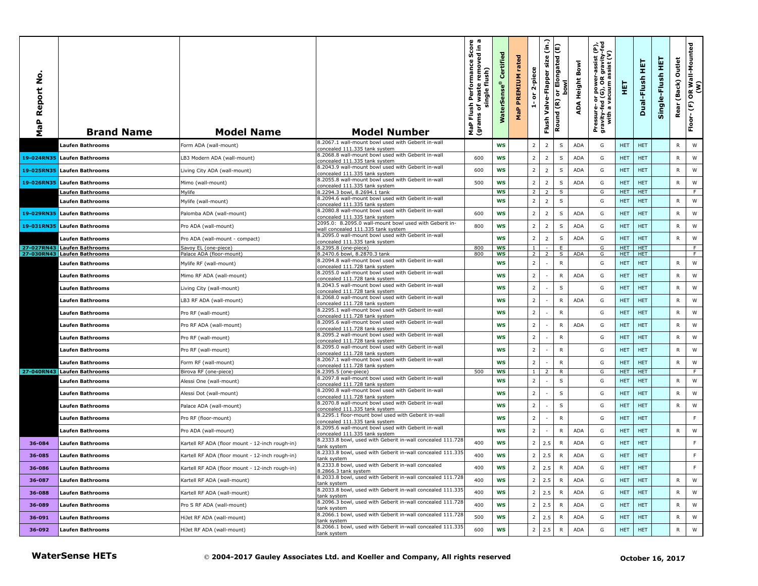| MaP Report No. | Brand Name | Model Name | Model Number | MaP Flush Performance Score (grams of waste removed in a single flush) | WaterSense® Certified | MaP PREMIUM rated | 1- or 2-piece | Flush Valve-Flapper size (in.) | Round (R) or Elongated (E) bowl | ADA Height Bowl | Pressure- or power-assist (P), gravity-fed (G), OR gravity-fed with a vacuum assist (V) | HET | Dual-Flush HET | Single-Flush HET | Rear (Back) Outlet | Floor- (F) OR Wall-Mounted (W) |
|---|---|---|---|---|---|---|---|---|---|---|---|---|---|---|---|---|
| | Laufen Bathrooms | Form ADA (wall-mount) | 8.2067.1 wall-mount bowl used with Geberit in-wall concealed 111.335 tank system | | WS | | 2 | 2 | S | ADA | G | HET | HET | | R | W |
| 19-024RN35 | Laufen Bathrooms | LB3 Modern ADA (wall-mount) | 8.2068.8 wall-mount bowl used with Geberit in-wall concealed 111.335 tank system | 600 | WS | | 2 | 2 | S | ADA | G | HET | HET | | R | W |
| 19-025RN35 | Laufen Bathrooms | Living City ADA (wall-mount) | 8.2043.9 wall-mount bowl used with Geberit in-wall concealed 111.335 tank system | 600 | WS | | 2 | 2 | S | ADA | G | HET | HET | | R | W |
| 19-026RN35 | Laufen Bathrooms | Mimo (wall-mount) | 8.2055.8 wall-mount bowl used with Geberit in-wall concealed 111.335 tank system | 500 | WS | | 2 | 2 | S | ADA | G | HET | HET | | R | W |
| | Laufen Bathrooms | Mylife | 8.2294.3 bowl, 8.2694.1 tank | | WS | | 2 | 2 | S | | G | HET | HET | | | F |
| | Laufen Bathrooms | Mylife (wall-mount) | 8.2094.6 wall-mount bowl used with Geberit in-wall concealed 111.335 tank system | | WS | | 2 | 2 | S | | G | HET | HET | | R | W |
| 19-029RN35 | Laufen Bathrooms | Palomba ADA (wall-mount) | 8.2080.8 wall-mount bowl used with Geberit in-wall concealed 111.335 tank system | 600 | WS | | 2 | 2 | S | ADA | G | HET | HET | | R | W |
| 19-031RN35 | Laufen Bathrooms | Pro ADA (wall-mount) | 2095.0: 8.2095.0 wall-mount bowl used with Geberit in-wall concealed 111.335 tank system | 800 | WS | | 2 | 2 | S | ADA | G | HET | HET | | R | W |
| | Laufen Bathrooms | Pro ADA (wall-mount - compact) | 8.2095.0 wall-mount bowl used with Geberit in-wall concealed 111.335 tank system | | WS | | 2 | 2 | S | ADA | G | HET | HET | | R | W |
| 27-027RN43 | Laufen Bathrooms | Savoy EL (one-piece) | 8.2395.8 (one-piece) | 800 | WS | | 1 | - | E | | G | HET | HET | | | F |
| 27-030RN43 | Laufen Bathrooms | Palace ADA (floor-mount) | 8.2470.6 bowl, 8.2870.3 tank | 800 | WS | | 2 | 2 | S | ADA | G | HET | HET | | | F |
| | Laufen Bathrooms | Mylife RF (wall-mount) | 8.2094.8 wall-mount bowl used with Geberit in-wall concealed 111.728 tank system | | WS | | 2 | - | R | | G | HET | HET | | R | W |
| | Laufen Bathrooms | Mimo RF ADA (wall-mount) | 8.2055.0 wall-mount bowl used with Geberit in-wall concealed 111.728 tank system | | WS | | 2 | - | R | ADA | G | HET | HET | | R | W |
| | Laufen Bathrooms | Living City (wall-mount) | 8.2043.5 wall-mount bowl used with Geberit in-wall concealed 111.728 tank system | | WS | | 2 | - | S | | G | HET | HET | | R | W |
| | Laufen Bathrooms | LB3 RF ADA (wall-mount) | 8.2068.0 wall-mount bowl used with Geberit in-wall concealed 111.728 tank system | | WS | | 2 | - | R | ADA | G | HET | HET | | R | W |
| | Laufen Bathrooms | Pro RF (wall-mount) | 8.2295.1 wall-mount bowl used with Geberit in-wall concealed 111.728 tank system | | WS | | 2 | - | R | | G | HET | HET | | R | W |
| | Laufen Bathrooms | Pro RF ADA (wall-mount) | 8.2095.6 wall-mount bowl used with Geberit in-wall concealed 111.728 tank system | | WS | | 2 | - | R | ADA | G | HET | HET | | R | W |
| | Laufen Bathrooms | Pro RF (wall-mount) | 8.2095.2 wall-mount bowl used with Geberit in-wall concealed 111.728 tank system | | WS | | 2 | - | R | | G | HET | HET | | R | W |
| | Laufen Bathrooms | Pro RF (wall-mount) | 8.2095.0 wall-mount bowl used with Geberit in-wall concealed 111.728 tank system | | WS | | 2 | - | R | | G | HET | HET | | R | W |
| | Laufen Bathrooms | Form RF (wall-mount) | 8.2067.1 wall-mount bowl used with Geberit in-wall concealed 111.728 tank system | | WS | | 2 | - | R | | G | HET | HET | | R | W |
| 27-040RN43 | Laufen Bathrooms | Birova RF (one-piece) | 8.2395.5 (one-piece) | 500 | WS | | 1 | 2 | R | | G | HET | HET | | | F |
| | Laufen Bathrooms | Alessi One (wall-mount) | 8.2097.8 wall-mount bowl used with Geberit in-wall concealed 111.728 tank system | | WS | | 2 | - | S | | G | HET | HET | | R | W |
| | Laufen Bathrooms | Alessi Dot (wall-mount) | 8.2090.8 wall-mount bowl used with Geberit in-wall concealed 111.728 tank system | | WS | | 2 | - | S | | G | HET | HET | | R | W |
| | Laufen Bathrooms | Palace ADA (wall-mount) | 8.2070.8 wall-mount bowl used with Geberit in-wall concealed 111.335 tank system | | WS | | 2 | - | S | | G | HET | HET | | R | W |
| | Laufen Bathrooms | Pro RF (floor-mount) | 8.2295.1 floor-mount bowl used with Geberit in-wall concealed 111.335 tank system | | WS | | 2 | - | R | | G | HET | HET | | | F |
| | Laufen Bathrooms | Pro ADA (wall-mount) | 8.2095.6 wall-mount bowl used with Geberit in-wall concealed 111.335 tank system | | WS | | 2 | - | R | ADA | G | HET | HET | | R | W |
| 36-084 | Laufen Bathrooms | Kartell RF ADA (floor mount - 12-inch rough-in) | 8.2333.8 bowl, used with Geberit in-wall concealed 111.728 tank system | 400 | WS | | 2 | 2.5 | R | ADA | G | HET | HET | | | F |
| 36-085 | Laufen Bathrooms | Kartell RF ADA (floor mount - 12-inch rough-in) | 8.2333.8 bowl, used with Geberit in-wall concealed 111.335 tank system | 400 | WS | | 2 | 2.5 | R | ADA | G | HET | HET | | | F |
| 36-086 | Laufen Bathrooms | Kartell RF ADA (floor mount - 12-inch rough-in) | 8.2333.8 bowl, used with Geberit in-wall concealed 8.2866.3 tank system | 400 | WS | | 2 | 2.5 | R | ADA | G | HET | HET | | | F |
| 36-087 | Laufen Bathrooms | Kartell RF ADA (wall-mount) | 8.2033.8 bowl, used with Geberit in-wall concealed 111.728 tank system | 400 | WS | | 2 | 2.5 | R | ADA | G | HET | HET | | R | W |
| 36-088 | Laufen Bathrooms | Kartell RF ADA (wall-mount) | 8.2033.8 bowl, used with Geberit in-wall concealed 111.335 tank system | 400 | WS | | 2 | 2.5 | R | ADA | G | HET | HET | | R | W |
| 36-089 | Laufen Bathrooms | Pro S RF ADA (wall-mount) | 8.2096.3 bowl, used with Geberit in-wall concealed 111.728 tank system | 400 | WS | | 2 | 2.5 | R | ADA | G | HET | HET | | R | W |
| 36-091 | Laufen Bathrooms | HiJet RF ADA (wall-mount) | 8.2066.1 bowl, used with Geberit in-wall concealed 111.728 tank system | 500 | WS | | 2 | 2.5 | R | ADA | G | HET | HET | | R | W |
| 36-092 | Laufen Bathrooms | HiJet RF ADA (wall-mount) | 8.2066.1 bowl, used with Geberit in-wall concealed 111.335 tank system | 600 | WS | | 2 | 2.5 | R | ADA | G | HET | HET | | R | W |

**WaterSense HETs** © 2004-2017 Gauley Associates Ltd. and Koeller and Company, All rights reserved **October 16, 2017**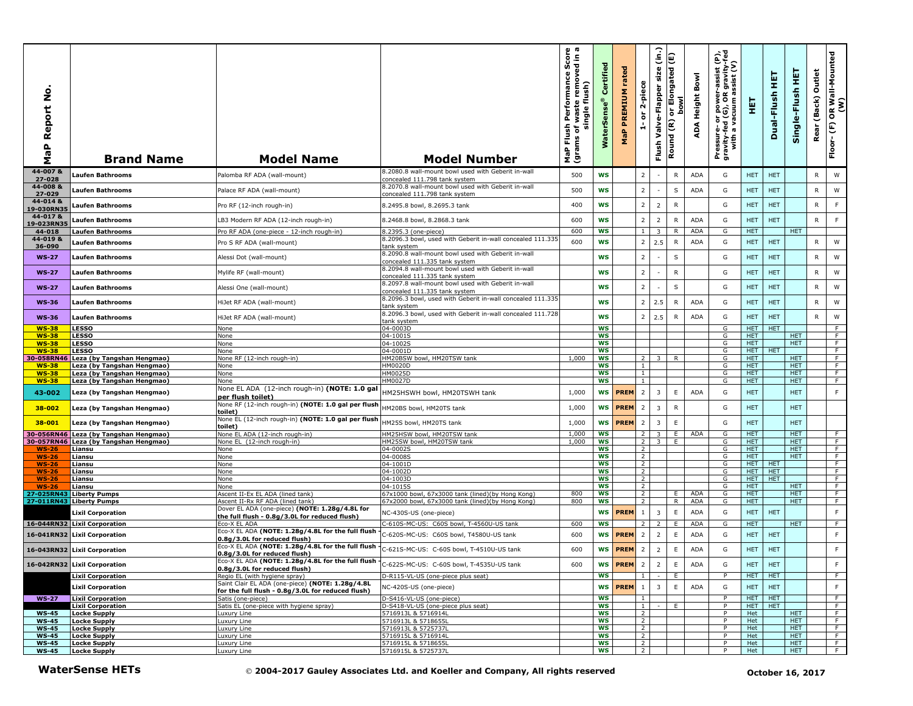| MaP Report No. | Brand Name | Model Name | Model Number | MaP Flush Performance Score (grams of waste removed in a single flush) | WaterSense® Certified | MaP PREMIUM rated | 1- or 2-piece | Flush Valve-Flapper size (in.) | Round (R) or Elongated (E) bowl | ADA Height Bowl | Pressure- or power-assist (P), gravity-fed (G), OR gravity-fed with a vacuum assist (V) | HET | Dual-Flush HET | Single-Flush HET | Rear (Back) Outlet | Floor- (F) OR Wall-Mounted (W) |
|---|---|---|---|---|---|---|---|---|---|---|---|---|---|---|---|---|
| 44-007 & 27-028 | Laufen Bathrooms | Palomba RF ADA (wall-mount) | 8.2080.8 wall-mount bowl used with Geberit in-wall concealed 111.798 tank system | 500 | WS | | 2 | - | R | ADA | G | HET | HET | | R | W |
| 44-008 & 27-029 | Laufen Bathrooms | Palace RF ADA (wall-mount) | 8.2070.8 wall-mount bowl used with Geberit in-wall concealed 111.798 tank system | 500 | WS | | 2 | - | S | ADA | G | HET | HET | | R | W |
| 44-014 & 19-030RN35 | Laufen Bathrooms | Pro RF (12-inch rough-in) | 8.2495.8 bowl, 8.2695.3 tank | 400 | WS | | 2 | 2 | R | | G | HET | HET | | R | F |
| 44-017 & 19-023RN35 | Laufen Bathrooms | LB3 Modern RF ADA (12-inch rough-in) | 8.2468.8 bowl, 8.2868.3 tank | 600 | WS | | 2 | 2 | R | ADA | G | HET | HET | | R | F |
| 44-018 | Laufen Bathrooms | Pro RF ADA (one-piece - 12-inch rough-in) | 8.2395.3 (one-piece) | 600 | WS | | 1 | 3 | R | ADA | G | HET | | HET | | |
| 44-019 & 36-090 | Laufen Bathrooms | Pro S RF ADA (wall-mount) | 8.2096.3 bowl, used with Geberit in-wall concealed 111.335 tank system | 600 | WS | | 2 | 2.5 | R | ADA | G | HET | HET | | R | W |
| WS-27 | Laufen Bathrooms | Alessi Dot (wall-mount) | 8.2090.8 wall-mount bowl used with Geberit in-wall concealed 111.335 tank system | | WS | | 2 | - | S | | G | HET | HET | | R | W |
| WS-27 | Laufen Bathrooms | Mylife RF (wall-mount) | 8.2094.8 wall-mount bowl used with Geberit in-wall concealed 111.335 tank system | | WS | | 2 | - | R | | G | HET | HET | | R | W |
| WS-27 | Laufen Bathrooms | Alessi One (wall-mount) | 8.2097.8 wall-mount bowl used with Geberit in-wall concealed 111.335 tank system | | WS | | 2 | - | S | | G | HET | HET | | R | W |
| WS-36 | Laufen Bathrooms | HiJet RF ADA (wall-mount) | 8.2096.3 bowl, used with Geberit in-wall concealed 111.335 tank system | | WS | | 2 | 2.5 | R | ADA | G | HET | HET | | R | W |
| WS-36 | Laufen Bathrooms | HiJet RF ADA (wall-mount) | 8.2096.3 bowl, used with Geberit in-wall concealed 111.728 tank system | | WS | | 2 | 2.5 | R | ADA | G | HET | HET | | R | W |
| WS-38 | LESSO | None | 04-0003D | | WS | | | | | | G | HET | HET | | | F |
| WS-38 | LESSO | None | 04-1001S | | WS | | | | | | G | HET | | HET | | F |
| WS-38 | LESSO | None | 04-1002S | | WS | | | | | | G | HET | | HET | | F |
| WS-38 | LESSO | None | 04-0001D | | WS | | | | | | G | HET | HET | | | F |
| 30-058RN46 | Leza (by Tangshan Hengmao) | None RF (12-inch rough-in) | HM20BSW bowl, HM20TSW tank | 1,000 | WS | | 2 | 3 | R | | G | HET | | HET | | F |
| WS-38 | Leza (by Tangshan Hengmao) | None | HM0020D | | WS | | 1 | | | | G | HET | | HET | | F |
| WS-38 | Leza (by Tangshan Hengmao) | None | HM0025D | | WS | | 1 | | | | G | HET | | HET | | F |
| WS-38 | Leza (by Tangshan Hengmao) | None | HM0027D | | WS | | 1 | | | | G | HET | | HET | | F |
| 43-002 | Leza (by Tangshan Hengmao) | None EL ADA (12-inch rough-in) **(NOTE: 1.0 gal per flush toilet)** | HM25HSWH bowl, HM20TSWH tank | 1,000 | WS | PREM | 2 | 3 | E | ADA | G | HET | | HET | | F |
| 38-002 | Leza (by Tangshan Hengmao) | None RF (12-inch rough-in) **(NOTE: 1.0 gal per flush toilet)** | HM20BS bowl, HM20TS tank | 1,000 | WS | PREM | 2 | 3 | R | | G | HET | | HET | | |
| 38-001 | Leza (by Tangshan Hengmao) | None EL (12-inch rough-in) **(NOTE: 1.0 gal per flush toilet)** | HM25S bowl, HM20TS tank | 1,000 | WS | PREM | 2 | 3 | E | | G | HET | | HET | | |
| 30-056RN46 | Leza (by Tangshan Hengmao) | None EL ADA (12-inch rough-in) | HM25HSW bowl, HM20TSW tank | 1,000 | WS | | 2 | 3 | E | ADA | G | HET | | HET | | F |
| 30-057RN46 | Leza (by Tangshan Hengmao) | None EL (12-inch rough-in) | HM25SW bowl, HM20TSW tank | 1,000 | WS | | 2 | 3 | E | | G | HET | | HET | | F |
| WS-26 | Liansu | None | 04-0002S | | WS | | 2 | | | | G | HET | | HET | | F |
| WS-26 | Liansu | None | 04-0008S | | WS | | 2 | | | | G | HET | | HET | | F |
| WS-26 | Liansu | None | 04-1001D | | WS | | 2 | | | | G | HET | HET | | | F |
| WS-26 | Liansu | None | 04-1002D | | WS | | 2 | | | | G | HET | HET | | | F |
| WS-26 | Liansu | None | 04-1003D | | WS | | 2 | | | | G | HET | HET | | | F |
| WS-26 | Liansu | None | 04-1015S | | WS | | 2 | | | | G | HET | | HET | | F |
| 27-025RN43 | Liberty Pumps | Ascent II-Ex EL ADA (lined tank) | 67x1000 bowl, 67x3000 tank (lined)(by Hong Kong) | 800 | WS | | 2 | | E | ADA | G | HET | | HET | | F |
| 27-011RN43 | Liberty Pumps | Ascent II-Rx RF ADA (lined tank) | 67x2000 bowl, 67x3000 tank (lined)(by Hong Kong) | 800 | WS | | 2 | | R | ADA | G | HET | | HET | | F |
| | Lixil Corporation | Dover EL ADA (one-piece) **(NOTE: 1.28g/4.8L for the full flush - 0.8g/3.0L for reduced flush)** | NC-430S-US (one-piece) | | WS | PREM | 1 | 3 | E | ADA | G | HET | HET | | | F |
| 16-044RN32 | Lixil Corporation | Eco-X EL ADA | C-610S-MC-US: C60S bowl, T-4560U-US tank | 600 | WS | | 2 | 2 | E | ADA | G | HET | | HET | | F |
| 16-041RN32 | Lixil Corporation | Eco-X EL ADA **(NOTE: 1.28g/4.8L for the full flush - 0.8g/3.0L for reduced flush)** | C-620S-MC-US: C60S bowl, T4580U-US tank | 600 | WS | PREM | 2 | 2 | E | ADA | G | HET | HET | | | F |
| 16-043RN32 | Lixil Corporation | Eco-X EL ADA **(NOTE: 1.28g/4.8L for the full flush - 0.8g/3.0L for reduced flush)** | C-621S-MC-US: C-60S bowl, T-4510U-US tank | 600 | WS | PREM | 2 | 2 | E | ADA | G | HET | HET | | | F |
| 16-042RN32 | Lixil Corporation | Eco-X EL ADA **(NOTE: 1.28g/4.8L for the full flush - 0.8g/3.0L for reduced flush)** | C-622S-MC-US: C-60S bowl, T-4535U-US tank | 600 | WS | PREM | 2 | 2 | E | ADA | G | HET | HET | | | F |
| | Lixil Corporation | Regio EL (with hygiene spray) | D-R115-VL-US (one-piece plus seat) | | WS | | 1 | - | E | | P | HET | HET | | | F |
| | Lixil Corporation | Saint Clair EL ADA (one-piece) **(NOTE: 1.28g/4.8L for the full flush - 0.8g/3.0L for reduced flush)** | NC-420S-US (one-piece) | | WS | PREM | 1 | 3 | E | ADA | G | HET | HET | | | F |
| WS-27 | Lixil Corporation | Satis (one-piece) | D-S416-VL-US (one-piece) | | WS | | 1 | | | | P | HET | HET | | | F |
| | Lixil Corporation | Satis EL (one-piece with hygiene spray) | D-S418-VL-US (one-piece plus seat) | | WS | | 1 | - | E | | P | HET | HET | | | F |
| WS-45 | Locke Supply | Luxury Line | 5716913L & 5716914L | | WS | | 2 | | | | P | Het | | HET | | F |
| WS-45 | Locke Supply | Luxury Line | 5716913L & 5718655L | | WS | | 2 | | | | P | Het | | HET | | F |
| WS-45 | Locke Supply | Luxury Line | 5716913L & 5725737L | | WS | | 2 | | | | P | Het | | HET | | F |
| WS-45 | Locke Supply | Luxury Line | 5716915L & 5716914L | | WS | | 2 | | | | P | Het | | HET | | F |
| WS-45 | Locke Supply | Luxury Line | 5716915L & 5718655L | | WS | | 2 | | | | P | Het | | HET | | F |
| WS-45 | Locke Supply | Luxury Line | 5716915L & 5725737L | | WS | | 2 | | | | P | Het | | HET | | F |

**WaterSense HETs** © **2004-2017 Gauley Associates Ltd. and Koeller and Company, All rights reserved** **October 16, 2017**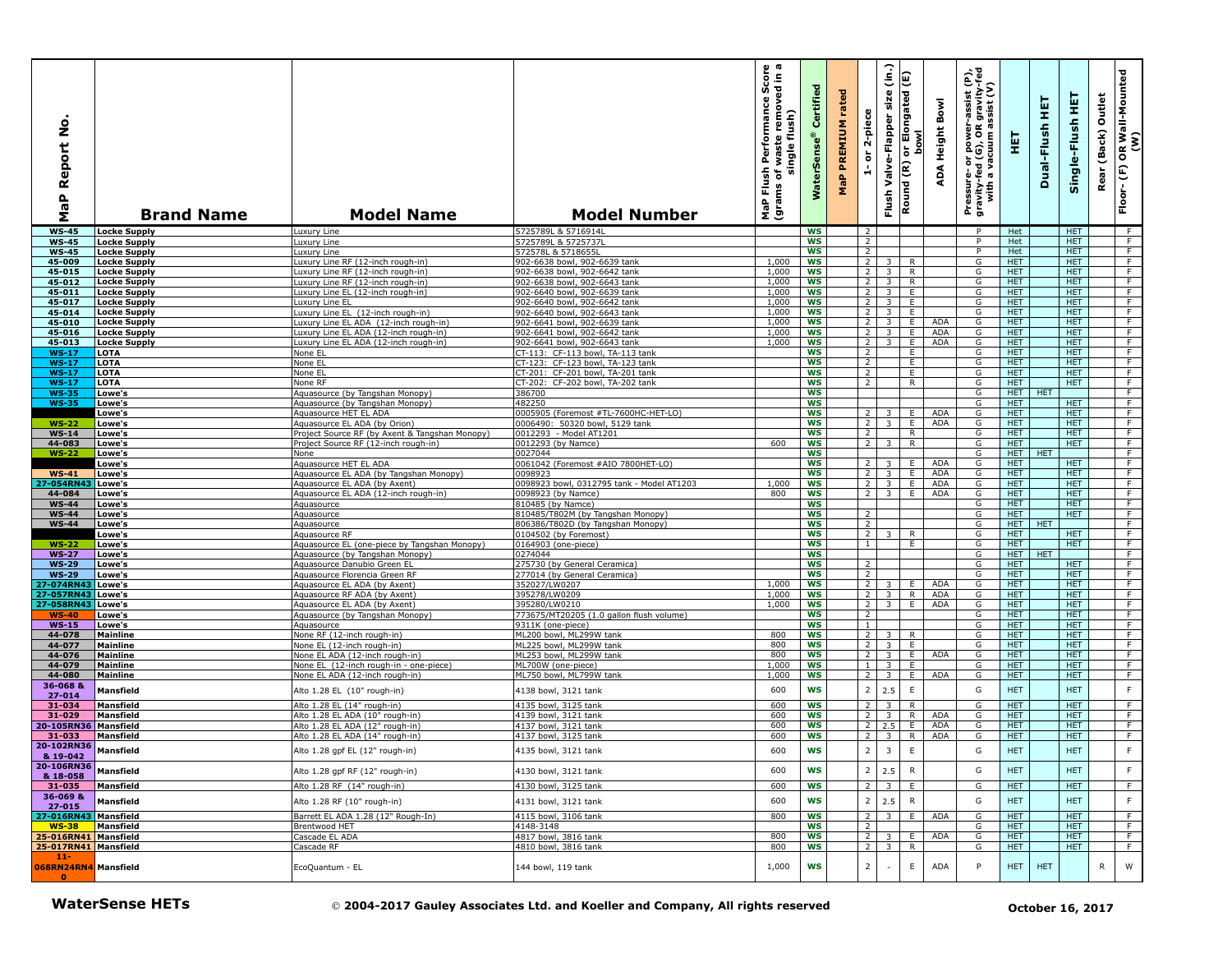| MaP Report No. | Brand Name | Model Name | Model Number | MaP Flush Performance Score (grams of waste removed in a single flush) | WaterSense® Certified | MaP PREMIUM rated | 1- or 2-piece | Flush Valve-Flapper size (in.) | Round (R) or Elongated (E) bowl | ADA Height Bowl | Pressure- or power-assist (P), gravity-fed (G), OR gravity-fed with a vacuum assist (V) | HET | Dual-Flush HET | Single-Flush HET | Rear (Back) Outlet | Floor- (F) OR Wall-Mounted (W) |
|---|---|---|---|---|---|---|---|---|---|---|---|---|---|---|---|---|
| WS-45 | Locke Supply | Luxury Line | 5725789L & 5716914L | | WS | | 2 | | | | P | Het | | HET | | F |
| WS-45 | Locke Supply | Luxury Line | 5725789L & 5725737L | | WS | | 2 | | | | P | Het | | HET | | F |
| WS-45 | Locke Supply | Luxury Line | 572578L & 5718655L | | WS | | 2 | | | | P | Het | | HET | | F |
| 45-009 | Locke Supply | Luxury Line RF (12-inch rough-in) | 902-6638 bowl, 902-6639 tank | 1,000 | WS | | 2 | 3 | R | | G | HET | | HET | | F |
| 45-015 | Locke Supply | Luxury Line RF (12-inch rough-in) | 902-6638 bowl, 902-6642 tank | 1,000 | WS | | 2 | 3 | R | | G | HET | | HET | | F |
| 45-012 | Locke Supply | Luxury Line RF (12-inch rough-in) | 902-6638 bowl, 902-6643 tank | 1,000 | WS | | 2 | 3 | R | | G | HET | | HET | | F |
| 45-011 | Locke Supply | Luxury Line EL (12-inch rough-in) | 902-6640 bowl, 902-6639 tank | 1,000 | WS | | 2 | 3 | E | | G | HET | | HET | | F |
| 45-017 | Locke Supply | Luxury Line EL | 902-6640 bowl, 902-6642 tank | 1,000 | WS | | 2 | 3 | E | | G | HET | | HET | | F |
| 45-014 | Locke Supply | Luxury Line EL (12-inch rough-in) | 902-6640 bowl, 902-6643 tank | 1,000 | WS | | 2 | 3 | E | | G | HET | | HET | | F |
| 45-010 | Locke Supply | Luxury Line EL ADA (12-inch rough-in) | 902-6641 bowl, 902-6639 tank | 1,000 | WS | | 2 | 3 | E | ADA | G | HET | | HET | | F |
| 45-016 | Locke Supply | Luxury Line EL ADA (12-inch rough-in) | 902-6641 bowl, 902-6642 tank | 1,000 | WS | | 2 | 3 | E | ADA | G | HET | | HET | | F |
| 45-013 | Locke Supply | Luxury Line EL ADA (12-inch rough-in) | 902-6641 bowl, 902-6643 tank | 1,000 | WS | | 2 | 3 | E | ADA | G | HET | | HET | | F |
| WS-17 | LOTA | None EL | CT-113: CF-113 bowl, TA-113 tank | | WS | | 2 | | E | | G | HET | | HET | | F |
| WS-17 | LOTA | None EL | CT-123: CF-123 bowl, TA-123 tank | | WS | | 2 | | E | | G | HET | | HET | | F |
| WS-17 | LOTA | None EL | CT-201: CF-201 bowl, TA-201 tank | | WS | | 2 | | E | | G | HET | | HET | | F |
| WS-17 | LOTA | None RF | CT-202: CF-202 bowl, TA-202 tank | | WS | | 2 | | R | | G | HET | | HET | | F |
| WS-35 | Lowe's | Aquasource (by Tangshan Monopy) | 386700 | | WS | | | | | | G | HET | HET | | | F |
| WS-35 | Lowe's | Aquasource (by Tangshan Monopy) | 482250 | | WS | | | | | | G | HET | | HET | | F |
| | Lowe's | Aquasource HET EL ADA | 0005905 (Foremost #TL-7600HC-HET-LO) | | WS | | 2 | 3 | E | ADA | G | HET | | HET | | F |
| WS-22 | Lowe's | Aquasource EL ADA (by Orion) | 0006490: 50320 bowl, 5129 tank | | WS | | 2 | 3 | E | ADA | G | HET | | HET | | F |
| WS-14 | Lowe's | Project Source RF (by Axent & Tangshan Monopy) | 0012293 - Model AT1201 | | WS | | 2 | | R | | G | HET | | HET | | F |
| 44-083 | Lowe's | Project Source RF (12-inch rough-in) | 0012293 (by Namce) | 600 | WS | | 2 | 3 | R | | G | HET | | HET | | F |
| WS-22 | Lowe's | None | 0027044 | | WS | | | | | | G | HET | HET | | | F |
| | Lowe's | Aquasource HET EL ADA | 0061042 (Foremost #AIO 7800HET-LO) | | WS | | 2 | 3 | E | ADA | G | HET | | HET | | F |
| WS-41 | Lowe's | Aquasource EL ADA (by Tangshan Monopy) | 0098923 | | WS | | 2 | 3 | E | ADA | G | HET | | HET | | F |
| 27-054RN43 | Lowe's | Aquasource EL ADA (by Axent) | 0098923 bowl, 0312795 tank - Model AT1203 | 1,000 | WS | | 2 | 3 | E | ADA | G | HET | | HET | | F |
| 44-084 | Lowe's | Aquasource EL ADA (12-inch rough-in) | 0098923 (by Namce) | 800 | WS | | 2 | 3 | E | ADA | G | HET | | HET | | F |
| WS-44 | Lowe's | Aquasource | 810485 (by Namce) | | WS | | | | | | G | HET | | HET | | F |
| WS-44 | Lowe's | Aquasource | 810485/T802M (by Tangshan Monopy) | | WS | | 2 | | | | G | HET | | HET | | F |
| WS-44 | Lowe's | Aquasource | 806386/T802D (by Tangshan Monopy) | | WS | | 2 | | | | G | HET | HET | | | F |
| | Lowe's | Aquasource RF | 0104502 (by Foremost) | | WS | | 2 | 3 | R | | G | HET | | HET | | F |
| WS-22 | Lowe's | Aquasource EL (one-piece by Tangshan Monopy) | 0164903 (one-piece) | | WS | | 1 | | E | | G | HET | | HET | | F |
| WS-27 | Lowe's | Aquasource (by Tangshan Monopy) | 0274044 | | WS | | | | | | G | HET | HET | | | F |
| WS-29 | Lowe's | Aquasource Danubio Green EL | 275730 (by General Ceramica) | | WS | | 2 | | | | G | HET | | HET | | F |
| WS-29 | Lowe's | Aquasource Florencia Green RF | 277014 (by General Ceramica) | | WS | | 2 | | | | G | HET | | HET | | F |
| 27-074RN43 | Lowe's | Aquasource EL ADA (by Axent) | 352027/LW0207 | 1,000 | WS | | 2 | 3 | E | ADA | G | HET | | HET | | F |
| 27-057RN43 | Lowe's | Aquasource RF ADA (by Axent) | 395278/LW0209 | 1,000 | WS | | 2 | 3 | R | ADA | G | HET | | HET | | F |
| 27-058RN43 | Lowe's | Aquasource EL ADA (by Axent) | 395280/LW0210 | 1,000 | WS | | 2 | 3 | E | ADA | G | HET | | HET | | F |
| WS-40 | Lowe's | Aquasource (by Tangshan Monopy) | 773675/MT20205 (1.0 gallon flush volume) | | WS | | 2 | | | | G | HET | | HET | | F |
| WS-15 | Lowe's | Aquasource | 9311K (one-piece) | | WS | | 1 | | | | G | HET | | HET | | F |
| 44-078 | Mainline | None RF (12-inch rough-in) | ML200 bowl, ML299W tank | 800 | WS | | 2 | 3 | R | | G | HET | | HET | | F |
| 44-077 | Mainline | None EL (12-inch rough-in) | ML225 bowl, ML299W tank | 800 | WS | | 2 | 3 | E | | G | HET | | HET | | F |
| 44-076 | Mainline | None EL ADA (12-inch rough-in) | ML253 bowl, ML299W tank | 800 | WS | | 2 | 3 | E | ADA | G | HET | | HET | | F |
| 44-079 | Mainline | None EL (12-inch rough-in - one-piece) | ML700W (one-piece) | 1,000 | WS | | 1 | 3 | E | | G | HET | | HET | | F |
| 44-080 | Mainline | None EL ADA (12-inch rough-in) | ML750 bowl, ML799W tank | 1,000 | WS | | 2 | 3 | E | ADA | G | HET | | HET | | F |
| 36-068 & 27-014 | Mansfield | Alto 1.28 EL (10" rough-in) | 4138 bowl, 3121 tank | 600 | WS | | 2 | 2.5 | E | | G | HET | | HET | | F |
| 31-034 | Mansfield | Alto 1.28 EL (14" rough-in) | 4135 bowl, 3125 tank | 600 | WS | | 2 | 3 | R | | G | HET | | HET | | F |
| 31-029 | Mansfield | Alto 1.28 EL ADA (10" rough-in) | 4139 bowl, 3121 tank | 600 | WS | | 2 | 3 | R | ADA | G | HET | | HET | | F |
| 20-105RN36 | Mansfield | Alto 1.28 EL ADA (12" rough-in) | 4137 bowl, 3121 tank | 600 | WS | | 2 | 2.5 | E | ADA | G | HET | | HET | | F |
| 31-033 | Mansfield | Alto 1.28 EL ADA (14" rough-in) | 4137 bowl, 3125 tank | 600 | WS | | 2 | 3 | R | ADA | G | HET | | HET | | F |
| 20-102RN36 & 19-042 | Mansfield | Alto 1.28 gpf EL (12" rough-in) | 4135 bowl, 3121 tank | 600 | WS | | 2 | 3 | E | | G | HET | | HET | | F |
| 20-106RN36 & 18-058 | Mansfield | Alto 1.28 gpf RF (12" rough-in) | 4130 bowl, 3121 tank | 600 | WS | | 2 | 2.5 | R | | G | HET | | HET | | F |
| 31-035 | Mansfield | Alto 1.28 RF (14" rough-in) | 4130 bowl, 3125 tank | 600 | WS | | 2 | 3 | E | | G | HET | | HET | | F |
| 36-069 & 27-015 | Mansfield | Alto 1.28 RF (10" rough-in) | 4131 bowl, 3121 tank | 600 | WS | | 2 | 2.5 | R | | G | HET | | HET | | F |
| 27-016RN43 | Mansfield | Barrett EL ADA 1.28 (12" Rough-In) | 4115 bowl, 3106 tank | 800 | WS | | 2 | 3 | E | ADA | G | HET | | HET | | F |
| WS-38 | Mansfield | Brentwood HET | 4148-3148 | | WS | | 2 | | | | G | HET | | HET | | F |
| 25-016RN41 | Mansfield | Cascade EL ADA | 4817 bowl, 3816 tank | 800 | WS | | 2 | 3 | E | ADA | G | HET | | HET | | F |
| 25-017RN41 | Mansfield | Cascade RF | 4810 bowl, 3816 tank | 800 | WS | | 2 | 3 | R | | G | HET | | HET | | F |
| 11-068RN24RN40 | Mansfield | EcoQuantum - EL | 144 bowl, 119 tank | 1,000 | WS | | 2 | - | E | ADA | P | HET | HET | | R | W |

**WaterSense HETs** © 2004-2017 Gauley Associates Ltd. and Koeller and Company, All rights reserved **October 16, 2017**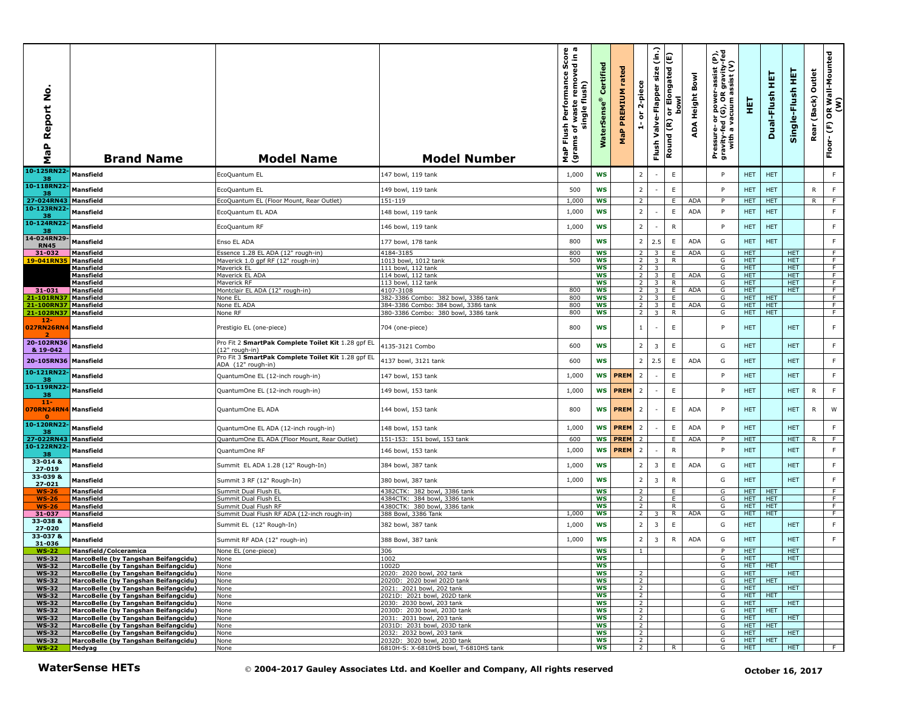| MaP Report No. | Brand Name | Model Name | Model Number | MaP Flush Performance Score (grams of waste removed in a single flush) | WaterSense® Certified | MaP PREMIUM rated | 1- or 2-piece | Flush Valve-Flapper size (in.) | Round (R) or Elongated (E) bowl | ADA Height Bowl | Pressure- or power-assist (P), gravity-fed (G), OR gravity-fed with a vacuum assist (V) | HET | Dual-Flush HET | Single-Flush HET | Rear (Back) Outlet | Floor- (F) OR Wall-Mounted (W) |
|---|---|---|---|---|---|---|---|---|---|---|---|---|---|---|---|---|
| 10-125RN22-38 | Mansfield | EcoQuantum EL | 147 bowl, 119 tank | 1,000 | WS | | 2 | - | E | | P | HET | HET | | | F |
| 10-118RN22-38 | Mansfield | EcoQuantum EL | 149 bowl, 119 tank | 500 | WS | | 2 | - | E | | P | HET | HET | | R | F |
| 27-024RN43 | Mansfield | EcoQuantum EL (Floor Mount, Rear Outlet) | 151-119 | 1,000 | WS | | 2 | | E | ADA | P | HET | HET | | R | F |
| 10-123RN22-38 | Mansfield | EcoQuantum EL ADA | 148 bowl, 119 tank | 1,000 | WS | | 2 | - | E | ADA | P | HET | HET | | | F |
| 10-124RN22-38 | Mansfield | EcoQuantum RF | 146 bowl, 119 tank | 1,000 | WS | | 2 | - | R | | P | HET | HET | | | F |
| 14-024RN29-RN45 | Mansfield | Enso EL ADA | 177 bowl, 178 tank | 800 | WS | | 2 | 2.5 | E | ADA | G | HET | HET | | | F |
| 31-032 | Mansfield | Essence 1.28 EL ADA (12" rough-in) | 4184-3185 | 800 | WS | | 2 | 3 | E | ADA | G | HET | | HET | | F |
| 19-041RN35 | Mansfield | Maverick 1.0 gpf RF (12" rough-in) | 1013 bowl, 1012 tank | 500 | WS | | 2 | 3 | R | | G | HET | | HET | | F |
| | Mansfield | Maverick EL | 111 bowl, 112 tank | | WS | | 2 | 3 | | | G | HET | | HET | | F |
| | Mansfield | Maverick EL ADA | 114 bowl, 112 tank | | WS | | 2 | 3 | E | ADA | G | HET | | HET | | F |
| | Mansfield | Maverick RF | 113 bowl, 112 tank | | WS | | 2 | 3 | R | | G | HET | | HET | | F |
| 31-031 | Mansfield | Montclair EL ADA (12" rough-in) | 4107-3108 | 800 | WS | | 2 | 3 | E | ADA | G | HET | | HET | | F |
| 21-101RN37 | Mansfield | None EL | 382-3386 Combo: 382 bowl, 3386 tank | 800 | WS | | 2 | 3 | E | | G | HET | HET | | | F |
| 21-100RN37 | Mansfield | None EL ADA | 384-3386 Combo: 384 bowl, 3386 tank | 800 | WS | | 2 | 3 | E | ADA | G | HET | HET | | | F |
| 21-102RN37 | Mansfield | None RF | 380-3386 Combo: 380 bowl, 3386 tank | 800 | WS | | 2 | 3 | R | | G | HET | HET | | | F |
| 12-027RN26RN42 | Mansfield | Prestigio EL (one-piece) | 704 (one-piece) | 800 | WS | | 1 | - | E | | P | HET | | HET | | F |
| 20-102RN36 & 19-042 | Mansfield | Pro Fit 2 **SmartPak Complete Toilet Kit** 1.28 gpf EL (12" rough-in) | 4135-3121 Combo | 600 | WS | | 2 | 3 | E | | G | HET | | HET | | F |
| 20-105RN36 | Mansfield | Pro Fit 3 **SmartPak Complete Toilet Kit** 1.28 gpf EL ADA (12" rough-in) | 4137 bowl, 3121 tank | 600 | WS | | 2 | 2.5 | E | ADA | G | HET | | HET | | F |
| 10-121RN22-38 | Mansfield | QuantumOne EL (12-inch rough-in) | 147 bowl, 153 tank | 1,000 | WS | PREM | 2 | - | E | | P | HET | | HET | | F |
| 10-119RN22-38 | Mansfield | QuantumOne EL (12-inch rough-in) | 149 bowl, 153 tank | 1,000 | WS | PREM | 2 | - | E | | P | HET | | HET | R | F |
| 11-070RN24RN40 | Mansfield | QuantumOne EL ADA | 144 bowl, 153 tank | 800 | WS | PREM | 2 | - | E | ADA | P | HET | | HET | R | W |
| 10-120RN22-38 | Mansfield | QuantumOne EL ADA (12-inch rough-in) | 148 bowl, 153 tank | 1,000 | WS | PREM | 2 | - | E | ADA | P | HET | | HET | | F |
| 27-022RN43 | Mansfield | QuantumOne EL ADA (Floor Mount, Rear Outlet) | 151-153: 151 bowl, 153 tank | 600 | WS | PREM | 2 | | E | ADA | P | HET | | HET | R | F |
| 10-122RN22-38 | Mansfield | QuantumOne RF | 146 bowl, 153 tank | 1,000 | WS | PREM | 2 | - | R | | P | HET | | HET | | F |
| 33-014 & 27-019 | Mansfield | Summit EL ADA 1.28 (12" Rough-In) | 384 bowl, 387 tank | 1,000 | WS | | 2 | 3 | E | ADA | G | HET | | HET | | F |
| 33-039 & 27-021 | Mansfield | Summit 3 RF (12" Rough-In) | 380 bowl, 387 tank | 1,000 | WS | | 2 | 3 | R | | G | HET | | HET | | F |
| WS-26 | Mansfield | Summit Dual Flush EL | 4382CTK: 382 bowl, 3386 tank | | WS | | 2 | | E | | G | HET | HET | | | F |
| WS-26 | Mansfield | Summit Dual Flush EL | 4384CTK: 384 bowl, 3386 tank | | WS | | 2 | | E | | G | HET | HET | | | F |
| WS-26 | Mansfield | Summit Dual Flush RF | 4380CTK: 380 bowl, 3386 tank | | WS | | 2 | | R | | G | HET | HET | | | F |
| 31-037 | Mansfield | Summit Dual Flush RF ADA (12-inch rough-in) | 388 Bowl, 3386 Tank | 1,000 | WS | | 2 | 3 | R | ADA | G | HET | HET | | | F |
| 33-038 & 27-020 | Mansfield | Summit EL (12" Rough-In) | 382 bowl, 387 tank | 1,000 | WS | | 2 | 3 | E | | G | HET | | HET | | F |
| 33-037 & 31-036 | Mansfield | Summit RF ADA (12" rough-in) | 388 Bowl, 387 tank | 1,000 | WS | | 2 | 3 | R | ADA | G | HET | | HET | | F |
| WS-22 | Mansfield/Colceramica | None EL (one-piece) | 306 | | WS | | 1 | | | | P | HET | | HET | | |
| WS-32 | MarcoBelle (by Tangshan Beifangcidu) | None | 1002 | | WS | | | | | | G | HET | | HET | | |
| WS-32 | MarcoBelle (by Tangshan Beifangcidu) | None | 1002D | | WS | | | | | | G | HET | HET | | | |
| WS-32 | MarcoBelle (by Tangshan Beifangcidu) | None | 2020: 2020 bowl, 202 tank | | WS | | 2 | | | | G | HET | | HET | | |
| WS-32 | MarcoBelle (by Tangshan Beifangcidu) | None | 2020D: 2020 bowl 202D tank | | WS | | 2 | | | | G | HET | HET | | | |
| WS-32 | MarcoBelle (by Tangshan Beifangcidu) | None | 2021: 2021 bowl, 202 tank | | WS | | 2 | | | | G | HET | | HET | | |
| WS-32 | MarcoBelle (by Tangshan Beifangcidu) | None | 2021D: 2021 bowl, 202D tank | | WS | | 2 | | | | G | HET | HET | | | |
| WS-32 | MarcoBelle (by Tangshan Beifangcidu) | None | 2030: 2030 bowl, 203 tank | | WS | | 2 | | | | G | HET | | HET | | |
| WS-32 | MarcoBelle (by Tangshan Beifangcidu) | None | 2030D: 2030 bowl, 203D tank | | WS | | 2 | | | | G | HET | HET | | | |
| WS-32 | MarcoBelle (by Tangshan Beifangcidu) | None | 2031: 2031 bowl, 203 tank | | WS | | 2 | | | | G | HET | | HET | | |
| WS-32 | MarcoBelle (by Tangshan Beifangcidu) | None | 2031D: 2031 bowl, 203D tank | | WS | | 2 | | | | G | HET | HET | | | |
| WS-32 | MarcoBelle (by Tangshan Beifangcidu) | None | 2032: 2032 bowl, 203 tank | | WS | | 2 | | | | G | HET | | HET | | |
| WS-32 | MarcoBelle (by Tangshan Beifangcidu) | None | 2032D: 3020 bowl, 203D tank | | WS | | 2 | | | | G | HET | HET | | | |
| WS-22 | Medyag | None | 6810H-S: X-6810HS bowl, T-6810HS tank | | WS | | 2 | | R | | G | HET | | HET | | F |

**WaterSense HETs** © 2004-2017 Gauley Associates Ltd. and Koeller and Company, All rights reserved October 16, 2017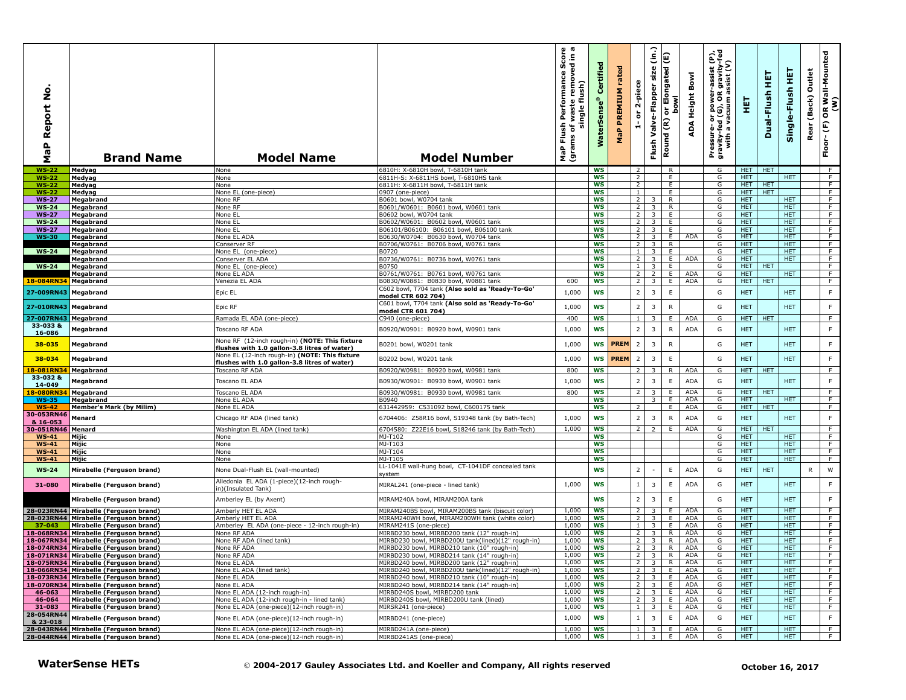| MaP Report No. | Brand Name | Model Name | Model Number | MaP Flush Performance Score (grams of waste removed in a single flush) | WaterSense® Certified | MaP PREMIUM rated | 1- or 2-piece | Flush Valve-Flapper size (in.) | Round (R) or Elongated (E) bowl | ADA Height Bowl | Pressure- or power-assist (P), gravity-fed (G), OR gravity-fed with a vacuum assist (V) | HET | Dual-Flush HET | Single-Flush HET | Rear (Back) Outlet | Floor- (F) OR Wall-Mounted (W) |
|---|---|---|---|---|---|---|---|---|---|---|---|---|---|---|---|---|
| WS-22 | Medyag | None | 6810H: X-6810H bowl, T-6810H tank | | WS | | 2 | | R | | G | HET | HET | | | F |
| WS-22 | Medyag | None | 6811H-S: X-6811HS bowl, T-6810HS tank | | WS | | 2 | | E | | G | HET | | HET | | F |
| WS-22 | Medyag | None | 6811H: X-6811H bowl, T-6811H tank | | WS | | 2 | | E | | G | HET | HET | | | F |
| WS-22 | Medyag | None EL (one-piece) | 0907 (one-piece) | | WS | | 1 | | E | | G | HET | HET | | | F |
| WS-27 | Megabrand | None RF | B0601 bowl, W0704 tank | | WS | | 2 | 3 | R | | G | HET | | HET | | F |
| WS-24 | Megabrand | None RF | B0601/W0601: B0601 bowl, W0601 tank | | WS | | 2 | 3 | R | | G | HET | | HET | | F |
| WS-27 | Megabrand | None EL | B0602 bowl, W0704 tank | | WS | | 2 | 3 | E | | G | HET | | HET | | F |
| WS-24 | Megabrand | None EL | B0602/W0601: B0602 bowl, W0601 tank | | WS | | 2 | 3 | E | | G | HET | | HET | | F |
| WS-27 | Megabrand | None EL | B06101/B06100: B06101 bowl, B06100 tank | | WS | | 2 | 3 | E | | G | HET | | HET | | F |
| WS-30 | Megabrand | None EL ADA | B0630/W0704: B0630 bowl, W0704 tank | | WS | | 2 | 3 | E | ADA | G | HET | | HET | | F |
| | Megabrand | Conserver RF | B0706/W0761: B0706 bowl, W0761 tank | | WS | | 2 | 3 | R | | G | HET | | HET | | F |
| WS-24 | Megabrand | None EL (one-piece) | B0720 | | WS | | 1 | 3 | E | | G | HET | | HET | | F |
| | Megabrand | Conserver EL ADA | B0736/W0761: B0736 bowl, W0761 tank | | WS | | 2 | 3 | E | ADA | G | HET | | HET | | F |
| WS-24 | Megabrand | None EL (one-piece) | B0750 | | WS | | 1 | 3 | E | | G | HET | HET | | | F |
| | Megabrand | None EL ADA | B0761/W0761: B0761 bowl, W0761 tank | | WS | | 2 | 2 | E | ADA | G | HET | | HET | | F |
| 18-084RN34 | Megabrand | Venezia EL ADA | B0830/W0881: B0830 bowl, W0881 tank | 600 | WS | | 2 | 3 | E | ADA | G | HET | HET | | | F |
| 27-009RN43 | Megabrand | Epic EL | C602 bowl, T704 tank **(Also sold as 'Ready-To-Go' model CTR 602 704)** | 1,000 | WS | | 2 | 3 | E | | G | HET | | HET | | F |
| 27-010RN43 | Megabrand | Epic RF | C601 bowl, T704 tank **(Also sold as 'Ready-To-Go' model CTR 601 704)** | 1,000 | WS | | 2 | 3 | R | | G | HET | | HET | | F |
| 27-007RN43 | Megabrand | Ramada EL ADA (one-piece) | C940 (one-piece) | 400 | WS | | 1 | 3 | E | ADA | G | HET | HET | | | F |
| 33-033 & 16-086 | Megabrand | Toscano RF ADA | B0920/W0901: B0920 bowl, W0901 tank | 1,000 | WS | | 2 | 3 | R | ADA | G | HET | | HET | | F |
| 38-035 | Megabrand | None RF (12-inch rough-in) **(NOTE: This fixture flushes with 1.0 gallon-3.8 litres of water)** | B0201 bowl, W0201 tank | 1,000 | WS | PREM | 2 | 3 | R | | G | HET | | HET | | F |
| 38-034 | Megabrand | None EL (12-inch rough-in) **(NOTE: This fixture flushes with 1.0 gallon-3.8 litres of water)** | B0202 bowl, W0201 tank | 1,000 | WS | PREM | 2 | 3 | E | | G | HET | | HET | | F |
| 18-081RN34 | Megabrand | Toscano RF ADA | B0920/W0981: B0920 bowl, W0981 tank | 800 | WS | | 2 | 3 | R | ADA | G | HET | HET | | | F |
| 33-032 & 14-049 | Megabrand | Toscano EL ADA | B0930/W0901: B0930 bowl, W0901 tank | 1,000 | WS | | 2 | 3 | E | ADA | G | HET | | HET | | F |
| 18-080RN34 | Megabrand | Toscano EL ADA | B0930/W0981: B0930 bowl, W0981 tank | 800 | WS | | 2 | 3 | E | ADA | G | HET | HET | | | F |
| WS-35 | Megabrand | None EL ADA | B0940 | | WS | | | 3 | E | ADA | G | HET | | HET | | F |
| WS-42 | Member's Mark (by Milim) | None EL ADA | 631442959: C531092 bowl, C600175 tank | | WS | | 2 | | E | ADA | G | HET | HET | | | F |
| 30-053RN46 & 16-053 | Menard | Chicago RF ADA (lined tank) | 6704406: Z58R16 bowl, S19348 tank (by Bath-Tech) | 1,000 | WS | | 2 | 3 | R | ADA | G | HET | | HET | | F |
| 30-051RN46 | Menard | Washington EL ADA (lined tank) | 6704580: Z22E16 bowl, S18246 tank (by Bath-Tech) | 1,000 | WS | | 2 | 2 | E | ADA | G | HET | HET | | | F |
| WS-41 | Mijic | None | MJ-T102 | | WS | | | | | | G | HET | | HET | | F |
| WS-41 | Mijic | None | MJ-T103 | | WS | | | | | | G | HET | | HET | | F |
| WS-41 | Mijic | None | MJ-T104 | | WS | | | | | | G | HET | | HET | | F |
| WS-41 | Mijic | None | MJ-T105 | | WS | | | | | | G | HET | | HET | | F |
| WS-24 | Mirabelle (Ferguson brand) | None Dual-Flush EL (wall-mounted) | LL-1041E wall-hung bowl, CT-1041DF concealed tank system | | WS | | 2 | - | E | ADA | G | HET | HET | | R | W |
| 31-080 | Mirabelle (Ferguson brand) | Alledonia EL ADA (1-piece)(12-inch rough-in)(Insulated Tank) | MIRAL241 (one-piece - lined tank) | 1,000 | WS | | 1 | 3 | E | ADA | G | HET | | HET | | F |
| | Mirabelle (Ferguson brand) | Amberley EL (by Axent) | MIRAM240A bowl, MIRAM200A tank | | WS | | 2 | 3 | E | | G | HET | | HET | | F |
| 28-023RN44 | Mirabelle (Ferguson brand) | Amberly HET EL ADA | MIRAM240BS bowl, MIRAM200BS tank (biscuit color) | 1,000 | WS | | 2 | 3 | E | ADA | G | HET | | HET | | F |
| 28-023RN44 | Mirabelle (Ferguson brand) | Amberly HET EL ADA | MIRAM240WH bowl, MIRAM200WH tank (white color) | 1,000 | WS | | 2 | 3 | E | ADA | G | HET | | HET | | F |
| 37-043 | Mirabelle (Ferguson brand) | Amberley EL ADA (one-piece - 12-inch rough-in) | MIRAM241S (one-piece) | 1,000 | WS | | 1 | 3 | E | ADA | G | HET | | HET | | F |
| 18-068RN34 | Mirabelle (Ferguson brand) | None RF ADA | MIRBD230 bowl, MIRBD200 tank (12" rough-in) | 1,000 | WS | | 2 | 3 | R | ADA | G | HET | | HET | | F |
| 18-067RN34 | Mirabelle (Ferguson brand) | None RF ADA (lined tank) | MIRBD230 bowl, MIRBD200U tank(lined)(12" rough-in) | 1,000 | WS | | 2 | 3 | R | ADA | G | HET | | HET | | F |
| 18-074RN34 | Mirabelle (Ferguson brand) | None RF ADA | MIRBD230 bowl, MIRBD210 tank (10" rough-in) | 1,000 | WS | | 2 | 3 | R | ADA | G | HET | | HET | | F |
| 18-071RN34 | Mirabelle (Ferguson brand) | None RF ADA | MIRBD230 bowl, MIRBD214 tank (14" rough-in) | 1,000 | WS | | 2 | 3 | R | ADA | G | HET | | HET | | F |
| 18-075RN34 | Mirabelle (Ferguson brand) | None EL ADA | MIRBD240 bowl, MIRBD200 tank (12" rough-in) | 1,000 | WS | | 2 | 3 | E | ADA | G | HET | | HET | | F |
| 18-066RN34 | Mirabelle (Ferguson brand) | None EL ADA (lined tank) | MIRBD240 bowl, MIRBD200U tank(lined)(12" rough-in) | 1,000 | WS | | 2 | 3 | E | ADA | G | HET | | HET | | F |
| 18-073RN34 | Mirabelle (Ferguson brand) | None EL ADA | MIRBD240 bowl, MIRBD210 tank (10" rough-in) | 1,000 | WS | | 2 | 3 | E | ADA | G | HET | | HET | | F |
| 18-070RN34 | Mirabelle (Ferguson brand) | None EL ADA | MIRBD240 bowl, MIRBD214 tank (14" rough-in) | 1,000 | WS | | 2 | 3 | E | ADA | G | HET | | HET | | F |
| 46-063 | Mirabelle (Ferguson brand) | None EL ADA (12-inch rough-in) | MIRBD240S bowl, MIRBD200 tank | 1,000 | WS | | 2 | 3 | E | ADA | G | HET | | HET | | F |
| 46-064 | Mirabelle (Ferguson brand) | None EL ADA (12-inch rough-in - lined tank) | MIRBD240S bowl, MIRBD200U tank (lined) | 1,000 | WS | | 2 | 3 | E | ADA | G | HET | | HET | | F |
| 31-083 | Mirabelle (Ferguson brand) | None EL ADA (one-piece)(12-inch rough-in) | MIRSR241 (one-piece) | 1,000 | WS | | 1 | 3 | E | ADA | G | HET | | HET | | F |
| 28-054RN44 & 23-018 | Mirabelle (Ferguson brand) | None EL ADA (one-piece)(12-inch rough-in) | MIRBD241 (one-piece) | 1,000 | WS | | 1 | 3 | E | ADA | G | HET | | HET | | F |
| 28-043RN44 | Mirabelle (Ferguson brand) | None EL ADA (one-piece)(12-inch rough-in) | MIRBD241A (one-piece) | 1,000 | WS | | 1 | 3 | E | ADA | G | HET | | HET | | F |
| 28-044RN44 | Mirabelle (Ferguson brand) | None EL ADA (one-piece)(12-inch rough-in) | MIRBD241AS (one-piece) | 1,000 | WS | | 1 | 3 | E | ADA | G | HET | | HET | | F |

**WaterSense HETs** © 2004-2017 Gauley Associates Ltd. and Koeller and Company, All rights reserved **October 16, 2017**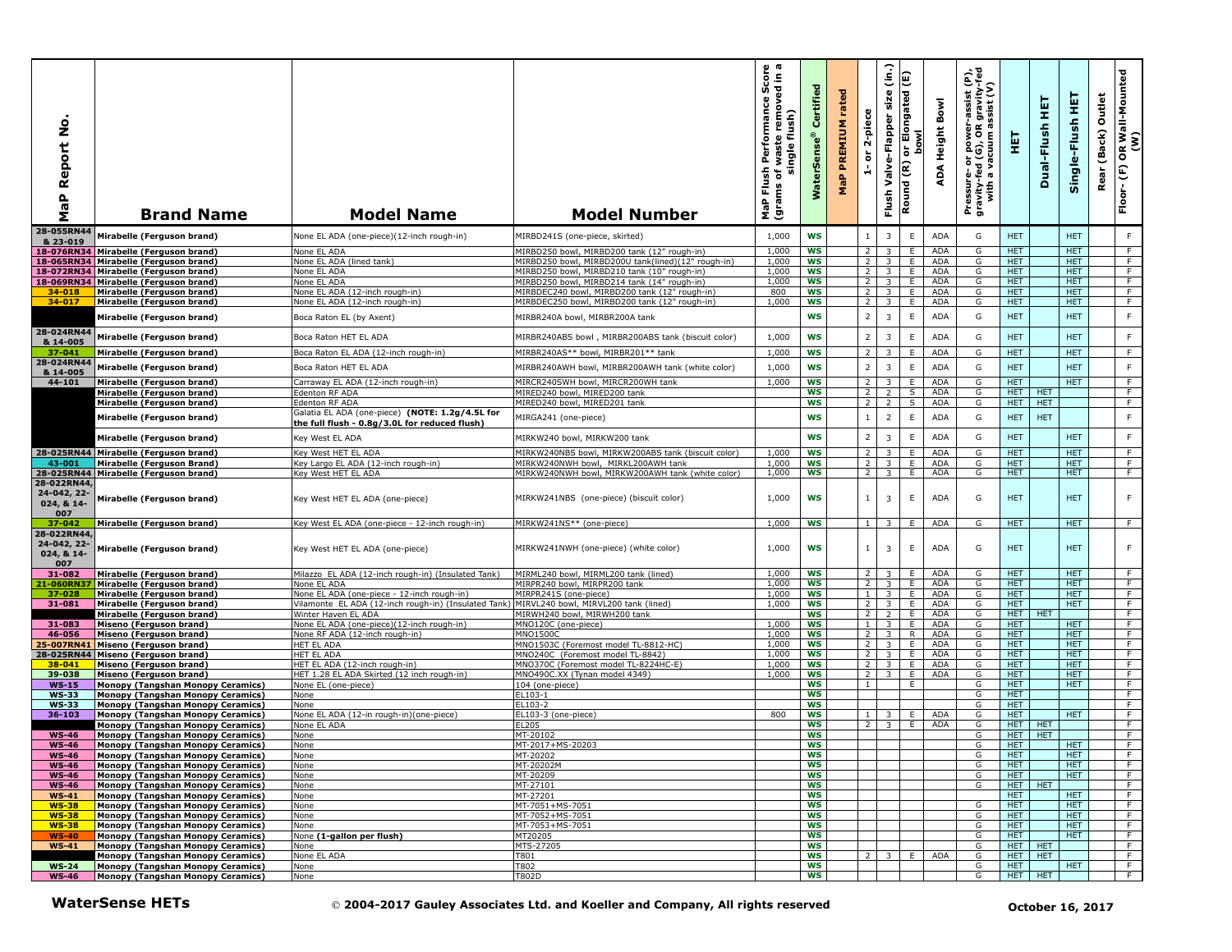| MaP Report No. | Brand Name | Model Name | Model Number | MaP Flush Performance Score (grams of waste removed in a single flush) | WaterSense® Certified | MaP PREMIUM rated | 1- or 2-piece | Flush Valve-Flapper size (in.) | Round (R) or Elongated (E) bowl | ADA Height Bowl | Pressure- or power-assist (P), gravity-fed (G), OR gravity-fed with a vacuum assist (V) | HET | Dual-Flush HET | Single-Flush HET | Rear (Back) Outlet | Floor- (F) OR Wall-Mounted (W) |
|---|---|---|---|---|---|---|---|---|---|---|---|---|---|---|---|---|
| 28-055RN44 & 23-019 | Mirabelle (Ferguson brand) | None EL ADA (one-piece)(12-inch rough-in) | MIRBD241S (one-piece, skirted) | 1,000 | WS | | 1 | 3 | E | ADA | G | HET | | HET | | F |
| 18-076RN34 | Mirabelle (Ferguson brand) | None EL ADA | MIRBD250 bowl, MIRBD200 tank (12" rough-in) | 1,000 | WS | | 2 | 3 | E | ADA | G | HET | | HET | | F |
| 18-065RN34 | Mirabelle (Ferguson brand) | None EL ADA (lined tank) | MIRBD250 bowl, MIRBD200U tank(lined)(12" rough-in) | 1,000 | WS | | 2 | 3 | E | ADA | G | HET | | HET | | F |
| 18-072RN34 | Mirabelle (Ferguson brand) | None EL ADA | MIRBD250 bowl, MIRBD210 tank (10" rough-in) | 1,000 | WS | | 2 | 3 | E | ADA | G | HET | | HET | | F |
| 18-069RN34 | Mirabelle (Ferguson brand) | None EL ADA | MIRBD250 bowl, MIRBD214 tank (14" rough-in) | 1,000 | WS | | 2 | 3 | E | ADA | G | HET | | HET | | F |
| 34-018 | Mirabelle (Ferguson brand) | None EL ADA (12-inch rough-in) | MIRBDEC240 bowl, MIRBD200 tank (12" rough-in) | 800 | WS | | 2 | 3 | E | ADA | G | HET | | HET | | F |
| 34-017 | Mirabelle (Ferguson brand) | None EL ADA (12-inch rough-in) | MIRBDEC250 bowl, MIRBD200 tank (12" rough-in) | 1,000 | WS | | 2 | 3 | E | ADA | G | HET | | HET | | F |
| | Mirabelle (Ferguson brand) | Boca Raton EL (by Axent) | MIRBR240A bowl, MIRBR200A tank | | WS | | 2 | 3 | E | ADA | G | HET | | HET | | F |
| 28-024RN44 & 14-005 | Mirabelle (Ferguson brand) | Boca Raton HET EL ADA | MIRBR240ABS bowl , MIRBR200ABS tank (biscuit color) | 1,000 | WS | | 2 | 3 | E | ADA | G | HET | | HET | | F |
| 37-041 | Mirabelle (Ferguson brand) | Boca Raton EL ADA (12-inch rough-in) | MIRBR240AS** bowl, MIRBR201** tank | 1,000 | WS | | 2 | 3 | E | ADA | G | HET | | HET | | F |
| 28-024RN44 & 14-005 | Mirabelle (Ferguson brand) | Boca Raton HET EL ADA | MIRBR240AWH bowl, MIRBR200AWH tank (white color) | 1,000 | WS | | 2 | 3 | E | ADA | G | HET | | HET | | F |
| 44-101 | Mirabelle (Ferguson brand) | Carraway EL ADA (12-inch rough-in) | MIRCR240SWH bowl, MIRCR200WH tank | 1,000 | WS | | 2 | 3 | E | ADA | G | HET | | HET | | F |
| | Mirabelle (Ferguson brand) | Edenton RF ADA | MIRED240 bowl, MIRED200 tank | | WS | | 2 | 2 | S | ADA | G | HET | HET | | | F |
| | Mirabelle (Ferguson brand) | Edenton RF ADA | MIRED240 bowl, MIRED201 tank | | WS | | 2 | 2 | S | ADA | G | HET | HET | | | F |
| | Mirabelle (Ferguson brand) | Galatia EL ADA (one-piece) **(NOTE: 1.2g/4.5L for the full flush - 0.8g/3.0L for reduced flush)** | MIRGA241 (one-piece) | | WS | | 1 | 2 | E | ADA | G | HET | HET | | | F |
| | Mirabelle (Ferguson brand) | Key West EL ADA | MIRKW240 bowl, MIRKW200 tank | | WS | | 2 | 3 | E | ADA | G | HET | | HET | | F |
| 28-025RN44 | Mirabelle (Ferguson brand) | Key West HET EL ADA | MIRKW240NBS bowl, MIRKW200ABS tank (biscuit color) | 1,000 | WS | | 2 | 3 | E | ADA | G | HET | | HET | | F |
| 43-001 | Mirabelle (Ferguson Brand) | Key Largo EL ADA (12-inch rough-in) | MIRKW240NWH bowl, MIRKL200AWH tank | 1,000 | WS | | 2 | 3 | E | ADA | G | HET | | HET | | F |
| 28-025RN44 | Mirabelle (Ferguson brand) | Key West HET EL ADA | MIRKW240NWH bowl, MIRKW200AWH tank (white color) | 1,000 | WS | | 2 | 3 | E | ADA | G | HET | | HET | | F |
| 28-022RN44, 24-042, 22-024, & 14-007 | Mirabelle (Ferguson brand) | Key West HET EL ADA (one-piece) | MIRKW241NBS (one-piece) (biscuit color) | 1,000 | WS | | 1 | 3 | E | ADA | G | HET | | HET | | F |
| 37-042 | Mirabelle (Ferguson brand) | Key West EL ADA (one-piece - 12-inch rough-in) | MIRKW241NS** (one-piece) | 1,000 | WS | | 1 | 3 | E | ADA | G | HET | | HET | | F |
| 28-022RN44, 24-042, 22-024, & 14-007 | Mirabelle (Ferguson brand) | Key West HET EL ADA (one-piece) | MIRKW241NWH (one-piece) (white color) | 1,000 | WS | | 1 | 3 | E | ADA | G | HET | | HET | | F |
| 31-082 | Mirabelle (Ferguson brand) | Milazzo EL ADA (12-inch rough-in) (Insulated Tank) | MIRML240 bowl, MIRML200 tank (lined) | 1,000 | WS | | 2 | 3 | E | ADA | G | HET | | HET | | F |
| 21-060RN37 | Mirabelle (Ferguson brand) | None EL ADA | MIRPR240 bowl, MIRPR200 tank | 1,000 | WS | | 2 | 3 | E | ADA | G | HET | | HET | | F |
| 37-028 | Mirabelle (Ferguson brand) | None EL ADA (one-piece - 12-inch rough-in) | MIRPR241S (one-piece) | 1,000 | WS | | 1 | 3 | E | ADA | G | HET | | HET | | F |
| 31-081 | Mirabelle (Ferguson brand) | Vilamonte EL ADA (12-inch rough-in) (Insulated Tank) | MIRVL240 bowl, MIRVL200 tank (lined) | 1,000 | WS | | 2 | 3 | E | ADA | G | HET | | HET | | F |
| | Mirabelle (Ferguson brand) | Winter Haven EL ADA | MIRWH240 bowl, MIRWH200 tank | | WS | | 2 | 2 | E | ADA | G | HET | HET | | | F |
| 31-083 | Miseno (Ferguson brand) | None EL ADA (one-piece)(12-inch rough-in) | MNO120C (one-piece) | 1,000 | WS | | 1 | 3 | E | ADA | G | HET | | HET | | F |
| 46-056 | Miseno (Ferguson brand) | None RF ADA (12-inch rough-in) | MNO1500C | 1,000 | WS | | 2 | 3 | R | ADA | G | HET | | HET | | F |
| 25-007RN41 | Miseno (Ferguson brand) | HET EL ADA | MNO1503C (Foremost model TL-8812-HC) | 1,000 | WS | | 2 | 3 | E | ADA | G | HET | | HET | | F |
| 28-025RN44 | Miseno (Ferguson brand) | HET EL ADA | MNO240C (Foremost model TL-8842) | 1,000 | WS | | 2 | 3 | E | ADA | G | HET | | HET | | F |
| 38-041 | Miseno (Ferguson brand) | HET EL ADA (12-inch rough-in) | MNO370C (Foremost model TL-8224HC-E) | 1,000 | WS | | 2 | 3 | E | ADA | G | HET | | HET | | F |
| 39-038 | Miseno (Ferguson brand) | HET 1.28 EL ADA Skirted (12 inch rough-in) | MNO490C.XX (Tynan model 4349) | 1,000 | WS | | 2 | 3 | E | ADA | G | HET | | HET | | F |
| WS-15 | Monopy (Tangshan Monopy Ceramics) | None EL (one-piece) | 104 (one-piece) | | WS | | 1 | | E | | G | HET | | HET | | F |
| WS-33 | Monopy (Tangshan Monopy Ceramics) | None | EL103-1 | | WS | | | | | | G | HET | | | | F |
| WS-33 | Monopy (Tangshan Monopy Ceramics) | None | EL103-2 | | WS | | | | | | G | HET | | | | F |
| 36-103 | Monopy (Tangshan Monopy Ceramics) | None EL ADA (12-in rough-in)(one-piece) | EL103-3 (one-piece) | 800 | WS | | 1 | 3 | E | ADA | G | HET | | HET | | F |
| | Monopy (Tangshan Monopy Ceramics) | None EL ADA | EL205 | | WS | | 2 | 3 | E | ADA | G | HET | HET | | | F |
| WS-46 | Monopy (Tangshan Monopy Ceramics) | None | MT-20102 | | WS | | | | | | G | HET | HET | | | F |
| WS-46 | Monopy (Tangshan Monopy Ceramics) | None | MT-2017+MS-20203 | | WS | | | | | | G | HET | | HET | | F |
| WS-46 | Monopy (Tangshan Monopy Ceramics) | None | MT-20202 | | WS | | | | | | G | HET | | HET | | F |
| WS-46 | Monopy (Tangshan Monopy Ceramics) | None | MT-20202M | | WS | | | | | | G | HET | | HET | | F |
| WS-46 | Monopy (Tangshan Monopy Ceramics) | None | MT-20209 | | WS | | | | | | G | HET | | HET | | F |
| WS-46 | Monopy (Tangshan Monopy Ceramics) | None | MT-27101 | | WS | | | | | | G | HET | HET | | | F |
| WS-41 | Monopy (Tangshan Monopy Ceramics) | None | MT-27201 | | WS | | | | | | | HET | | HET | | F |
| WS-38 | Monopy (Tangshan Monopy Ceramics) | None | MT-7051+MS-7051 | | WS | | | | | | G | HET | | HET | | F |
| WS-38 | Monopy (Tangshan Monopy Ceramics) | None | MT-7052+MS-7051 | | WS | | | | | | G | HET | | HET | | F |
| WS-38 | Monopy (Tangshan Monopy Ceramics) | None | MT-7053+MS-7051 | | WS | | | | | | G | HET | | HET | | F |
| WS-40 | Monopy (Tangshan Monopy Ceramics) | None **(1-gallon per flush)** | MT20205 | | WS | | | | | | G | HET | | HET | | F |
| WS-41 | Monopy (Tangshan Monopy Ceramics) | None | MTS-27205 | | WS | | | | | | G | HET | HET | | | F |
| | Monopy (Tangshan Monopy Ceramics) | None EL ADA | T801 | | WS | | 2 | 3 | E | ADA | G | HET | HET | | | F |
| WS-24 | Monopy (Tangshan Monopy Ceramics) | None | T802 | | WS | | | | | | G | HET | | HET | | F |
| WS-46 | Monopy (Tangshan Monopy Ceramics) | None | T802D | | WS | | | | | | G | HET | HET | | | F |

**WaterSense HETs** © **2004-2017 Gauley Associates Ltd. and Koeller and Company, All rights reserved** **October 16, 2017**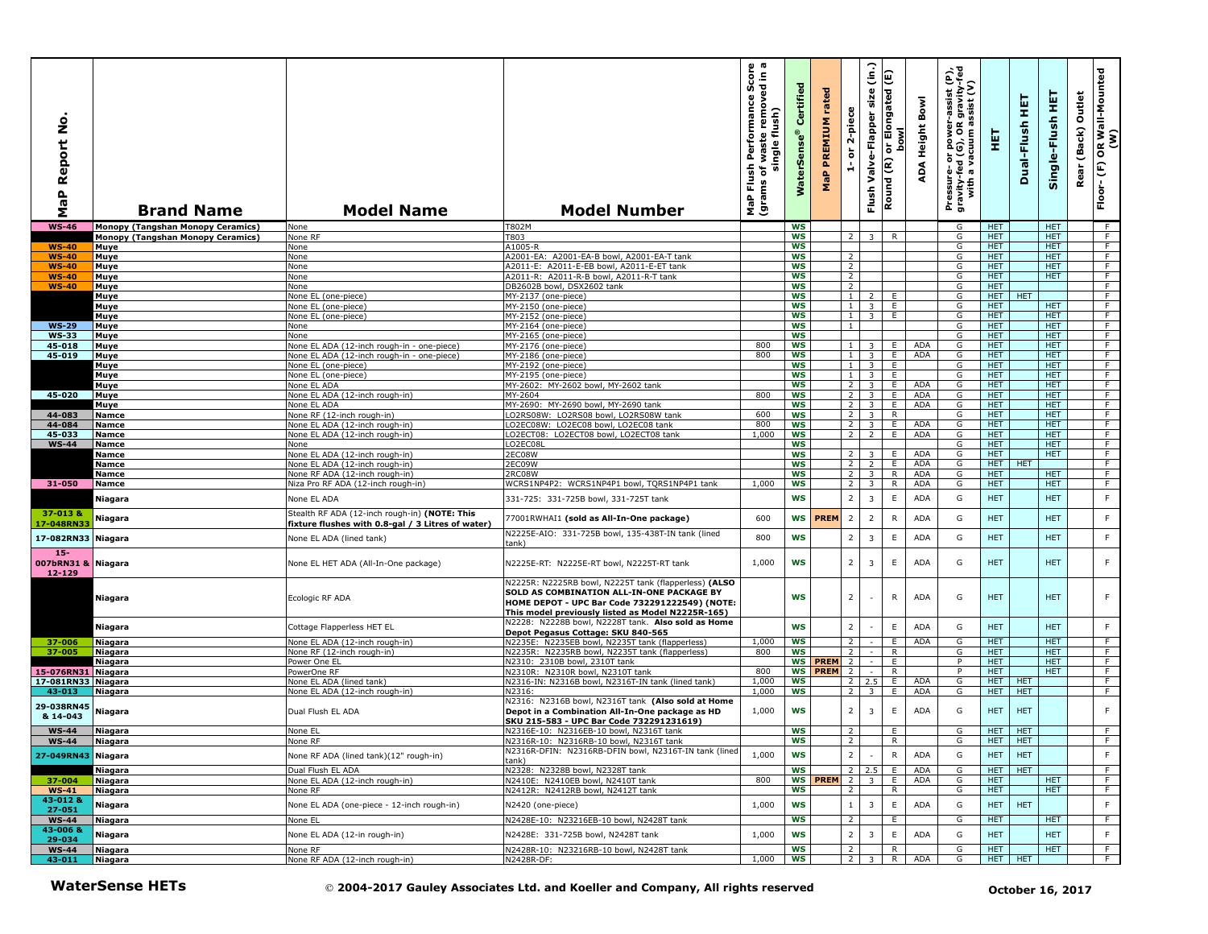| MaP Report No. | Brand Name | Model Name | Model Number | MaP Flush Performance Score (grams of waste removed in a single flush) | WaterSense® Certified | MaP PREMIUM rated | 1- or 2-piece | Flush Valve-Flapper size (in.) | Round (R) or Elongated (E) bowl | ADA Height Bowl | Pressure- or power-assist (P), gravity-fed (G), OR gravity-fed with a vacuum assist (V) | HET | Dual-Flush HET | Single-Flush HET | Rear (Back) Outlet | Floor- (F) OR Wall-Mounted (W) |
|---|---|---|---|---|---|---|---|---|---|---|---|---|---|---|---|---|
| WS-46 | Monopy (Tangshan Monopy Ceramics) | None | T802M | | WS | | | | | | G | HET | | HET | | F |
| | Monopy (Tangshan Monopy Ceramics) | None RF | T803 | | WS | | 2 | 3 | R | | G | HET | | HET | | F |
| WS-40 | Muye | None | A1005-R | | WS | | | | | | G | HET | | HET | | F |
| WS-40 | Muye | None | A2001-EA: A2001-EA-B bowl, A2001-EA-T tank | | WS | | 2 | | | | G | HET | | HET | | F |
| WS-40 | Muye | None | A2011-E: A2011-E-EB bowl, A2011-E-ET tank | | WS | | 2 | | | | G | HET | | HET | | F |
| WS-40 | Muye | None | A2011-R: A2011-R-B bowl, A2011-R-T tank | | WS | | 2 | | | | G | HET | | HET | | F |
| WS-40 | Muye | None | DB2602B bowl, DSX2602 tank | | WS | | 2 | | | | G | HET | | | | F |
| | Muye | None EL (one-piece) | MY-2137 (one-piece) | | WS | | 1 | 2 | E | | G | HET | HET | | | F |
| | Muye | None EL (one-piece) | MY-2150 (one-piece) | | WS | | 1 | 3 | E | | G | HET | | HET | | F |
| | Muye | None EL (one-piece) | MY-2152 (one-piece) | | WS | | 1 | 3 | E | | G | HET | | HET | | F |
| WS-29 | Muye | None | MY-2164 (one-piece) | | WS | | 1 | | | | G | HET | | HET | | F |
| WS-33 | Muye | None | MY-2165 (one-piece) | | WS | | | | | | G | HET | | HET | | F |
| 45-018 | Muye | None EL ADA (12-inch rough-in - one-piece) | MY-2176 (one-piece) | 800 | WS | | 1 | 3 | E | ADA | G | HET | | HET | | F |
| 45-019 | Muye | None EL ADA (12-inch rough-in - one-piece) | MY-2186 (one-piece) | 800 | WS | | 1 | 3 | E | ADA | G | HET | | HET | | F |
| | Muye | None EL (one-piece) | MY-2192 (one-piece) | | WS | | 1 | 3 | E | | G | HET | | HET | | F |
| | Muye | None EL (one-piece) | MY-2195 (one-piece) | | WS | | 1 | 3 | E | | G | HET | | HET | | F |
| | Muye | None EL ADA | MY-2602: MY-2602 bowl, MY-2602 tank | | WS | | 2 | 3 | E | ADA | G | HET | | HET | | F |
| 45-020 | Muye | None EL ADA (12-inch rough-in) | MY-2604 | 800 | WS | | 2 | 3 | E | ADA | G | HET | | HET | | F |
| | Muye | None EL ADA | MY-2690: MY-2690 bowl, MY-2690 tank | | WS | | 2 | 3 | E | ADA | G | HET | | HET | | F |
| 44-083 | Namce | None RF (12-inch rough-in) | LO2RS08W: LO2RS08 bowl, LO2RS08W tank | 600 | WS | | 2 | 3 | R | | G | HET | | HET | | F |
| 44-084 | Namce | None EL ADA (12-inch rough-in) | LO2EC08W: LO2EC08 bowl, LO2EC08 tank | 800 | WS | | 2 | 3 | E | ADA | G | HET | | HET | | F |
| 45-033 | Namce | None EL ADA (12-inch rough-in) | LO2ECT08: LO2ECT08 bowl, LO2ECT08 tank | 1,000 | WS | | 2 | 2 | E | ADA | G | HET | | HET | | F |
| WS-44 | Namce | None | LO2EC08L | | WS | | | | | | G | HET | | HET | | F |
| | Namce | None EL ADA (12-inch rough-in) | 2EC08W | | WS | | 2 | 3 | E | ADA | G | HET | | HET | | F |
| | Namce | None EL ADA (12-inch rough-in) | 2EC09W | | WS | | 2 | 2 | E | ADA | G | HET | HET | | | F |
| | Namce | None RF ADA (12-inch rough-in) | 2RC08W | | WS | | 2 | 3 | R | ADA | G | HET | | HET | | F |
| 31-050 | Namce | Niza Pro RF ADA (12-inch rough-in) | WCRS1NP4P2: WCRS1NP4P1 bowl, TQRS1NP4P1 tank | 1,000 | WS | | 2 | 3 | R | ADA | G | HET | | HET | | F |
| | Niagara | None EL ADA | 331-725: 331-725B bowl, 331-725T tank | | WS | | 2 | 3 | E | ADA | G | HET | | HET | | F |
| 37-013 & 17-048RN33 | Niagara | Stealth RF ADA (12-inch rough-in) **(NOTE: This fixture flushes with 0.8-gal / 3 Litres of water)** | 77001RWHAI1 **(sold as All-In-One package)** | 600 | WS | PREM | 2 | 2 | R | ADA | G | HET | | HET | | F |
| 17-082RN33 | Niagara | None EL ADA (lined tank) | N2225E-AIO: 331-725B bowl, 135-438T-IN tank (lined tank) | 800 | WS | | 2 | 3 | E | ADA | G | HET | | HET | | F |
| 15-007bRN31 & 12-129 | Niagara | None EL HET ADA (All-In-One package) | N2225E-RT: N2225E-RT bowl, N2225T-RT tank | 1,000 | WS | | 2 | 3 | E | ADA | G | HET | | HET | | F |
| | Niagara | Ecologic RF ADA | N2225R: N2225RB bowl, N2225T tank (flapperless) **(ALSO SOLD AS COMBINATION ALL-IN-ONE PACKAGE BY HOME DEPOT - UPC Bar Code 732291222549) (NOTE: This model previously listed as Model N2225R-165)** | | WS | | 2 | - | R | ADA | G | HET | | HET | | F |
| | Niagara | Cottage Flapperless HET EL | N2228: N2228B bowl, N2228T tank. **Also sold as Home Depot Pegasus Cottage: SKU 840-565** | | WS | | 2 | - | E | ADA | G | HET | | HET | | F |
| 37-006 | Niagara | None EL ADA (12-inch rough-in) | N2235E: N2235EB bowl, N2235T tank (flapperless) | 1,000 | WS | | 2 | - | E | ADA | G | HET | | HET | | F |
| 37-005 | Niagara | None RF (12-inch rough-in) | N2235R: N2235RB bowl, N2235T tank (flapperless) | 800 | WS | | 2 | - | R | | G | HET | | HET | | F |
| | Niagara | Power One EL | N2310: 2310B bowl, 2310T tank | | WS | PREM | 2 | - | E | | P | HET | | HET | | F |
| 15-076RN31 | Niagara | PowerOne RF | N2310R: N2310R bowl, N2310T tank | 800 | WS | PREM | 2 | - | R | | P | HET | | HET | | F |
| 17-081RN33 | Niagara | None EL ADA (lined tank) | N2316-IN: N2316B bowl, N2316T-IN tank (lined tank) | 1,000 | WS | | 2 | 2.5 | E | ADA | G | HET | HET | | | F |
| 43-013 | Niagara | None EL ADA (12-inch rough-in) | N2316: | 1,000 | WS | | 2 | 3 | E | ADA | G | HET | HET | | | F |
| 29-038RN45 & 14-043 | Niagara | Dual Flush EL ADA | N2316: N2316B bowl, N2316T tank **(Also sold at Home Depot in a Combination All-In-One package as HD SKU 215-583 - UPC Bar Code 732291231619)** | 1,000 | WS | | 2 | 3 | E | ADA | G | HET | HET | | | F |
| WS-44 | Niagara | None EL | N2316E-10: N2316EB-10 bowl, N2316T tank | | WS | | 2 | | E | | G | HET | HET | | | F |
| WS-44 | Niagara | None RF | N2316R-10: N2316RB-10 bowl, N2316T tank | | WS | | 2 | | R | | G | HET | HET | | | F |
| 27-049RN43 | Niagara | None RF ADA (lined tank)(12" rough-in) | N2316R-DFIN: N2316RB-DFIN bowl, N2316T-IN tank (lined tank) | 1,000 | WS | | 2 | - | R | ADA | G | HET | HET | | | F |
| | Niagara | Dual Flush EL ADA | N2328: N2328B bowl, N2328T tank | | WS | | 2 | 2.5 | E | ADA | G | HET | HET | | | F |
| 37-004 | Niagara | None EL ADA (12-inch rough-in) | N2410E: N2410EB bowl, N2410T tank | 800 | WS | PREM | 2 | 3 | E | ADA | G | HET | | HET | | F |
| WS-41 | Niagara | None RF | N2412R: N2412RB bowl, N2412T tank | | WS | | 2 | | R | | G | HET | | HET | | F |
| 43-012 & 27-051 | Niagara | None EL ADA (one-piece - 12-inch rough-in) | N2420 (one-piece) | 1,000 | WS | | 1 | 3 | E | ADA | G | HET | HET | | | F |
| WS-44 | Niagara | None EL | N2428E-10: N23216EB-10 bowl, N2428T tank | | WS | | 2 | | E | | G | HET | | HET | | F |
| 43-006 & 29-034 | Niagara | None EL ADA (12-in rough-in) | N2428E: 331-725B bowl, N2428T tank | 1,000 | WS | | 2 | 3 | E | ADA | G | HET | | HET | | F |
| WS-44 | Niagara | None RF | N2428R-10: N23216RB-10 bowl, N2428T tank | | WS | | 2 | | R | | G | HET | | HET | | F |
| 43-011 | Niagara | None RF ADA (12-inch rough-in) | N2428R-DF: | 1,000 | WS | | 2 | 3 | R | ADA | G | HET | HET | | | F |

**WaterSense HETs** © **2004-2017 Gauley Associates Ltd. and Koeller and Company, All rights reserved** **October 16, 2017**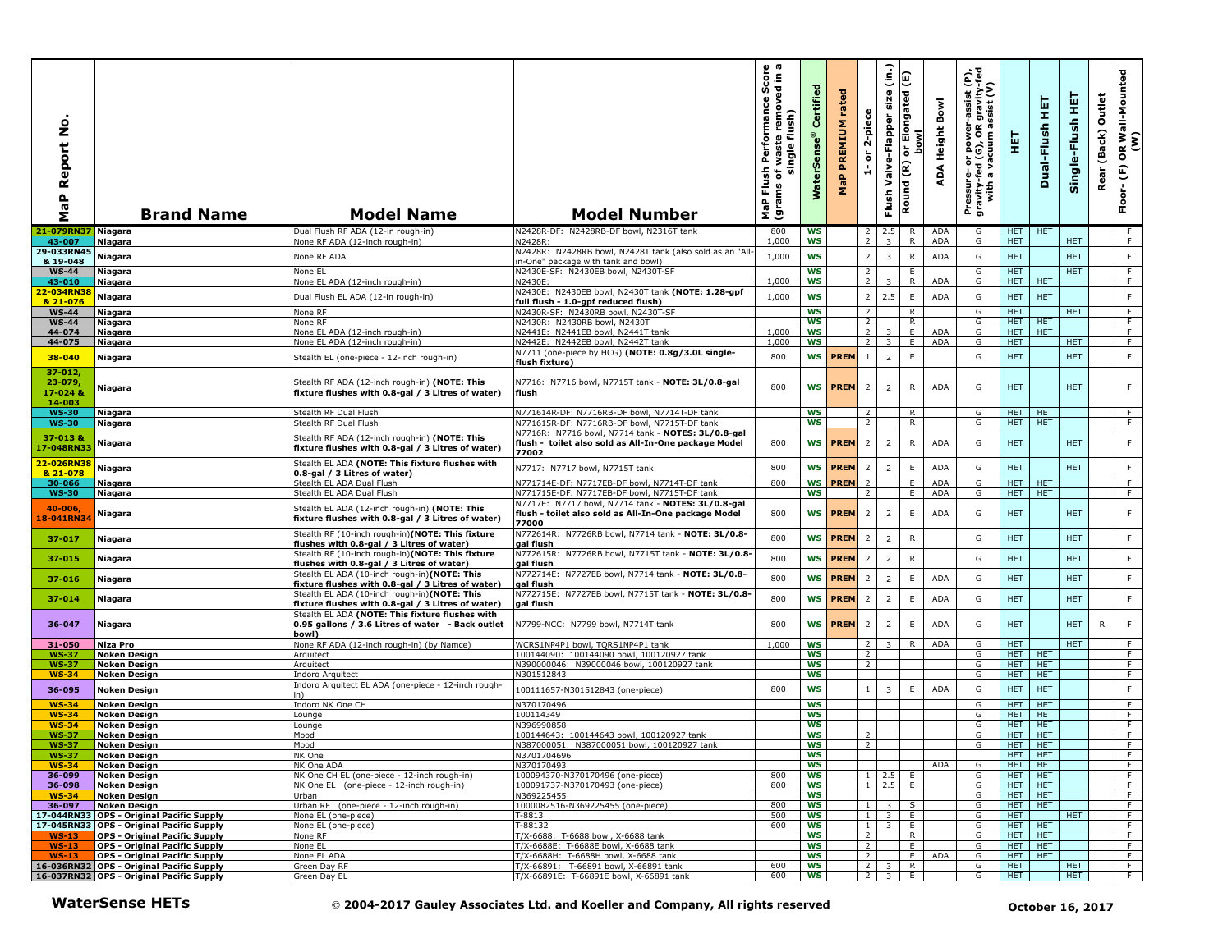| MaP Report No. | Brand Name | Model Name | Model Number | MaP Flush Performance Score (grams of waste removed in a single flush) | WaterSense® Certified | MaP PREMIUM rated | 1- or 2-piece | Flush Valve-Flapper size (in.) | Round (R) or Elongated (E) bowl | ADA Height Bowl | Pressure- or power-assist (P), gravity-fed (G), OR gravity-fed with a vacuum assist (V) | HET | Dual-Flush HET | Single-Flush HET | Rear (Back) Outlet | Floor- (F) OR Wall-Mounted (W) |
|---|---|---|---|---|---|---|---|---|---|---|---|---|---|---|---|---|
| 21-079RN37 | Niagara | Dual Flush RF ADA (12-in rough-in) | N2428R-DF: N2428RB-DF bowl, N2316T tank | 800 | WS | | 2 | 2.5 | R | ADA | G | HET | HET | | | F |
| 43-007 | Niagara | None RF ADA (12-inch rough-in) | N2428R: | 1,000 | WS | | 2 | 3 | R | ADA | G | HET | | HET | | F |
| 29-033RN45 & 19-048 | Niagara | None RF ADA | N2428R: N2428RB bowl, N2428T tank (also sold as an "All-in-One" package with tank and bowl) | 1,000 | WS | | 2 | 3 | R | ADA | G | HET | | HET | | F |
| WS-44 | Niagara | None EL | N2430E-SF: N2430EB bowl, N2430T-SF | | WS | | 2 | | E | | G | HET | | HET | | F |
| 43-010 | Niagara | None EL ADA (12-inch rough-in) | N2430E: | 1,000 | WS | | 2 | 3 | R | ADA | G | HET | HET | | | F |
| 22-034RN38 & 21-076 | Niagara | Dual Flush EL ADA (12-in rough-in) | N2430E: N2430EB bowl, N2430T tank **(NOTE: 1.28-gpf full flush - 1.0-gpf reduced flush)** | 1,000 | WS | | 2 | 2.5 | E | ADA | G | HET | HET | | | F |
| WS-44 | Niagara | None RF | N2430R-SF: N2430RB bowl, N2430T-SF | | WS | | 2 | | R | | G | HET | | HET | | F |
| WS-44 | Niagara | None RF | N2430R: N2430RB bowl, N2430T | | WS | | 2 | | R | | G | HET | HET | | | F |
| 44-074 | Niagara | None EL ADA (12-inch rough-in) | N2441E: N2441EB bowl, N2441T tank | 1,000 | WS | | 2 | 3 | E | ADA | G | HET | HET | | | F |
| 44-075 | Niagara | None EL ADA (12-inch rough-in) | N2442E: N2442EB bowl, N2442T tank | 1,000 | WS | | 2 | 3 | E | ADA | G | HET | | HET | | F |
| 38-040 | Niagara | Stealth EL (one-piece - 12-inch rough-in) | N7711 (one-piece by HCG) **(NOTE: 0.8g/3.0L single-flush fixture)** | 800 | WS | PREM | 1 | 2 | E | | G | HET | | HET | | F |
| 37-012, 23-079, 17-024 & 14-003 | Niagara | Stealth RF ADA (12-inch rough-in) **(NOTE: This fixture flushes with 0.8-gal / 3 Litres of water)** | N7716: N7716 bowl, N7715T tank - **NOTE: 3L/0.8-gal flush** | 800 | WS | PREM | 2 | 2 | R | ADA | G | HET | | HET | | F |
| WS-30 | Niagara | Stealth RF Dual Flush | N771614R-DF: N7716RB-DF bowl, N7714T-DF tank | | WS | | 2 | | R | | G | HET | HET | | | F |
| WS-30 | Niagara | Stealth RF Dual Flush | N771615R-DF: N7716RB-DF bowl, N7715T-DF tank | | WS | | 2 | | R | | G | HET | HET | | | F |
| 37-013 & 17-048RN33 | Niagara | Stealth RF ADA (12-inch rough-in) **(NOTE: This fixture flushes with 0.8-gal / 3 Litres of water)** | N7716R: N7716 bowl, N7714 tank - **NOTES: 3L/0.8-gal flush - toilet also sold as All-In-One package Model 77002** | 800 | WS | PREM | 2 | 2 | R | ADA | G | HET | | HET | | F |
| 22-026RN38 & 21-078 | Niagara | Stealth EL ADA **(NOTE: This fixture flushes with 0.8-gal / 3 Litres of water)** | N7717: N7717 bowl, N7715T tank | 800 | WS | PREM | 2 | 2 | E | ADA | G | HET | | HET | | F |
| 30-066 | Niagara | Stealth EL ADA Dual Flush | N771714E-DF: N7717EB-DF bowl, N7714T-DF tank | 800 | WS | PREM | 2 | | E | ADA | G | HET | HET | | | F |
| WS-30 | Niagara | Stealth EL ADA Dual Flush | N771715E-DF: N7717EB-DF bowl, N7715T-DF tank | | WS | | 2 | | E | ADA | G | HET | HET | | | F |
| 40-006, 18-041RN34 | Niagara | Stealth EL ADA (12-inch rough-in) **(NOTE: This fixture flushes with 0.8-gal / 3 Litres of water)** | N7717E: N7717 bowl, N7714 tank - **NOTES: 3L/0.8-gal flush - toilet also sold as All-In-One package Model 77000** | 800 | WS | PREM | 2 | 2 | E | ADA | G | HET | | HET | | F |
| 37-017 | Niagara | Stealth RF (10-inch rough-in)**(NOTE: This fixture flushes with 0.8-gal / 3 Litres of water)** | N772614R: N7726RB bowl, N7714 tank - **NOTE: 3L/0.8-gal flush** | 800 | WS | PREM | 2 | 2 | R | | G | HET | | HET | | F |
| 37-015 | Niagara | Stealth RF (10-inch rough-in)**(NOTE: This fixture flushes with 0.8-gal / 3 Litres of water)** | N772615R: N7726RB bowl, N7715T tank - **NOTE: 3L/0.8-gal flush** | 800 | WS | PREM | 2 | 2 | R | | G | HET | | HET | | F |
| 37-016 | Niagara | Stealth EL ADA (10-inch rough-in)**(NOTE: This fixture flushes with 0.8-gal / 3 Litres of water)** | N772714E: N7727EB bowl, N7714 tank - **NOTE: 3L/0.8-gal flush** | 800 | WS | PREM | 2 | 2 | E | ADA | G | HET | | HET | | F |
| 37-014 | Niagara | Stealth EL ADA (10-inch rough-in)**(NOTE: This fixture flushes with 0.8-gal / 3 Litres of water)** | N772715E: N7727EB bowl, N7715T tank - **NOTE: 3L/0.8-gal flush** | 800 | WS | PREM | 2 | 2 | E | ADA | G | HET | | HET | | F |
| 36-047 | Niagara | Stealth EL ADA **(NOTE: This fixture flushes with 0.95 gallons / 3.6 Litres of water - Back outlet bowl)** | N7799-NCC: N7799 bowl, N7714T tank | 800 | WS | PREM | 2 | 2 | E | ADA | G | HET | | HET | R | F |
| 31-050 | Niza Pro | None RF ADA (12-inch rough-in) (by Namce) | WCRS1NP4P1 bowl, TQRS1NP4P1 tank | 1,000 | WS | | 2 | 3 | R | ADA | G | HET | | HET | | F |
| WS-37 | Noken Design | Arquitect | 100144090: 100144090 bowl, 100120927 tank | | WS | | 2 | | | | G | HET | HET | | | F |
| WS-37 | Noken Design | Arquitect | N390000046: N39000046 bowl, 100120927 tank | | WS | | 2 | | | | G | HET | HET | | | F |
| WS-34 | Noken Design | Indoro Arquitect | N301512843 | | WS | | | | | | G | HET | HET | | | F |
| 36-095 | Noken Design | Indoro Arquitect EL ADA (one-piece - 12-inch rough-in) | 100111657-N301512843 (one-piece) | 800 | WS | | 1 | 3 | E | ADA | G | HET | HET | | | F |
| WS-34 | Noken Design | Indoro NK One CH | N370170496 | | WS | | | | | | G | HET | HET | | | F |
| WS-34 | Noken Design | Lounge | 100114349 | | WS | | | | | | G | HET | HET | | | F |
| WS-34 | Noken Design | Lounge | N396990858 | | WS | | | | | | G | HET | HET | | | F |
| WS-37 | Noken Design | Mood | 100144643: 100144643 bowl, 100120927 tank | | WS | | 2 | | | | G | HET | HET | | | F |
| WS-37 | Noken Design | Mood | N387000051: N387000051 bowl, 100120927 tank | | WS | | 2 | | | | G | HET | HET | | | F |
| WS-37 | Noken Design | NK One | N3701704696 | | WS | | | | | | | HET | HET | | | F |
| WS-34 | Noken Design | NK One ADA | N370170493 | | WS | | | | | ADA | G | HET | HET | | | F |
| 36-099 | Noken Design | NK One CH EL (one-piece - 12-inch rough-in) | 100094370-N370170496 (one-piece) | 800 | WS | | 1 | 2.5 | E | | G | HET | HET | | | F |
| 36-098 | Noken Design | NK One EL (one-piece - 12-inch rough-in) | 100091737-N370170493 (one-piece) | 800 | WS | | 1 | 2.5 | E | | G | HET | HET | | | F |
| WS-34 | Noken Design | Urban | N369225455 | | WS | | | | | | G | HET | HET | | | F |
| 36-097 | Noken Design | Urban RF (one-piece - 12-inch rough-in) | 1000082516-N369225455 (one-piece) | 800 | WS | | 1 | 3 | S | | G | HET | HET | | | F |
| 17-044RN33 | OPS - Original Pacific Supply | None EL (one-piece) | T-8813 | 500 | WS | | 1 | 3 | E | | G | HET | | HET | | F |
| 17-045RN33 | OPS - Original Pacific Supply | None EL (one-piece) | T-88132 | 600 | WS | | 1 | 3 | E | | G | HET | HET | | | F |
| WS-13 | OPS - Original Pacific Supply | None RF | T/X-6688: T-6688 bowl, X-6688 tank | | WS | | 2 | | R | | G | HET | HET | | | F |
| WS-13 | OPS - Original Pacific Supply | None EL | T/X-6688E: T-6688E bowl, X-6688 tank | | WS | | 2 | | E | | G | HET | HET | | | F |
| WS-13 | OPS - Original Pacific Supply | None EL ADA | T/X-6688H: T-6688H bowl, X-6688 tank | | WS | | 2 | | E | ADA | G | HET | HET | | | F |
| 16-036RN32 | OPS - Original Pacific Supply | Green Day RF | T/X-66891: T-66891 bowl, X-66891 tank | 600 | WS | | 2 | 3 | R | | G | HET | | HET | | F |
| 16-037RN32 | OPS - Original Pacific Supply | Green Day EL | T/X-66891E: T-66891E bowl, X-66891 tank | 600 | WS | | 2 | 3 | E | | G | HET | | HET | | F |

**WaterSense HETs** © **2004-2017 Gauley Associates Ltd. and Koeller and Company, All rights reserved** **October 16, 2017**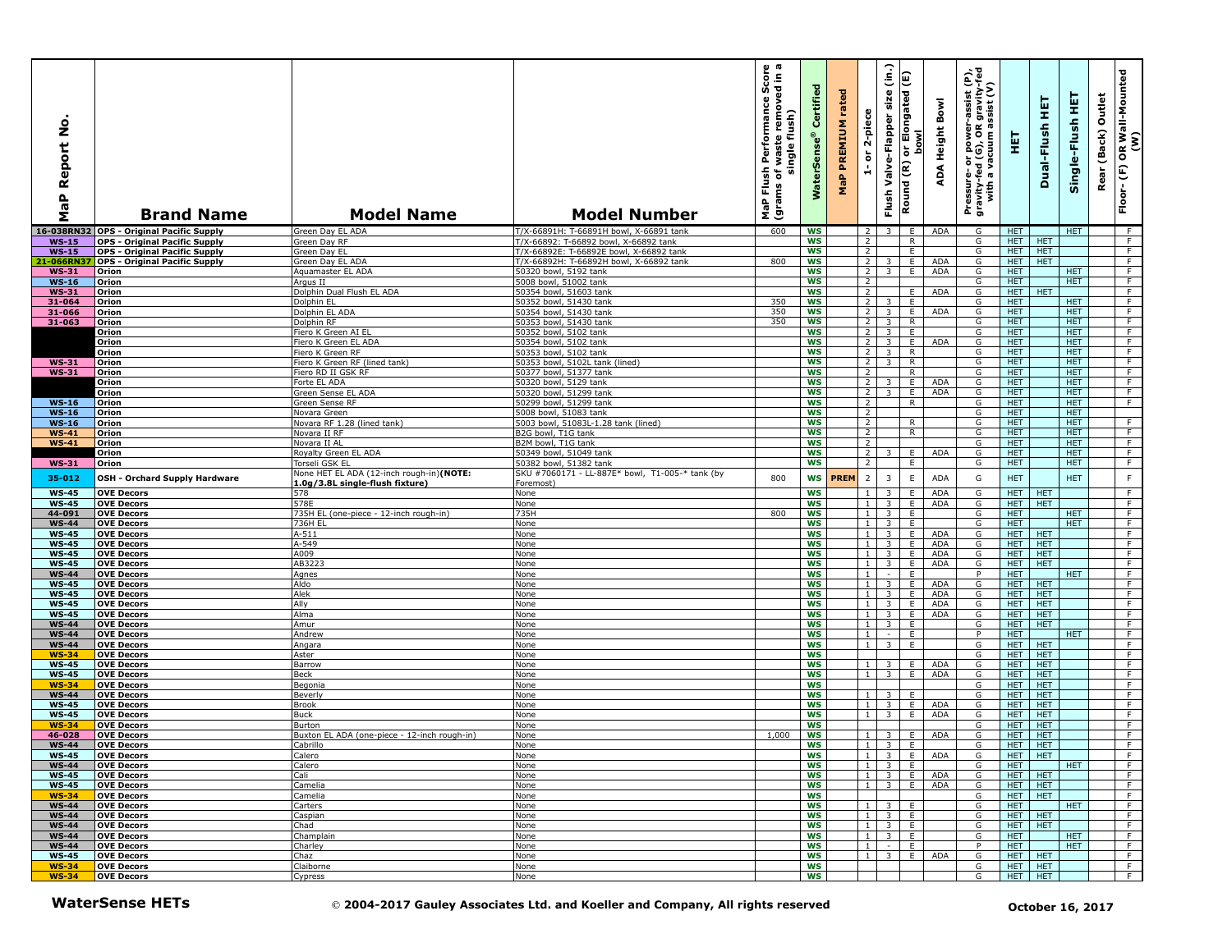| MaP Report No. | Brand Name | Model Name | Model Number | MaP Flush Performance Score (grams of waste removed in a single flush) | WaterSense® Certified | MaP PREMIUM rated | 1- or 2-piece | Flush Valve-Flapper size (in.) | Round (R) or Elongated (E) bowl | ADA Height Bowl | Pressure- or power-assist (P), gravity-fed (G), OR gravity-fed with a vacuum assist (V) | HET | Dual-Flush HET | Single-Flush HET | Rear (Back) Outlet | Floor- (F) OR Wall-Mounted (W) |
|---|---|---|---|---|---|---|---|---|---|---|---|---|---|---|---|---|
| 16-038RN32 | OPS - Original Pacific Supply | Green Day EL ADA | T/X-66891H: T-66891H bowl, X-66891 tank | 600 | WS | | 2 | 3 | E | ADA | G | HET | | HET | | F |
| WS-15 | OPS - Original Pacific Supply | Green Day RF | T/X-66892: T-66892 bowl, X-66892 tank | | WS | | 2 | | R | | G | HET | HET | | | F |
| WS-15 | OPS - Original Pacific Supply | Green Day EL | T/X-66892E: T-66892E bowl, X-66892 tank | | WS | | 2 | | E | | G | HET | HET | | | F |
| 21-066RN37 | OPS - Original Pacific Supply | Green Day EL ADA | T/X-66892H: T-66892H bowl, X-66892 tank | 800 | WS | | 2 | 3 | E | ADA | G | HET | HET | | | F |
| WS-31 | Orion | Aquamaster EL ADA | 50320 bowl, 5192 tank | | WS | | 2 | 3 | E | ADA | G | HET | | HET | | F |
| WS-16 | Orion | Argus II | 5008 bowl, 51002 tank | | WS | | 2 | | | | G | HET | | HET | | F |
| WS-31 | Orion | Dolphin Dual Flush EL ADA | 50354 bowl, 51603 tank | | WS | | 2 | | E | ADA | G | HET | HET | | | F |
| 31-064 | Orion | Dolphin EL | 50352 bowl, 51430 tank | 350 | WS | | 2 | 3 | E | | G | HET | | HET | | F |
| 31-066 | Orion | Dolphin EL ADA | 50354 bowl, 51430 tank | 350 | WS | | 2 | 3 | E | ADA | G | HET | | HET | | F |
| 31-063 | Orion | Dolphin RF | 50353 bowl, 51430 tank | 350 | WS | | 2 | 3 | R | | G | HET | | HET | | F |
| | Orion | Fiero K Green AI EL | 50352 bowl, 5102 tank | | WS | | 2 | 3 | E | | G | HET | | HET | | F |
| | Orion | Fiero K Green EL ADA | 50354 bowl, 5102 tank | | WS | | 2 | 3 | E | ADA | G | HET | | HET | | F |
| | Orion | Fiero K Green RF | 50353 bowl, 5102 tank | | WS | | 2 | 3 | R | | G | HET | | HET | | F |
| WS-31 | Orion | Fiero K Green RF (lined tank) | 50353 bowl, 5102L tank (lined) | | WS | | 2 | 3 | R | | G | HET | | HET | | F |
| WS-31 | Orion | Fiero RD II GSK RF | 50377 bowl, 51377 tank | | WS | | 2 | | R | | G | HET | | HET | | F |
| | Orion | Forte EL ADA | 50320 bowl, 5129 tank | | WS | | 2 | 3 | E | ADA | G | HET | | HET | | F |
| | Orion | Green Sense EL ADA | 50320 bowl, 51299 tank | | WS | | 2 | 3 | E | ADA | G | HET | | HET | | F |
| WS-16 | Orion | Green Sense RF | 50299 bowl, 51299 tank | | WS | | 2 | | R | | G | HET | | HET | | F |
| WS-16 | Orion | Novara Green | 5008 bowl, 51083 tank | | WS | | 2 | | | | G | HET | | HET | | |
| WS-16 | Orion | Novara RF 1.28 (lined tank) | 5003 bowl, 51083L-1.28 tank (lined) | | WS | | 2 | | R | | G | HET | | HET | | F |
| WS-41 | Orion | Novara II RF | B2G bowl, T1G tank | | WS | | 2 | | R | | G | HET | | HET | | F |
| WS-41 | Orion | Novara II AL | B2M bowl, T1G tank | | WS | | 2 | | | | G | HET | | HET | | F |
| | Orion | Royalty Green EL ADA | 50349 bowl, 51049 tank | | WS | | 2 | 3 | E | ADA | G | HET | | HET | | F |
| WS-31 | Orion | Torseli GSK EL | 50382 bowl, 51382 tank | | WS | | 2 | | E | | G | HET | | HET | | F |
| 35-012 | OSH - Orchard Supply Hardware | None HET EL ADA (12-inch rough-in) **(NOTE: 1.0g/3.8L single-flush fixture)** | SKU #7060171 - LL-887E* bowl, T1-005-* tank (by Foremost) | 800 | WS | PREM | 2 | 3 | E | ADA | G | HET | | HET | | F |
| WS-45 | OVE Decors | 578 | None | | WS | | 1 | 3 | E | ADA | G | HET | HET | | | F |
| WS-45 | OVE Decors | 578E | None | | WS | | 1 | 3 | E | ADA | G | HET | HET | | | F |
| 44-091 | OVE Decors | 735H EL (one-piece - 12-inch rough-in) | 735H | 800 | WS | | 1 | 3 | E | | G | HET | | HET | | F |
| WS-44 | OVE Decors | 736H EL | None | | WS | | 1 | 3 | E | | G | HET | | HET | | F |
| WS-45 | OVE Decors | A-511 | None | | WS | | 1 | 3 | E | ADA | G | HET | HET | | | F |
| WS-45 | OVE Decors | A-549 | None | | WS | | 1 | 3 | E | ADA | G | HET | HET | | | F |
| WS-45 | OVE Decors | A009 | None | | WS | | 1 | 3 | E | ADA | G | HET | HET | | | F |
| WS-45 | OVE Decors | AB3223 | None | | WS | | 1 | 3 | E | ADA | G | HET | HET | | | F |
| WS-44 | OVE Decors | Agnes | None | | WS | | 1 | - | E | | P | HET | | HET | | F |
| WS-45 | OVE Decors | Aldo | None | | WS | | 1 | 3 | E | ADA | G | HET | HET | | | F |
| WS-45 | OVE Decors | Alek | None | | WS | | 1 | 3 | E | ADA | G | HET | HET | | | F |
| WS-45 | OVE Decors | Ally | None | | WS | | 1 | 3 | E | ADA | G | HET | HET | | | F |
| WS-45 | OVE Decors | Alma | None | | WS | | 1 | 3 | E | ADA | G | HET | HET | | | F |
| WS-44 | OVE Decors | Amur | None | | WS | | 1 | 3 | E | | G | HET | HET | | | F |
| WS-44 | OVE Decors | Andrew | None | | WS | | 1 | - | E | | P | HET | | HET | | F |
| WS-44 | OVE Decors | Angara | None | | WS | | 1 | 3 | E | | G | HET | HET | | | F |
| WS-34 | OVE Decors | Aster | None | | WS | | | | | | G | HET | HET | | | F |
| WS-45 | OVE Decors | Barrow | None | | WS | | 1 | 3 | E | ADA | G | HET | HET | | | F |
| WS-45 | OVE Decors | Beck | None | | WS | | 1 | 3 | E | ADA | G | HET | HET | | | F |
| WS-34 | OVE Decors | Begonia | None | | WS | | | | | | G | HET | HET | | | F |
| WS-44 | OVE Decors | Beverly | None | | WS | | 1 | 3 | E | | G | HET | HET | | | F |
| WS-45 | OVE Decors | Brook | None | | WS | | 1 | 3 | E | ADA | G | HET | HET | | | F |
| WS-45 | OVE Decors | Buck | None | | WS | | 1 | 3 | E | ADA | G | HET | HET | | | F |
| WS-34 | OVE Decors | Burton | None | | WS | | | | | | G | HET | HET | | | F |
| 46-028 | OVE Decors | Buxton EL ADA (one-piece - 12-inch rough-in) | None | 1,000 | WS | | 1 | 3 | E | ADA | G | HET | HET | | | F |
| WS-44 | OVE Decors | Cabrillo | None | | WS | | 1 | 3 | E | | G | HET | HET | | | F |
| WS-45 | OVE Decors | Calero | None | | WS | | 1 | 3 | E | ADA | G | HET | HET | | | F |
| WS-44 | OVE Decors | Calero | None | | WS | | 1 | 3 | E | | G | HET | | HET | | F |
| WS-45 | OVE Decors | Cali | None | | WS | | 1 | 3 | E | ADA | G | HET | HET | | | F |
| WS-45 | OVE Decors | Camelia | None | | WS | | 1 | 3 | E | ADA | G | HET | HET | | | F |
| WS-34 | OVE Decors | Camelia | None | | WS | | | | | | G | HET | HET | | | F |
| WS-44 | OVE Decors | Carters | None | | WS | | 1 | 3 | E | | G | HET | | HET | | F |
| WS-44 | OVE Decors | Caspian | None | | WS | | 1 | 3 | E | | G | HET | HET | | | F |
| WS-44 | OVE Decors | Chad | None | | WS | | 1 | 3 | E | | G | HET | HET | | | F |
| WS-44 | OVE Decors | Champlain | None | | WS | | 1 | 3 | E | | G | HET | | HET | | F |
| WS-44 | OVE Decors | Charley | None | | WS | | 1 | - | E | | P | HET | | HET | | F |
| WS-45 | OVE Decors | Chaz | None | | WS | | 1 | 3 | E | ADA | G | HET | HET | | | F |
| WS-34 | OVE Decors | Claiborne | None | | WS | | | | | | G | HET | HET | | | F |
| WS-34 | OVE Decors | Cypress | None | | WS | | | | | | G | HET | HET | | | F |

**WaterSense HETs** © 2004-2017 Gauley Associates Ltd. and Koeller and Company, All rights reserved **October 16, 2017**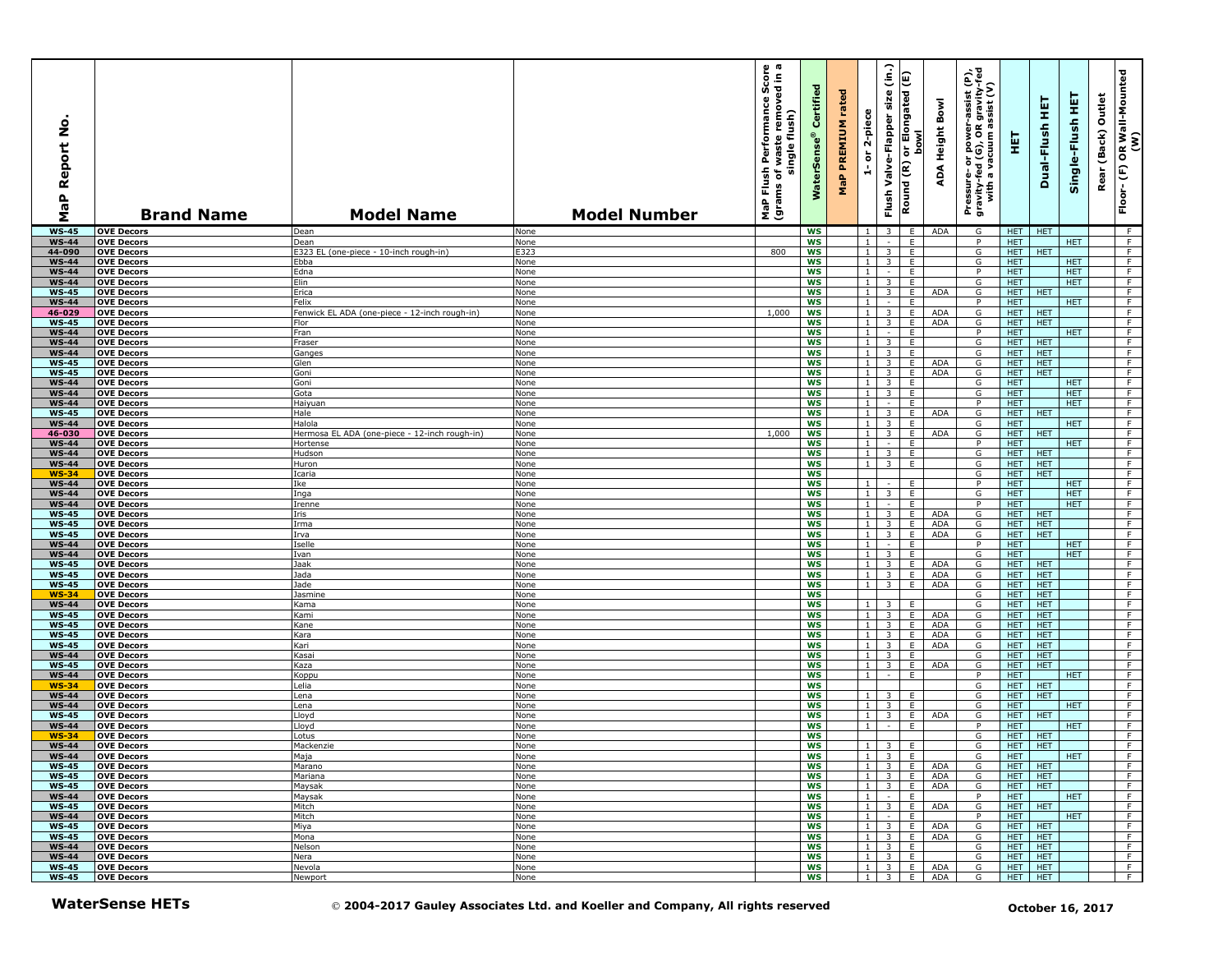| MaP Report No. | Brand Name | Model Name | Model Number | MaP Flush Performance Score (grams of waste removed in a single flush) | WaterSense® Certified | MaP PREMIUM rated | 1- or 2-piece | Flush Valve-Flapper size (in.) | Round (R) or Elongated (E) bowl | ADA Height Bowl | Pressure- or power-assist (P), gravity-fed (G), OR gravity-fed with a vacuum assist (V) | HET | Dual-Flush HET | Single-Flush HET | Rear (Back) Outlet | Floor- (F) OR Wall-Mounted (W) |
|---|---|---|---|---|---|---|---|---|---|---|---|---|---|---|---|---|
| WS-45 | OVE Decors | Dean | None | | WS | | 1 | 3 | E | ADA | G | HET | HET | | | F |
| WS-44 | OVE Decors | Dean | None | | WS | | 1 | - | E | | P | HET | | HET | | F |
| 44-090 | OVE Decors | E323 EL (one-piece - 10-inch rough-in) | E323 | 800 | WS | | 1 | 3 | E | | G | HET | HET | | | F |
| WS-44 | OVE Decors | Ebba | None | | WS | | 1 | 3 | E | | G | HET | | HET | | F |
| WS-44 | OVE Decors | Edna | None | | WS | | 1 | - | E | | P | HET | | HET | | F |
| WS-44 | OVE Decors | Elin | None | | WS | | 1 | 3 | E | | G | HET | | HET | | F |
| WS-45 | OVE Decors | Erica | None | | WS | | 1 | 3 | E | ADA | G | HET | HET | | | F |
| WS-44 | OVE Decors | Felix | None | | WS | | 1 | - | E | | P | HET | | HET | | F |
| 46-029 | OVE Decors | Fenwick EL ADA (one-piece - 12-inch rough-in) | None | 1,000 | WS | | 1 | 3 | E | ADA | G | HET | HET | | | F |
| WS-45 | OVE Decors | Flor | None | | WS | | 1 | 3 | E | ADA | G | HET | HET | | | F |
| WS-44 | OVE Decors | Fran | None | | WS | | 1 | - | E | | P | HET | | HET | | F |
| WS-44 | OVE Decors | Fraser | None | | WS | | 1 | 3 | E | | G | HET | HET | | | F |
| WS-44 | OVE Decors | Ganges | None | | WS | | 1 | 3 | E | | G | HET | HET | | | F |
| WS-45 | OVE Decors | Glen | None | | WS | | 1 | 3 | E | ADA | G | HET | HET | | | F |
| WS-45 | OVE Decors | Goni | None | | WS | | 1 | 3 | E | ADA | G | HET | HET | | | F |
| WS-44 | OVE Decors | Goni | None | | WS | | 1 | 3 | E | | G | HET | | HET | | F |
| WS-44 | OVE Decors | Gota | None | | WS | | 1 | 3 | E | | G | HET | | HET | | F |
| WS-44 | OVE Decors | Haiyuan | None | | WS | | 1 | - | E | | P | HET | | HET | | F |
| WS-45 | OVE Decors | Hale | None | | WS | | 1 | 3 | E | ADA | G | HET | HET | | | F |
| WS-44 | OVE Decors | Halola | None | | WS | | 1 | 3 | E | | G | HET | | HET | | F |
| 46-030 | OVE Decors | Hermosa EL ADA (one-piece - 12-inch rough-in) | None | 1,000 | WS | | 1 | 3 | E | ADA | G | HET | HET | | | F |
| WS-44 | OVE Decors | Hortense | None | | WS | | 1 | - | E | | P | HET | | HET | | F |
| WS-44 | OVE Decors | Hudson | None | | WS | | 1 | 3 | E | | G | HET | HET | | | F |
| WS-44 | OVE Decors | Huron | None | | WS | | 1 | 3 | E | | G | HET | HET | | | F |
| WS-34 | OVE Decors | Icaria | None | | WS | | | | | | G | HET | HET | | | F |
| WS-44 | OVE Decors | Ike | None | | WS | | 1 | - | E | | P | HET | | HET | | F |
| WS-44 | OVE Decors | Inga | None | | WS | | 1 | 3 | E | | G | HET | | HET | | F |
| WS-44 | OVE Decors | Irenne | None | | WS | | 1 | - | E | | P | HET | | HET | | F |
| WS-45 | OVE Decors | Iris | None | | WS | | 1 | 3 | E | ADA | G | HET | HET | | | F |
| WS-45 | OVE Decors | Irma | None | | WS | | 1 | 3 | E | ADA | G | HET | HET | | | F |
| WS-45 | OVE Decors | Irva | None | | WS | | 1 | 3 | E | ADA | G | HET | HET | | | F |
| WS-44 | OVE Decors | Iselle | None | | WS | | 1 | - | E | | P | HET | | HET | | F |
| WS-44 | OVE Decors | Ivan | None | | WS | | 1 | 3 | E | | G | HET | | HET | | F |
| WS-45 | OVE Decors | Jaak | None | | WS | | 1 | 3 | E | ADA | G | HET | HET | | | F |
| WS-45 | OVE Decors | Jada | None | | WS | | 1 | 3 | E | ADA | G | HET | HET | | | F |
| WS-45 | OVE Decors | Jade | None | | WS | | 1 | 3 | E | ADA | G | HET | HET | | | F |
| WS-34 | OVE Decors | Jasmine | None | | WS | | | | | | G | HET | HET | | | F |
| WS-44 | OVE Decors | Kama | None | | WS | | 1 | 3 | E | | G | HET | HET | | | F |
| WS-45 | OVE Decors | Kami | None | | WS | | 1 | 3 | E | ADA | G | HET | HET | | | F |
| WS-45 | OVE Decors | Kane | None | | WS | | 1 | 3 | E | ADA | G | HET | HET | | | F |
| WS-45 | OVE Decors | Kara | None | | WS | | 1 | 3 | E | ADA | G | HET | HET | | | F |
| WS-45 | OVE Decors | Kari | None | | WS | | 1 | 3 | E | ADA | G | HET | HET | | | F |
| WS-44 | OVE Decors | Kasai | None | | WS | | 1 | 3 | E | | G | HET | HET | | | F |
| WS-45 | OVE Decors | Kaza | None | | WS | | 1 | 3 | E | ADA | G | HET | HET | | | F |
| WS-44 | OVE Decors | Koppu | None | | WS | | 1 | - | E | | P | HET | | HET | | F |
| WS-34 | OVE Decors | Lelia | None | | WS | | | | | | G | HET | HET | | | F |
| WS-44 | OVE Decors | Lena | None | | WS | | 1 | 3 | E | | G | HET | HET | | | F |
| WS-44 | OVE Decors | Lena | None | | WS | | 1 | 3 | E | | G | HET | | HET | | F |
| WS-45 | OVE Decors | Lloyd | None | | WS | | 1 | 3 | E | ADA | G | HET | HET | | | F |
| WS-44 | OVE Decors | Lloyd | None | | WS | | 1 | - | E | | P | HET | | HET | | F |
| WS-34 | OVE Decors | Lotus | None | | WS | | | | | | G | HET | HET | | | F |
| WS-44 | OVE Decors | Mackenzie | None | | WS | | 1 | 3 | E | | G | HET | HET | | | F |
| WS-44 | OVE Decors | Maja | None | | WS | | 1 | 3 | E | | G | HET | | HET | | F |
| WS-45 | OVE Decors | Marano | None | | WS | | 1 | 3 | E | ADA | G | HET | HET | | | F |
| WS-45 | OVE Decors | Mariana | None | | WS | | 1 | 3 | E | ADA | G | HET | HET | | | F |
| WS-45 | OVE Decors | Maysak | None | | WS | | 1 | 3 | E | ADA | G | HET | HET | | | F |
| WS-44 | OVE Decors | Maysak | None | | WS | | 1 | - | E | | P | HET | | HET | | F |
| WS-45 | OVE Decors | Mitch | None | | WS | | 1 | 3 | E | ADA | G | HET | HET | | | F |
| WS-44 | OVE Decors | Mitch | None | | WS | | 1 | - | E | | P | HET | | HET | | F |
| WS-45 | OVE Decors | Miya | None | | WS | | 1 | 3 | E | ADA | G | HET | HET | | | F |
| WS-45 | OVE Decors | Mona | None | | WS | | 1 | 3 | E | ADA | G | HET | HET | | | F |
| WS-44 | OVE Decors | Nelson | None | | WS | | 1 | 3 | E | | G | HET | HET | | | F |
| WS-44 | OVE Decors | Nera | None | | WS | | 1 | 3 | E | | G | HET | HET | | | F |
| WS-45 | OVE Decors | Nevola | None | | WS | | 1 | 3 | E | ADA | G | HET | HET | | | F |
| WS-45 | OVE Decors | Newport | None | | WS | | 1 | 3 | E | ADA | G | HET | HET | | | F |

**WaterSense HETs** © 2004-2017 Gauley Associates Ltd. and Koeller and Company, All rights reserved **October 16, 2017**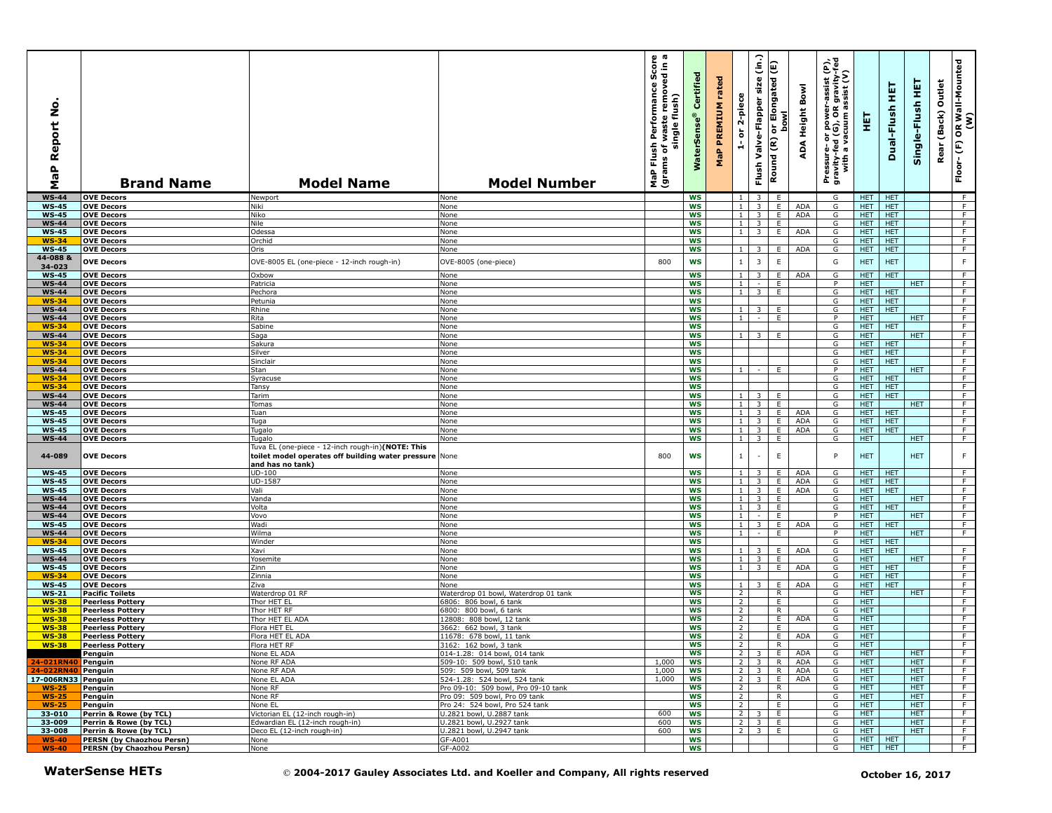| MaP Report No. | Brand Name | Model Name | Model Number | MaP Flush Performance Score (grams of waste removed in a single flush) | WaterSense® Certified | MaP PREMIUM rated | 1- or 2-piece | Flush Valve-Flapper size (in.) | Round (R) or Elongated (E) bowl | ADA Height Bowl | Pressure- or power-assist (P), gravity-fed (G), OR gravity-fed with a vacuum assist (V) | HET | Dual-Flush HET | Single-Flush HET | Rear (Back) Outlet | Floor- (F) OR Wall-Mounted (W) |
|---|---|---|---|---|---|---|---|---|---|---|---|---|---|---|---|---|
| WS-44 | OVE Decors | Newport | None | | WS | | 1 | 3 | E | | G | HET | HET | | | F |
| WS-45 | OVE Decors | Niki | None | | WS | | 1 | 3 | E | ADA | G | HET | HET | | | F |
| WS-45 | OVE Decors | Niko | None | | WS | | 1 | 3 | E | ADA | G | HET | HET | | | F |
| WS-44 | OVE Decors | Nile | None | | WS | | 1 | 3 | E | | G | HET | HET | | | F |
| WS-45 | OVE Decors | Odessa | None | | WS | | 1 | 3 | E | ADA | G | HET | HET | | | F |
| WS-34 | OVE Decors | Orchid | None | | WS | | | | | | G | HET | HET | | | F |
| WS-45 | OVE Decors | Oris | None | | WS | | 1 | 3 | E | ADA | G | HET | HET | | | F |
| 44-088 & 34-023 | OVE Decors | OVE-8005 EL (one-piece - 12-inch rough-in) | OVE-8005 (one-piece) | 800 | WS | | 1 | 3 | E | | G | HET | HET | | | F |
| WS-45 | OVE Decors | Oxbow | None | | WS | | 1 | 3 | E | ADA | G | HET | HET | | | F |
| WS-44 | OVE Decors | Patricia | None | | WS | | 1 | - | E | | P | HET | | HET | | F |
| WS-44 | OVE Decors | Pechora | None | | WS | | 1 | 3 | E | | G | HET | HET | | | F |
| WS-34 | OVE Decors | Petunia | None | | WS | | | | | | G | HET | HET | | | F |
| WS-44 | OVE Decors | Rhine | None | | WS | | 1 | 3 | E | | G | HET | HET | | | F |
| WS-44 | OVE Decors | Rita | None | | WS | | 1 | - | E | | P | HET | | HET | | F |
| WS-34 | OVE Decors | Sabine | None | | WS | | | | | | G | HET | HET | | | F |
| WS-44 | OVE Decors | Saga | None | | WS | | 1 | 3 | E | | G | HET | | HET | | F |
| WS-34 | OVE Decors | Sakura | None | | WS | | | | | | G | HET | HET | | | F |
| WS-34 | OVE Decors | Silver | None | | WS | | | | | | G | HET | HET | | | F |
| WS-34 | OVE Decors | Sinclair | None | | WS | | | | | | G | HET | HET | | | F |
| WS-44 | OVE Decors | Stan | None | | WS | | 1 | - | E | | P | HET | | HET | | F |
| WS-34 | OVE Decors | Syracuse | None | | WS | | | | | | G | HET | HET | | | F |
| WS-34 | OVE Decors | Tansy | None | | WS | | | | | | G | HET | HET | | | F |
| WS-44 | OVE Decors | Tarim | None | | WS | | 1 | 3 | E | | G | HET | HET | | | F |
| WS-44 | OVE Decors | Tomas | None | | WS | | 1 | 3 | E | | G | HET | | HET | | F |
| WS-45 | OVE Decors | Tuan | None | | WS | | 1 | 3 | E | ADA | G | HET | HET | | | F |
| WS-45 | OVE Decors | Tuga | None | | WS | | 1 | 3 | E | ADA | G | HET | HET | | | F |
| WS-45 | OVE Decors | Tugalo | None | | WS | | 1 | 3 | E | ADA | G | HET | HET | | | F |
| WS-44 | OVE Decors | Tugalo | None | | WS | | 1 | 3 | E | | G | HET | | HET | | F |
| 44-089 | OVE Decors | Tuva EL (one-piece - 12-inch rough-in) **(NOTE: This toilet model operates off building water pressure and has no tank)** | None | 800 | WS | | 1 | - | E | | P | HET | | HET | | F |
| WS-45 | OVE Decors | UD-100 | None | | WS | | 1 | 3 | E | ADA | G | HET | HET | | | F |
| WS-45 | OVE Decors | UD-1587 | None | | WS | | 1 | 3 | E | ADA | G | HET | HET | | | F |
| WS-45 | OVE Decors | Vali | None | | WS | | 1 | 3 | E | ADA | G | HET | HET | | | F |
| WS-44 | OVE Decors | Vanda | None | | WS | | 1 | 3 | E | | G | HET | | HET | | F |
| WS-44 | OVE Decors | Volta | None | | WS | | 1 | 3 | E | | G | HET | HET | | | F |
| WS-44 | OVE Decors | Vovo | None | | WS | | 1 | - | E | | P | HET | | HET | | F |
| WS-45 | OVE Decors | Wadi | None | | WS | | 1 | 3 | E | ADA | G | HET | HET | | | F |
| WS-44 | OVE Decors | Wilma | None | | WS | | 1 | - | E | | P | HET | | HET | | F |
| WS-34 | OVE Decors | Winder | None | | WS | | | | | | G | HET | HET | | | F |
| WS-45 | OVE Decors | Xavi | None | | WS | | 1 | 3 | E | ADA | G | HET | HET | | | F |
| WS-44 | OVE Decors | Yosemite | None | | WS | | 1 | 3 | E | | G | HET | | HET | | F |
| WS-45 | OVE Decors | Zinn | None | | WS | | 1 | 3 | E | ADA | G | HET | HET | | | F |
| WS-34 | OVE Decors | Zinnia | None | | WS | | | | | | G | HET | HET | | | F |
| WS-45 | OVE Decors | Ziva | None | | WS | | 1 | 3 | E | ADA | G | HET | HET | | | F |
| WS-21 | Pacific Toilets | Waterdrop 01 RF | Waterdrop 01 bowl, Waterdrop 01 tank | | WS | | 2 | | R | | G | HET | | HET | | F |
| WS-38 | Peerless Pottery | Thor HET EL | 6806: 806 bowl, 6 tank | | WS | | 2 | | E | | G | HET | | | | F |
| WS-38 | Peerless Pottery | Thor HET RF | 6800: 800 bowl, 6 tank | | WS | | 2 | | R | | G | HET | | | | F |
| WS-38 | Peerless Pottery | Thor HET EL ADA | 12808: 808 bowl, 12 tank | | WS | | 2 | | E | ADA | G | HET | | | | F |
| WS-38 | Peerless Pottery | Flora HET EL | 3662: 662 bowl, 3 tank | | WS | | 2 | | E | | G | HET | | | | F |
| WS-38 | Peerless Pottery | Flora HET EL ADA | 11678: 678 bowl, 11 tank | | WS | | 2 | | E | ADA | G | HET | | | | F |
| WS-38 | Peerless Pottery | Flora HET RF | 3162: 162 bowl, 3 tank | | WS | | 2 | | R | | G | HET | | | | F |
| | Penguin | None EL ADA | 014-1.28: 014 bowl, 014 tank | | WS | | 2 | 3 | E | ADA | G | HET | | HET | | F |
| 24-021RN40 | Penguin | None RF ADA | 509-10: 509 bowl, 510 tank | 1,000 | WS | | 2 | 3 | R | ADA | G | HET | | HET | | F |
| 24-022RN40 | Penguin | None RF ADA | 509: 509 bowl, 509 tank | 1,000 | WS | | 2 | 3 | R | ADA | G | HET | | HET | | F |
| 17-006RN33 | Penguin | None EL ADA | 524-1.28: 524 bowl, 524 tank | 1,000 | WS | | 2 | 3 | E | ADA | G | HET | | HET | | F |
| WS-25 | Penguin | None RF | Pro 09-10: 509 bowl, Pro 09-10 tank | | WS | | 2 | | R | | G | HET | | HET | | F |
| WS-25 | Penguin | None RF | Pro 09: 509 bowl, Pro 09 tank | | WS | | 2 | | R | | G | HET | | HET | | F |
| WS-25 | Penguin | None EL | Pro 24: 524 bowl, Pro 524 tank | | WS | | 2 | | E | | G | HET | | HET | | F |
| 33-010 | Perrin & Rowe (by TCL) | Victorian EL (12-inch rough-in) | U.2821 bowl, U.2887 tank | 600 | WS | | 2 | 3 | E | | G | HET | | HET | | F |
| 33-009 | Perrin & Rowe (by TCL) | Edwardian EL (12-inch rough-in) | U.2821 bowl, U.2927 tank | 600 | WS | | 2 | 3 | E | | G | HET | | HET | | F |
| 33-008 | Perrin & Rowe (by TCL) | Deco EL (12-inch rough-in) | U.2821 bowl, U.2947 tank | 600 | WS | | 2 | 3 | E | | G | HET | | HET | | F |
| WS-40 | PERSN (by Chaozhou Persn) | None | GF-A001 | | WS | | | | | | G | HET | HET | | | F |
| WS-40 | PERSN (by Chaozhou Persn) | None | GF-A002 | | WS | | | | | | G | HET | HET | | | F |

**WaterSense HETs** © **2004-2017 Gauley Associates Ltd. and Koeller and Company, All rights reserved** **October 16, 2017**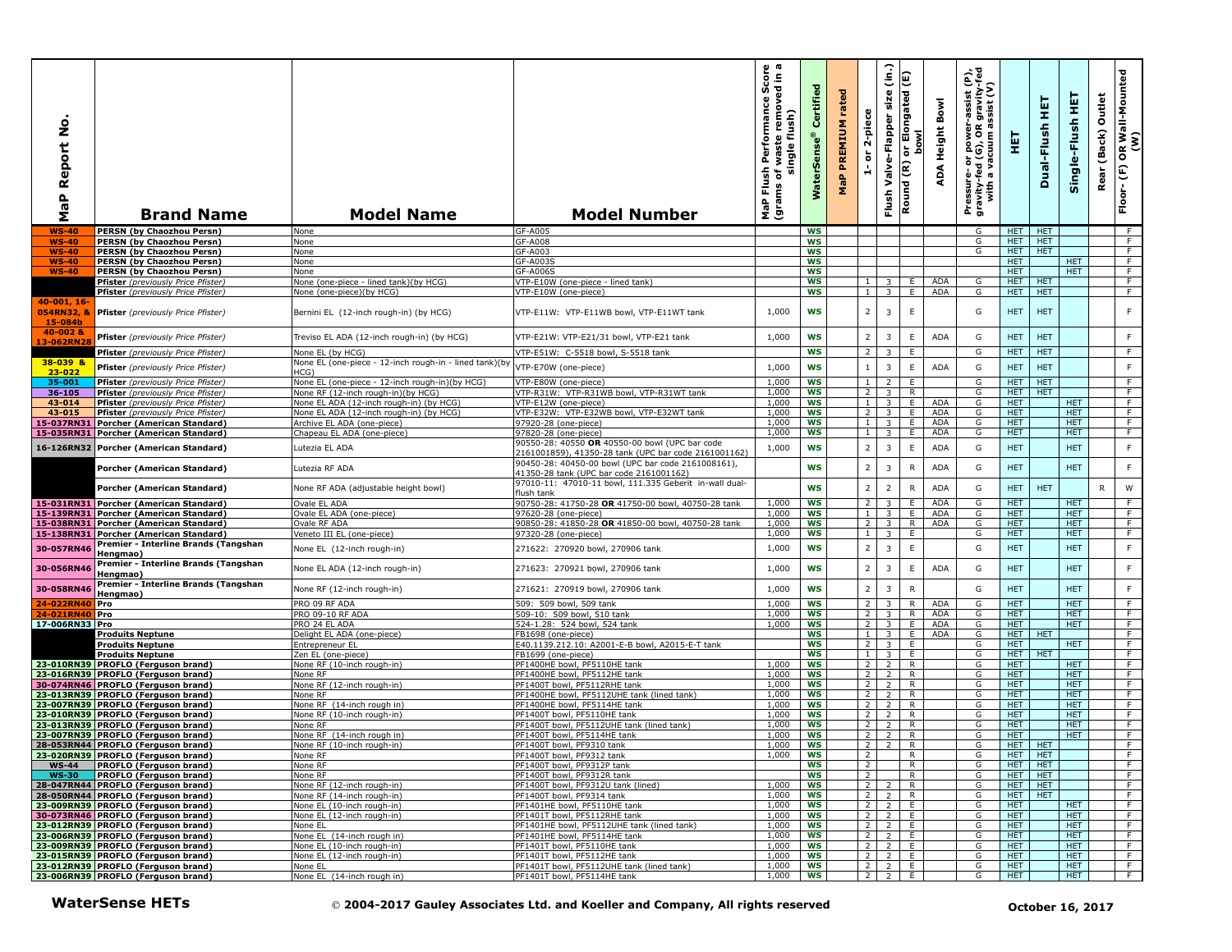| MaP Report No. | Brand Name | Model Name | Model Number | MaP Flush Performance Score (grams of waste removed in a single flush) | WaterSense® Certified | MaP PREMIUM rated | 1- or 2-piece | Flush Valve-Flapper size (in.) | Round (R) or Elongated (E) bowl | ADA Height Bowl | Pressure- or power-assist (P), gravity-fed (G), OR gravity-fed with a vacuum assist (V) | HET | Dual-Flush HET | Single-Flush HET | Rear (Back) Outlet | Floor- (F) OR Wall-Mounted (W) |
|---|---|---|---|---|---|---|---|---|---|---|---|---|---|---|---|---|
| WS-40 | PERSN (by Chaozhou Persn) | None | GF-A005 | | WS | | | | | | G | HET | HET | | | F |
| WS-40 | PERSN (by Chaozhou Persn) | None | GF-A008 | | WS | | | | | | G | HET | HET | | | F |
| WS-40 | PERSN (by Chaozhou Persn) | None | GF-A003 | | WS | | | | | | G | HET | HET | | | F |
| WS-40 | PERSN (by Chaozhou Persn) | None | GF-A003S | | WS | | | | | | | HET | | HET | | F |
| WS-40 | PERSN (by Chaozhou Persn) | None | GF-A006S | | WS | | | | | | | HET | | HET | | F |
| | Pfister *(previously Price Pfister)* | None (one-piece - lined tank)(by HCG) | VTP-E10W (one-piece - lined tank) | | WS | | 1 | 3 | E | ADA | G | HET | HET | | | F |
| | Pfister *(previously Price Pfister)* | None (one-piece)(by HCG) | VTP-E10W (one-piece) | | WS | | 1 | 3 | E | ADA | G | HET | HET | | | F |
| 40-001, 16-054RN32, & 15-084b | Pfister *(previously Price Pfister)* | Bernini EL (12-inch rough-in) (by HCG) | VTP-E11W: VTP-E11WB bowl, VTP-E11WT tank | 1,000 | WS | | 2 | 3 | E | | G | HET | HET | | | F |
| 40-002 & 13-062RN28 | Pfister *(previously Price Pfister)* | Treviso EL ADA (12-inch rough-in) (by HCG) | VTP-E21W: VTP-E21/31 bowl, VTP-E21 tank | 1,000 | WS | | 2 | 3 | E | ADA | G | HET | HET | | | F |
| | Pfister *(previously Price Pfister)* | None EL (by HCG) | VTP-E51W: C-5518 bowl, S-5518 tank | | WS | | 2 | 3 | E | | G | HET | HET | | | F |
| 38-039 & 23-022 | Pfister *(previously Price Pfister)* | None EL (one-piece - 12-inch rough-in - lined tank)(by HCG) | VTP-E70W (one-piece) | 1,000 | WS | | 1 | 3 | E | ADA | G | HET | HET | | | F |
| 35-001 | Pfister *(previously Price Pfister)* | None EL (one-piece - 12-inch rough-in)(by HCG) | VTP-E80W (one-piece) | 1,000 | WS | | 1 | 2 | E | | G | HET | HET | | | F |
| 36-105 | Pfister *(previously Price Pfister)* | None RF (12-inch rough-in)(by HCG) | VTP-R31W: VTP-R31WB bowl, VTP-R31WT tank | 1,000 | WS | | 2 | 3 | R | | G | HET | HET | | | F |
| 43-014 | Pfister *(previously Price Pfister)* | None EL ADA (12-inch rough-in) (by HCG) | VTP-E12W (one-piece) | 1,000 | WS | | 1 | 3 | E | ADA | G | HET | | HET | | F |
| 43-015 | Pfister *(previously Price Pfister)* | None EL ADA (12-inch rough-in) (by HCG) | VTP-E32W: VTP-E32WB bowl, VTP-E32WT tank | 1,000 | WS | | 2 | 3 | E | ADA | G | HET | | HET | | F |
| 15-037RN31 | Porcher (American Standard) | Archive EL ADA (one-piece) | 97920-28 (one-piece) | 1,000 | WS | | 1 | 3 | E | ADA | G | HET | | HET | | F |
| 15-035RN31 | Porcher (American Standard) | Chapeau EL ADA (one-piece) | 97820-28 (one-piece) | 1,000 | WS | | 1 | 3 | E | ADA | G | HET | | HET | | F |
| 16-126RN32 | Porcher (American Standard) | Lutezia EL ADA | 90550-28: 40550 **OR** 40550-00 bowl (UPC bar code 2161001859), 41350-28 tank (UPC bar code 2161001162) | 1,000 | WS | | 2 | 3 | E | ADA | G | HET | | HET | | F |
| | Porcher (American Standard) | Lutezia RF ADA | 90450-28: 40450-00 bowl (UPC bar code 2161008161), 41350-28 tank (UPC bar code 2161001162) | | WS | | 2 | 3 | R | ADA | G | HET | | HET | | F |
| | Porcher (American Standard) | None RF ADA (adjustable height bowl) | 97010-11: 47010-11 bowl, 111.335 Geberit in-wall dual-flush tank | | WS | | 2 | 2 | R | ADA | G | HET | HET | | R | W |
| 15-031RN31 | Porcher (American Standard) | Ovale EL ADA | 90750-28: 41750-28 **OR** 41750-00 bowl, 40750-28 tank | 1,000 | WS | | 2 | 3 | E | ADA | G | HET | | HET | | F |
| 15-139RN31 | Porcher (American Standard) | Ovale EL ADA (one-piece) | 97620-28 (one-piece) | 1,000 | WS | | 1 | 3 | E | ADA | G | HET | | HET | | F |
| 15-038RN31 | Porcher (American Standard) | Ovale RF ADA | 90850-28: 41850-28 **OR** 41850-00 bowl, 40750-28 tank | 1,000 | WS | | 2 | 3 | R | ADA | G | HET | | HET | | F |
| 15-138RN31 | Porcher (American Standard) | Veneto III EL (one-piece) | 97320-28 (one-piece) | 1,000 | WS | | 1 | 3 | E | | G | HET | | HET | | F |
| 30-057RN46 | Premier - Interline Brands (Tangshan Hengmao) | None EL (12-inch rough-in) | 271622: 270920 bowl, 270906 tank | 1,000 | WS | | 2 | 3 | E | | G | HET | | HET | | F |
| 30-056RN46 | Premier - Interline Brands (Tangshan Hengmao) | None EL ADA (12-inch rough-in) | 271623: 270921 bowl, 270906 tank | 1,000 | WS | | 2 | 3 | E | ADA | G | HET | | HET | | F |
| 30-058RN46 | Premier - Interline Brands (Tangshan Hengmao) | None RF (12-inch rough-in) | 271621: 270919 bowl, 270906 tank | 1,000 | WS | | 2 | 3 | R | | G | HET | | HET | | F |
| 24-022RN40 | Pro | PRO 09 RF ADA | 509: 509 bowl, 509 tank | 1,000 | WS | | 2 | 3 | R | ADA | G | HET | | HET | | F |
| 24-021RN40 | Pro | PRO 09-10 RF ADA | 509-10: 509 bowl, 510 tank | 1,000 | WS | | 2 | 3 | R | ADA | G | HET | | HET | | F |
| 17-006RN33 | Pro | PRO 24 EL ADA | 524-1.28: 524 bowl, 524 tank | 1,000 | WS | | 2 | 3 | E | ADA | G | HET | | HET | | F |
| | Produits Neptune | Delight EL ADA (one-piece) | FB1698 (one-piece) | | WS | | 1 | 3 | E | ADA | G | HET | HET | | | F |
| | Produits Neptune | Entrepreneur EL | E40.1139.212.10: A2001-E-B bowl, A2015-E-T tank | | WS | | 2 | 3 | E | | G | HET | | HET | | F |
| | Produits Neptune | Zen EL (one-piece) | FB1699 (one-piece) | | WS | | 1 | 3 | E | | G | HET | HET | | | F |
| 23-010RN39 | PROFLO (Ferguson brand) | None RF (10-inch rough-in) | PF1400HE bowl, PF5110HE tank | 1,000 | WS | | 2 | 2 | R | | G | HET | | HET | | F |
| 23-016RN39 | PROFLO (Ferguson brand) | None RF | PF1400HE bowl, PF5112HE tank | 1,000 | WS | | 2 | 2 | R | | G | HET | | HET | | F |
| 30-074RN46 | PROFLO (Ferguson brand) | None RF (12-inch rough-in) | PF1400T bowl, PF5112RHE tank | 1,000 | WS | | 2 | 2 | R | | G | HET | | HET | | F |
| 23-013RN39 | PROFLO (Ferguson brand) | None RF | PF1400HE bowl, PF5112UHE tank (lined tank) | 1,000 | WS | | 2 | 2 | R | | G | HET | | HET | | F |
| 23-007RN39 | PROFLO (Ferguson brand) | None RF (14-inch rough in) | PF1400HE bowl, PF5114HE tank | 1,000 | WS | | 2 | 2 | R | | G | HET | | HET | | F |
| 23-010RN39 | PROFLO (Ferguson brand) | None RF (10-inch rough-in) | PF1400T bowl, PF5110HE tank | 1,000 | WS | | 2 | 2 | R | | G | HET | | HET | | F |
| 23-013RN39 | PROFLO (Ferguson brand) | None RF | PF1400T bowl, PF5112UHE tank (lined tank) | 1,000 | WS | | 2 | 2 | R | | G | HET | | HET | | F |
| 23-007RN39 | PROFLO (Ferguson brand) | None RF (14-inch rough in) | PF1400T bowl, PF5114HE tank | 1,000 | WS | | 2 | 2 | R | | G | HET | | HET | | F |
| 28-053RN44 | PROFLO (Ferguson brand) | None RF (10-inch rough-in) | PF1400T bowl, PF9310 tank | 1,000 | WS | | 2 | 2 | R | | G | HET | HET | | | F |
| 23-020RN39 | PROFLO (Ferguson brand) | None RF | PF1400T bowl, PF9312 tank | 1,000 | WS | | 2 | | R | | G | HET | HET | | | F |
| WS-44 | PROFLO (Ferguson brand) | None RF | PF1400T bowl, PF9312P tank | | WS | | 2 | | R | | G | HET | HET | | | F |
| WS-30 | PROFLO (Ferguson brand) | None RF | PF1400T bowl, PF9312R tank | | WS | | 2 | | R | | G | HET | HET | | | F |
| 28-047RN44 | PROFLO (Ferguson brand) | None RF (12-inch rough-in) | PF1400T bowl, PF9312U tank (lined) | 1,000 | WS | | 2 | 2 | R | | G | HET | HET | | | F |
| 28-050RN44 | PROFLO (Ferguson brand) | None RF (14-inch rough-in) | PF1400T bowl, PF9314 tank | 1,000 | WS | | 2 | 2 | R | | G | HET | HET | | | F |
| 23-009RN39 | PROFLO (Ferguson brand) | None EL (10-inch rough-in) | PF1401HE bowl, PF5110HE tank | 1,000 | WS | | 2 | 2 | E | | G | HET | | HET | | F |
| 30-073RN46 | PROFLO (Ferguson brand) | None EL (12-inch rough-in) | PF1401T bowl, PF5112RHE tank | 1,000 | WS | | 2 | 2 | E | | G | HET | | HET | | F |
| 23-012RN39 | PROFLO (Ferguson brand) | None EL | PF1401HE bowl, PF5112UHE tank (lined tank) | 1,000 | WS | | 2 | 2 | E | | G | HET | | HET | | F |
| 23-006RN39 | PROFLO (Ferguson brand) | None EL (14-inch rough in) | PF1401HE bowl, PF5114HE tank | 1,000 | WS | | 2 | 2 | E | | G | HET | | HET | | F |
| 23-009RN39 | PROFLO (Ferguson brand) | None EL (10-inch rough-in) | PF1401T bowl, PF5110HE tank | 1,000 | WS | | 2 | 2 | E | | G | HET | | HET | | F |
| 23-015RN39 | PROFLO (Ferguson brand) | None EL (12-inch rough-in) | PF1401T bowl, PF5112HE tank | 1,000 | WS | | 2 | 2 | E | | G | HET | | HET | | F |
| 23-012RN39 | PROFLO (Ferguson brand) | None EL | PF1401T bowl, PF5112UHE tank (lined tank) | 1,000 | WS | | 2 | 2 | E | | G | HET | | HET | | F |
| 23-006RN39 | PROFLO (Ferguson brand) | None EL (14-inch rough in) | PF1401T bowl, PF5114HE tank | 1,000 | WS | | 2 | 2 | E | | G | HET | | HET | | F |

**WaterSense HETs** © 2004-2017 Gauley Associates Ltd. and Koeller and Company, All rights reserved **October 16, 2017**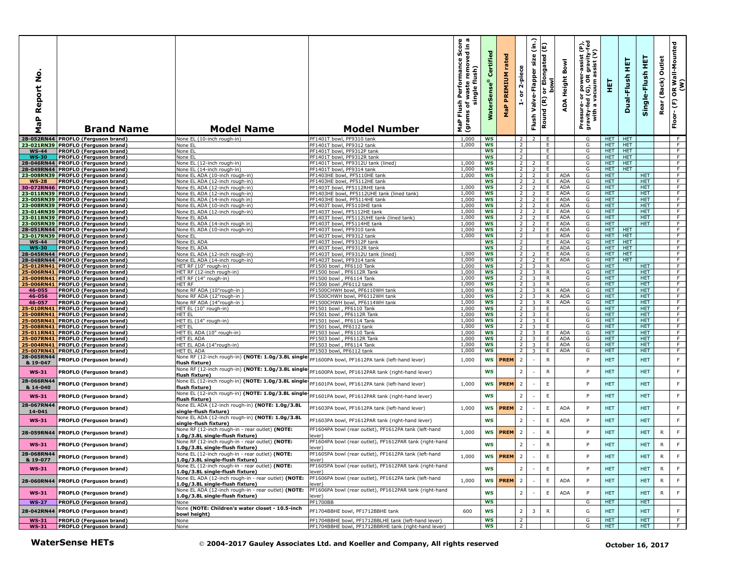| MaP Report No. | Brand Name | Model Name | Model Number | MaP Flush Performance Score (grams of waste removed in a single flush) | WaterSense® Certified | MaP PREMIUM rated | 1- or 2-piece | Flush Valve-Flapper size (in.) | Round (R) or Elongated (E) bowl | ADA Height Bowl | Pressure- or power-assist (P), gravity-fed (G), OR gravity-fed with a vacuum assist (V) | HET | Dual-Flush HET | Single-Flush HET | Rear (Back) Outlet | Floor- (F) OR Wall-Mounted (W) |
|---|---|---|---|---|---|---|---|---|---|---|---|---|---|---|---|---|
| 28-052RN44 | PROFLO (Ferguson brand) | None EL (10-inch rough-in) | PF1401T bowl, PF9310 tank | 1,000 | WS | | 2 | 2 | E | | G | HET | HET | | | F |
| 23-021RN39 | PROFLO (Ferguson brand) | None EL | PF1401T bowl, PF9312 tank | 1,000 | WS | | 2 | | E | | G | HET | HET | | | F |
| WS-44 | PROFLO (Ferguson brand) | None EL | PF1401T bowl, PF9312P tank | | WS | | 2 | | E | | G | HET | HET | | | F |
| WS-30 | PROFLO (Ferguson brand) | None EL | PF1401T bowl, PF9312R tank | | WS | | 2 | | E | | G | HET | HET | | | F |
| 28-046RN44 | PROFLO (Ferguson brand) | None EL (12-inch rough-in) | PF1401T bowl, PF9312U tank (lined) | 1,000 | WS | | 2 | 2 | E | | G | HET | HET | | | F |
| 28-049RN44 | PROFLO (Ferguson brand) | None EL (14-inch rough-in) | PF1401T bowl, PF9314 tank | 1,000 | WS | | 2 | 2 | E | | G | HET | HET | | | F |
| 23-008RN39 | PROFLO (Ferguson brand) | None EL ADA (10-inch rough-in) | PF1403HE bowl, PF5110HE tank | 1,000 | WS | | 2 | 2 | E | ADA | G | HET | | HET | | F |
| WS-28 | PROFLO (Ferguson brand) | None EL ADA (12-inch rough-in) | PF1403HE bowl, PF5112HE tank | | WS | | 2 | 2 | E | ADA | G | HET | | HET | | F |
| 30-072RN46 | PROFLO (Ferguson brand) | None EL ADA (12-inch rough-in) | PF1403T bowl, PF5112RHE tank | 1,000 | WS | | 2 | 2 | E | ADA | G | HET | | HET | | F |
| 23-011RN39 | PROFLO (Ferguson brand) | None EL ADA (12-inch rough-in) | PF1403HE bowl, PF5112UHE tank (lined tank) | 1,000 | WS | | 2 | 2 | E | ADA | G | HET | | HET | | F |
| 23-005RN39 | PROFLO (Ferguson brand) | None EL ADA (14-inch rough in) | PF1403HE bowl, PF5114HE tank | 1,000 | WS | | 2 | 2 | E | ADA | G | HET | | HET | | F |
| 23-008RN39 | PROFLO (Ferguson brand) | None EL ADA (10-inch rough-in) | PF1403T bowl, PF5110HE tank | 1,000 | WS | | 2 | 2 | E | ADA | G | HET | | HET | | F |
| 23-014RN39 | PROFLO (Ferguson brand) | None EL ADA (12-inch rough-in) | PF1403T bowl, PF5112HE tank | 1,000 | WS | | 2 | 2 | E | ADA | G | HET | | HET | | F |
| 23-011RN39 | PROFLO (Ferguson brand) | None EL ADA | PF1403T bowl, PF5112UHE tank (lined tank) | 1,000 | WS | | 2 | 2 | E | ADA | G | HET | | HET | | F |
| 23-005RN39 | PROFLO (Ferguson brand) | None EL ADA (14-inch rough in) | PF1403T bowl, PF5114HE tank | 1,000 | WS | | 2 | 2 | E | ADA | G | HET | | HET | | F |
| 28-051RN44 | PROFLO (Ferguson brand) | None EL ADA (10-inch rough-in) | PF1403T bowl, PF9310 tank | 1,000 | WS | | 2 | 2 | E | ADA | G | HET | HET | | | F |
| 23-017RN39 | PROFLO (Ferguson brand) | None EL | PF1403T bowl, PF9312 tank | 1,000 | WS | | 2 | | E | ADA | G | HET | HET | | | F |
| WS-44 | PROFLO (Ferguson brand) | None EL ADA | PF1403T bowl, PF9312P tank | | WS | | 2 | | E | ADA | G | HET | HET | | | F |
| WS-30 | PROFLO (Ferguson brand) | None EL ADA | PF1403T bowl, PF9312R tank | | WS | | 2 | | E | ADA | G | HET | HET | | | F |
| 28-045RN44 | PROFLO (Ferguson brand) | None EL ADA (12-inch rough-in) | PF1403T bowl, PF9312U tank (lined) | 1,000 | WS | | 2 | 2 | E | ADA | G | HET | HET | | | F |
| 28-048RN44 | PROFLO (Ferguson brand) | None EL ADA (14-inch rough-in) | PF1403T bowl, PF9314 tank | 1,000 | WS | | 2 | 2 | E | ADA | G | HET | HET | | | F |
| 25-012RN41 | PROFLO (Ferguson brand) | HET RF (10" rough-in) | PF1500 bowl , PF6110 Tank | 1,000 | WS | | 2 | 3 | R | | G | HET | | HET | | F |
| 25-006RN41 | PROFLO (Ferguson brand) | HET RF (12-inch rough-in) | PF1500 bowl , PF6112R Tank | 1,000 | WS | | 2 | 3 | R | | G | HET | | HET | | F |
| 25-009RN41 | PROFLO (Ferguson brand) | HET RF (14" rough-in) | PF1500 bowl , PF6114 Tank | 1,000 | WS | | 2 | 3 | R | | G | HET | | HET | | F |
| 25-006RN41 | PROFLO (Ferguson brand) | HET RF | PF1500 bowl ,PF6112 tank | 1,000 | WS | | 2 | 3 | R | | G | HET | | HET | | F |
| 46-055 | PROFLO (Ferguson brand) | None RF ADA (10"rough-in ) | PF1500CHWH bowl, PF6110WH tank | 1,000 | WS | | 2 | 3 | R | ADA | G | HET | | HET | | F |
| 46-056 | PROFLO (Ferguson brand) | None RF ADA (12"rough-in ) | PF1500CHWH bowl, PF6112WH tank | 1,000 | WS | | 2 | 3 | R | ADA | G | HET | | HET | | F |
| 46-057 | PROFLO (Ferguson brand) | None RF ADA (14"rough-in ) | PF1500CHWH bowl, PF6114WH tank | 1,000 | WS | | 2 | 3 | R | ADA | G | HET | | HET | | F |
| 25-010RN41 | PROFLO (Ferguson brand) | HET EL (10" rough-in) | PF1501 bowl , PF6110 Tank | 1,000 | WS | | 2 | 3 | E | | G | HET | | HET | | F |
| 25-008RN41 | PROFLO (Ferguson brand) | HET EL | PF1501 bowl , PF6112R Tank | 1,000 | WS | | 2 | 3 | E | | G | HET | | HET | | F |
| 25-005RN41 | PROFLO (Ferguson brand) | HET EL (14" rough-in) | PF1501 bowl , PF6114 Tank | 1,000 | WS | | 2 | 3 | E | | G | HET | | HET | | F |
| 25-008RN41 | PROFLO (Ferguson brand) | HET EL | PF1501 bowl, PF6112 tank | 1,000 | WS | | 2 | 3 | E | | G | HET | | HET | | F |
| 25-011RN41 | PROFLO (Ferguson brand) | HET EL ADA (10" rough-in) | PF1503 bowl , PF6110 Tank | 1,000 | WS | | 2 | 3 | E | ADA | G | HET | | HET | | F |
| 25-007RN41 | PROFLO (Ferguson brand) | HET EL ADA | PF1503 bowl , PF6112R Tank | 1,000 | WS | | 2 | 3 | E | ADA | G | HET | | HET | | F |
| 25-004RN41 | PROFLO (Ferguson brand) | HET EL ADA (14"rough-in) | PF1503 bowl , PF6114 Tank | 1,000 | WS | | 2 | 3 | E | ADA | G | HET | | HET | | F |
| 25-007RN41 | PROFLO (Ferguson brand) | HET EL ADA | PF1503 bowl, PF6112 tank | 1,000 | WS | | 2 | 3 | E | ADA | G | HET | | HET | | F |
| 28-065RN44 & 19-047 | PROFLO (Ferguson brand) | None RF (12-inch rough-in) **(NOTE: 1.0g/3.8L single-flush fixture)** | PF1600PA bowl, PF1612PA tank (left-hand lever) | 1,000 | WS | PREM | 2 | - | R | | P | HET | | HET | | F |
| WS-31 | PROFLO (Ferguson brand) | None RF (12-inch rough-in) **(NOTE: 1.0g/3.8L single-flush fixture)** | PF1600PA bowl, PF1612PAR tank (right-hand lever) | | WS | | 2 | - | R | | P | HET | | HET | | F |
| 28-066RN44 & 14-040 | PROFLO (Ferguson brand) | None EL (12-inch rough-in) **(NOTE: 1.0g/3.8L single-flush fixture)** | PF1601PA bowl, PF1612PA tank (left-hand lever) | 1,000 | WS | PREM | 2 | - | E | | P | HET | | HET | | F |
| WS-31 | PROFLO (Ferguson brand) | None EL (12-inch rough-in) **(NOTE: 1.0g/3.8L single-flush fixture)** | PF1601PA bowl, PF1612PAR tank (right-hand lever) | | WS | | 2 | - | E | | P | HET | | HET | | F |
| 28-067RN44 14-041 | PROFLO (Ferguson brand) | None EL ADA (12-inch rough-in) **(NOTE: 1.0g/3.8L single-flush fixture)** | PF1603PA bowl, PF1612PA tank (left-hand lever) | 1,000 | WS | PREM | 2 | - | E | ADA | P | HET | | HET | | F |
| WS-31 | PROFLO (Ferguson brand) | None EL ADA (12-inch rough-in) **(NOTE: 1.0g/3.8L single-flush fixture)** | PF1603PA bowl, PF1612PAR tank (right-hand lever) | | WS | | 2 | - | E | ADA | P | HET | | HET | | F |
| 28-059RN44 | PROFLO (Ferguson brand) | None RF (12-inch rough-in - rear outlet) **(NOTE: 1.0g/3.8L single-flush fixture)** | PF1604PA bowl (rear outlet), PF1612PA tank (left-hand lever) | 1,000 | WS | PREM | 2 | - | R | | P | HET | | HET | R | F |
| WS-31 | PROFLO (Ferguson brand) | None RF (12-inch rough-in - rear outlet) **(NOTE: 1.0g/3.8L single-flush fixture)** | PF1604PA bowl (rear outlet), PF1612PAR tank (right-hand lever) | | WS | | 2 | - | R | | P | HET | | HET | R | F |
| 28-068RN44 & 19-077 | PROFLO (Ferguson brand) | None EL (12-inch rough-in - rear outlet) **(NOTE: 1.0g/3.8L single-flush fixture)** | PF1605PA bowl (rear outlet), PF1612PA tank (left-hand lever) | 1,000 | WS | PREM | 2 | - | E | | P | HET | | HET | R | F |
| WS-31 | PROFLO (Ferguson brand) | None EL (12-inch rough-in - rear outlet) **(NOTE: 1.0g/3.8L single-flush fixture)** | PF1605PA bowl (rear outlet), PF1612PAR tank (right-hand lever) | | WS | | 2 | - | E | | P | HET | | HET | R | F |
| 28-060RN44 | PROFLO (Ferguson brand) | None EL ADA (12-inch rough-in - rear outlet) **(NOTE: 1.0g/3.8L single-flush fixture)** | PF1606PA bowl (rear outlet), PF1612PA tank (left-hand lever) | 1,000 | WS | PREM | 2 | - | E | ADA | P | HET | | HET | R | F |
| WS-31 | PROFLO (Ferguson brand) | None EL ADA (12-inch rough-in - rear outlet) **(NOTE: 1.0g/3.8L single-flush fixture)** | PF1606PA bowl (rear outlet), PF1612PAR tank (right-hand lever) | | WS | | 2 | - | E | ADA | P | HET | | HET | R | F |
| WS-27 | PROFLO (Ferguson brand) | None | PF1700BB | | WS | | | | | | G | HET | | HET | | |
| 28-042RN44 | PROFLO (Ferguson brand) | None **(NOTE: Children's water closet - 10.5-inch bowl height)** | PF1704BBHE bowl, PF1712BBHE tank | 600 | WS | | 2 | 3 | R | | G | HET | | HET | | F |
| WS-31 | PROFLO (Ferguson brand) | None | PF1704BBHE bowl, PF1712BBLHE tank (left-hand lever) | | WS | | 2 | | | | G | HET | | HET | | F |
| WS-31 | PROFLO (Ferguson brand) | None | PF1704BBHE bowl, PF1712BBRHE tank (right-hand lever) | | WS | | 2 | | | | G | HET | | HET | | F |

**WaterSense HETs** © 2004-2017 Gauley Associates Ltd. and Koeller and Company, All rights reserved **October 16, 2017**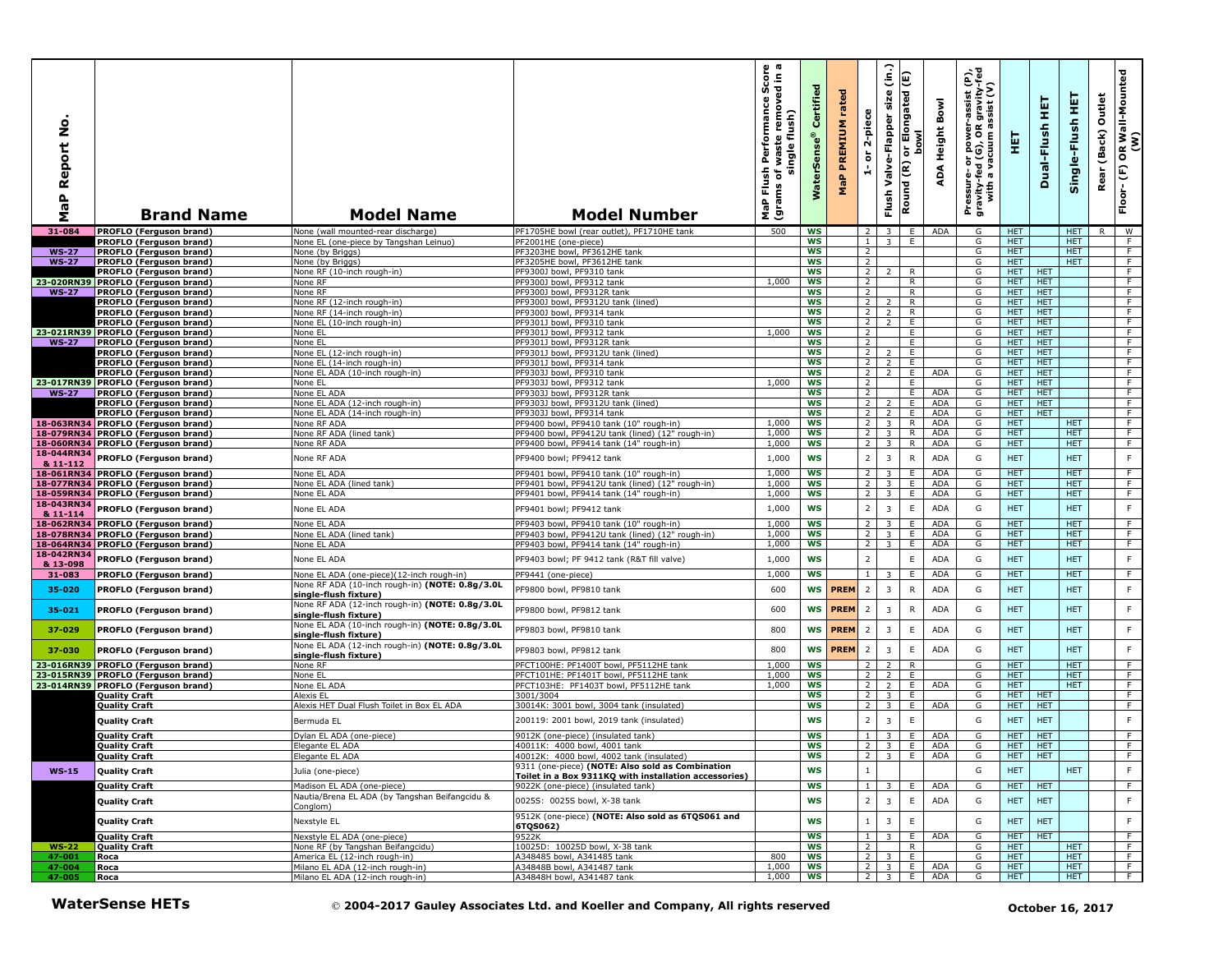| MaP Report No. | Brand Name | Model Name | Model Number | MaP Flush Performance Score (grams of waste removed in a single flush) | WaterSense® Certified | MaP PREMIUM rated | 1- or 2-piece | Flush Valve-Flapper size (in.) | Round (R) or Elongated (E) bowl | ADA Height Bowl | Pressure- or power-assist (P), gravity-fed (G), OR gravity-fed with a vacuum assist (V) | HET | Dual-Flush HET | Single-Flush HET | Rear (Back) Outlet | Floor- (F) OR Wall-Mounted (W) |
|---|---|---|---|---|---|---|---|---|---|---|---|---|---|---|---|---|
| 31-084 | PROFLO (Ferguson brand) | None (wall mounted-rear discharge) | PF1705HE bowl (rear outlet), PF1710HE tank | 500 | WS | | 2 | 3 | E | ADA | G | HET | | HET | R | W |
| | PROFLO (Ferguson brand) | None EL (one-piece by Tangshan Leinuo) | PF2001HE (one-piece) | | WS | | 1 | 3 | E | | G | HET | | HET | | F |
| WS-27 | PROFLO (Ferguson brand) | None (by Briggs) | PF3203HE bowl, PF3612HE tank | | WS | | 2 | | | | G | HET | | HET | | F |
| WS-27 | PROFLO (Ferguson brand) | None (by Briggs) | PF3205HE bowl, PF3612HE tank | | WS | | 2 | | | | G | HET | | HET | | F |
| | PROFLO (Ferguson brand) | None RF (10-inch rough-in) | PF9300J bowl, PF9310 tank | | WS | | 2 | 2 | R | | G | HET | HET | | | F |
| 23-020RN39 | PROFLO (Ferguson brand) | None RF | PF9300J bowl, PF9312 tank | 1,000 | WS | | 2 | | R | | G | HET | HET | | | F |
| WS-27 | PROFLO (Ferguson brand) | None RF | PF9300J bowl, PF9312R tank | | WS | | 2 | | R | | G | HET | HET | | | F |
| | PROFLO (Ferguson brand) | None RF (12-inch rough-in) | PF9300J bowl, PF9312U tank (lined) | | WS | | 2 | 2 | R | | G | HET | HET | | | F |
| | PROFLO (Ferguson brand) | None RF (14-inch rough-in) | PF9300J bowl, PF9314 tank | | WS | | 2 | 2 | R | | G | HET | HET | | | F |
| | PROFLO (Ferguson brand) | None EL (10-inch rough-in) | PF9301J bowl, PF9310 tank | | WS | | 2 | 2 | E | | G | HET | HET | | | F |
| 23-021RN39 | PROFLO (Ferguson brand) | None EL | PF9301J bowl, PF9312 tank | 1,000 | WS | | 2 | | E | | G | HET | HET | | | F |
| WS-27 | PROFLO (Ferguson brand) | None EL | PF9301J bowl, PF9312R tank | | WS | | 2 | | E | | G | HET | HET | | | F |
| | PROFLO (Ferguson brand) | None EL (12-inch rough-in) | PF9301J bowl, PF9312U tank (lined) | | WS | | 2 | 2 | E | | G | HET | HET | | | F |
| | PROFLO (Ferguson brand) | None EL (14-inch rough-in) | PF9301J bowl, PF9314 tank | | WS | | 2 | 2 | E | | G | HET | HET | | | F |
| | PROFLO (Ferguson brand) | None EL ADA (10-inch rough-in) | PF9303J bowl, PF9310 tank | | WS | | 2 | 2 | E | ADA | G | HET | HET | | | F |
| 23-017RN39 | PROFLO (Ferguson brand) | None EL | PF9303J bowl, PF9312 tank | 1,000 | WS | | 2 | | E | | G | HET | HET | | | F |
| WS-27 | PROFLO (Ferguson brand) | None EL ADA | PF9303J bowl, PF9312R tank | | WS | | 2 | | E | ADA | G | HET | HET | | | F |
| | PROFLO (Ferguson brand) | None EL ADA (12-inch rough-in) | PF9303J bowl, PF9312U tank (lined) | | WS | | 2 | 2 | E | ADA | G | HET | HET | | | F |
| | PROFLO (Ferguson brand) | None EL ADA (14-inch rough-in) | PF9303J bowl, PF9314 tank | | WS | | 2 | 2 | E | ADA | G | HET | HET | | | F |
| 18-063RN34 | PROFLO (Ferguson brand) | None RF ADA | PF9400 bowl, PF9410 tank (10" rough-in) | 1,000 | WS | | 2 | 3 | R | ADA | G | HET | | HET | | F |
| 18-079RN34 | PROFLO (Ferguson brand) | None RF ADA (lined tank) | PF9400 bowl, PF9412U tank (lined) (12" rough-in) | 1,000 | WS | | 2 | 3 | R | ADA | G | HET | | HET | | F |
| 18-060RN34 | PROFLO (Ferguson brand) | None RF ADA | PF9400 bowl, PF9414 tank (14" rough-in) | 1,000 | WS | | 2 | 3 | R | ADA | G | HET | | HET | | F |
| 18-044RN34 & 11-112 | PROFLO (Ferguson brand) | None RF ADA | PF9400 bowl; PF9412 tank | 1,000 | WS | | 2 | 3 | R | ADA | G | HET | | HET | | F |
| 18-061RN34 | PROFLO (Ferguson brand) | None EL ADA | PF9401 bowl, PF9410 tank (10" rough-in) | 1,000 | WS | | 2 | 3 | E | ADA | G | HET | | HET | | F |
| 18-077RN34 | PROFLO (Ferguson brand) | None EL ADA (lined tank) | PF9401 bowl, PF9412U tank (lined) (12" rough-in) | 1,000 | WS | | 2 | 3 | E | ADA | G | HET | | HET | | F |
| 18-059RN34 | PROFLO (Ferguson brand) | None EL ADA | PF9401 bowl, PF9414 tank (14" rough-in) | 1,000 | WS | | 2 | 3 | E | ADA | G | HET | | HET | | F |
| 18-043RN34 & 11-114 | PROFLO (Ferguson brand) | None EL ADA | PF9401 bowl; PF9412 tank | 1,000 | WS | | 2 | 3 | E | ADA | G | HET | | HET | | F |
| 18-062RN34 | PROFLO (Ferguson brand) | None EL ADA | PF9403 bowl, PF9410 tank (10" rough-in) | 1,000 | WS | | 2 | 3 | E | ADA | G | HET | | HET | | F |
| 18-078RN34 | PROFLO (Ferguson brand) | None EL ADA (lined tank) | PF9403 bowl, PF9412U tank (lined) (12" rough-in) | 1,000 | WS | | 2 | 3 | E | ADA | G | HET | | HET | | F |
| 18-064RN34 | PROFLO (Ferguson brand) | None EL ADA | PF9403 bowl, PF9414 tank (14" rough-in) | 1,000 | WS | | 2 | 3 | E | ADA | G | HET | | HET | | F |
| 18-042RN34 & 13-098 | PROFLO (Ferguson brand) | None EL ADA | PF9403 bowl; PF 9412 tank (R&T fill valve) | 1,000 | WS | | 2 | | E | ADA | G | HET | | HET | | F |
| 31-083 | PROFLO (Ferguson brand) | None EL ADA (one-piece)(12-inch rough-in) | PF9441 (one-piece) | 1,000 | WS | | 1 | 3 | E | ADA | G | HET | | HET | | F |
| 35-020 | PROFLO (Ferguson brand) | None RF ADA (10-inch rough-in) **(NOTE: 0.8g/3.0L single-flush fixture)** | PF9800 bowl, PF9810 tank | 600 | WS | PREM | 2 | 3 | R | ADA | G | HET | | HET | | F |
| 35-021 | PROFLO (Ferguson brand) | None RF ADA (12-inch rough-in) **(NOTE: 0.8g/3.0L single-flush fixture)** | PF9800 bowl, PF9812 tank | 600 | WS | PREM | 2 | 3 | R | ADA | G | HET | | HET | | F |
| 37-029 | PROFLO (Ferguson brand) | None EL ADA (10-inch rough-in) **(NOTE: 0.8g/3.0L single-flush fixture)** | PF9803 bowl, PF9810 tank | 800 | WS | PREM | 2 | 3 | E | ADA | G | HET | | HET | | F |
| 37-030 | PROFLO (Ferguson brand) | None EL ADA (12-inch rough-in) **(NOTE: 0.8g/3.0L single-flush fixture)** | PF9803 bowl, PF9812 tank | 800 | WS | PREM | 2 | 3 | E | ADA | G | HET | | HET | | F |
| 23-016RN39 | PROFLO (Ferguson brand) | None RF | PFCT100HE: PF1400T bowl, PF5112HE tank | 1,000 | WS | | 2 | 2 | R | | G | HET | | HET | | F |
| 23-015RN39 | PROFLO (Ferguson brand) | None EL | PFCT101HE: PF1401T bowl, PF5112HE tank | 1,000 | WS | | 2 | 2 | E | | G | HET | | HET | | F |
| 23-014RN39 | PROFLO (Ferguson brand) | None EL ADA | PFCT103HE: PF1403T bowl, PF5112HE tank | 1,000 | WS | | 2 | 2 | E | ADA | G | HET | | HET | | F |
| | Quality Craft | Alexis EL | 3001/3004 | | WS | | 2 | 3 | E | | G | HET | HET | | | F |
| | Quality Craft | Alexis HET Dual Flush Toilet in Box EL ADA | 30014K: 3001 bowl, 3004 tank (insulated) | | WS | | 2 | 3 | E | ADA | G | HET | HET | | | F |
| | Quality Craft | Bermuda EL | 200119: 2001 bowl, 2019 tank (insulated) | | WS | | 2 | 3 | E | | G | HET | HET | | | F |
| | Quality Craft | Dylan EL ADA (one-piece) | 9012K (one-piece) (insulated tank) | | WS | | 1 | 3 | E | ADA | G | HET | HET | | | F |
| | Quality Craft | Elegante EL ADA | 40011K: 4000 bowl, 4001 tank | | WS | | 2 | 3 | E | ADA | G | HET | HET | | | F |
| | Quality Craft | Elegante EL ADA | 40012K: 4000 bowl, 4002 tank (insulated) | | WS | | 2 | 3 | E | ADA | G | HET | HET | | | F |
| WS-15 | Quality Craft | Julia (one-piece) | 9311 (one-piece) **(NOTE: Also sold as Combination Toilet in a Box 9311KQ with installation accessories)** | | WS | | 1 | | | | G | HET | | HET | | F |
| | Quality Craft | Madison EL ADA (one-piece) | 9022K (one-piece) (insulated tank) | | WS | | 1 | 3 | E | ADA | G | HET | HET | | | F |
| | Quality Craft | Nautia/Brena EL ADA (by Tangshan Beifangcidu & Conglom) | 0025S: 0025S bowl, X-38 tank | | WS | | 2 | 3 | E | ADA | G | HET | HET | | | F |
| | Quality Craft | Nexstyle EL | 9512K (one-piece) **(NOTE: Also sold as 6TQS061 and 6TQS062)** | | WS | | 1 | 3 | E | | G | HET | HET | | | F |
| | Quality Craft | Nexstyle EL ADA (one-piece) | 9522K | | WS | | 1 | 3 | E | ADA | G | HET | HET | | | F |
| WS-22 | Quality Craft | None RF (by Tangshan Beifangcidu) | 10025D: 10025D bowl, X-38 tank | | WS | | 2 | | R | | G | HET | | HET | | F |
| 47-001 | Roca | America EL (12-inch rough-in) | A348485 bowl, A341485 tank | 800 | WS | | 2 | 3 | E | | G | HET | | HET | | F |
| 47-004 | Roca | Milano EL ADA (12-inch rough-in) | A34848B bowl, A341487 tank | 1,000 | WS | | 2 | 3 | E | ADA | G | HET | | HET | | F |
| 47-005 | Roca | Milano EL ADA (12-inch rough-in) | A34848H bowl, A341487 tank | 1,000 | WS | | 2 | 3 | E | ADA | G | HET | | HET | | F |

**WaterSense HETs** © **2004-2017 Gauley Associates Ltd. and Koeller and Company, All rights reserved** **October 16, 2017**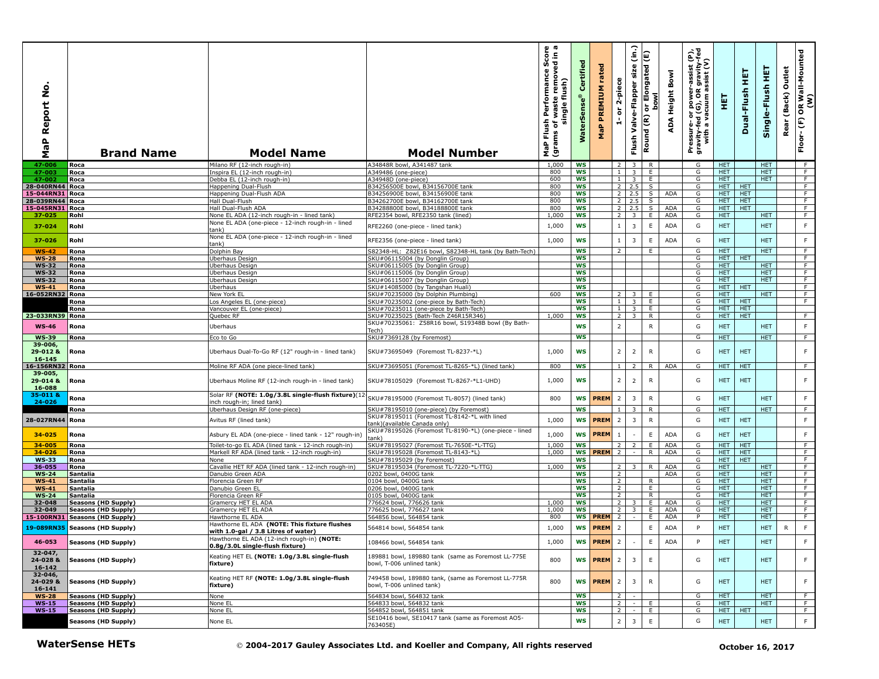| MaP Report No. | Brand Name | Model Name | Model Number | MaP Flush Performance Score (grams of waste removed in a single flush) | WaterSense® Certified | MaP PREMIUM rated | 1- or 2-piece | Flush Valve-Flapper size (in.) | Round (R) or Elongated (E) bowl | ADA Height Bowl | Pressure- or power-assist (P), gravity-fed (G), OR gravity-fed with a vacuum assist (V) | HET | Dual-Flush HET | Single-Flush HET | Rear (Back) Outlet | Floor- (F) OR Wall-Mounted (W) |
|---|---|---|---|---|---|---|---|---|---|---|---|---|---|---|---|---|
| 47-006 | Roca | Milano RF (12-inch rough-in) | A34848R bowl, A341487 tank | 1,000 | WS | | 2 | 3 | R | | G | HET | | HET | | F |
| 47-003 | Roca | Inspira EL (12-inch rough-in) | A349486 (one-piece) | 800 | WS | | 1 | 3 | E | | G | HET | | HET | | F |
| 47-002 | Roca | Debba EL (12-inch rough-in) | A34948D (one-piece) | 600 | WS | | 1 | 3 | E | | G | HET | | HET | | F |
| 28-040RN44 | Roca | Happening Dual-Flush | B34256500E bowl, B34156700E tank | 800 | WS | | 2 | 2.5 | S | | G | HET | HET | | | F |
| 15-044RN31 | Roca | Happening Dual-Flush ADA | B34256900E bowl, B34156900E tank | 800 | WS | | 2 | 2.5 | S | ADA | G | HET | HET | | | F |
| 28-039RN44 | Roca | Hall Dual-Flush | B34262700E bowl, B34162700E tank | 800 | WS | | 2 | 2.5 | S | | G | HET | HET | | | F |
| 15-045RN31 | Roca | Hall Dual-Flush ADA | B34288800E bowl, B34188800E tank | 800 | WS | | 2 | 2.5 | S | ADA | G | HET | HET | | | F |
| 37-025 | Rohl | None EL ADA (12-inch rough-in - lined tank) | RFE2354 bowl, RFE2350 tank (lined) | 1,000 | WS | | 2 | 3 | E | ADA | G | HET | | HET | | F |
| 37-024 | Rohl | None EL ADA (one-piece - 12-inch rough-in - lined tank) | RFE2260 (one-piece - lined tank) | 1,000 | WS | | 1 | 3 | E | ADA | G | HET | | HET | | F |
| 37-026 | Rohl | None EL ADA (one-piece - 12-inch rough-in - lined tank) | RFE2356 (one-piece - lined tank) | 1,000 | WS | | 1 | 3 | E | ADA | G | HET | | HET | | F |
| WS-42 | Rona | Dolphin Bay | S82348-HL: Z82E16 bowl, S82348-HL tank (by Bath-Tech) | | WS | | 2 | | E | | G | HET | | HET | | F |
| WS-28 | Rona | Uberhaus Design | SKU#06115004 (by Donglin Group) | | WS | | | | | | G | HET | HET | | | F |
| WS-32 | Rona | Uberhaus Design | SKU#06115005 (by Donglin Group) | | WS | | | | | | G | HET | | HET | | F |
| WS-32 | Rona | Uberhaus Design | SKU#06115006 (by Donglin Group) | | WS | | | | | | G | HET | | HET | | F |
| WS-32 | Rona | Uberhaus Design | SKU#06115007 (by Donglin Group) | | WS | | | | | | G | HET | | HET | | F |
| WS-41 | Rona | Uberhaus | SKU#14085000 (by Tangshan Huali) | | WS | | | | | | G | HET | HET | | | F |
| 16-052RN32 | Rona | New York EL | SKU#70235000 (by Dolphin Plumbing) | 600 | WS | | 2 | 3 | E | | G | HET | | HET | | F |
| | Rona | Los Angeles EL (one-piece) | SKU#70235002 (one-piece by Bath-Tech) | | WS | | 1 | 3 | E | | G | HET | HET | | | F |
| | Rona | Vancouver EL (one-piece) | SKU#70235011 (one-piece by Bath-Tech) | | WS | | 1 | 3 | E | | G | HET | HET | | | |
| 23-033RN39 | Rona | Quebec RF | SKU#70235025 (Bath-Tech Z46R15R346) | 1,000 | WS | | 2 | 3 | R | | G | HET | HET | | | F |
| WS-46 | Rona | Uberhaus | SKU#70235061: Z58R16 bowl, S19348B bowl (By Bath-Tech) | | WS | | 2 | | R | | G | HET | | HET | | F |
| WS-39 | Rona | Eco to Go | SKU#7369128 (by Foremost) | | WS | | | | | | G | HET | | HET | | F |
| 39-006, 29-012 & 16-145 | Rona | Uberhaus Dual-To-Go RF (12" rough-in - lined tank) | SKU#73695049 (Foremost TL-8237-*L) | 1,000 | WS | | 2 | 2 | R | | G | HET | HET | | | F |
| 16-156RN32 | Rona | Moline RF ADA (one piece-lined tank) | SKU#73695051 (Foremost TL-8265-*L) (lined tank) | 800 | WS | | 1 | 2 | R | ADA | G | HET | HET | | | F |
| 39-005, 29-014 & 16-088 | Rona | Uberhaus Moline RF (12-inch rough-in - lined tank) | SKU#78105029 (Foremost TL-8267-*L1-UHD) | 1,000 | WS | | 2 | 2 | R | | G | HET | HET | | | F |
| 35-011 & 24-026 | Rona | Solar RF **(NOTE: 1.0g/3.8L single-flush fixture)**(12-inch rough-in; lined tank) | SKU#78195000 (Foremost TL-8057) (lined tank) | 800 | WS | PREM | 2 | 3 | R | | G | HET | | HET | | F |
| | Rona | Uberhaus Design RF (one-piece) | SKU#78195010 (one-piece) (by Foremost) | | WS | | 1 | 3 | R | | G | HET | | HET | | F |
| 28-027RN44 | Rona | Avitus RF (lined tank) | SKU#78195011 (Foremost TL-8142-*L with lined tank)(available Canada only) | 1,000 | WS | PREM | 2 | 3 | R | | G | HET | HET | | | F |
| 34-025 | Rona | Asbury EL ADA (one-piece - lined tank - 12" rough-in) | SKU#78195026 (Foremost TL-8190-*L) (one-piece - lined tank) | 1,000 | WS | PREM | 1 | - | E | ADA | G | HET | HET | | | F |
| 34-005 | Rona | Toilet-to-go EL ADA (lined tank - 12-inch rough-in) | SKU#78195027 (Foremost TL-7650E-*L-TTG) | 1,000 | WS | | 2 | 2 | E | ADA | G | HET | HET | | | F |
| 34-026 | Rona | Markell RF ADA (lined tank - 12-inch rough-in) | SKU#78195028 (Foremost TL-8143-*L) | 1,000 | WS | PREM | 2 | - | R | ADA | G | HET | HET | | | F |
| WS-33 | Rona | None | SKU#78195029 (by Foremost) | | WS | | | | | | G | HET | HET | | | F |
| 36-055 | Rona | Cavallie HET RF ADA (lined tank - 12-inch rough-in) | SKU#78195034 (Foremost TL-7220-*L-TTG) | 1,000 | WS | | 2 | 3 | R | ADA | G | HET | | HET | | F |
| WS-24 | Santalia | Danubio Green ADA | 0202 bowl, 0400G tank | | WS | | 2 | | | ADA | G | HET | | HET | | F |
| WS-41 | Santalia | Florencia Green RF | 0104 bowl, 0400G tank | | WS | | 2 | | R | | G | HET | | HET | | F |
| WS-41 | Santalia | Danubio Green EL | 0206 bowl, 0400G tank | | WS | | 2 | | E | | G | HET | | HET | | F |
| WS-24 | Santalia | Florencia Green RF | 0105 bowl, 0400G tank | | WS | | 2 | | R | | G | HET | | HET | | F |
| 32-048 | Seasons (HD Supply) | Gramercy HET EL ADA | 776624 bowl, 776626 tank | 1,000 | WS | | 2 | 3 | E | ADA | G | HET | | HET | | F |
| 32-049 | Seasons (HD Supply) | Gramercy HET EL ADA | 776625 bowl, 776627 tank | 1,000 | WS | | 2 | 3 | E | ADA | G | HET | | HET | | F |
| 15-100RN31 | Seasons (HD Supply) | Hawthorne EL ADA | 564856 bowl, 564854 tank | 800 | WS | PREM | 2 | - | E | ADA | P | HET | | HET | | F |
| 19-089RN35 | Seasons (HD Supply) | Hawthorne EL ADA **(NOTE: This fixture flushes with 1.0-gal / 3.8 Litres of water)** | 564814 bowl, 564854 tank | 1,000 | WS | PREM | 2 | | E | ADA | P | HET | | HET | R | F |
| 46-053 | Seasons (HD Supply) | Hawthorne EL ADA (12-inch rough-in) **(NOTE: 0.8g/3.0L single-flush fixture)** | 108466 bowl, 564854 tank | 1,000 | WS | PREM | 2 | - | E | ADA | P | HET | | HET | | F |
| 32-047, 24-028 & 16-142 | Seasons (HD Supply) | Keating HET EL **(NOTE: 1.0g/3.8L single-flush fixture)** | 189881 bowl, 189880 tank (same as Foremost LL-775E bowl, T-006 unlined tank) | 800 | WS | PREM | 2 | 3 | E | | G | HET | | HET | | F |
| 32-046, 24-029 & 16-141 | Seasons (HD Supply) | Keating HET RF **(NOTE: 1.0g/3.8L single-flush fixture)** | 749458 bowl, 189880 tank, (same as Foremost LL-775R bowl, T-006 unlined tank) | 800 | WS | PREM | 2 | 3 | R | | G | HET | | HET | | F |
| WS-28 | Seasons (HD Supply) | None | 564834 bowl, 564832 tank | | WS | | 2 | - | | | G | HET | | HET | | F |
| WS-15 | Seasons (HD Supply) | None EL | 564833 bowl, 564832 tank | | WS | | 2 | - | E | | G | HET | | HET | | F |
| WS-15 | Seasons (HD Supply) | None EL | 564852 bowl, 564851 tank | | WS | | 2 | - | E | | G | HET | HET | | | F |
| | Seasons (HD Supply) | None EL | SE10416 bowl, SE10417 tank (same as Foremost AO5-763405E) | | WS | | 2 | 3 | E | | G | HET | | HET | | F |

**WaterSense HETs** © 2004-2017 Gauley Associates Ltd. and Koeller and Company, All rights reserved **October 16, 2017**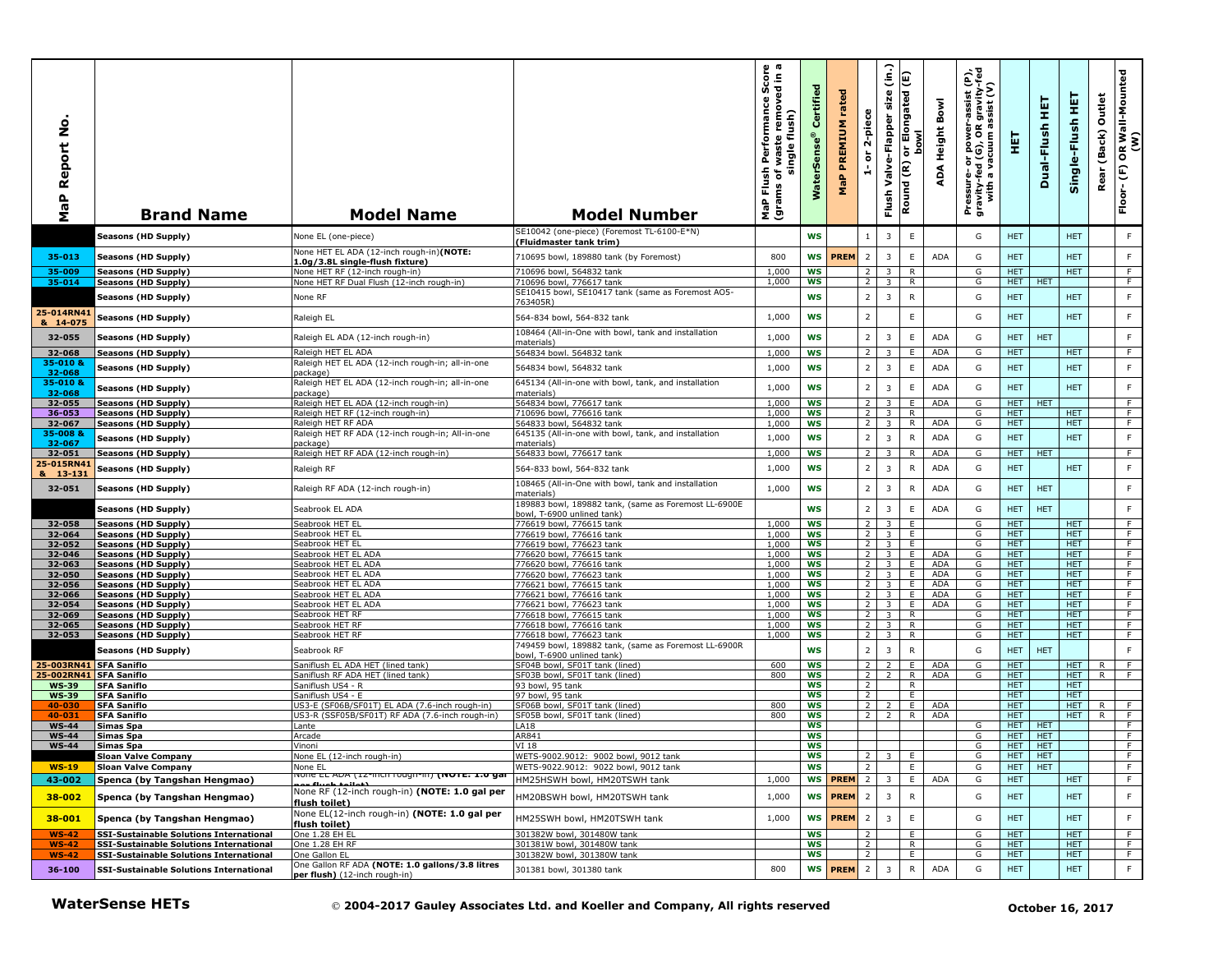| MaP Report No. | Brand Name | Model Name | Model Number | MaP Flush Performance Score (grams of waste removed in a single flush) | WaterSense® Certified | MaP PREMIUM rated | 1- or 2-piece | Flush Valve-Flapper size (in.) | Round (R) or Elongated (E) bowl | ADA Height Bowl | Pressure- or power-assist (P), gravity-fed (G), OR gravity-fed with a vacuum assist (V) | HET | Dual-Flush HET | Single-Flush HET | Rear (Back) Outlet | Floor- (F) OR Wall-Mounted (W) |
|---|---|---|---|---|---|---|---|---|---|---|---|---|---|---|---|---|
| | Seasons (HD Supply) | None EL (one-piece) | SE10042 (one-piece) (Foremost TL-6100-E*N) (Fluidmaster tank trim) | | WS | | 1 | 3 | E | | G | HET | | HET | | F |
| 35-013 | Seasons (HD Supply) | None HET EL ADA (12-inch rough-in)(NOTE: 1.0g/3.8L single-flush fixture) | 710695 bowl, 189880 tank (by Foremost) | 800 | WS | PREM | 2 | 3 | E | ADA | G | HET | | HET | | F |
| 35-009 | Seasons (HD Supply) | None HET RF (12-inch rough-in) | 710696 bowl, 564832 tank | 1,000 | WS | | 2 | 3 | R | | G | HET | | HET | | F |
| 35-014 | Seasons (HD Supply) | None HET RF Dual Flush (12-inch rough-in) | 710696 bowl, 776617 tank | 1,000 | WS | | 2 | 3 | R | | G | HET | HET | | | F |
| | Seasons (HD Supply) | None RF | SE10415 bowl, SE10417 tank (same as Foremost AO5-763405R) | | WS | | 2 | 3 | R | | G | HET | | HET | | F |
| 25-014RN41 & 14-075 | Seasons (HD Supply) | Raleigh EL | 564-834 bowl, 564-832 tank | 1,000 | WS | | 2 | | E | | G | HET | | HET | | F |
| 32-055 | Seasons (HD Supply) | Raleigh EL ADA (12-inch rough-in) | 108464 (All-in-One with bowl, tank and installation materials) | 1,000 | WS | | 2 | 3 | E | ADA | G | HET | HET | | | F |
| 32-068 | Seasons (HD Supply) | Raleigh HET EL ADA | 564834 bowl. 564832 tank | 1,000 | WS | | 2 | 3 | E | ADA | G | HET | | HET | | F |
| 35-010 & 32-068 | Seasons (HD Supply) | Raleigh HET EL ADA (12-inch rough-in; all-in-one package) | 564834 bowl, 564832 tank | 1,000 | WS | | 2 | 3 | E | ADA | G | HET | | HET | | F |
| 35-010 & 32-068 | Seasons (HD Supply) | Raleigh HET EL ADA (12-inch rough-in; all-in-one package) | 645134 (All-in-one with bowl, tank, and installation materials) | 1,000 | WS | | 2 | 3 | E | ADA | G | HET | | HET | | F |
| 32-055 | Seasons (HD Supply) | Raleigh HET EL ADA (12-inch rough-in) | 564834 bowl, 776617 tank | 1,000 | WS | | 2 | 3 | E | ADA | G | HET | HET | | | F |
| 36-053 | Seasons (HD Supply) | Raleigh HET RF (12-inch rough-in) | 710696 bowl, 776616 tank | 1,000 | WS | | 2 | 3 | R | | G | HET | | HET | | F |
| 32-067 | Seasons (HD Supply) | Raleigh HET RF ADA | 564833 bowl, 564832 tank | 1,000 | WS | | 2 | 3 | R | ADA | G | HET | | HET | | F |
| 35-008 & 32-067 | Seasons (HD Supply) | Raleigh HET RF ADA (12-inch rough-in; All-in-one package) | 645135 (All-in-one with bowl, tank, and installation materials) | 1,000 | WS | | 2 | 3 | R | ADA | G | HET | | HET | | F |
| 32-051 | Seasons (HD Supply) | Raleigh HET RF ADA (12-inch rough-in) | 564833 bowl, 776617 tank | 1,000 | WS | | 2 | 3 | R | ADA | G | HET | HET | | | F |
| 25-015RN41 & 13-131 | Seasons (HD Supply) | Raleigh RF | 564-833 bowl, 564-832 tank | 1,000 | WS | | 2 | 3 | R | ADA | G | HET | | HET | | F |
| 32-051 | Seasons (HD Supply) | Raleigh RF ADA (12-inch rough-in) | 108465 (All-in-One with bowl, tank and installation materials) | 1,000 | WS | | 2 | 3 | R | ADA | G | HET | HET | | | F |
| | Seasons (HD Supply) | Seabrook EL ADA | 189883 bowl, 189882 tank, (same as Foremost LL-6900E bowl, T-6900 unlined tank) | | WS | | 2 | 3 | E | ADA | G | HET | HET | | | F |
| 32-058 | Seasons (HD Supply) | Seabrook HET EL | 776619 bowl, 776615 tank | 1,000 | WS | | 2 | 3 | E | | G | HET | | HET | | F |
| 32-064 | Seasons (HD Supply) | Seabrook HET EL | 776619 bowl, 776616 tank | 1,000 | WS | | 2 | 3 | E | | G | HET | | HET | | F |
| 32-052 | Seasons (HD Supply) | Seabrook HET EL | 776619 bowl, 776623 tank | 1,000 | WS | | 2 | 3 | E | | G | HET | | HET | | F |
| 32-046 | Seasons (HD Supply) | Seabrook HET EL ADA | 776620 bowl, 776615 tank | 1,000 | WS | | 2 | 3 | E | ADA | G | HET | | HET | | F |
| 32-063 | Seasons (HD Supply) | Seabrook HET EL ADA | 776620 bowl, 776616 tank | 1,000 | WS | | 2 | 3 | E | ADA | G | HET | | HET | | F |
| 32-050 | Seasons (HD Supply) | Seabrook HET EL ADA | 776620 bowl, 776623 tank | 1,000 | WS | | 2 | 3 | E | ADA | G | HET | | HET | | F |
| 32-056 | Seasons (HD Supply) | Seabrook HET EL ADA | 776621 bowl, 776615 tank | 1,000 | WS | | 2 | 3 | E | ADA | G | HET | | HET | | F |
| 32-066 | Seasons (HD Supply) | Seabrook HET EL ADA | 776621 bowl, 776616 tank | 1,000 | WS | | 2 | 3 | E | ADA | G | HET | | HET | | F |
| 32-054 | Seasons (HD Supply) | Seabrook HET EL ADA | 776621 bowl, 776623 tank | 1,000 | WS | | 2 | 3 | E | ADA | G | HET | | HET | | F |
| 32-069 | Seasons (HD Supply) | Seabrook HET RF | 776618 bowl, 776615 tank | 1,000 | WS | | 2 | 3 | R | | G | HET | | HET | | F |
| 32-065 | Seasons (HD Supply) | Seabrook HET RF | 776618 bowl, 776616 tank | 1,000 | WS | | 2 | 3 | R | | G | HET | | HET | | F |
| 32-053 | Seasons (HD Supply) | Seabrook HET RF | 776618 bowl, 776623 tank | 1,000 | WS | | 2 | 3 | R | | G | HET | | HET | | F |
| | Seasons (HD Supply) | Seabrook RF | 749459 bowl, 189882 tank, (same as Foremost LL-6900R bowl, T-6900 unlined tank) | | WS | | 2 | 3 | R | | G | HET | HET | | | F |
| 25-003RN41 | SFA Saniflo | Saniflush EL ADA HET (lined tank) | SF04B bowl, SF01T tank (lined) | 600 | WS | | 2 | 2 | E | ADA | G | HET | | HET | R | F |
| 25-002RN41 | SFA Saniflo | Saniflush RF ADA HET (lined tank) | SF03B bowl, SF01T tank (lined) | 800 | WS | | 2 | 2 | R | ADA | G | HET | | HET | R | F |
| WS-39 | SFA Saniflo | Saniflush US4 - R | 93 bowl, 95 tank | | WS | | 2 | | R | | | HET | | HET | | |
| WS-39 | SFA Saniflo | Saniflush US4 - E | 97 bowl, 95 tank | | WS | | 2 | | E | | | HET | | HET | | |
| 40-030 | SFA Saniflo | US3-E (SF06B/SF01T) EL ADA (7.6-inch rough-in) | SF06B bowl, SF01T tank (lined) | 800 | WS | | 2 | 2 | E | ADA | | HET | | HET | R | F |
| 40-031 | SFA Saniflo | US3-R (SSF05B/SF01T) RF ADA (7.6-inch rough-in) | SF05B bowl, SF01T tank (lined) | 800 | WS | | 2 | 2 | R | ADA | | HET | | HET | R | F |
| WS-44 | Simas Spa | Lante | LA18 | | WS | | | | | | G | HET | HET | | | F |
| WS-44 | Simas Spa | Arcade | AR841 | | WS | | | | | | G | HET | HET | | | F |
| WS-44 | Simas Spa | Vinoni | VI 18 | | WS | | | | | | G | HET | HET | | | F |
| | Sloan Valve Company | None EL (12-inch rough-in) | WETS-9002.9012: 9002 bowl, 9012 tank | | WS | | 2 | 3 | E | | G | HET | HET | | | F |
| WS-19 | Sloan Valve Company | None EL | WETS-9022.9012: 9022 bowl, 9012 tank | | WS | | 2 | | E | | G | HET | HET | | | F |
| 43-002 | Spenca (by Tangshan Hengmao) | None EL ADA (12-inch rough-in) (NOTE: 1.0 gal per flush toilet) | HM25HSWH bowl, HM20TSWH tank | 1,000 | WS | PREM | 2 | 3 | E | ADA | G | HET | | HET | | F |
| 38-002 | Spenca (by Tangshan Hengmao) | None RF (12-inch rough-in) (NOTE: 1.0 gal per flush toilet) | HM20BSWH bowl, HM20TSWH tank | 1,000 | WS | PREM | 2 | 3 | R | | G | HET | | HET | | F |
| 38-001 | Spenca (by Tangshan Hengmao) | None EL(12-inch rough-in) (NOTE: 1.0 gal per flush toilet) | HM25SWH bowl, HM20TSWH tank | 1,000 | WS | PREM | 2 | 3 | E | | G | HET | | HET | | F |
| WS-42 | SSI-Sustainable Solutions International | One 1.28 EH EL | 301382W bowl, 301480W tank | | WS | | 2 | | E | | G | HET | | HET | | F |
| WS-42 | SSI-Sustainable Solutions International | One 1.28 EH RF | 301381W bowl, 301480W tank | | WS | | 2 | | R | | G | HET | | HET | | F |
| WS-42 | SSI-Sustainable Solutions International | One Gallon EL | 301382W bowl, 301380W tank | | WS | | 2 | | E | | G | HET | | HET | | F |
| 36-100 | SSI-Sustainable Solutions International | One Gallon RF ADA (NOTE: 1.0 gallons/3.8 litres per flush) (12-inch rough-in) | 301381 bowl, 301380 tank | 800 | WS | PREM | 2 | 3 | R | ADA | G | HET | | HET | | F |

**WaterSense HETs** © 2004-2017 Gauley Associates Ltd. and Koeller and Company, All rights reserved October 16, 2017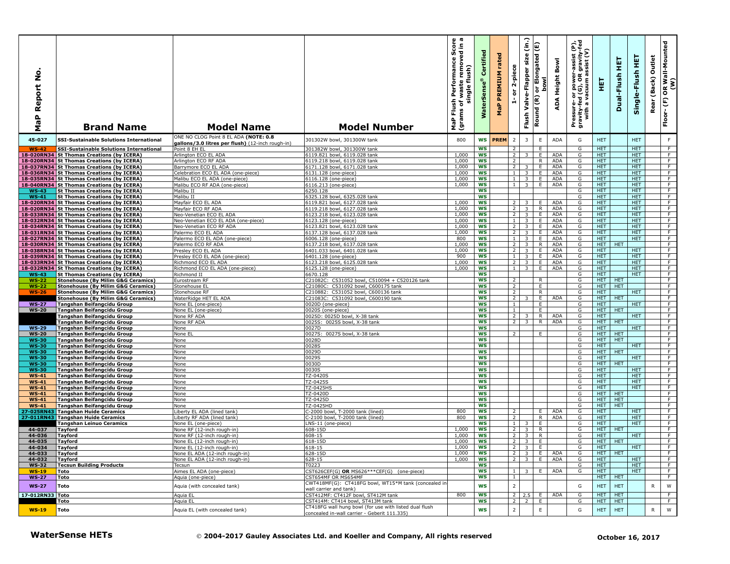| MaP Report No. | Brand Name | Model Name | Model Number | MaP Flush Performance Score (grams of waste removed in a single flush) | WaterSense® Certified | MaP PREMIUM rated | 1- or 2-piece | Flush Valve-Flapper size (in.) | Round (R) or Elongated (E) bowl | ADA Height Bowl | Pressure- or power-assist (P), gravity-fed (G), OR gravity-fed with a vacuum assist (V) | HET | Dual-Flush HET | Single-Flush HET | Rear (Back) Outlet | Floor- (F) OR Wall-Mounted (W) |
|---|---|---|---|---|---|---|---|---|---|---|---|---|---|---|---|---|
| 45-027 | SSI-Sustainable Solutions International | ONE NO CLOG Point 8 EL ADA **(NOTE: 0.8 gallons/3.0 litres per flush)** (12-inch rough-in) | 301302W bowl, 301300W tank | 800 | WS | PREM | 2 | 3 | E | ADA | G | HET | | HET | | F |
| WS-42 | SSI-Sustainable Solutions International | Point 8 EH EL | 301382W bowl, 301300W tank | | WS | | 2 | | E | | G | HET | | HET | | F |
| 18-020RN34 | St Thomas Creations (by ICERA) | Arlington ECO EL ADA | 6119.821 bowl, 6119.028 tank | 1,000 | WS | | 2 | 3 | E | ADA | G | HET | | HET | | F |
| 18-020RN34 | St Thomas Creations (by ICERA) | Arlington ECO RF ADA | 6119.218 bowl, 6119.028 tank | 1,000 | WS | | 2 | | R | ADA | G | HET | | HET | | F |
| 18-037RN34 | St Thomas Creations (by ICERA) | Barrymore ECO EL ADA | 6171.128 bowl, 6171.028 tank | 1,000 | WS | | 2 | 3 | E | ADA | G | HET | | HET | | F |
| 18-036RN34 | St Thomas Creations (by ICERA) | Celebration ECO EL ADA (one-piece) | 6131.128 (one-piece) | 1,000 | WS | | 1 | 3 | E | ADA | G | HET | | HET | | F |
| 18-035RN34 | St Thomas Creations (by ICERA) | Malibu ECO EL ADA (one-piece) | 6116.128 (one-piece) | 1,000 | WS | | 1 | 3 | E | ADA | G | HET | | HET | | F |
| 18-040RN34 | St Thomas Creations (by ICERA) | Malibu ECO RF ADA (one-piece) | 6116.213 (one-piece) | 1,000 | WS | | 1 | 3 | E | ADA | G | HET | | HET | | F |
| WS-43 | St Thomas Creations (by ICERA) | Malibu II | 6250.128 | | WS | | | | | | G | HET | | HET | | F |
| WS-41 | St Thomas Creations (by ICERA) | Malibu II | 6325.128 bowl, 6325.028 tank | | WS | | | | | | G | HET | | HET | | F |
| 18-020RN34 | St Thomas Creations (by ICERA) | Mayfair ECO EL ADA | 6119.821 bowl, 6127.028 tank | 1,000 | WS | | 2 | 3 | E | ADA | G | HET | | HET | | F |
| 18-020RN34 | St Thomas Creations (by ICERA) | Mayfair ECO RF ADA | 6119.218 bowl, 6127.028 tank | 1,000 | WS | | 2 | 3 | R | ADA | G | HET | | HET | | F |
| 18-033RN34 | St Thomas Creations (by ICERA) | Neo-Venetian ECO EL ADA | 6123.218 bowl, 6123.028 tank | 1,000 | WS | | 2 | 3 | E | ADA | G | HET | | HET | | F |
| 18-032RN34 | St Thomas Creations (by ICERA) | Neo-Venetian ECO EL ADA (one-piece) | 6123.128 (one-piece) | 1,000 | WS | | 1 | 3 | E | ADA | G | HET | | HET | | F |
| 18-034RN34 | St Thomas Creations (by ICERA) | Neo-Venetian ECO RF ADA | 6123.821 bowl, 6123.028 tank | 1,000 | WS | | 2 | 3 | E | ADA | G | HET | | HET | | F |
| 18-031RN34 | St Thomas Creations (by ICERA) | Palermo ECO EL ADA | 6137.128 bowl, 6137.028 tank | 1,000 | WS | | 2 | 3 | E | ADA | G | HET | | HET | | F |
| 18-027RN34 | St Thomas Creations (by ICERA) | Palermo ECO EL ADA (one-piece) | 6006.128 (one-piece) | 800 | WS | | 1 | 3 | E | ADA | G | HET | | HET | | F |
| 18-030RN34 | St Thomas Creations (by ICERA) | Palermo ECO RF ADA | 6137.218 bowl, 6137.028 tank | 1,000 | WS | | 2 | 3 | R | ADA | G | HET | HET | | | F |
| 18-038RN34 | St Thomas Creations (by ICERA) | Presley ECO EL ADA | 6401.033 bowl, 6401.028 tank | 1,000 | WS | | 2 | 3 | E | ADA | G | HET | | HET | | F |
| 18-039RN34 | St Thomas Creations (by ICERA) | Presley ECO EL ADA (one-piece) | 6401.128 (one-piece) | 900 | WS | | 1 | 3 | E | ADA | G | HET | | HET | | F |
| 18-033RN34 | St Thomas Creations (by ICERA) | Richmond ECO EL ADA | 6123.218 bowl, 6125.028 tank | 1,000 | WS | | 2 | 3 | E | ADA | G | HET | | HET | | F |
| 18-032RN34 | St Thomas Creations (by ICERA) | Richmond ECO EL ADA (one-piece) | 6125.128 (one-piece) | 1,000 | WS | | 1 | 3 | E | ADA | G | HET | | HET | | F |
| WS-43 | St Thomas Creations (by ICERA) | Richmond II | 6670.128 | | WS | | | | | | G | HET | | HET | | F |
| WS-22 | Stonehouse (By Milim G&G Ceramics) | Eurostream RF | C21082C: C531052 bowl, C510094 + C520126 tank | | WS | | 2 | | R | | G | HET | HET | | | F |
| WS-22 | Stonehouse (By Milim G&G Ceramics) | Stonehouse EL | C21080C: C531092 bowl, C600175 tank | | WS | | 2 | | E | | G | HET | HET | | | F |
| WS-26 | Stonehouse (By Milim G&G Ceramics) | Stonehouse RF | C210882: C531052 bowl, C600136 tank | | WS | | 2 | | R | | G | HET | | HET | | F |
| | Stonehouse (By Milim G&G Ceramics) | WaterRidge HET EL ADA | C21083C: C531092 bowl, C600190 tank | | WS | | 2 | 3 | E | ADA | G | HET | HET | | | F |
| WS-27 | Tangshan Beifangcidu Group | None EL (one-piece) | 0020D (one-piece) | | WS | | 1 | | E | | G | HET | | HET | | F |
| WS-20 | Tangshan Beifangcidu Group | None EL (one-piece) | 0020S (one-piece) | | WS | | 1 | | E | | G | HET | HET | | | F |
| | Tangshan Beifangcidu Group | None RF ADA | 0025D: 0025D bowl, X-38 tank | | WS | | 2 | 3 | R | ADA | G | HET | | HET | | F |
| | Tangshan Beifangcidu Group | None RF ADA | 0025S: 0025S bowl, X-38 tank | | WS | | 2 | 3 | R | ADA | G | HET | HET | | | F |
| WS-29 | Tangshan Beifangcidu Group | None | 0027D | | WS | | | | | | G | HET | | HET | | F |
| WS-20 | Tangshan Beifangcidu Group | None EL | 0027S: 0027S bowl, X-38 tank | | WS | | 2 | | E | | G | HET | HET | | | F |
| WS-30 | Tangshan Beifangcidu Group | None | 0028D | | WS | | | | | | G | HET | HET | | | F |
| WS-30 | Tangshan Beifangcidu Group | None | 0028S | | WS | | | | | | G | HET | | HET | | F |
| WS-30 | Tangshan Beifangcidu Group | None | 0029D | | WS | | | | | | G | HET | HET | | | F |
| WS-30 | Tangshan Beifangcidu Group | None | 0029S | | WS | | | | | | G | HET | | HET | | F |
| WS-30 | Tangshan Beifangcidu Group | None | 0030D | | WS | | | | | | G | HET | HET | | | F |
| WS-30 | Tangshan Beifangcidu Group | None | 0030S | | WS | | | | | | G | HET | | HET | | F |
| WS-41 | Tangshan Beifangcidu Group | None | TZ-0420S | | WS | | | | | | G | HET | | HET | | F |
| WS-41 | Tangshan Beifangcidu Group | None | TZ-0425S | | WS | | | | | | G | HET | | HET | | F |
| WS-41 | Tangshan Beifangcidu Group | None | TZ-0425HS | | WS | | | | | | G | HET | | HET | | F |
| WS-41 | Tangshan Beifangcidu Group | None | TZ-0420D | | WS | | | | | | G | HET | HET | | | F |
| WS-41 | Tangshan Beifangcidu Group | None | TZ-0425D | | WS | | | | | | G | HET | HET | | | F |
| WS-41 | Tangshan Beifangcidu Group | None | TZ-0425HD | | WS | | | | | | G | HET | HET | | | F |
| 27-025RN43 | Tangshan Huide Ceramics | Liberty EL ADA (lined tank) | C-2000 bowl, T-2000 tank (lined) | 800 | WS | | 2 | | E | ADA | G | HET | | HET | | F |
| 27-011RN43 | Tangshan Huide Ceramics | Liberty RF ADA (lined tank) | C-2100 bowl, T-2000 tank (lined) | 800 | WS | | 2 | | R | ADA | G | HET | | HET | | F |
| | Tangshan Leinuo Ceramics | None EL (one-piece) | LNS-11 (one-piece) | | WS | | 1 | 3 | E | | G | HET | | HET | | F |
| 44-037 | Tayford | None RF (12-inch rough-in) | 608-15D | 1,000 | WS | | 2 | 3 | R | | G | HET | HET | | | F |
| 44-036 | Tayford | None RF (12-inch rough-in) | 608-15 | 1,000 | WS | | 2 | 3 | R | | G | HET | | HET | | F |
| 44-035 | Tayford | None EL (12-inch rough-in) | 618-15D | 1,000 | WS | | 2 | 3 | E | | G | HET | HET | | | F |
| 44-034 | Tayford | None EL (12-inch rough-in) | 618-15 | 1,000 | WS | | 2 | 3 | E | | G | HET | | HET | | F |
| 44-033 | Tayford | None EL ADA (12-inch rough-in) | 628-15D | 1,000 | WS | | 2 | 3 | E | ADA | G | HET | HET | | | F |
| 44-032 | Tayford | None EL ADA (12-inch rough-in) | 628-15 | 1,000 | WS | | 2 | 3 | E | ADA | G | HET | | HET | | F |
| WS-32 | Tecsun Building Products | Tecsun | T0223 | | WS | | | | | | G | HET | | HET | | F |
| WS-19 | Toto | Aimes EL ADA (one-piece) | CST626CEF(G) **OR** MS626***CEF(G) (one-piece) | | WS | | 1 | 3 | E | ADA | G | HET | | HET | | F |
| WS-27 | Toto | Aquia (one-piece) | CST654MF OR MS654MF | | WS | | 1 | | | | | HET | HET | | | F |
| WS-27 | Toto | Aquia (with concealed tank) | CWT418MF(G): CT418FG bowl, WT15*M tank (concealed in wall carrier and tank) | | WS | | 2 | | | | G | HET | HET | | R | W |
| 17-012RN33 | Toto | Aquia EL | CST412MF: CT412F bowl, ST412M tank | 800 | WS | | 2 | 2.5 | E | ADA | G | HET | HET | | | F |
| | Toto | Aquia EL | CST414M: CT414 bowl, ST413M tank | | WS | | 2 | 2 | E | | G | HET | HET | | | F |
| WS-19 | Toto | Aquia EL (with concealed tank) | CT418FG wall hung bowl (for use with listed dual flush concealed in-wall carrier - Geberit 111.335) | | WS | | 2 | | E | | G | HET | HET | | R | W |

**WaterSense HETs** © 2004-2017 Gauley Associates Ltd. and Koeller and Company, All rights reserved October 16, 2017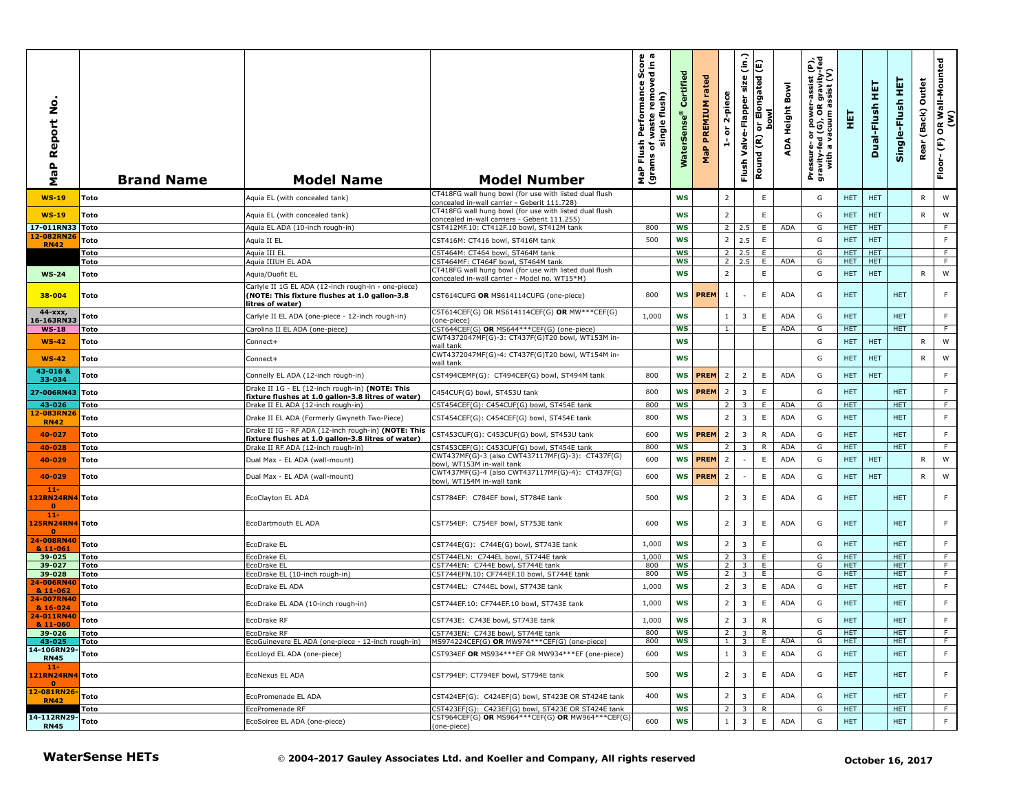| MaP Report No. | Brand Name | Model Name | Model Number | MaP Flush Performance Score (grams of waste removed in a single flush) | WaterSense® Certified | MaP PREMIUM rated | 1- or 2-piece | Flush Valve-Flapper size (in.) | Round (R) or Elongated (E) bowl | ADA Height Bowl | Pressure- or power-assist (P), gravity-fed (G), OR gravity-fed with a vacuum assist (V) | HET | Dual-Flush HET | Single-Flush HET | Rear (Back) Outlet | Floor- (F) OR Wall-Mounted (W) |
|---|---|---|---|---|---|---|---|---|---|---|---|---|---|---|---|---|
| WS-19 | Toto | Aquia EL (with concealed tank) | CT418FG wall hung bowl (for use with listed dual flush concealed in-wall carrier - Geberit 111.728) | | WS | | 2 | | E | | G | HET | HET | | R | W |
| WS-19 | Toto | Aquia EL (with concealed tank) | CT418FG wall hung bowl (for use with listed dual flush concealed in-wall carriers - Geberit 111.255) | | WS | | 2 | | E | | G | HET | HET | | R | W |
| 17-011RN33 | Toto | Aquia EL ADA (10-inch rough-in) | CST412MF.10: CT412F.10 bowl, ST412M tank | 800 | WS | | 2 | 2.5 | E | ADA | G | HET | HET | | | F |
| 12-082RN26 RN42 | Toto | Aquia II EL | CST416M: CT416 bowl, ST416M tank | 500 | WS | | 2 | 2.5 | E | | G | HET | HET | | | F |
| | Toto | Aquia III EL | CST464M: CT464 bowl, ST464M tank | | WS | | 2 | 2.5 | E | | G | HET | HET | | | F |
| | Toto | Aquia IIIUH EL ADA | CST464MF: CT464F bowl, ST464M tank | | WS | | 2 | 2.5 | E | ADA | G | HET | HET | | | F |
| WS-24 | Toto | Aquia/Duofit EL | CT418FG wall hung bowl (for use with listed dual flush concealed in-wall carrier - Model no. WT15*M) | | WS | | 2 | | E | | G | HET | HET | | R | W |
| 38-004 | Toto | Carlyle II 1G EL ADA (12-inch rough-in - one-piece) **(NOTE: This fixture flushes at 1.0 gallon-3.8 litres of water)** | CST614CUFG **OR** MS614114CUFG (one-piece) | 800 | WS | PREM | 1 | - | E | ADA | G | HET | | HET | | F |
| 44-xxx, 16-163RN33 | Toto | Carlyle II EL ADA (one-piece - 12-inch rough-in) | CST614CEF(G) OR MS614114CEF(G) **OR** MW***CEF(G) (one-piece) | 1,000 | WS | | 1 | 3 | E | ADA | G | HET | | HET | | F |
| WS-18 | Toto | Carolina II EL ADA (one-piece) | CST644CEF(G) **OR** MS644***CEF(G) (one-piece) | | WS | | 1 | | E | ADA | G | HET | | HET | | F |
| WS-42 | Toto | Connect+ | CWT4372047MF(G)-3: CT437F(G)T20 bowl, WT153M in-wall tank | | WS | | | | | | G | HET | HET | | R | W |
| WS-42 | Toto | Connect+ | CWT4372047MF(G)-4: CT437F(G)T20 bowl, WT154M in-wall tank | | WS | | | | | | G | HET | HET | | R | W |
| 43-016 & 33-034 | Toto | Connelly EL ADA (12-inch rough-in) | CST494CEMF(G): CT494CEF(G) bowl, ST494M tank | 800 | WS | PREM | 2 | 2 | E | ADA | G | HET | HET | | | F |
| 27-006RN43 | Toto | Drake II 1G - EL (12-inch rough-in) **(NOTE: This fixture flushes at 1.0 gallon-3.8 litres of water)** | C454CUF(G) bowl, ST453U tank | 800 | WS | PREM | 2 | 3 | E | | G | HET | | HET | | F |
| 43-026 | Toto | Drake II EL ADA (12-inch rough-in) | CST454CEF(G): C454CUF(G) bowl, ST454E tank | 800 | WS | | 2 | 3 | E | ADA | G | HET | | HET | | F |
| 12-083RN26 RN42 | Toto | Drake II EL ADA (Formerly Gwyneth Two-Piece) | CST454CEF(G): C454CEF(G) bowl, ST454E tank | 800 | WS | | 2 | 3 | E | ADA | G | HET | | HET | | F |
| 40-027 | Toto | Drake II 1G - RF ADA (12-inch rough-in) **(NOTE: This fixture flushes at 1.0 gallon-3.8 litres of water)** | CST453CUF(G): C453CUF(G) bowl, ST453U tank | 600 | WS | PREM | 2 | 3 | R | ADA | G | HET | | HET | | F |
| 40-028 | Toto | Drake II RF ADA (12-inch rough-in) | CST453CEF(G): C453CUF(G) bowl, ST454E tank | 800 | WS | | 2 | 3 | R | ADA | G | HET | | HET | | F |
| 40-029 | Toto | Dual Max - EL ADA (wall-mount) | CWT437MF(G)-3 (also CWT437117MF(G)-3): CT437F(G) bowl, WT153M in-wall tank | 600 | WS | PREM | 2 | - | E | ADA | G | HET | HET | | R | W |
| 40-029 | Toto | Dual Max - EL ADA (wall-mount) | CWT437MF(G)-4 (also CWT437117MF(G)-4): CT437F(G) bowl, WT154M in-wall tank | 600 | WS | PREM | 2 | - | E | ADA | G | HET | HET | | R | W |
| 11-122RN24RN40 | Toto | EcoClayton EL ADA | CST784EF: C784EF bowl, ST784E tank | 500 | WS | | 2 | 3 | E | ADA | G | HET | | HET | | F |
| 11-125RN24RN40 | Toto | EcoDartmouth EL ADA | CST754EF: C754EF bowl, ST753E tank | 600 | WS | | 2 | 3 | E | ADA | G | HET | | HET | | F |
| 24-008RN40 & 11-061 | Toto | EcoDrake EL | CST744E(G): C744E(G) bowl, ST743E tank | 1,000 | WS | | 2 | 3 | E | | G | HET | | HET | | F |
| 39-025 | Toto | EcoDrake EL | CST744ELN: C744EL bowl, ST744E tank | 1,000 | WS | | 2 | 3 | E | | G | HET | | HET | | F |
| 39-027 | Toto | EcoDrake EL | CST744EN: C744E bowl, ST744E tank | 800 | WS | | 2 | 3 | E | | G | HET | | HET | | F |
| 39-028 | Toto | EcoDrake EL (10-inch rough-in) | CST744EFN.10: CF744EF.10 bowl, ST744E tank | 800 | WS | | 2 | 3 | E | | G | HET | | HET | | F |
| 24-006RN40 & 11-062 | Toto | EcoDrake EL ADA | CST744EL: C744EL bowl, ST743E tank | 1,000 | WS | | 2 | 3 | E | ADA | G | HET | | HET | | F |
| 24-007RN40 & 16-024 | Toto | EcoDrake EL ADA (10-inch rough-in) | CST744EF.10: CF744EF.10 bowl, ST743E tank | 1,000 | WS | | 2 | 3 | E | ADA | G | HET | | HET | | F |
| 24-011RN40 & 11-060 | Toto | EcoDrake RF | CST743E: C743E bowl, ST743E tank | 1,000 | WS | | 2 | 3 | R | | G | HET | | HET | | F |
| 39-026 | Toto | EcoDrake RF | CST743EN: C743E bowl, ST744E tank | 800 | WS | | 2 | 3 | R | | G | HET | | HET | | F |
| 43-025 | Toto | EcoGuinevere EL ADA (one-piece - 12-inch rough-in) | MS974224CEF(G) **OR** MW974***CEF(G) (one-piece) | 800 | WS | | 1 | 3 | E | ADA | G | HET | | HET | | F |
| 14-106RN29-RN45 | Toto | EcoLloyd EL ADA (one-piece) | CST934EF **OR** MS934***EF **OR** MW934***EF (one-piece) | 600 | WS | | 1 | 3 | E | ADA | G | HET | | HET | | F |
| 11-121RN24RN40 | Toto | EcoNexus EL ADA | CST794EF: CT794EF bowl, ST794E tank | 500 | WS | | 2 | 3 | E | ADA | G | HET | | HET | | F |
| 12-081RN26-RN42 | Toto | EcoPromenade EL ADA | CST424EF(G): C424EF(G) bowl, ST423E OR ST424E tank | 400 | WS | | 2 | 3 | E | ADA | G | HET | | HET | | F |
| | Toto | EcoPromenade RF | CST423EF(G): C423EF(G) bowl, ST423E OR ST424E tank | | WS | | 2 | 3 | R | | G | HET | | HET | | F |
| 14-112RN29-RN45 | Toto | EcoSoiree EL ADA (one-piece) | CST964CEF(G) **OR** MS964***CEF(G) **OR** MW964***CEF(G) (one-piece) | 600 | WS | | 1 | 3 | E | ADA | G | HET | | HET | | F |

**WaterSense HETs** © 2004-2017 Gauley Associates Ltd. and Koeller and Company, All rights reserved **October 16, 2017**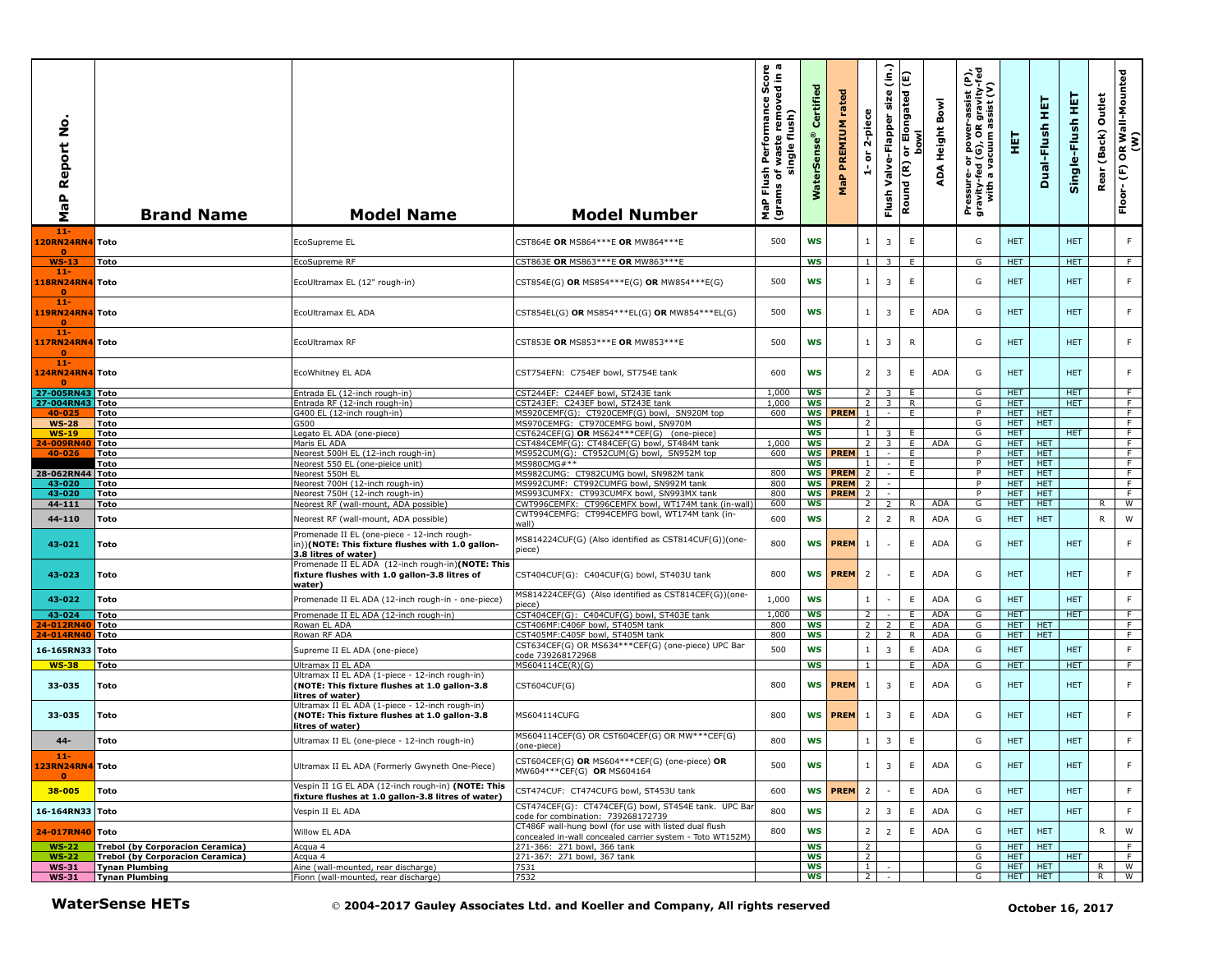| MaP Report No. | Brand Name | Model Name | Model Number | MaP Flush Performance Score (grams of waste removed in a single flush) | WaterSense® Certified | MaP PREMIUM rated | 1- or 2-piece | Flush Valve-Flapper size (in.) | Round (R) or Elongated (E) bowl | ADA Height Bowl | Pressure- or power-assist (P), gravity-fed (G), OR gravity-fed with a vacuum assist (V) | HET | Dual-Flush HET | Single-Flush HET | Rear (Back) Outlet | Floor- (F) OR Wall-Mounted (W) |
|---|---|---|---|---|---|---|---|---|---|---|---|---|---|---|---|---|
| 11-120RN24RN40 | Toto | EcoSupreme EL | CST864E **OR** MS864***E **OR** MW864***E | 500 | WS | | 1 | 3 | E | | G | HET | | HET | | F |
| WS-13 | Toto | EcoSupreme RF | CST863E **OR** MS863***E **OR** MW863***E | | WS | | 1 | 3 | E | | G | HET | | HET | | F |
| 11-118RN24RN40 | Toto | EcoUltramax EL (12" rough-in) | CST854E(G) **OR** MS854***E(G) **OR** MW854***E(G) | 500 | WS | | 1 | 3 | E | | G | HET | | HET | | F |
| 11-119RN24RN40 | Toto | EcoUltramax EL ADA | CST854EL(G) **OR** MS854***EL(G) **OR** MW854***EL(G) | 500 | WS | | 1 | 3 | E | ADA | G | HET | | HET | | F |
| 11-117RN24RN40 | Toto | EcoUltramax RF | CST853E **OR** MS853***E **OR** MW853***E | 500 | WS | | 1 | 3 | R | | G | HET | | HET | | F |
| 11-124RN24RN40 | Toto | EcoWhitney EL ADA | CST754EFN: C754EF bowl, ST754E tank | 600 | WS | | 2 | 3 | E | ADA | G | HET | | HET | | F |
| 27-005RN43 | Toto | Entrada EL (12-inch rough-in) | CST244EF: C244EF bowl, ST243E tank | 1,000 | WS | | 2 | 3 | E | | G | HET | | HET | | F |
| 27-004RN43 | Toto | Entrada RF (12-inch rough-in) | CST243EF: C243EF bowl, ST243E tank | 1,000 | WS | | 2 | 3 | R | | G | HET | | HET | | F |
| 40-025 | Toto | G400 EL (12-inch rough-in) | MS920CEMF(G): CT920CEMF(G) bowl, SN920M top | 600 | WS | PREM | 1 | - | E | | P | HET | HET | | | F |
| WS-28 | Toto | G500 | MS970CEMFG: CT970CEMFG bowl, SN970M | | WS | | 2 | | | | G | HET | HET | | | F |
| WS-19 | Toto | Legato EL ADA (one-piece) | CST624CEF(G) **OR** MS624***CEF(G) (one-piece) | | WS | | 1 | 3 | E | | G | HET | | HET | | F |
| 24-009RN40 | Toto | Maris EL ADA | CST484CEMF(G): CT484CEF(G) bowl, ST484M tank | 1,000 | WS | | 2 | 3 | E | ADA | G | HET | HET | | | F |
| 40-026 | Toto | Neorest 500H EL (12-inch rough-in) | MS952CUM(G): CT952CUM(G) bowl, SN952M top | 600 | WS | PREM | 1 | - | E | | P | HET | HET | | | F |
| | Toto | Neorest 550 EL (one-pieice unit) | MS980CMG#** | | WS | | 1 | - | E | | P | HET | HET | | | F |
| 28-062RN44 | Toto | Neorest 550H EL | MS982CUMG: CT982CUMG bowl, SN982M tank | 800 | WS | PREM | 2 | - | E | | P | HET | HET | | | F |
| 43-020 | Toto | Neorest 700H (12-inch rough-in) | MS992CUMF: CT992CUMFG bowl, SN992M tank | 800 | WS | PREM | 2 | - | | | P | HET | HET | | | F |
| 43-020 | Toto | Neorest 750H (12-inch rough-in) | MS993CUMFX: CT993CUMFX bowl, SN993MX tank | 800 | WS | PREM | 2 | - | | | P | HET | HET | | | F |
| 44-111 | Toto | Neorest RF (wall-mount, ADA possible) | CWT996CEMFX: CT996CEMFX bowl, WT174M tank (in-wall) | 600 | WS | | 2 | 2 | R | ADA | G | HET | HET | | R | W |
| 44-110 | Toto | Neorest RF (wall-mount, ADA possible) | CWT994CEMFG: CT994CEMFG bowl, WT174M tank (in-wall) | 600 | WS | | 2 | 2 | R | ADA | G | HET | HET | | R | W |
| 43-021 | Toto | Promenade II EL (one-piece - 12-inch rough-in))**(NOTE: This fixture flushes with 1.0 gallon-3.8 litres of water)** | MS814224CUF(G) (Also identified as CST814CUF(G))(one-piece) | 800 | WS | PREM | 1 | - | E | ADA | G | HET | | HET | | F |
| 43-023 | Toto | Promenade II EL ADA (12-inch rough-in)**(NOTE: This fixture flushes with 1.0 gallon-3.8 litres of water)** | CST404CUF(G): C404CUF(G) bowl, ST403U tank | 800 | WS | PREM | 2 | - | E | ADA | G | HET | | HET | | F |
| 43-022 | Toto | Promenade II EL ADA (12-inch rough-in - one-piece) | MS814224CEF(G) (Also identified as CST814CEF(G))(one-piece) | 1,000 | WS | | 1 | - | E | ADA | G | HET | | HET | | F |
| 43-024 | Toto | Promenade II EL ADA (12-inch rough-in) | CST404CEF(G): C404CEF(G) bowl, ST403E tank | 1,000 | WS | | 2 | - | E | ADA | G | HET | | HET | | F |
| 24-012RN40 | Toto | Rowan EL ADA | CST406MF:C406F bowl, ST405M tank | 800 | WS | | 2 | 2 | E | ADA | G | HET | HET | | | F |
| 24-014RN40 | Toto | Rowan RF ADA | CST405MF:C405F bowl, ST405M tank | 800 | WS | | 2 | 2 | R | ADA | G | HET | HET | | | F |
| 16-165RN33 | Toto | Supreme II EL ADA (one-piece) | CST634CEF(G) OR MS634***CEF(G) (one-piece) UPC Bar code 739268172968 | 500 | WS | | 1 | 3 | E | ADA | G | HET | | HET | | F |
| WS-38 | Toto | Ultramax II EL ADA | MS604114CEF(R)(G) | | WS | | 1 | | E | ADA | G | HET | | HET | | F |
| 33-035 | Toto | Ultramax II EL ADA (1-piece - 12-inch rough-in) **(NOTE: This fixture flushes at 1.0 gallon-3.8 litres of water)** | CT604CUF(G) | 800 | WS | PREM | 1 | 3 | E | ADA | G | HET | | HET | | F |
| 33-035 | Toto | Ultramax II EL ADA (1-piece - 12-inch rough-in) **(NOTE: This fixture flushes at 1.0 gallon-3.8 litres of water)** | MS604114CUFG | 800 | WS | PREM | 1 | 3 | E | ADA | G | HET | | HET | | F |
| 44- | Toto | Ultramax II EL (one-piece - 12-inch rough-in) | MS604114CEF(G) OR CST604CEF(G) OR MW***CEF(G) (one-piece) | 800 | WS | | 1 | 3 | E | | G | HET | | HET | | F |
| 11-123RN24RN40 | Toto | Ultramax II EL ADA (Formerly Gwyneth One-Piece) | CST604CEF(G) **OR** MS604***CEF(G) (one-piece) **OR** MW604***CEF(G) **OR** MS604164 | 500 | WS | | 1 | 3 | E | ADA | G | HET | | HET | | F |
| 38-005 | Toto | Vespin II 1G EL ADA (12-inch rough-in) **(NOTE: This fixture flushes at 1.0 gallon-3.8 litres of water)** | CST474CUF: CT474CUFG bowl, ST453U tank | 600 | WS | PREM | 2 | - | E | ADA | G | HET | | HET | | F |
| 16-164RN33 | Toto | Vespin II EL ADA | CST474CEF(G): CT474CEF(G) bowl, ST454E tank. UPC Bar code for combination: 739268172739 | 800 | WS | | 2 | 3 | E | ADA | G | HET | | HET | | F |
| 24-017RN40 | Toto | Willow EL ADA | CT486F wall-hung bowl (for use with listed dual flush concealed in-wall concealed carrier system - Toto WT152M) | 800 | WS | | 2 | 2 | E | ADA | G | HET | HET | | R | W |
| WS-22 | Trebol (by Corporacion Ceramica) | Acqua 4 | 271-366: 271 bowl, 366 tank | | WS | | 2 | | | | G | HET | HET | | | F |
| WS-22 | Trebol (by Corporacion Ceramica) | Acqua 4 | 271-367: 271 bowl, 367 tank | | WS | | 2 | | | | G | HET | | HET | | F |
| WS-31 | Tynan Plumbing | Aine (wall-mounted, rear discharge) | 7531 | | WS | | 1 | - | | | G | HET | HET | | R | W |
| WS-31 | Tynan Plumbing | Fionn (wall-mounted, rear discharge) | 7532 | | WS | | 2 | - | | | G | HET | HET | | R | W |

**WaterSense HETs** © **2004-2017 Gauley Associates Ltd. and Koeller and Company, All rights reserved** **October 16, 2017**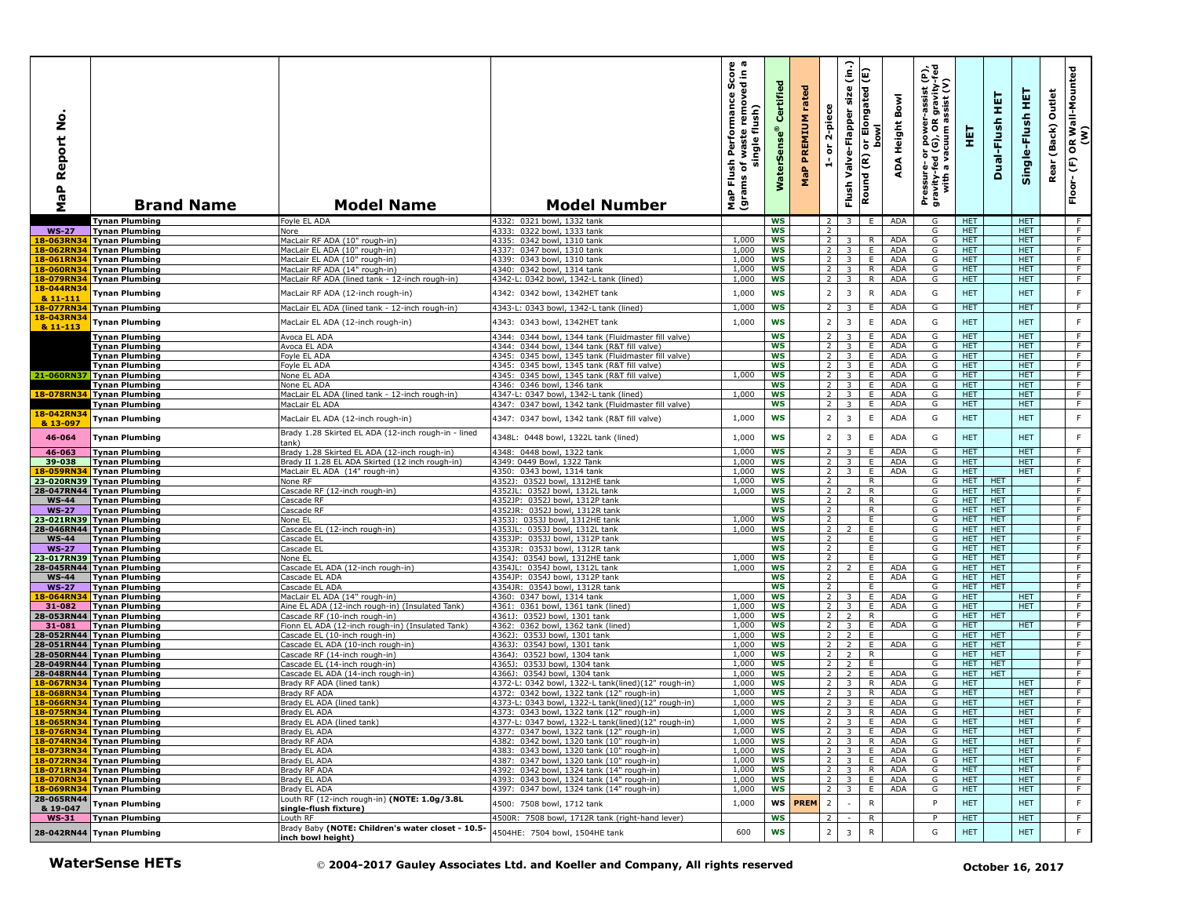| MaP Report No. | Brand Name | Model Name | Model Number | MaP Flush Performance Score (grams of waste removed in a single flush) | WaterSense® Certified | MaP PREMIUM rated | 1- or 2-piece | Flush Valve-Flapper size (in.) | Round (R) or Elongated (E) bowl | ADA Height Bowl | Pressure- or power-assist (P), gravity-fed (G), OR gravity-fed with a vacuum assist (V) | HET | Dual-Flush HET | Single-Flush HET | Rear (Back) Outlet | Floor- (F) OR Wall-Mounted (W) |
|---|---|---|---|---|---|---|---|---|---|---|---|---|---|---|---|---|
| | Tynan Plumbing | Foyle EL ADA | 4332: 0321 bowl, 1332 tank | | WS | | 2 | 3 | E | ADA | G | HET | | HET | | F |
| WS-27 | Tynan Plumbing | Nore | 4333: 0322 bowl, 1333 tank | | WS | | 2 | | | | G | HET | | HET | | F |
| 18-063RN34 | Tynan Plumbing | MacLair RF ADA (10" rough-in) | 4335: 0342 bowl, 1310 tank | 1,000 | WS | | 2 | 3 | R | ADA | G | HET | | HET | | F |
| 18-062RN34 | Tynan Plumbing | MacLair EL ADA (10" rough-in) | 4337: 0347 bowl, 1310 tank | 1,000 | WS | | 2 | 3 | E | ADA | G | HET | | HET | | F |
| 18-061RN34 | Tynan Plumbing | MacLair EL ADA (10" rough-in) | 4339: 0343 bowl, 1310 tank | 1,000 | WS | | 2 | 3 | E | ADA | G | HET | | HET | | F |
| 18-060RN34 | Tynan Plumbing | MacLair RF ADA (14" rough-in) | 4340: 0342 bowl, 1314 tank | 1,000 | WS | | 2 | 3 | R | ADA | G | HET | | HET | | F |
| 18-079RN34 | Tynan Plumbing | MacLair RF ADA (lined tank - 12-inch rough-in) | 4342-L: 0342 bowl, 1342-L tank (lined) | 1,000 | WS | | 2 | 3 | R | ADA | G | HET | | HET | | F |
| 18-044RN34 & 11-111 | Tynan Plumbing | MacLair RF ADA (12-inch rough-in) | 4342: 0342 bowl, 1342HET tank | 1,000 | WS | | 2 | 3 | R | ADA | G | HET | | HET | | F |
| 18-077RN34 | Tynan Plumbing | MacLair EL ADA (lined tank - 12-inch rough-in) | 4343-L: 0343 bowl, 1342-L tank (lined) | 1,000 | WS | | 2 | 3 | E | ADA | G | HET | | HET | | F |
| 18-043RN34 & 11-113 | Tynan Plumbing | MacLair EL ADA (12-inch rough-in) | 4343: 0343 bowl, 1342HET tank | 1,000 | WS | | 2 | 3 | E | ADA | G | HET | | HET | | F |
| | Tynan Plumbing | Avoca EL ADA | 4344: 0344 bowl, 1344 tank (Fluidmaster fill valve) | | WS | | 2 | 3 | E | ADA | G | HET | | HET | | F |
| | Tynan Plumbing | Avoca EL ADA | 4344: 0344 bowl, 1344 tank (R&T fill valve) | | WS | | 2 | 3 | E | ADA | G | HET | | HET | | F |
| | Tynan Plumbing | Foyle EL ADA | 4345: 0345 bowl, 1345 tank (Fluidmaster fill valve) | | WS | | 2 | 3 | E | ADA | G | HET | | HET | | F |
| | Tynan Plumbing | Foyle EL ADA | 4345: 0345 bowl, 1345 tank (R&T fill valve) | | WS | | 2 | 3 | E | ADA | G | HET | | HET | | F |
| 21-060RN37 | Tynan Plumbing | None EL ADA | 4345: 0345 bowl, 1345 tank (R&T fill valve) | 1,000 | WS | | 2 | 3 | E | ADA | G | HET | | HET | | F |
| | Tynan Plumbing | None EL ADA | 4346: 0346 bowl, 1346 tank | | WS | | 2 | 3 | E | ADA | G | HET | | HET | | F |
| 18-078RN34 | Tynan Plumbing | MacLair EL ADA (lined tank - 12-inch rough-in) | 4347-L: 0347 bowl, 1342-L tank (lined) | 1,000 | WS | | 2 | 3 | E | ADA | G | HET | | HET | | F |
| | Tynan Plumbing | MacLair EL ADA | 4347: 0347 bowl, 1342 tank (Fluidmaster fill valve) | | WS | | 2 | 3 | E | ADA | G | HET | | HET | | F |
| 18-042RN34 & 13-097 | Tynan Plumbing | MacLair EL ADA (12-inch rough-in) | 4347: 0347 bowl, 1342 tank (R&T fill valve) | 1,000 | WS | | 2 | 3 | E | ADA | G | HET | | HET | | F |
| 46-064 | Tynan Plumbing | Brady 1.28 Skirted EL ADA (12-inch rough-in - lined tank) | 4348L: 0448 bowl, 1322L tank (lined) | 1,000 | WS | | 2 | 3 | E | ADA | G | HET | | HET | | F |
| 46-063 | Tynan Plumbing | Brady 1.28 Skirted EL ADA (12-inch rough-in) | 4348: 0448 bowl, 1322 tank | 1,000 | WS | | 2 | 3 | E | ADA | G | HET | | HET | | F |
| 39-038 | Tynan Plumbing | Brady II 1.28 EL ADA Skirted (12 inch rough-in) | 4349: 0449 Bowl, 1322 Tank | 1,000 | WS | | 2 | 3 | E | ADA | G | HET | | HET | | F |
| 18-059RN34 | Tynan Plumbing | MacLair EL ADA (14" rough-in) | 4350: 0343 bowl, 1314 tank | 1,000 | WS | | 2 | 3 | E | ADA | G | HET | | HET | | F |
| 23-020RN39 | Tynan Plumbing | None RF | 4352J: 0352J bowl, 1312HE tank | 1,000 | WS | | 2 | | R | | G | HET | HET | | | F |
| 28-047RN44 | Tynan Plumbing | Cascade RF (12-inch rough-in) | 4352JL: 0352J bowl, 1312L tank | 1,000 | WS | | 2 | 2 | R | | G | HET | HET | | | F |
| WS-44 | Tynan Plumbing | Cascade RF | 4352JP: 0352J bowl, 1312P tank | | WS | | 2 | | R | | G | HET | HET | | | F |
| WS-27 | Tynan Plumbing | Cascade RF | 4352JR: 0352J bowl, 1312R tank | | WS | | 2 | | R | | G | HET | HET | | | F |
| 23-021RN39 | Tynan Plumbing | None EL | 4353J: 0353J bowl, 1312HE tank | 1,000 | WS | | 2 | | E | | G | HET | HET | | | F |
| 28-046RN44 | Tynan Plumbing | Cascade EL (12-inch rough-in) | 4353JL: 0353J bowl, 1312L tank | 1,000 | WS | | 2 | 2 | E | | G | HET | HET | | | F |
| WS-44 | Tynan Plumbing | Cascade EL | 4353JP: 0353J bowl, 1312P tank | | WS | | 2 | | E | | G | HET | HET | | | F |
| WS-27 | Tynan Plumbing | Cascade EL | 4353JR: 0353J bowl, 1312R tank | | WS | | 2 | | E | | G | HET | HET | | | F |
| 23-017RN39 | Tynan Plumbing | None EL | 4354J: 0354J bowl, 1312HE tank | 1,000 | WS | | 2 | | E | | G | HET | HET | | | F |
| 28-045RN44 | Tynan Plumbing | Cascade EL ADA (12-inch rough-in) | 4354JL: 0354J bowl, 1312L tank | 1,000 | WS | | 2 | 2 | E | ADA | G | HET | HET | | | F |
| WS-44 | Tynan Plumbing | Cascade EL ADA | 4354JP: 0354J bowl, 1312P tank | | WS | | 2 | | E | ADA | G | HET | HET | | | F |
| WS-27 | Tynan Plumbing | Cascade EL ADA | 4354JR: 0354J bowl, 1312R tank | | WS | | 2 | | E | | G | HET | HET | | | F |
| 18-064RN34 | Tynan Plumbing | MacLair EL ADA (14" rough-in) | 4360: 0347 bowl, 1314 tank | 1,000 | WS | | 2 | 3 | E | ADA | G | HET | | HET | | F |
| 31-082 | Tynan Plumbing | Aine EL ADA (12-inch rough-in) (Insulated Tank) | 4361: 0361 bowl, 1361 tank (lined) | 1,000 | WS | | 2 | 3 | E | ADA | G | HET | | HET | | F |
| 28-053RN44 | Tynan Plumbing | Cascade RF (10-inch rough-in) | 4361J: 0352J bowl, 1301 tank | 1,000 | WS | | 2 | 2 | R | | G | HET | HET | | | F |
| 31-081 | Tynan Plumbing | Fionn EL ADA (12-inch rough-in) (Insulated Tank) | 4362: 0362 bowl, 1362 tank (lined) | 1,000 | WS | | 2 | 3 | E | ADA | G | HET | | HET | | F |
| 28-052RN44 | Tynan Plumbing | Cascade EL (10-inch rough-in) | 4362J: 0353J bowl, 1301 tank | 1,000 | WS | | 2 | 2 | E | | G | HET | HET | | | F |
| 28-051RN44 | Tynan Plumbing | Cascade EL ADA (10-inch rough-in) | 4363J: 0354J bowl, 1301 tank | 1,000 | WS | | 2 | 2 | E | ADA | G | HET | HET | | | F |
| 28-050RN44 | Tynan Plumbing | Cascade RF (14-inch rough-in) | 4364J: 0352J bowl, 1304 tank | 1,000 | WS | | 2 | 2 | R | | G | HET | HET | | | F |
| 28-049RN44 | Tynan Plumbing | Cascade EL (14-inch rough-in) | 4365J: 0353J bowl, 1304 tank | 1,000 | WS | | 2 | 2 | E | | G | HET | HET | | | F |
| 28-048RN44 | Tynan Plumbing | Cascade EL ADA (14-inch rough-in) | 4366J: 0354J bowl, 1304 tank | 1,000 | WS | | 2 | 2 | E | ADA | G | HET | HET | | | F |
| 18-067RN34 | Tynan Plumbing | Brady RF ADA (lined tank) | 4372-L: 0342 bowl, 1322-L tank(lined)(12" rough-in) | 1,000 | WS | | 2 | 3 | R | ADA | G | HET | | HET | | F |
| 18-068RN34 | Tynan Plumbing | Brady RF ADA | 4372: 0342 bowl, 1322 tank (12" rough-in) | 1,000 | WS | | 2 | 3 | R | ADA | G | HET | | HET | | F |
| 18-066RN34 | Tynan Plumbing | Brady EL ADA (lined tank) | 4373-L: 0343 bowl, 1322-L tank(lined)(12" rough-in) | 1,000 | WS | | 2 | 3 | E | ADA | G | HET | | HET | | F |
| 18-075RN34 | Tynan Plumbing | Brady EL ADA | 4373: 0343 bowl, 1322 tank (12" rough-in) | 1,000 | WS | | 2 | 3 | R | ADA | G | HET | | HET | | F |
| 18-065RN34 | Tynan Plumbing | Brady EL ADA (lined tank) | 4377-L: 0347 bowl, 1322-L tank(lined)(12" rough-in) | 1,000 | WS | | 2 | 3 | E | ADA | G | HET | | HET | | F |
| 18-076RN34 | Tynan Plumbing | Brady EL ADA | 4377: 0347 bowl, 1322 tank (12" rough-in) | 1,000 | WS | | 2 | 3 | E | ADA | G | HET | | HET | | F |
| 18-074RN34 | Tynan Plumbing | Brady RF ADA | 4382: 0342 bowl, 1320 tank (10" rough-in) | 1,000 | WS | | 2 | 3 | R | ADA | G | HET | | HET | | F |
| 18-073RN34 | Tynan Plumbing | Brady EL ADA | 4383: 0343 bowl, 1320 tank (10" rough-in) | 1,000 | WS | | 2 | 3 | E | ADA | G | HET | | HET | | F |
| 18-072RN34 | Tynan Plumbing | Brady EL ADA | 4387: 0347 bowl, 1320 tank (10" rough-in) | 1,000 | WS | | 2 | 3 | E | ADA | G | HET | | HET | | F |
| 18-071RN34 | Tynan Plumbing | Brady RF ADA | 4392: 0342 bowl, 1324 tank (14" rough-in) | 1,000 | WS | | 2 | 3 | R | ADA | G | HET | | HET | | F |
| 18-070RN34 | Tynan Plumbing | Brady EL ADA | 4393: 0343 bowl, 1324 tank (14" rough-in) | 1,000 | WS | | 2 | 3 | E | ADA | G | HET | | HET | | F |
| 18-069RN34 | Tynan Plumbing | Brady EL ADA | 4397: 0347 bowl, 1324 tank (14" rough-in) | 1,000 | WS | | 2 | 3 | E | ADA | G | HET | | HET | | F |
| 28-065RN44 & 19-047 | Tynan Plumbing | Louth RF (12-inch rough-in) **(NOTE: 1.0g/3.8L single-flush fixture)** | 4500: 7508 bowl, 1712 tank | 1,000 | WS | PREM | 2 | - | R | | P | HET | | HET | | F |
| WS-31 | Tynan Plumbing | Louth RF | 4500R: 7508 bowl, 1712R tank (right-hand lever) | | WS | | 2 | - | R | | P | HET | | HET | | F |
| 28-042RN44 | Tynan Plumbing | Brady Baby **(NOTE: Children's water closet - 10.5-inch bowl height)** | 4504HE: 7504 bowl, 1504HE tank | 600 | WS | | 2 | 3 | R | | G | HET | | HET | | F |

**WaterSense HETs** © 2004-2017 Gauley Associates Ltd. and Koeller and Company, All rights reserved October 16, 2017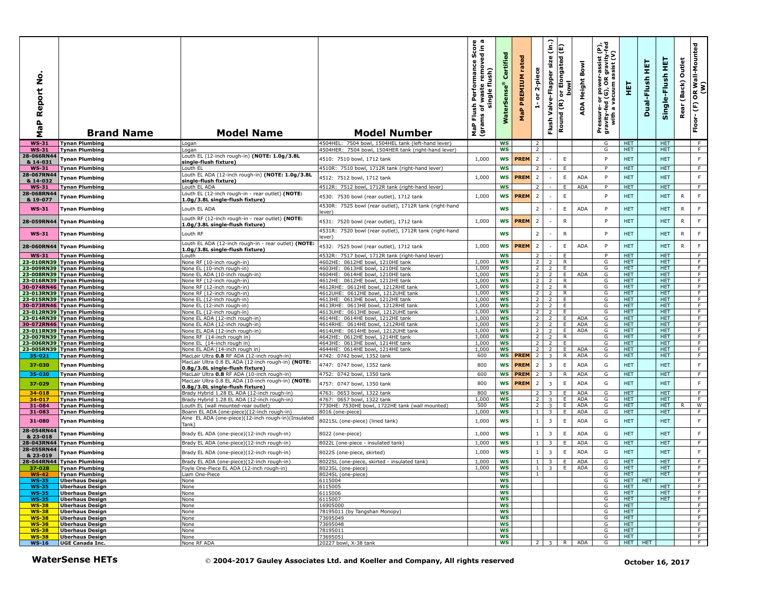| MaP Report No. | Brand Name | Model Name | Model Number | MaP Flush Performance Score (grams of waste removed in a single flush) | WaterSense® Certified | MaP PREMIUM rated | 1- or 2-piece | Flush Valve-Flapper size (in.) | Round (R) or Elongated (E) bowl | ADA Height Bowl | Pressure- or power-assist (P), gravity-fed (G), OR gravity-fed with a vacuum assist (V) | HET | Dual-Flush HET | Single-Flush HET | Rear (Back) Outlet | Floor- (F) OR Wall-Mounted (W) |
|---|---|---|---|---|---|---|---|---|---|---|---|---|---|---|---|---|
| WS-31 | Tynan Plumbing | Logan | 4504HEL: 7504 bowl, 1504HEL tank (left-hand lever) | | WS | | 2 | | | | G | HET | | HET | | F |
| WS-31 | Tynan Plumbing | Logan | 4504HER: 7504 bowl, 1504HER tank (right-hand lever) | | WS | | 2 | | | | G | HET | | HET | | F |
| 28-066RN44 & 14-031 | Tynan Plumbing | Louth EL (12-inch rough-in) **(NOTE: 1.0g/3.8L single-flush fixture)** | 4510: 7510 bowl, 1712 tank | 1,000 | WS | PREM | 2 | - | E | | P | HET | | HET | | F |
| WS-31 | Tynan Plumbing | Louth EL | 4510R: 7510 bowl, 1712R tank (right-hand lever) | | WS | | 2 | - | E | | P | HET | | HET | | F |
| 28-067RN44 & 14-032 | Tynan Plumbing | Louth EL ADA (12-inch rough-in) **(NOTE: 1.0g/3.8L single-flush fixture)** | 4512: 7512 bowl, 1712 tank | 1,000 | WS | PREM | 2 | - | E | ADA | P | HET | | HET | | F |
| WS-31 | Tynan Plumbing | Louth EL ADA | 4512R: 7512 bowl, 1712R tank (right-hand lever) | | WS | | 2 | - | E | ADA | P | HET | | HET | | F |
| 28-068RN44 & 19-077 | Tynan Plumbing | Louth EL (12-inch rough-in - rear outlet) **(NOTE: 1.0g/3.8L single-flush fixture)** | 4530: 7530 bowl (rear outlet), 1712 tank | 1,000 | WS | PREM | 2 | - | E | | P | HET | | HET | R | F |
| WS-31 | Tynan Plumbing | Louth EL ADA | 4530R: 7525 bowl (rear outlet), 1712R tank (right-hand lever) | | WS | | 2 | - | E | ADA | P | HET | | HET | R | F |
| 28-059RN44 | Tynan Plumbing | Louth RF (12-inch rough-in - rear outlet) **(NOTE: 1.0g/3.8L single-flush fixture)** | 4531: 7520 bowl (rear outlet), 1712 tank | 1,000 | WS | PREM | 2 | - | R | | P | HET | | HET | R | F |
| WS-31 | Tynan Plumbing | Louth RF | 4531R: 7520 bowl (rear outlet), 1712R tank (right-hand lever) | | WS | | 2 | - | R | | P | HET | | HET | R | F |
| 28-060RN44 | Tynan Plumbing | Louth EL ADA (12-inch rough-in - rear outlet) **(NOTE: 1.0g/3.8L single-flush fixture)** | 4532: 7525 bowl (rear outlet), 1712 tank | 1,000 | WS | PREM | 2 | - | E | ADA | P | HET | | HET | R | F |
| WS-31 | Tynan Plumbing | Louth | 4532R: 7517 bowl, 1712R tank (right-hand lever) | | WS | | 2 | - | E | | P | HET | | HET | | F |
| 23-010RN39 | Tynan Plumbing | None RF (10-inch rough-in) | 4602HE: 0612HE bowl, 1210HE tank | 1,000 | WS | | 2 | 2 | R | | G | HET | | HET | | F |
| 23-009RN39 | Tynan Plumbing | None EL (10-inch rough-in) | 4603HE: 0613HE bowl, 1210HE tank | 1,000 | WS | | 2 | 2 | E | | G | HET | | HET | | F |
| 23-008RN39 | Tynan Plumbing | None EL ADA (10-inch rough-in) | 4604HE: 0614HE bowl, 1210HE tank | 1,000 | WS | | 2 | 2 | E | ADA | G | HET | | HET | | F |
| 23-016RN39 | Tynan Plumbing | None RF (12-inch rough-in) | 4612HE: 0612HE bowl, 1212HE tank | 1,000 | WS | | 2 | 2 | R | | G | HET | | HET | | F |
| 30-074RN46 | Tynan Plumbing | None RF (12-inch rough-in) | 4612RHE: 0612HE bowl, 1212RHE tank | 1,000 | WS | | 2 | 2 | R | | G | HET | | HET | | F |
| 23-013RN39 | Tynan Plumbing | None RF (12-inch rough-in) | 4612UHE: 0612HE bowl, 1212UHE tank | 1,000 | WS | | 2 | 2 | R | | G | HET | | HET | | F |
| 23-015RN39 | Tynan Plumbing | None EL (12-inch rough-in) | 4613HE: 0613HE bowl, 1212HE tank | 1,000 | WS | | 2 | 2 | E | | G | HET | | HET | | F |
| 30-073RN46 | Tynan Plumbing | None EL (12-inch rough-in) | 4613RHE: 0613HE bowl, 1212RHE tank | 1,000 | WS | | 2 | 2 | E | | G | HET | | HET | | F |
| 23-012RN39 | Tynan Plumbing | None EL (12-inch rough-in) | 4613UHE: 0613HE bowl, 1212UHE tank | 1,000 | WS | | 2 | 2 | E | | G | HET | | HET | | F |
| 23-014RN39 | Tynan Plumbing | None EL ADA (12-inch rough-in) | 4614HE: 0614HE bowl, 1212HE tank | 1,000 | WS | | 2 | 2 | E | ADA | G | HET | | HET | | F |
| 30-072RN46 | Tynan Plumbing | None EL ADA (12-inch rough-in) | 4614RHE: 0614HE bowl, 1212RHE tank | 1,000 | WS | | 2 | 2 | E | ADA | G | HET | | HET | | F |
| 23-011RN39 | Tynan Plumbing | None EL ADA (12-inch rough-in) | 4614UHE: 0614HE bowl, 1212UHE tank | 1,000 | WS | | 2 | 2 | E | ADA | G | HET | | HET | | F |
| 23-007RN39 | Tynan Plumbing | None RF (14-inch rough in) | 4642HE: 0612HE bowl, 1214HE tank | 1,000 | WS | | 2 | 2 | R | | G | HET | | HET | | F |
| 23-006RN39 | Tynan Plumbing | None EL (14-inch rough in) | 4643HE: 0613HE bowl, 1214HE tank | 1,000 | WS | | 2 | 2 | E | | G | HET | | HET | | F |
| 23-005RN39 | Tynan Plumbing | None EL ADA (14-inch rough in) | 4644HE: 0614HE bowl, 1214HE tank | 1,000 | WS | | 2 | 2 | E | ADA | G | HET | | HET | | F |
| 35-021 | Tynan Plumbing | MacLair Ultra **0.8** RF ADA (12-inch rough-in) | 4742: 0742 bowl, 1352 tank | 600 | WS | PREM | 2 | 3 | R | ADA | G | HET | | HET | | F |
| 37-030 | Tynan Plumbing | MacLair Ultra 0.8 EL ADA (12-inch rough-in) **(NOTE: 0.8g/3.0L single-flush fixture)** | 4747: 0747 bowl, 1352 tank | 800 | WS | PREM | 2 | 3 | E | ADA | G | HET | | HET | | F |
| 35-020 | Tynan Plumbing | MacLair Ultra **0.8** RF ADA (10-inch rough-in) | 4752: 0742 bowl, 1350 tank | 600 | WS | PREM | 2 | 3 | R | ADA | G | HET | | HET | | F |
| 37-029 | Tynan Plumbing | MacLair Ultra 0.8 EL ADA (10-inch rough-in) **(NOTE: 0.8g/3.0L single-flush fixture)** | 4757: 0747 bowl, 1350 tank | 800 | WS | PREM | 2 | 3 | E | ADA | G | HET | | HET | | F |
| 34-018 | Tynan Plumbing | Brady Hybrid 1.28 EL ADA (12-inch rough-in) | 4763: 0653 bowl, 1322 tank | 800 | WS | | 2 | 3 | E | ADA | G | HET | | HET | | F |
| 34-017 | Tynan Plumbing | Brady Hybrid 1.28 EL ADA (12-inch rough-in) | 4767: 0657 bowl, 1322 tank | 1,000 | WS | | 2 | 3 | E | ADA | G | HET | | HET | | F |
| 31-084 | Tynan Plumbing | Louth EL (wall mounted-rear outlet) | 7730HE: 7530HE bowl, 1722HE tank (wall mounted) | 500 | WS | | 2 | 3 | E | ADA | G | HET | | HET | R | W |
| 31-083 | Tynan Plumbing | Boann EL ADA (one-piece)(12-inch rough-in) | 8016 (one-piece) | 1,000 | WS | | 1 | 3 | E | ADA | G | HET | | HET | | F |
| 31-080 | Tynan Plumbing | Aine EL ADA (one-piece)(12-inch rough-in)(Insulated Tank) | 8021SL (one-piece) (lined tank) | 1,000 | WS | | 1 | 3 | E | ADA | G | HET | | HET | | F |
| 28-054RN44 & 23-018 | Tynan Plumbing | Brady EL ADA (one-piece)(12-inch rough-in) | 8022 (one-piece) | 1,000 | WS | | 1 | 3 | E | ADA | G | HET | | HET | | F |
| 28-043RN44 | Tynan Plumbing | Brady EL ADA (one-piece)(12-inch rough-in) | 8022L (one-piece - insulated tank) | 1,000 | WS | | 1 | 3 | E | ADA | G | HET | | HET | | F |
| 28-055RN44 & 23-019 | Tynan Plumbing | Brady EL ADA (one-piece)(12-inch rough-in) | 8022S (one-piece, skirted) | 1,000 | WS | | 1 | 3 | E | ADA | G | HET | | HET | | F |
| 28-044RN44 | Tynan Plumbing | Brady EL ADA (one-piece)(12-inch rough-in) | 8022SL (one-piece, skirted - insulated tank) | 1,000 | WS | | 1 | 3 | E | ADA | G | HET | | HET | | F |
| 37-028 | Tynan Plumbing | Foyle One-Piece EL ADA (12-inch rough-in) | 8023SL (one-piece) | 1,000 | WS | | 1 | 3 | E | ADA | G | HET | | HET | | F |
| WS-42 | Tynan Plumbing | Liam One-Piece | 8024SL (one-piece) | | WS | | 1 | | | | G | HET | | HET | | F |
| WS-35 | Uberhaus Design | None | 6115004 | | WS | | | | | | G | HET | HET | | | F |
| WS-35 | Uberhaus Design | None | 6115005 | | WS | | | | | | G | HET | | HET | | F |
| WS-35 | Uberhaus Design | None | 6115006 | | WS | | | | | | G | HET | | HET | | F |
| WS-35 | Uberhaus Design | None | 6115007 | | WS | | | | | | G | HET | | HET | | F |
| WS-38 | Uberhaus Design | None | 16905000 | | WS | | | | | | G | HET | | | | F |
| WS-38 | Uberhaus Design | None | 78195011 (by Tangshan Monopy) | | WS | | | | | | G | HET | | | | F |
| WS-38 | Uberhaus Design | None | 73695049 | | WS | | | | | | G | HET | | | | F |
| WS-38 | Uberhaus Design | None | 73695048 | | WS | | | | | | G | HET | | | | F |
| WS-38 | Uberhaus Design | None | 78195011 | | WS | | | | | | G | HET | | | | F |
| WS-38 | Uberhaus Design | None | 73695051 | | WS | | | | | | G | HET | | | | F |
| WS-16 | UGE Canada Inc. | None RF ADA | 20227 bowl, X-38 tank | | WS | | 2 | 3 | R | ADA | G | HET | HET | | | F |

**WaterSense HETs** © **2004-2017 Gauley Associates Ltd. and Koeller and Company, All rights reserved** **October 16, 2017**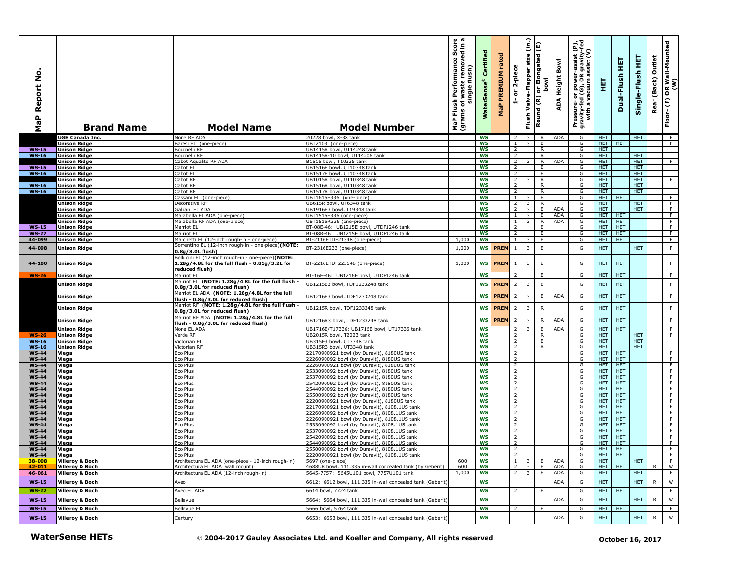| MaP Report No. | Brand Name | Model Name | Model Number | MaP Flush Performance Score (grams of waste removed in a single flush) | WaterSense® Certified | MaP PREMIUM rated | 1- or 2-piece | Flush Valve-Flapper size (in.) | Round (R) or Elongated (E) bowl | ADA Height Bowl | Pressure- or power-assist (P), gravity-fed (G), OR gravity-fed with a vacuum assist (V) | HET | Dual-Flush HET | Single-Flush HET | Rear (Back) Outlet | Floor- (F) OR Wall-Mounted (W) |
|---|---|---|---|---|---|---|---|---|---|---|---|---|---|---|---|---|
| | UGE Canada Inc. | None RF ADA | 20228 bowl, X-38 tank | | WS | | 2 | 3 | R | ADA | G | HET | | HET | | F |
| | Unison Ridge | Baresi EL (one-piece) | UBT2103 (one-piece) | | WS | | 1 | 3 | E | | G | HET | HET | | | F |
| WS-15 | Unison Ridge | Bournelli RF | UB1415R bowl, UT14248 tank | | WS | | 2 | | R | | G | HET | | | | |
| WS-16 | Unison Ridge | Bournelli RF | UB1415R-10 bowl, UT14206 tank | | WS | | 2 | | R | | G | HET | | HET | | |
| | Unison Ridge | Cabot Aqualite RF ADA | B1516 bowl, T10335 tank | | WS | | 2 | 3 | R | ADA | G | HET | | HET | | F |
| WS-15 | Unison Ridge | Cabot EL | UB1516E bowl, UT10348 tank | | WS | | 2 | | E | | G | HET | | HET | | |
| WS-16 | Unison Ridge | Cabot EL | UB1517E bowl, UT10348 tank | | WS | | 2 | | E | | G | HET | | HET | | |
| | Unison Ridge | Cabot RF | UB1015R bowl, UT10348 tank | | WS | | 2 | 3 | R | | G | HET | | HET | | F |
| WS-16 | Unison Ridge | Cabot RF | UB1516R bowl, UT10348 tank | | WS | | 2 | | R | | G | HET | | HET | | |
| WS-16 | Unison Ridge | Cabot RF | UB1517R bowl, UT10348 tank | | WS | | 2 | | R | | G | HET | | HET | | |
| | Unison Ridge | Cassani EL (one-piece) | UBT1616E336 (one-piece) | | WS | | 1 | 3 | E | | G | HET | HET | | | F |
| | Unison Ridge | Decorative RF | UB615R bowl, UT6348 tank | | WS | | 2 | 3 | R | | G | HET | | HET | | F |
| | Unison Ridge | Galliani EL ADA | UB1916E3 bowl, T19348 tank | | WS | | 2 | 3 | E | ADA | G | HET | | HET | | F |
| | Unison Ridge | Marabella EL ADA (one-piece) | UBT1516E336 (one-piece) | | WS | | 1 | 3 | E | ADA | G | HET | HET | | | F |
| | Unison Ridge | Marabella RF ADA (one-piece) | UBT1516R336 (one-piece) | | WS | | 1 | 3 | R | ADA | G | HET | HET | | | F |
| WS-15 | Unison Ridge | Marriot EL | BT-08E-46: UB1215E bowl, UTDF1246 tank | | WS | | 2 | | E | | G | HET | HET | | | F |
| WS-27 | Unison Ridge | Marriot EL | BT-08R-46: UB1215E bowl, UTDF1246 tank | | WS | | 2 | | E | | G | HET | HET | | | F |
| 44-099 | Unison Ridge | Marchetti EL (12-inch rough-in - one-piece) | BT-2116ETDF21348 (one-piece) | 1,000 | WS | | 1 | 3 | E | | G | HET | HET | | | F |
| 44-098 | Unison Ridge | Sorrentino EL (12-inch rough-in - one-piece) **(NOTE: 0.8g/3.0L flush)** | BT-2316E233 (one-piece) | 1,000 | WS | PREM | 1 | 3 | E | | G | HET | | HET | | F |
| 44-100 | Unison Ridge | Bellucini EL (12-inch rough-in - one-piece) **(NOTE: 1.28g/4.8L for the full flush - 0.85g/3.2L for reduced flush)** | BT-2216ETDF223548 (one-piece) | 1,000 | WS | PREM | 1 | 3 | E | | G | HET | HET | | | F |
| WS-26 | Unison Ridge | Marriot EL | BT-16E-46: UB1216E bowl, UTDF1246 tank | | WS | | 2 | | E | | G | HET | HET | | | F |
| | Unison Ridge | Marriot EL **(NOTE: 1.28g/4.8L for the full flush - 0.8g/3.0L for reduced flush)** | UB1215E3 bowl, TDF1233248 tank | | WS | PREM | 2 | 3 | E | | G | HET | HET | | | F |
| | Unison Ridge | Marriot EL ADA **(NOTE: 1.28g/4.8L for the full flush - 0.8g/3.0L for reduced flush)** | UB1216E3 bowl, TDF1233248 tank | | WS | PREM | 2 | 3 | E | ADA | G | HET | HET | | | F |
| | Unison Ridge | Marriot RF **(NOTE: 1.28g/4.8L for the full flush - 0.8g/3.0L for reduced flush)** | UB1215R bowl, TDF1233248 tank | | WS | PREM | 2 | 3 | R | | G | HET | HET | | | F |
| | Unison Ridge | Marriot RF ADA **(NOTE: 1.28g/4.8L for the full flush - 0.8g/3.0L for reduced flush)** | UB1216R3 bowl, TDF1233248 tank | | WS | PREM | 2 | 3 | R | ADA | G | HET | HET | | | F |
| | Unison Ridge | None EL ADA | UB1716E/T17336: UB1716E bowl, UT17336 tank | | WS | | 2 | 3 | E | ADA | G | HET | HET | | | F |
| WS-26 | Unison Ridge | Verde RF | UB2015R bowl, T2023 tank | | WS | | 2 | | R | | G | HET | | HET | | F |
| WS-16 | Unison Ridge | Victorian EL | UB315E3 bowl, UT3348 tank | | WS | | 2 | | E | | G | HET | | HET | | |
| WS-16 | Unison Ridge | Victorian RF | UB315R3 bowl, UT3348 tank | | WS | | 2 | | R | | G | HET | | HET | | |
| WS-44 | Viega | Eco Plus | 22170900921 bowl (by Duravit), 8180US tank | | WS | | 2 | | | | G | HET | HET | | | F |
| WS-44 | Viega | Eco Plus | 2226090092 bowl (by Duravit), 8180US tank | | WS | | 2 | | | | G | HET | HET | | | F |
| WS-44 | Viega | Eco Plus | 22260900921 bowl (by Duravit), 8180US tank | | WS | | 2 | | | | G | HET | HET | | | F |
| WS-44 | Viega | Eco Plus | 2533090092 bowl (by Duravit), 8180US tank | | WS | | 2 | | | | G | HET | HET | | | F |
| WS-44 | Viega | Eco Plus | 2537090092 bowl (by Duravit), 8180US tank | | WS | | 2 | | | | G | HET | HET | | | F |
| WS-44 | Viega | Eco Plus | 2542090092 bowl (by Duravit), 8180US tank | | WS | | 2 | | | | G | HET | HET | | | F |
| WS-44 | Viega | Eco Plus | 2544090092 bowl (by Duravit), 8180US tank | | WS | | 2 | | | | G | HET | HET | | | F |
| WS-44 | Viega | Eco Plus | 2550090092 bowl (by Duravit), 8180US tank | | WS | | 2 | | | | G | HET | HET | | | F |
| WS-44 | Viega | Eco Plus | 22200900921 bowl (by Duravit), 8180US tank | | WS | | 2 | | | | G | HET | HET | | | F |
| WS-44 | Viega | Eco Plus | 22170900921 bowl (by Duravit), 8108.1US tank | | WS | | 2 | | | | G | HET | HET | | | F |
| WS-44 | Viega | Eco Plus | 2226090092 bowl (by Duravit), 8108.1US tank | | WS | | 2 | | | | G | HET | HET | | | F |
| WS-44 | Viega | Eco Plus | 22260900921 bowl (by Duravit), 8108.1US tank | | WS | | 2 | | | | G | HET | HET | | | F |
| WS-44 | Viega | Eco Plus | 2533090092 bowl (by Duravit), 8108.1US tank | | WS | | 2 | | | | G | HET | HET | | | F |
| WS-44 | Viega | Eco Plus | 2537090092 bowl (by Duravit), 8108.1US tank | | WS | | 2 | | | | G | HET | HET | | | F |
| WS-44 | Viega | Eco Plus | 2542090092 bowl (by Duravit), 8108.1US tank | | WS | | 2 | | | | G | HET | HET | | | F |
| WS-44 | Viega | Eco Plus | 2544090092 bowl (by Duravit), 8108.1US tank | | WS | | 2 | | | | G | HET | HET | | | F |
| WS-44 | Viega | Eco Plus | 2550090092 bowl (by Duravit), 8108.1US tank | | WS | | 2 | | | | G | HET | HET | | | F |
| WS-44 | Viega | Eco Plus | 22200900921 bowl (by Duravit), 8108.1US tank | | WS | | 2 | | | | G | HET | HET | | | F |
| 38-008 | Villeroy & Boch | Architectura EL ADA (one-piece - 12-inch rough-in) | 5697 (one-piece) | 600 | WS | | 1 | 3 | E | ADA | G | HET | | HET | | F |
| 42-011 | Villeroy & Boch | Architectura EL ADA (wall mount) | 4688UR bowl, 111.335 in-wall concealed tank (by Geberit) | 600 | WS | | 2 | - | E | ADA | G | HET | HET | | R | W |
| 46-061 | Villeroy & Boch | Architectura EL ADA (12-inch rough-in) | 5645-7757: 5645U101 bowl, 7757U101 tank | 1,000 | WS | | 2 | 3 | E | ADA | G | HET | | HET | | F |
| WS-15 | Villeroy & Boch | Aveo | 6612: 6612 bowl, 111.335 in-wall concealed tank (Geberit) | | WS | | | | | ADA | G | HET | | HET | R | W |
| WS-22 | Villeroy & Boch | Aveo EL ADA | 6614 bowl, 7724 tank | | WS | | 2 | | E | | G | HET | HET | | | F |
| WS-15 | Villeroy & Boch | Bellevue | 5664: 5664 bowl, 111.335 in-wall concealed tank (Geberit) | | WS | | | | | ADA | G | HET | | HET | R | W |
| WS-15 | Villeroy & Boch | Bellevue EL | 5666 bowl, 5764 tank | | WS | | 2 | | E | | G | HET | HET | | | F |
| WS-15 | Villeroy & Boch | Century | 6653: 6653 bowl, 111.335 in-wall concealed tank (Geberit) | | WS | | | | | ADA | G | HET | | HET | R | W |

**WaterSense HETs** © **2004-2017 Gauley Associates Ltd. and Koeller and Company, All rights reserved** **October 16, 2017**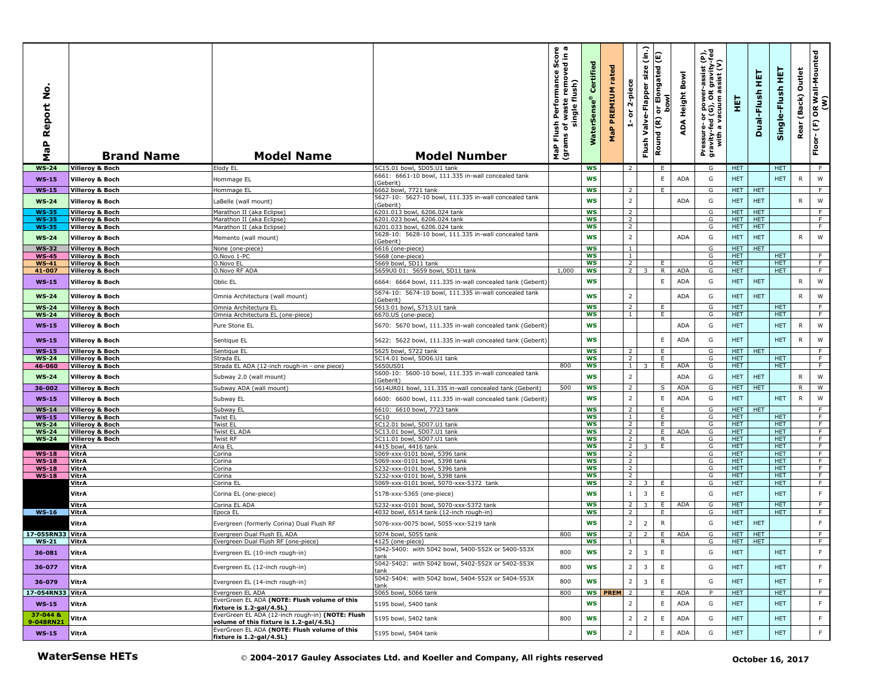| MaP Report No. | Brand Name | Model Name | Model Number | MaP Flush Performance Score (grams of waste removed in a single flush) | WaterSense® Certified | MaP PREMIUM rated | 1- or 2-piece | Flush Valve-Flapper size (in.) | Round (R) or Elongated (E) bowl | ADA Height Bowl | Pressure- or power-assist (P), gravity-fed (G), OR gravity-fed with a vacuum assist (V) | HET | Dual-Flush HET | Single-Flush HET | Rear (Back) Outlet | Floor- (F) OR Wall-Mounted (W) |
|---|---|---|---|---|---|---|---|---|---|---|---|---|---|---|---|---|
| WS-24 | Villeroy & Boch | Elody EL | 5C15.01 bowl, 5D05.U1 tank | | WS | | 2 | | E | | G | HET | | HET | | F |
| WS-15 | Villeroy & Boch | Hommage EL | 6661: 6661-10 bowl, 111.335 in-wall concealed tank (Geberit) | | WS | | | | E | ADA | G | HET | | HET | R | W |
| WS-15 | Villeroy & Boch | Hommage EL | 6662 bowl, 7721 tank | | WS | | 2 | | E | | G | HET | HET | | | F |
| WS-24 | Villeroy & Boch | LaBelle (wall mount) | 5627-10: 5627-10 bowl, 111.335 in-wall concealed tank (Geberit) | | WS | | 2 | | | ADA | G | HET | HET | | R | W |
| WS-35 | Villeroy & Boch | Marathon II (aka Eclipse) | 6201.013 bowl, 6206.024 tank | | WS | | 2 | | | | G | HET | HET | | | F |
| WS-35 | Villeroy & Boch | Marathon II (aka Eclipse) | 6201.023 bowl, 6206.024 tank | | WS | | 2 | | | | G | HET | HET | | | F |
| WS-35 | Villeroy & Boch | Marathon II (aka Eclipse) | 6201.033 bowl, 6206.024 tank | | WS | | 2 | | | | G | HET | HET | | | F |
| WS-24 | Villeroy & Boch | Memento (wall mount) | 5628-10: 5628-10 bowl, 111.335 in-wall concealed tank (Geberit) | | WS | | 2 | | | ADA | G | HET | HET | | R | W |
| WS-32 | Villeroy & Boch | None (one-piece) | 6616 (one-piece) | | WS | | 1 | | | | G | HET | HET | | | |
| WS-45 | Villeroy & Boch | O.Novo 1-PC | 5668 (one-piece) | | WS | | 1 | | | | G | HET | | HET | | F |
| WS-41 | Villeroy & Boch | O.Novo EL | 5669 bowl, 5D11 tank | | WS | | 2 | | E | | G | HET | | HET | | F |
| 41-007 | Villeroy & Boch | O.Novo RF ADA | 5659U0 01: 5659 bowl, 5D11 tank | 1,000 | WS | | 2 | 3 | R | ADA | G | HET | | HET | | F |
| WS-15 | Villeroy & Boch | Oblic EL | 6664: 6664 bowl, 111.335 in-wall concealed tank (Geberit) | | WS | | | | E | ADA | G | HET | HET | | R | W |
| WS-24 | Villeroy & Boch | Omnia Architectura (wall mount) | 5674-10: 5674-10 bowl, 111.335 in-wall concealed tank (Geberit) | | WS | | 2 | | | ADA | G | HET | HET | | R | W |
| WS-24 | Villeroy & Boch | Omnia Architectura EL | 5613.01 bowl, 5713.U1 tank | | WS | | 2 | | E | | G | HET | | HET | | F |
| WS-24 | Villeroy & Boch | Omnia Architectura EL (one-piece) | 6670.US (one-piece) | | WS | | 1 | | E | | G | HET | | HET | | F |
| WS-15 | Villeroy & Boch | Pure Stone EL | 5670: 5670 bowl, 111.335 in-wall concealed tank (Geberit) | | WS | | | | | ADA | G | HET | | HET | R | W |
| WS-15 | Villeroy & Boch | Sentique EL | 5622: 5622 bowl, 111.335 in-wall concealed tank (Geberit) | | WS | | | | E | ADA | G | HET | | HET | R | W |
| WS-15 | Villeroy & Boch | Sentique EL | 5625 bowl, 5722 tank | | WS | | 2 | | E | | G | HET | HET | | | F |
| WS-24 | Villeroy & Boch | Strada EL | 5C14.01 bowl, 5D06.U1 tank | | WS | | 2 | | E | | G | HET | | HET | | F |
| 46-060 | Villeroy & Boch | Strada EL ADA (12-inch rough-in - one piece) | 5650US01 | 800 | WS | | 1 | 3 | E | ADA | G | HET | | HET | | F |
| WS-24 | Villeroy & Boch | Subway 2.0 (wall mount) | 5600-10: 5600-10 bowl, 111.335 in-wall concealed tank (Geberit) | | WS | | 2 | | | ADA | G | HET | HET | | R | W |
| 36-002 | Villeroy & Boch | Subway ADA (wall mount) | 5614UR01 bowl, 111.335 in-wall concealed tank (Geberit) | 500 | WS | | 2 | | S | ADA | G | HET | HET | | R | W |
| WS-15 | Villeroy & Boch | Subway EL | 6600: 6600 bowl, 111.335 in-wall concealed tank (Geberit) | | WS | | 2 | | E | ADA | G | HET | | HET | R | W |
| WS-14 | Villeroy & Boch | Subway EL | 6610: 6610 bowl, 7723 tank | | WS | | 2 | | E | | G | HET | HET | | | F |
| WS-15 | Villeroy & Boch | Twist EL | 5C10 | | WS | | 1 | | E | | G | HET | | HET | | F |
| WS-24 | Villeroy & Boch | Twist EL | 5C12.01 bowl, 5D07.U1 tank | | WS | | 2 | | E | | G | HET | | HET | | F |
| WS-24 | Villeroy & Boch | Twist EL ADA | 5C13.01 bowl, 5D07.U1 tank | | WS | | 2 | | E | ADA | G | HET | | HET | | F |
| WS-24 | Villeroy & Boch | Twist RF | 5C11.01 bowl, 5D07.U1 tank | | WS | | 2 | | R | | G | HET | | HET | | F |
| | VitrA | Aria EL | 4415 bowl, 4416 tank | | WS | | 2 | 3 | E | | G | HET | | HET | | F |
| WS-18 | VitrA | Corina | 5069-xxx-0101 bowl, 5396 tank | | WS | | 2 | | | | G | HET | | HET | | F |
| WS-18 | VitrA | Corina | 5069-xxx-0101 bowl, 5398 tank | | WS | | 2 | | | | G | HET | | HET | | F |
| WS-18 | VitrA | Corina | 5232-xxx-0101 bowl, 5396 tank | | WS | | 2 | | | | G | HET | | HET | | F |
| WS-18 | VitrA | Corina | 5232-xxx-0101 bowl, 5398 tank | | WS | | 2 | | | | G | HET | | HET | | F |
| | VitrA | Corina EL | 5069-xxx-0101 bowl, 5070-xxx-5372 tank | | WS | | 2 | 3 | E | | G | HET | | HET | | F |
| | VitrA | Corina EL (one-piece) | 5178-xxx-5365 (one-piece) | | WS | | 1 | 3 | E | | G | HET | | HET | | F |
| | VitrA | Corina EL ADA | 5232-xxx-0101 bowl, 5070-xxx-5372 tank | | WS | | 2 | 3 | E | ADA | G | HET | | HET | | F |
| WS-16 | VitrA | Epoca EL | 4032 bowl, 6514 tank (12-inch rough-in) | | WS | | 2 | | E | | G | HET | | HET | | F |
| | VitrA | Evergreen (formerly Corina) Dual Flush RF | 5076-xxx-0075 bowl, 5055-xxx-5219 tank | | WS | | 2 | 2 | R | | G | HET | HET | | | F |
| 17-055RN33 | VitrA | Evergreen Dual Flush EL ADA | 5074 bowl, 5055 tank | 800 | WS | | 2 | 2 | E | ADA | G | HET | HET | | | F |
| WS-21 | VitrA | Evergreen Dual Flush RF (one-piece) | 4125 (one-piece) | | WS | | 1 | | R | | G | HET | HET | | | F |
| 36-081 | VitrA | Evergreen EL (10-inch rough-in) | 5042-5400: with 5042 bowl, 5400-552X or 5400-553X tank | 800 | WS | | 2 | 3 | E | | G | HET | | HET | | F |
| 36-077 | VitrA | Evergreen EL (12-inch rough-in) | 5042-5402: with 5042 bowl, 5402-552X or 5402-553X tank | 800 | WS | | 2 | 3 | E | | G | HET | | HET | | F |
| 36-079 | VitrA | Evergreen EL (14-inch rough-in) | 5042-5404: with 5042 bowl, 5404-552X or 5404-553X tank | 800 | WS | | 2 | 3 | E | | G | HET | | HET | | F |
| 17-054RN33 | VitrA | Evergreen EL ADA | 5065 bowl, 5066 tank | 800 | WS | PREM | 2 | | E | ADA | P | HET | | HET | | F |
| WS-15 | VitrA | EverGreen EL ADA **(NOTE: Flush volume of this fixture is 1.2-gal/4.5L)** | 5195 bowl, 5400 tank | | WS | | 2 | | E | ADA | G | HET | | HET | | F |
| 37-044 & 9-048RN21 | VitrA | EverGreen EL ADA (12-inch rough-in) **(NOTE: Flush volume of this fixture is 1.2-gal/4.5L)** | 5195 bowl, 5402 tank | 800 | WS | | 2 | 2 | E | ADA | G | HET | | HET | | F |
| WS-15 | VitrA | EverGreen EL ADA **(NOTE: Flush volume of this fixture is 1.2-gal/4.5L)** | 5195 bowl, 5404 tank | | WS | | 2 | | E | ADA | G | HET | | HET | | F |

**WaterSense HETs** © **2004-2017 Gauley Associates Ltd. and Koeller and Company, All rights reserved** **October 16, 2017**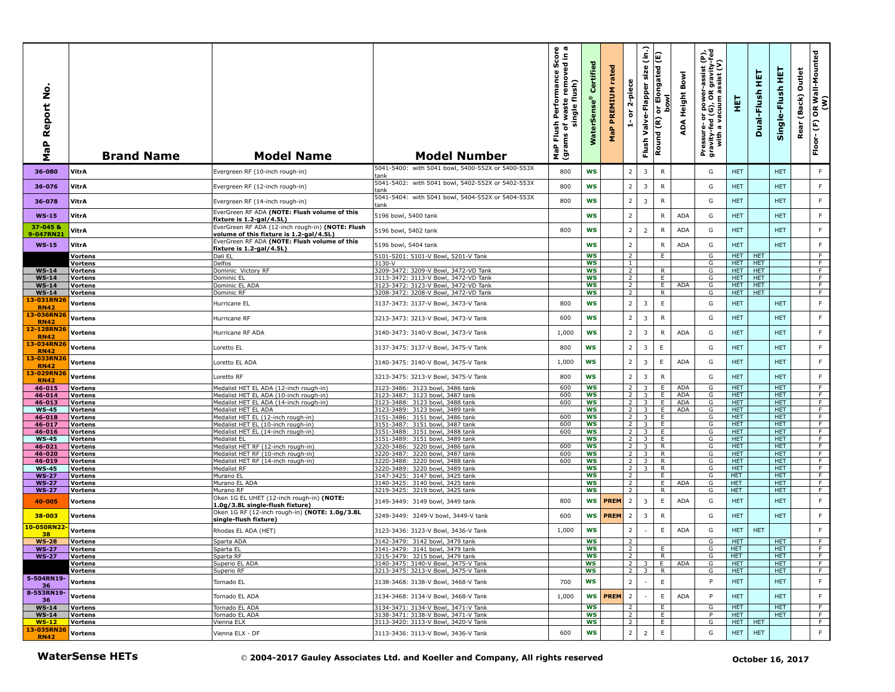| MaP Report No. | Brand Name | Model Name | Model Number | MaP Flush Performance Score (grams of waste removed in a single flush) | WaterSense® Certified | MaP PREMIUM rated | 1- or 2-piece | Flush Valve-Flapper size (in.) | Round (R) or Elongated (E) bowl | ADA Height Bowl | Pressure- or power-assist (P), gravity-fed (G), OR gravity-fed with a vacuum assist (V) | HET | Dual-Flush HET | Single-Flush HET | Rear (Back) Outlet | Floor- (F) OR Wall-Mounted (W) |
|---|---|---|---|---|---|---|---|---|---|---|---|---|---|---|---|---|
| 36-080 | VitrA | Evergreen RF (10-inch rough-in) | 5041-5400: with 5041 bowl, 5400-552X or 5400-553X tank | 800 | WS | | 2 | 3 | R | | G | HET | | HET | | F |
| 36-076 | VitrA | Evergreen RF (12-inch rough-in) | 5041-5402: with 5041 bowl, 5402-552X or 5402-553X tank | 800 | WS | | 2 | 3 | R | | G | HET | | HET | | F |
| 36-078 | VitrA | Evergreen RF (14-inch rough-in) | 5041-5404: with 5041 bowl, 5404-552X or 5404-553X tank | 800 | WS | | 2 | 3 | R | | G | HET | | HET | | F |
| WS-15 | VitrA | EverGreen RF ADA **(NOTE: Flush volume of this fixture is 1.2-gal/4.5L)** | 5196 bowl, 5400 tank | | WS | | 2 | | R | ADA | G | HET | | HET | | F |
| 37-045 & 9-047RN21 | VitrA | EverGreen RF ADA (12-inch rough-in) **(NOTE: Flush volume of this fixture is 1.2-gal/4.5L)** | 5196 bowl, 5402 tank | 800 | WS | | 2 | 2 | R | ADA | G | HET | | HET | | F |
| WS-15 | VitrA | EverGreen RF ADA **(NOTE: Flush volume of this fixture is 1.2-gal/4.5L)** | 5196 bowl, 5404 tank | | WS | | 2 | | R | ADA | G | HET | | HET | | F |
| | Vortens | Dali EL | 5101-5201: 5101-V Bowl, 5201-V Tank | | WS | | 2 | | E | | G | HET | HET | | | F |
| | Vortens | Delfos | 3130-V | | WS | | 1 | | | | G | HET | HET | | | F |
| WS-14 | Vortens | Dominic Victory RF | 3209-3472: 3209-V Bowl, 3472-VD Tank | | WS | | 2 | | R | | G | HET | HET | | | F |
| WS-14 | Vortens | Dominic EL | 3113-3472: 3113-V Bowl, 3472-VD Tank | | WS | | 2 | | E | | G | HET | HET | | | F |
| WS-14 | Vortens | Dominic EL ADA | 3123-3472: 3123-V Bowl, 3472-VD Tank | | WS | | 2 | | E | ADA | G | HET | HET | | | F |
| WS-14 | Vortens | Dominic RF | 3208-3472: 3208-V Bowl, 3472-VD Tank | | WS | | 2 | | R | | G | HET | HET | | | F |
| 13-031RN26 RN42 | Vortens | Hurricane EL | 3137-3473: 3137-V Bowl, 3473-V Tank | 800 | WS | | 2 | 3 | E | | G | HET | | HET | | F |
| 13-036RN26 RN42 | Vortens | Hurricane RF | 3213-3473: 3213-V Bowl, 3473-V Tank | 600 | WS | | 2 | 3 | R | | G | HET | | HET | | F |
| 12-128RN26 RN42 | Vortens | Hurricane RF ADA | 3140-3473: 3140-V Bowl, 3473-V Tank | 1,000 | WS | | 2 | 3 | R | ADA | G | HET | | HET | | F |
| 13-034RN26 RN42 | Vortens | Loretto EL | 3137-3475: 3137-V Bowl, 3475-V Tank | 800 | WS | | 2 | 3 | E | | G | HET | | HET | | F |
| 13-033RN26 RN42 | Vortens | Loretto EL ADA | 3140-3475: 3140-V Bowl, 3475-V Tank | 1,000 | WS | | 2 | 3 | E | ADA | G | HET | | HET | | F |
| 13-029RN26 RN42 | Vortens | Loretto RF | 3213-3475: 3213-V Bowl, 3475-V Tank | 800 | WS | | 2 | 3 | R | | G | HET | | HET | | F |
| 46-015 | Vortens | Medalist HET EL ADA (12-inch rough-in) | 3123-3486: 3123 bowl, 3486 tank | 600 | WS | | 2 | 3 | E | ADA | G | HET | | HET | | F |
| 46-014 | Vortens | Medalist HET EL ADA (10-inch rough-in) | 3123-3487: 3123 bowl, 3487 tank | 600 | WS | | 2 | 3 | E | ADA | G | HET | | HET | | F |
| 46-013 | Vortens | Medalist HET EL ADA (14-inch rough-in) | 3123-3488: 3123 bowl, 3488 tank | 600 | WS | | 2 | 3 | E | ADA | G | HET | | HET | | F |
| WS-45 | Vortens | Medalist HET EL ADA | 3123-3489: 3123 bowl, 3489 tank | | WS | | 2 | 3 | E | ADA | G | HET | | HET | | F |
| 46-018 | Vortens | Medalist HET EL (12-inch rough-in) | 3151-3486: 3151 bowl, 3486 tank | 600 | WS | | 2 | 3 | E | | G | HET | | HET | | F |
| 46-017 | Vortens | Medalist HET EL (10-inch rough-in) | 3151-3487: 3151 bowl, 3487 tank | 600 | WS | | 2 | 3 | E | | G | HET | | HET | | F |
| 46-016 | Vortens | Medalist HET EL (14-inch rough-in) | 3151-3488: 3151 bowl, 3488 tank | 600 | WS | | 2 | 3 | E | | G | HET | | HET | | F |
| WS-45 | Vortens | Medalist EL | 3151-3489: 3151 bowl, 3489 tank | | WS | | 2 | 3 | E | | G | HET | | HET | | F |
| 46-021 | Vortens | Medalist HET RF (12-inch rough-in) | 3220-3486: 3220 bowl, 3486 tank | 600 | WS | | 2 | 3 | R | | G | HET | | HET | | F |
| 46-020 | Vortens | Medalist HET RF (10-inch rough-in) | 3220-3487: 3220 bowl, 3487 tank | 600 | WS | | 2 | 3 | R | | G | HET | | HET | | F |
| 46-019 | Vortens | Medalist HET RF (14-inch rough-in) | 3220-3488: 3220 bowl, 3488 tank | 600 | WS | | 2 | 3 | R | | G | HET | | HET | | F |
| WS-45 | Vortens | Medalist RF | 3220-3489: 3220 bowl, 3489 tank | | WS | | 2 | 3 | R | | G | HET | | HET | | F |
| WS-27 | Vortens | Murano EL | 3147-3425: 3147 bowl, 3425 tank | | WS | | 2 | | E | | G | HET | | HET | | F |
| WS-27 | Vortens | Murano EL ADA | 3140-3425: 3140 bowl, 3425 tank | | WS | | 2 | | E | ADA | G | HET | | HET | | F |
| WS-27 | Vortens | Murano RF | 3219-3425: 3219 bowl, 3425 tank | | WS | | 2 | | R | | G | HET | | HET | | F |
| 40-005 | Vortens | Oken 1G EL UHET (12-inch rough-in) **(NOTE: 1.0g/3.8L single-flush fixture)** | 3149-3449: 3149 bowl, 3449 tank | 800 | WS | PREM | 2 | 3 | E | ADA | G | HET | | HET | | F |
| 38-003 | Vortens | Oken 1G RF (12-inch rough-in) **(NOTE: 1.0g/3.8L single-flush fixture)** | 3249-3449: 3249-V bowl, 3449-V tank | 600 | WS | PREM | 2 | 3 | R | | G | HET | | HET | | F |
| 10-050RN22-38 | Vortens | Rhodas EL ADA (HET) | 3123-3436: 3123-V Bowl, 3436-V Tank | 1,000 | WS | | 2 | - | E | ADA | G | HET | HET | | | F |
| WS-28 | Vortens | Sparta ADA | 3142-3479: 3142 bowl, 3479 tank | | WS | | 2 | | | | G | HET | | HET | | F |
| WS-27 | Vortens | Sparta EL | 3141-3479: 3141 bowl, 3479 tank | | WS | | 2 | | E | | G | HET | | HET | | F |
| WS-27 | Vortens | Sparta RF | 3215-3479: 3215 bowl, 3479 tank | | WS | | 2 | | R | | G | HET | | HET | | F |
| | Vortens | Superio EL ADA | 3140-3475: 3140-V Bowl, 3475-V Tank | | WS | | 2 | 3 | E | ADA | G | HET | | HET | | F |
| | Vortens | Superio RF | 3213-3475: 3213-V Bowl, 3475-V Tank | | WS | | 2 | 3 | R | | G | HET | | HET | | F |
| 5-504RN19-36 | Vortens | Tornado EL | 3138-3468: 3138-V Bowl, 3468-V Tank | 700 | WS | | 2 | - | E | | P | HET | | HET | | F |
| 8-553RN19-36 | Vortens | Tornado EL ADA | 3134-3468: 3134-V Bowl, 3468-V Tank | 1,000 | WS | PREM | 2 | - | E | ADA | P | HET | | HET | | F |
| WS-14 | Vortens | Tornado EL ADA | 3134-3471: 3134-V Bowl, 3471-V Tank | | WS | | 2 | | E | | G | HET | | HET | | F |
| WS-14 | Vortens | Tornado EL ADA | 3138-3471: 3138-V Bowl, 3471-V Tank | | WS | | 2 | | E | | P | HET | | HET | | F |
| WS-12 | Vortens | Vienna ELX | 3113-3420: 3113-V Bowl, 3420-V Tank | | WS | | 2 | | E | | G | HET | HET | | | F |
| 13-035RN26 RN42 | Vortens | Vienna ELX - DF | 3113-3436: 3113-V Bowl, 3436-V Tank | 600 | WS | | 2 | 2 | E | | G | HET | HET | | | F |

**WaterSense HETs** © 2004-2017 Gauley Associates Ltd. and Koeller and Company, All rights reserved **October 16, 2017**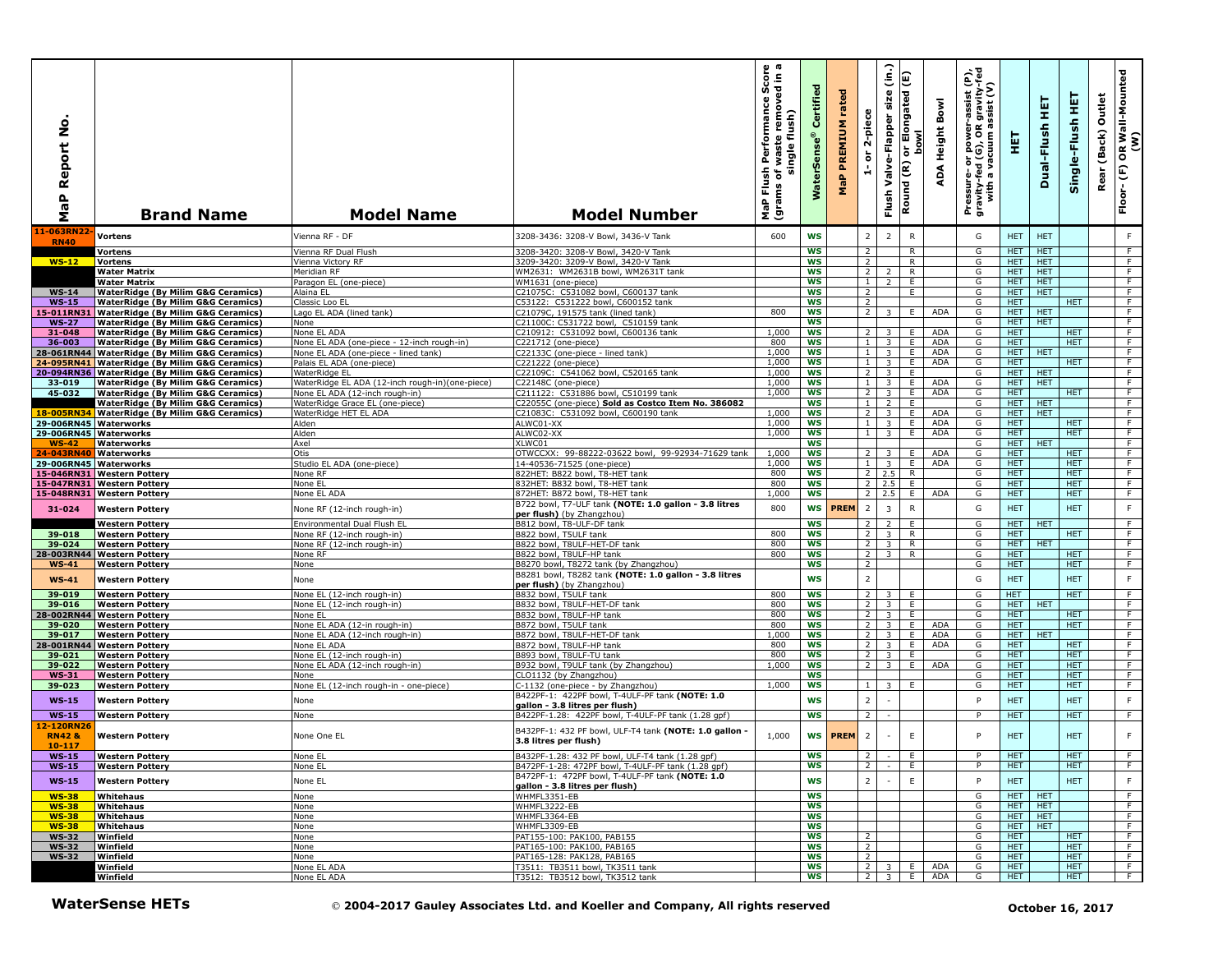| MaP Report No. | Brand Name | Model Name | Model Number | MaP Flush Performance Score (grams of waste removed in a single flush) | WaterSense® Certified | MaP PREMIUM rated | 1- or 2-piece | Flush Valve-Flapper size (in.) | Round (R) or Elongated (E) bowl | ADA Height Bowl | Pressure- or power-assist (P), gravity-fed (G), OR gravity-fed with a vacuum assist (V) | HET | Dual-Flush HET | Single-Flush HET | Rear (Back) Outlet | Floor- (F) OR Wall-Mounted (W) |
|---|---|---|---|---|---|---|---|---|---|---|---|---|---|---|---|---|
| 11-063RN22-RN40 | Vortens | Vienna RF - DF | 3208-3436: 3208-V Bowl, 3436-V Tank | 600 | WS | | 2 | 2 | R | | G | HET | HET | | | F |
| | Vortens | Vienna RF Dual Flush | 3208-3420: 3208-V Bowl, 3420-V Tank | | WS | | 2 | | R | | G | HET | HET | | | F |
| WS-12 | Vortens | Vienna Victory RF | 3209-3420: 3209-V Bowl, 3420-V Tank | | WS | | 2 | | R | | G | HET | HET | | | F |
| | Water Matrix | Meridian RF | WM2631: WM2631B bowl, WM2631T tank | | WS | | 2 | 2 | R | | G | HET | HET | | | F |
| | Water Matrix | Paragon EL (one-piece) | WM1631 (one-piece) | | WS | | 1 | 2 | E | | G | HET | HET | | | F |
| WS-14 | WaterRidge (By Milim G&G Ceramics) | Alaina EL | C21075C: C531082 bowl, C600137 tank | | WS | | 2 | | E | | G | HET | HET | | | F |
| WS-15 | WaterRidge (By Milim G&G Ceramics) | Classic Loo EL | C53122: C531222 bowl, C600152 tank | | WS | | 2 | | | | G | HET | | HET | | F |
| 15-011RN31 | WaterRidge (By Milim G&G Ceramics) | Lago EL ADA (lined tank) | C21079C, 191575 tank (lined tank) | 800 | WS | | 2 | 3 | E | ADA | G | HET | HET | | | F |
| WS-27 | WaterRidge (By Milim G&G Ceramics) | None | C21100C: C531722 bowl, C510159 tank | | WS | | | | | | G | HET | HET | | | F |
| 31-048 | WaterRidge (By Milim G&G Ceramics) | None EL ADA | C210912: C531092 bowl, C600136 tank | 1,000 | WS | | 2 | 3 | E | ADA | G | HET | | HET | | F |
| 36-003 | WaterRidge (By Milim G&G Ceramics) | None EL ADA (one-piece - 12-inch rough-in) | C221712 (one-piece) | 800 | WS | | 1 | 3 | E | ADA | G | HET | | HET | | F |
| 28-061RN44 | WaterRidge (By Milim G&G Ceramics) | None EL ADA (one-piece - lined tank) | C22133C (one-piece - lined tank) | 1,000 | WS | | 1 | 3 | E | ADA | G | HET | HET | | | F |
| 24-095RN41 | WaterRidge (By Milim G&G Ceramics) | Palais EL ADA (one-piece) | C221222 (one-piece) | 1,000 | WS | | 1 | 3 | E | ADA | G | HET | | HET | | F |
| 20-094RN36 | WaterRidge (By Milim G&G Ceramics) | WaterRidge EL | C21109C: C541062 bowl, C520165 tank | 1,000 | WS | | 2 | 3 | E | | G | HET | HET | | | F |
| 33-019 | WaterRidge (By Milim G&G Ceramics) | WaterRidge EL ADA (12-inch rough-in)(one-piece) | C22148C (one-piece) | 1,000 | WS | | 1 | 3 | E | ADA | G | HET | HET | | | F |
| 45-032 | WaterRidge (By Milim G&G Ceramics) | None EL ADA (12-inch rough-in) | C211122: C531886 bowl, C510199 tank | 1,000 | WS | | 2 | 3 | E | ADA | G | HET | | HET | | F |
| | WaterRidge (By Milim G&G Ceramics) | WaterRidge Grace EL (one-piece) | C22055C (one-piece) **Sold as Costco Item No. 386082** | | WS | | 1 | 2 | E | | G | HET | HET | | | F |
| 18-005RN34 | WaterRidge (By Milim G&G Ceramics) | WaterRidge HET EL ADA | C21083C: C531092 bowl, C600190 tank | 1,000 | WS | | 2 | 3 | E | ADA | G | HET | HET | | | F |
| 29-006RN45 | Waterworks | Alden | ALWC01-XX | 1,000 | WS | | 1 | 3 | E | ADA | G | HET | | HET | | F |
| 29-006RN45 | Waterworks | Alden | ALWC02-XX | 1,000 | WS | | 1 | 3 | E | ADA | G | HET | | HET | | F |
| WS-42 | Waterworks | Axel | XLWC01 | | WS | | | | | | G | HET | HET | | | F |
| 24-043RN40 | Waterworks | Otis | OTWCCXX: 99-88222-03622 bowl, 99-92934-71629 tank | 1,000 | WS | | 2 | 3 | E | ADA | G | HET | | HET | | F |
| 29-006RN45 | Waterworks | Studio EL ADA (one-piece) | 14-40536-71525 (one-piece) | 1,000 | WS | | 1 | 3 | E | ADA | G | HET | | HET | | F |
| 15-046RN31 | Western Pottery | None RF | 822HET: B822 bowl, T8-HET tank | 800 | WS | | 2 | 2.5 | R | | G | HET | | HET | | F |
| 15-047RN31 | Western Pottery | None EL | 832HET: B832 bowl, T8-HET tank | 800 | WS | | 2 | 2.5 | E | | G | HET | | HET | | F |
| 15-048RN31 | Western Pottery | None EL ADA | 872HET: B872 bowl, T8-HET tank | 1,000 | WS | | 2 | 2.5 | E | ADA | G | HET | | HET | | F |
| 31-024 | Western Pottery | None RF (12-inch rough-in) | B722 bowl, T7-ULF tank **(NOTE: 1.0 gallon - 3.8 litres per flush)** (by Zhangzhou) | 800 | WS | PREM | 2 | 3 | R | | G | HET | | HET | | F |
| | Western Pottery | Environmental Dual Flush EL | B812 bowl, T8-ULF-DF tank | | WS | | 2 | 2 | E | | G | HET | HET | | | F |
| 39-018 | Western Pottery | None RF (12-inch rough-in) | B822 bowl, T5ULF tank | 800 | WS | | 2 | 3 | R | | G | HET | | HET | | F |
| 39-024 | Western Pottery | None RF (12-inch rough-in) | B822 bowl, T8ULF-HET-DF tank | 800 | WS | | 2 | 3 | R | | G | HET | HET | | | F |
| 28-003RN44 | Western Pottery | None RF | B822 bowl, T8ULF-HP tank | 800 | WS | | 2 | 3 | R | | G | HET | | HET | | F |
| WS-41 | Western Pottery | None | B8270 bowl, T8272 tank (by Zhangzhou) | | WS | | 2 | | | | G | HET | | HET | | F |
| WS-41 | Western Pottery | None | B8281 bowl, T8282 tank **(NOTE: 1.0 gallon - 3.8 litres per flush)** (by Zhangzhou) | | WS | | 2 | | | | G | HET | | HET | | F |
| 39-019 | Western Pottery | None EL (12-inch rough-in) | B832 bowl, T5ULF tank | 800 | WS | | 2 | 3 | E | | G | HET | | HET | | F |
| 39-016 | Western Pottery | None EL (12-inch rough-in) | B832 bowl, T8ULF-HET-DF tank | 800 | WS | | 2 | 3 | E | | G | HET | HET | | | F |
| 28-002RN44 | Western Pottery | None EL | B832 bowl, T8ULF-HP tank | 800 | WS | | 2 | 3 | E | | G | HET | | HET | | F |
| 39-020 | Western Pottery | None EL ADA (12-in rough-in) | B872 bowl, T5ULF tank | 800 | WS | | 2 | 3 | E | ADA | G | HET | | HET | | F |
| 39-017 | Western Pottery | None EL ADA (12-inch rough-in) | B872 bowl, T8ULF-HET-DF tank | 1,000 | WS | | 2 | 3 | E | ADA | G | HET | HET | | | F |
| 28-001RN44 | Western Pottery | None EL ADA | B872 bowl, T8ULF-HP tank | 800 | WS | | 2 | 3 | E | ADA | G | HET | | HET | | F |
| 39-021 | Western Pottery | None EL (12-inch rough-in) | B893 bowl, T8ULF-TU tank | 800 | WS | | 2 | 3 | E | | G | HET | | HET | | F |
| 39-022 | Western Pottery | None EL ADA (12-inch rough-in) | B932 bowl, T9ULF tank (by Zhangzhou) | 1,000 | WS | | 2 | 3 | E | ADA | G | HET | | HET | | F |
| WS-31 | Western Pottery | None | CLO1132 (by Zhangzhou) | | WS | | | | | | G | HET | | HET | | F |
| 39-023 | Western Pottery | None EL (12-inch rough-in - one-piece) | C-1132 (one-piece - by Zhangzhou) | 1,000 | WS | | 1 | 3 | E | | G | HET | | HET | | F |
| WS-15 | Western Pottery | None | B422PF-1: 422PF bowl, T-4ULF-PF tank **(NOTE: 1.0 gallon - 3.8 litres per flush)** | | WS | | 2 | - | | | P | HET | | HET | | F |
| WS-15 | Western Pottery | None | B422PF-1.28: 422PF bowl, T-4ULF-PF tank (1.28 gpf) | | WS | | 2 | - | | | P | HET | | HET | | F |
| 12-120RN26 RN42 & 10-117 | Western Pottery | None One EL | B432PF-1: 432 PF bowl, ULF-T4 tank **(NOTE: 1.0 gallon - 3.8 litres per flush)** | 1,000 | WS | PREM | 2 | - | E | | P | HET | | HET | | F |
| WS-15 | Western Pottery | None EL | B432PF-1.28: 432 PF bowl, ULF-T4 tank (1.28 gpf) | | WS | | 2 | - | E | | P | HET | | HET | | F |
| WS-15 | Western Pottery | None EL | B472PF-1-28: 472PF bowl, T-4ULF-PF tank (1.28 gpf) | | WS | | 2 | - | E | | P | HET | | HET | | F |
| WS-15 | Western Pottery | None EL | B472PF-1: 472PF bowl, T-4ULF-PF tank **(NOTE: 1.0 gallon - 3.8 litres per flush)** | | WS | | 2 | - | E | | P | HET | | HET | | F |
| WS-38 | Whitehaus | None | WHMFL3351-EB | | WS | | | | | | G | HET | HET | | | F |
| WS-38 | Whitehaus | None | WHMFL3222-EB | | WS | | | | | | G | HET | HET | | | F |
| WS-38 | Whitehaus | None | WHMFL3364-EB | | WS | | | | | | G | HET | HET | | | F |
| WS-38 | Whitehaus | None | WHMFL3309-EB | | WS | | | | | | G | HET | HET | | | F |
| WS-32 | Winfield | None | PAT155-100: PAK100, PAB155 | | WS | | 2 | | | | G | HET | | HET | | F |
| WS-32 | Winfield | None | PAT165-100: PAK100, PAB165 | | WS | | 2 | | | | G | HET | | HET | | F |
| WS-32 | Winfield | None | PAT165-128: PAK128, PAB165 | | WS | | 2 | | | | G | HET | | HET | | F |
| | Winfield | None EL ADA | T3511: TB3511 bowl, TK3511 tank | | WS | | 2 | 3 | E | ADA | G | HET | | HET | | F |
| | Winfield | None EL ADA | T3512: TB3512 bowl, TK3512 tank | | WS | | 2 | 3 | E | ADA | G | HET | | HET | | F |

**WaterSense HETs** © **2004-2017 Gauley Associates Ltd. and Koeller and Company, All rights reserved** **October 16, 2017**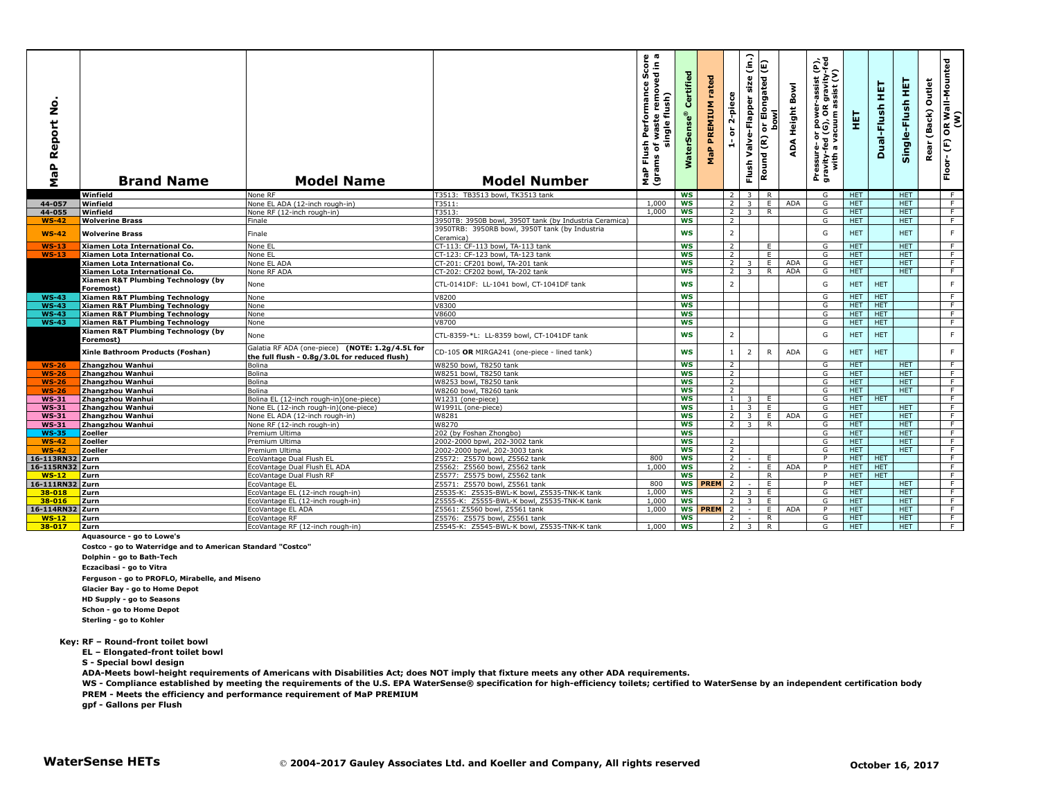| MaP Report No. | Brand Name | Model Name | Model Number | MaP Flush Performance Score (grams of waste removed in a single flush) | WaterSense® Certified | MaP PREMIUM rated | 1- or 2-piece | Flush Valve-Flapper size (in.) | Round (R) or Elongated (E) bowl | ADA Height Bowl | Pressure- or power-assist (P), gravity-fed (G), OR gravity-fed with a vacuum assist (V) | HET | Dual-Flush HET | Single-Flush HET | Rear (Back) Outlet | Floor- (F) OR Wall-Mounted (W) |
|---|---|---|---|---|---|---|---|---|---|---|---|---|---|---|---|---|
| | Winfield | None RF | T3513: TB3513 bowl, TK3513 tank | | WS | | 2 | 3 | R | | G | HET | | HET | | F |
| 44-057 | Winfield | None EL ADA (12-inch rough-in) | T3511: | 1,000 | WS | | 2 | 3 | E | ADA | G | HET | | HET | | F |
| 44-055 | Winfield | None RF (12-inch rough-in) | T3513: | 1,000 | WS | | 2 | 3 | R | | G | HET | | HET | | F |
| WS-42 | Wolverine Brass | Finale | 3950TB: 3950B bowl, 3950T tank (by Industria Ceramica) | | WS | | 2 | | | | G | HET | | HET | | F |
| WS-42 | Wolverine Brass | Finale | 3950TRB: 3950RB bowl, 3950T tank (by Industria Ceramica) | | WS | | 2 | | | | G | HET | | HET | | F |
| WS-13 | Xiamen Lota International Co. | None EL | CT-113: CF-113 bowl, TA-113 tank | | WS | | 2 | | E | | G | HET | | HET | | F |
| WS-13 | Xiamen Lota International Co. | None EL | CT-123: CF-123 bowl, TA-123 tank | | WS | | 2 | | E | | G | HET | | HET | | F |
| | Xiamen Lota International Co. | None EL ADA | CT-201: CF201 bowl, TA-201 tank | | WS | | 2 | 3 | E | ADA | G | HET | | HET | | F |
| | Xiamen Lota International Co. | None RF ADA | CT-202: CF202 bowl, TA-202 tank | | WS | | 2 | 3 | R | ADA | G | HET | | HET | | F |
| | Xiamen R&T Plumbing Technology (by Foremost) | None | CTL-0141DF: LL-1041 bowl, CT-1041DF tank | | WS | | 2 | | | | G | HET | HET | | | F |
| WS-43 | Xiamen R&T Plumbing Technology | None | V8200 | | WS | | | | | | G | HET | HET | | | F |
| WS-43 | Xiamen R&T Plumbing Technology | None | V8300 | | WS | | | | | | G | HET | HET | | | F |
| WS-43 | Xiamen R&T Plumbing Technology | None | V8600 | | WS | | | | | | G | HET | HET | | | F |
| WS-43 | Xiamen R&T Plumbing Technology | None | V8700 | | WS | | | | | | G | HET | HET | | | F |
| | Xiamen R&T Plumbing Technology (by Foremost) | None | CTL-8359-*L: LL-8359 bowl, CT-1041DF tank | | WS | | 2 | | | | G | HET | HET | | | F |
| | Xinle Bathroom Products (Foshan) | Galatia RF ADA (one-piece) **(NOTE: 1.2g/4.5L for the full flush - 0.8g/3.0L for reduced flush)** | CD-105 **OR** MIRGA241 (one-piece - lined tank) | | WS | | 1 | 2 | R | ADA | G | HET | HET | | | F |
| WS-26 | Zhangzhou Wanhui | Bolina | W8250 bowl, T8250 tank | | WS | | 2 | | | | G | HET | | HET | | F |
| WS-26 | Zhangzhou Wanhui | Bolina | W8251 bowl, T8250 tank | | WS | | 2 | | | | G | HET | | HET | | F |
| WS-26 | Zhangzhou Wanhui | Bolina | W8253 bowl, T8250 tank | | WS | | 2 | | | | G | HET | | HET | | F |
| WS-26 | Zhangzhou Wanhui | Bolina | W8260 bowl, T8260 tank | | WS | | 2 | | | | G | HET | | HET | | F |
| WS-31 | Zhangzhou Wanhui | Bolina EL (12-inch rough-in)(one-piece) | W1231 (one-piece) | | WS | | 1 | 3 | E | | G | HET | HET | | | F |
| WS-31 | Zhangzhou Wanhui | None EL (12-inch rough-in)(one-piece) | W1991L (one-piece) | | WS | | 1 | 3 | E | | G | HET | | HET | | F |
| WS-31 | Zhangzhou Wanhui | None EL ADA (12-inch rough-in) | W8281 | | WS | | 2 | 3 | E | ADA | G | HET | | HET | | F |
| WS-31 | Zhangzhou Wanhui | None RF (12-inch rough-in) | W8270 | | WS | | 2 | 3 | R | | G | HET | | HET | | F |
| WS-35 | Zoeller | Premium Ultima | 202 (by Foshan Zhongbo) | | WS | | | | | | G | HET | | HET | | F |
| WS-42 | Zoeller | Premium Ultima | 2002-2000 bpwl, 202-3002 tank | | WS | | 2 | | | | G | HET | | HET | | F |
| WS-42 | Zoeller | Premium Ultima | 2002-2000 bpwl, 202-3003 tank | | WS | | 2 | | | | G | HET | | HET | | F |
| 16-113RN32 | Zurn | EcoVantage Dual Flush EL | Z5572: Z5570 bowl, Z5562 tank | 800 | WS | | 2 | - | E | | P | HET | HET | | | F |
| 16-115RN32 | Zurn | EcoVantage Dual Flush EL ADA | Z5562: Z5560 bowl, Z5562 tank | 1,000 | WS | | 2 | - | E | ADA | P | HET | HET | | | F |
| WS-12 | Zurn | EcoVantage Dual Flush RF | Z5577: Z5575 bowl, Z5562 tank | | WS | | 2 | | R | | P | HET | HET | | | F |
| 16-111RN32 | Zurn | EcoVantage EL | Z5571: Z5570 bowl, Z5561 tank | 800 | WS | PREM | 2 | - | E | | P | HET | | HET | | F |
| 38-018 | Zurn | EcoVantage EL (12-inch rough-in) | Z5535-K: Z5535-BWL-K bowl, Z5535-TNK-K tank | 1,000 | WS | | 2 | 3 | E | | G | HET | | HET | | F |
| 38-016 | Zurn | EcoVantage EL (12-inch rough-in) | Z5555-K: Z5555-BWL-K bowl, Z5535-TNK-K tank | 1,000 | WS | | 2 | 3 | E | | G | HET | | HET | | F |
| 16-114RN32 | Zurn | EcoVantage EL ADA | Z5561: Z5560 bowl, Z5561 tank | 1,000 | WS | PREM | 2 | - | E | ADA | P | HET | | HET | | F |
| WS-12 | Zurn | EcoVantage RF | Z5576: Z5575 bowl, Z5561 tank | | WS | | 2 | - | R | | G | HET | | HET | | F |
| 38-017 | Zurn | EcoVantage RF (12-inch rough-in) | Z5545-K: Z5545-BWL-K bowl, Z5535-TNK-K tank | 1,000 | WS | | 2 | 3 | R | | G | HET | | HET | | F |

**Aquasource - go to Lowe's**

**Costco - go to Waterridge and to American Standard "Costco"**

**Dolphin - go to Bath-Tech**

**Eczacibasi - go to Vitra**

**Ferguson - go to PROFLO, Mirabelle, and Miseno**

**Glacier Bay - go to Home Depot**

**HD Supply - go to Seasons**

**Schon - go to Home Depot**

**Sterling - go to Kohler**

**Key: RF – Round-front toilet bowl**

**EL – Elongated-front toilet bowl**

**S - Special bowl design**

**ADA-Meets bowl-height requirements of Americans with Disabilities Act; does NOT imply that fixture meets any other ADA requirements.**

**WS - Compliance established by meeting the requirements of the U.S. EPA WaterSense® specification for high-efficiency toilets; certified to WaterSense by an independent certification body**

**PREM - Meets the efficiency and performance requirement of MaP PREMIUM**

**gpf - Gallons per Flush**

**WaterSense HETs** © **2004-2017 Gauley Associates Ltd. and Koeller and Company, All rights reserved** **October 16, 2017**